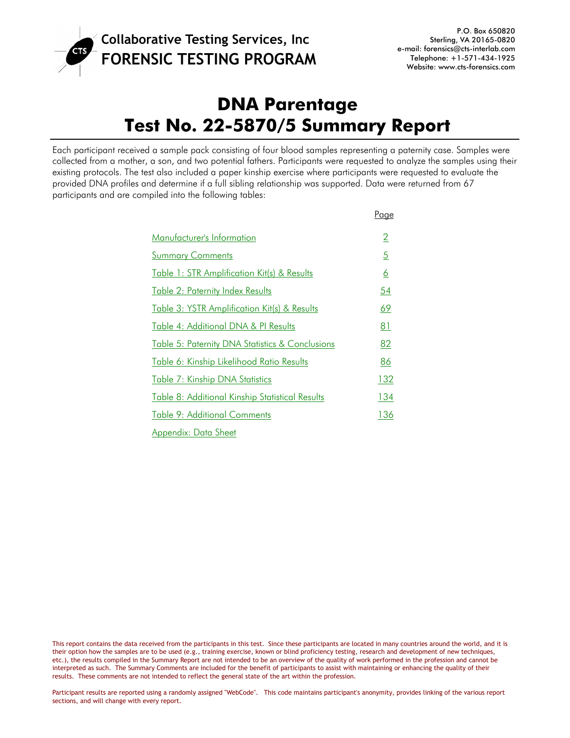Collaborative Testing Services, Inc
FORENSIC TESTING PROGRAM

P.O. Box 650820
Sterling, VA 20165-0820
e-mail: forensics@cts-interlab.com
Telephone: +1-571-434-1925
Website: www.cts-forensics.com

# DNA Parentage
# Test No. 22-5870/5 Summary Report

Each participant received a sample pack consisting of four blood samples representing a paternity case. Samples were collected from a mother, a son, and two potential fathers. Participants were requested to analyze the samples using their existing protocols. The test also included a paper kinship exercise where participants were requested to evaluate the provided DNA profiles and determine if a full sibling relationship was supported. Data were returned from 67 participants and are compiled into the following tables:

| | Page |
|---|---|
| Manufacturer's Information | 2 |
| Summary Comments | 5 |
| Table 1: STR Amplification Kit(s) & Results | 6 |
| Table 2: Paternity Index Results | 54 |
| Table 3: YSTR Amplification Kit(s) & Results | 69 |
| Table 4: Additional DNA & PI Results | 81 |
| Table 5: Paternity DNA Statistics & Conclusions | 82 |
| Table 6: Kinship Likelihood Ratio Results | 86 |
| Table 7: Kinship DNA Statistics | 132 |
| Table 8: Additional Kinship Statistical Results | 134 |
| Table 9: Additional Comments | 136 |
| Appendix: Data Sheet | |

This report contains the data received from the participants in this test. Since these participants are located in many countries around the world, and it is their option how the samples are to be used (e.g., training exercise, known or blind proficiency testing, research and development of new techniques, etc.), the results compiled in the Summary Report are not intended to be an overview of the quality of work performed in the profession and cannot be interpreted as such. The Summary Comments are included for the benefit of participants to assist with maintaining or enhancing the quality of their results. These comments are not intended to reflect the general state of the art within the profession.

Participant results are reported using a randomly assigned "WebCode". This code maintains participant's anonymity, provides linking of the various report sections, and will change with every report.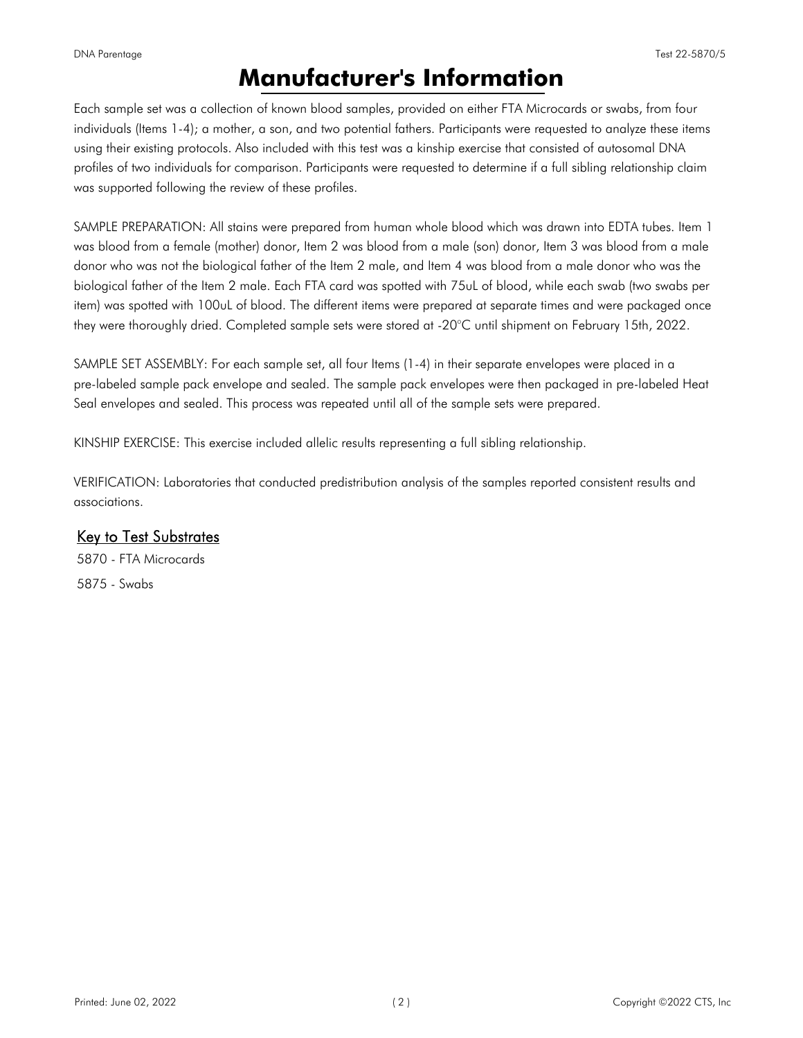# Manufacturer's Information

Each sample set was a collection of known blood samples, provided on either FTA Microcards or swabs, from four individuals (Items 1-4); a mother, a son, and two potential fathers. Participants were requested to analyze these items using their existing protocols. Also included with this test was a kinship exercise that consisted of autosomal DNA profiles of two individuals for comparison. Participants were requested to determine if a full sibling relationship claim was supported following the review of these profiles.

SAMPLE PREPARATION: All stains were prepared from human whole blood which was drawn into EDTA tubes. Item 1 was blood from a female (mother) donor, Item 2 was blood from a male (son) donor, Item 3 was blood from a male donor who was not the biological father of the Item 2 male, and Item 4 was blood from a male donor who was the biological father of the Item 2 male. Each FTA card was spotted with 75uL of blood, while each swab (two swabs per item) was spotted with 100uL of blood. The different items were prepared at separate times and were packaged once they were thoroughly dried. Completed sample sets were stored at -20°C until shipment on February 15th, 2022.

SAMPLE SET ASSEMBLY: For each sample set, all four Items (1-4) in their separate envelopes were placed in a pre-labeled sample pack envelope and sealed. The sample pack envelopes were then packaged in pre-labeled Heat Seal envelopes and sealed. This process was repeated until all of the sample sets were prepared.

KINSHIP EXERCISE: This exercise included allelic results representing a full sibling relationship.

VERIFICATION: Laboratories that conducted predistribution analysis of the samples reported consistent results and associations.

## Key to Test Substrates

5870 - FTA Microcards

5875 - Swabs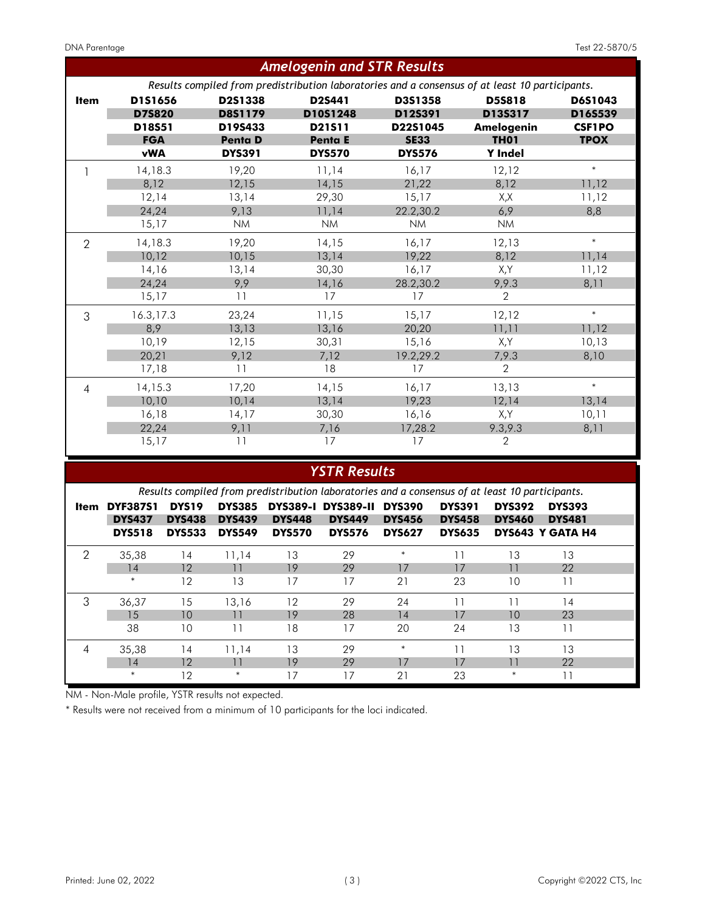## Amelogenin and STR Results

*Results compiled from predistribution laboratories and a consensus of at least 10 participants.*

| Item | D1S1656 | D2S1338 | D2S441 | D3S1358 | D5S818 | D6S1043 |
|---|---|---|---|---|---|---|
| | **D7S820** | **D8S1179** | **D10S1248** | **D12S391** | **D13S317** | **D16S539** |
| | **D18S51** | **D19S433** | **D21S11** | **D22S1045** | **Amelogenin** | **CSF1PO** |
| | **FGA** | **Penta D** | **Penta E** | **SE33** | **TH01** | **TPOX** |
| | **vWA** | **DYS391** | **DYS570** | **DYS576** | **Y Indel** | |
| 1 | 14,18.3 | 19,20 | 11,14 | 16,17 | 12,12 | * |
| | 8,12 | 12,15 | 14,15 | 21,22 | 8,12 | 11,12 |
| | 12,14 | 13,14 | 29,30 | 15,17 | X,X | 11,12 |
| | 24,24 | 9,13 | 11,14 | 22.2,30.2 | 6,9 | 8,8 |
| | 15,17 | NM | NM | NM | NM | |
| 2 | 14,18.3 | 19,20 | 14,15 | 16,17 | 12,13 | * |
| | 10,12 | 10,15 | 13,14 | 19,22 | 8,12 | 11,14 |
| | 14,16 | 13,14 | 30,30 | 16,17 | X,Y | 11,12 |
| | 24,24 | 9,9 | 14,16 | 28.2,30.2 | 9,9.3 | 8,11 |
| | 15,17 | 11 | 17 | 17 | 2 | |
| 3 | 16.3,17.3 | 23,24 | 11,15 | 15,17 | 12,12 | * |
| | 8,9 | 13,13 | 13,16 | 20,20 | 11,11 | 11,12 |
| | 10,19 | 12,15 | 30,31 | 15,16 | X,Y | 10,13 |
| | 20,21 | 9,12 | 7,12 | 19.2,29.2 | 7,9.3 | 8,10 |
| | 17,18 | 11 | 18 | 17 | 2 | |
| 4 | 14,15.3 | 17,20 | 14,15 | 16,17 | 13,13 | * |
| | 10,10 | 10,14 | 13,14 | 19,23 | 12,14 | 13,14 |
| | 16,18 | 14,17 | 30,30 | 16,16 | X,Y | 10,11 |
| | 22,24 | 9,11 | 7,16 | 17,28.2 | 9.3,9.3 | 8,11 |
| | 15,17 | 11 | 17 | 17 | 2 | |

## YSTR Results

*Results compiled from predistribution laboratories and a consensus of at least 10 participants.*

| Item | DYF387S1 | DYS19 | DYS385 | DYS389-I | DYS389-II | DYS390 | DYS391 | DYS392 | DYS393 |
|---|---|---|---|---|---|---|---|---|---|
| | **DYS437** | **DYS438** | **DYS439** | **DYS448** | **DYS449** | **DYS456** | **DYS458** | **DYS460** | **DYS481** |
| | **DYS518** | **DYS533** | **DYS549** | **DYS570** | **DYS576** | **DYS627** | **DYS635** | **DYS643** | **Y GATA H4** |
| 2 | 35,38 | 14 | 11,14 | 13 | 29 | * | 11 | 13 | 13 |
| | 14 | 12 | 11 | 19 | 29 | 17 | 17 | 11 | 22 |
| | * | 12 | 13 | 17 | 17 | 21 | 23 | 10 | 11 |
| 3 | 36,37 | 15 | 13,16 | 12 | 29 | 24 | 11 | 11 | 14 |
| | 15 | 10 | 11 | 19 | 28 | 14 | 17 | 10 | 23 |
| | 38 | 10 | 11 | 18 | 17 | 20 | 24 | 13 | 11 |
| 4 | 35,38 | 14 | 11,14 | 13 | 29 | * | 11 | 13 | 13 |
| | 14 | 12 | 11 | 19 | 29 | 17 | 17 | 11 | 22 |
| | * | 12 | * | 17 | 17 | 21 | 23 | * | 11 |

NM - Non-Male profile, YSTR results not expected.

* Results were not received from a minimum of 10 participants for the loci indicated.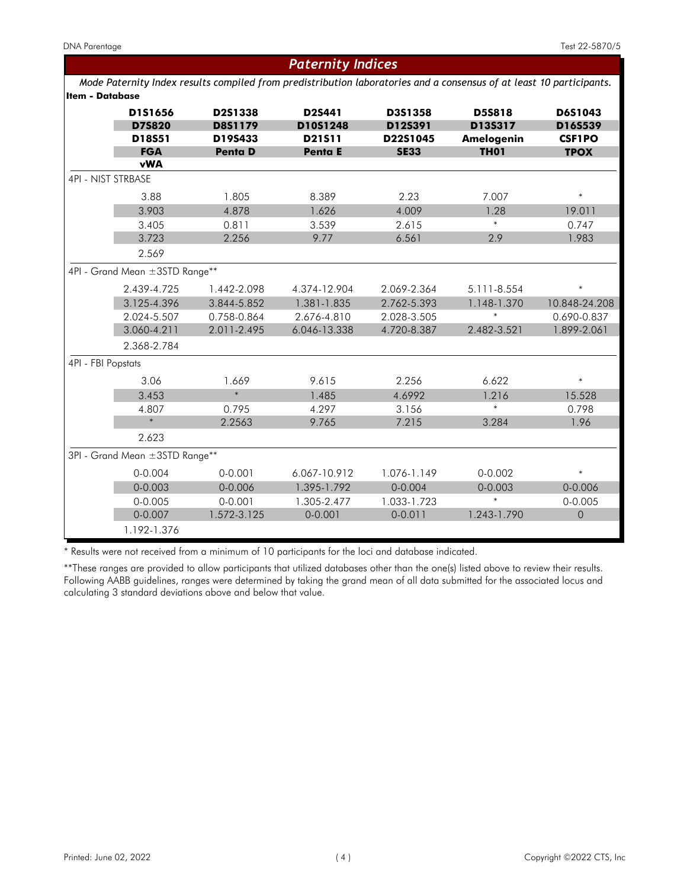## Paternity Indices

*Mode Paternity Index results compiled from predistribution laboratories and a consensus of at least 10 participants.*

**Item - Database**

| | | | | | |
|---|---|---|---|---|---|
| **D1S1656** | **D2S1338** | **D2S441** | **D3S1358** | **D5S818** | **D6S1043** |
| **D7S820** | **D8S1179** | **D10S1248** | **D12S391** | **D13S317** | **D16S539** |
| **D18S51** | **D19S433** | **D21S11** | **D22S1045** | **Amelogenin** | **CSF1PO** |
| **FGA** | **Penta D** | **Penta E** | **SE33** | **TH01** | **TPOX** |
| **vWA** | | | | | |

4PI - NIST STRBASE

| | | | | | |
|---|---|---|---|---|---|
| 3.88 | 1.805 | 8.389 | 2.23 | 7.007 | * |
| 3.903 | 4.878 | 1.626 | 4.009 | 1.28 | 19.011 |
| 3.405 | 0.811 | 3.539 | 2.615 | * | 0.747 |
| 3.723 | 2.256 | 9.77 | 6.561 | 2.9 | 1.983 |
| 2.569 | | | | | |

4PI - Grand Mean ±3STD Range**

| | | | | | |
|---|---|---|---|---|---|
| 2.439-4.725 | 1.442-2.098 | 4.374-12.904 | 2.069-2.364 | 5.111-8.554 | * |
| 3.125-4.396 | 3.844-5.852 | 1.381-1.835 | 2.762-5.393 | 1.148-1.370 | 10.848-24.208 |
| 2.024-5.507 | 0.758-0.864 | 2.676-4.810 | 2.028-3.505 | * | 0.690-0.837 |
| 3.060-4.211 | 2.011-2.495 | 6.046-13.338 | 4.720-8.387 | 2.482-3.521 | 1.899-2.061 |
| 2.368-2.784 | | | | | |

4PI - FBI Popstats

| | | | | | |
|---|---|---|---|---|---|
| 3.06 | 1.669 | 9.615 | 2.256 | 6.622 | * |
| 3.453 | * | 1.485 | 4.6992 | 1.216 | 15.528 |
| 4.807 | 0.795 | 4.297 | 3.156 | * | 0.798 |
| * | 2.2563 | 9.765 | 7.215 | 3.284 | 1.96 |
| 2.623 | | | | | |

3PI - Grand Mean ±3STD Range**

| | | | | | |
|---|---|---|---|---|---|
| 0-0.004 | 0-0.001 | 6.067-10.912 | 1.076-1.149 | 0-0.002 | * |
| 0-0.003 | 0-0.006 | 1.395-1.792 | 0-0.004 | 0-0.003 | 0-0.006 |
| 0-0.005 | 0-0.001 | 1.305-2.477 | 1.033-1.723 | * | 0-0.005 |
| 0-0.007 | 1.572-3.125 | 0-0.001 | 0-0.011 | 1.243-1.790 | 0 |
| 1.192-1.376 | | | | | |

* Results were not received from a minimum of 10 participants for the loci and database indicated.

**These ranges are provided to allow participants that utilized databases other than the one(s) listed above to review their results. Following AABB guidelines, ranges were determined by taking the grand mean of all data submitted for the associated locus and calculating 3 standard deviations above and below that value.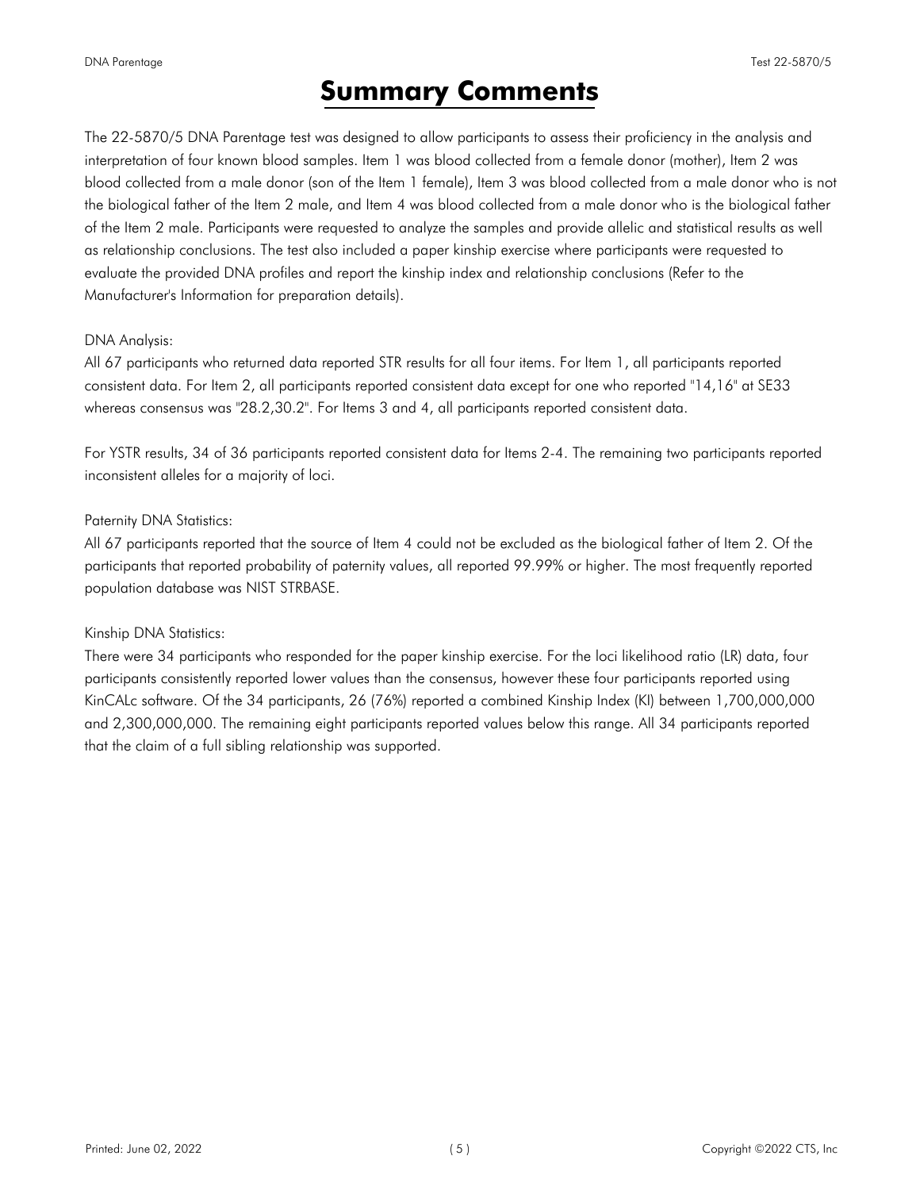# Summary Comments

The 22-5870/5 DNA Parentage test was designed to allow participants to assess their proficiency in the analysis and interpretation of four known blood samples. Item 1 was blood collected from a female donor (mother), Item 2 was blood collected from a male donor (son of the Item 1 female), Item 3 was blood collected from a male donor who is not the biological father of the Item 2 male, and Item 4 was blood collected from a male donor who is the biological father of the Item 2 male. Participants were requested to analyze the samples and provide allelic and statistical results as well as relationship conclusions. The test also included a paper kinship exercise where participants were requested to evaluate the provided DNA profiles and report the kinship index and relationship conclusions (Refer to the Manufacturer's Information for preparation details).

DNA Analysis:

All 67 participants who returned data reported STR results for all four items. For Item 1, all participants reported consistent data. For Item 2, all participants reported consistent data except for one who reported "14,16" at SE33 whereas consensus was "28.2,30.2". For Items 3 and 4, all participants reported consistent data.

For YSTR results, 34 of 36 participants reported consistent data for Items 2-4. The remaining two participants reported inconsistent alleles for a majority of loci.

Paternity DNA Statistics:

All 67 participants reported that the source of Item 4 could not be excluded as the biological father of Item 2. Of the participants that reported probability of paternity values, all reported 99.99% or higher. The most frequently reported population database was NIST STRBASE.

Kinship DNA Statistics:

There were 34 participants who responded for the paper kinship exercise. For the loci likelihood ratio (LR) data, four participants consistently reported lower values than the consensus, however these four participants reported using KinCALc software. Of the 34 participants, 26 (76%) reported a combined Kinship Index (KI) between 1,700,000,000 and 2,300,000,000. The remaining eight participants reported values below this range. All 34 participants reported that the claim of a full sibling relationship was supported.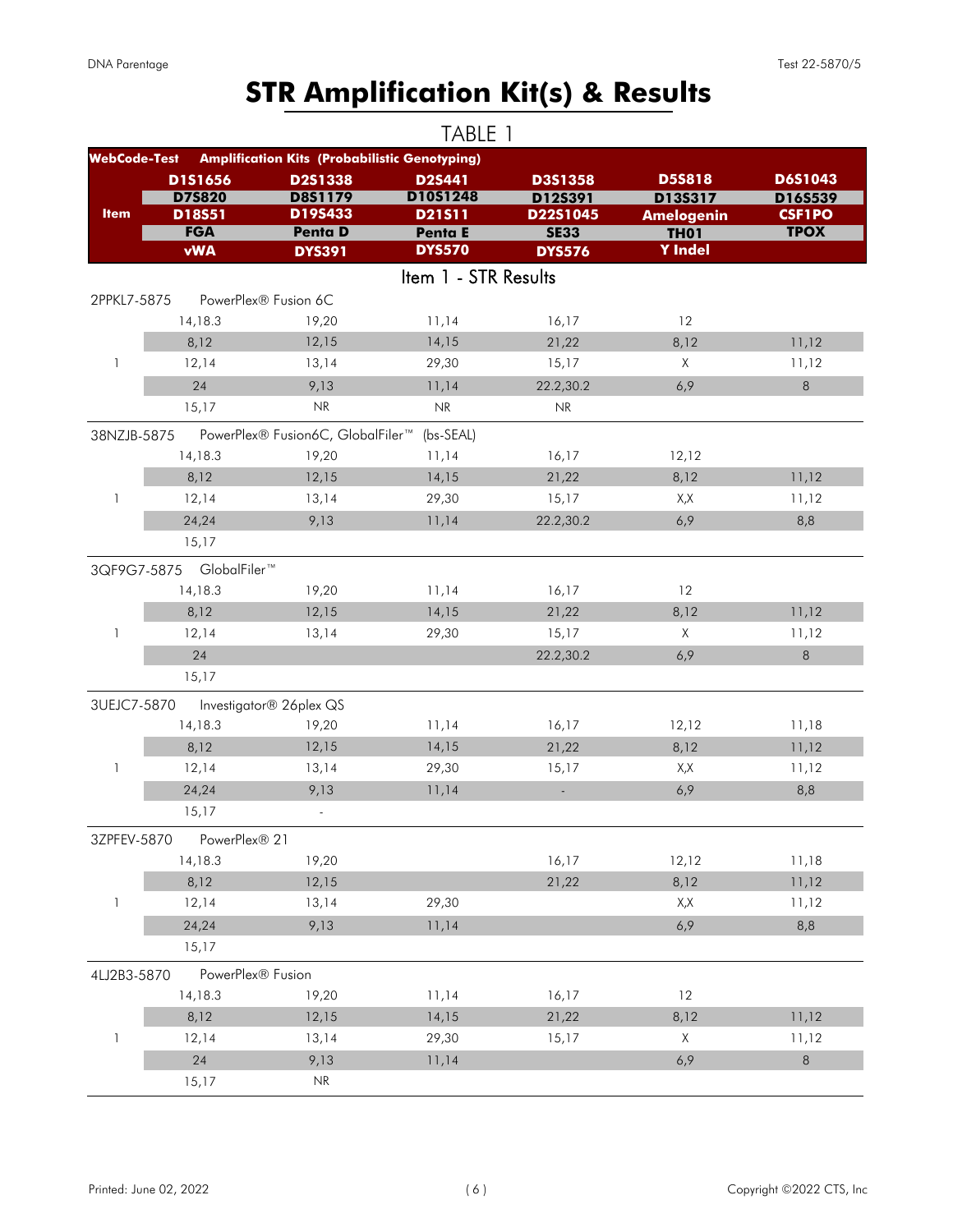# STR Amplification Kit(s) & Results

TABLE 1

| WebCode-Test | Amplification Kits (Probabilistic Genotyping) | | | | | |
|---|---|---|---|---|---|---|
| Item | D1S1656 | D2S1338 | D2S441 | D3S1358 | D5S818 | D6S1043 |
| | D7S820 | D8S1179 | D10S1248 | D12S391 | D13S317 | D16S539 |
| | D18S51 | D19S433 | D21S11 | D22S1045 | Amelogenin | CSF1PO |
| | FGA | Penta D | Penta E | SE33 | TH01 | TPOX |
| | vWA | DYS391 | DYS570 | DYS576 | Y Indel | |

Item 1 - STR Results

| WebCode-Test | Kit | | | | | |
|---|---|---|---|---|---|---|
| 2PPKL7-5875 | PowerPlex® Fusion 6C | | | | | |
| | 14,18.3 | 19,20 | 11,14 | 16,17 | 12 | |
| | 8,12 | 12,15 | 14,15 | 21,22 | 8,12 | 11,12 |
| 1 | 12,14 | 13,14 | 29,30 | 15,17 | X | 11,12 |
| | 24 | 9,13 | 11,14 | 22.2,30.2 | 6,9 | 8 |
| | 15,17 | NR | NR | NR | | |
| 38NZJB-5875 | PowerPlex® Fusion6C, GlobalFiler™ (bs-SEAL) | | | | | |
| | 14,18.3 | 19,20 | 11,14 | 16,17 | 12,12 | |
| | 8,12 | 12,15 | 14,15 | 21,22 | 8,12 | 11,12 |
| 1 | 12,14 | 13,14 | 29,30 | 15,17 | X,X | 11,12 |
| | 24,24 | 9,13 | 11,14 | 22.2,30.2 | 6,9 | 8,8 |
| | 15,17 | | | | | |
| 3QF9G7-5875 | GlobalFiler™ | | | | | |
| | 14,18.3 | 19,20 | 11,14 | 16,17 | 12 | |
| | 8,12 | 12,15 | 14,15 | 21,22 | 8,12 | 11,12 |
| 1 | 12,14 | 13,14 | 29,30 | 15,17 | X | 11,12 |
| | 24 | | | 22.2,30.2 | 6,9 | 8 |
| | 15,17 | | | | | |
| 3UEJC7-5870 | Investigator® 26plex QS | | | | | |
| | 14,18.3 | 19,20 | 11,14 | 16,17 | 12,12 | 11,18 |
| | 8,12 | 12,15 | 14,15 | 21,22 | 8,12 | 11,12 |
| 1 | 12,14 | 13,14 | 29,30 | 15,17 | X,X | 11,12 |
| | 24,24 | 9,13 | 11,14 | - | 6,9 | 8,8 |
| | 15,17 | - | | | | |
| 3ZPFEV-5870 | PowerPlex® 21 | | | | | |
| | 14,18.3 | 19,20 | | 16,17 | 12,12 | 11,18 |
| | 8,12 | 12,15 | | 21,22 | 8,12 | 11,12 |
| 1 | 12,14 | 13,14 | 29,30 | | X,X | 11,12 |
| | 24,24 | 9,13 | 11,14 | | 6,9 | 8,8 |
| | 15,17 | | | | | |
| 4LJ2B3-5870 | PowerPlex® Fusion | | | | | |
| | 14,18.3 | 19,20 | 11,14 | 16,17 | 12 | |
| | 8,12 | 12,15 | 14,15 | 21,22 | 8,12 | 11,12 |
| 1 | 12,14 | 13,14 | 29,30 | 15,17 | X | 11,12 |
| | 24 | 9,13 | 11,14 | | 6,9 | 8 |
| | 15,17 | NR | | | | |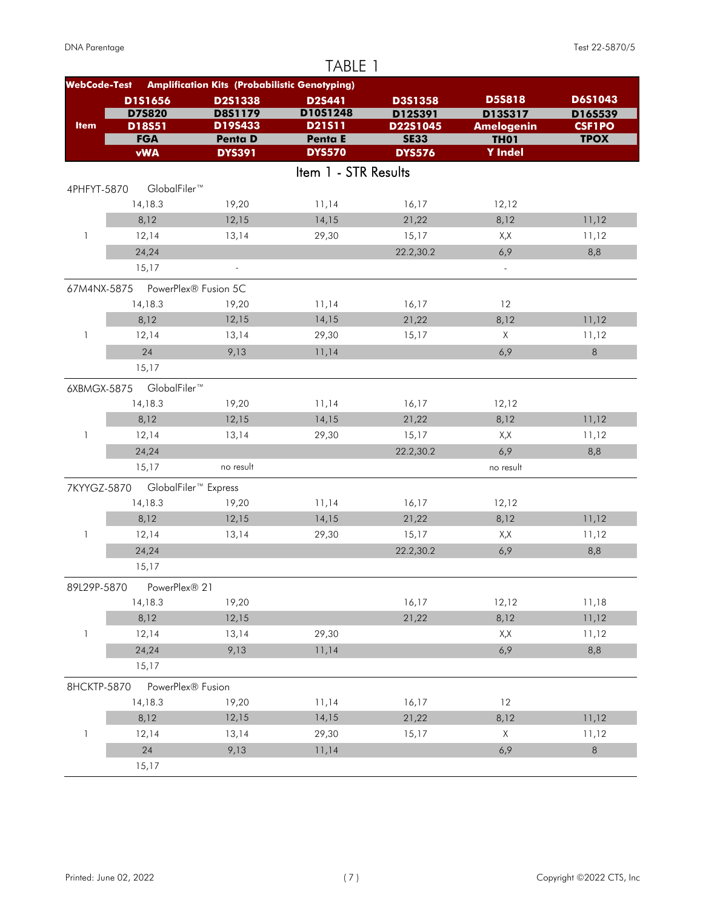# TABLE 1

| WebCode-Test | Amplification Kits (Probabilistic Genotyping) | | | | | |
|---|---|---|---|---|---|---|
| **Item** | **D1S1656** | **D2S1338** | **D2S441** | **D3S1358** | **D5S818** | **D6S1043** |
| | **D7S820** | **D8S1179** | **D10S1248** | **D12S391** | **D13S317** | **D16S539** |
| | **D18S51** | **D19S433** | **D21S11** | **D22S1045** | **Amelogenin** | **CSF1PO** |
| | **FGA** | **Penta D** | **Penta E** | **SE33** | **TH01** | **TPOX** |
| | **vWA** | **DYS391** | **DYS570** | **DYS576** | **Y Indel** | |

## Item 1 - STR Results

| WebCode-Test | Kit / Results | | | | | |
|---|---|---|---|---|---|---|
| 4PHFYT-5870 | GlobalFiler™ | | | | | |
| | 14,18.3 | 19,20 | 11,14 | 16,17 | 12,12 | |
| | 8,12 | 12,15 | 14,15 | 21,22 | 8,12 | 11,12 |
| 1 | 12,14 | 13,14 | 29,30 | 15,17 | X,X | 11,12 |
| | 24,24 | | | 22.2,30.2 | 6,9 | 8,8 |
| | 15,17 | - | | | - | |
| 67M4NX-5875 | PowerPlex® Fusion 5C | | | | | |
| | 14,18.3 | 19,20 | 11,14 | 16,17 | 12 | |
| | 8,12 | 12,15 | 14,15 | 21,22 | 8,12 | 11,12 |
| 1 | 12,14 | 13,14 | 29,30 | 15,17 | X | 11,12 |
| | 24 | 9,13 | 11,14 | | 6,9 | 8 |
| | 15,17 | | | | | |
| 6XBMGX-5875 | GlobalFiler™ | | | | | |
| | 14,18.3 | 19,20 | 11,14 | 16,17 | 12,12 | |
| | 8,12 | 12,15 | 14,15 | 21,22 | 8,12 | 11,12 |
| 1 | 12,14 | 13,14 | 29,30 | 15,17 | X,X | 11,12 |
| | 24,24 | | | 22.2,30.2 | 6,9 | 8,8 |
| | 15,17 | no result | | | no result | |
| 7KYYGZ-5870 | GlobalFiler™ Express | | | | | |
| | 14,18.3 | 19,20 | 11,14 | 16,17 | 12,12 | |
| | 8,12 | 12,15 | 14,15 | 21,22 | 8,12 | 11,12 |
| 1 | 12,14 | 13,14 | 29,30 | 15,17 | X,X | 11,12 |
| | 24,24 | | | 22.2,30.2 | 6,9 | 8,8 |
| | 15,17 | | | | | |
| 89L29P-5870 | PowerPlex® 21 | | | | | |
| | 14,18.3 | 19,20 | | 16,17 | 12,12 | 11,18 |
| | 8,12 | 12,15 | | 21,22 | 8,12 | 11,12 |
| 1 | 12,14 | 13,14 | 29,30 | | X,X | 11,12 |
| | 24,24 | 9,13 | 11,14 | | 6,9 | 8,8 |
| | 15,17 | | | | | |
| 8HCKTP-5870 | PowerPlex® Fusion | | | | | |
| | 14,18.3 | 19,20 | 11,14 | 16,17 | 12 | |
| | 8,12 | 12,15 | 14,15 | 21,22 | 8,12 | 11,12 |
| 1 | 12,14 | 13,14 | 29,30 | 15,17 | X | 11,12 |
| | 24 | 9,13 | 11,14 | | 6,9 | 8 |
| | 15,17 | | | | | |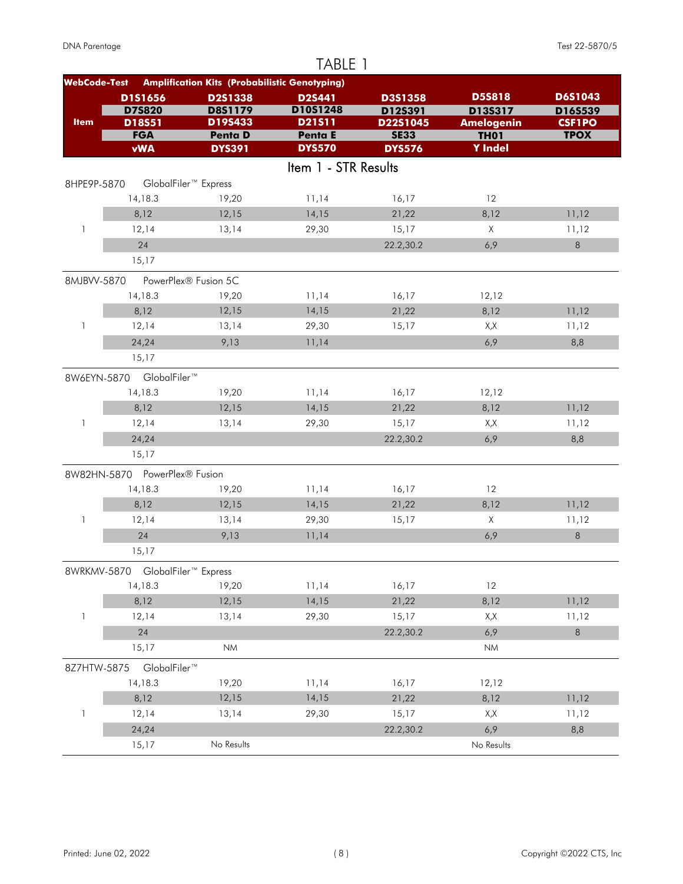# TABLE 1

| WebCode-Test | Amplification Kits (Probabilistic Genotyping) | | | | | |
|---|---|---|---|---|---|---|
| Item | D1S1656 | D2S1338 | D2S441 | D3S1358 | D5S818 | D6S1043 |
| | D7S820 | D8S1179 | D10S1248 | D12S391 | D13S317 | D16S539 |
| | D18S51 | D19S433 | D21S11 | D22S1045 | Amelogenin | CSF1PO |
| | FGA | Penta D | Penta E | SE33 | TH01 | TPOX |
| | vWA | DYS391 | DYS570 | DYS576 | Y Indel | |

## Item 1 - STR Results

| WebCode-Test / Item | | | | | | |
|---|---|---|---|---|---|---|
| 8HPE9P-5870 | GlobalFiler™ Express | | | | | |
| | 14,18.3 | 19,20 | 11,14 | 16,17 | 12 | |
| | 8,12 | 12,15 | 14,15 | 21,22 | 8,12 | 11,12 |
| 1 | 12,14 | 13,14 | 29,30 | 15,17 | X | 11,12 |
| | 24 | | | 22.2,30.2 | 6,9 | 8 |
| | 15,17 | | | | | |
| 8MJBVV-5870 | PowerPlex® Fusion 5C | | | | | |
| | 14,18.3 | 19,20 | 11,14 | 16,17 | 12,12 | |
| | 8,12 | 12,15 | 14,15 | 21,22 | 8,12 | 11,12 |
| 1 | 12,14 | 13,14 | 29,30 | 15,17 | X,X | 11,12 |
| | 24,24 | 9,13 | 11,14 | | 6,9 | 8,8 |
| | 15,17 | | | | | |
| 8W6EYN-5870 | GlobalFiler™ | | | | | |
| | 14,18.3 | 19,20 | 11,14 | 16,17 | 12,12 | |
| | 8,12 | 12,15 | 14,15 | 21,22 | 8,12 | 11,12 |
| 1 | 12,14 | 13,14 | 29,30 | 15,17 | X,X | 11,12 |
| | 24,24 | | | 22.2,30.2 | 6,9 | 8,8 |
| | 15,17 | | | | | |
| 8W82HN-5870 | PowerPlex® Fusion | | | | | |
| | 14,18.3 | 19,20 | 11,14 | 16,17 | 12 | |
| | 8,12 | 12,15 | 14,15 | 21,22 | 8,12 | 11,12 |
| 1 | 12,14 | 13,14 | 29,30 | 15,17 | X | 11,12 |
| | 24 | 9,13 | 11,14 | | 6,9 | 8 |
| | 15,17 | | | | | |
| 8WRKMV-5870 | GlobalFiler™ Express | | | | | |
| | 14,18.3 | 19,20 | 11,14 | 16,17 | 12 | |
| | 8,12 | 12,15 | 14,15 | 21,22 | 8,12 | 11,12 |
| 1 | 12,14 | 13,14 | 29,30 | 15,17 | X,X | 11,12 |
| | 24 | | | 22.2,30.2 | 6,9 | 8 |
| | 15,17 | NM | | | NM | |
| 8Z7HTW-5875 | GlobalFiler™ | | | | | |
| | 14,18.3 | 19,20 | 11,14 | 16,17 | 12,12 | |
| | 8,12 | 12,15 | 14,15 | 21,22 | 8,12 | 11,12 |
| 1 | 12,14 | 13,14 | 29,30 | 15,17 | X,X | 11,12 |
| | 24,24 | | | 22.2,30.2 | 6,9 | 8,8 |
| | 15,17 | No Results | | | No Results | |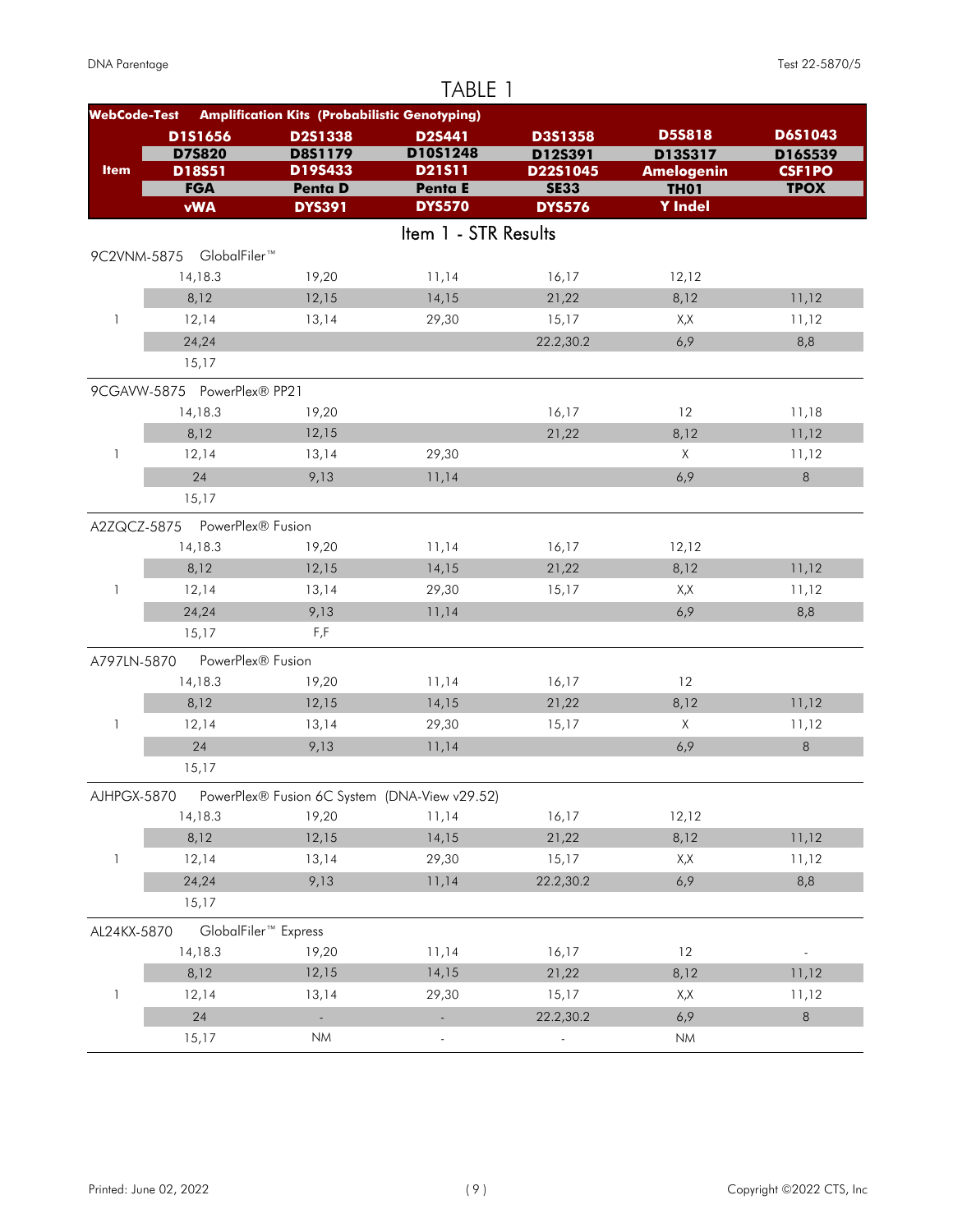# TABLE 1

| WebCode-Test | Amplification Kits (Probabilistic Genotyping) | | | | | |
|---|---|---|---|---|---|---|
| **Item** | **D1S1656** | **D2S1338** | **D2S441** | **D3S1358** | **D5S818** | **D6S1043** |
| | **D7S820** | **D8S1179** | **D10S1248** | **D12S391** | **D13S317** | **D16S539** |
| | **D18S51** | **D19S433** | **D21S11** | **D22S1045** | **Amelogenin** | **CSF1PO** |
| | **FGA** | **Penta D** | **Penta E** | **SE33** | **TH01** | **TPOX** |
| | **vWA** | **DYS391** | **DYS570** | **DYS576** | **Y Indel** | |

## Item 1 - STR Results

| Item | | | | | | |
|---|---|---|---|---|---|---|
| **9C2VNM-5875 GlobalFiler™** | | | | | | |
| | 14,18.3 | 19,20 | 11,14 | 16,17 | 12,12 | |
| | 8,12 | 12,15 | 14,15 | 21,22 | 8,12 | 11,12 |
| 1 | 12,14 | 13,14 | 29,30 | 15,17 | X,X | 11,12 |
| | 24,24 | | | 22.2,30.2 | 6,9 | 8,8 |
| | 15,17 | | | | | |
| **9CGAVW-5875 PowerPlex® PP21** | | | | | | |
| | 14,18.3 | 19,20 | | 16,17 | 12 | 11,18 |
| | 8,12 | 12,15 | | 21,22 | 8,12 | 11,12 |
| 1 | 12,14 | 13,14 | 29,30 | | X | 11,12 |
| | 24 | 9,13 | 11,14 | | 6,9 | 8 |
| | 15,17 | | | | | |
| **A2ZQCZ-5875 PowerPlex® Fusion** | | | | | | |
| | 14,18.3 | 19,20 | 11,14 | 16,17 | 12,12 | |
| | 8,12 | 12,15 | 14,15 | 21,22 | 8,12 | 11,12 |
| 1 | 12,14 | 13,14 | 29,30 | 15,17 | X,X | 11,12 |
| | 24,24 | 9,13 | 11,14 | | 6,9 | 8,8 |
| | 15,17 | F,F | | | | |
| **A797LN-5870 PowerPlex® Fusion** | | | | | | |
| | 14,18.3 | 19,20 | 11,14 | 16,17 | 12 | |
| | 8,12 | 12,15 | 14,15 | 21,22 | 8,12 | 11,12 |
| 1 | 12,14 | 13,14 | 29,30 | 15,17 | X | 11,12 |
| | 24 | 9,13 | 11,14 | | 6,9 | 8 |
| | 15,17 | | | | | |
| **AJHPGX-5870 PowerPlex® Fusion 6C System (DNA-View v29.52)** | | | | | | |
| | 14,18.3 | 19,20 | 11,14 | 16,17 | 12,12 | |
| | 8,12 | 12,15 | 14,15 | 21,22 | 8,12 | 11,12 |
| 1 | 12,14 | 13,14 | 29,30 | 15,17 | X,X | 11,12 |
| | 24,24 | 9,13 | 11,14 | 22.2,30.2 | 6,9 | 8,8 |
| | 15,17 | | | | | |
| **AL24KX-5870 GlobalFiler™ Express** | | | | | | |
| | 14,18.3 | 19,20 | 11,14 | 16,17 | 12 | - |
| | 8,12 | 12,15 | 14,15 | 21,22 | 8,12 | 11,12 |
| 1 | 12,14 | 13,14 | 29,30 | 15,17 | X,X | 11,12 |
| | 24 | - | - | 22.2,30.2 | 6,9 | 8 |
| | 15,17 | NM | - | - | NM | |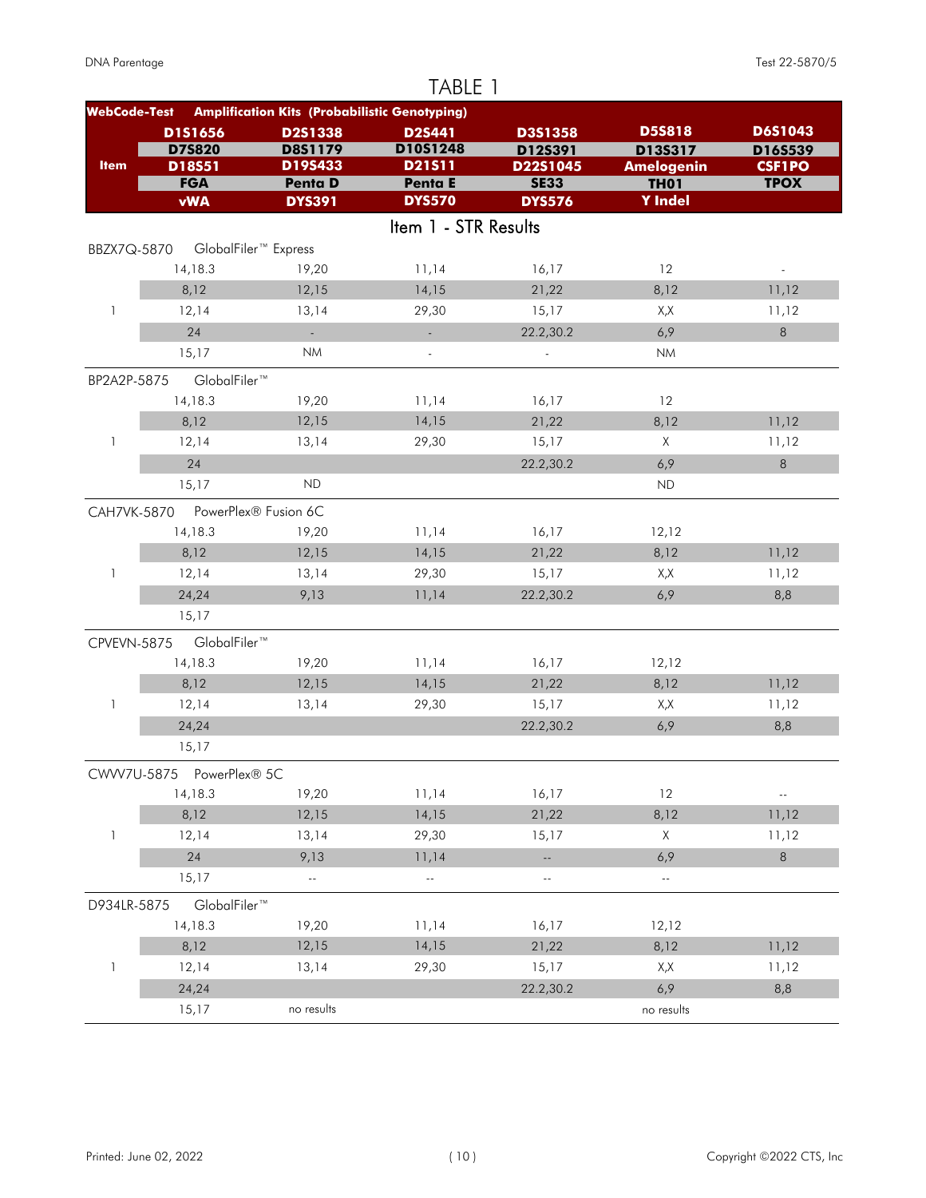# TABLE 1

| WebCode-Test | Amplification Kits (Probabilistic Genotyping) | | | | | |
|---|---|---|---|---|---|---|
| **Item** | **D1S1656** | **D2S1338** | **D2S441** | **D3S1358** | **D5S818** | **D6S1043** |
| | **D7S820** | **D8S1179** | **D10S1248** | **D12S391** | **D13S317** | **D16S539** |
| | **D18S51** | **D19S433** | **D21S11** | **D22S1045** | **Amelogenin** | **CSF1PO** |
| | **FGA** | **Penta D** | **Penta E** | **SE33** | **TH01** | **TPOX** |
| | **vWA** | **DYS391** | **DYS570** | **DYS576** | **Y Indel** | |

## Item 1 - STR Results

| WebCode-Test | D1S1656 / D7S820 / D18S51 / FGA / vWA | D2S1338 / D8S1179 / D19S433 / Penta D / DYS391 | D2S441 / D10S1248 / D21S11 / Penta E / DYS570 | D3S1358 / D12S391 / D22S1045 / SE33 / DYS576 | D5S818 / D13S317 / Amelogenin / TH01 / Y Indel | D6S1043 / D16S539 / CSF1PO / TPOX |
|---|---|---|---|---|---|---|
| BBZX7Q-5870 GlobalFiler™ Express | | | | | | |
| | 14,18.3 | 19,20 | 11,14 | 16,17 | 12 | - |
| | 8,12 | 12,15 | 14,15 | 21,22 | 8,12 | 11,12 |
| 1 | 12,14 | 13,14 | 29,30 | 15,17 | X,X | 11,12 |
| | 24 | - | - | 22.2,30.2 | 6,9 | 8 |
| | 15,17 | NM | - | - | NM | |
| BP2A2P-5875 GlobalFiler™ | | | | | | |
| | 14,18.3 | 19,20 | 11,14 | 16,17 | 12 | |
| | 8,12 | 12,15 | 14,15 | 21,22 | 8,12 | 11,12 |
| 1 | 12,14 | 13,14 | 29,30 | 15,17 | X | 11,12 |
| | 24 | | | 22.2,30.2 | 6,9 | 8 |
| | 15,17 | ND | | | ND | |
| CAH7VK-5870 PowerPlex® Fusion 6C | | | | | | |
| | 14,18.3 | 19,20 | 11,14 | 16,17 | 12,12 | |
| | 8,12 | 12,15 | 14,15 | 21,22 | 8,12 | 11,12 |
| 1 | 12,14 | 13,14 | 29,30 | 15,17 | X,X | 11,12 |
| | 24,24 | 9,13 | 11,14 | 22.2,30.2 | 6,9 | 8,8 |
| | 15,17 | | | | | |
| CPVEVN-5875 GlobalFiler™ | | | | | | |
| | 14,18.3 | 19,20 | 11,14 | 16,17 | 12,12 | |
| | 8,12 | 12,15 | 14,15 | 21,22 | 8,12 | 11,12 |
| 1 | 12,14 | 13,14 | 29,30 | 15,17 | X,X | 11,12 |
| | 24,24 | | | 22.2,30.2 | 6,9 | 8,8 |
| | 15,17 | | | | | |
| CWVV7U-5875 PowerPlex® 5C | | | | | | |
| | 14,18.3 | 19,20 | 11,14 | 16,17 | 12 | -- |
| | 8,12 | 12,15 | 14,15 | 21,22 | 8,12 | 11,12 |
| 1 | 12,14 | 13,14 | 29,30 | 15,17 | X | 11,12 |
| | 24 | 9,13 | 11,14 | -- | 6,9 | 8 |
| | 15,17 | -- | -- | -- | -- | |
| D934LR-5875 GlobalFiler™ | | | | | | |
| | 14,18.3 | 19,20 | 11,14 | 16,17 | 12,12 | |
| | 8,12 | 12,15 | 14,15 | 21,22 | 8,12 | 11,12 |
| 1 | 12,14 | 13,14 | 29,30 | 15,17 | X,X | 11,12 |
| | 24,24 | | | 22.2,30.2 | 6,9 | 8,8 |
| | 15,17 | no results | | | no results | |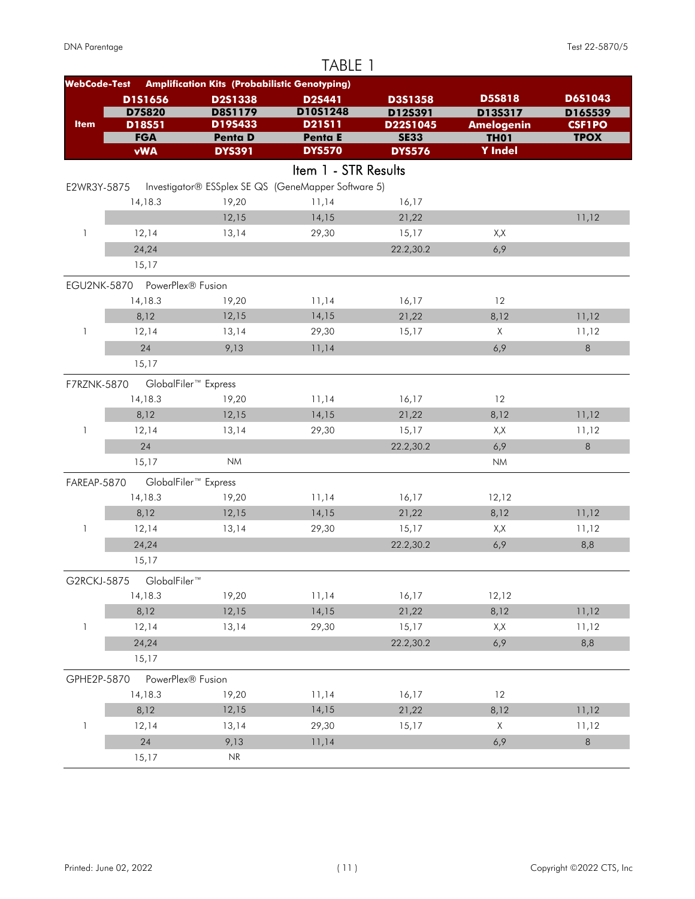# TABLE 1

| WebCode-Test | Item | Amplification Kits (Probabilistic Genotyping) | | | | | |
|---|---|---|---|---|---|---|---|
| | | D1S1656 | D2S1338 | D2S441 | D3S1358 | D5S818 | D6S1043 |
| | | D7S820 | D8S1179 | D10S1248 | D12S391 | D13S317 | D16S539 |
| | | D18S51 | D19S433 | D21S11 | D22S1045 | Amelogenin | CSF1PO |
| | | FGA | Penta D | Penta E | SE33 | TH01 | TPOX |
| | | vWA | DYS391 | DYS570 | DYS576 | Y Indel | |

## Item 1 - STR Results

| WebCode-Test | Item | Col 1 | Col 2 | Col 3 | Col 4 | Col 5 | Col 6 |
|---|---|---|---|---|---|---|---|
| E2WR3Y-5875 Investigator® ESSplex SE QS (GeneMapper Software 5) | | | | | | | |
| | | 14,18.3 | 19,20 | 11,14 | 16,17 | | |
| | | | 12,15 | 14,15 | 21,22 | | 11,12 |
| | 1 | 12,14 | 13,14 | 29,30 | 15,17 | X,X | |
| | | 24,24 | | | 22.2,30.2 | 6,9 | |
| | | 15,17 | | | | | |
| EGU2NK-5870 PowerPlex® Fusion | | | | | | | |
| | | 14,18.3 | 19,20 | 11,14 | 16,17 | 12 | |
| | | 8,12 | 12,15 | 14,15 | 21,22 | 8,12 | 11,12 |
| | 1 | 12,14 | 13,14 | 29,30 | 15,17 | X | 11,12 |
| | | 24 | 9,13 | 11,14 | | 6,9 | 8 |
| | | 15,17 | | | | | |
| F7RZNK-5870 GlobalFiler™ Express | | | | | | | |
| | | 14,18.3 | 19,20 | 11,14 | 16,17 | 12 | |
| | | 8,12 | 12,15 | 14,15 | 21,22 | 8,12 | 11,12 |
| | 1 | 12,14 | 13,14 | 29,30 | 15,17 | X,X | 11,12 |
| | | 24 | | | 22.2,30.2 | 6,9 | 8 |
| | | 15,17 | NM | | | NM | |
| FAREAP-5870 GlobalFiler™ Express | | | | | | | |
| | | 14,18.3 | 19,20 | 11,14 | 16,17 | 12,12 | |
| | | 8,12 | 12,15 | 14,15 | 21,22 | 8,12 | 11,12 |
| | 1 | 12,14 | 13,14 | 29,30 | 15,17 | X,X | 11,12 |
| | | 24,24 | | | 22.2,30.2 | 6,9 | 8,8 |
| | | 15,17 | | | | | |
| G2RCKJ-5875 GlobalFiler™ | | | | | | | |
| | | 14,18.3 | 19,20 | 11,14 | 16,17 | 12,12 | |
| | | 8,12 | 12,15 | 14,15 | 21,22 | 8,12 | 11,12 |
| | 1 | 12,14 | 13,14 | 29,30 | 15,17 | X,X | 11,12 |
| | | 24,24 | | | 22.2,30.2 | 6,9 | 8,8 |
| | | 15,17 | | | | | |
| GPHE2P-5870 PowerPlex® Fusion | | | | | | | |
| | | 14,18.3 | 19,20 | 11,14 | 16,17 | 12 | |
| | | 8,12 | 12,15 | 14,15 | 21,22 | 8,12 | 11,12 |
| | 1 | 12,14 | 13,14 | 29,30 | 15,17 | X | 11,12 |
| | | 24 | 9,13 | 11,14 | | 6,9 | 8 |
| | | 15,17 | NR | | | | |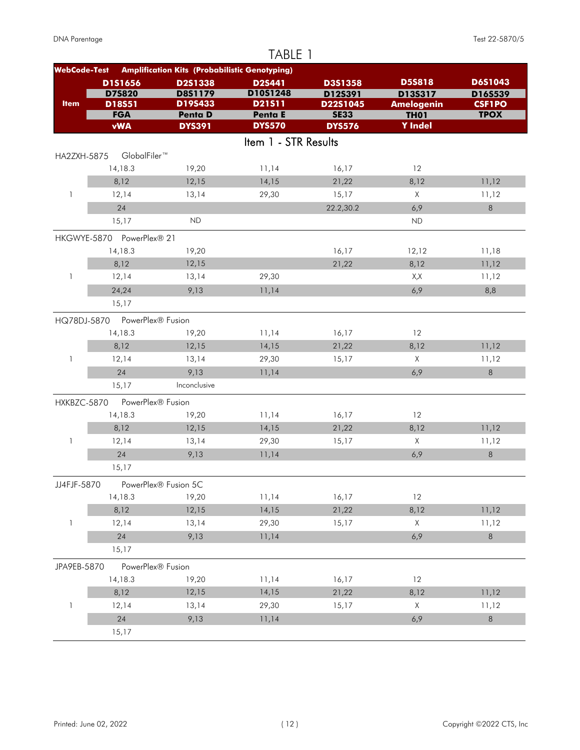# TABLE 1

| WebCode-Test | Amplification Kits (Probabilistic Genotyping) | | | | | |
|---|---|---|---|---|---|---|
| Item | D1S1656 | D2S1338 | D2S441 | D3S1358 | D5S818 | D6S1043 |
| | D7S820 | D8S1179 | D10S1248 | D12S391 | D13S317 | D16S539 |
| | D18S51 | D19S433 | D21S11 | D22S1045 | Amelogenin | CSF1PO |
| | FGA | Penta D | Penta E | SE33 | TH01 | TPOX |
| | vWA | DYS391 | DYS570 | DYS576 | Y Indel | |

## Item 1 - STR Results

| Item | | | | | | |
|---|---|---|---|---|---|---|
| **HA2ZXH-5875** | **GlobalFiler™** | | | | | |
| | 14,18.3 | 19,20 | 11,14 | 16,17 | 12 | |
| | 8,12 | 12,15 | 14,15 | 21,22 | 8,12 | 11,12 |
| 1 | 12,14 | 13,14 | 29,30 | 15,17 | X | 11,12 |
| | 24 | | | 22.2,30.2 | 6,9 | 8 |
| | 15,17 | ND | | | ND | |
| **HKGWYE-5870** | **PowerPlex® 21** | | | | | |
| | 14,18.3 | 19,20 | | 16,17 | 12,12 | 11,18 |
| | 8,12 | 12,15 | | 21,22 | 8,12 | 11,12 |
| 1 | 12,14 | 13,14 | 29,30 | | X,X | 11,12 |
| | 24,24 | 9,13 | 11,14 | | 6,9 | 8,8 |
| | 15,17 | | | | | |
| **HQ78DJ-5870** | **PowerPlex® Fusion** | | | | | |
| | 14,18.3 | 19,20 | 11,14 | 16,17 | 12 | |
| | 8,12 | 12,15 | 14,15 | 21,22 | 8,12 | 11,12 |
| 1 | 12,14 | 13,14 | 29,30 | 15,17 | X | 11,12 |
| | 24 | 9,13 | 11,14 | | 6,9 | 8 |
| | 15,17 | Inconclusive | | | | |
| **HXKBZC-5870** | **PowerPlex® Fusion** | | | | | |
| | 14,18.3 | 19,20 | 11,14 | 16,17 | 12 | |
| | 8,12 | 12,15 | 14,15 | 21,22 | 8,12 | 11,12 |
| 1 | 12,14 | 13,14 | 29,30 | 15,17 | X | 11,12 |
| | 24 | 9,13 | 11,14 | | 6,9 | 8 |
| | 15,17 | | | | | |
| **JJ4FJF-5870** | **PowerPlex® Fusion 5C** | | | | | |
| | 14,18.3 | 19,20 | 11,14 | 16,17 | 12 | |
| | 8,12 | 12,15 | 14,15 | 21,22 | 8,12 | 11,12 |
| 1 | 12,14 | 13,14 | 29,30 | 15,17 | X | 11,12 |
| | 24 | 9,13 | 11,14 | | 6,9 | 8 |
| | 15,17 | | | | | |
| **JPA9EB-5870** | **PowerPlex® Fusion** | | | | | |
| | 14,18.3 | 19,20 | 11,14 | 16,17 | 12 | |
| | 8,12 | 12,15 | 14,15 | 21,22 | 8,12 | 11,12 |
| 1 | 12,14 | 13,14 | 29,30 | 15,17 | X | 11,12 |
| | 24 | 9,13 | 11,14 | | 6,9 | 8 |
| | 15,17 | | | | | |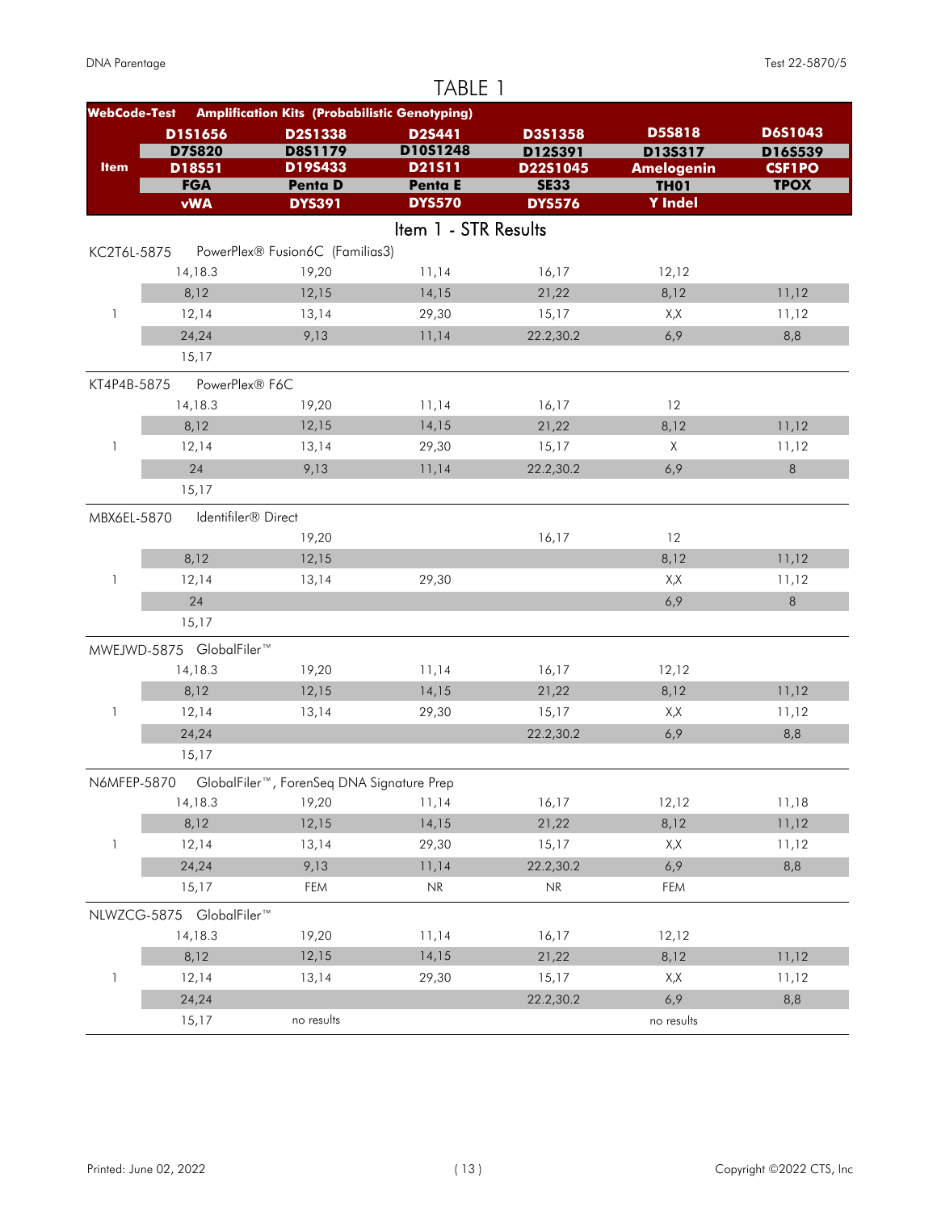# TABLE 1

| WebCode-Test<br>Item | Amplification Kits (Probabilistic Genotyping) | | | | | |
|---|---|---|---|---|---|---|
| | D1S1656 | D2S1338 | D2S441 | D3S1358 | D5S818 | D6S1043 |
| | D7S820 | D8S1179 | D10S1248 | D12S391 | D13S317 | D16S539 |
| | D18S51 | D19S433 | D21S11 | D22S1045 | Amelogenin | CSF1PO |
| | FGA | Penta D | Penta E | SE33 | TH01 | TPOX |
| | vWA | DYS391 | DYS570 | DYS576 | Y Indel | |

## Item 1 - STR Results

| Item | | | | | | |
|---|---|---|---|---|---|---|
| **KC2T6L-5875** | **PowerPlex® Fusion6C (Familias3)** | | | | | |
| | 14,18.3 | 19,20 | 11,14 | 16,17 | 12,12 | |
| | 8,12 | 12,15 | 14,15 | 21,22 | 8,12 | 11,12 |
| 1 | 12,14 | 13,14 | 29,30 | 15,17 | X,X | 11,12 |
| | 24,24 | 9,13 | 11,14 | 22.2,30.2 | 6,9 | 8,8 |
| | 15,17 | | | | | |
| **KT4P4B-5875** | **PowerPlex® F6C** | | | | | |
| | 14,18.3 | 19,20 | 11,14 | 16,17 | 12 | |
| | 8,12 | 12,15 | 14,15 | 21,22 | 8,12 | 11,12 |
| 1 | 12,14 | 13,14 | 29,30 | 15,17 | X | 11,12 |
| | 24 | 9,13 | 11,14 | 22.2,30.2 | 6,9 | 8 |
| | 15,17 | | | | | |
| **MBX6EL-5870** | **Identifiler® Direct** | | | | | |
| | | 19,20 | | 16,17 | 12 | |
| | 8,12 | 12,15 | | | 8,12 | 11,12 |
| 1 | 12,14 | 13,14 | 29,30 | | X,X | 11,12 |
| | 24 | | | | 6,9 | 8 |
| | 15,17 | | | | | |
| **MWEJWD-5875** | **GlobalFiler™** | | | | | |
| | 14,18.3 | 19,20 | 11,14 | 16,17 | 12,12 | |
| | 8,12 | 12,15 | 14,15 | 21,22 | 8,12 | 11,12 |
| 1 | 12,14 | 13,14 | 29,30 | 15,17 | X,X | 11,12 |
| | 24,24 | | | 22.2,30.2 | 6,9 | 8,8 |
| | 15,17 | | | | | |
| **N6MFEP-5870** | **GlobalFiler™, ForenSeq DNA Signature Prep** | | | | | |
| | 14,18.3 | 19,20 | 11,14 | 16,17 | 12,12 | 11,18 |
| | 8,12 | 12,15 | 14,15 | 21,22 | 8,12 | 11,12 |
| 1 | 12,14 | 13,14 | 29,30 | 15,17 | X,X | 11,12 |
| | 24,24 | 9,13 | 11,14 | 22.2,30.2 | 6,9 | 8,8 |
| | 15,17 | FEM | NR | NR | FEM | |
| **NLWZCG-5875** | **GlobalFiler™** | | | | | |
| | 14,18.3 | 19,20 | 11,14 | 16,17 | 12,12 | |
| | 8,12 | 12,15 | 14,15 | 21,22 | 8,12 | 11,12 |
| 1 | 12,14 | 13,14 | 29,30 | 15,17 | X,X | 11,12 |
| | 24,24 | | | 22.2,30.2 | 6,9 | 8,8 |
| | 15,17 | no results | | | no results | |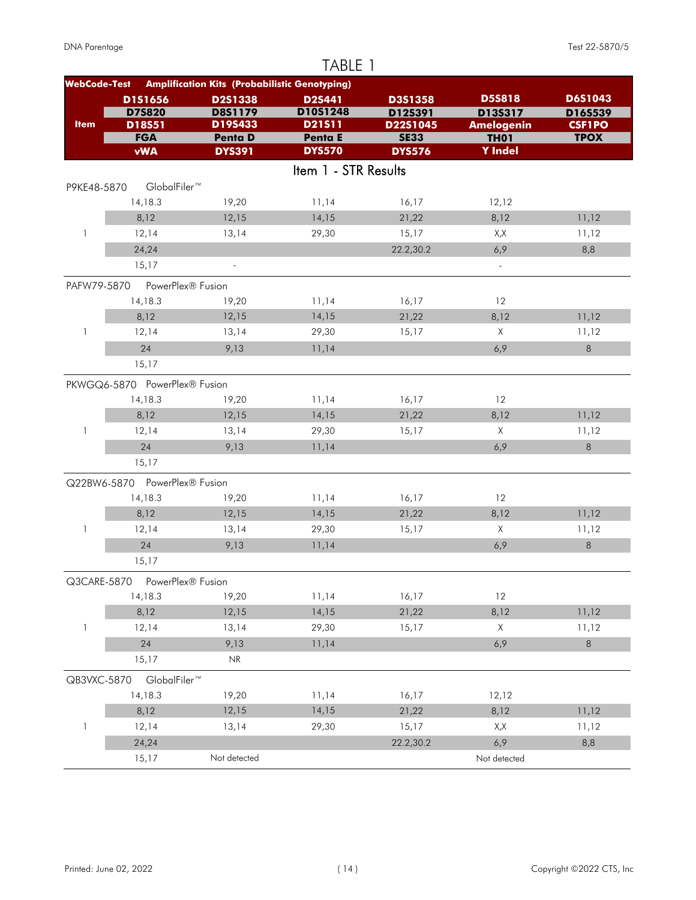# TABLE 1

| WebCode-Test | Amplification Kits (Probabilistic Genotyping) | | | | | |
|---|---|---|---|---|---|---|
| Item | D1S1656 | D2S1338 | D2S441 | D3S1358 | D5S818 | D6S1043 |
| | D7S820 | D8S1179 | D10S1248 | D12S391 | D13S317 | D16S539 |
| | D18S51 | D19S433 | D21S11 | D22S1045 | Amelogenin | CSF1PO |
| | FGA | Penta D | Penta E | SE33 | TH01 | TPOX |
| | vWA | DYS391 | DYS570 | DYS576 | Y Indel | |

## Item 1 - STR Results

| WebCode-Test | Item | | | | | | |
|---|---|---|---|---|---|---|---|
| P9KE48-5870 | | GlobalFiler™ | | | | | |
| | | 14,18.3 | 19,20 | 11,14 | 16,17 | 12,12 | |
| | | 8,12 | 12,15 | 14,15 | 21,22 | 8,12 | 11,12 |
| | 1 | 12,14 | 13,14 | 29,30 | 15,17 | X,X | 11,12 |
| | | 24,24 | | | 22.2,30.2 | 6,9 | 8,8 |
| | | 15,17 | - | | | - | |
| PAFW79-5870 | | PowerPlex® Fusion | | | | | |
| | | 14,18.3 | 19,20 | 11,14 | 16,17 | 12 | |
| | | 8,12 | 12,15 | 14,15 | 21,22 | 8,12 | 11,12 |
| | 1 | 12,14 | 13,14 | 29,30 | 15,17 | X | 11,12 |
| | | 24 | 9,13 | 11,14 | | 6,9 | 8 |
| | | 15,17 | | | | | |
| PKWGQ6-5870 | | PowerPlex® Fusion | | | | | |
| | | 14,18.3 | 19,20 | 11,14 | 16,17 | 12 | |
| | | 8,12 | 12,15 | 14,15 | 21,22 | 8,12 | 11,12 |
| | 1 | 12,14 | 13,14 | 29,30 | 15,17 | X | 11,12 |
| | | 24 | 9,13 | 11,14 | | 6,9 | 8 |
| | | 15,17 | | | | | |
| Q22BW6-5870 | | PowerPlex® Fusion | | | | | |
| | | 14,18.3 | 19,20 | 11,14 | 16,17 | 12 | |
| | | 8,12 | 12,15 | 14,15 | 21,22 | 8,12 | 11,12 |
| | 1 | 12,14 | 13,14 | 29,30 | 15,17 | X | 11,12 |
| | | 24 | 9,13 | 11,14 | | 6,9 | 8 |
| | | 15,17 | | | | | |
| Q3CARE-5870 | | PowerPlex® Fusion | | | | | |
| | | 14,18.3 | 19,20 | 11,14 | 16,17 | 12 | |
| | | 8,12 | 12,15 | 14,15 | 21,22 | 8,12 | 11,12 |
| | 1 | 12,14 | 13,14 | 29,30 | 15,17 | X | 11,12 |
| | | 24 | 9,13 | 11,14 | | 6,9 | 8 |
| | | 15,17 | NR | | | | |
| QB3VXC-5870 | | GlobalFiler™ | | | | | |
| | | 14,18.3 | 19,20 | 11,14 | 16,17 | 12,12 | |
| | | 8,12 | 12,15 | 14,15 | 21,22 | 8,12 | 11,12 |
| | 1 | 12,14 | 13,14 | 29,30 | 15,17 | X,X | 11,12 |
| | | 24,24 | | | 22.2,30.2 | 6,9 | 8,8 |
| | | 15,17 | Not detected | | | Not detected | |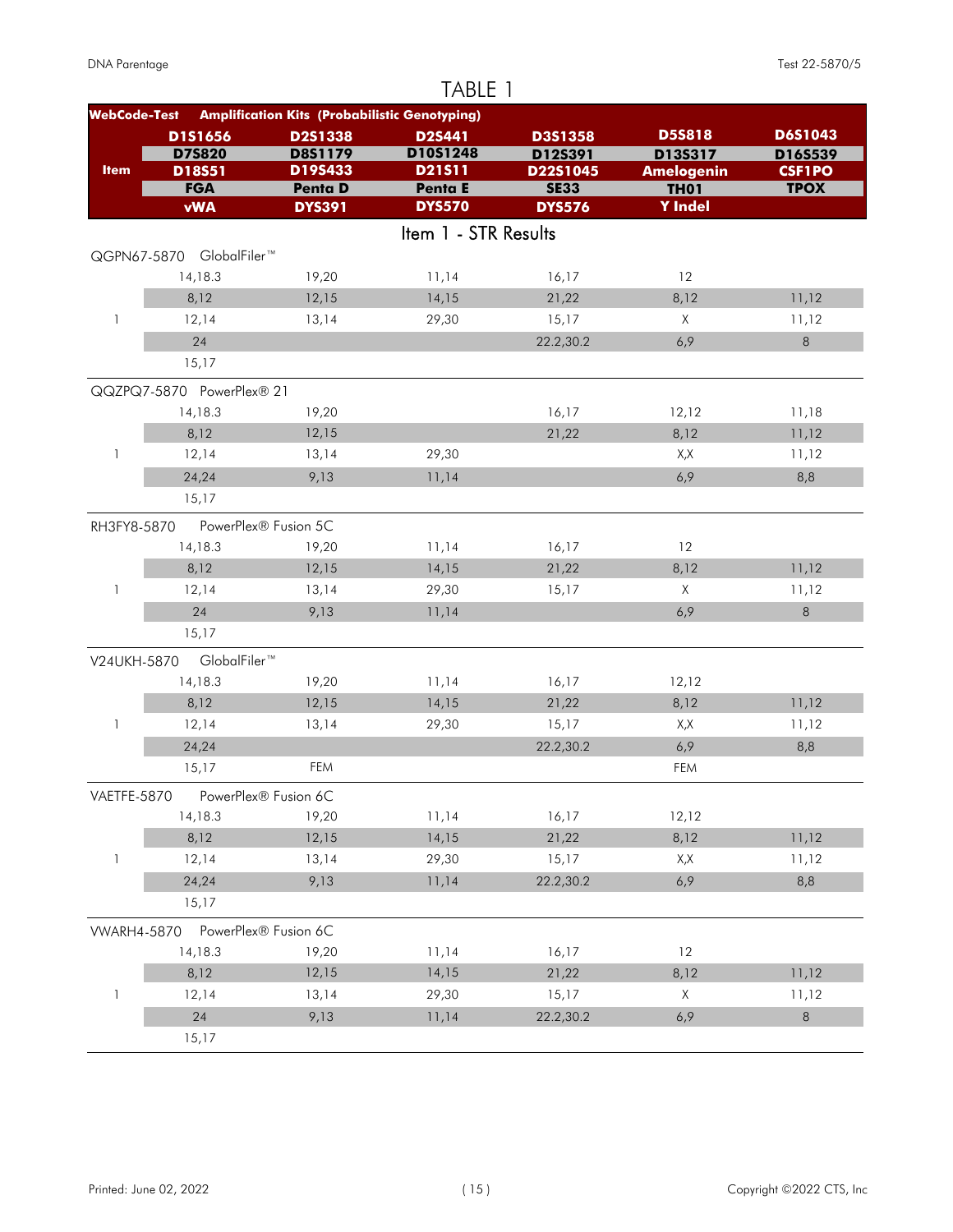# TABLE 1

| WebCode-Test | Amplification Kits (Probabilistic Genotyping) | | | | | |
|---|---|---|---|---|---|---|
| | D1S1656 | D2S1338 | D2S441 | D3S1358 | D5S818 | D6S1043 |
| | D7S820 | D8S1179 | D10S1248 | D12S391 | D13S317 | D16S539 |
| Item | D18S51 | D19S433 | D21S11 | D22S1045 | Amelogenin | CSF1PO |
| | FGA | Penta D | Penta E | SE33 | TH01 | TPOX |
| | vWA | DYS391 | DYS570 | DYS576 | Y Indel | |

## Item 1 - STR Results

| Item | | | | | | |
|---|---|---|---|---|---|---|
| **QGPN67-5870 GlobalFiler™** | | | | | | |
| | 14,18.3 | 19,20 | 11,14 | 16,17 | 12 | |
| | 8,12 | 12,15 | 14,15 | 21,22 | 8,12 | 11,12 |
| 1 | 12,14 | 13,14 | 29,30 | 15,17 | X | 11,12 |
| | 24 | | | 22.2,30.2 | 6,9 | 8 |
| | 15,17 | | | | | |
| **QQZPQ7-5870 PowerPlex® 21** | | | | | | |
| | 14,18.3 | 19,20 | | 16,17 | 12,12 | 11,18 |
| | 8,12 | 12,15 | | 21,22 | 8,12 | 11,12 |
| 1 | 12,14 | 13,14 | 29,30 | | X,X | 11,12 |
| | 24,24 | 9,13 | 11,14 | | 6,9 | 8,8 |
| | 15,17 | | | | | |
| **RH3FY8-5870 PowerPlex® Fusion 5C** | | | | | | |
| | 14,18.3 | 19,20 | 11,14 | 16,17 | 12 | |
| | 8,12 | 12,15 | 14,15 | 21,22 | 8,12 | 11,12 |
| 1 | 12,14 | 13,14 | 29,30 | 15,17 | X | 11,12 |
| | 24 | 9,13 | 11,14 | | 6,9 | 8 |
| | 15,17 | | | | | |
| **V24UKH-5870 GlobalFiler™** | | | | | | |
| | 14,18.3 | 19,20 | 11,14 | 16,17 | 12,12 | |
| | 8,12 | 12,15 | 14,15 | 21,22 | 8,12 | 11,12 |
| 1 | 12,14 | 13,14 | 29,30 | 15,17 | X,X | 11,12 |
| | 24,24 | | | 22.2,30.2 | 6,9 | 8,8 |
| | 15,17 | FEM | | | FEM | |
| **VAETFE-5870 PowerPlex® Fusion 6C** | | | | | | |
| | 14,18.3 | 19,20 | 11,14 | 16,17 | 12,12 | |
| | 8,12 | 12,15 | 14,15 | 21,22 | 8,12 | 11,12 |
| 1 | 12,14 | 13,14 | 29,30 | 15,17 | X,X | 11,12 |
| | 24,24 | 9,13 | 11,14 | 22.2,30.2 | 6,9 | 8,8 |
| | 15,17 | | | | | |
| **VWARH4-5870 PowerPlex® Fusion 6C** | | | | | | |
| | 14,18.3 | 19,20 | 11,14 | 16,17 | 12 | |
| | 8,12 | 12,15 | 14,15 | 21,22 | 8,12 | 11,12 |
| 1 | 12,14 | 13,14 | 29,30 | 15,17 | X | 11,12 |
| | 24 | 9,13 | 11,14 | 22.2,30.2 | 6,9 | 8 |
| | 15,17 | | | | | |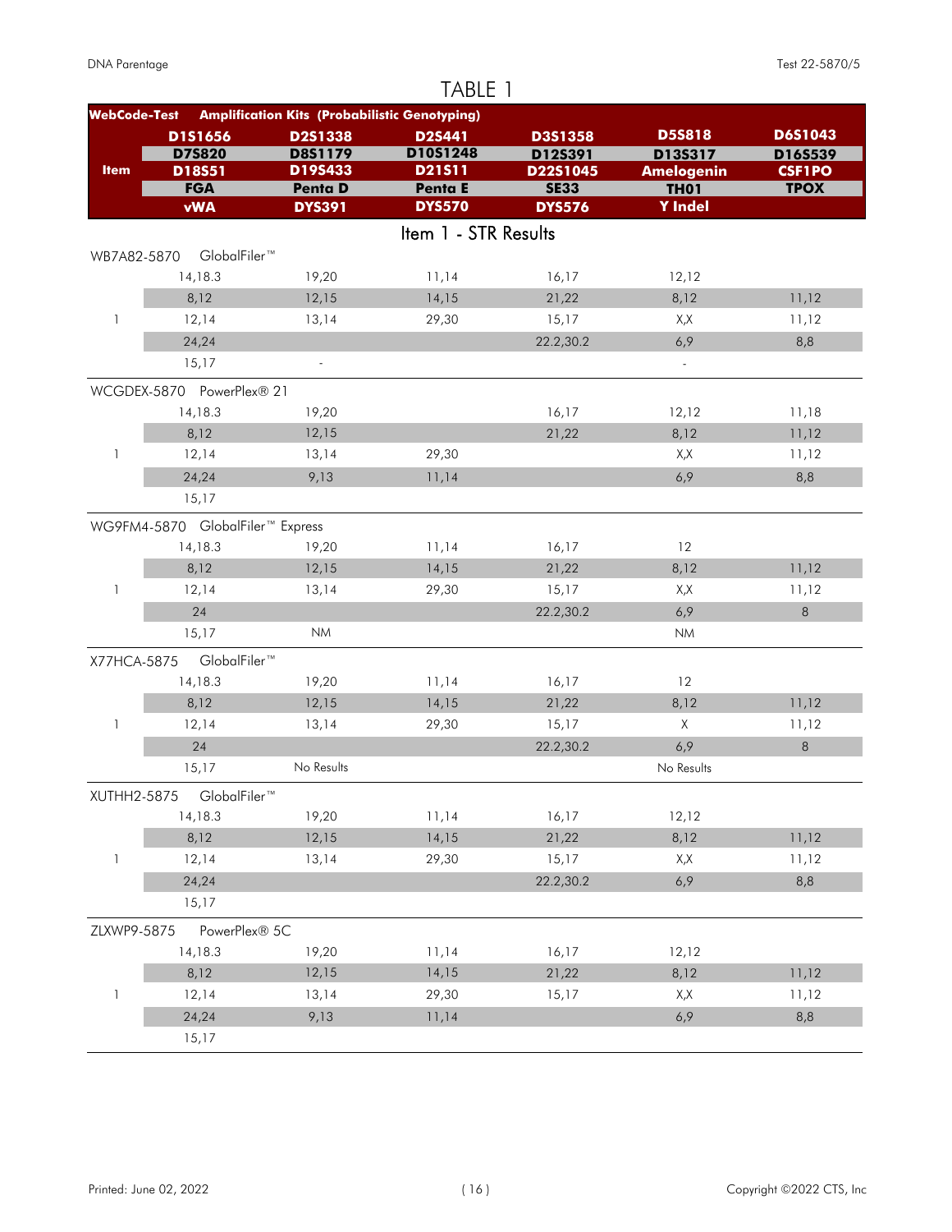# TABLE 1

| WebCode-Test | Amplification Kits (Probabilistic Genotyping) | | | | | |
|---|---|---|---|---|---|---|
| | D1S1656 | D2S1338 | D2S441 | D3S1358 | D5S818 | D6S1043 |
| | D7S820 | D8S1179 | D10S1248 | D12S391 | D13S317 | D16S539 |
| Item | D18S51 | D19S433 | D21S11 | D22S1045 | Amelogenin | CSF1PO |
| | FGA | Penta D | Penta E | SE33 | TH01 | TPOX |
| | vWA | DYS391 | DYS570 | DYS576 | Y Indel | |

## Item 1 - STR Results

| WebCode-Test | | | | | | |
|---|---|---|---|---|---|---|
| **WB7A82-5870 GlobalFiler™** | | | | | | |
| | 14,18.3 | 19,20 | 11,14 | 16,17 | 12,12 | |
| | 8,12 | 12,15 | 14,15 | 21,22 | 8,12 | 11,12 |
| 1 | 12,14 | 13,14 | 29,30 | 15,17 | X,X | 11,12 |
| | 24,24 | | | 22.2,30.2 | 6,9 | 8,8 |
| | 15,17 | - | | | - | |
| **WCGDEX-5870 PowerPlex® 21** | | | | | | |
| | 14,18.3 | 19,20 | | 16,17 | 12,12 | 11,18 |
| | 8,12 | 12,15 | | 21,22 | 8,12 | 11,12 |
| 1 | 12,14 | 13,14 | 29,30 | | X,X | 11,12 |
| | 24,24 | 9,13 | 11,14 | | 6,9 | 8,8 |
| | 15,17 | | | | | |
| **WG9FM4-5870 GlobalFiler™ Express** | | | | | | |
| | 14,18.3 | 19,20 | 11,14 | 16,17 | 12 | |
| | 8,12 | 12,15 | 14,15 | 21,22 | 8,12 | 11,12 |
| 1 | 12,14 | 13,14 | 29,30 | 15,17 | X,X | 11,12 |
| | 24 | | | 22.2,30.2 | 6,9 | 8 |
| | 15,17 | NM | | | NM | |
| **X77HCA-5875 GlobalFiler™** | | | | | | |
| | 14,18.3 | 19,20 | 11,14 | 16,17 | 12 | |
| | 8,12 | 12,15 | 14,15 | 21,22 | 8,12 | 11,12 |
| 1 | 12,14 | 13,14 | 29,30 | 15,17 | X | 11,12 |
| | 24 | | | 22.2,30.2 | 6,9 | 8 |
| | 15,17 | No Results | | | No Results | |
| **XUTHH2-5875 GlobalFiler™** | | | | | | |
| | 14,18.3 | 19,20 | 11,14 | 16,17 | 12,12 | |
| | 8,12 | 12,15 | 14,15 | 21,22 | 8,12 | 11,12 |
| 1 | 12,14 | 13,14 | 29,30 | 15,17 | X,X | 11,12 |
| | 24,24 | | | 22.2,30.2 | 6,9 | 8,8 |
| | 15,17 | | | | | |
| **ZLXWP9-5875 PowerPlex® 5C** | | | | | | |
| | 14,18.3 | 19,20 | 11,14 | 16,17 | 12,12 | |
| | 8,12 | 12,15 | 14,15 | 21,22 | 8,12 | 11,12 |
| 1 | 12,14 | 13,14 | 29,30 | 15,17 | X,X | 11,12 |
| | 24,24 | 9,13 | 11,14 | | 6,9 | 8,8 |
| | 15,17 | | | | | |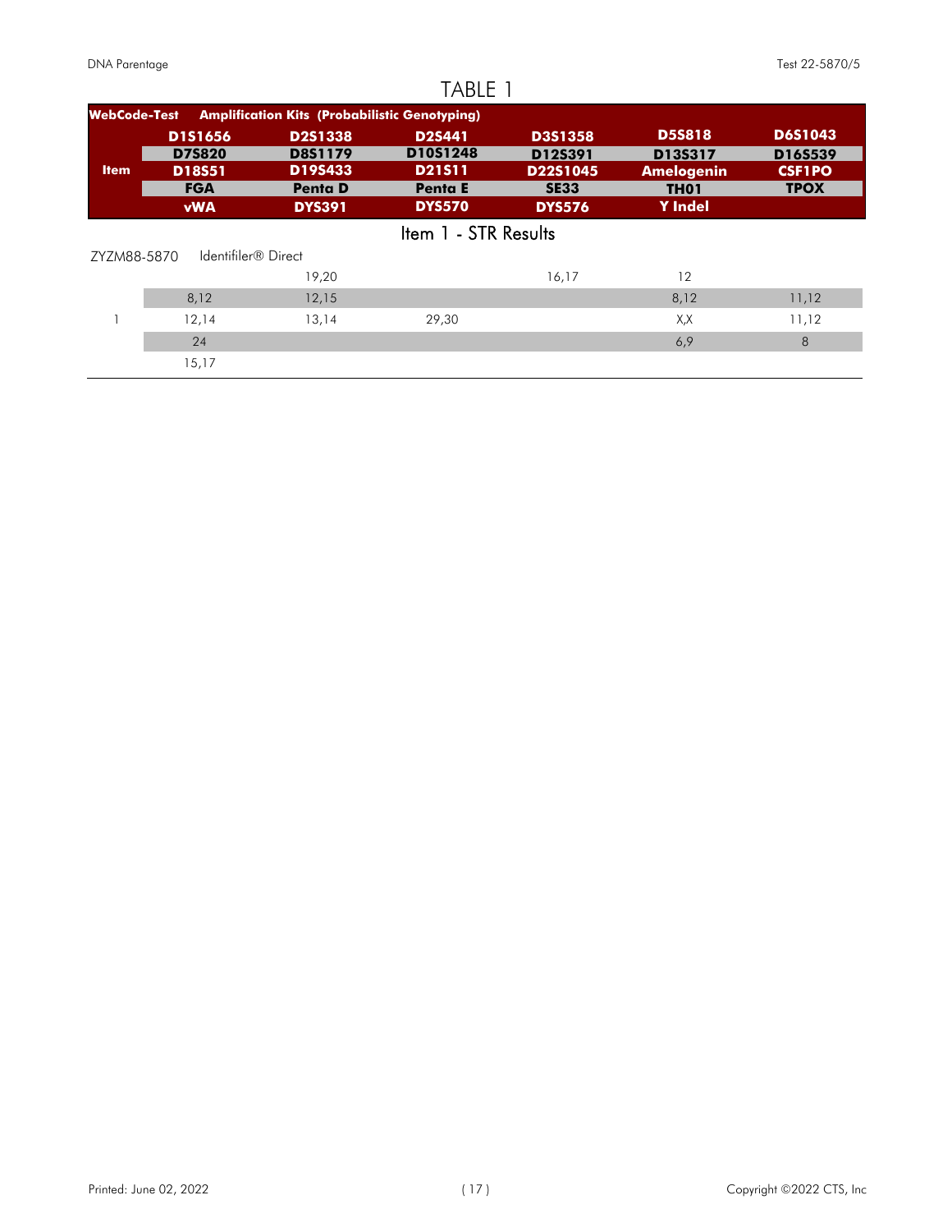# TABLE 1

| WebCode-Test | Amplification Kits (Probabilistic Genotyping) | | | | | |
|---|---|---|---|---|---|---|
| Item | D1S1656 | D2S1338 | D2S441 | D3S1358 | D5S818 | D6S1043 |
| | D7S820 | D8S1179 | D10S1248 | D12S391 | D13S317 | D16S539 |
| | D18S51 | D19S433 | D21S11 | D22S1045 | Amelogenin | CSF1PO |
| | FGA | Penta D | Penta E | SE33 | TH01 | TPOX |
| | vWA | DYS391 | DYS570 | DYS576 | Y Indel | |

## Item 1 - STR Results

| ZYZM88-5870 | Identifiler® Direct | | | | | |
|---|---|---|---|---|---|---|
| | | 19,20 | | 16,17 | 12 | |
| | 8,12 | 12,15 | | | 8,12 | 11,12 |
| 1 | 12,14 | 13,14 | 29,30 | | X,X | 11,12 |
| | 24 | | | | 6,9 | 8 |
| | 15,17 | | | | | |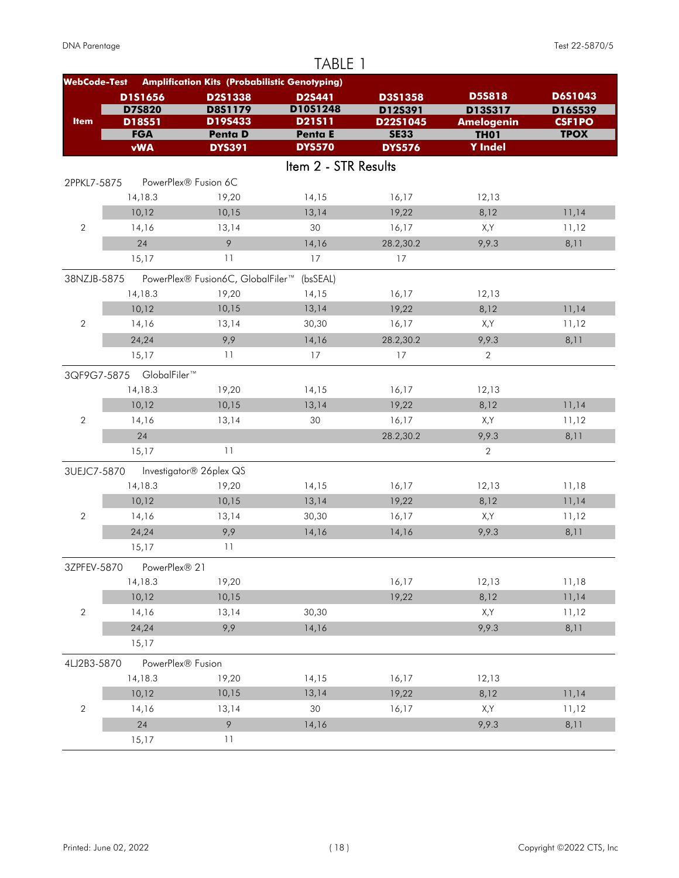# TABLE 1

| WebCode-Test | Amplification Kits (Probabilistic Genotyping) | | | | | |
|---|---|---|---|---|---|---|
| **Item** | **D1S1656** | **D2S1338** | **D2S441** | **D3S1358** | **D5S818** | **D6S1043** |
| | **D7S820** | **D8S1179** | **D10S1248** | **D12S391** | **D13S317** | **D16S539** |
| | **D18S51** | **D19S433** | **D21S11** | **D22S1045** | **Amelogenin** | **CSF1PO** |
| | **FGA** | **Penta D** | **Penta E** | **SE33** | **TH01** | **TPOX** |
| | **vWA** | **DYS391** | **DYS570** | **DYS576** | **Y Indel** | |

## Item 2 - STR Results

| WebCode-Test / Item | | | | | | |
|---|---|---|---|---|---|---|
| 2PPKL7-5875 | PowerPlex® Fusion 6C | | | | | |
| | 14,18.3 | 19,20 | 14,15 | 16,17 | 12,13 | |
| | 10,12 | 10,15 | 13,14 | 19,22 | 8,12 | 11,14 |
| 2 | 14,16 | 13,14 | 30 | 16,17 | X,Y | 11,12 |
| | 24 | 9 | 14,16 | 28.2,30.2 | 9,9.3 | 8,11 |
| | 15,17 | 11 | 17 | 17 | | |
| 38NZJB-5875 | PowerPlex® Fusion6C, GlobalFiler™ (bsSEAL) | | | | | |
| | 14,18.3 | 19,20 | 14,15 | 16,17 | 12,13 | |
| | 10,12 | 10,15 | 13,14 | 19,22 | 8,12 | 11,14 |
| 2 | 14,16 | 13,14 | 30,30 | 16,17 | X,Y | 11,12 |
| | 24,24 | 9,9 | 14,16 | 28.2,30.2 | 9,9.3 | 8,11 |
| | 15,17 | 11 | 17 | 17 | 2 | |
| 3QF9G7-5875 | GlobalFiler™ | | | | | |
| | 14,18.3 | 19,20 | 14,15 | 16,17 | 12,13 | |
| | 10,12 | 10,15 | 13,14 | 19,22 | 8,12 | 11,14 |
| 2 | 14,16 | 13,14 | 30 | 16,17 | X,Y | 11,12 |
| | 24 | | | 28.2,30.2 | 9,9.3 | 8,11 |
| | 15,17 | 11 | | | 2 | |
| 3UEJC7-5870 | Investigator® 26plex QS | | | | | |
| | 14,18.3 | 19,20 | 14,15 | 16,17 | 12,13 | 11,18 |
| | 10,12 | 10,15 | 13,14 | 19,22 | 8,12 | 11,14 |
| 2 | 14,16 | 13,14 | 30,30 | 16,17 | X,Y | 11,12 |
| | 24,24 | 9,9 | 14,16 | 14,16 | 9,9.3 | 8,11 |
| | 15,17 | 11 | | | | |
| 3ZPFEV-5870 | PowerPlex® 21 | | | | | |
| | 14,18.3 | 19,20 | | 16,17 | 12,13 | 11,18 |
| | 10,12 | 10,15 | | 19,22 | 8,12 | 11,14 |
| 2 | 14,16 | 13,14 | 30,30 | | X,Y | 11,12 |
| | 24,24 | 9,9 | 14,16 | | 9,9.3 | 8,11 |
| | 15,17 | | | | | |
| 4LJ2B3-5870 | PowerPlex® Fusion | | | | | |
| | 14,18.3 | 19,20 | 14,15 | 16,17 | 12,13 | |
| | 10,12 | 10,15 | 13,14 | 19,22 | 8,12 | 11,14 |
| 2 | 14,16 | 13,14 | 30 | 16,17 | X,Y | 11,12 |
| | 24 | 9 | 14,16 | | 9,9.3 | 8,11 |
| | 15,17 | 11 | | | | |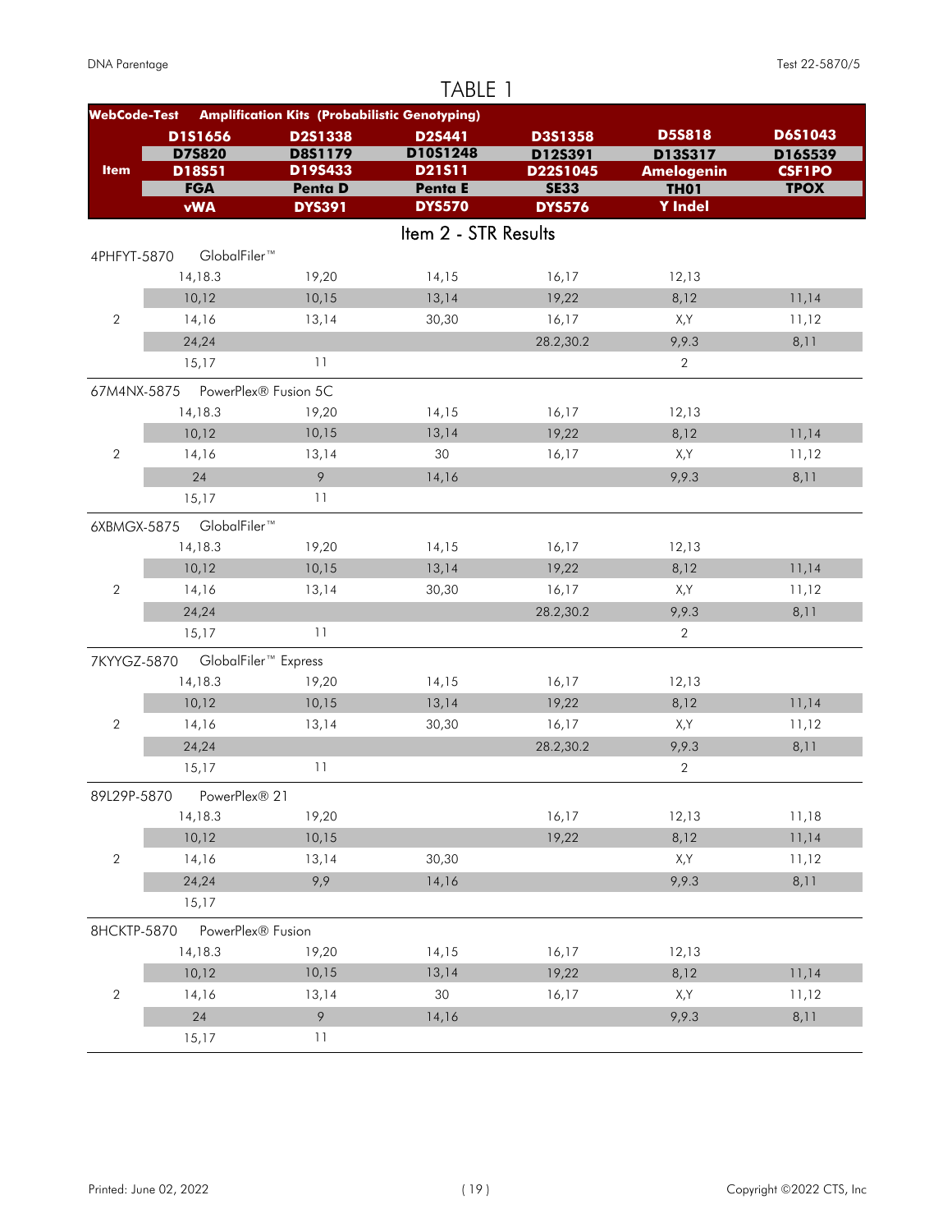# TABLE 1

| WebCode-Test | Amplification Kits (Probabilistic Genotyping) | | | | | |
|---|---|---|---|---|---|---|
| Item | D1S1656 | D2S1338 | D2S441 | D3S1358 | D5S818 | D6S1043 |
| | D7S820 | D8S1179 | D10S1248 | D12S391 | D13S317 | D16S539 |
| | D18S51 | D19S433 | D21S11 | D22S1045 | Amelogenin | CSF1PO |
| | FGA | Penta D | Penta E | SE33 | TH01 | TPOX |
| | vWA | DYS391 | DYS570 | DYS576 | Y Indel | |

## Item 2 - STR Results

| WebCode-Test / Item | | | | | | |
|---|---|---|---|---|---|---|
| 4PHFYT-5870 | GlobalFiler™ | | | | | |
| | 14,18.3 | 19,20 | 14,15 | 16,17 | 12,13 | |
| | 10,12 | 10,15 | 13,14 | 19,22 | 8,12 | 11,14 |
| 2 | 14,16 | 13,14 | 30,30 | 16,17 | X,Y | 11,12 |
| | 24,24 | | | 28.2,30.2 | 9,9.3 | 8,11 |
| | 15,17 | 11 | | | 2 | |
| 67M4NX-5875 | PowerPlex® Fusion 5C | | | | | |
| | 14,18.3 | 19,20 | 14,15 | 16,17 | 12,13 | |
| | 10,12 | 10,15 | 13,14 | 19,22 | 8,12 | 11,14 |
| 2 | 14,16 | 13,14 | 30 | 16,17 | X,Y | 11,12 |
| | 24 | 9 | 14,16 | | 9,9.3 | 8,11 |
| | 15,17 | 11 | | | | |
| 6XBMGX-5875 | GlobalFiler™ | | | | | |
| | 14,18.3 | 19,20 | 14,15 | 16,17 | 12,13 | |
| | 10,12 | 10,15 | 13,14 | 19,22 | 8,12 | 11,14 |
| 2 | 14,16 | 13,14 | 30,30 | 16,17 | X,Y | 11,12 |
| | 24,24 | | | 28.2,30.2 | 9,9.3 | 8,11 |
| | 15,17 | 11 | | | 2 | |
| 7KYYGZ-5870 | GlobalFiler™ Express | | | | | |
| | 14,18.3 | 19,20 | 14,15 | 16,17 | 12,13 | |
| | 10,12 | 10,15 | 13,14 | 19,22 | 8,12 | 11,14 |
| 2 | 14,16 | 13,14 | 30,30 | 16,17 | X,Y | 11,12 |
| | 24,24 | | | 28.2,30.2 | 9,9.3 | 8,11 |
| | 15,17 | 11 | | | 2 | |
| 89L29P-5870 | PowerPlex® 21 | | | | | |
| | 14,18.3 | 19,20 | | 16,17 | 12,13 | 11,18 |
| | 10,12 | 10,15 | | 19,22 | 8,12 | 11,14 |
| 2 | 14,16 | 13,14 | 30,30 | | X,Y | 11,12 |
| | 24,24 | 9,9 | 14,16 | | 9,9.3 | 8,11 |
| | 15,17 | | | | | |
| 8HCKTP-5870 | PowerPlex® Fusion | | | | | |
| | 14,18.3 | 19,20 | 14,15 | 16,17 | 12,13 | |
| | 10,12 | 10,15 | 13,14 | 19,22 | 8,12 | 11,14 |
| 2 | 14,16 | 13,14 | 30 | 16,17 | X,Y | 11,12 |
| | 24 | 9 | 14,16 | | 9,9.3 | 8,11 |
| | 15,17 | 11 | | | | |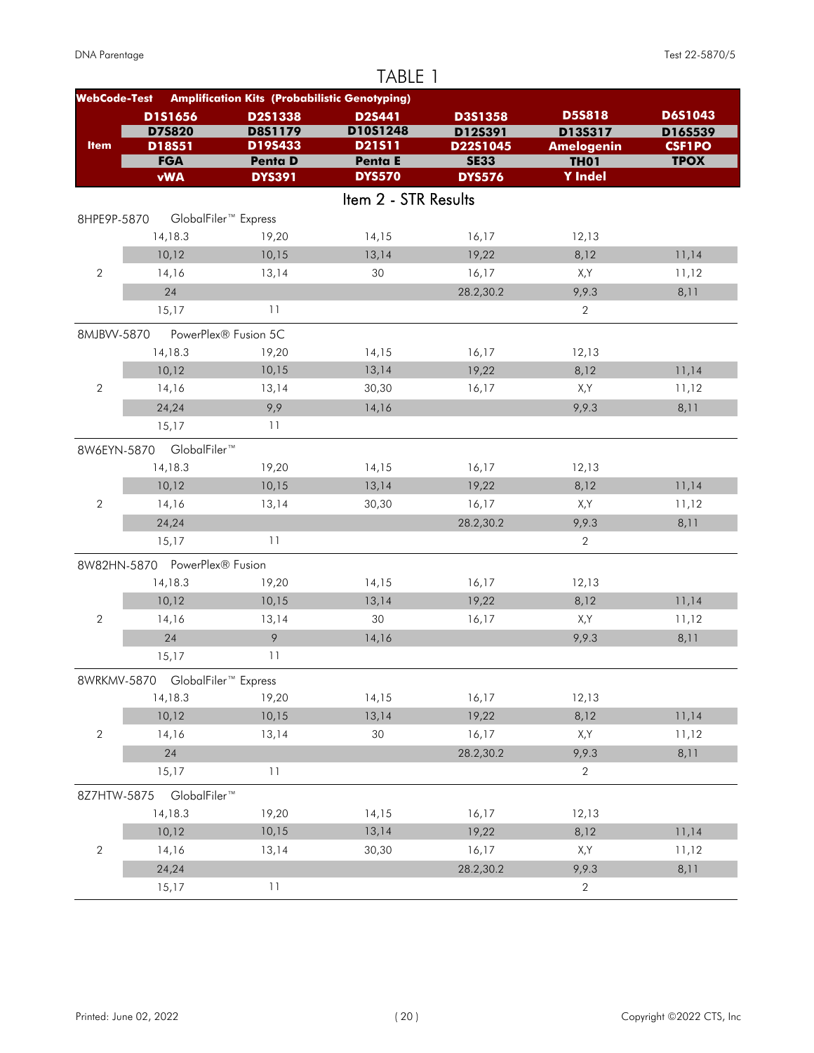# TABLE 1

| WebCode-Test | Amplification Kits (Probabilistic Genotyping) | | | | | |
|---|---|---|---|---|---|---|
| Item | D1S1656 | D2S1338 | D2S441 | D3S1358 | D5S818 | D6S1043 |
| | D7S820 | D8S1179 | D10S1248 | D12S391 | D13S317 | D16S539 |
| | D18S51 | D19S433 | D21S11 | D22S1045 | Amelogenin | CSF1PO |
| | FGA | Penta D | Penta E | SE33 | TH01 | TPOX |
| | vWA | DYS391 | DYS570 | DYS576 | Y Indel | |
| **Item 2 - STR Results** | | | | | | |
| 8HPE9P-5870 | GlobalFiler™ Express | | | | | |
| | 14,18.3 | 19,20 | 14,15 | 16,17 | 12,13 | |
| | 10,12 | 10,15 | 13,14 | 19,22 | 8,12 | 11,14 |
| 2 | 14,16 | 13,14 | 30 | 16,17 | X,Y | 11,12 |
| | 24 | | | 28.2,30.2 | 9,9.3 | 8,11 |
| | 15,17 | 11 | | | 2 | |
| 8MJBVV-5870 | PowerPlex® Fusion 5C | | | | | |
| | 14,18.3 | 19,20 | 14,15 | 16,17 | 12,13 | |
| | 10,12 | 10,15 | 13,14 | 19,22 | 8,12 | 11,14 |
| 2 | 14,16 | 13,14 | 30,30 | 16,17 | X,Y | 11,12 |
| | 24,24 | 9,9 | 14,16 | | 9,9.3 | 8,11 |
| | 15,17 | 11 | | | | |
| 8W6EYN-5870 | GlobalFiler™ | | | | | |
| | 14,18.3 | 19,20 | 14,15 | 16,17 | 12,13 | |
| | 10,12 | 10,15 | 13,14 | 19,22 | 8,12 | 11,14 |
| 2 | 14,16 | 13,14 | 30,30 | 16,17 | X,Y | 11,12 |
| | 24,24 | | | 28.2,30.2 | 9,9.3 | 8,11 |
| | 15,17 | 11 | | | 2 | |
| 8W82HN-5870 | PowerPlex® Fusion | | | | | |
| | 14,18.3 | 19,20 | 14,15 | 16,17 | 12,13 | |
| | 10,12 | 10,15 | 13,14 | 19,22 | 8,12 | 11,14 |
| 2 | 14,16 | 13,14 | 30 | 16,17 | X,Y | 11,12 |
| | 24 | 9 | 14,16 | | 9,9.3 | 8,11 |
| | 15,17 | 11 | | | | |
| 8WRKMV-5870 | GlobalFiler™ Express | | | | | |
| | 14,18.3 | 19,20 | 14,15 | 16,17 | 12,13 | |
| | 10,12 | 10,15 | 13,14 | 19,22 | 8,12 | 11,14 |
| 2 | 14,16 | 13,14 | 30 | 16,17 | X,Y | 11,12 |
| | 24 | | | 28.2,30.2 | 9,9.3 | 8,11 |
| | 15,17 | 11 | | | 2 | |
| 8Z7HTW-5875 | GlobalFiler™ | | | | | |
| | 14,18.3 | 19,20 | 14,15 | 16,17 | 12,13 | |
| | 10,12 | 10,15 | 13,14 | 19,22 | 8,12 | 11,14 |
| 2 | 14,16 | 13,14 | 30,30 | 16,17 | X,Y | 11,12 |
| | 24,24 | | | 28.2,30.2 | 9,9.3 | 8,11 |
| | 15,17 | 11 | | | 2 | |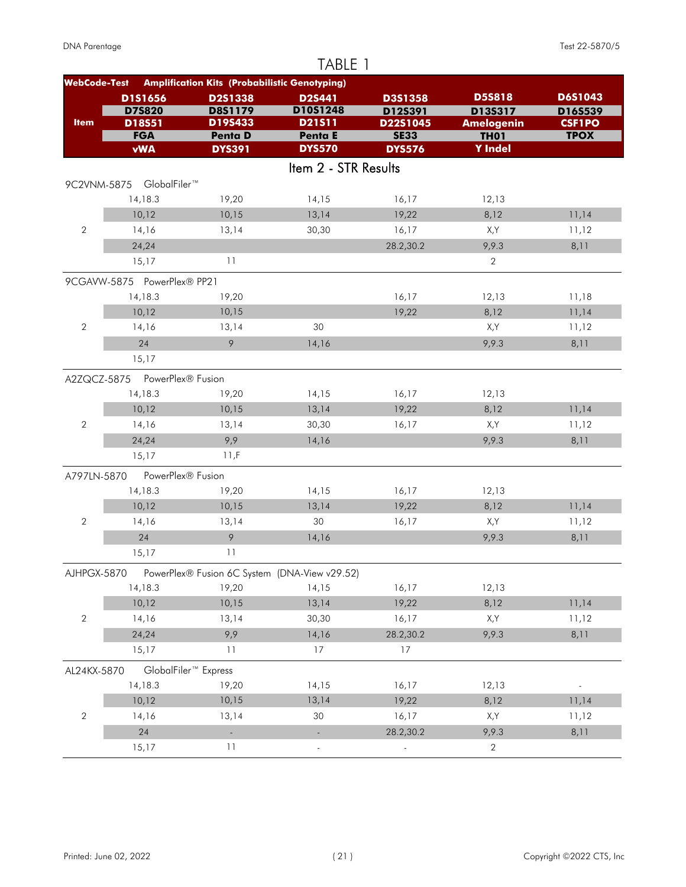# TABLE 1

| WebCode-Test | Amplification Kits (Probabilistic Genotyping) | | | | | |
|---|---|---|---|---|---|---|
| | D1S1656 | D2S1338 | D2S441 | D3S1358 | D5S818 | D6S1043 |
| | D7S820 | D8S1179 | D10S1248 | D12S391 | D13S317 | D16S539 |
| Item | D18S51 | D19S433 | D21S11 | D22S1045 | Amelogenin | CSF1PO |
| | FGA | Penta D | Penta E | SE33 | TH01 | TPOX |
| | vWA | DYS391 | DYS570 | DYS576 | Y Indel | |

## Item 2 - STR Results

| 9C2VNM-5875 | GlobalFiler™ | | | | | |
|---|---|---|---|---|---|---|
| | 14,18.3 | 19,20 | 14,15 | 16,17 | 12,13 | |
| | 10,12 | 10,15 | 13,14 | 19,22 | 8,12 | 11,14 |
| 2 | 14,16 | 13,14 | 30,30 | 16,17 | X,Y | 11,12 |
| | 24,24 | | | 28.2,30.2 | 9,9.3 | 8,11 |
| | 15,17 | 11 | | | 2 | |

| 9CGAVW-5875 | PowerPlex® PP21 | | | | | |
|---|---|---|---|---|---|---|
| | 14,18.3 | 19,20 | | 16,17 | 12,13 | 11,18 |
| | 10,12 | 10,15 | | 19,22 | 8,12 | 11,14 |
| 2 | 14,16 | 13,14 | 30 | | X,Y | 11,12 |
| | 24 | 9 | 14,16 | | 9,9.3 | 8,11 |
| | 15,17 | | | | | |

| A2ZQCZ-5875 | PowerPlex® Fusion | | | | | |
|---|---|---|---|---|---|---|
| | 14,18.3 | 19,20 | 14,15 | 16,17 | 12,13 | |
| | 10,12 | 10,15 | 13,14 | 19,22 | 8,12 | 11,14 |
| 2 | 14,16 | 13,14 | 30,30 | 16,17 | X,Y | 11,12 |
| | 24,24 | 9,9 | 14,16 | | 9,9.3 | 8,11 |
| | 15,17 | 11,F | | | | |

| A797LN-5870 | PowerPlex® Fusion | | | | | |
|---|---|---|---|---|---|---|
| | 14,18.3 | 19,20 | 14,15 | 16,17 | 12,13 | |
| | 10,12 | 10,15 | 13,14 | 19,22 | 8,12 | 11,14 |
| 2 | 14,16 | 13,14 | 30 | 16,17 | X,Y | 11,12 |
| | 24 | 9 | 14,16 | | 9,9.3 | 8,11 |
| | 15,17 | 11 | | | | |

| AJHPGX-5870 | PowerPlex® Fusion 6C System (DNA-View v29.52) | | | | | |
|---|---|---|---|---|---|---|
| | 14,18.3 | 19,20 | 14,15 | 16,17 | 12,13 | |
| | 10,12 | 10,15 | 13,14 | 19,22 | 8,12 | 11,14 |
| 2 | 14,16 | 13,14 | 30,30 | 16,17 | X,Y | 11,12 |
| | 24,24 | 9,9 | 14,16 | 28.2,30.2 | 9,9.3 | 8,11 |
| | 15,17 | 11 | 17 | 17 | | |

| AL24KX-5870 | GlobalFiler™ Express | | | | | |
|---|---|---|---|---|---|---|
| | 14,18.3 | 19,20 | 14,15 | 16,17 | 12,13 | - |
| | 10,12 | 10,15 | 13,14 | 19,22 | 8,12 | 11,14 |
| 2 | 14,16 | 13,14 | 30 | 16,17 | X,Y | 11,12 |
| | 24 | - | - | 28.2,30.2 | 9,9.3 | 8,11 |
| | 15,17 | 11 | - | - | 2 | |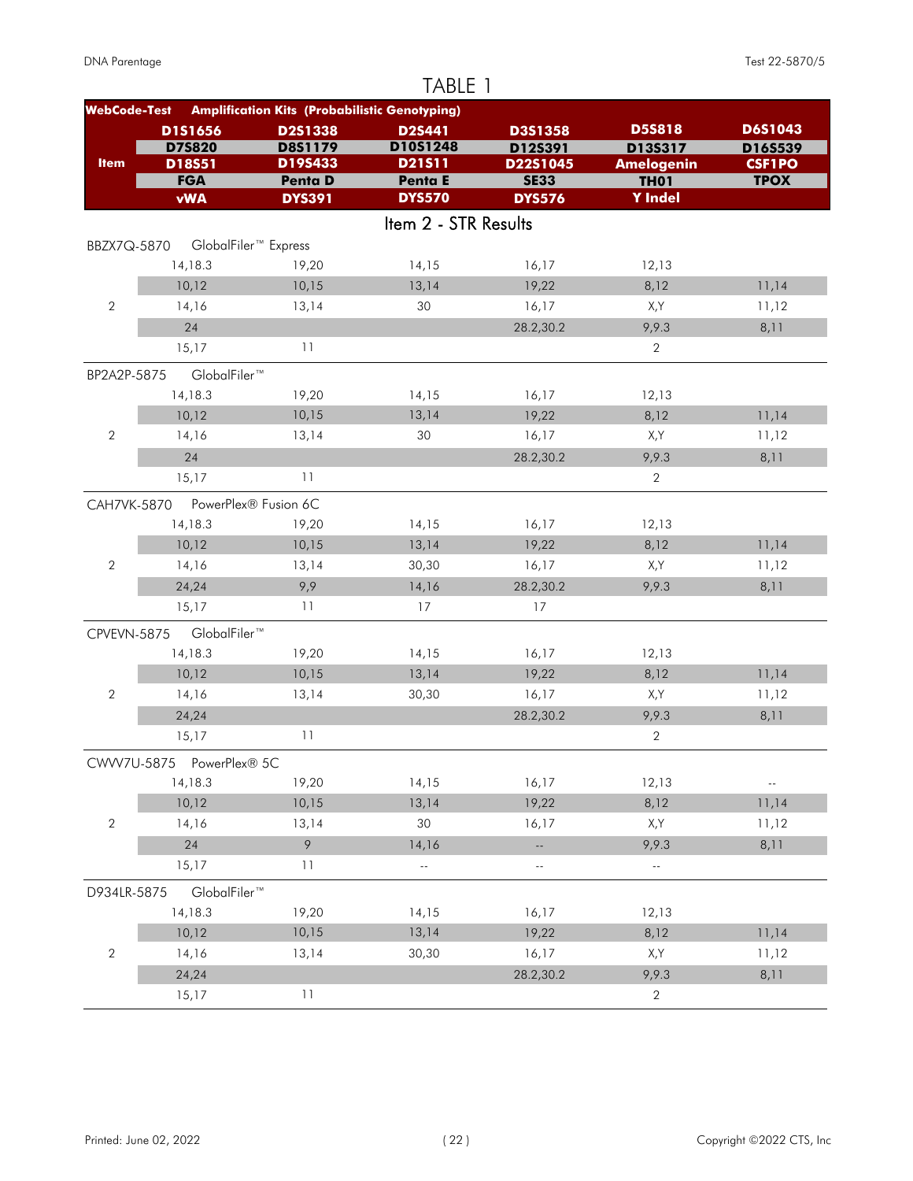# TABLE 1

| WebCode-Test | Amplification Kits (Probabilistic Genotyping) | | | | | |
|---|---|---|---|---|---|---|
| Item | D1S1656 | D2S1338 | D2S441 | D3S1358 | D5S818 | D6S1043 |
| | D7S820 | D8S1179 | D10S1248 | D12S391 | D13S317 | D16S539 |
| | D18S51 | D19S433 | D21S11 | D22S1045 | Amelogenin | CSF1PO |
| | FGA | Penta D | Penta E | SE33 | TH01 | TPOX |
| | vWA | DYS391 | DYS570 | DYS576 | Y Indel | |

## Item 2 - STR Results

| WebCode-Test | | | | | | |
|---|---|---|---|---|---|---|
| BBZX7Q-5870 GlobalFiler™ Express | | | | | | |
| | 14,18.3 | 19,20 | 14,15 | 16,17 | 12,13 | |
| | 10,12 | 10,15 | 13,14 | 19,22 | 8,12 | 11,14 |
| 2 | 14,16 | 13,14 | 30 | 16,17 | X,Y | 11,12 |
| | 24 | | | 28.2,30.2 | 9,9.3 | 8,11 |
| | 15,17 | 11 | | | 2 | |
| BP2A2P-5875 GlobalFiler™ | | | | | | |
| | 14,18.3 | 19,20 | 14,15 | 16,17 | 12,13 | |
| | 10,12 | 10,15 | 13,14 | 19,22 | 8,12 | 11,14 |
| 2 | 14,16 | 13,14 | 30 | 16,17 | X,Y | 11,12 |
| | 24 | | | 28.2,30.2 | 9,9.3 | 8,11 |
| | 15,17 | 11 | | | 2 | |
| CAH7VK-5870 PowerPlex® Fusion 6C | | | | | | |
| | 14,18.3 | 19,20 | 14,15 | 16,17 | 12,13 | |
| | 10,12 | 10,15 | 13,14 | 19,22 | 8,12 | 11,14 |
| 2 | 14,16 | 13,14 | 30,30 | 16,17 | X,Y | 11,12 |
| | 24,24 | 9,9 | 14,16 | 28.2,30.2 | 9,9.3 | 8,11 |
| | 15,17 | 11 | 17 | 17 | | |
| CPVEVN-5875 GlobalFiler™ | | | | | | |
| | 14,18.3 | 19,20 | 14,15 | 16,17 | 12,13 | |
| | 10,12 | 10,15 | 13,14 | 19,22 | 8,12 | 11,14 |
| 2 | 14,16 | 13,14 | 30,30 | 16,17 | X,Y | 11,12 |
| | 24,24 | | | 28.2,30.2 | 9,9.3 | 8,11 |
| | 15,17 | 11 | | | 2 | |
| CWVV7U-5875 PowerPlex® 5C | | | | | | |
| | 14,18.3 | 19,20 | 14,15 | 16,17 | 12,13 | -- |
| | 10,12 | 10,15 | 13,14 | 19,22 | 8,12 | 11,14 |
| 2 | 14,16 | 13,14 | 30 | 16,17 | X,Y | 11,12 |
| | 24 | 9 | 14,16 | -- | 9,9.3 | 8,11 |
| | 15,17 | 11 | -- | -- | -- | |
| D934LR-5875 GlobalFiler™ | | | | | | |
| | 14,18.3 | 19,20 | 14,15 | 16,17 | 12,13 | |
| | 10,12 | 10,15 | 13,14 | 19,22 | 8,12 | 11,14 |
| 2 | 14,16 | 13,14 | 30,30 | 16,17 | X,Y | 11,12 |
| | 24,24 | | | 28.2,30.2 | 9,9.3 | 8,11 |
| | 15,17 | 11 | | | 2 | |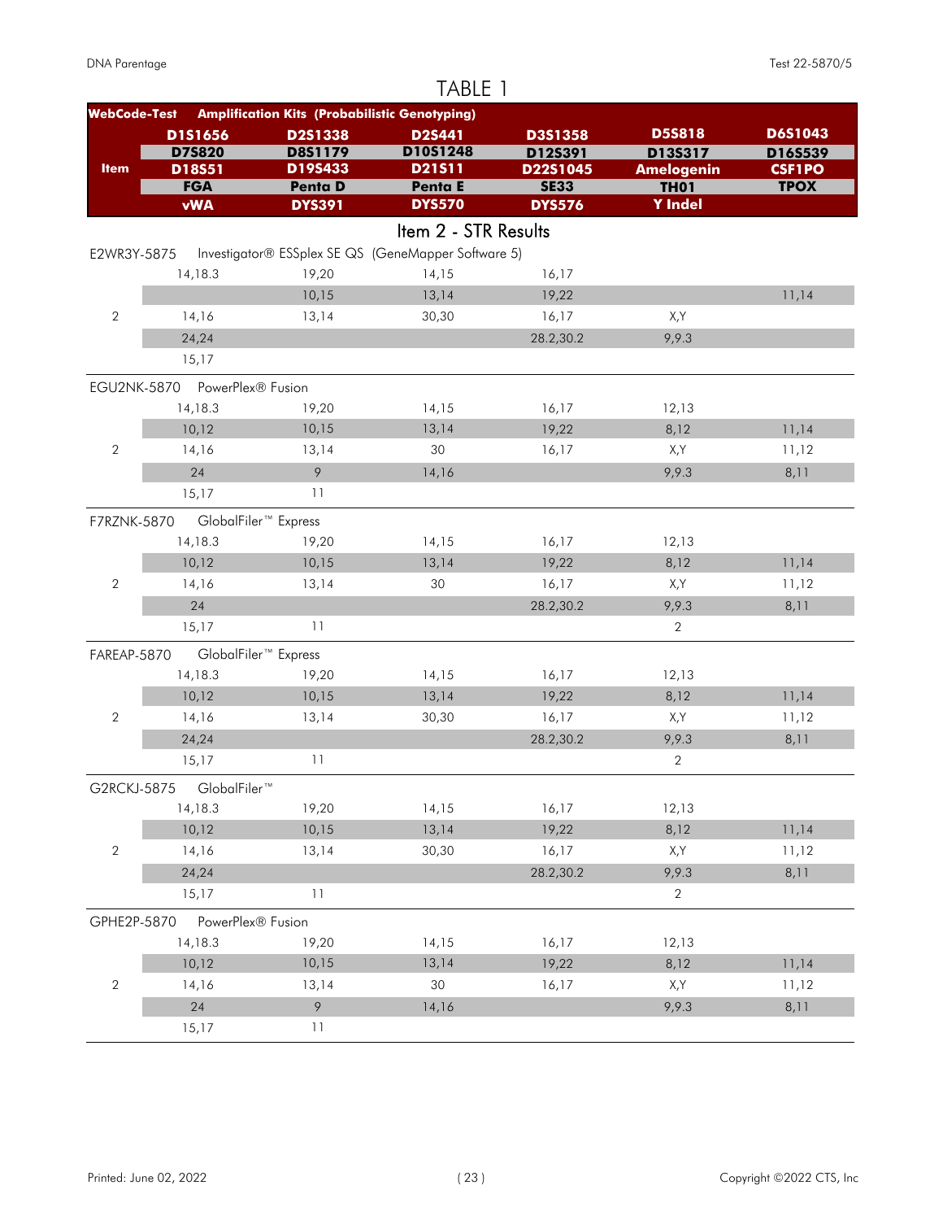## TABLE 1

| WebCode-Test | Amplification Kits (Probabilistic Genotyping) | | | | | |
|---|---|---|---|---|---|---|
| **Item** | **D1S1656** | **D2S1338** | **D2S441** | **D3S1358** | **D5S818** | **D6S1043** |
| | **D7S820** | **D8S1179** | **D10S1248** | **D12S391** | **D13S317** | **D16S539** |
| | **D18S51** | **D19S433** | **D21S11** | **D22S1045** | **Amelogenin** | **CSF1PO** |
| | **FGA** | **Penta D** | **Penta E** | **SE33** | **TH01** | **TPOX** |
| | **vWA** | **DYS391** | **DYS570** | **DYS576** | **Y Indel** | |

### Item 2 - STR Results

| E2WR3Y-5875 | Investigator® ESSplex SE QS (GeneMapper Software 5) | | | | | |
|---|---|---|---|---|---|---|
| | 14,18.3 | 19,20 | 14,15 | 16,17 | | |
| | | 10,15 | 13,14 | 19,22 | | 11,14 |
| 2 | 14,16 | 13,14 | 30,30 | 16,17 | X,Y | |
| | 24,24 | | | 28.2,30.2 | 9,9.3 | |
| | 15,17 | | | | | |
| **EGU2NK-5870** | **PowerPlex® Fusion** | | | | | |
| | 14,18.3 | 19,20 | 14,15 | 16,17 | 12,13 | |
| | 10,12 | 10,15 | 13,14 | 19,22 | 8,12 | 11,14 |
| 2 | 14,16 | 13,14 | 30 | 16,17 | X,Y | 11,12 |
| | 24 | 9 | 14,16 | | 9,9.3 | 8,11 |
| | 15,17 | 11 | | | | |
| **F7RZNK-5870** | **GlobalFiler™ Express** | | | | | |
| | 14,18.3 | 19,20 | 14,15 | 16,17 | 12,13 | |
| | 10,12 | 10,15 | 13,14 | 19,22 | 8,12 | 11,14 |
| 2 | 14,16 | 13,14 | 30 | 16,17 | X,Y | 11,12 |
| | 24 | | | 28.2,30.2 | 9,9.3 | 8,11 |
| | 15,17 | 11 | | | 2 | |
| **FAREAP-5870** | **GlobalFiler™ Express** | | | | | |
| | 14,18.3 | 19,20 | 14,15 | 16,17 | 12,13 | |
| | 10,12 | 10,15 | 13,14 | 19,22 | 8,12 | 11,14 |
| 2 | 14,16 | 13,14 | 30,30 | 16,17 | X,Y | 11,12 |
| | 24,24 | | | 28.2,30.2 | 9,9.3 | 8,11 |
| | 15,17 | 11 | | | 2 | |
| **G2RCKJ-5875** | **GlobalFiler™** | | | | | |
| | 14,18.3 | 19,20 | 14,15 | 16,17 | 12,13 | |
| | 10,12 | 10,15 | 13,14 | 19,22 | 8,12 | 11,14 |
| 2 | 14,16 | 13,14 | 30,30 | 16,17 | X,Y | 11,12 |
| | 24,24 | | | 28.2,30.2 | 9,9.3 | 8,11 |
| | 15,17 | 11 | | | 2 | |
| **GPHE2P-5870** | **PowerPlex® Fusion** | | | | | |
| | 14,18.3 | 19,20 | 14,15 | 16,17 | 12,13 | |
| | 10,12 | 10,15 | 13,14 | 19,22 | 8,12 | 11,14 |
| 2 | 14,16 | 13,14 | 30 | 16,17 | X,Y | 11,12 |
| | 24 | 9 | 14,16 | | 9,9.3 | 8,11 |
| | 15,17 | 11 | | | | |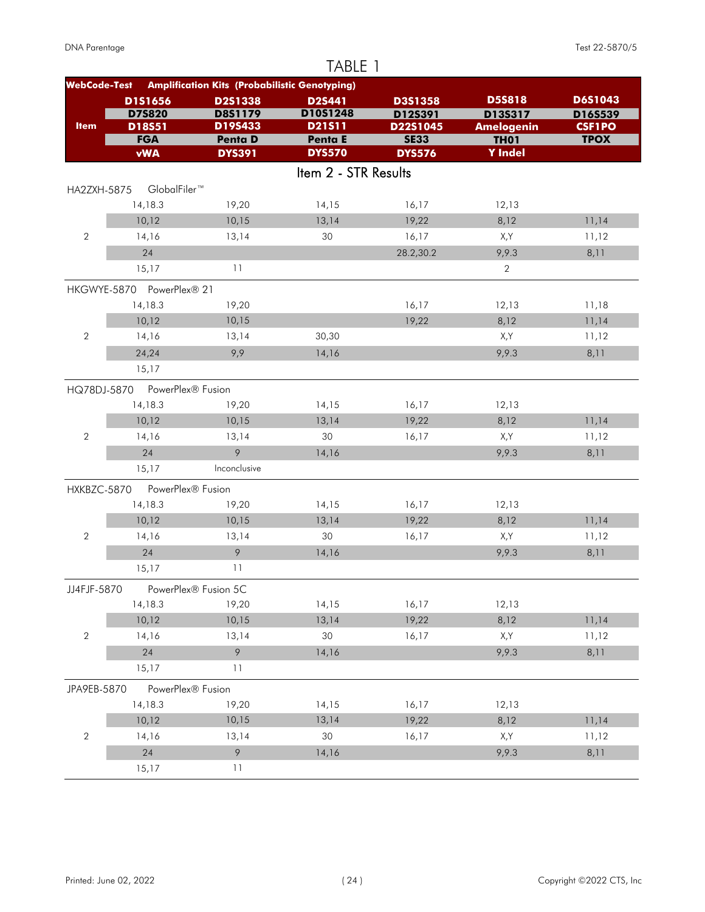# TABLE 1

| WebCode-Test | Amplification Kits (Probabilistic Genotyping) | | | | | |
|---|---|---|---|---|---|---|
| | D1S1656 | D2S1338 | D2S441 | D3S1358 | D5S818 | D6S1043 |
| | D7S820 | D8S1179 | D10S1248 | D12S391 | D13S317 | D16S539 |
| Item | D18S51 | D19S433 | D21S11 | D22S1045 | Amelogenin | CSF1PO |
| | FGA | Penta D | Penta E | SE33 | TH01 | TPOX |
| | vWA | DYS391 | DYS570 | DYS576 | Y Indel | |

## Item 2 - STR Results

| Item | | | | | | |
|---|---|---|---|---|---|---|
| HA2ZXH-5875 | GlobalFiler™ | | | | | |
| | 14,18.3 | 19,20 | 14,15 | 16,17 | 12,13 | |
| | 10,12 | 10,15 | 13,14 | 19,22 | 8,12 | 11,14 |
| 2 | 14,16 | 13,14 | 30 | 16,17 | X,Y | 11,12 |
| | 24 | | | 28.2,30.2 | 9,9.3 | 8,11 |
| | 15,17 | 11 | | | 2 | |
| HKGWYE-5870 | PowerPlex® 21 | | | | | |
| | 14,18.3 | 19,20 | | 16,17 | 12,13 | 11,18 |
| | 10,12 | 10,15 | | 19,22 | 8,12 | 11,14 |
| 2 | 14,16 | 13,14 | 30,30 | | X,Y | 11,12 |
| | 24,24 | 9,9 | 14,16 | | 9,9.3 | 8,11 |
| | 15,17 | | | | | |
| HQ78DJ-5870 | PowerPlex® Fusion | | | | | |
| | 14,18.3 | 19,20 | 14,15 | 16,17 | 12,13 | |
| | 10,12 | 10,15 | 13,14 | 19,22 | 8,12 | 11,14 |
| 2 | 14,16 | 13,14 | 30 | 16,17 | X,Y | 11,12 |
| | 24 | 9 | 14,16 | | 9,9.3 | 8,11 |
| | 15,17 | Inconclusive | | | | |
| HXKBZC-5870 | PowerPlex® Fusion | | | | | |
| | 14,18.3 | 19,20 | 14,15 | 16,17 | 12,13 | |
| | 10,12 | 10,15 | 13,14 | 19,22 | 8,12 | 11,14 |
| 2 | 14,16 | 13,14 | 30 | 16,17 | X,Y | 11,12 |
| | 24 | 9 | 14,16 | | 9,9.3 | 8,11 |
| | 15,17 | 11 | | | | |
| JJ4FJF-5870 | PowerPlex® Fusion 5C | | | | | |
| | 14,18.3 | 19,20 | 14,15 | 16,17 | 12,13 | |
| | 10,12 | 10,15 | 13,14 | 19,22 | 8,12 | 11,14 |
| 2 | 14,16 | 13,14 | 30 | 16,17 | X,Y | 11,12 |
| | 24 | 9 | 14,16 | | 9,9.3 | 8,11 |
| | 15,17 | 11 | | | | |
| JPA9EB-5870 | PowerPlex® Fusion | | | | | |
| | 14,18.3 | 19,20 | 14,15 | 16,17 | 12,13 | |
| | 10,12 | 10,15 | 13,14 | 19,22 | 8,12 | 11,14 |
| 2 | 14,16 | 13,14 | 30 | 16,17 | X,Y | 11,12 |
| | 24 | 9 | 14,16 | | 9,9.3 | 8,11 |
| | 15,17 | 11 | | | | |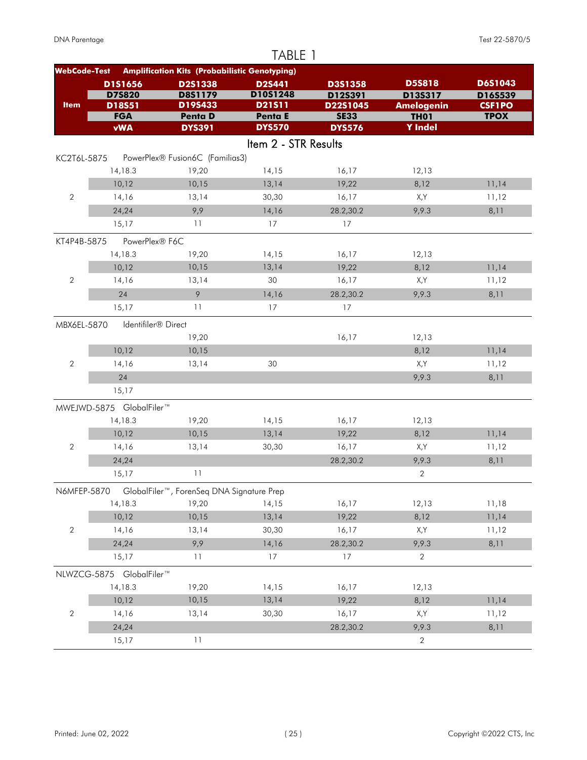# TABLE 1

| WebCode-Test | Amplification Kits (Probabilistic Genotyping) | | | | | |
|---|---|---|---|---|---|---|
| **Item** | **D1S1656** | **D2S1338** | **D2S441** | **D3S1358** | **D5S818** | **D6S1043** |
| | **D7S820** | **D8S1179** | **D10S1248** | **D12S391** | **D13S317** | **D16S539** |
| | **D18S51** | **D19S433** | **D21S11** | **D22S1045** | **Amelogenin** | **CSF1PO** |
| | **FGA** | **Penta D** | **Penta E** | **SE33** | **TH01** | **TPOX** |
| | **vWA** | **DYS391** | **DYS570** | **DYS576** | **Y Indel** | |

## Item 2 - STR Results

| Item | | | | | | |
|---|---|---|---|---|---|---|
| **KC2T6L-5875** | PowerPlex® Fusion6C (Familias3) | | | | | |
| | 14,18.3 | 19,20 | 14,15 | 16,17 | 12,13 | |
| | 10,12 | 10,15 | 13,14 | 19,22 | 8,12 | 11,14 |
| 2 | 14,16 | 13,14 | 30,30 | 16,17 | X,Y | 11,12 |
| | 24,24 | 9,9 | 14,16 | 28.2,30.2 | 9,9.3 | 8,11 |
| | 15,17 | 11 | 17 | 17 | | |
| **KT4P4B-5875** | PowerPlex® F6C | | | | | |
| | 14,18.3 | 19,20 | 14,15 | 16,17 | 12,13 | |
| | 10,12 | 10,15 | 13,14 | 19,22 | 8,12 | 11,14 |
| 2 | 14,16 | 13,14 | 30 | 16,17 | X,Y | 11,12 |
| | 24 | 9 | 14,16 | 28.2,30.2 | 9,9.3 | 8,11 |
| | 15,17 | 11 | 17 | 17 | | |
| **MBX6EL-5870** | Identifiler® Direct | | | | | |
| | | 19,20 | | 16,17 | 12,13 | |
| | 10,12 | 10,15 | | | 8,12 | 11,14 |
| 2 | 14,16 | 13,14 | 30 | | X,Y | 11,12 |
| | 24 | | | | 9,9.3 | 8,11 |
| | 15,17 | | | | | |
| **MWEJWD-5875** | GlobalFiler™ | | | | | |
| | 14,18.3 | 19,20 | 14,15 | 16,17 | 12,13 | |
| | 10,12 | 10,15 | 13,14 | 19,22 | 8,12 | 11,14 |
| 2 | 14,16 | 13,14 | 30,30 | 16,17 | X,Y | 11,12 |
| | 24,24 | | | 28.2,30.2 | 9,9.3 | 8,11 |
| | 15,17 | 11 | | | 2 | |
| **N6MFEP-5870** | GlobalFiler™, ForenSeq DNA Signature Prep | | | | | |
| | 14,18.3 | 19,20 | 14,15 | 16,17 | 12,13 | 11,18 |
| | 10,12 | 10,15 | 13,14 | 19,22 | 8,12 | 11,14 |
| 2 | 14,16 | 13,14 | 30,30 | 16,17 | X,Y | 11,12 |
| | 24,24 | 9,9 | 14,16 | 28.2,30.2 | 9,9.3 | 8,11 |
| | 15,17 | 11 | 17 | 17 | 2 | |
| **NLWZCG-5875** | GlobalFiler™ | | | | | |
| | 14,18.3 | 19,20 | 14,15 | 16,17 | 12,13 | |
| | 10,12 | 10,15 | 13,14 | 19,22 | 8,12 | 11,14 |
| 2 | 14,16 | 13,14 | 30,30 | 16,17 | X,Y | 11,12 |
| | 24,24 | | | 28.2,30.2 | 9,9.3 | 8,11 |
| | 15,17 | 11 | | | 2 | |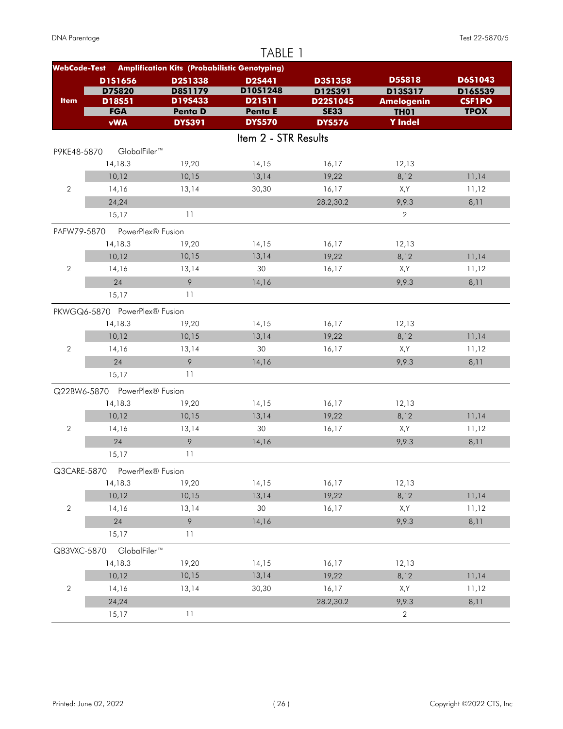# TABLE 1

| WebCode-Test | Amplification Kits (Probabilistic Genotyping) | | | | | |
|---|---|---|---|---|---|---|
| Item | D1S1656 | D2S1338 | D2S441 | D3S1358 | D5S818 | D6S1043 |
| | D7S820 | D8S1179 | D10S1248 | D12S391 | D13S317 | D16S539 |
| | D18S51 | D19S433 | D21S11 | D22S1045 | Amelogenin | CSF1PO |
| | FGA | Penta D | Penta E | SE33 | TH01 | TPOX |
| | vWA | DYS391 | DYS570 | DYS576 | Y Indel | |

## Item 2 - STR Results

| P9KE48-5870 | GlobalFiler™ | | | | | |
|---|---|---|---|---|---|---|
| | 14,18.3 | 19,20 | 14,15 | 16,17 | 12,13 | |
| | 10,12 | 10,15 | 13,14 | 19,22 | 8,12 | 11,14 |
| 2 | 14,16 | 13,14 | 30,30 | 16,17 | X,Y | 11,12 |
| | 24,24 | | | 28.2,30.2 | 9,9.3 | 8,11 |
| | 15,17 | 11 | | | 2 | |
| **PAFW79-5870** | **PowerPlex® Fusion** | | | | | |
| | 14,18.3 | 19,20 | 14,15 | 16,17 | 12,13 | |
| | 10,12 | 10,15 | 13,14 | 19,22 | 8,12 | 11,14 |
| 2 | 14,16 | 13,14 | 30 | 16,17 | X,Y | 11,12 |
| | 24 | 9 | 14,16 | | 9,9.3 | 8,11 |
| | 15,17 | 11 | | | | |
| **PKWGQ6-5870** | **PowerPlex® Fusion** | | | | | |
| | 14,18.3 | 19,20 | 14,15 | 16,17 | 12,13 | |
| | 10,12 | 10,15 | 13,14 | 19,22 | 8,12 | 11,14 |
| 2 | 14,16 | 13,14 | 30 | 16,17 | X,Y | 11,12 |
| | 24 | 9 | 14,16 | | 9,9.3 | 8,11 |
| | 15,17 | 11 | | | | |
| **Q22BW6-5870** | **PowerPlex® Fusion** | | | | | |
| | 14,18.3 | 19,20 | 14,15 | 16,17 | 12,13 | |
| | 10,12 | 10,15 | 13,14 | 19,22 | 8,12 | 11,14 |
| 2 | 14,16 | 13,14 | 30 | 16,17 | X,Y | 11,12 |
| | 24 | 9 | 14,16 | | 9,9.3 | 8,11 |
| | 15,17 | 11 | | | | |
| **Q3CARE-5870** | **PowerPlex® Fusion** | | | | | |
| | 14,18.3 | 19,20 | 14,15 | 16,17 | 12,13 | |
| | 10,12 | 10,15 | 13,14 | 19,22 | 8,12 | 11,14 |
| 2 | 14,16 | 13,14 | 30 | 16,17 | X,Y | 11,12 |
| | 24 | 9 | 14,16 | | 9,9.3 | 8,11 |
| | 15,17 | 11 | | | | |
| **QB3VXC-5870** | **GlobalFiler™** | | | | | |
| | 14,18.3 | 19,20 | 14,15 | 16,17 | 12,13 | |
| | 10,12 | 10,15 | 13,14 | 19,22 | 8,12 | 11,14 |
| 2 | 14,16 | 13,14 | 30,30 | 16,17 | X,Y | 11,12 |
| | 24,24 | | | 28.2,30.2 | 9,9.3 | 8,11 |
| | 15,17 | 11 | | | 2 | |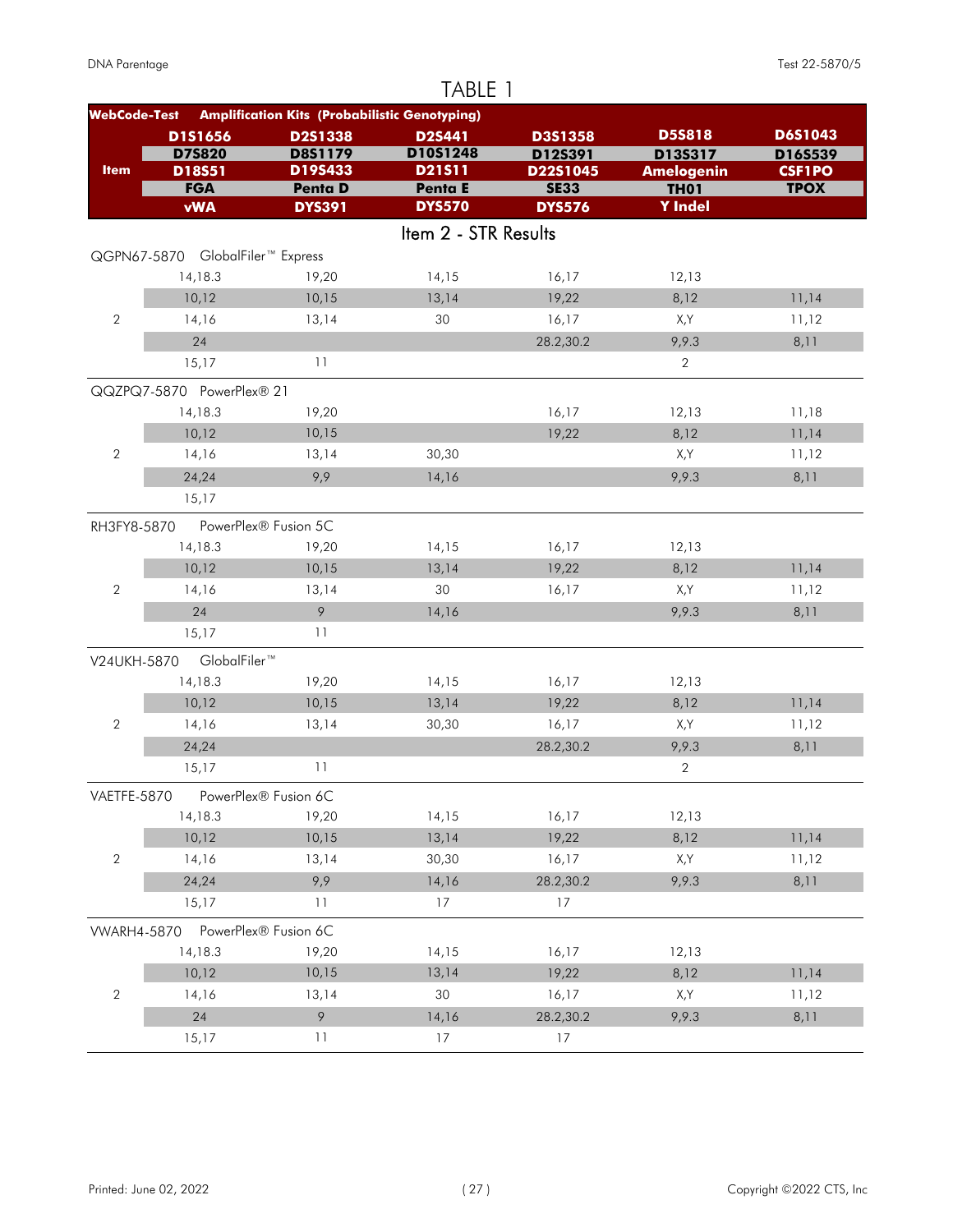# TABLE 1

| WebCode-Test | Amplification Kits (Probabilistic Genotyping) | | | | | |
|---|---|---|---|---|---|---|
| | D1S1656 | D2S1338 | D2S441 | D3S1358 | D5S818 | D6S1043 |
| | D7S820 | D8S1179 | D10S1248 | D12S391 | D13S317 | D16S539 |
| Item | D18S51 | D19S433 | D21S11 | D22S1045 | Amelogenin | CSF1PO |
| | FGA | Penta D | Penta E | SE33 | TH01 | TPOX |
| | vWA | DYS391 | DYS570 | DYS576 | Y Indel | |

## Item 2 - STR Results

| QGPN67-5870 | GlobalFiler™ Express | | | | | |
|---|---|---|---|---|---|---|
| | 14,18.3 | 19,20 | 14,15 | 16,17 | 12,13 | |
| | 10,12 | 10,15 | 13,14 | 19,22 | 8,12 | 11,14 |
| 2 | 14,16 | 13,14 | 30 | 16,17 | X,Y | 11,12 |
| | 24 | | | 28.2,30.2 | 9,9.3 | 8,11 |
| | 15,17 | 11 | | | 2 | |
| **QQZPQ7-5870** | **PowerPlex® 21** | | | | | |
| | 14,18.3 | 19,20 | | 16,17 | 12,13 | 11,18 |
| | 10,12 | 10,15 | | 19,22 | 8,12 | 11,14 |
| 2 | 14,16 | 13,14 | 30,30 | | X,Y | 11,12 |
| | 24,24 | 9,9 | 14,16 | | 9,9.3 | 8,11 |
| | 15,17 | | | | | |
| **RH3FY8-5870** | **PowerPlex® Fusion 5C** | | | | | |
| | 14,18.3 | 19,20 | 14,15 | 16,17 | 12,13 | |
| | 10,12 | 10,15 | 13,14 | 19,22 | 8,12 | 11,14 |
| 2 | 14,16 | 13,14 | 30 | 16,17 | X,Y | 11,12 |
| | 24 | 9 | 14,16 | | 9,9.3 | 8,11 |
| | 15,17 | 11 | | | | |
| **V24UKH-5870** | **GlobalFiler™** | | | | | |
| | 14,18.3 | 19,20 | 14,15 | 16,17 | 12,13 | |
| | 10,12 | 10,15 | 13,14 | 19,22 | 8,12 | 11,14 |
| 2 | 14,16 | 13,14 | 30,30 | 16,17 | X,Y | 11,12 |
| | 24,24 | | | 28.2,30.2 | 9,9.3 | 8,11 |
| | 15,17 | 11 | | | 2 | |
| **VAETFE-5870** | **PowerPlex® Fusion 6C** | | | | | |
| | 14,18.3 | 19,20 | 14,15 | 16,17 | 12,13 | |
| | 10,12 | 10,15 | 13,14 | 19,22 | 8,12 | 11,14 |
| 2 | 14,16 | 13,14 | 30,30 | 16,17 | X,Y | 11,12 |
| | 24,24 | 9,9 | 14,16 | 28.2,30.2 | 9,9.3 | 8,11 |
| | 15,17 | 11 | 17 | 17 | | |
| **VWARH4-5870** | **PowerPlex® Fusion 6C** | | | | | |
| | 14,18.3 | 19,20 | 14,15 | 16,17 | 12,13 | |
| | 10,12 | 10,15 | 13,14 | 19,22 | 8,12 | 11,14 |
| 2 | 14,16 | 13,14 | 30 | 16,17 | X,Y | 11,12 |
| | 24 | 9 | 14,16 | 28.2,30.2 | 9,9.3 | 8,11 |
| | 15,17 | 11 | 17 | 17 | | |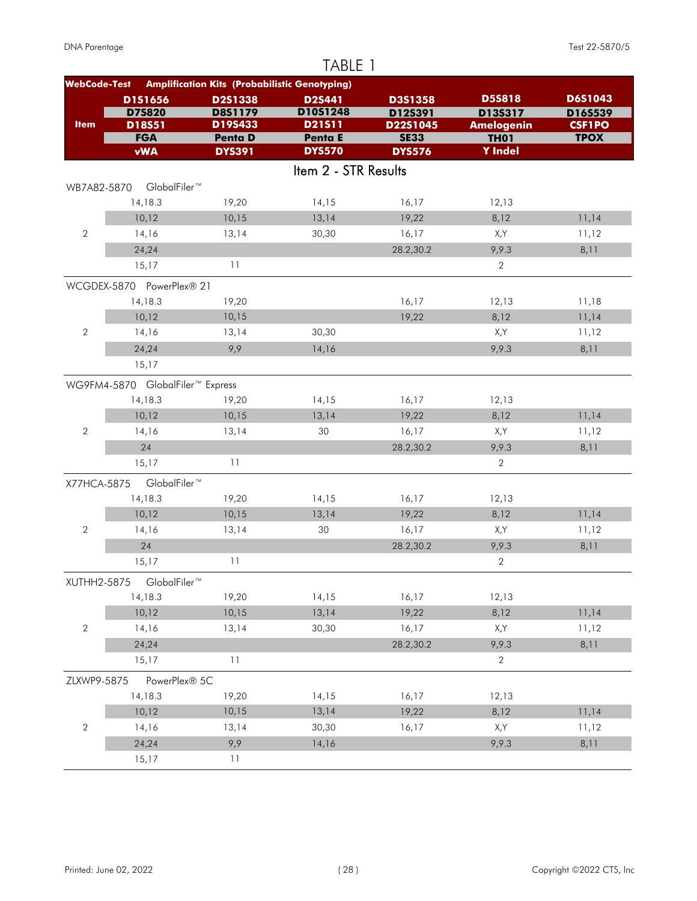# TABLE 1

| WebCode-Test | Amplification Kits (Probabilistic Genotyping) | | | | | |
|---|---|---|---|---|---|---|
| Item | D1S1656 | D2S1338 | D2S441 | D3S1358 | D5S818 | D6S1043 |
| | D7S820 | D8S1179 | D10S1248 | D12S391 | D13S317 | D16S539 |
| | D18S51 | D19S433 | D21S11 | D22S1045 | Amelogenin | CSF1PO |
| | FGA | Penta D | Penta E | SE33 | TH01 | TPOX |
| | vWA | DYS391 | DYS570 | DYS576 | Y Indel | |

## Item 2 - STR Results

| Item | | | | | | |
|---|---|---|---|---|---|---|
| **WB7A82-5870** | **GlobalFiler™** | | | | | |
| | 14,18.3 | 19,20 | 14,15 | 16,17 | 12,13 | |
| | 10,12 | 10,15 | 13,14 | 19,22 | 8,12 | 11,14 |
| 2 | 14,16 | 13,14 | 30,30 | 16,17 | X,Y | 11,12 |
| | 24,24 | | | 28.2,30.2 | 9,9.3 | 8,11 |
| | 15,17 | 11 | | | 2 | |
| **WCGDEX-5870** | **PowerPlex® 21** | | | | | |
| | 14,18.3 | 19,20 | | 16,17 | 12,13 | 11,18 |
| | 10,12 | 10,15 | | 19,22 | 8,12 | 11,14 |
| 2 | 14,16 | 13,14 | 30,30 | | X,Y | 11,12 |
| | 24,24 | 9,9 | 14,16 | | 9,9.3 | 8,11 |
| | 15,17 | | | | | |
| **WG9FM4-5870** | **GlobalFiler™ Express** | | | | | |
| | 14,18.3 | 19,20 | 14,15 | 16,17 | 12,13 | |
| | 10,12 | 10,15 | 13,14 | 19,22 | 8,12 | 11,14 |
| 2 | 14,16 | 13,14 | 30 | 16,17 | X,Y | 11,12 |
| | 24 | | | 28.2,30.2 | 9,9.3 | 8,11 |
| | 15,17 | 11 | | | 2 | |
| **X77HCA-5875** | **GlobalFiler™** | | | | | |
| | 14,18.3 | 19,20 | 14,15 | 16,17 | 12,13 | |
| | 10,12 | 10,15 | 13,14 | 19,22 | 8,12 | 11,14 |
| 2 | 14,16 | 13,14 | 30 | 16,17 | X,Y | 11,12 |
| | 24 | | | 28.2,30.2 | 9,9.3 | 8,11 |
| | 15,17 | 11 | | | 2 | |
| **XUTHH2-5875** | **GlobalFiler™** | | | | | |
| | 14,18.3 | 19,20 | 14,15 | 16,17 | 12,13 | |
| | 10,12 | 10,15 | 13,14 | 19,22 | 8,12 | 11,14 |
| 2 | 14,16 | 13,14 | 30,30 | 16,17 | X,Y | 11,12 |
| | 24,24 | | | 28.2,30.2 | 9,9.3 | 8,11 |
| | 15,17 | 11 | | | 2 | |
| **ZLXWP9-5875** | **PowerPlex® 5C** | | | | | |
| | 14,18.3 | 19,20 | 14,15 | 16,17 | 12,13 | |
| | 10,12 | 10,15 | 13,14 | 19,22 | 8,12 | 11,14 |
| 2 | 14,16 | 13,14 | 30,30 | 16,17 | X,Y | 11,12 |
| | 24,24 | 9,9 | 14,16 | | 9,9.3 | 8,11 |
| | 15,17 | 11 | | | | |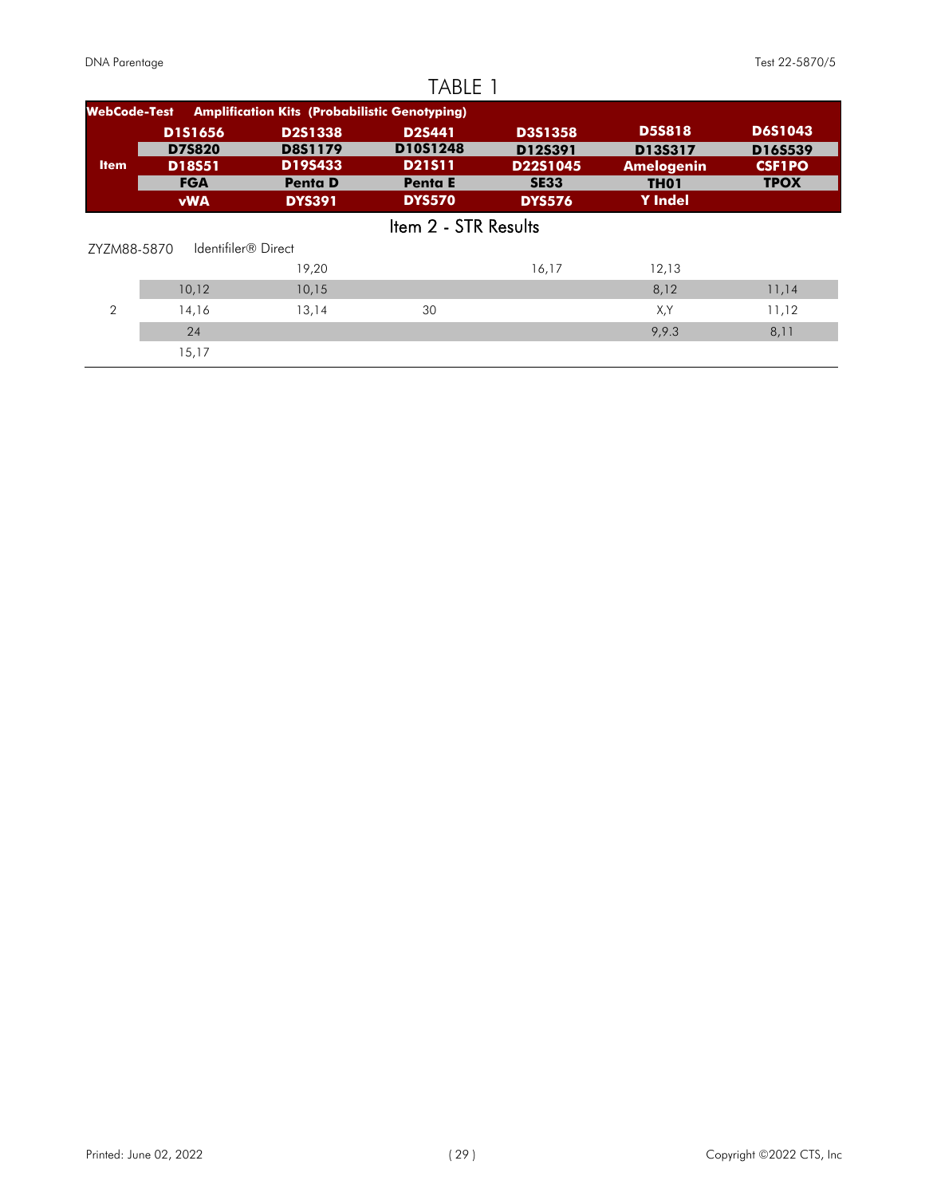# TABLE 1

| WebCode-Test | Amplification Kits (Probabilistic Genotyping) | | | | | |
|---|---|---|---|---|---|---|
| | D1S1656 | D2S1338 | D2S441 | D3S1358 | D5S818 | D6S1043 |
| | D7S820 | D8S1179 | D10S1248 | D12S391 | D13S317 | D16S539 |
| Item | D18S51 | D19S433 | D21S11 | D22S1045 | Amelogenin | CSF1PO |
| | FGA | Penta D | Penta E | SE33 | TH01 | TPOX |
| | vWA | DYS391 | DYS570 | DYS576 | Y Indel | |

## Item 2 - STR Results

| ZYZM88-5870 | Identifiler® Direct | | | | | |
|---|---|---|---|---|---|---|
| | | 19,20 | | 16,17 | 12,13 | |
| | 10,12 | 10,15 | | | 8,12 | 11,14 |
| 2 | 14,16 | 13,14 | 30 | | X,Y | 11,12 |
| | 24 | | | | 9,9.3 | 8,11 |
| | 15,17 | | | | | |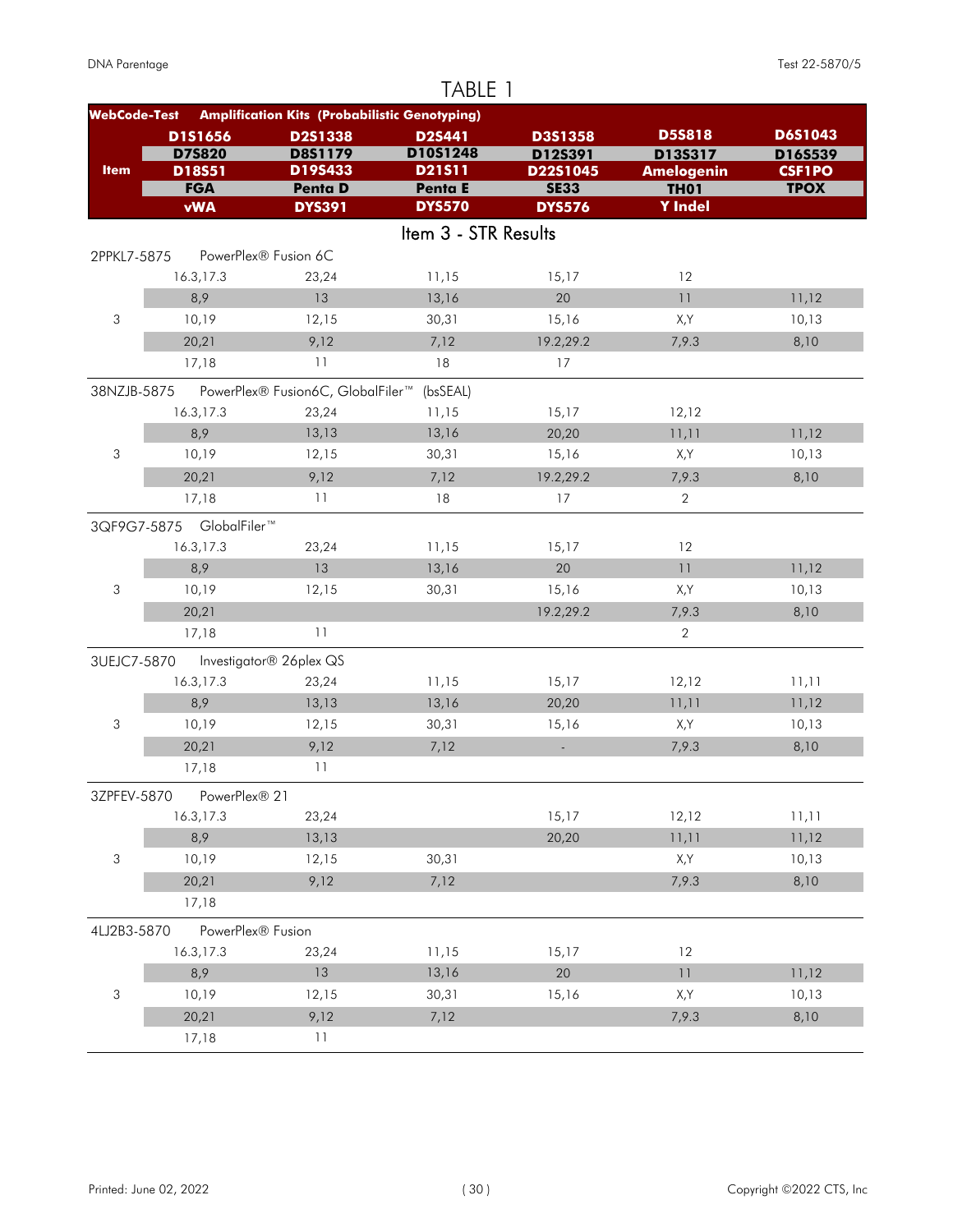# TABLE 1

| WebCode-Test / Item | Amplification Kits (Probabilistic Genotyping) | | | | | |
|---|---|---|---|---|---|---|
| | D1S1656 | D2S1338 | D2S441 | D3S1358 | D5S818 | D6S1043 |
| | D7S820 | D8S1179 | D10S1248 | D12S391 | D13S317 | D16S539 |
| **Item** | D18S51 | D19S433 | D21S11 | D22S1045 | Amelogenin | CSF1PO |
| | FGA | Penta D | Penta E | SE33 | TH01 | TPOX |
| | vWA | DYS391 | DYS570 | DYS576 | Y Indel | |

## Item 3 - STR Results

| WebCode-Test / Item | | | | | | |
|---|---|---|---|---|---|---|
| **2PPKL7-5875** | PowerPlex® Fusion 6C | | | | | |
| | 16.3,17.3 | 23,24 | 11,15 | 15,17 | 12 | |
| | 8,9 | 13 | 13,16 | 20 | 11 | 11,12 |
| 3 | 10,19 | 12,15 | 30,31 | 15,16 | X,Y | 10,13 |
| | 20,21 | 9,12 | 7,12 | 19.2,29.2 | 7,9.3 | 8,10 |
| | 17,18 | 11 | 18 | 17 | | |
| **38NZJB-5875** | PowerPlex® Fusion6C, GlobalFiler™ (bsSEAL) | | | | | |
| | 16.3,17.3 | 23,24 | 11,15 | 15,17 | 12,12 | |
| | 8,9 | 13,13 | 13,16 | 20,20 | 11,11 | 11,12 |
| 3 | 10,19 | 12,15 | 30,31 | 15,16 | X,Y | 10,13 |
| | 20,21 | 9,12 | 7,12 | 19.2,29.2 | 7,9.3 | 8,10 |
| | 17,18 | 11 | 18 | 17 | 2 | |
| **3QF9G7-5875** | GlobalFiler™ | | | | | |
| | 16.3,17.3 | 23,24 | 11,15 | 15,17 | 12 | |
| | 8,9 | 13 | 13,16 | 20 | 11 | 11,12 |
| 3 | 10,19 | 12,15 | 30,31 | 15,16 | X,Y | 10,13 |
| | 20,21 | | | 19.2,29.2 | 7,9.3 | 8,10 |
| | 17,18 | 11 | | | 2 | |
| **3UEJC7-5870** | Investigator® 26plex QS | | | | | |
| | 16.3,17.3 | 23,24 | 11,15 | 15,17 | 12,12 | 11,11 |
| | 8,9 | 13,13 | 13,16 | 20,20 | 11,11 | 11,12 |
| 3 | 10,19 | 12,15 | 30,31 | 15,16 | X,Y | 10,13 |
| | 20,21 | 9,12 | 7,12 | - | 7,9.3 | 8,10 |
| | 17,18 | 11 | | | | |
| **3ZPFEV-5870** | PowerPlex® 21 | | | | | |
| | 16.3,17.3 | 23,24 | | 15,17 | 12,12 | 11,11 |
| | 8,9 | 13,13 | | 20,20 | 11,11 | 11,12 |
| 3 | 10,19 | 12,15 | 30,31 | | X,Y | 10,13 |
| | 20,21 | 9,12 | 7,12 | | 7,9.3 | 8,10 |
| | 17,18 | | | | | |
| **4LJ2B3-5870** | PowerPlex® Fusion | | | | | |
| | 16.3,17.3 | 23,24 | 11,15 | 15,17 | 12 | |
| | 8,9 | 13 | 13,16 | 20 | 11 | 11,12 |
| 3 | 10,19 | 12,15 | 30,31 | 15,16 | X,Y | 10,13 |
| | 20,21 | 9,12 | 7,12 | | 7,9.3 | 8,10 |
| | 17,18 | 11 | | | | |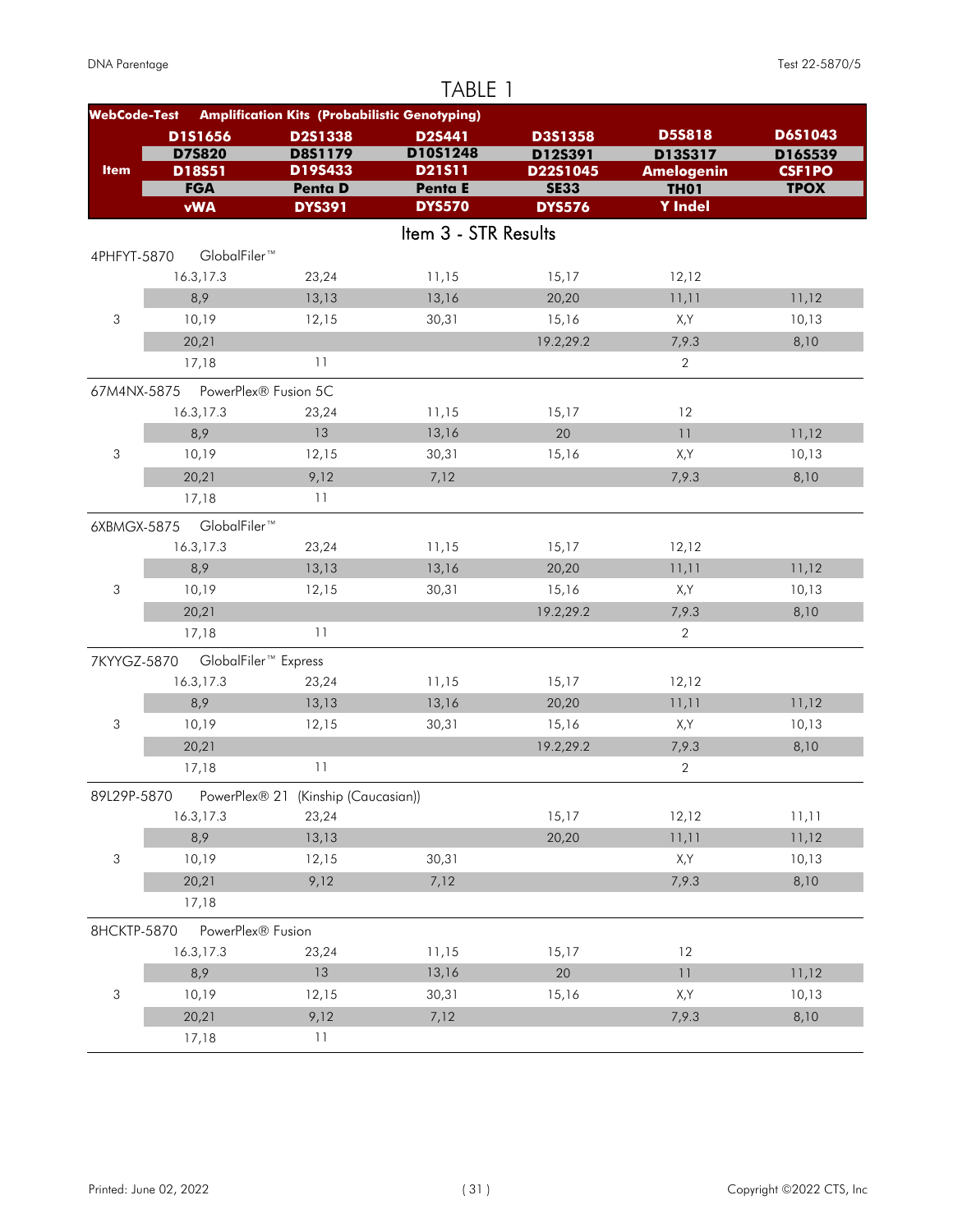# TABLE 1

| WebCode-Test | Amplification Kits (Probabilistic Genotyping) | | | | | |
|---|---|---|---|---|---|---|
| Item | D1S1656 | D2S1338 | D2S441 | D3S1358 | D5S818 | D6S1043 |
| | D7S820 | D8S1179 | D10S1248 | D12S391 | D13S317 | D16S539 |
| | D18S51 | D19S433 | D21S11 | D22S1045 | Amelogenin | CSF1PO |
| | FGA | Penta D | Penta E | SE33 | TH01 | TPOX |
| | vWA | DYS391 | DYS570 | DYS576 | Y Indel | |

## Item 3 - STR Results

| WebCode-Test | | | | | | |
|---|---|---|---|---|---|---|
| 4PHFYT-5870 | GlobalFiler™ | | | | | |
| | 16.3,17.3 | 23,24 | 11,15 | 15,17 | 12,12 | |
| | 8,9 | 13,13 | 13,16 | 20,20 | 11,11 | 11,12 |
| 3 | 10,19 | 12,15 | 30,31 | 15,16 | X,Y | 10,13 |
| | 20,21 | | | 19.2,29.2 | 7,9.3 | 8,10 |
| | 17,18 | 11 | | | 2 | |
| 67M4NX-5875 | PowerPlex® Fusion 5C | | | | | |
| | 16.3,17.3 | 23,24 | 11,15 | 15,17 | 12 | |
| | 8,9 | 13 | 13,16 | 20 | 11 | 11,12 |
| 3 | 10,19 | 12,15 | 30,31 | 15,16 | X,Y | 10,13 |
| | 20,21 | 9,12 | 7,12 | | 7,9.3 | 8,10 |
| | 17,18 | 11 | | | | |
| 6XBMGX-5875 | GlobalFiler™ | | | | | |
| | 16.3,17.3 | 23,24 | 11,15 | 15,17 | 12,12 | |
| | 8,9 | 13,13 | 13,16 | 20,20 | 11,11 | 11,12 |
| 3 | 10,19 | 12,15 | 30,31 | 15,16 | X,Y | 10,13 |
| | 20,21 | | | 19.2,29.2 | 7,9.3 | 8,10 |
| | 17,18 | 11 | | | 2 | |
| 7KYYGZ-5870 | GlobalFiler™ Express | | | | | |
| | 16.3,17.3 | 23,24 | 11,15 | 15,17 | 12,12 | |
| | 8,9 | 13,13 | 13,16 | 20,20 | 11,11 | 11,12 |
| 3 | 10,19 | 12,15 | 30,31 | 15,16 | X,Y | 10,13 |
| | 20,21 | | | 19.2,29.2 | 7,9.3 | 8,10 |
| | 17,18 | 11 | | | 2 | |
| 89L29P-5870 | PowerPlex® 21 (Kinship (Caucasian)) | | | | | |
| | 16.3,17.3 | 23,24 | | 15,17 | 12,12 | 11,11 |
| | 8,9 | 13,13 | | 20,20 | 11,11 | 11,12 |
| 3 | 10,19 | 12,15 | 30,31 | | X,Y | 10,13 |
| | 20,21 | 9,12 | 7,12 | | 7,9.3 | 8,10 |
| | 17,18 | | | | | |
| 8HCKTP-5870 | PowerPlex® Fusion | | | | | |
| | 16.3,17.3 | 23,24 | 11,15 | 15,17 | 12 | |
| | 8,9 | 13 | 13,16 | 20 | 11 | 11,12 |
| 3 | 10,19 | 12,15 | 30,31 | 15,16 | X,Y | 10,13 |
| | 20,21 | 9,12 | 7,12 | | 7,9.3 | 8,10 |
| | 17,18 | 11 | | | | |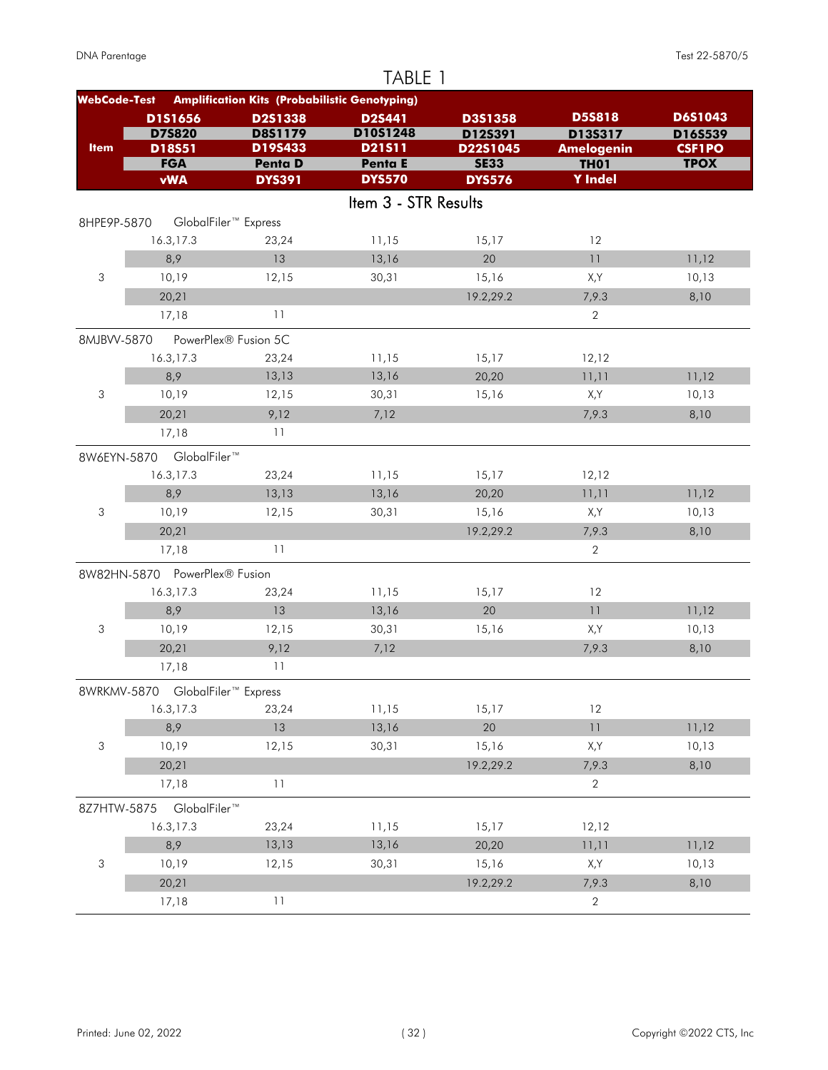# TABLE 1

| WebCode-Test | Amplification Kits (Probabilistic Genotyping) | | | | | |
|---|---|---|---|---|---|---|
| Item | D1S1656 | D2S1338 | D2S441 | D3S1358 | D5S818 | D6S1043 |
| | D7S820 | D8S1179 | D10S1248 | D12S391 | D13S317 | D16S539 |
| | D18S51 | D19S433 | D21S11 | D22S1045 | Amelogenin | CSF1PO |
| | FGA | Penta D | Penta E | SE33 | TH01 | TPOX |
| | vWA | DYS391 | DYS570 | DYS576 | Y Indel | |

## Item 3 - STR Results

| WebCode-Test | Amplification Kits (Probabilistic Genotyping) | | | | | |
|---|---|---|---|---|---|---|
| 8HPE9P-5870 | GlobalFiler™ Express | | | | | |
| | 16.3,17.3 | 23,24 | 11,15 | 15,17 | 12 | |
| | 8,9 | 13 | 13,16 | 20 | 11 | 11,12 |
| 3 | 10,19 | 12,15 | 30,31 | 15,16 | X,Y | 10,13 |
| | 20,21 | | | 19.2,29.2 | 7,9.3 | 8,10 |
| | 17,18 | 11 | | | 2 | |
| 8MJBVV-5870 | PowerPlex® Fusion 5C | | | | | |
| | 16.3,17.3 | 23,24 | 11,15 | 15,17 | 12,12 | |
| | 8,9 | 13,13 | 13,16 | 20,20 | 11,11 | 11,12 |
| 3 | 10,19 | 12,15 | 30,31 | 15,16 | X,Y | 10,13 |
| | 20,21 | 9,12 | 7,12 | | 7,9.3 | 8,10 |
| | 17,18 | 11 | | | | |
| 8W6EYN-5870 | GlobalFiler™ | | | | | |
| | 16.3,17.3 | 23,24 | 11,15 | 15,17 | 12,12 | |
| | 8,9 | 13,13 | 13,16 | 20,20 | 11,11 | 11,12 |
| 3 | 10,19 | 12,15 | 30,31 | 15,16 | X,Y | 10,13 |
| | 20,21 | | | 19.2,29.2 | 7,9.3 | 8,10 |
| | 17,18 | 11 | | | 2 | |
| 8W82HN-5870 | PowerPlex® Fusion | | | | | |
| | 16.3,17.3 | 23,24 | 11,15 | 15,17 | 12 | |
| | 8,9 | 13 | 13,16 | 20 | 11 | 11,12 |
| 3 | 10,19 | 12,15 | 30,31 | 15,16 | X,Y | 10,13 |
| | 20,21 | 9,12 | 7,12 | | 7,9.3 | 8,10 |
| | 17,18 | 11 | | | | |
| 8WRKMV-5870 | GlobalFiler™ Express | | | | | |
| | 16.3,17.3 | 23,24 | 11,15 | 15,17 | 12 | |
| | 8,9 | 13 | 13,16 | 20 | 11 | 11,12 |
| 3 | 10,19 | 12,15 | 30,31 | 15,16 | X,Y | 10,13 |
| | 20,21 | | | 19.2,29.2 | 7,9.3 | 8,10 |
| | 17,18 | 11 | | | 2 | |
| 8Z7HTW-5875 | GlobalFiler™ | | | | | |
| | 16.3,17.3 | 23,24 | 11,15 | 15,17 | 12,12 | |
| | 8,9 | 13,13 | 13,16 | 20,20 | 11,11 | 11,12 |
| 3 | 10,19 | 12,15 | 30,31 | 15,16 | X,Y | 10,13 |
| | 20,21 | | | 19.2,29.2 | 7,9.3 | 8,10 |
| | 17,18 | 11 | | | 2 | |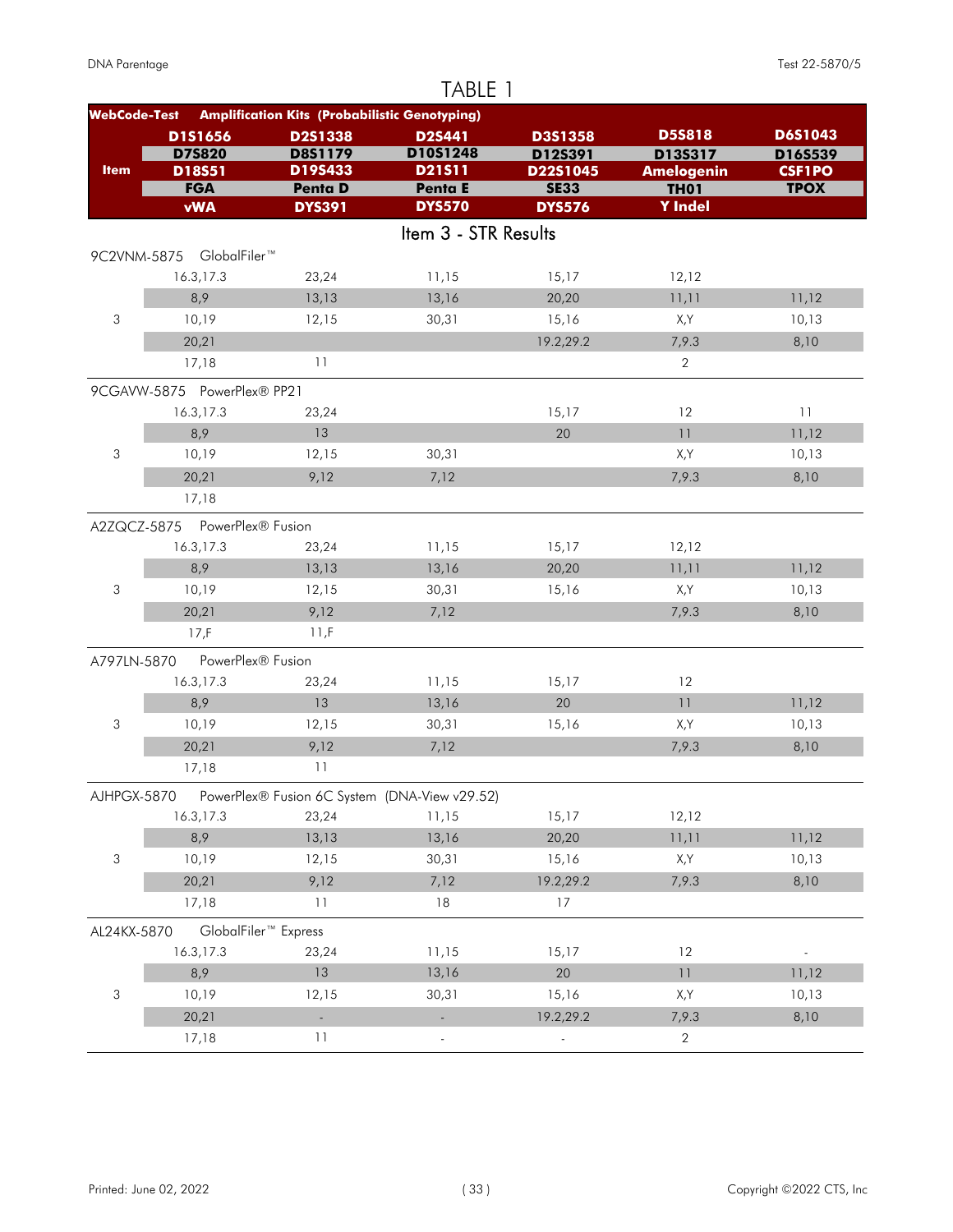# TABLE 1

| WebCode-Test | Amplification Kits (Probabilistic Genotyping) | | | | | |
|---|---|---|---|---|---|---|
| **Item** | **D1S1656** | **D2S1338** | **D2S441** | **D3S1358** | **D5S818** | **D6S1043** |
| | **D7S820** | **D8S1179** | **D10S1248** | **D12S391** | **D13S317** | **D16S539** |
| | **D18S51** | **D19S433** | **D21S11** | **D22S1045** | **Amelogenin** | **CSF1PO** |
| | **FGA** | **Penta D** | **Penta E** | **SE33** | **TH01** | **TPOX** |
| | **vWA** | **DYS391** | **DYS570** | **DYS576** | **Y Indel** | |

## Item 3 - STR Results

| Item | | | | | | |
|---|---|---|---|---|---|---|
| **9C2VNM-5875 GlobalFiler™** | | | | | | |
| | 16.3,17.3 | 23,24 | 11,15 | 15,17 | 12,12 | |
| | 8,9 | 13,13 | 13,16 | 20,20 | 11,11 | 11,12 |
| 3 | 10,19 | 12,15 | 30,31 | 15,16 | X,Y | 10,13 |
| | 20,21 | | | 19.2,29.2 | 7,9.3 | 8,10 |
| | 17,18 | 11 | | | 2 | |
| **9CGAVW-5875 PowerPlex® PP21** | | | | | | |
| | 16.3,17.3 | 23,24 | | 15,17 | 12 | 11 |
| | 8,9 | 13 | | 20 | 11 | 11,12 |
| 3 | 10,19 | 12,15 | 30,31 | | X,Y | 10,13 |
| | 20,21 | 9,12 | 7,12 | | 7,9.3 | 8,10 |
| | 17,18 | | | | | |
| **A2ZQCZ-5875 PowerPlex® Fusion** | | | | | | |
| | 16.3,17.3 | 23,24 | 11,15 | 15,17 | 12,12 | |
| | 8,9 | 13,13 | 13,16 | 20,20 | 11,11 | 11,12 |
| 3 | 10,19 | 12,15 | 30,31 | 15,16 | X,Y | 10,13 |
| | 20,21 | 9,12 | 7,12 | | 7,9.3 | 8,10 |
| | 17,F | 11,F | | | | |
| **A797LN-5870 PowerPlex® Fusion** | | | | | | |
| | 16.3,17.3 | 23,24 | 11,15 | 15,17 | 12 | |
| | 8,9 | 13 | 13,16 | 20 | 11 | 11,12 |
| 3 | 10,19 | 12,15 | 30,31 | 15,16 | X,Y | 10,13 |
| | 20,21 | 9,12 | 7,12 | | 7,9.3 | 8,10 |
| | 17,18 | 11 | | | | |
| **AJHPGX-5870 PowerPlex® Fusion 6C System (DNA-View v29.52)** | | | | | | |
| | 16.3,17.3 | 23,24 | 11,15 | 15,17 | 12,12 | |
| | 8,9 | 13,13 | 13,16 | 20,20 | 11,11 | 11,12 |
| 3 | 10,19 | 12,15 | 30,31 | 15,16 | X,Y | 10,13 |
| | 20,21 | 9,12 | 7,12 | 19.2,29.2 | 7,9.3 | 8,10 |
| | 17,18 | 11 | 18 | 17 | | |
| **AL24KX-5870 GlobalFiler™ Express** | | | | | | |
| | 16.3,17.3 | 23,24 | 11,15 | 15,17 | 12 | - |
| | 8,9 | 13 | 13,16 | 20 | 11 | 11,12 |
| 3 | 10,19 | 12,15 | 30,31 | 15,16 | X,Y | 10,13 |
| | 20,21 | - | - | 19.2,29.2 | 7,9.3 | 8,10 |
| | 17,18 | 11 | - | - | 2 | |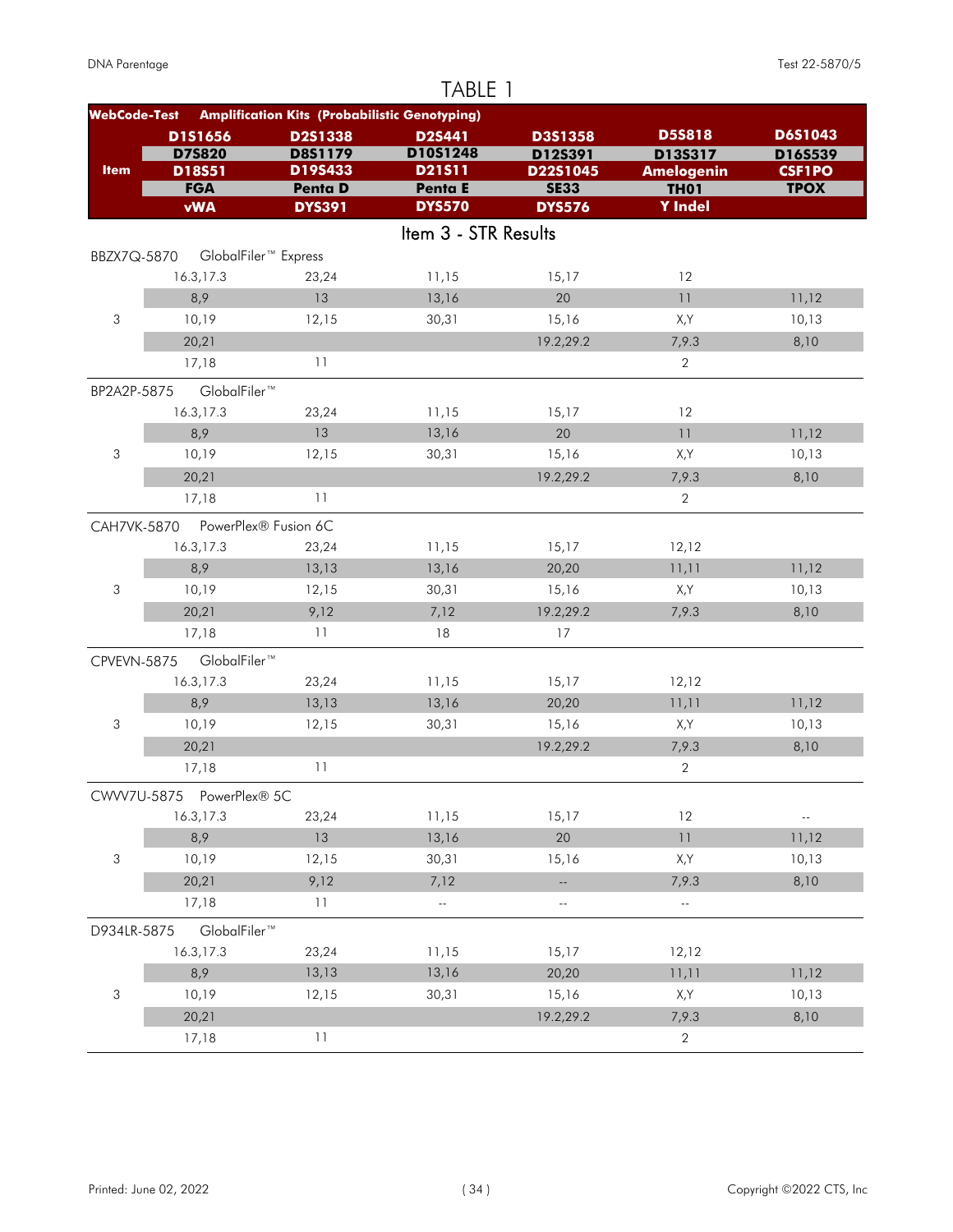# TABLE 1

| WebCode-Test | Amplification Kits (Probabilistic Genotyping) | | | | | |
|---|---|---|---|---|---|---|
| Item | D1S1656 | D2S1338 | D2S441 | D3S1358 | D5S818 | D6S1043 |
| | D7S820 | D8S1179 | D10S1248 | D12S391 | D13S317 | D16S539 |
| | D18S51 | D19S433 | D21S11 | D22S1045 | Amelogenin | CSF1PO |
| | FGA | Penta D | Penta E | SE33 | TH01 | TPOX |
| | vWA | DYS391 | DYS570 | DYS576 | Y Indel | |

## Item 3 - STR Results

| Item | | | | | | |
|---|---|---|---|---|---|---|
| BBZX7Q-5870 | GlobalFiler™ Express | | | | | |
| | 16.3,17.3 | 23,24 | 11,15 | 15,17 | 12 | |
| | 8,9 | 13 | 13,16 | 20 | 11 | 11,12 |
| 3 | 10,19 | 12,15 | 30,31 | 15,16 | X,Y | 10,13 |
| | 20,21 | | | 19.2,29.2 | 7,9.3 | 8,10 |
| | 17,18 | 11 | | | 2 | |
| BP2A2P-5875 | GlobalFiler™ | | | | | |
| | 16.3,17.3 | 23,24 | 11,15 | 15,17 | 12 | |
| | 8,9 | 13 | 13,16 | 20 | 11 | 11,12 |
| 3 | 10,19 | 12,15 | 30,31 | 15,16 | X,Y | 10,13 |
| | 20,21 | | | 19.2,29.2 | 7,9.3 | 8,10 |
| | 17,18 | 11 | | | 2 | |
| CAH7VK-5870 | PowerPlex® Fusion 6C | | | | | |
| | 16.3,17.3 | 23,24 | 11,15 | 15,17 | 12,12 | |
| | 8,9 | 13,13 | 13,16 | 20,20 | 11,11 | 11,12 |
| 3 | 10,19 | 12,15 | 30,31 | 15,16 | X,Y | 10,13 |
| | 20,21 | 9,12 | 7,12 | 19.2,29.2 | 7,9.3 | 8,10 |
| | 17,18 | 11 | 18 | 17 | | |
| CPVEVN-5875 | GlobalFiler™ | | | | | |
| | 16.3,17.3 | 23,24 | 11,15 | 15,17 | 12,12 | |
| | 8,9 | 13,13 | 13,16 | 20,20 | 11,11 | 11,12 |
| 3 | 10,19 | 12,15 | 30,31 | 15,16 | X,Y | 10,13 |
| | 20,21 | | | 19.2,29.2 | 7,9.3 | 8,10 |
| | 17,18 | 11 | | | 2 | |
| CWVV7U-5875 | PowerPlex® 5C | | | | | |
| | 16.3,17.3 | 23,24 | 11,15 | 15,17 | 12 | -- |
| | 8,9 | 13 | 13,16 | 20 | 11 | 11,12 |
| 3 | 10,19 | 12,15 | 30,31 | 15,16 | X,Y | 10,13 |
| | 20,21 | 9,12 | 7,12 | -- | 7,9.3 | 8,10 |
| | 17,18 | 11 | -- | -- | -- | |
| D934LR-5875 | GlobalFiler™ | | | | | |
| | 16.3,17.3 | 23,24 | 11,15 | 15,17 | 12,12 | |
| | 8,9 | 13,13 | 13,16 | 20,20 | 11,11 | 11,12 |
| 3 | 10,19 | 12,15 | 30,31 | 15,16 | X,Y | 10,13 |
| | 20,21 | | | 19.2,29.2 | 7,9.3 | 8,10 |
| | 17,18 | 11 | | | 2 | |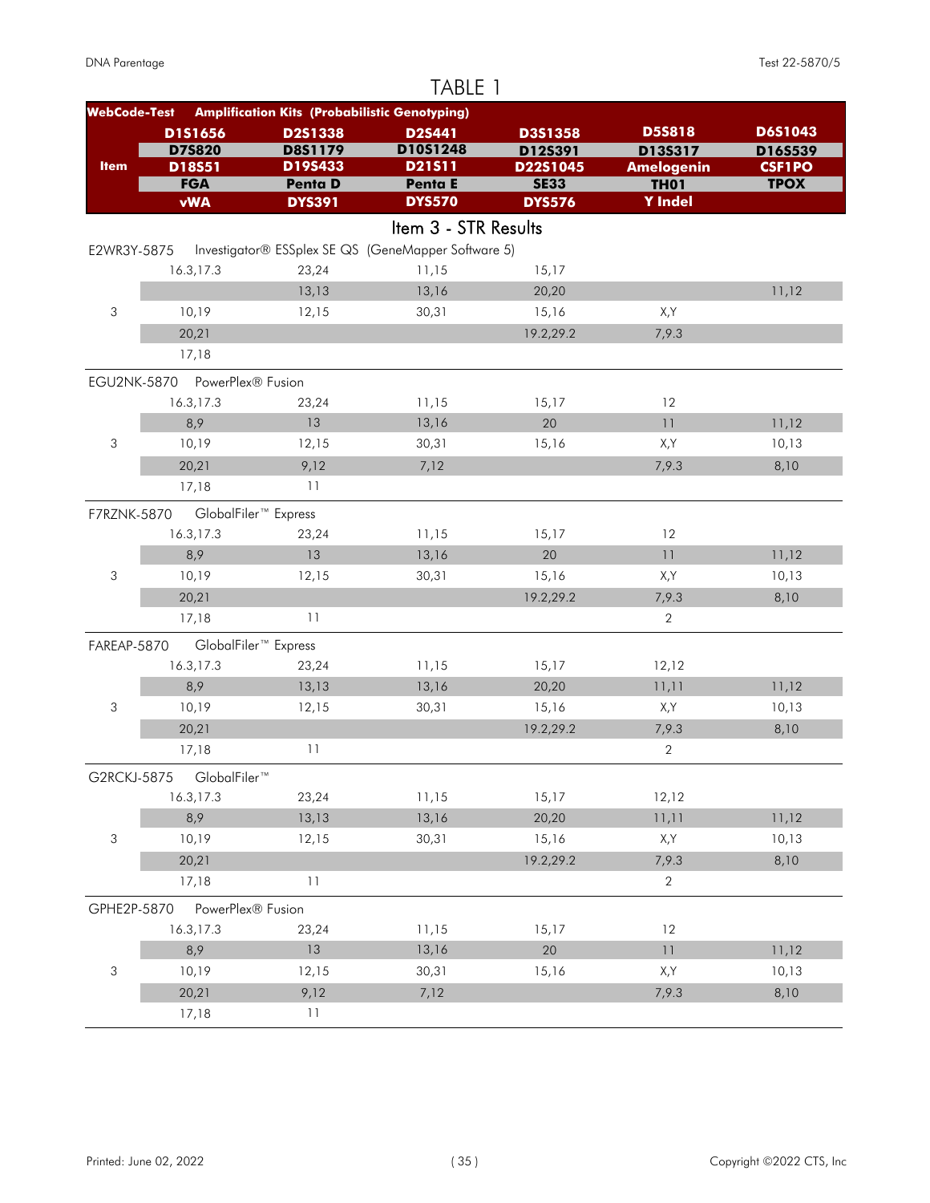# TABLE 1

| WebCode-Test | Amplification Kits (Probabilistic Genotyping) | | | | | |
|---|---|---|---|---|---|---|
| Item | D1S1656 | D2S1338 | D2S441 | D3S1358 | D5S818 | D6S1043 |
| | D7S820 | D8S1179 | D10S1248 | D12S391 | D13S317 | D16S539 |
| | D18S51 | D19S433 | D21S11 | D22S1045 | Amelogenin | CSF1PO |
| | FGA | Penta D | Penta E | SE33 | TH01 | TPOX |
| | vWA | DYS391 | DYS570 | DYS576 | Y Indel | |

## Item 3 - STR Results

| Item | | | | | | |
|---|---|---|---|---|---|---|
| E2WR3Y-5875 | Investigator® ESSplex SE QS (GeneMapper Software 5) | | | | | |
| | 16.3,17.3 | 23,24 | 11,15 | 15,17 | | |
| | | 13,13 | 13,16 | 20,20 | | 11,12 |
| 3 | 10,19 | 12,15 | 30,31 | 15,16 | X,Y | |
| | 20,21 | | | 19.2,29.2 | 7,9.3 | |
| | 17,18 | | | | | |
| EGU2NK-5870 | PowerPlex® Fusion | | | | | |
| | 16.3,17.3 | 23,24 | 11,15 | 15,17 | 12 | |
| | 8,9 | 13 | 13,16 | 20 | 11 | 11,12 |
| 3 | 10,19 | 12,15 | 30,31 | 15,16 | X,Y | 10,13 |
| | 20,21 | 9,12 | 7,12 | | 7,9.3 | 8,10 |
| | 17,18 | 11 | | | | |
| F7RZNK-5870 | GlobalFiler™ Express | | | | | |
| | 16.3,17.3 | 23,24 | 11,15 | 15,17 | 12 | |
| | 8,9 | 13 | 13,16 | 20 | 11 | 11,12 |
| 3 | 10,19 | 12,15 | 30,31 | 15,16 | X,Y | 10,13 |
| | 20,21 | | | 19.2,29.2 | 7,9.3 | 8,10 |
| | 17,18 | 11 | | | 2 | |
| FAREAP-5870 | GlobalFiler™ Express | | | | | |
| | 16.3,17.3 | 23,24 | 11,15 | 15,17 | 12,12 | |
| | 8,9 | 13,13 | 13,16 | 20,20 | 11,11 | 11,12 |
| 3 | 10,19 | 12,15 | 30,31 | 15,16 | X,Y | 10,13 |
| | 20,21 | | | 19.2,29.2 | 7,9.3 | 8,10 |
| | 17,18 | 11 | | | 2 | |
| G2RCKJ-5875 | GlobalFiler™ | | | | | |
| | 16.3,17.3 | 23,24 | 11,15 | 15,17 | 12,12 | |
| | 8,9 | 13,13 | 13,16 | 20,20 | 11,11 | 11,12 |
| 3 | 10,19 | 12,15 | 30,31 | 15,16 | X,Y | 10,13 |
| | 20,21 | | | 19.2,29.2 | 7,9.3 | 8,10 |
| | 17,18 | 11 | | | 2 | |
| GPHE2P-5870 | PowerPlex® Fusion | | | | | |
| | 16.3,17.3 | 23,24 | 11,15 | 15,17 | 12 | |
| | 8,9 | 13 | 13,16 | 20 | 11 | 11,12 |
| 3 | 10,19 | 12,15 | 30,31 | 15,16 | X,Y | 10,13 |
| | 20,21 | 9,12 | 7,12 | | 7,9.3 | 8,10 |
| | 17,18 | 11 | | | | |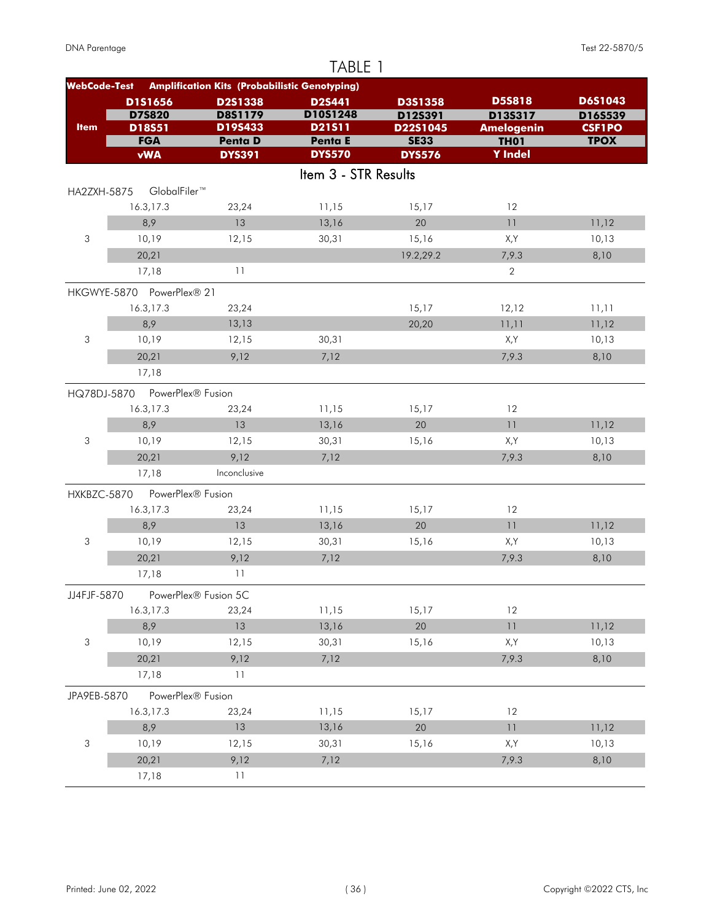# TABLE 1

| WebCode-Test | Amplification Kits (Probabilistic Genotyping) | | | | | |
|---|---|---|---|---|---|---|
| **Item** | **D1S1656** | **D2S1338** | **D2S441** | **D3S1358** | **D5S818** | **D6S1043** |
| | **D7S820** | **D8S1179** | **D10S1248** | **D12S391** | **D13S317** | **D16S539** |
| | **D18S51** | **D19S433** | **D21S11** | **D22S1045** | **Amelogenin** | **CSF1PO** |
| | **FGA** | **Penta D** | **Penta E** | **SE33** | **TH01** | **TPOX** |
| | **vWA** | **DYS391** | **DYS570** | **DYS576** | **Y Indel** | |

## Item 3 - STR Results

| Item | | | | | | |
|---|---|---|---|---|---|---|
| HA2ZXH-5875 | GlobalFiler™ | | | | | |
| | 16.3,17.3 | 23,24 | 11,15 | 15,17 | 12 | |
| | 8,9 | 13 | 13,16 | 20 | 11 | 11,12 |
| 3 | 10,19 | 12,15 | 30,31 | 15,16 | X,Y | 10,13 |
| | 20,21 | | | 19.2,29.2 | 7,9.3 | 8,10 |
| | 17,18 | 11 | | | 2 | |
| HKGWYE-5870 | PowerPlex® 21 | | | | | |
| | 16.3,17.3 | 23,24 | | 15,17 | 12,12 | 11,11 |
| | 8,9 | 13,13 | | 20,20 | 11,11 | 11,12 |
| 3 | 10,19 | 12,15 | 30,31 | | X,Y | 10,13 |
| | 20,21 | 9,12 | 7,12 | | 7,9.3 | 8,10 |
| | 17,18 | | | | | |
| HQ78DJ-5870 | PowerPlex® Fusion | | | | | |
| | 16.3,17.3 | 23,24 | 11,15 | 15,17 | 12 | |
| | 8,9 | 13 | 13,16 | 20 | 11 | 11,12 |
| 3 | 10,19 | 12,15 | 30,31 | 15,16 | X,Y | 10,13 |
| | 20,21 | 9,12 | 7,12 | | 7,9.3 | 8,10 |
| | 17,18 | Inconclusive | | | | |
| HXKBZC-5870 | PowerPlex® Fusion | | | | | |
| | 16.3,17.3 | 23,24 | 11,15 | 15,17 | 12 | |
| | 8,9 | 13 | 13,16 | 20 | 11 | 11,12 |
| 3 | 10,19 | 12,15 | 30,31 | 15,16 | X,Y | 10,13 |
| | 20,21 | 9,12 | 7,12 | | 7,9.3 | 8,10 |
| | 17,18 | 11 | | | | |
| JJ4FJF-5870 | PowerPlex® Fusion 5C | | | | | |
| | 16.3,17.3 | 23,24 | 11,15 | 15,17 | 12 | |
| | 8,9 | 13 | 13,16 | 20 | 11 | 11,12 |
| 3 | 10,19 | 12,15 | 30,31 | 15,16 | X,Y | 10,13 |
| | 20,21 | 9,12 | 7,12 | | 7,9.3 | 8,10 |
| | 17,18 | 11 | | | | |
| JPA9EB-5870 | PowerPlex® Fusion | | | | | |
| | 16.3,17.3 | 23,24 | 11,15 | 15,17 | 12 | |
| | 8,9 | 13 | 13,16 | 20 | 11 | 11,12 |
| 3 | 10,19 | 12,15 | 30,31 | 15,16 | X,Y | 10,13 |
| | 20,21 | 9,12 | 7,12 | | 7,9.3 | 8,10 |
| | 17,18 | 11 | | | | |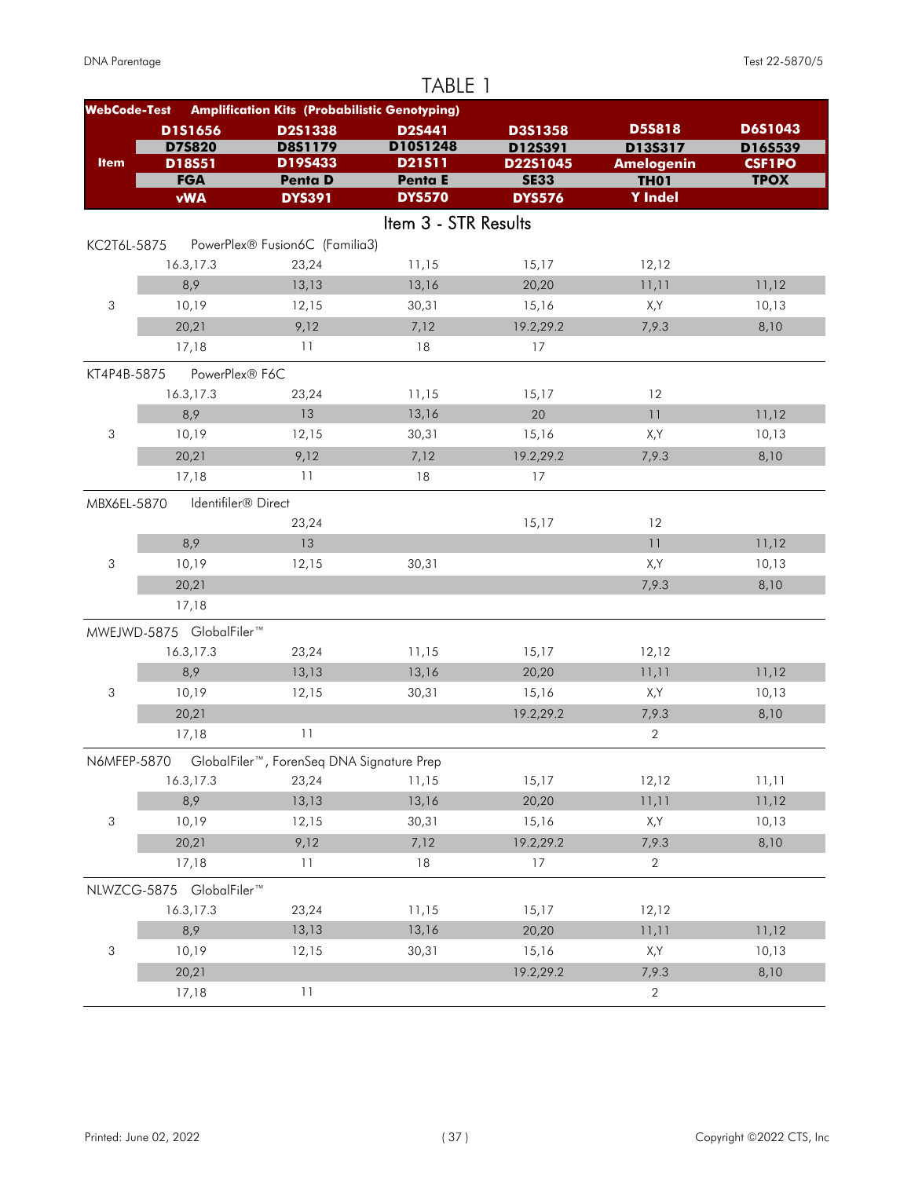# TABLE 1

| WebCode-Test | Amplification Kits (Probabilistic Genotyping) | | | | | |
|---|---|---|---|---|---|---|
| **Item** | **D1S1656** | **D2S1338** | **D2S441** | **D3S1358** | **D5S818** | **D6S1043** |
| | **D7S820** | **D8S1179** | **D10S1248** | **D12S391** | **D13S317** | **D16S539** |
| | **D18S51** | **D19S433** | **D21S11** | **D22S1045** | **Amelogenin** | **CSF1PO** |
| | **FGA** | **Penta D** | **Penta E** | **SE33** | **TH01** | **TPOX** |
| | **vWA** | **DYS391** | **DYS570** | **DYS576** | **Y Indel** | |

## Item 3 - STR Results

| WebCode-Test | Kit | | | | | |
|---|---|---|---|---|---|---|
| **KC2T6L-5875** | PowerPlex® Fusion6C (Familia3) | | | | | |
| | 16.3,17.3 | 23,24 | 11,15 | 15,17 | 12,12 | |
| | 8,9 | 13,13 | 13,16 | 20,20 | 11,11 | 11,12 |
| 3 | 10,19 | 12,15 | 30,31 | 15,16 | X,Y | 10,13 |
| | 20,21 | 9,12 | 7,12 | 19.2,29.2 | 7,9.3 | 8,10 |
| | 17,18 | 11 | 18 | 17 | | |
| **KT4P4B-5875** | PowerPlex® F6C | | | | | |
| | 16.3,17.3 | 23,24 | 11,15 | 15,17 | 12 | |
| | 8,9 | 13 | 13,16 | 20 | 11 | 11,12 |
| 3 | 10,19 | 12,15 | 30,31 | 15,16 | X,Y | 10,13 |
| | 20,21 | 9,12 | 7,12 | 19.2,29.2 | 7,9.3 | 8,10 |
| | 17,18 | 11 | 18 | 17 | | |
| **MBX6EL-5870** | Identifiler® Direct | | | | | |
| | | 23,24 | | 15,17 | 12 | |
| | 8,9 | 13 | | | 11 | 11,12 |
| 3 | 10,19 | 12,15 | 30,31 | | X,Y | 10,13 |
| | 20,21 | | | | 7,9.3 | 8,10 |
| | 17,18 | | | | | |
| **MWEJWD-5875** | GlobalFiler™ | | | | | |
| | 16.3,17.3 | 23,24 | 11,15 | 15,17 | 12,12 | |
| | 8,9 | 13,13 | 13,16 | 20,20 | 11,11 | 11,12 |
| 3 | 10,19 | 12,15 | 30,31 | 15,16 | X,Y | 10,13 |
| | 20,21 | | | 19.2,29.2 | 7,9.3 | 8,10 |
| | 17,18 | 11 | | | 2 | |
| **N6MFEP-5870** | GlobalFiler™, ForenSeq DNA Signature Prep | | | | | |
| | 16.3,17.3 | 23,24 | 11,15 | 15,17 | 12,12 | 11,11 |
| | 8,9 | 13,13 | 13,16 | 20,20 | 11,11 | 11,12 |
| 3 | 10,19 | 12,15 | 30,31 | 15,16 | X,Y | 10,13 |
| | 20,21 | 9,12 | 7,12 | 19.2,29.2 | 7,9.3 | 8,10 |
| | 17,18 | 11 | 18 | 17 | 2 | |
| **NLWZCG-5875** | GlobalFiler™ | | | | | |
| | 16.3,17.3 | 23,24 | 11,15 | 15,17 | 12,12 | |
| | 8,9 | 13,13 | 13,16 | 20,20 | 11,11 | 11,12 |
| 3 | 10,19 | 12,15 | 30,31 | 15,16 | X,Y | 10,13 |
| | 20,21 | | | 19.2,29.2 | 7,9.3 | 8,10 |
| | 17,18 | 11 | | | 2 | |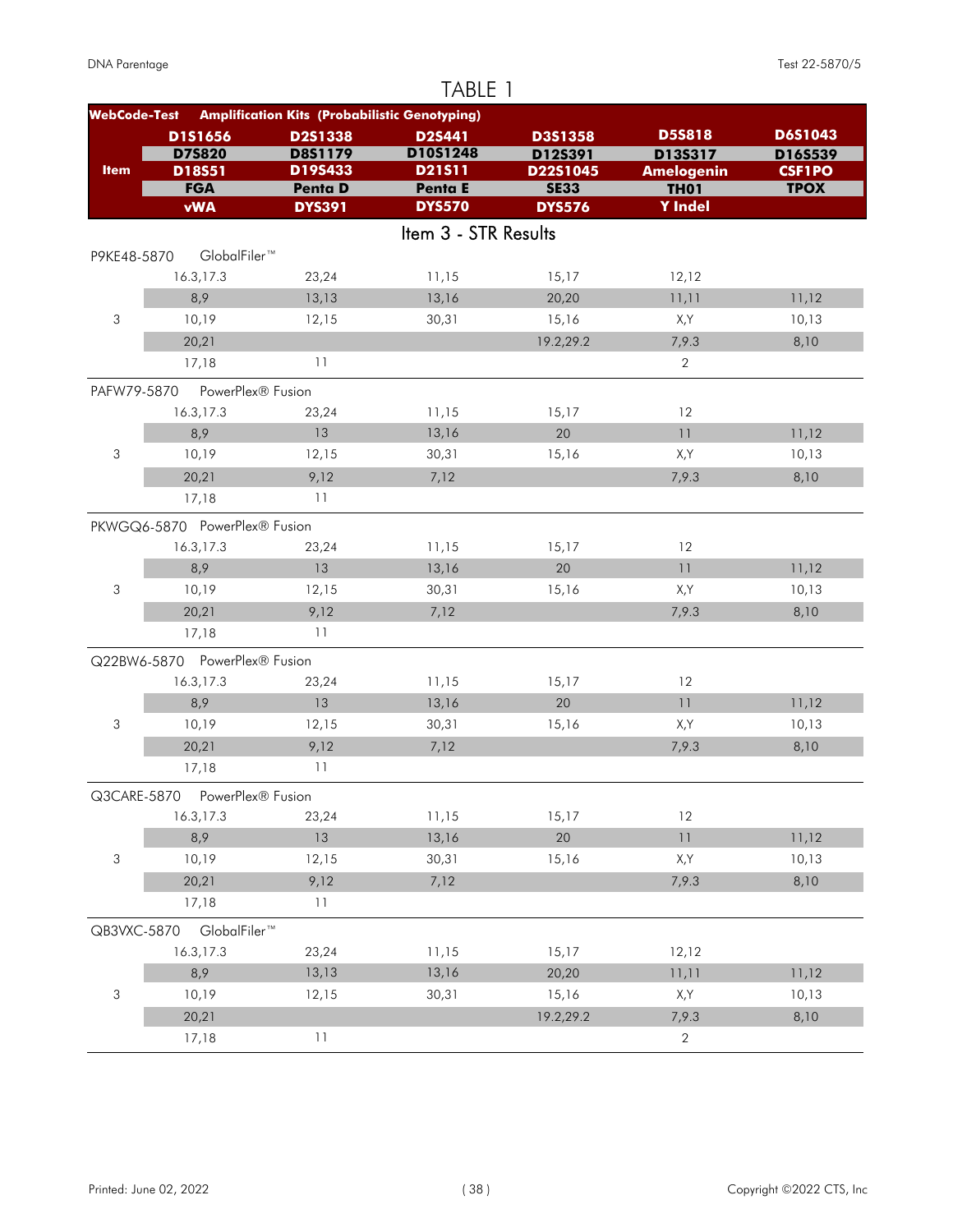# TABLE 1

| WebCode-Test | Amplification Kits (Probabilistic Genotyping) | | | | | |
|---|---|---|---|---|---|---|
| Item | D1S1656 | D2S1338 | D2S441 | D3S1358 | D5S818 | D6S1043 |
| | D7S820 | D8S1179 | D10S1248 | D12S391 | D13S317 | D16S539 |
| | D18S51 | D19S433 | D21S11 | D22S1045 | Amelogenin | CSF1PO |
| | FGA | Penta D | Penta E | SE33 | TH01 | TPOX |
| | vWA | DYS391 | DYS570 | DYS576 | Y Indel | |

## Item 3 - STR Results

| WebCode-Test / Item | | | | | | |
|---|---|---|---|---|---|---|
| P9KE48-5870 | GlobalFiler™ | | | | | |
| | 16.3,17.3 | 23,24 | 11,15 | 15,17 | 12,12 | |
| | 8,9 | 13,13 | 13,16 | 20,20 | 11,11 | 11,12 |
| 3 | 10,19 | 12,15 | 30,31 | 15,16 | X,Y | 10,13 |
| | 20,21 | | | 19.2,29.2 | 7,9.3 | 8,10 |
| | 17,18 | 11 | | | 2 | |
| PAFW79-5870 | PowerPlex® Fusion | | | | | |
| | 16.3,17.3 | 23,24 | 11,15 | 15,17 | 12 | |
| | 8,9 | 13 | 13,16 | 20 | 11 | 11,12 |
| 3 | 10,19 | 12,15 | 30,31 | 15,16 | X,Y | 10,13 |
| | 20,21 | 9,12 | 7,12 | | 7,9.3 | 8,10 |
| | 17,18 | 11 | | | | |
| PKWGQ6-5870 | PowerPlex® Fusion | | | | | |
| | 16.3,17.3 | 23,24 | 11,15 | 15,17 | 12 | |
| | 8,9 | 13 | 13,16 | 20 | 11 | 11,12 |
| 3 | 10,19 | 12,15 | 30,31 | 15,16 | X,Y | 10,13 |
| | 20,21 | 9,12 | 7,12 | | 7,9.3 | 8,10 |
| | 17,18 | 11 | | | | |
| Q22BW6-5870 | PowerPlex® Fusion | | | | | |
| | 16.3,17.3 | 23,24 | 11,15 | 15,17 | 12 | |
| | 8,9 | 13 | 13,16 | 20 | 11 | 11,12 |
| 3 | 10,19 | 12,15 | 30,31 | 15,16 | X,Y | 10,13 |
| | 20,21 | 9,12 | 7,12 | | 7,9.3 | 8,10 |
| | 17,18 | 11 | | | | |
| Q3CARE-5870 | PowerPlex® Fusion | | | | | |
| | 16.3,17.3 | 23,24 | 11,15 | 15,17 | 12 | |
| | 8,9 | 13 | 13,16 | 20 | 11 | 11,12 |
| 3 | 10,19 | 12,15 | 30,31 | 15,16 | X,Y | 10,13 |
| | 20,21 | 9,12 | 7,12 | | 7,9.3 | 8,10 |
| | 17,18 | 11 | | | | |
| QB3VXC-5870 | GlobalFiler™ | | | | | |
| | 16.3,17.3 | 23,24 | 11,15 | 15,17 | 12,12 | |
| | 8,9 | 13,13 | 13,16 | 20,20 | 11,11 | 11,12 |
| 3 | 10,19 | 12,15 | 30,31 | 15,16 | X,Y | 10,13 |
| | 20,21 | | | 19.2,29.2 | 7,9.3 | 8,10 |
| | 17,18 | 11 | | | 2 | |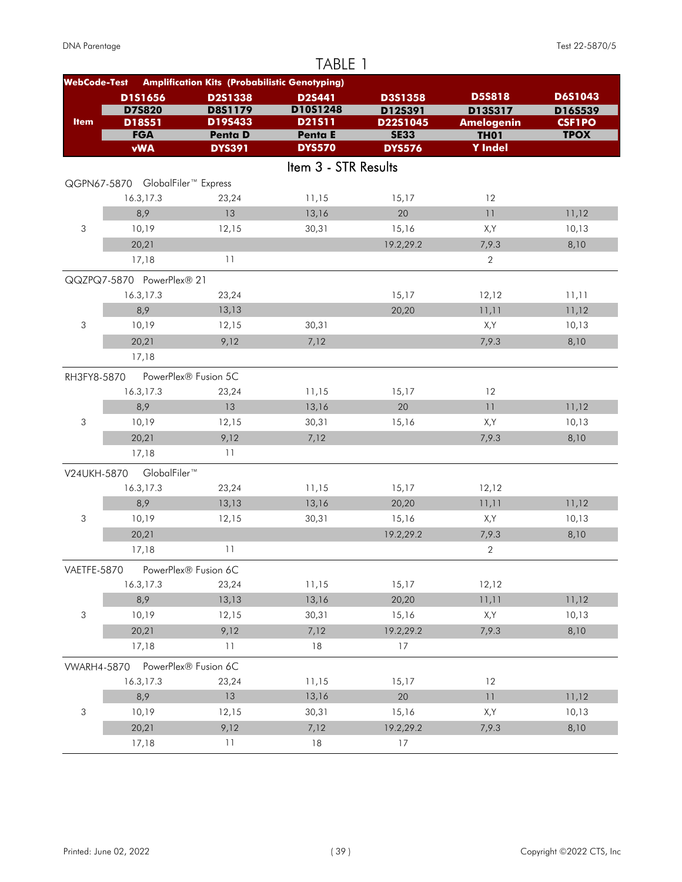# TABLE 1

| WebCode-Test | Amplification Kits (Probabilistic Genotyping) | | | | | |
|---|---|---|---|---|---|---|
| | D1S1656 | D2S1338 | D2S441 | D3S1358 | D5S818 | D6S1043 |
| | D7S820 | D8S1179 | D10S1248 | D12S391 | D13S317 | D16S539 |
| Item | D18S51 | D19S433 | D21S11 | D22S1045 | Amelogenin | CSF1PO |
| | FGA | Penta D | Penta E | SE33 | TH01 | TPOX |
| | vWA | DYS391 | DYS570 | DYS576 | Y Indel | |

## Item 3 - STR Results

| Item | | | | | | |
|---|---|---|---|---|---|---|
| **QGPN67-5870 GlobalFiler™ Express** | | | | | | |
| | 16.3,17.3 | 23,24 | 11,15 | 15,17 | 12 | |
| | 8,9 | 13 | 13,16 | 20 | 11 | 11,12 |
| 3 | 10,19 | 12,15 | 30,31 | 15,16 | X,Y | 10,13 |
| | 20,21 | | | 19.2,29.2 | 7,9.3 | 8,10 |
| | 17,18 | 11 | | | 2 | |
| **QQZPQ7-5870 PowerPlex® 21** | | | | | | |
| | 16.3,17.3 | 23,24 | | 15,17 | 12,12 | 11,11 |
| | 8,9 | 13,13 | | 20,20 | 11,11 | 11,12 |
| 3 | 10,19 | 12,15 | 30,31 | | X,Y | 10,13 |
| | 20,21 | 9,12 | 7,12 | | 7,9.3 | 8,10 |
| | 17,18 | | | | | |
| **RH3FY8-5870 PowerPlex® Fusion 5C** | | | | | | |
| | 16.3,17.3 | 23,24 | 11,15 | 15,17 | 12 | |
| | 8,9 | 13 | 13,16 | 20 | 11 | 11,12 |
| 3 | 10,19 | 12,15 | 30,31 | 15,16 | X,Y | 10,13 |
| | 20,21 | 9,12 | 7,12 | | 7,9.3 | 8,10 |
| | 17,18 | 11 | | | | |
| **V24UKH-5870 GlobalFiler™** | | | | | | |
| | 16.3,17.3 | 23,24 | 11,15 | 15,17 | 12,12 | |
| | 8,9 | 13,13 | 13,16 | 20,20 | 11,11 | 11,12 |
| 3 | 10,19 | 12,15 | 30,31 | 15,16 | X,Y | 10,13 |
| | 20,21 | | | 19.2,29.2 | 7,9.3 | 8,10 |
| | 17,18 | 11 | | | 2 | |
| **VAETFE-5870 PowerPlex® Fusion 6C** | | | | | | |
| | 16.3,17.3 | 23,24 | 11,15 | 15,17 | 12,12 | |
| | 8,9 | 13,13 | 13,16 | 20,20 | 11,11 | 11,12 |
| 3 | 10,19 | 12,15 | 30,31 | 15,16 | X,Y | 10,13 |
| | 20,21 | 9,12 | 7,12 | 19.2,29.2 | 7,9.3 | 8,10 |
| | 17,18 | 11 | 18 | 17 | | |
| **VWARH4-5870 PowerPlex® Fusion 6C** | | | | | | |
| | 16.3,17.3 | 23,24 | 11,15 | 15,17 | 12 | |
| | 8,9 | 13 | 13,16 | 20 | 11 | 11,12 |
| 3 | 10,19 | 12,15 | 30,31 | 15,16 | X,Y | 10,13 |
| | 20,21 | 9,12 | 7,12 | 19.2,29.2 | 7,9.3 | 8,10 |
| | 17,18 | 11 | 18 | 17 | | |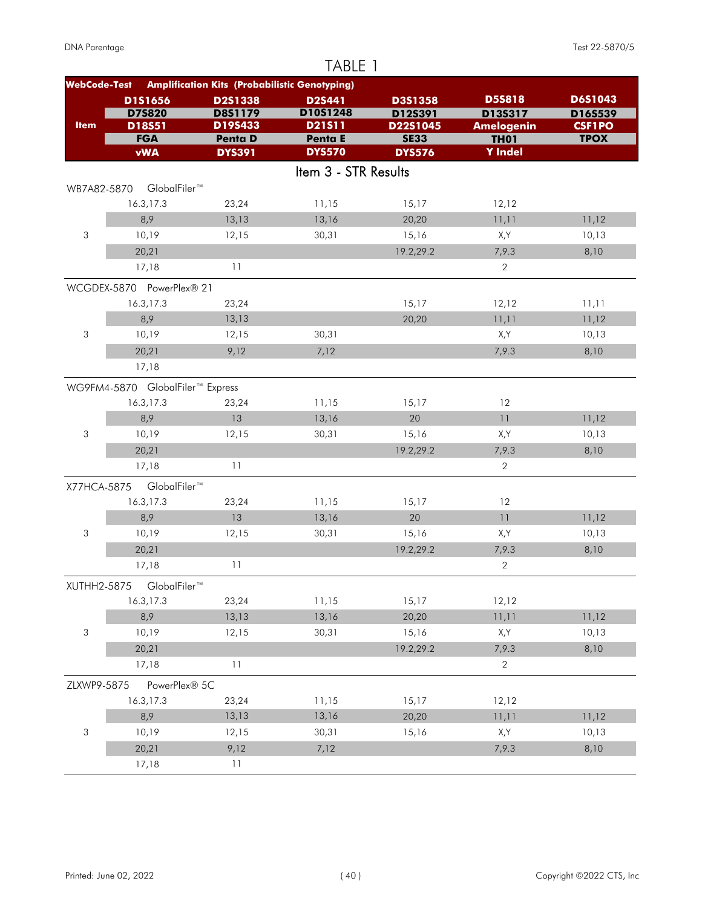# TABLE 1

| WebCode-Test | Amplification Kits (Probabilistic Genotyping) | | | | | |
|---|---|---|---|---|---|---|
| **Item** | **D1S1656** | **D2S1338** | **D2S441** | **D3S1358** | **D5S818** | **D6S1043** |
| | **D7S820** | **D8S1179** | **D10S1248** | **D12S391** | **D13S317** | **D16S539** |
| | **D18S51** | **D19S433** | **D21S11** | **D22S1045** | **Amelogenin** | **CSF1PO** |
| | **FGA** | **Penta D** | **Penta E** | **SE33** | **TH01** | **TPOX** |
| | **vWA** | **DYS391** | **DYS570** | **DYS576** | **Y Indel** | |

## Item 3 - STR Results

| WebCode-Test / Item | | | | | | |
|---|---|---|---|---|---|---|
| **WB7A82-5870 GlobalFiler™** | | | | | | |
| | 16.3,17.3 | 23,24 | 11,15 | 15,17 | 12,12 | |
| | 8,9 | 13,13 | 13,16 | 20,20 | 11,11 | 11,12 |
| 3 | 10,19 | 12,15 | 30,31 | 15,16 | X,Y | 10,13 |
| | 20,21 | | | 19.2,29.2 | 7,9.3 | 8,10 |
| | 17,18 | 11 | | | 2 | |
| **WCGDEX-5870 PowerPlex® 21** | | | | | | |
| | 16.3,17.3 | 23,24 | | 15,17 | 12,12 | 11,11 |
| | 8,9 | 13,13 | | 20,20 | 11,11 | 11,12 |
| 3 | 10,19 | 12,15 | 30,31 | | X,Y | 10,13 |
| | 20,21 | 9,12 | 7,12 | | 7,9.3 | 8,10 |
| | 17,18 | | | | | |
| **WG9FM4-5870 GlobalFiler™ Express** | | | | | | |
| | 16.3,17.3 | 23,24 | 11,15 | 15,17 | 12 | |
| | 8,9 | 13 | 13,16 | 20 | 11 | 11,12 |
| 3 | 10,19 | 12,15 | 30,31 | 15,16 | X,Y | 10,13 |
| | 20,21 | | | 19.2,29.2 | 7,9.3 | 8,10 |
| | 17,18 | 11 | | | 2 | |
| **X77HCA-5875 GlobalFiler™** | | | | | | |
| | 16.3,17.3 | 23,24 | 11,15 | 15,17 | 12 | |
| | 8,9 | 13 | 13,16 | 20 | 11 | 11,12 |
| 3 | 10,19 | 12,15 | 30,31 | 15,16 | X,Y | 10,13 |
| | 20,21 | | | 19.2,29.2 | 7,9.3 | 8,10 |
| | 17,18 | 11 | | | 2 | |
| **XUTHH2-5875 GlobalFiler™** | | | | | | |
| | 16.3,17.3 | 23,24 | 11,15 | 15,17 | 12,12 | |
| | 8,9 | 13,13 | 13,16 | 20,20 | 11,11 | 11,12 |
| 3 | 10,19 | 12,15 | 30,31 | 15,16 | X,Y | 10,13 |
| | 20,21 | | | 19.2,29.2 | 7,9.3 | 8,10 |
| | 17,18 | 11 | | | 2 | |
| **ZLXWP9-5875 PowerPlex® 5C** | | | | | | |
| | 16.3,17.3 | 23,24 | 11,15 | 15,17 | 12,12 | |
| | 8,9 | 13,13 | 13,16 | 20,20 | 11,11 | 11,12 |
| 3 | 10,19 | 12,15 | 30,31 | 15,16 | X,Y | 10,13 |
| | 20,21 | 9,12 | 7,12 | | 7,9.3 | 8,10 |
| | 17,18 | 11 | | | | |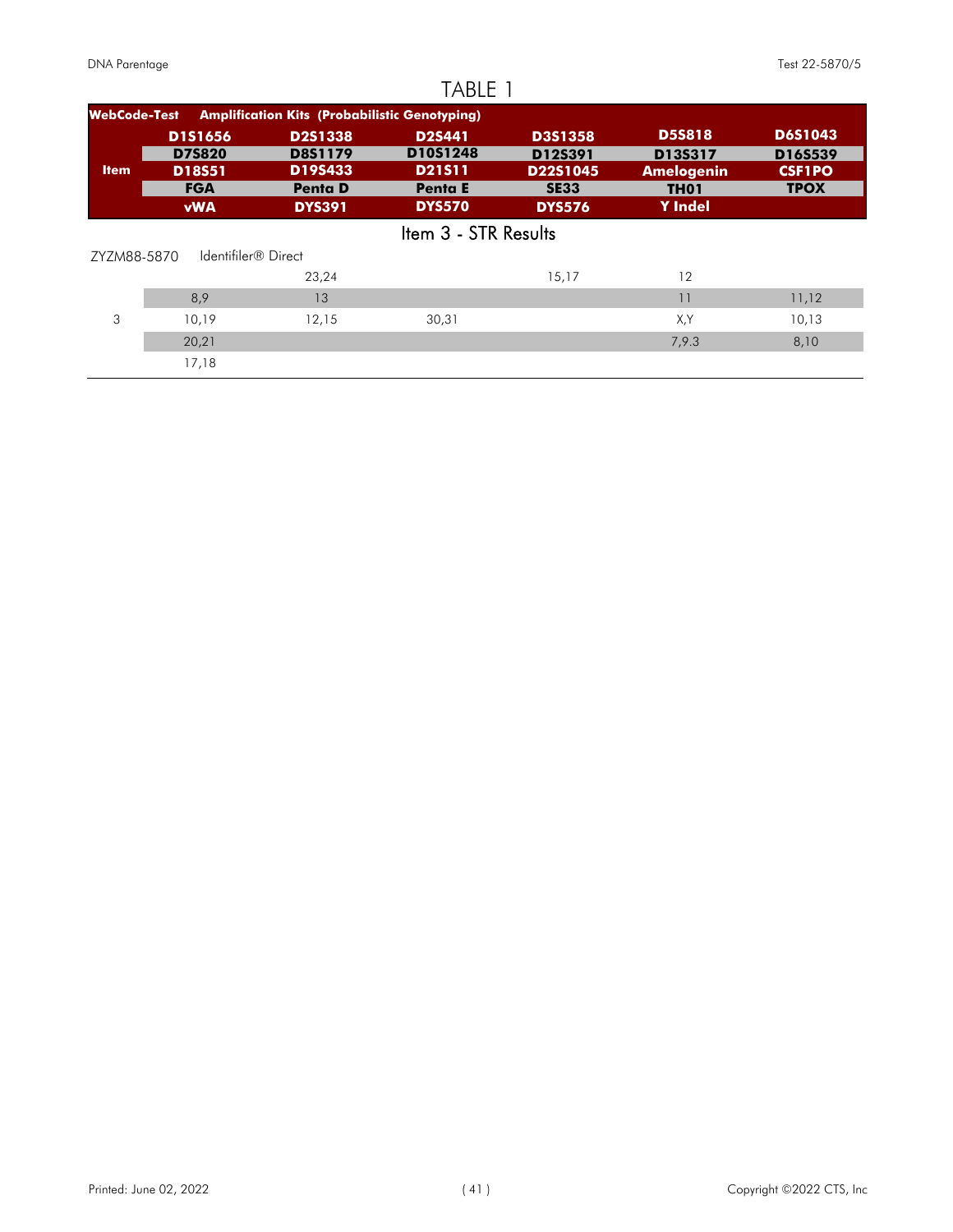# TABLE 1

| WebCode-Test | Amplification Kits (Probabilistic Genotyping) | | | | | |
|---|---|---|---|---|---|---|
| **Item** | **D1S1656** | **D2S1338** | **D2S441** | **D3S1358** | **D5S818** | **D6S1043** |
| | **D7S820** | **D8S1179** | **D10S1248** | **D12S391** | **D13S317** | **D16S539** |
| | **D18S51** | **D19S433** | **D21S11** | **D22S1045** | **Amelogenin** | **CSF1PO** |
| | **FGA** | **Penta D** | **Penta E** | **SE33** | **TH01** | **TPOX** |
| | **vWA** | **DYS391** | **DYS570** | **DYS576** | **Y Indel** | |

## Item 3 - STR Results

| ZYZM88-5870 | Identifiler® Direct | | | | | |
|---|---|---|---|---|---|---|
| | | 23,24 | | 15,17 | 12 | |
| | 8,9 | 13 | | | 11 | 11,12 |
| 3 | 10,19 | 12,15 | 30,31 | | X,Y | 10,13 |
| | 20,21 | | | | 7,9.3 | 8,10 |
| | 17,18 | | | | | |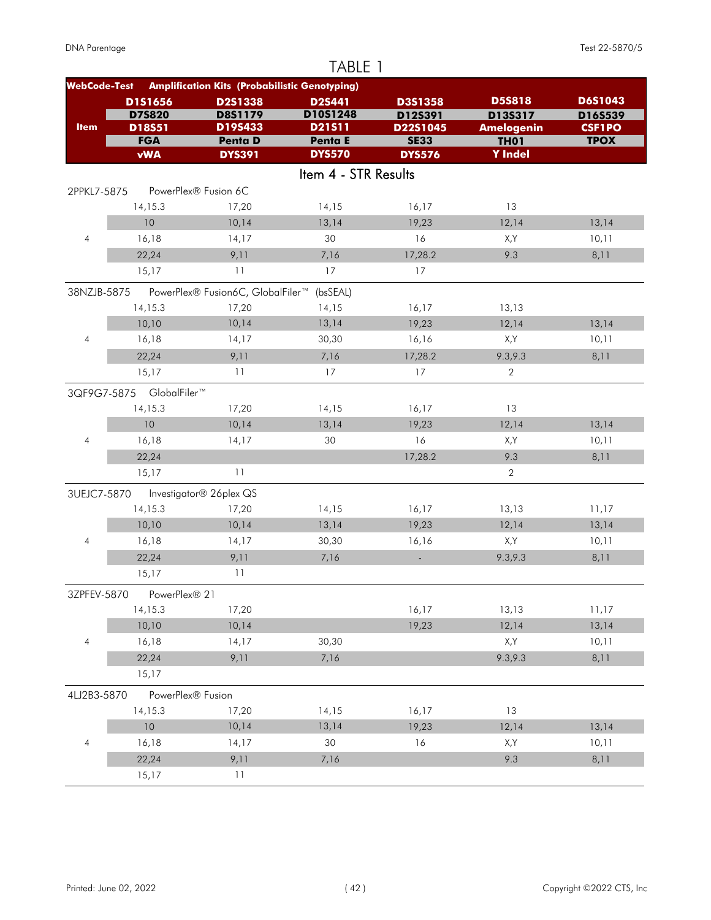# TABLE 1

| WebCode-Test | Amplification Kits (Probabilistic Genotyping) | | | | | |
|---|---|---|---|---|---|---|
| Item | D1S1656 / D7S820 / D18S51 / FGA / vWA | D2S1338 / D8S1179 / D19S433 / Penta D / DYS391 | D2S441 / D10S1248 / D21S11 / Penta E / DYS570 | D3S1358 / D12S391 / D22S1045 / SE33 / DYS576 | D5S818 / D13S317 / Amelogenin / TH01 / Y Indel | D6S1043 / D16S539 / CSF1PO / TPOX |

## Item 4 - STR Results

| WebCode-Test | Kit | | | | | |
|---|---|---|---|---|---|---|
| 2PPKL7-5875 | PowerPlex® Fusion 6C | | | | | |
| | 14,15.3 | 17,20 | 14,15 | 16,17 | 13 | |
| | 10 | 10,14 | 13,14 | 19,23 | 12,14 | 13,14 |
| 4 | 16,18 | 14,17 | 30 | 16 | X,Y | 10,11 |
| | 22,24 | 9,11 | 7,16 | 17,28.2 | 9.3 | 8,11 |
| | 15,17 | 11 | 17 | 17 | | |
| 38NZJB-5875 | PowerPlex® Fusion6C, GlobalFiler™ (bsSEAL) | | | | | |
| | 14,15.3 | 17,20 | 14,15 | 16,17 | 13,13 | |
| | 10,10 | 10,14 | 13,14 | 19,23 | 12,14 | 13,14 |
| 4 | 16,18 | 14,17 | 30,30 | 16,16 | X,Y | 10,11 |
| | 22,24 | 9,11 | 7,16 | 17,28.2 | 9.3,9.3 | 8,11 |
| | 15,17 | 11 | 17 | 17 | 2 | |
| 3QF9G7-5875 | GlobalFiler™ | | | | | |
| | 14,15.3 | 17,20 | 14,15 | 16,17 | 13 | |
| | 10 | 10,14 | 13,14 | 19,23 | 12,14 | 13,14 |
| 4 | 16,18 | 14,17 | 30 | 16 | X,Y | 10,11 |
| | 22,24 | | | 17,28.2 | 9.3 | 8,11 |
| | 15,17 | 11 | | | 2 | |
| 3UEJC7-5870 | Investigator® 26plex QS | | | | | |
| | 14,15.3 | 17,20 | 14,15 | 16,17 | 13,13 | 11,17 |
| | 10,10 | 10,14 | 13,14 | 19,23 | 12,14 | 13,14 |
| 4 | 16,18 | 14,17 | 30,30 | 16,16 | X,Y | 10,11 |
| | 22,24 | 9,11 | 7,16 | - | 9.3,9.3 | 8,11 |
| | 15,17 | 11 | | | | |
| 3ZPFEV-5870 | PowerPlex® 21 | | | | | |
| | 14,15.3 | 17,20 | | 16,17 | 13,13 | 11,17 |
| | 10,10 | 10,14 | | 19,23 | 12,14 | 13,14 |
| 4 | 16,18 | 14,17 | 30,30 | | X,Y | 10,11 |
| | 22,24 | 9,11 | 7,16 | | 9.3,9.3 | 8,11 |
| | 15,17 | | | | | |
| 4LJ2B3-5870 | PowerPlex® Fusion | | | | | |
| | 14,15.3 | 17,20 | 14,15 | 16,17 | 13 | |
| | 10 | 10,14 | 13,14 | 19,23 | 12,14 | 13,14 |
| 4 | 16,18 | 14,17 | 30 | 16 | X,Y | 10,11 |
| | 22,24 | 9,11 | 7,16 | | 9.3 | 8,11 |
| | 15,17 | 11 | | | | |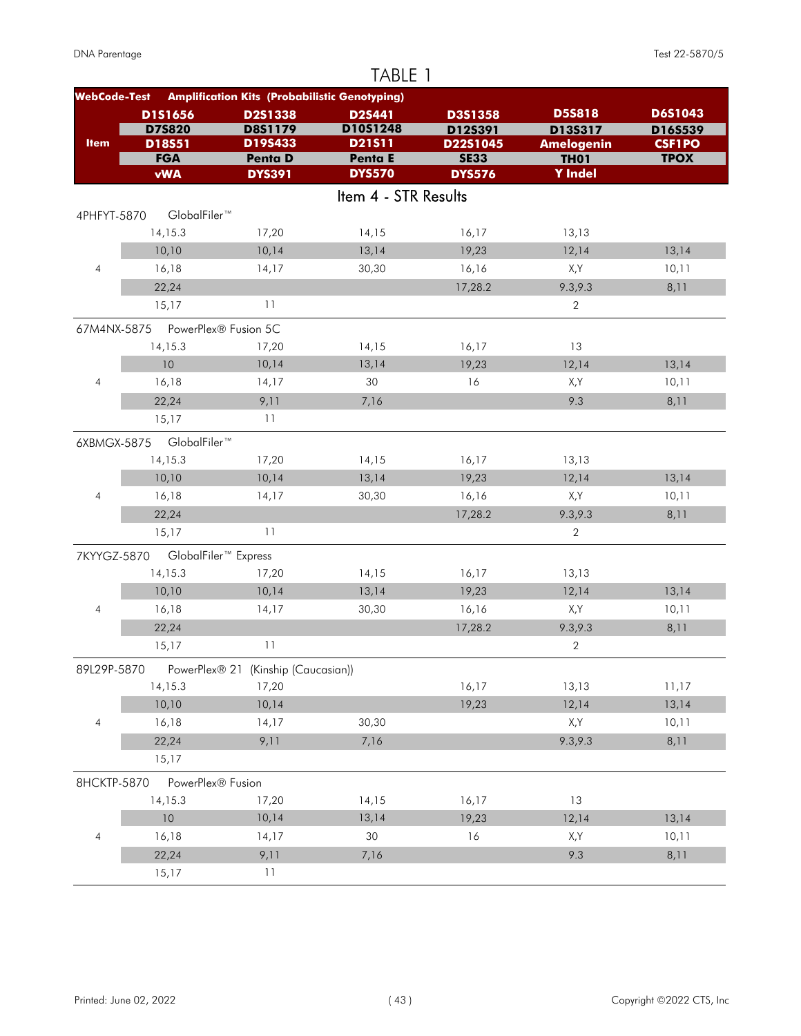# TABLE 1

| WebCode-Test | Amplification Kits (Probabilistic Genotyping) | | | | | |
|---|---|---|---|---|---|---|
| Item | D1S1656 | D2S1338 | D2S441 | D3S1358 | D5S818 | D6S1043 |
| | D7S820 | D8S1179 | D10S1248 | D12S391 | D13S317 | D16S539 |
| | D18S51 | D19S433 | D21S11 | D22S1045 | Amelogenin | CSF1PO |
| | FGA | Penta D | Penta E | SE33 | TH01 | TPOX |
| | vWA | DYS391 | DYS570 | DYS576 | Y Indel | |

## Item 4 - STR Results

| WebCode-Test | Kit | | | | | |
|---|---|---|---|---|---|---|
| 4PHFYT-5870 | GlobalFiler™ | | | | | |
| | 14,15.3 | 17,20 | 14,15 | 16,17 | 13,13 | |
| | 10,10 | 10,14 | 13,14 | 19,23 | 12,14 | 13,14 |
| 4 | 16,18 | 14,17 | 30,30 | 16,16 | X,Y | 10,11 |
| | 22,24 | | | 17,28.2 | 9.3,9.3 | 8,11 |
| | 15,17 | 11 | | | 2 | |
| 67M4NX-5875 | PowerPlex® Fusion 5C | | | | | |
| | 14,15.3 | 17,20 | 14,15 | 16,17 | 13 | |
| | 10 | 10,14 | 13,14 | 19,23 | 12,14 | 13,14 |
| 4 | 16,18 | 14,17 | 30 | 16 | X,Y | 10,11 |
| | 22,24 | 9,11 | 7,16 | | 9.3 | 8,11 |
| | 15,17 | 11 | | | | |
| 6XBMGX-5875 | GlobalFiler™ | | | | | |
| | 14,15.3 | 17,20 | 14,15 | 16,17 | 13,13 | |
| | 10,10 | 10,14 | 13,14 | 19,23 | 12,14 | 13,14 |
| 4 | 16,18 | 14,17 | 30,30 | 16,16 | X,Y | 10,11 |
| | 22,24 | | | 17,28.2 | 9.3,9.3 | 8,11 |
| | 15,17 | 11 | | | 2 | |
| 7KYYGZ-5870 | GlobalFiler™ Express | | | | | |
| | 14,15.3 | 17,20 | 14,15 | 16,17 | 13,13 | |
| | 10,10 | 10,14 | 13,14 | 19,23 | 12,14 | 13,14 |
| 4 | 16,18 | 14,17 | 30,30 | 16,16 | X,Y | 10,11 |
| | 22,24 | | | 17,28.2 | 9.3,9.3 | 8,11 |
| | 15,17 | 11 | | | 2 | |
| 89L29P-5870 | PowerPlex® 21 (Kinship (Caucasian)) | | | | | |
| | 14,15.3 | 17,20 | | 16,17 | 13,13 | 11,17 |
| | 10,10 | 10,14 | | 19,23 | 12,14 | 13,14 |
| 4 | 16,18 | 14,17 | 30,30 | | X,Y | 10,11 |
| | 22,24 | 9,11 | 7,16 | | 9.3,9.3 | 8,11 |
| | 15,17 | | | | | |
| 8HCKTP-5870 | PowerPlex® Fusion | | | | | |
| | 14,15.3 | 17,20 | 14,15 | 16,17 | 13 | |
| | 10 | 10,14 | 13,14 | 19,23 | 12,14 | 13,14 |
| 4 | 16,18 | 14,17 | 30 | 16 | X,Y | 10,11 |
| | 22,24 | 9,11 | 7,16 | | 9.3 | 8,11 |
| | 15,17 | 11 | | | | |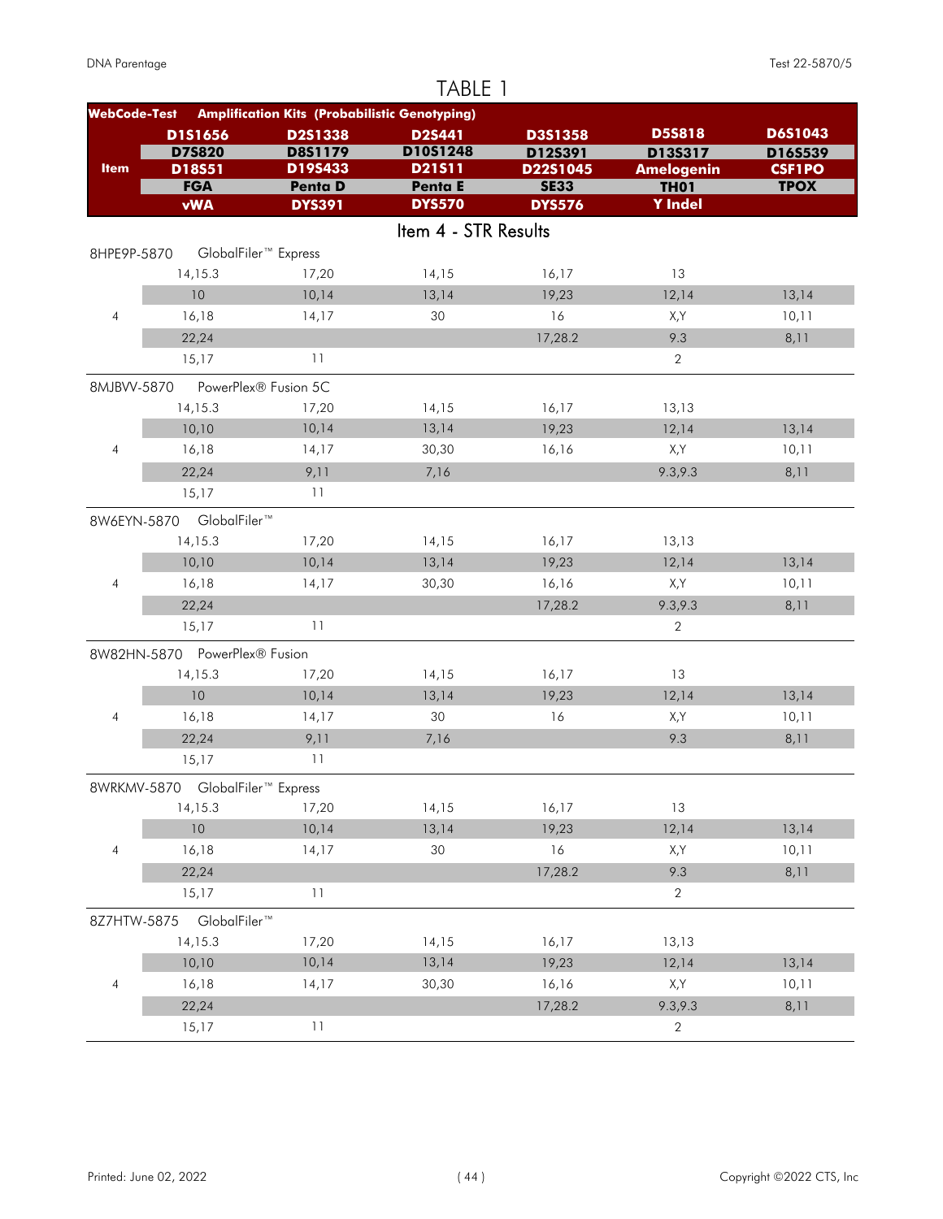# TABLE 1

| WebCode-Test | Amplification Kits (Probabilistic Genotyping) | | | | | |
|---|---|---|---|---|---|---|
| Item | D1S1656 | D2S1338 | D2S441 | D3S1358 | D5S818 | D6S1043 |
| | D7S820 | D8S1179 | D10S1248 | D12S391 | D13S317 | D16S539 |
| | D18S51 | D19S433 | D21S11 | D22S1045 | Amelogenin | CSF1PO |
| | FGA | Penta D | Penta E | SE33 | TH01 | TPOX |
| | vWA | DYS391 | DYS570 | DYS576 | Y Indel | |

## Item 4 - STR Results

| WebCode-Test | | | | | | |
|---|---|---|---|---|---|---|
| **8HPE9P-5870** | GlobalFiler™ Express | | | | | |
| | 14,15.3 | 17,20 | 14,15 | 16,17 | 13 | |
| | 10 | 10,14 | 13,14 | 19,23 | 12,14 | 13,14 |
| 4 | 16,18 | 14,17 | 30 | 16 | X,Y | 10,11 |
| | 22,24 | | | 17,28.2 | 9.3 | 8,11 |
| | 15,17 | 11 | | | 2 | |
| **8MJBVV-5870** | PowerPlex® Fusion 5C | | | | | |
| | 14,15.3 | 17,20 | 14,15 | 16,17 | 13,13 | |
| | 10,10 | 10,14 | 13,14 | 19,23 | 12,14 | 13,14 |
| 4 | 16,18 | 14,17 | 30,30 | 16,16 | X,Y | 10,11 |
| | 22,24 | 9,11 | 7,16 | | 9.3,9.3 | 8,11 |
| | 15,17 | 11 | | | | |
| **8W6EYN-5870** | GlobalFiler™ | | | | | |
| | 14,15.3 | 17,20 | 14,15 | 16,17 | 13,13 | |
| | 10,10 | 10,14 | 13,14 | 19,23 | 12,14 | 13,14 |
| 4 | 16,18 | 14,17 | 30,30 | 16,16 | X,Y | 10,11 |
| | 22,24 | | | 17,28.2 | 9.3,9.3 | 8,11 |
| | 15,17 | 11 | | | 2 | |
| **8W82HN-5870** | PowerPlex® Fusion | | | | | |
| | 14,15.3 | 17,20 | 14,15 | 16,17 | 13 | |
| | 10 | 10,14 | 13,14 | 19,23 | 12,14 | 13,14 |
| 4 | 16,18 | 14,17 | 30 | 16 | X,Y | 10,11 |
| | 22,24 | 9,11 | 7,16 | | 9.3 | 8,11 |
| | 15,17 | 11 | | | | |
| **8WRKMV-5870** | GlobalFiler™ Express | | | | | |
| | 14,15.3 | 17,20 | 14,15 | 16,17 | 13 | |
| | 10 | 10,14 | 13,14 | 19,23 | 12,14 | 13,14 |
| 4 | 16,18 | 14,17 | 30 | 16 | X,Y | 10,11 |
| | 22,24 | | | 17,28.2 | 9.3 | 8,11 |
| | 15,17 | 11 | | | 2 | |
| **8Z7HTW-5875** | GlobalFiler™ | | | | | |
| | 14,15.3 | 17,20 | 14,15 | 16,17 | 13,13 | |
| | 10,10 | 10,14 | 13,14 | 19,23 | 12,14 | 13,14 |
| 4 | 16,18 | 14,17 | 30,30 | 16,16 | X,Y | 10,11 |
| | 22,24 | | | 17,28.2 | 9.3,9.3 | 8,11 |
| | 15,17 | 11 | | | 2 | |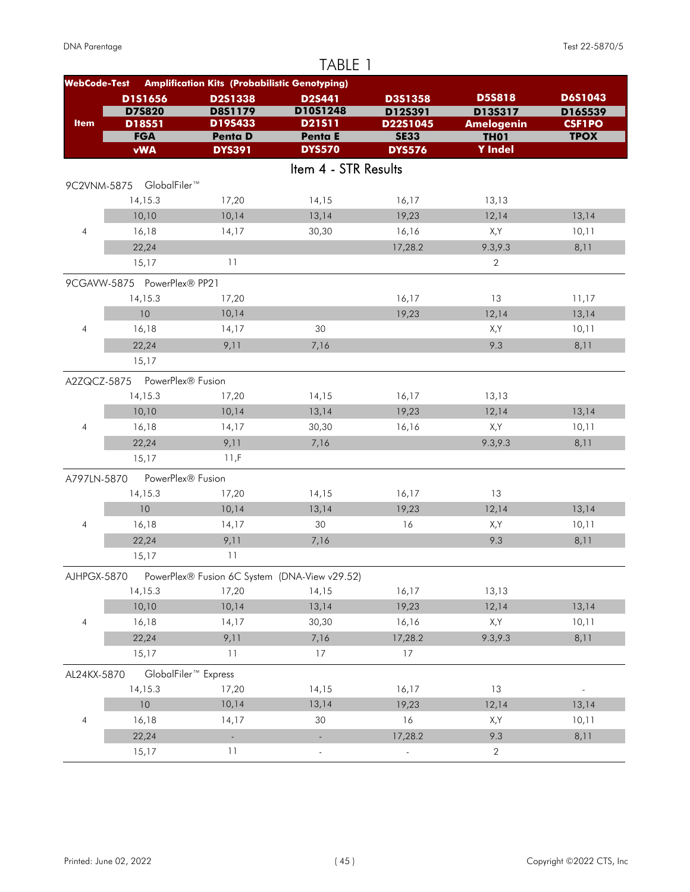# TABLE 1

| WebCode-Test | Amplification Kits (Probabilistic Genotyping) | | | | |
|---|---|---|---|---|---|
| Item | D1S1656 / D7S820 / D18S51 / FGA / vWA | D2S1338 / D8S1179 / D19S433 / Penta D / DYS391 | D2S441 / D10S1248 / D21S11 / Penta E / DYS570 | D3S1358 / D12S391 / D22S1045 / SE33 / DYS576 | D5S818 / D13S317 / Amelogenin / TH01 / Y Indel | D6S1043 / D16S539 / CSF1PO / TPOX |

## Item 4 - STR Results

**9C2VNM-5875 GlobalFiler™**

| Item | | | | | | |
|---|---|---|---|---|---|---|
| | 14,15.3 | 17,20 | 14,15 | 16,17 | 13,13 | |
| | 10,10 | 10,14 | 13,14 | 19,23 | 12,14 | 13,14 |
| 4 | 16,18 | 14,17 | 30,30 | 16,16 | X,Y | 10,11 |
| | 22,24 | | | 17,28.2 | 9.3,9.3 | 8,11 |
| | 15,17 | 11 | | | 2 | |

**9CGAVW-5875 PowerPlex® PP21**

| Item | | | | | | |
|---|---|---|---|---|---|---|
| | 14,15.3 | 17,20 | | 16,17 | 13 | 11,17 |
| | 10 | 10,14 | | 19,23 | 12,14 | 13,14 |
| 4 | 16,18 | 14,17 | 30 | | X,Y | 10,11 |
| | 22,24 | 9,11 | 7,16 | | 9.3 | 8,11 |
| | 15,17 | | | | | |

**A2ZQCZ-5875 PowerPlex® Fusion**

| Item | | | | | | |
|---|---|---|---|---|---|---|
| | 14,15.3 | 17,20 | 14,15 | 16,17 | 13,13 | |
| | 10,10 | 10,14 | 13,14 | 19,23 | 12,14 | 13,14 |
| 4 | 16,18 | 14,17 | 30,30 | 16,16 | X,Y | 10,11 |
| | 22,24 | 9,11 | 7,16 | | 9.3,9.3 | 8,11 |
| | 15,17 | 11,F | | | | |

**A797LN-5870 PowerPlex® Fusion**

| Item | | | | | | |
|---|---|---|---|---|---|---|
| | 14,15.3 | 17,20 | 14,15 | 16,17 | 13 | |
| | 10 | 10,14 | 13,14 | 19,23 | 12,14 | 13,14 |
| 4 | 16,18 | 14,17 | 30 | 16 | X,Y | 10,11 |
| | 22,24 | 9,11 | 7,16 | | 9.3 | 8,11 |
| | 15,17 | 11 | | | | |

**AJHPGX-5870 PowerPlex® Fusion 6C System (DNA-View v29.52)**

| Item | | | | | | |
|---|---|---|---|---|---|---|
| | 14,15.3 | 17,20 | 14,15 | 16,17 | 13,13 | |
| | 10,10 | 10,14 | 13,14 | 19,23 | 12,14 | 13,14 |
| 4 | 16,18 | 14,17 | 30,30 | 16,16 | X,Y | 10,11 |
| | 22,24 | 9,11 | 7,16 | 17,28.2 | 9.3,9.3 | 8,11 |
| | 15,17 | 11 | 17 | 17 | | |

**AL24KX-5870 GlobalFiler™ Express**

| Item | | | | | | |
|---|---|---|---|---|---|---|
| | 14,15.3 | 17,20 | 14,15 | 16,17 | 13 | - |
| | 10 | 10,14 | 13,14 | 19,23 | 12,14 | 13,14 |
| 4 | 16,18 | 14,17 | 30 | 16 | X,Y | 10,11 |
| | 22,24 | - | - | 17,28.2 | 9.3 | 8,11 |
| | 15,17 | 11 | - | - | 2 | |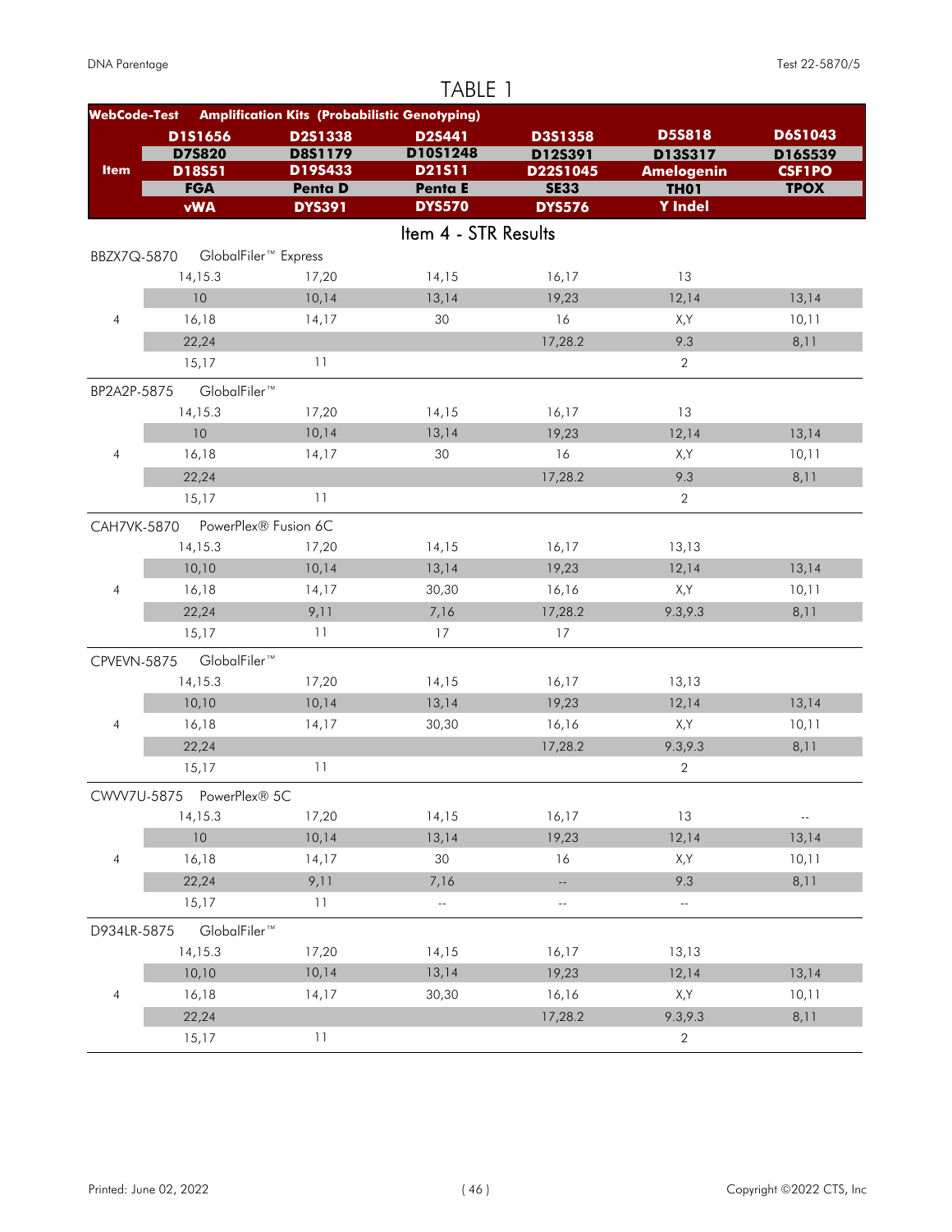# TABLE 1

| WebCode-Test | Amplification Kits (Probabilistic Genotyping) | | | | | |
|---|---|---|---|---|---|---|
| **Item** | **D1S1656** | **D2S1338** | **D2S441** | **D3S1358** | **D5S818** | **D6S1043** |
| | **D7S820** | **D8S1179** | **D10S1248** | **D12S391** | **D13S317** | **D16S539** |
| | **D18S51** | **D19S433** | **D21S11** | **D22S1045** | **Amelogenin** | **CSF1PO** |
| | **FGA** | **Penta D** | **Penta E** | **SE33** | **TH01** | **TPOX** |
| | **vWA** | **DYS391** | **DYS570** | **DYS576** | **Y Indel** | |

## Item 4 - STR Results

| Item | | | | | | |
|---|---|---|---|---|---|---|
| BBZX7Q-5870 | GlobalFiler™ Express | | | | | |
| | 14,15.3 | 17,20 | 14,15 | 16,17 | 13 | |
| | 10 | 10,14 | 13,14 | 19,23 | 12,14 | 13,14 |
| 4 | 16,18 | 14,17 | 30 | 16 | X,Y | 10,11 |
| | 22,24 | | | 17,28.2 | 9.3 | 8,11 |
| | 15,17 | 11 | | | 2 | |
| BP2A2P-5875 | GlobalFiler™ | | | | | |
| | 14,15.3 | 17,20 | 14,15 | 16,17 | 13 | |
| | 10 | 10,14 | 13,14 | 19,23 | 12,14 | 13,14 |
| 4 | 16,18 | 14,17 | 30 | 16 | X,Y | 10,11 |
| | 22,24 | | | 17,28.2 | 9.3 | 8,11 |
| | 15,17 | 11 | | | 2 | |
| CAH7VK-5870 | PowerPlex® Fusion 6C | | | | | |
| | 14,15.3 | 17,20 | 14,15 | 16,17 | 13,13 | |
| | 10,10 | 10,14 | 13,14 | 19,23 | 12,14 | 13,14 |
| 4 | 16,18 | 14,17 | 30,30 | 16,16 | X,Y | 10,11 |
| | 22,24 | 9,11 | 7,16 | 17,28.2 | 9.3,9.3 | 8,11 |
| | 15,17 | 11 | 17 | 17 | | |
| CPVEVN-5875 | GlobalFiler™ | | | | | |
| | 14,15.3 | 17,20 | 14,15 | 16,17 | 13,13 | |
| | 10,10 | 10,14 | 13,14 | 19,23 | 12,14 | 13,14 |
| 4 | 16,18 | 14,17 | 30,30 | 16,16 | X,Y | 10,11 |
| | 22,24 | | | 17,28.2 | 9.3,9.3 | 8,11 |
| | 15,17 | 11 | | | 2 | |
| CWVV7U-5875 | PowerPlex® 5C | | | | | |
| | 14,15.3 | 17,20 | 14,15 | 16,17 | 13 | -- |
| | 10 | 10,14 | 13,14 | 19,23 | 12,14 | 13,14 |
| 4 | 16,18 | 14,17 | 30 | 16 | X,Y | 10,11 |
| | 22,24 | 9,11 | 7,16 | -- | 9.3 | 8,11 |
| | 15,17 | 11 | -- | -- | -- | |
| D934LR-5875 | GlobalFiler™ | | | | | |
| | 14,15.3 | 17,20 | 14,15 | 16,17 | 13,13 | |
| | 10,10 | 10,14 | 13,14 | 19,23 | 12,14 | 13,14 |
| 4 | 16,18 | 14,17 | 30,30 | 16,16 | X,Y | 10,11 |
| | 22,24 | | | 17,28.2 | 9.3,9.3 | 8,11 |
| | 15,17 | 11 | | | 2 | |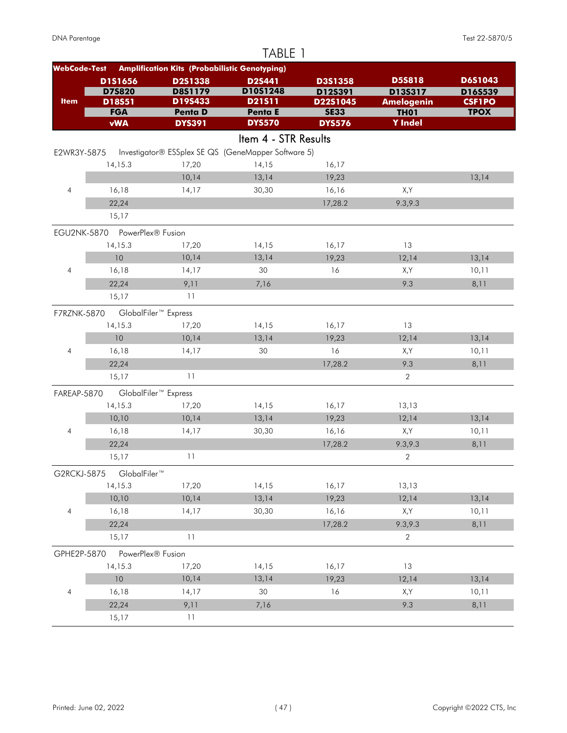# TABLE 1

| WebCode-Test | Amplification Kits (Probabilistic Genotyping) | | | | | |
|---|---|---|---|---|---|---|
| Item | D1S1656 | D2S1338 | D2S441 | D3S1358 | D5S818 | D6S1043 |
| | D7S820 | D8S1179 | D10S1248 | D12S391 | D13S317 | D16S539 |
| | D18S51 | D19S433 | D21S11 | D22S1045 | Amelogenin | CSF1PO |
| | FGA | Penta D | Penta E | SE33 | TH01 | TPOX |
| | vWA | DYS391 | DYS570 | DYS576 | Y Indel | |

## Item 4 - STR Results

| | | | | | | |
|---|---|---|---|---|---|---|
| **E2WR3Y-5875** | Investigator® ESSplex SE QS (GeneMapper Software 5) | | | | | |
| | 14,15.3 | 17,20 | 14,15 | 16,17 | | |
| | | 10,14 | 13,14 | 19,23 | | 13,14 |
| 4 | 16,18 | 14,17 | 30,30 | 16,16 | X,Y | |
| | 22,24 | | | 17,28.2 | 9.3,9.3 | |
| | 15,17 | | | | | |
| **EGU2NK-5870** | PowerPlex® Fusion | | | | | |
| | 14,15.3 | 17,20 | 14,15 | 16,17 | 13 | |
| | 10 | 10,14 | 13,14 | 19,23 | 12,14 | 13,14 |
| 4 | 16,18 | 14,17 | 30 | 16 | X,Y | 10,11 |
| | 22,24 | 9,11 | 7,16 | | 9.3 | 8,11 |
| | 15,17 | 11 | | | | |
| **F7RZNK-5870** | GlobalFiler™ Express | | | | | |
| | 14,15.3 | 17,20 | 14,15 | 16,17 | 13 | |
| | 10 | 10,14 | 13,14 | 19,23 | 12,14 | 13,14 |
| 4 | 16,18 | 14,17 | 30 | 16 | X,Y | 10,11 |
| | 22,24 | | | 17,28.2 | 9.3 | 8,11 |
| | 15,17 | 11 | | | 2 | |
| **FAREAP-5870** | GlobalFiler™ Express | | | | | |
| | 14,15.3 | 17,20 | 14,15 | 16,17 | 13,13 | |
| | 10,10 | 10,14 | 13,14 | 19,23 | 12,14 | 13,14 |
| 4 | 16,18 | 14,17 | 30,30 | 16,16 | X,Y | 10,11 |
| | 22,24 | | | 17,28.2 | 9.3,9.3 | 8,11 |
| | 15,17 | 11 | | | 2 | |
| **G2RCKJ-5875** | GlobalFiler™ | | | | | |
| | 14,15.3 | 17,20 | 14,15 | 16,17 | 13,13 | |
| | 10,10 | 10,14 | 13,14 | 19,23 | 12,14 | 13,14 |
| 4 | 16,18 | 14,17 | 30,30 | 16,16 | X,Y | 10,11 |
| | 22,24 | | | 17,28.2 | 9.3,9.3 | 8,11 |
| | 15,17 | 11 | | | 2 | |
| **GPHE2P-5870** | PowerPlex® Fusion | | | | | |
| | 14,15.3 | 17,20 | 14,15 | 16,17 | 13 | |
| | 10 | 10,14 | 13,14 | 19,23 | 12,14 | 13,14 |
| 4 | 16,18 | 14,17 | 30 | 16 | X,Y | 10,11 |
| | 22,24 | 9,11 | 7,16 | | 9.3 | 8,11 |
| | 15,17 | 11 | | | | |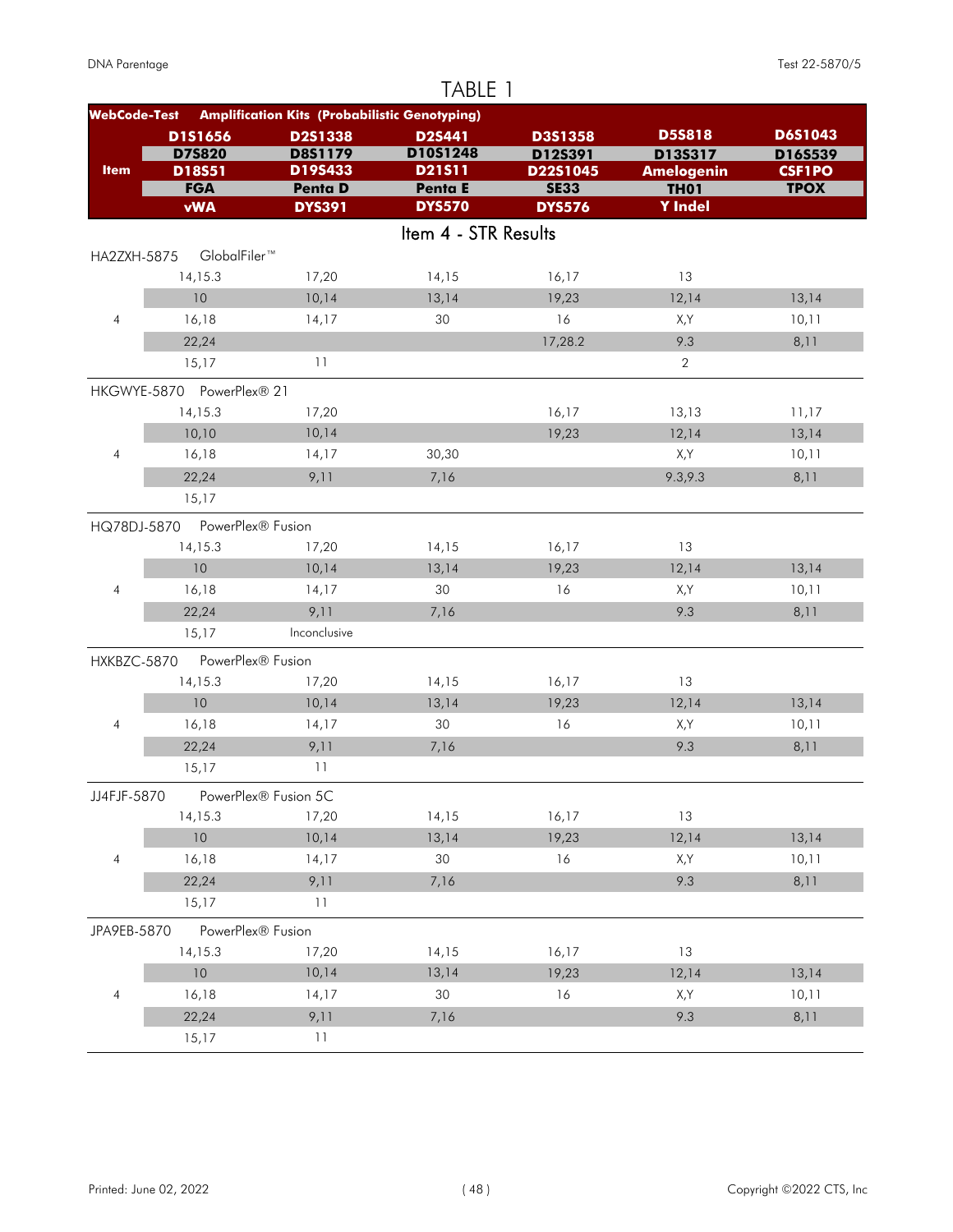# TABLE 1

| WebCode-Test | Amplification Kits (Probabilistic Genotyping) | | | | | |
|---|---|---|---|---|---|---|
| Item | D1S1656 | D2S1338 | D2S441 | D3S1358 | D5S818 | D6S1043 |
| | D7S820 | D8S1179 | D10S1248 | D12S391 | D13S317 | D16S539 |
| | D18S51 | D19S433 | D21S11 | D22S1045 | Amelogenin | CSF1PO |
| | FGA | Penta D | Penta E | SE33 | TH01 | TPOX |
| | vWA | DYS391 | DYS570 | DYS576 | Y Indel | |

## Item 4 - STR Results

| WebCode-Test | Kit / Item | | | | | |
|---|---|---|---|---|---|---|
| HA2ZXH-5875 | GlobalFiler™ | | | | | |
| | 14,15.3 | 17,20 | 14,15 | 16,17 | 13 | |
| | 10 | 10,14 | 13,14 | 19,23 | 12,14 | 13,14 |
| 4 | 16,18 | 14,17 | 30 | 16 | X,Y | 10,11 |
| | 22,24 | | | 17,28.2 | 9.3 | 8,11 |
| | 15,17 | 11 | | | 2 | |
| HKGWYE-5870 | PowerPlex® 21 | | | | | |
| | 14,15.3 | 17,20 | | 16,17 | 13,13 | 11,17 |
| | 10,10 | 10,14 | | 19,23 | 12,14 | 13,14 |
| 4 | 16,18 | 14,17 | 30,30 | | X,Y | 10,11 |
| | 22,24 | 9,11 | 7,16 | | 9.3,9.3 | 8,11 |
| | 15,17 | | | | | |
| HQ78DJ-5870 | PowerPlex® Fusion | | | | | |
| | 14,15.3 | 17,20 | 14,15 | 16,17 | 13 | |
| | 10 | 10,14 | 13,14 | 19,23 | 12,14 | 13,14 |
| 4 | 16,18 | 14,17 | 30 | 16 | X,Y | 10,11 |
| | 22,24 | 9,11 | 7,16 | | 9.3 | 8,11 |
| | 15,17 | Inconclusive | | | | |
| HXKBZC-5870 | PowerPlex® Fusion | | | | | |
| | 14,15.3 | 17,20 | 14,15 | 16,17 | 13 | |
| | 10 | 10,14 | 13,14 | 19,23 | 12,14 | 13,14 |
| 4 | 16,18 | 14,17 | 30 | 16 | X,Y | 10,11 |
| | 22,24 | 9,11 | 7,16 | | 9.3 | 8,11 |
| | 15,17 | 11 | | | | |
| JJ4FJF-5870 | PowerPlex® Fusion 5C | | | | | |
| | 14,15.3 | 17,20 | 14,15 | 16,17 | 13 | |
| | 10 | 10,14 | 13,14 | 19,23 | 12,14 | 13,14 |
| 4 | 16,18 | 14,17 | 30 | 16 | X,Y | 10,11 |
| | 22,24 | 9,11 | 7,16 | | 9.3 | 8,11 |
| | 15,17 | 11 | | | | |
| JPA9EB-5870 | PowerPlex® Fusion | | | | | |
| | 14,15.3 | 17,20 | 14,15 | 16,17 | 13 | |
| | 10 | 10,14 | 13,14 | 19,23 | 12,14 | 13,14 |
| 4 | 16,18 | 14,17 | 30 | 16 | X,Y | 10,11 |
| | 22,24 | 9,11 | 7,16 | | 9.3 | 8,11 |
| | 15,17 | 11 | | | | |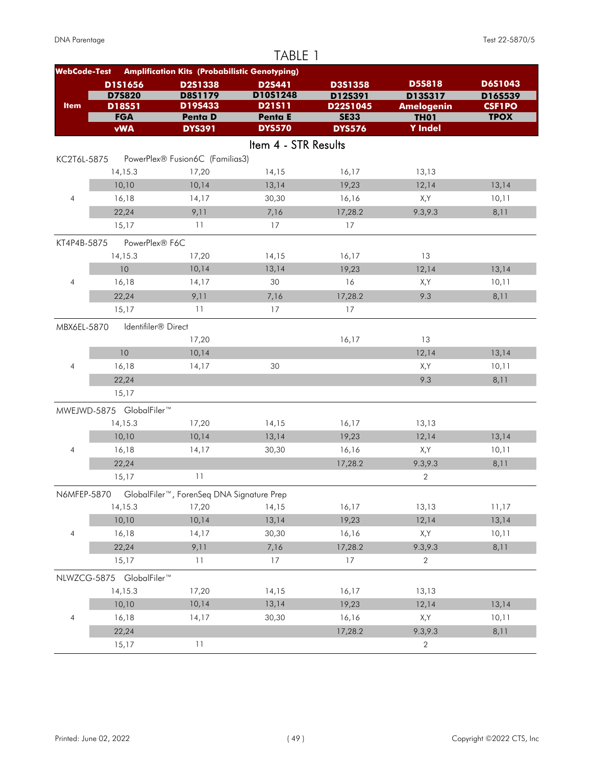# TABLE 1

| WebCode-Test | Amplification Kits (Probabilistic Genotyping) | | | | | |
|---|---|---|---|---|---|---|
| | D1S1656 | D2S1338 | D2S441 | D3S1358 | D5S818 | D6S1043 |
| | D7S820 | D8S1179 | D10S1248 | D12S391 | D13S317 | D16S539 |
| Item | D18S51 | D19S433 | D21S11 | D22S1045 | Amelogenin | CSF1PO |
| | FGA | Penta D | Penta E | SE33 | TH01 | TPOX |
| | vWA | DYS391 | DYS570 | DYS576 | Y Indel | |

## Item 4 - STR Results

| Item | | | | | | |
|---|---|---|---|---|---|---|
| **KC2T6L-5875** | PowerPlex® Fusion6C (Familias3) | | | | | |
| | 14,15.3 | 17,20 | 14,15 | 16,17 | 13,13 | |
| | 10,10 | 10,14 | 13,14 | 19,23 | 12,14 | 13,14 |
| 4 | 16,18 | 14,17 | 30,30 | 16,16 | X,Y | 10,11 |
| | 22,24 | 9,11 | 7,16 | 17,28.2 | 9.3,9.3 | 8,11 |
| | 15,17 | 11 | 17 | 17 | | |
| **KT4P4B-5875** | PowerPlex® F6C | | | | | |
| | 14,15.3 | 17,20 | 14,15 | 16,17 | 13 | |
| | 10 | 10,14 | 13,14 | 19,23 | 12,14 | 13,14 |
| 4 | 16,18 | 14,17 | 30 | 16 | X,Y | 10,11 |
| | 22,24 | 9,11 | 7,16 | 17,28.2 | 9.3 | 8,11 |
| | 15,17 | 11 | 17 | 17 | | |
| **MBX6EL-5870** | Identifiler® Direct | | | | | |
| | | 17,20 | | 16,17 | 13 | |
| | 10 | 10,14 | | | 12,14 | 13,14 |
| 4 | 16,18 | 14,17 | 30 | | X,Y | 10,11 |
| | 22,24 | | | | 9.3 | 8,11 |
| | 15,17 | | | | | |
| **MWEJWD-5875** | GlobalFiler™ | | | | | |
| | 14,15.3 | 17,20 | 14,15 | 16,17 | 13,13 | |
| | 10,10 | 10,14 | 13,14 | 19,23 | 12,14 | 13,14 |
| 4 | 16,18 | 14,17 | 30,30 | 16,16 | X,Y | 10,11 |
| | 22,24 | | | 17,28.2 | 9.3,9.3 | 8,11 |
| | 15,17 | 11 | | | 2 | |
| **N6MFEP-5870** | GlobalFiler™, ForenSeq DNA Signature Prep | | | | | |
| | 14,15.3 | 17,20 | 14,15 | 16,17 | 13,13 | 11,17 |
| | 10,10 | 10,14 | 13,14 | 19,23 | 12,14 | 13,14 |
| 4 | 16,18 | 14,17 | 30,30 | 16,16 | X,Y | 10,11 |
| | 22,24 | 9,11 | 7,16 | 17,28.2 | 9.3,9.3 | 8,11 |
| | 15,17 | 11 | 17 | 17 | 2 | |
| **NLWZCG-5875** | GlobalFiler™ | | | | | |
| | 14,15.3 | 17,20 | 14,15 | 16,17 | 13,13 | |
| | 10,10 | 10,14 | 13,14 | 19,23 | 12,14 | 13,14 |
| 4 | 16,18 | 14,17 | 30,30 | 16,16 | X,Y | 10,11 |
| | 22,24 | | | 17,28.2 | 9.3,9.3 | 8,11 |
| | 15,17 | 11 | | | 2 | |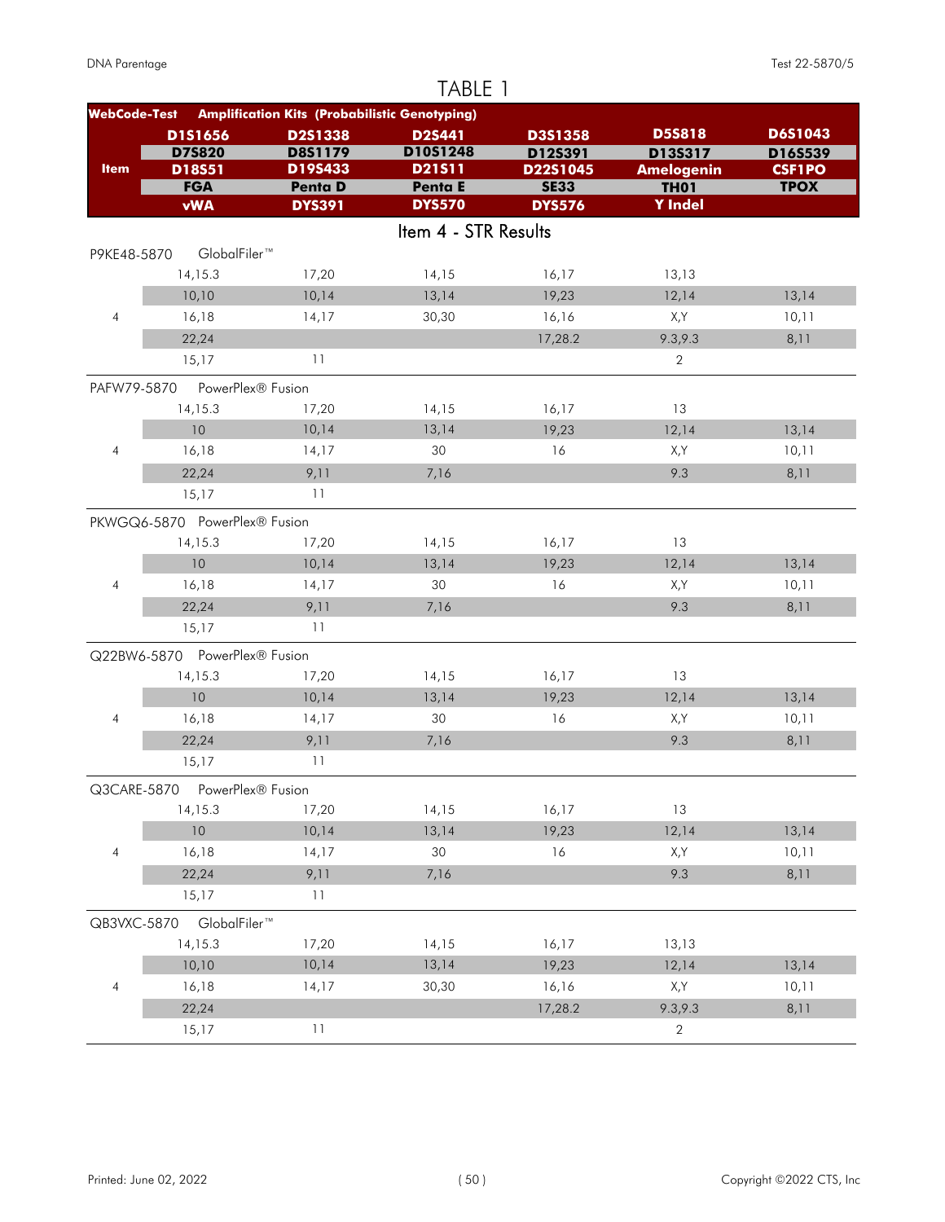# TABLE 1

| WebCode-Test | Amplification Kits (Probabilistic Genotyping) | | | | | |
|---|---|---|---|---|---|---|
| | D1S1656 | D2S1338 | D2S441 | D3S1358 | D5S818 | D6S1043 |
| | D7S820 | D8S1179 | D10S1248 | D12S391 | D13S317 | D16S539 |
| Item | D18S51 | D19S433 | D21S11 | D22S1045 | Amelogenin | CSF1PO |
| | FGA | Penta D | Penta E | SE33 | TH01 | TPOX |
| | vWA | DYS391 | DYS570 | DYS576 | Y Indel | |

## Item 4 - STR Results

| WebCode-Test | | | | | | |
|---|---|---|---|---|---|---|
| P9KE48-5870 | GlobalFiler™ | | | | | |
| | 14,15.3 | 17,20 | 14,15 | 16,17 | 13,13 | |
| | 10,10 | 10,14 | 13,14 | 19,23 | 12,14 | 13,14 |
| 4 | 16,18 | 14,17 | 30,30 | 16,16 | X,Y | 10,11 |
| | 22,24 | | | 17,28.2 | 9.3,9.3 | 8,11 |
| | 15,17 | 11 | | | 2 | |
| PAFW79-5870 | PowerPlex® Fusion | | | | | |
| | 14,15.3 | 17,20 | 14,15 | 16,17 | 13 | |
| | 10 | 10,14 | 13,14 | 19,23 | 12,14 | 13,14 |
| 4 | 16,18 | 14,17 | 30 | 16 | X,Y | 10,11 |
| | 22,24 | 9,11 | 7,16 | | 9.3 | 8,11 |
| | 15,17 | 11 | | | | |
| PKWGQ6-5870 | PowerPlex® Fusion | | | | | |
| | 14,15.3 | 17,20 | 14,15 | 16,17 | 13 | |
| | 10 | 10,14 | 13,14 | 19,23 | 12,14 | 13,14 |
| 4 | 16,18 | 14,17 | 30 | 16 | X,Y | 10,11 |
| | 22,24 | 9,11 | 7,16 | | 9.3 | 8,11 |
| | 15,17 | 11 | | | | |
| Q22BW6-5870 | PowerPlex® Fusion | | | | | |
| | 14,15.3 | 17,20 | 14,15 | 16,17 | 13 | |
| | 10 | 10,14 | 13,14 | 19,23 | 12,14 | 13,14 |
| 4 | 16,18 | 14,17 | 30 | 16 | X,Y | 10,11 |
| | 22,24 | 9,11 | 7,16 | | 9.3 | 8,11 |
| | 15,17 | 11 | | | | |
| Q3CARE-5870 | PowerPlex® Fusion | | | | | |
| | 14,15.3 | 17,20 | 14,15 | 16,17 | 13 | |
| | 10 | 10,14 | 13,14 | 19,23 | 12,14 | 13,14 |
| 4 | 16,18 | 14,17 | 30 | 16 | X,Y | 10,11 |
| | 22,24 | 9,11 | 7,16 | | 9.3 | 8,11 |
| | 15,17 | 11 | | | | |
| QB3VXC-5870 | GlobalFiler™ | | | | | |
| | 14,15.3 | 17,20 | 14,15 | 16,17 | 13,13 | |
| | 10,10 | 10,14 | 13,14 | 19,23 | 12,14 | 13,14 |
| 4 | 16,18 | 14,17 | 30,30 | 16,16 | X,Y | 10,11 |
| | 22,24 | | | 17,28.2 | 9.3,9.3 | 8,11 |
| | 15,17 | 11 | | | 2 | |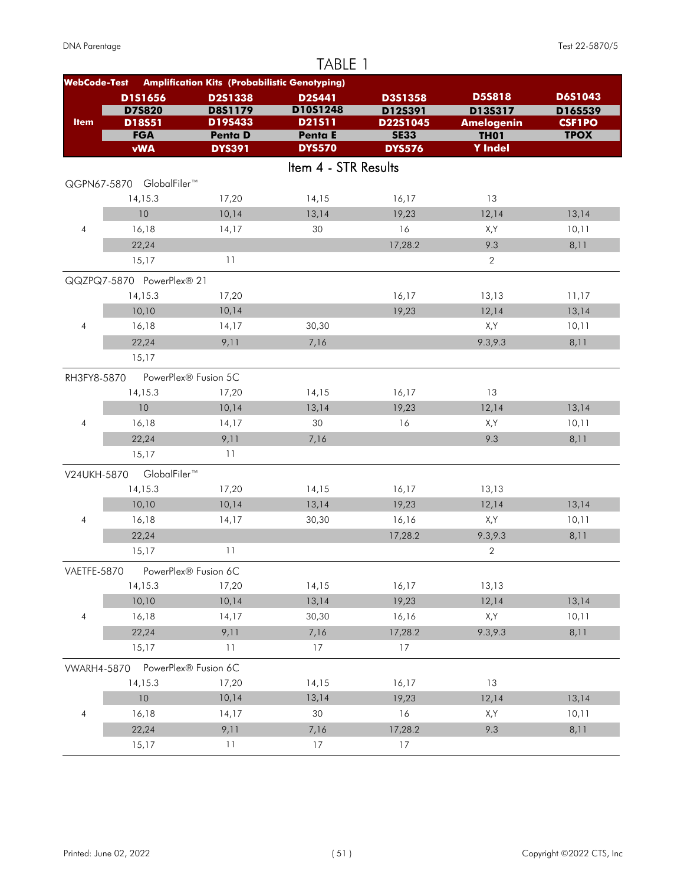# TABLE 1

| WebCode-Test | Amplification Kits (Probabilistic Genotyping) | | | | | |
|---|---|---|---|---|---|---|
| Item | D1S1656 | D2S1338 | D2S441 | D3S1358 | D5S818 | D6S1043 |
| | D7S820 | D8S1179 | D10S1248 | D12S391 | D13S317 | D16S539 |
| | D18S51 | D19S433 | D21S11 | D22S1045 | Amelogenin | CSF1PO |
| | FGA | Penta D | Penta E | SE33 | TH01 | TPOX |
| | vWA | DYS391 | DYS570 | DYS576 | Y Indel | |

## Item 4 - STR Results

| Item | | | | | | |
|---|---|---|---|---|---|---|
| **QGPN67-5870 GlobalFiler™** | | | | | | |
| | 14,15.3 | 17,20 | 14,15 | 16,17 | 13 | |
| | 10 | 10,14 | 13,14 | 19,23 | 12,14 | 13,14 |
| 4 | 16,18 | 14,17 | 30 | 16 | X,Y | 10,11 |
| | 22,24 | | | 17,28.2 | 9.3 | 8,11 |
| | 15,17 | 11 | | | 2 | |
| **QQZPQ7-5870 PowerPlex® 21** | | | | | | |
| | 14,15.3 | 17,20 | | 16,17 | 13,13 | 11,17 |
| | 10,10 | 10,14 | | 19,23 | 12,14 | 13,14 |
| 4 | 16,18 | 14,17 | 30,30 | | X,Y | 10,11 |
| | 22,24 | 9,11 | 7,16 | | 9.3,9.3 | 8,11 |
| | 15,17 | | | | | |
| **RH3FY8-5870 PowerPlex® Fusion 5C** | | | | | | |
| | 14,15.3 | 17,20 | 14,15 | 16,17 | 13 | |
| | 10 | 10,14 | 13,14 | 19,23 | 12,14 | 13,14 |
| 4 | 16,18 | 14,17 | 30 | 16 | X,Y | 10,11 |
| | 22,24 | 9,11 | 7,16 | | 9.3 | 8,11 |
| | 15,17 | 11 | | | | |
| **V24UKH-5870 GlobalFiler™** | | | | | | |
| | 14,15.3 | 17,20 | 14,15 | 16,17 | 13,13 | |
| | 10,10 | 10,14 | 13,14 | 19,23 | 12,14 | 13,14 |
| 4 | 16,18 | 14,17 | 30,30 | 16,16 | X,Y | 10,11 |
| | 22,24 | | | 17,28.2 | 9.3,9.3 | 8,11 |
| | 15,17 | 11 | | | 2 | |
| **VAETFE-5870 PowerPlex® Fusion 6C** | | | | | | |
| | 14,15.3 | 17,20 | 14,15 | 16,17 | 13,13 | |
| | 10,10 | 10,14 | 13,14 | 19,23 | 12,14 | 13,14 |
| 4 | 16,18 | 14,17 | 30,30 | 16,16 | X,Y | 10,11 |
| | 22,24 | 9,11 | 7,16 | 17,28.2 | 9.3,9.3 | 8,11 |
| | 15,17 | 11 | 17 | 17 | | |
| **VWARH4-5870 PowerPlex® Fusion 6C** | | | | | | |
| | 14,15.3 | 17,20 | 14,15 | 16,17 | 13 | |
| | 10 | 10,14 | 13,14 | 19,23 | 12,14 | 13,14 |
| 4 | 16,18 | 14,17 | 30 | 16 | X,Y | 10,11 |
| | 22,24 | 9,11 | 7,16 | 17,28.2 | 9.3 | 8,11 |
| | 15,17 | 11 | 17 | 17 | | |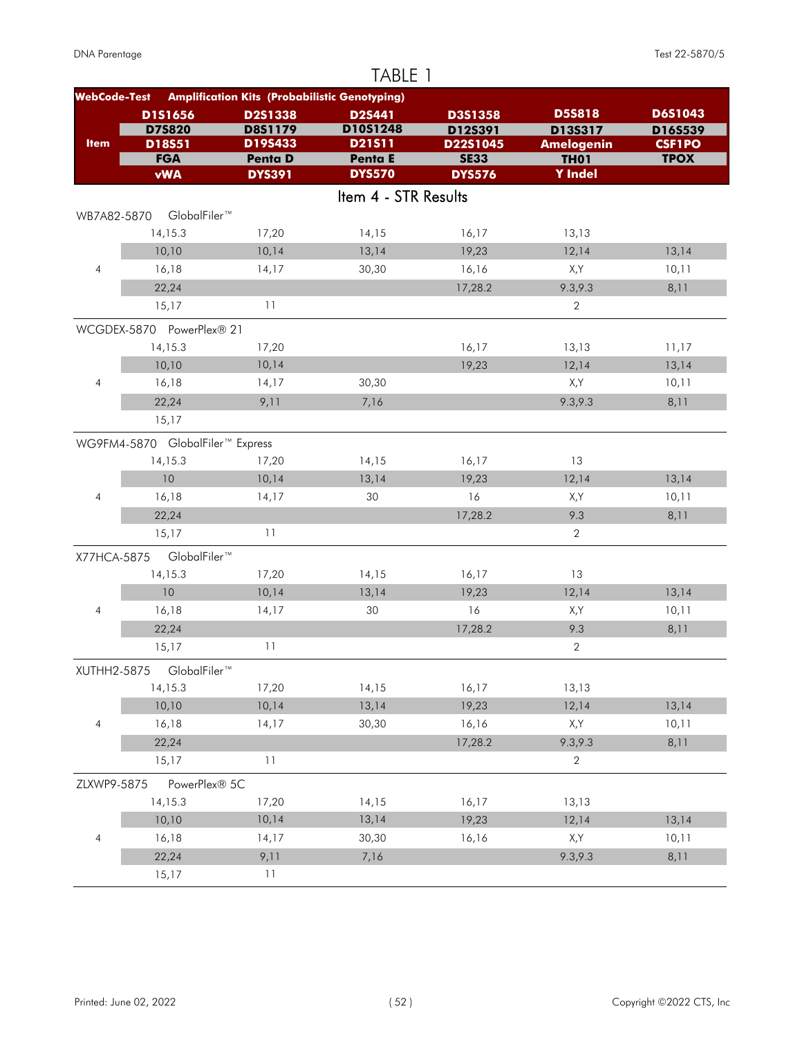# TABLE 1

| WebCode-Test | Amplification Kits (Probabilistic Genotyping) | | | | | |
|---|---|---|---|---|---|---|
| Item | D1S1656 | D2S1338 | D2S441 | D3S1358 | D5S818 | D6S1043 |
| | D7S820 | D8S1179 | D10S1248 | D12S391 | D13S317 | D16S539 |
| | D18S51 | D19S433 | D21S11 | D22S1045 | Amelogenin | CSF1PO |
| | FGA | Penta D | Penta E | SE33 | TH01 | TPOX |
| | vWA | DYS391 | DYS570 | DYS576 | Y Indel | |

## Item 4 - STR Results

| WebCode-Test | | | | | | |
|---|---|---|---|---|---|---|
| **WB7A82-5870 GlobalFiler™** | | | | | | |
| | 14,15.3 | 17,20 | 14,15 | 16,17 | 13,13 | |
| | 10,10 | 10,14 | 13,14 | 19,23 | 12,14 | 13,14 |
| 4 | 16,18 | 14,17 | 30,30 | 16,16 | X,Y | 10,11 |
| | 22,24 | | | 17,28.2 | 9.3,9.3 | 8,11 |
| | 15,17 | 11 | | | 2 | |
| **WCGDEX-5870 PowerPlex® 21** | | | | | | |
| | 14,15.3 | 17,20 | | 16,17 | 13,13 | 11,17 |
| | 10,10 | 10,14 | | 19,23 | 12,14 | 13,14 |
| 4 | 16,18 | 14,17 | 30,30 | | X,Y | 10,11 |
| | 22,24 | 9,11 | 7,16 | | 9.3,9.3 | 8,11 |
| | 15,17 | | | | | |
| **WG9FM4-5870 GlobalFiler™ Express** | | | | | | |
| | 14,15.3 | 17,20 | 14,15 | 16,17 | 13 | |
| | 10 | 10,14 | 13,14 | 19,23 | 12,14 | 13,14 |
| 4 | 16,18 | 14,17 | 30 | 16 | X,Y | 10,11 |
| | 22,24 | | | 17,28.2 | 9.3 | 8,11 |
| | 15,17 | 11 | | | 2 | |
| **X77HCA-5875 GlobalFiler™** | | | | | | |
| | 14,15.3 | 17,20 | 14,15 | 16,17 | 13 | |
| | 10 | 10,14 | 13,14 | 19,23 | 12,14 | 13,14 |
| 4 | 16,18 | 14,17 | 30 | 16 | X,Y | 10,11 |
| | 22,24 | | | 17,28.2 | 9.3 | 8,11 |
| | 15,17 | 11 | | | 2 | |
| **XUTHH2-5875 GlobalFiler™** | | | | | | |
| | 14,15.3 | 17,20 | 14,15 | 16,17 | 13,13 | |
| | 10,10 | 10,14 | 13,14 | 19,23 | 12,14 | 13,14 |
| 4 | 16,18 | 14,17 | 30,30 | 16,16 | X,Y | 10,11 |
| | 22,24 | | | 17,28.2 | 9.3,9.3 | 8,11 |
| | 15,17 | 11 | | | 2 | |
| **ZLXWP9-5875 PowerPlex® 5C** | | | | | | |
| | 14,15.3 | 17,20 | 14,15 | 16,17 | 13,13 | |
| | 10,10 | 10,14 | 13,14 | 19,23 | 12,14 | 13,14 |
| 4 | 16,18 | 14,17 | 30,30 | 16,16 | X,Y | 10,11 |
| | 22,24 | 9,11 | 7,16 | | 9.3,9.3 | 8,11 |
| | 15,17 | 11 | | | | |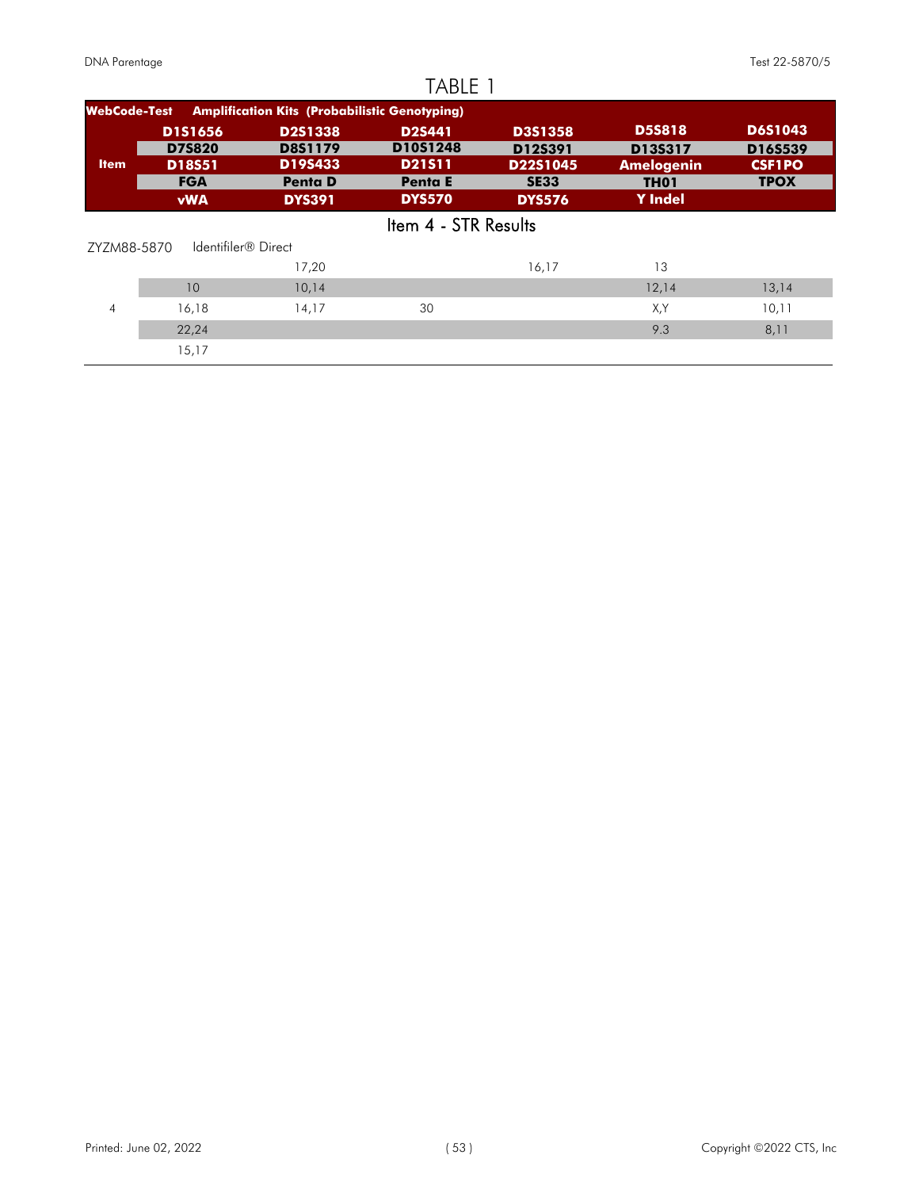# TABLE 1

| WebCode-Test | Amplification Kits (Probabilistic Genotyping) | | | | | |
|---|---|---|---|---|---|---|
| **Item** | **D1S1656** | **D2S1338** | **D2S441** | **D3S1358** | **D5S818** | **D6S1043** |
| | **D7S820** | **D8S1179** | **D10S1248** | **D12S391** | **D13S317** | **D16S539** |
| | **D18S51** | **D19S433** | **D21S11** | **D22S1045** | **Amelogenin** | **CSF1PO** |
| | **FGA** | **Penta D** | **Penta E** | **SE33** | **TH01** | **TPOX** |
| | **vWA** | **DYS391** | **DYS570** | **DYS576** | **Y Indel** | |

## Item 4 - STR Results

| ZYZM88-5870 | Identifiler® Direct | | | | | |
|---|---|---|---|---|---|---|
| | | 17,20 | | 16,17 | 13 | |
| | 10 | 10,14 | | | 12,14 | 13,14 |
| 4 | 16,18 | 14,17 | 30 | | X,Y | 10,11 |
| | 22,24 | | | | 9.3 | 8,11 |
| | 15,17 | | | | | |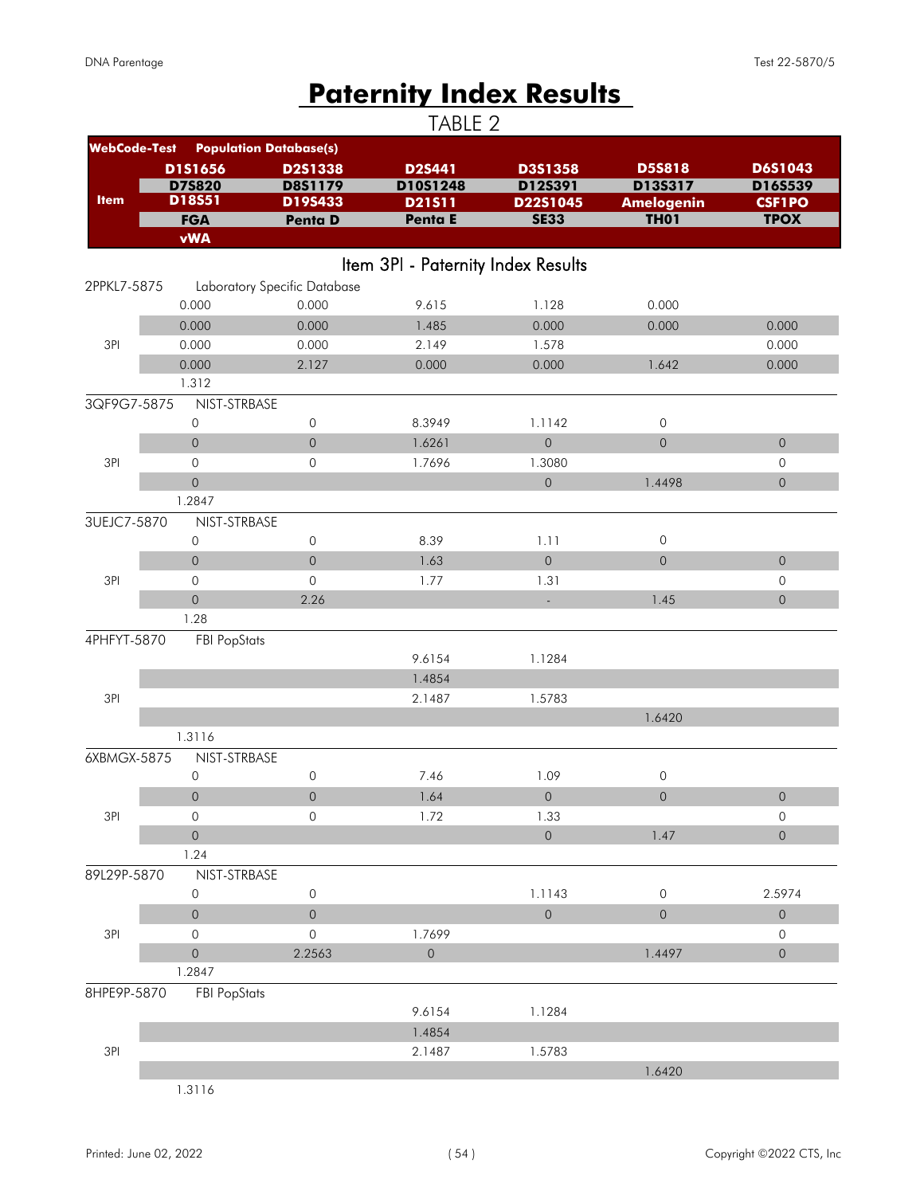# Paternity Index Results

TABLE 2

| WebCode-Test | Population Database(s) | | | | | |
|---|---|---|---|---|---|---|
| | D1S1656 | D2S1338 | D2S441 | D3S1358 | D5S818 | D6S1043 |
| | D7S820 | D8S1179 | D10S1248 | D12S391 | D13S317 | D16S539 |
| Item | D18S51 | D19S433 | D21S11 | D22S1045 | Amelogenin | CSF1PO |
| | FGA | Penta D | Penta E | SE33 | TH01 | TPOX |
| | vWA | | | | | |

## Item 3PI - Paternity Index Results

| WebCode-Test / Item | | | | | | |
|---|---|---|---|---|---|---|
| 2PPKL7-5875 | Laboratory Specific Database | | | | | |
| | 0.000 | 0.000 | 9.615 | 1.128 | 0.000 | |
| | 0.000 | 0.000 | 1.485 | 0.000 | 0.000 | 0.000 |
| 3PI | 0.000 | 0.000 | 2.149 | 1.578 | | 0.000 |
| | 0.000 | 2.127 | 0.000 | 0.000 | 1.642 | 0.000 |
| | 1.312 | | | | | |
| 3QF9G7-5875 | NIST-STRBASE | | | | | |
| | 0 | 0 | 8.3949 | 1.1142 | 0 | |
| | 0 | 0 | 1.6261 | 0 | 0 | 0 |
| 3PI | 0 | 0 | 1.7696 | 1.3080 | | 0 |
| | 0 | | | 0 | 1.4498 | 0 |
| | 1.2847 | | | | | |
| 3UEJC7-5870 | NIST-STRBASE | | | | | |
| | 0 | 0 | 8.39 | 1.11 | 0 | |
| | 0 | 0 | 1.63 | 0 | 0 | 0 |
| 3PI | 0 | 0 | 1.77 | 1.31 | | 0 |
| | 0 | 2.26 | | - | 1.45 | 0 |
| | 1.28 | | | | | |
| 4PHFYT-5870 | FBI PopStats | | | | | |
| | | | 9.6154 | 1.1284 | | |
| | | | 1.4854 | | | |
| 3PI | | | 2.1487 | 1.5783 | | |
| | | | | | 1.6420 | |
| | 1.3116 | | | | | |
| 6XBMGX-5875 | NIST-STRBASE | | | | | |
| | 0 | 0 | 7.46 | 1.09 | 0 | |
| | 0 | 0 | 1.64 | 0 | 0 | 0 |
| 3PI | 0 | 0 | 1.72 | 1.33 | | 0 |
| | 0 | | | 0 | 1.47 | 0 |
| | 1.24 | | | | | |
| 89L29P-5870 | NIST-STRBASE | | | | | |
| | 0 | 0 | | 1.1143 | 0 | 2.5974 |
| | 0 | 0 | | 0 | 0 | 0 |
| 3PI | 0 | 0 | 1.7699 | | | 0 |
| | 0 | 2.2563 | 0 | | 1.4497 | 0 |
| | 1.2847 | | | | | |
| 8HPE9P-5870 | FBI PopStats | | | | | |
| | | | 9.6154 | 1.1284 | | |
| | | | 1.4854 | | | |
| 3PI | | | 2.1487 | 1.5783 | | |
| | | | | | 1.6420 | |
| | 1.3116 | | | | | |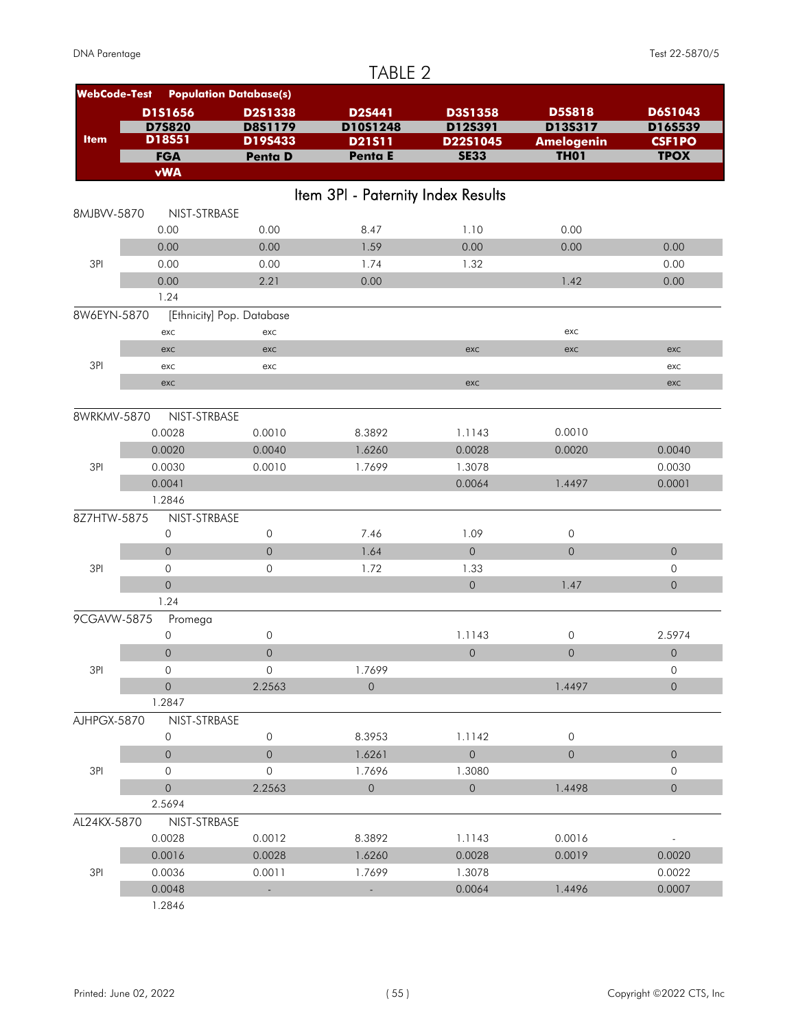# TABLE 2

| WebCode-Test | Population Database(s) | | | | | |
|---|---|---|---|---|---|---|
| Item | D1S1656 | D2S1338 | D2S441 | D3S1358 | D5S818 | D6S1043 |
| | D7S820 | D8S1179 | D10S1248 | D12S391 | D13S317 | D16S539 |
| | D18S51 | D19S433 | D21S11 | D22S1045 | Amelogenin | CSF1PO |
| | FGA | Penta D | Penta E | SE33 | TH01 | TPOX |
| | vWA | | | | | |

## Item 3PI - Paternity Index Results

| Item | | | | | | |
|---|---|---|---|---|---|---|
| **8MJBVV-5870** | NIST-STRBASE | | | | | |
| | 0.00 | 0.00 | 8.47 | 1.10 | 0.00 | |
| | 0.00 | 0.00 | 1.59 | 0.00 | 0.00 | 0.00 |
| 3PI | 0.00 | 0.00 | 1.74 | 1.32 | | 0.00 |
| | 0.00 | 2.21 | 0.00 | | 1.42 | 0.00 |
| | 1.24 | | | | | |
| **8W6EYN-5870** | [Ethnicity] Pop. Database | | | | | |
| | exc | exc | | | exc | |
| | exc | exc | | exc | exc | exc |
| 3PI | exc | exc | | | | exc |
| | exc | | | exc | | exc |
| **8WRKMV-5870** | NIST-STRBASE | | | | | |
| | 0.0028 | 0.0010 | 8.3892 | 1.1143 | 0.0010 | |
| | 0.0020 | 0.0040 | 1.6260 | 0.0028 | 0.0020 | 0.0040 |
| 3PI | 0.0030 | 0.0010 | 1.7699 | 1.3078 | | 0.0030 |
| | 0.0041 | | | 0.0064 | 1.4497 | 0.0001 |
| | 1.2846 | | | | | |
| **8Z7HTW-5875** | NIST-STRBASE | | | | | |
| | 0 | 0 | 7.46 | 1.09 | 0 | |
| | 0 | 0 | 1.64 | 0 | 0 | 0 |
| 3PI | 0 | 0 | 1.72 | 1.33 | | 0 |
| | 0 | | | 0 | 1.47 | 0 |
| | 1.24 | | | | | |
| **9CGAVW-5875** | Promega | | | | | |
| | 0 | 0 | | 1.1143 | 0 | 2.5974 |
| | 0 | 0 | | 0 | 0 | 0 |
| 3PI | 0 | 0 | 1.7699 | | | 0 |
| | 0 | 2.2563 | 0 | | 1.4497 | 0 |
| | 1.2847 | | | | | |
| **AJHPGX-5870** | NIST-STRBASE | | | | | |
| | 0 | 0 | 8.3953 | 1.1142 | 0 | |
| | 0 | 0 | 1.6261 | 0 | 0 | 0 |
| 3PI | 0 | 0 | 1.7696 | 1.3080 | | 0 |
| | 0 | 2.2563 | 0 | 0 | 1.4498 | 0 |
| | 2.5694 | | | | | |
| **AL24KX-5870** | NIST-STRBASE | | | | | |
| | 0.0028 | 0.0012 | 8.3892 | 1.1143 | 0.0016 | - |
| | 0.0016 | 0.0028 | 1.6260 | 0.0028 | 0.0019 | 0.0020 |
| 3PI | 0.0036 | 0.0011 | 1.7699 | 1.3078 | | 0.0022 |
| | 0.0048 | - | - | 0.0064 | 1.4496 | 0.0007 |
| | 1.2846 | | | | | |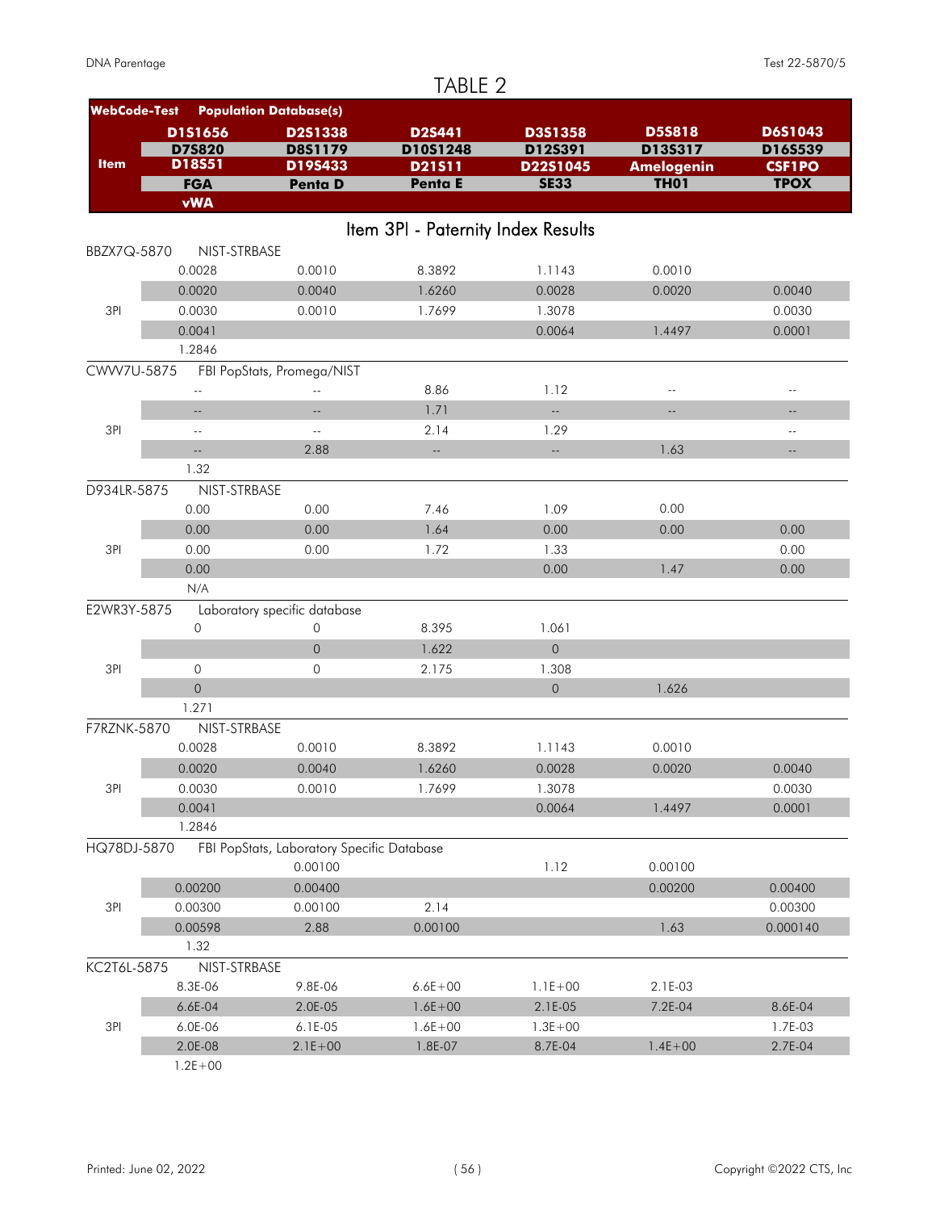# TABLE 2

| Item | D1S1656 / D7S820 / D18S51 / FGA / vWA | D2S1338 / D8S1179 / D19S433 / Penta D | D2S441 / D10S1248 / D21S11 / Penta E | D3S1358 / D12S391 / D22S1045 / SE33 | D5S818 / D13S317 / Amelogenin / TH01 | D6S1043 / D16S539 / CSF1PO / TPOX |
|---|---|---|---|---|---|---|
| **WebCode-Test** | **Population Database(s)** | | | | | |
| | D1S1656 | D2S1338 | D2S441 | D3S1358 | D5S818 | D6S1043 |
| | D7S820 | D8S1179 | D10S1248 | D12S391 | D13S317 | D16S539 |
| | D18S51 | D19S433 | D21S11 | D22S1045 | Amelogenin | CSF1PO |
| | FGA | Penta D | Penta E | SE33 | TH01 | TPOX |
| | vWA | | | | | |

## Item 3PI - Paternity Index Results

| Item | | | | | | |
|---|---|---|---|---|---|---|
| **BBZX7Q-5870** | NIST-STRBASE | | | | | |
| | 0.0028 | 0.0010 | 8.3892 | 1.1143 | 0.0010 | |
| | 0.0020 | 0.0040 | 1.6260 | 0.0028 | 0.0020 | 0.0040 |
| 3PI | 0.0030 | 0.0010 | 1.7699 | 1.3078 | | 0.0030 |
| | 0.0041 | | | 0.0064 | 1.4497 | 0.0001 |
| | 1.2846 | | | | | |
| **CWVV7U-5875** | FBI PopStats, Promega/NIST | | | | | |
| | -- | -- | 8.86 | 1.12 | -- | -- |
| | -- | -- | 1.71 | -- | -- | -- |
| 3PI | -- | -- | 2.14 | 1.29 | | -- |
| | -- | 2.88 | -- | -- | 1.63 | -- |
| | 1.32 | | | | | |
| **D934LR-5875** | NIST-STRBASE | | | | | |
| | 0.00 | 0.00 | 7.46 | 1.09 | 0.00 | |
| | 0.00 | 0.00 | 1.64 | 0.00 | 0.00 | 0.00 |
| 3PI | 0.00 | 0.00 | 1.72 | 1.33 | | 0.00 |
| | 0.00 | | | 0.00 | 1.47 | 0.00 |
| | N/A | | | | | |
| **E2WR3Y-5875** | Laboratory specific database | | | | | |
| | 0 | 0 | 8.395 | 1.061 | | |
| | | 0 | 1.622 | 0 | | |
| 3PI | 0 | 0 | 2.175 | 1.308 | | |
| | 0 | | | 0 | 1.626 | |
| | 1.271 | | | | | |
| **F7RZNK-5870** | NIST-STRBASE | | | | | |
| | 0.0028 | 0.0010 | 8.3892 | 1.1143 | 0.0010 | |
| | 0.0020 | 0.0040 | 1.6260 | 0.0028 | 0.0020 | 0.0040 |
| 3PI | 0.0030 | 0.0010 | 1.7699 | 1.3078 | | 0.0030 |
| | 0.0041 | | | 0.0064 | 1.4497 | 0.0001 |
| | 1.2846 | | | | | |
| **HQ78DJ-5870** | FBI PopStats, Laboratory Specific Database | | | | | |
| | | 0.00100 | | 1.12 | 0.00100 | |
| | 0.00200 | 0.00400 | | | 0.00200 | 0.00400 |
| 3PI | 0.00300 | 0.00100 | 2.14 | | | 0.00300 |
| | 0.00598 | 2.88 | 0.00100 | | 1.63 | 0.000140 |
| | 1.32 | | | | | |
| **KC2T6L-5875** | NIST-STRBASE | | | | | |
| | 8.3E-06 | 9.8E-06 | 6.6E+00 | 1.1E+00 | 2.1E-03 | |
| | 6.6E-04 | 2.0E-05 | 1.6E+00 | 2.1E-05 | 7.2E-04 | 8.6E-04 |
| 3PI | 6.0E-06 | 6.1E-05 | 1.6E+00 | 1.3E+00 | | 1.7E-03 |
| | 2.0E-08 | 2.1E+00 | 1.8E-07 | 8.7E-04 | 1.4E+00 | 2.7E-04 |
| | 1.2E+00 | | | | | |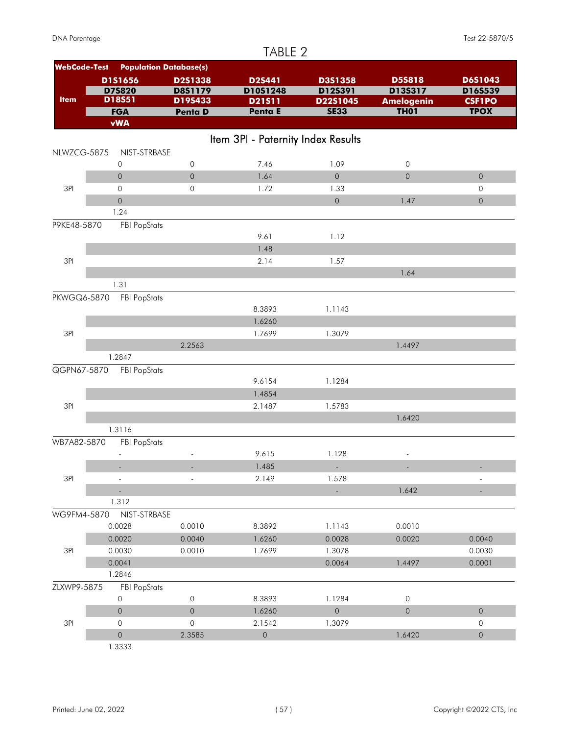# TABLE 2

| WebCode-Test | Population Database(s) | | | | | |
|---|---|---|---|---|---|---|
| Item | D1S1656 | D2S1338 | D2S441 | D3S1358 | D5S818 | D6S1043 |
| | D7S820 | D8S1179 | D10S1248 | D12S391 | D13S317 | D16S539 |
| | D18S51 | D19S433 | D21S11 | D22S1045 | Amelogenin | CSF1PO |
| | FGA | Penta D | Penta E | SE33 | TH01 | TPOX |
| | vWA | | | | | |

## Item 3PI - Paternity Index Results

| WebCode-Test | Database | | | | | |
|---|---|---|---|---|---|---|
| NLWZCG-5875 | NIST-STRBASE | | | | | |
| | 0 | 0 | 7.46 | 1.09 | 0 | |
| | 0 | 0 | 1.64 | 0 | 0 | 0 |
| 3PI | 0 | 0 | 1.72 | 1.33 | | 0 |
| | 0 | | | 0 | 1.47 | 0 |
| | 1.24 | | | | | |
| P9KE48-5870 | FBI PopStats | | | | | |
| | | | 9.61 | 1.12 | | |
| | | | 1.48 | | | |
| 3PI | | | 2.14 | 1.57 | | |
| | | | | | 1.64 | |
| | 1.31 | | | | | |
| PKWGQ6-5870 | FBI PopStats | | | | | |
| | | | 8.3893 | 1.1143 | | |
| | | | 1.6260 | | | |
| 3PI | | | 1.7699 | 1.3079 | | |
| | | 2.2563 | | | 1.4497 | |
| | 1.2847 | | | | | |
| QGPN67-5870 | FBI PopStats | | | | | |
| | | | 9.6154 | 1.1284 | | |
| | | | 1.4854 | | | |
| 3PI | | | 2.1487 | 1.5783 | | |
| | | | | | 1.6420 | |
| | 1.3116 | | | | | |
| WB7A82-5870 | FBI PopStats | | | | | |
| | - | - | 9.615 | 1.128 | - | |
| | - | - | 1.485 | - | - | - |
| 3PI | - | - | 2.149 | 1.578 | | - |
| | - | | | - | 1.642 | - |
| | 1.312 | | | | | |
| WG9FM4-5870 | NIST-STRBASE | | | | | |
| | 0.0028 | 0.0010 | 8.3892 | 1.1143 | 0.0010 | |
| | 0.0020 | 0.0040 | 1.6260 | 0.0028 | 0.0020 | 0.0040 |
| 3PI | 0.0030 | 0.0010 | 1.7699 | 1.3078 | | 0.0030 |
| | 0.0041 | | | 0.0064 | 1.4497 | 0.0001 |
| | 1.2846 | | | | | |
| ZLXWP9-5875 | FBI PopStats | | | | | |
| | 0 | 0 | 8.3893 | 1.1284 | 0 | |
| | 0 | 0 | 1.6260 | 0 | 0 | 0 |
| 3PI | 0 | 0 | 2.1542 | 1.3079 | | 0 |
| | 0 | 2.3585 | 0 | | 1.6420 | 0 |
| | 1.3333 | | | | | |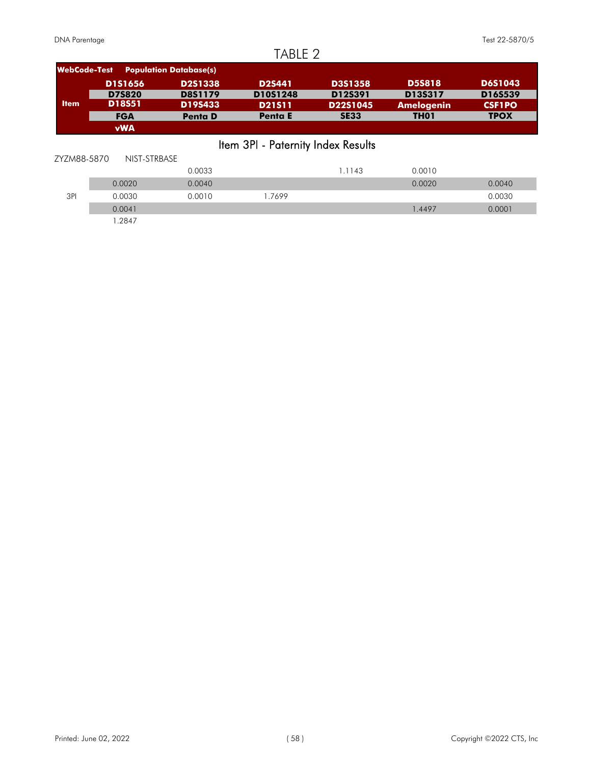# TABLE 2

| WebCode-Test | Population Database(s) | | | | | |
|---|---|---|---|---|---|---|
| Item | D1S1656 | D2S1338 | D2S441 | D3S1358 | D5S818 | D6S1043 |
| | D7S820 | D8S1179 | D10S1248 | D12S391 | D13S317 | D16S539 |
| | D18S51 | D19S433 | D21S11 | D22S1045 | Amelogenin | CSF1PO |
| | FGA | Penta D | Penta E | SE33 | TH01 | TPOX |
| | vWA | | | | | |

## Item 3PI - Paternity Index Results

| ZYZM88-5870 | NIST-STRBASE | | | | | |
|---|---|---|---|---|---|---|
| | | 0.0033 | | 1.1143 | 0.0010 | |
| | 0.0020 | 0.0040 | | | 0.0020 | 0.0040 |
| 3PI | 0.0030 | 0.0010 | 1.7699 | | | 0.0030 |
| | 0.0041 | | | | 1.4497 | 0.0001 |
| | 1.2847 | | | | | |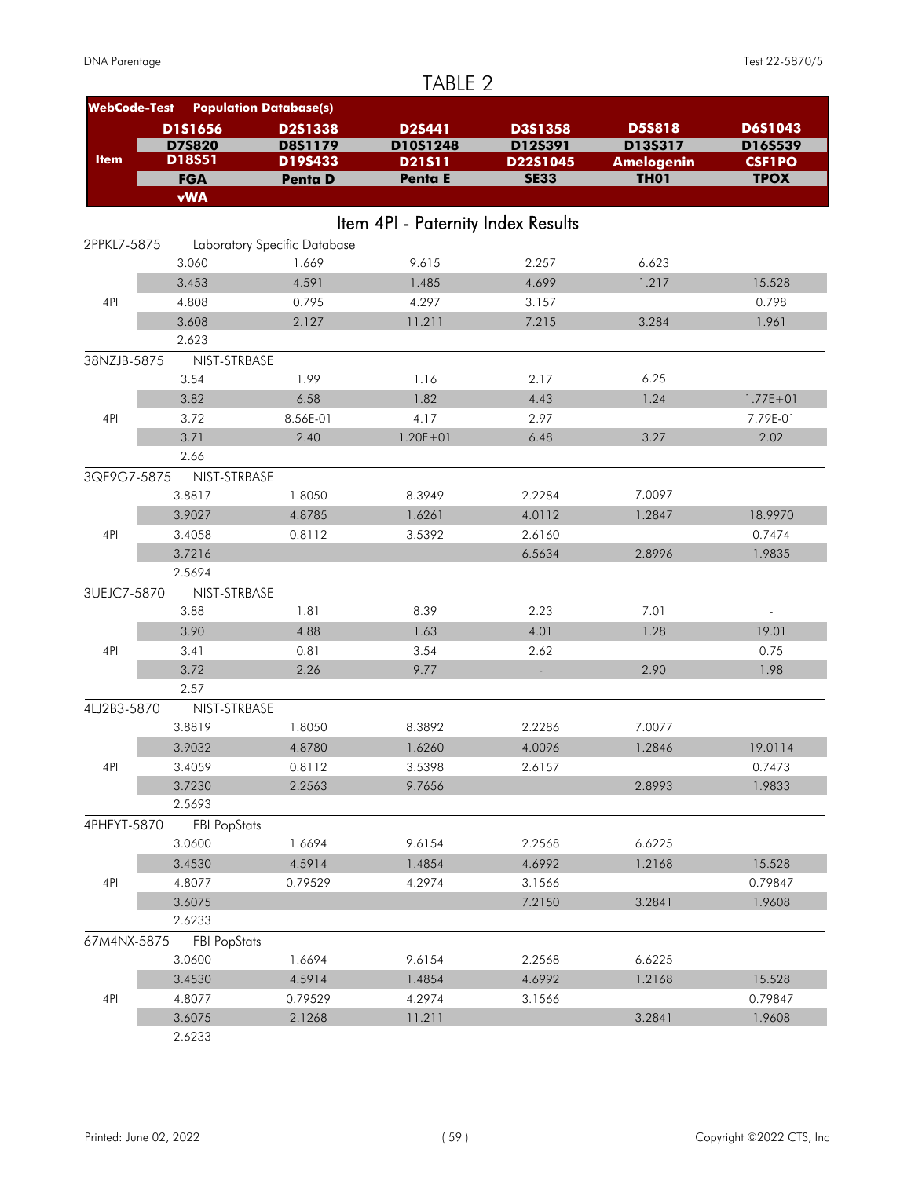# TABLE 2

| WebCode-Test | Population Database(s) | | | | | |
|---|---|---|---|---|---|---|
| **Item** | **D1S1656** | **D2S1338** | **D2S441** | **D3S1358** | **D5S818** | **D6S1043** |
| | **D7S820** | **D8S1179** | **D10S1248** | **D12S391** | **D13S317** | **D16S539** |
| | **D18S51** | **D19S433** | **D21S11** | **D22S1045** | **Amelogenin** | **CSF1PO** |
| | **FGA** | **Penta D** | **Penta E** | **SE33** | **TH01** | **TPOX** |
| | **vWA** | | | | | |

## Item 4PI - Paternity Index Results

| | | | | | | |
|---|---|---|---|---|---|---|
| **2PPKL7-5875** | Laboratory Specific Database | | | | | |
| | 3.060 | 1.669 | 9.615 | 2.257 | 6.623 | |
| | 3.453 | 4.591 | 1.485 | 4.699 | 1.217 | 15.528 |
| 4PI | 4.808 | 0.795 | 4.297 | 3.157 | | 0.798 |
| | 3.608 | 2.127 | 11.211 | 7.215 | 3.284 | 1.961 |
| | 2.623 | | | | | |
| **38NZJB-5875** | NIST-STRBASE | | | | | |
| | 3.54 | 1.99 | 1.16 | 2.17 | 6.25 | |
| | 3.82 | 6.58 | 1.82 | 4.43 | 1.24 | 1.77E+01 |
| 4PI | 3.72 | 8.56E-01 | 4.17 | 2.97 | | 7.79E-01 |
| | 3.71 | 2.40 | 1.20E+01 | 6.48 | 3.27 | 2.02 |
| | 2.66 | | | | | |
| **3QF9G7-5875** | NIST-STRBASE | | | | | |
| | 3.8817 | 1.8050 | 8.3949 | 2.2284 | 7.0097 | |
| | 3.9027 | 4.8785 | 1.6261 | 4.0112 | 1.2847 | 18.9970 |
| 4PI | 3.4058 | 0.8112 | 3.5392 | 2.6160 | | 0.7474 |
| | 3.7216 | | | 6.5634 | 2.8996 | 1.9835 |
| | 2.5694 | | | | | |
| **3UEJC7-5870** | NIST-STRBASE | | | | | |
| | 3.88 | 1.81 | 8.39 | 2.23 | 7.01 | - |
| | 3.90 | 4.88 | 1.63 | 4.01 | 1.28 | 19.01 |
| 4PI | 3.41 | 0.81 | 3.54 | 2.62 | | 0.75 |
| | 3.72 | 2.26 | 9.77 | - | 2.90 | 1.98 |
| | 2.57 | | | | | |
| **4LJ2B3-5870** | NIST-STRBASE | | | | | |
| | 3.8819 | 1.8050 | 8.3892 | 2.2286 | 7.0077 | |
| | 3.9032 | 4.8780 | 1.6260 | 4.0096 | 1.2846 | 19.0114 |
| 4PI | 3.4059 | 0.8112 | 3.5398 | 2.6157 | | 0.7473 |
| | 3.7230 | 2.2563 | 9.7656 | | 2.8993 | 1.9833 |
| | 2.5693 | | | | | |
| **4PHFYT-5870** | FBI PopStats | | | | | |
| | 3.0600 | 1.6694 | 9.6154 | 2.2568 | 6.6225 | |
| | 3.4530 | 4.5914 | 1.4854 | 4.6992 | 1.2168 | 15.528 |
| 4PI | 4.8077 | 0.79529 | 4.2974 | 3.1566 | | 0.79847 |
| | 3.6075 | | | 7.2150 | 3.2841 | 1.9608 |
| | 2.6233 | | | | | |
| **67M4NX-5875** | FBI PopStats | | | | | |
| | 3.0600 | 1.6694 | 9.6154 | 2.2568 | 6.6225 | |
| | 3.4530 | 4.5914 | 1.4854 | 4.6992 | 1.2168 | 15.528 |
| 4PI | 4.8077 | 0.79529 | 4.2974 | 3.1566 | | 0.79847 |
| | 3.6075 | 2.1268 | 11.211 | | 3.2841 | 1.9608 |
| | 2.6233 | | | | | |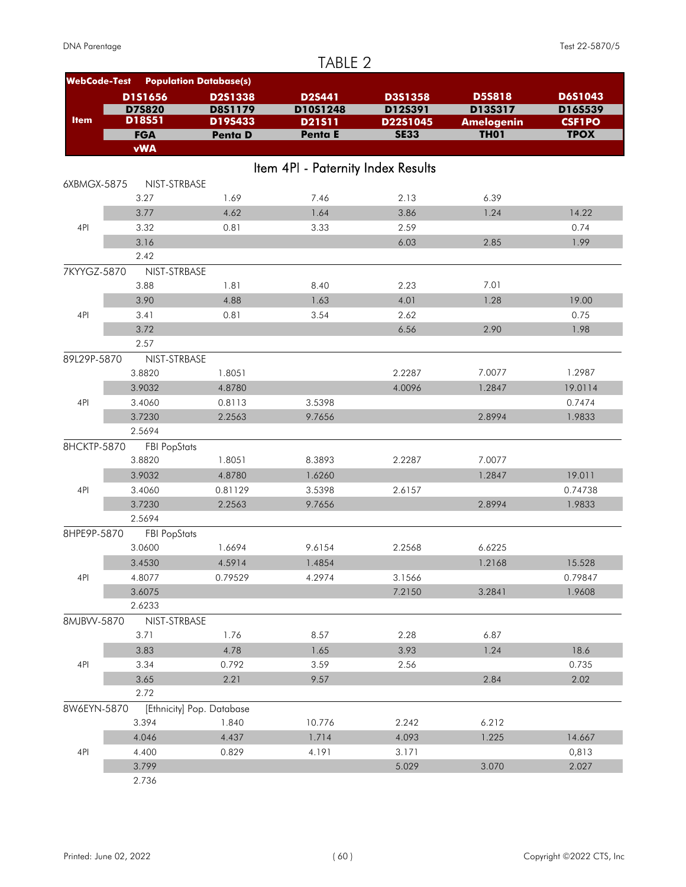# TABLE 2

| WebCode-Test | Population Database(s) | | | | | |
|---|---|---|---|---|---|---|
| | D1S1656 | D2S1338 | D2S441 | D3S1358 | D5S818 | D6S1043 |
| | D7S820 | D8S1179 | D10S1248 | D12S391 | D13S317 | D16S539 |
| Item | D18S51 | D19S433 | D21S11 | D22S1045 | Amelogenin | CSF1PO |
| | FGA | Penta D | Penta E | SE33 | TH01 | TPOX |
| | vWA | | | | | |

## Item 4PI - Paternity Index Results

| WebCode-Test | | | | | | |
|---|---|---|---|---|---|---|
| **6XBMGX-5875** | NIST-STRBASE | | | | | |
| | 3.27 | 1.69 | 7.46 | 2.13 | 6.39 | |
| | 3.77 | 4.62 | 1.64 | 3.86 | 1.24 | 14.22 |
| 4PI | 3.32 | 0.81 | 3.33 | 2.59 | | 0.74 |
| | 3.16 | | | 6.03 | 2.85 | 1.99 |
| | 2.42 | | | | | |
| **7KYYGZ-5870** | NIST-STRBASE | | | | | |
| | 3.88 | 1.81 | 8.40 | 2.23 | 7.01 | |
| | 3.90 | 4.88 | 1.63 | 4.01 | 1.28 | 19.00 |
| 4PI | 3.41 | 0.81 | 3.54 | 2.62 | | 0.75 |
| | 3.72 | | | 6.56 | 2.90 | 1.98 |
| | 2.57 | | | | | |
| **89L29P-5870** | NIST-STRBASE | | | | | |
| | 3.8820 | 1.8051 | | 2.2287 | 7.0077 | 1.2987 |
| | 3.9032 | 4.8780 | | 4.0096 | 1.2847 | 19.0114 |
| 4PI | 3.4060 | 0.8113 | 3.5398 | | | 0.7474 |
| | 3.7230 | 2.2563 | 9.7656 | | 2.8994 | 1.9833 |
| | 2.5694 | | | | | |
| **8HCKTP-5870** | FBI PopStats | | | | | |
| | 3.8820 | 1.8051 | 8.3893 | 2.2287 | 7.0077 | |
| | 3.9032 | 4.8780 | 1.6260 | | 1.2847 | 19.011 |
| 4PI | 3.4060 | 0.81129 | 3.5398 | 2.6157 | | 0.74738 |
| | 3.7230 | 2.2563 | 9.7656 | | 2.8994 | 1.9833 |
| | 2.5694 | | | | | |
| **8HPE9P-5870** | FBI PopStats | | | | | |
| | 3.0600 | 1.6694 | 9.6154 | 2.2568 | 6.6225 | |
| | 3.4530 | 4.5914 | 1.4854 | | 1.2168 | 15.528 |
| 4PI | 4.8077 | 0.79529 | 4.2974 | 3.1566 | | 0.79847 |
| | 3.6075 | | | 7.2150 | 3.2841 | 1.9608 |
| | 2.6233 | | | | | |
| **8MJBVV-5870** | NIST-STRBASE | | | | | |
| | 3.71 | 1.76 | 8.57 | 2.28 | 6.87 | |
| | 3.83 | 4.78 | 1.65 | 3.93 | 1.24 | 18.6 |
| 4PI | 3.34 | 0.792 | 3.59 | 2.56 | | 0.735 |
| | 3.65 | 2.21 | 9.57 | | 2.84 | 2.02 |
| | 2.72 | | | | | |
| **8W6EYN-5870** | [Ethnicity] Pop. Database | | | | | |
| | 3.394 | 1.840 | 10.776 | 2.242 | 6.212 | |
| | 4.046 | 4.437 | 1.714 | 4.093 | 1.225 | 14.667 |
| 4PI | 4.400 | 0.829 | 4.191 | 3.171 | | 0,813 |
| | 3.799 | | | 5.029 | 3.070 | 2.027 |
| | 2.736 | | | | | |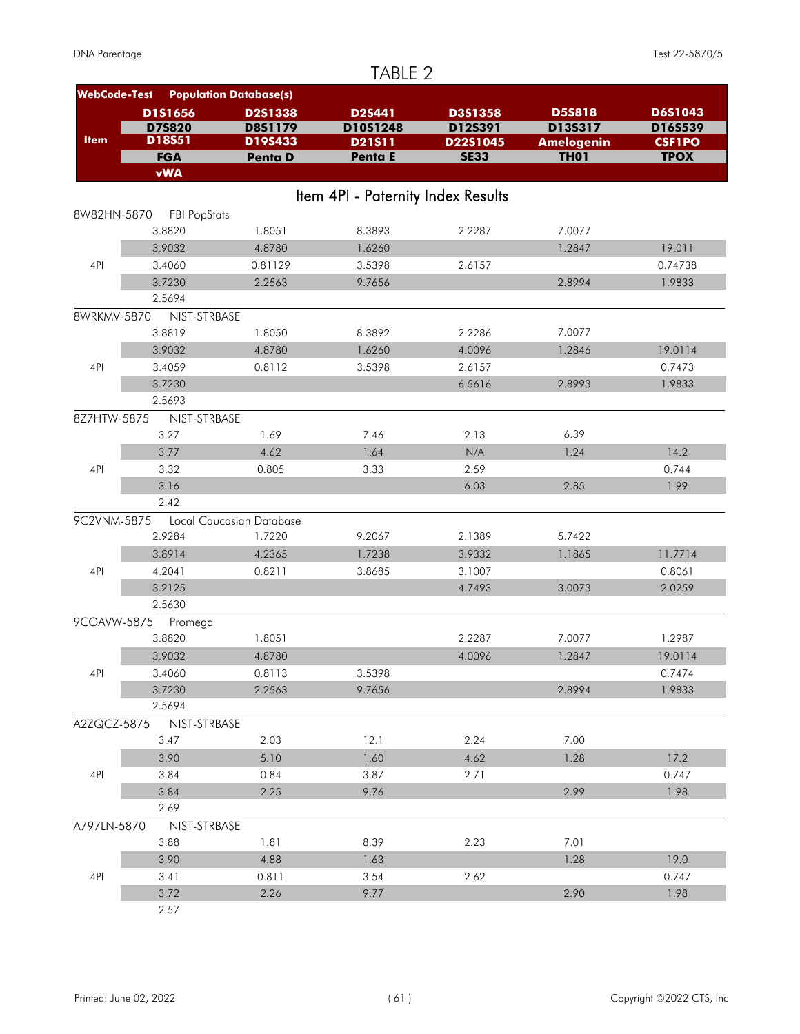# TABLE 2

| WebCode-Test | Population Database(s) | | | | | |
|---|---|---|---|---|---|---|
| | D1S1656 | D2S1338 | D2S441 | D3S1358 | D5S818 | D6S1043 |
| | D7S820 | D8S1179 | D10S1248 | D12S391 | D13S317 | D16S539 |
| Item | D18S51 | D19S433 | D21S11 | D22S1045 | Amelogenin | CSF1PO |
| | FGA | Penta D | Penta E | SE33 | TH01 | TPOX |
| | vWA | | | | | |

## Item 4PI - Paternity Index Results

| | | | | | | |
|---|---|---|---|---|---|---|
| 8W82HN-5870 | FBI PopStats | | | | | |
| | 3.8820 | 1.8051 | 8.3893 | 2.2287 | 7.0077 | |
| | 3.9032 | 4.8780 | 1.6260 | | 1.2847 | 19.011 |
| 4PI | 3.4060 | 0.81129 | 3.5398 | 2.6157 | | 0.74738 |
| | 3.7230 | 2.2563 | 9.7656 | | 2.8994 | 1.9833 |
| | 2.5694 | | | | | |
| 8WRKMV-5870 | NIST-STRBASE | | | | | |
| | 3.8819 | 1.8050 | 8.3892 | 2.2286 | 7.0077 | |
| | 3.9032 | 4.8780 | 1.6260 | 4.0096 | 1.2846 | 19.0114 |
| 4PI | 3.4059 | 0.8112 | 3.5398 | 2.6157 | | 0.7473 |
| | 3.7230 | | | 6.5616 | 2.8993 | 1.9833 |
| | 2.5693 | | | | | |
| 8Z7HTW-5875 | NIST-STRBASE | | | | | |
| | 3.27 | 1.69 | 7.46 | 2.13 | 6.39 | |
| | 3.77 | 4.62 | 1.64 | N/A | 1.24 | 14.2 |
| 4PI | 3.32 | 0.805 | 3.33 | 2.59 | | 0.744 |
| | 3.16 | | | 6.03 | 2.85 | 1.99 |
| | 2.42 | | | | | |
| 9C2VNM-5875 | Local Caucasian Database | | | | | |
| | 2.9284 | 1.7220 | 9.2067 | 2.1389 | 5.7422 | |
| | 3.8914 | 4.2365 | 1.7238 | 3.9332 | 1.1865 | 11.7714 |
| 4PI | 4.2041 | 0.8211 | 3.8685 | 3.1007 | | 0.8061 |
| | 3.2125 | | | 4.7493 | 3.0073 | 2.0259 |
| | 2.5630 | | | | | |
| 9CGAVW-5875 | Promega | | | | | |
| | 3.8820 | 1.8051 | | 2.2287 | 7.0077 | 1.2987 |
| | 3.9032 | 4.8780 | | 4.0096 | 1.2847 | 19.0114 |
| 4PI | 3.4060 | 0.8113 | 3.5398 | | | 0.7474 |
| | 3.7230 | 2.2563 | 9.7656 | | 2.8994 | 1.9833 |
| | 2.5694 | | | | | |
| A2ZQCZ-5875 | NIST-STRBASE | | | | | |
| | 3.47 | 2.03 | 12.1 | 2.24 | 7.00 | |
| | 3.90 | 5.10 | 1.60 | 4.62 | 1.28 | 17.2 |
| 4PI | 3.84 | 0.84 | 3.87 | 2.71 | | 0.747 |
| | 3.84 | 2.25 | 9.76 | | 2.99 | 1.98 |
| | 2.69 | | | | | |
| A797LN-5870 | NIST-STRBASE | | | | | |
| | 3.88 | 1.81 | 8.39 | 2.23 | 7.01 | |
| | 3.90 | 4.88 | 1.63 | | 1.28 | 19.0 |
| 4PI | 3.41 | 0.811 | 3.54 | 2.62 | | 0.747 |
| | 3.72 | 2.26 | 9.77 | | 2.90 | 1.98 |
| | 2.57 | | | | | |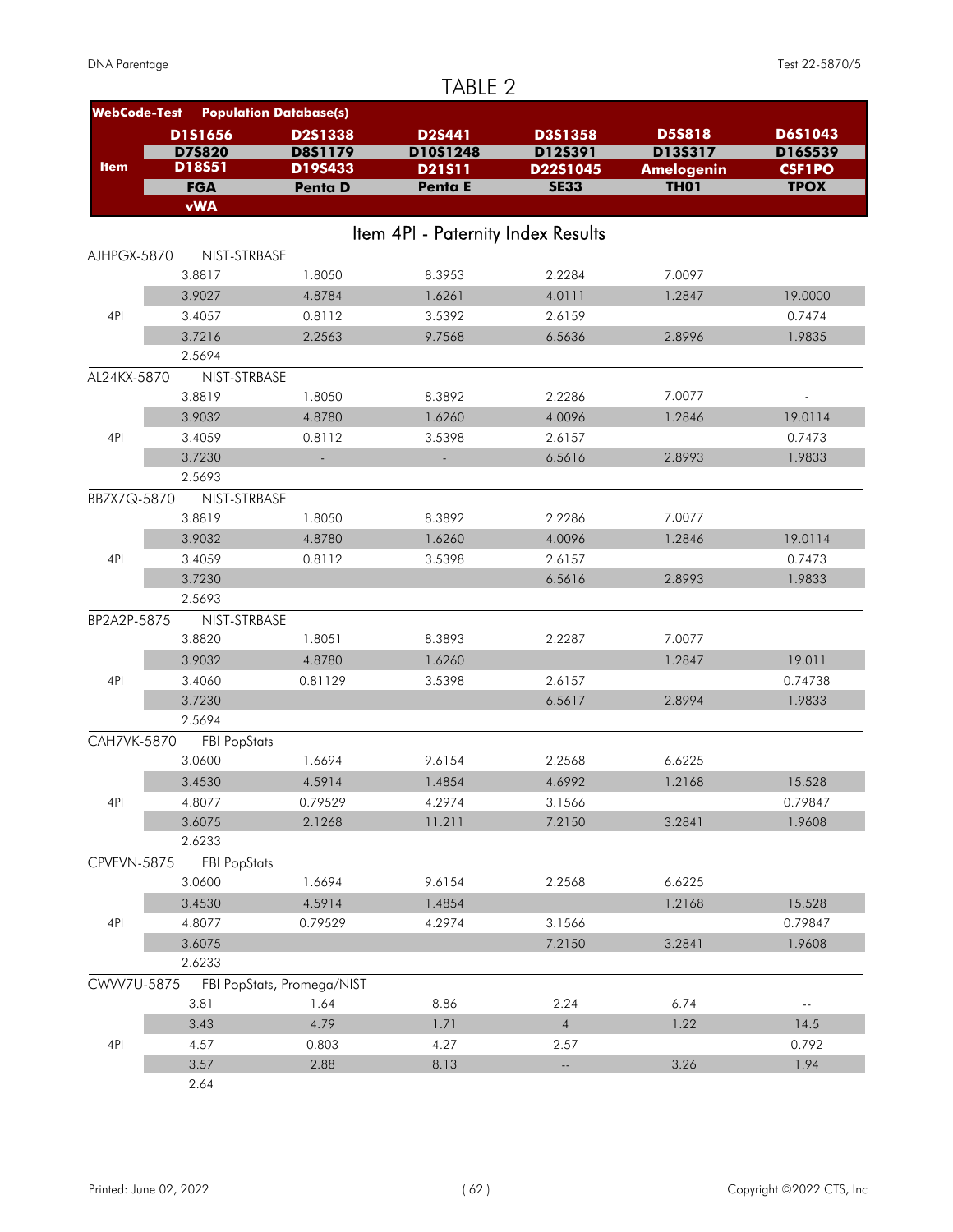# TABLE 2

| WebCode-Test | Population Database(s) | | | | | |
|---|---|---|---|---|---|---|
| | D1S1656 | D2S1338 | D2S441 | D3S1358 | D5S818 | D6S1043 |
| | D7S820 | D8S1179 | D10S1248 | D12S391 | D13S317 | D16S539 |
| Item | D18S51 | D19S433 | D21S11 | D22S1045 | Amelogenin | CSF1PO |
| | FGA | Penta D | Penta E | SE33 | TH01 | TPOX |
| | vWA | | | | | |

## Item 4PI - Paternity Index Results

| | | | | | | |
|---|---|---|---|---|---|---|
| AJHPGX-5870 | NIST-STRBASE | | | | | |
| | 3.8817 | 1.8050 | 8.3953 | 2.2284 | 7.0097 | |
| | 3.9027 | 4.8784 | 1.6261 | 4.0111 | 1.2847 | 19.0000 |
| 4PI | 3.4057 | 0.8112 | 3.5392 | 2.6159 | | 0.7474 |
| | 3.7216 | 2.2563 | 9.7568 | 6.5636 | 2.8996 | 1.9835 |
| | 2.5694 | | | | | |
| AL24KX-5870 | NIST-STRBASE | | | | | |
| | 3.8819 | 1.8050 | 8.3892 | 2.2286 | 7.0077 | - |
| | 3.9032 | 4.8780 | 1.6260 | 4.0096 | 1.2846 | 19.0114 |
| 4PI | 3.4059 | 0.8112 | 3.5398 | 2.6157 | | 0.7473 |
| | 3.7230 | - | - | 6.5616 | 2.8993 | 1.9833 |
| | 2.5693 | | | | | |
| BBZX7Q-5870 | NIST-STRBASE | | | | | |
| | 3.8819 | 1.8050 | 8.3892 | 2.2286 | 7.0077 | |
| | 3.9032 | 4.8780 | 1.6260 | 4.0096 | 1.2846 | 19.0114 |
| 4PI | 3.4059 | 0.8112 | 3.5398 | 2.6157 | | 0.7473 |
| | 3.7230 | | | 6.5616 | 2.8993 | 1.9833 |
| | 2.5693 | | | | | |
| BP2A2P-5875 | NIST-STRBASE | | | | | |
| | 3.8820 | 1.8051 | 8.3893 | 2.2287 | 7.0077 | |
| | 3.9032 | 4.8780 | 1.6260 | | 1.2847 | 19.011 |
| 4PI | 3.4060 | 0.81129 | 3.5398 | 2.6157 | | 0.74738 |
| | 3.7230 | | | 6.5617 | 2.8994 | 1.9833 |
| | 2.5694 | | | | | |
| CAH7VK-5870 | FBI PopStats | | | | | |
| | 3.0600 | 1.6694 | 9.6154 | 2.2568 | 6.6225 | |
| | 3.4530 | 4.5914 | 1.4854 | 4.6992 | 1.2168 | 15.528 |
| 4PI | 4.8077 | 0.79529 | 4.2974 | 3.1566 | | 0.79847 |
| | 3.6075 | 2.1268 | 11.211 | 7.2150 | 3.2841 | 1.9608 |
| | 2.6233 | | | | | |
| CPVEVN-5875 | FBI PopStats | | | | | |
| | 3.0600 | 1.6694 | 9.6154 | 2.2568 | 6.6225 | |
| | 3.4530 | 4.5914 | 1.4854 | | 1.2168 | 15.528 |
| 4PI | 4.8077 | 0.79529 | 4.2974 | 3.1566 | | 0.79847 |
| | 3.6075 | | | 7.2150 | 3.2841 | 1.9608 |
| | 2.6233 | | | | | |
| CWVV7U-5875 | FBI PopStats, Promega/NIST | | | | | |
| | 3.81 | 1.64 | 8.86 | 2.24 | 6.74 | -- |
| | 3.43 | 4.79 | 1.71 | 4 | 1.22 | 14.5 |
| 4PI | 4.57 | 0.803 | 4.27 | 2.57 | | 0.792 |
| | 3.57 | 2.88 | 8.13 | -- | 3.26 | 1.94 |
| | 2.64 | | | | | |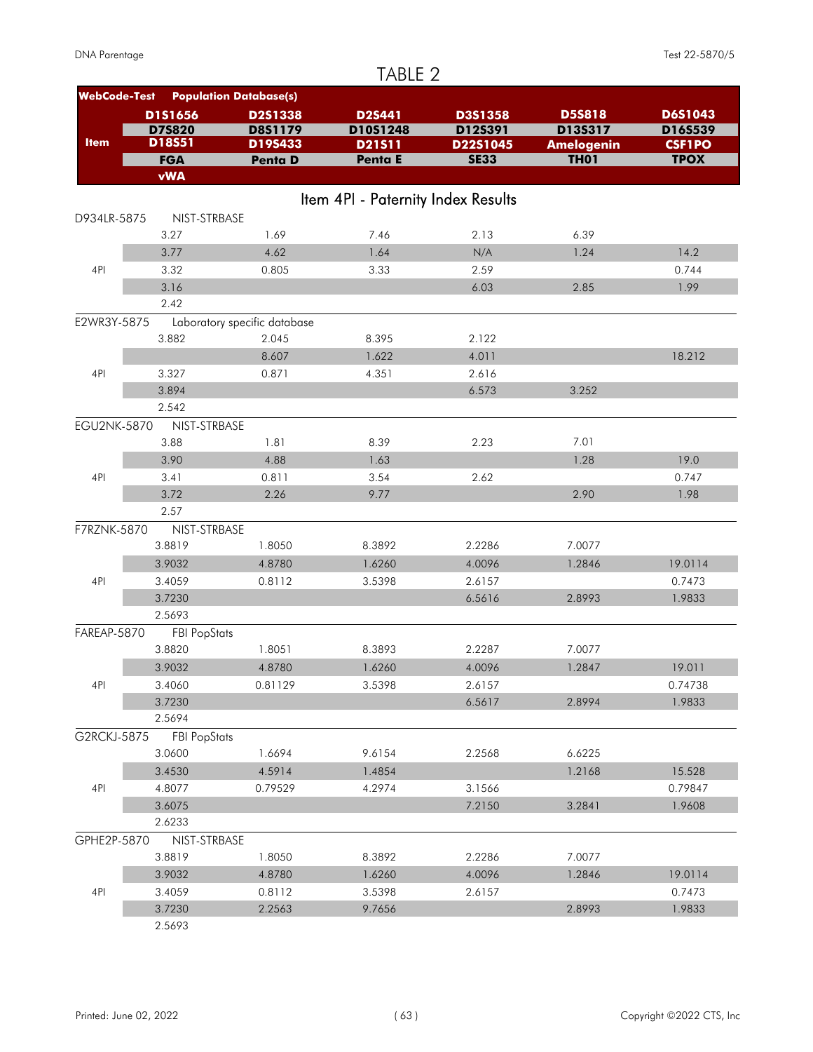# TABLE 2

| WebCode-Test | Population Database(s) | | | | | |
|---|---|---|---|---|---|---|
| | D1S1656 | D2S1338 | D2S441 | D3S1358 | D5S818 | D6S1043 |
| | D7S820 | D8S1179 | D10S1248 | D12S391 | D13S317 | D16S539 |
| Item | D18S51 | D19S433 | D21S11 | D22S1045 | Amelogenin | CSF1PO |
| | FGA | Penta D | Penta E | SE33 | TH01 | TPOX |
| | vWA | | | | | |

## Item 4PI - Paternity Index Results

| | | | | | | |
|---|---|---|---|---|---|---|
| D934LR-5875 | NIST-STRBASE | | | | | |
| | 3.27 | 1.69 | 7.46 | 2.13 | 6.39 | |
| | 3.77 | 4.62 | 1.64 | N/A | 1.24 | 14.2 |
| 4PI | 3.32 | 0.805 | 3.33 | 2.59 | | 0.744 |
| | 3.16 | | | 6.03 | 2.85 | 1.99 |
| | 2.42 | | | | | |
| E2WR3Y-5875 | Laboratory specific database | | | | | |
| | 3.882 | 2.045 | 8.395 | 2.122 | | |
| | | 8.607 | 1.622 | 4.011 | | 18.212 |
| 4PI | 3.327 | 0.871 | 4.351 | 2.616 | | |
| | 3.894 | | | 6.573 | 3.252 | |
| | 2.542 | | | | | |
| EGU2NK-5870 | NIST-STRBASE | | | | | |
| | 3.88 | 1.81 | 8.39 | 2.23 | 7.01 | |
| | 3.90 | 4.88 | 1.63 | | 1.28 | 19.0 |
| 4PI | 3.41 | 0.811 | 3.54 | 2.62 | | 0.747 |
| | 3.72 | 2.26 | 9.77 | | 2.90 | 1.98 |
| | 2.57 | | | | | |
| F7RZNK-5870 | NIST-STRBASE | | | | | |
| | 3.8819 | 1.8050 | 8.3892 | 2.2286 | 7.0077 | |
| | 3.9032 | 4.8780 | 1.6260 | 4.0096 | 1.2846 | 19.0114 |
| 4PI | 3.4059 | 0.8112 | 3.5398 | 2.6157 | | 0.7473 |
| | 3.7230 | | | 6.5616 | 2.8993 | 1.9833 |
| | 2.5693 | | | | | |
| FAREAP-5870 | FBI PopStats | | | | | |
| | 3.8820 | 1.8051 | 8.3893 | 2.2287 | 7.0077 | |
| | 3.9032 | 4.8780 | 1.6260 | 4.0096 | 1.2847 | 19.011 |
| 4PI | 3.4060 | 0.81129 | 3.5398 | 2.6157 | | 0.74738 |
| | 3.7230 | | | 6.5617 | 2.8994 | 1.9833 |
| | 2.5694 | | | | | |
| G2RCKJ-5875 | FBI PopStats | | | | | |
| | 3.0600 | 1.6694 | 9.6154 | 2.2568 | 6.6225 | |
| | 3.4530 | 4.5914 | 1.4854 | | 1.2168 | 15.528 |
| 4PI | 4.8077 | 0.79529 | 4.2974 | 3.1566 | | 0.79847 |
| | 3.6075 | | | 7.2150 | 3.2841 | 1.9608 |
| | 2.6233 | | | | | |
| GPHE2P-5870 | NIST-STRBASE | | | | | |
| | 3.8819 | 1.8050 | 8.3892 | 2.2286 | 7.0077 | |
| | 3.9032 | 4.8780 | 1.6260 | 4.0096 | 1.2846 | 19.0114 |
| 4PI | 3.4059 | 0.8112 | 3.5398 | 2.6157 | | 0.7473 |
| | 3.7230 | 2.2563 | 9.7656 | | 2.8993 | 1.9833 |
| | 2.5693 | | | | | |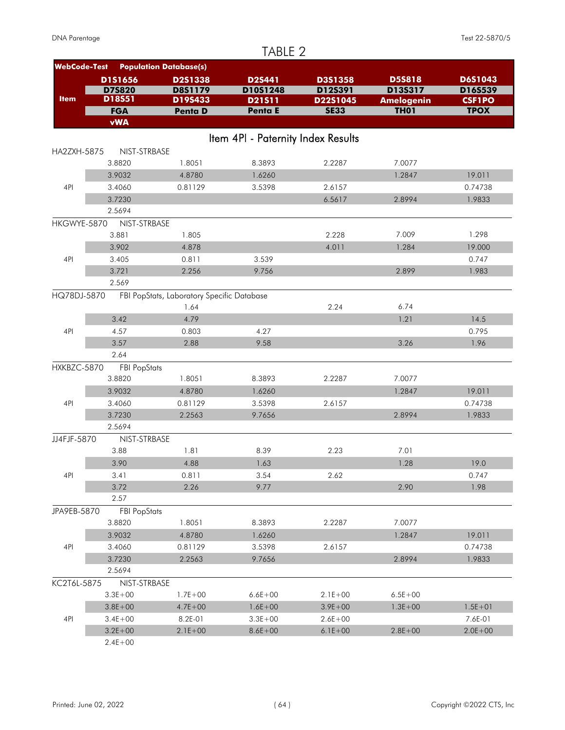# TABLE 2

| WebCode-Test | Population Database(s) | | | | | |
|---|---|---|---|---|---|---|
| Item | D1S1656 | D2S1338 | D2S441 | D3S1358 | D5S818 | D6S1043 |
| | D7S820 | D8S1179 | D10S1248 | D12S391 | D13S317 | D16S539 |
| | D18S51 | D19S433 | D21S11 | D22S1045 | Amelogenin | CSF1PO |
| | FGA | Penta D | Penta E | SE33 | TH01 | TPOX |
| | vWA | | | | | |

## Item 4PI - Paternity Index Results

| Item | | | | | | |
|---|---|---|---|---|---|---|
| **HA2ZXH-5875** | NIST-STRBASE | | | | | |
| | 3.8820 | 1.8051 | 8.3893 | 2.2287 | 7.0077 | |
| | 3.9032 | 4.8780 | 1.6260 | | 1.2847 | 19.011 |
| 4PI | 3.4060 | 0.81129 | 3.5398 | 2.6157 | | 0.74738 |
| | 3.7230 | | | 6.5617 | 2.8994 | 1.9833 |
| | 2.5694 | | | | | |
| **HKGWYE-5870** | NIST-STRBASE | | | | | |
| | 3.881 | 1.805 | | 2.228 | 7.009 | 1.298 |
| | 3.902 | 4.878 | | 4.011 | 1.284 | 19.000 |
| 4PI | 3.405 | 0.811 | 3.539 | | | 0.747 |
| | 3.721 | 2.256 | 9.756 | | 2.899 | 1.983 |
| | 2.569 | | | | | |
| **HQ78DJ-5870** | FBI PopStats, Laboratory Specific Database | | | | | |
| | | 1.64 | | 2.24 | 6.74 | |
| | 3.42 | 4.79 | | | 1.21 | 14.5 |
| 4PI | 4.57 | 0.803 | 4.27 | | | 0.795 |
| | 3.57 | 2.88 | 9.58 | | 3.26 | 1.96 |
| | 2.64 | | | | | |
| **HXKBZC-5870** | FBI PopStats | | | | | |
| | 3.8820 | 1.8051 | 8.3893 | 2.2287 | 7.0077 | |
| | 3.9032 | 4.8780 | 1.6260 | | 1.2847 | 19.011 |
| 4PI | 3.4060 | 0.81129 | 3.5398 | 2.6157 | | 0.74738 |
| | 3.7230 | 2.2563 | 9.7656 | | 2.8994 | 1.9833 |
| | 2.5694 | | | | | |
| **JJ4FJF-5870** | NIST-STRBASE | | | | | |
| | 3.88 | 1.81 | 8.39 | 2.23 | 7.01 | |
| | 3.90 | 4.88 | 1.63 | | 1.28 | 19.0 |
| 4PI | 3.41 | 0.811 | 3.54 | 2.62 | | 0.747 |
| | 3.72 | 2.26 | 9.77 | | 2.90 | 1.98 |
| | 2.57 | | | | | |
| **JPA9EB-5870** | FBI PopStats | | | | | |
| | 3.8820 | 1.8051 | 8.3893 | 2.2287 | 7.0077 | |
| | 3.9032 | 4.8780 | 1.6260 | | 1.2847 | 19.011 |
| 4PI | 3.4060 | 0.81129 | 3.5398 | 2.6157 | | 0.74738 |
| | 3.7230 | 2.2563 | 9.7656 | | 2.8994 | 1.9833 |
| | 2.5694 | | | | | |
| **KC2T6L-5875** | NIST-STRBASE | | | | | |
| | 3.3E+00 | 1.7E+00 | 6.6E+00 | 2.1E+00 | 6.5E+00 | |
| | 3.8E+00 | 4.7E+00 | 1.6E+00 | 3.9E+00 | 1.3E+00 | 1.5E+01 |
| 4PI | 3.4E+00 | 8.2E-01 | 3.3E+00 | 2.6E+00 | | 7.6E-01 |
| | 3.2E+00 | 2.1E+00 | 8.6E+00 | 6.1E+00 | 2.8E+00 | 2.0E+00 |
| | 2.4E+00 | | | | | |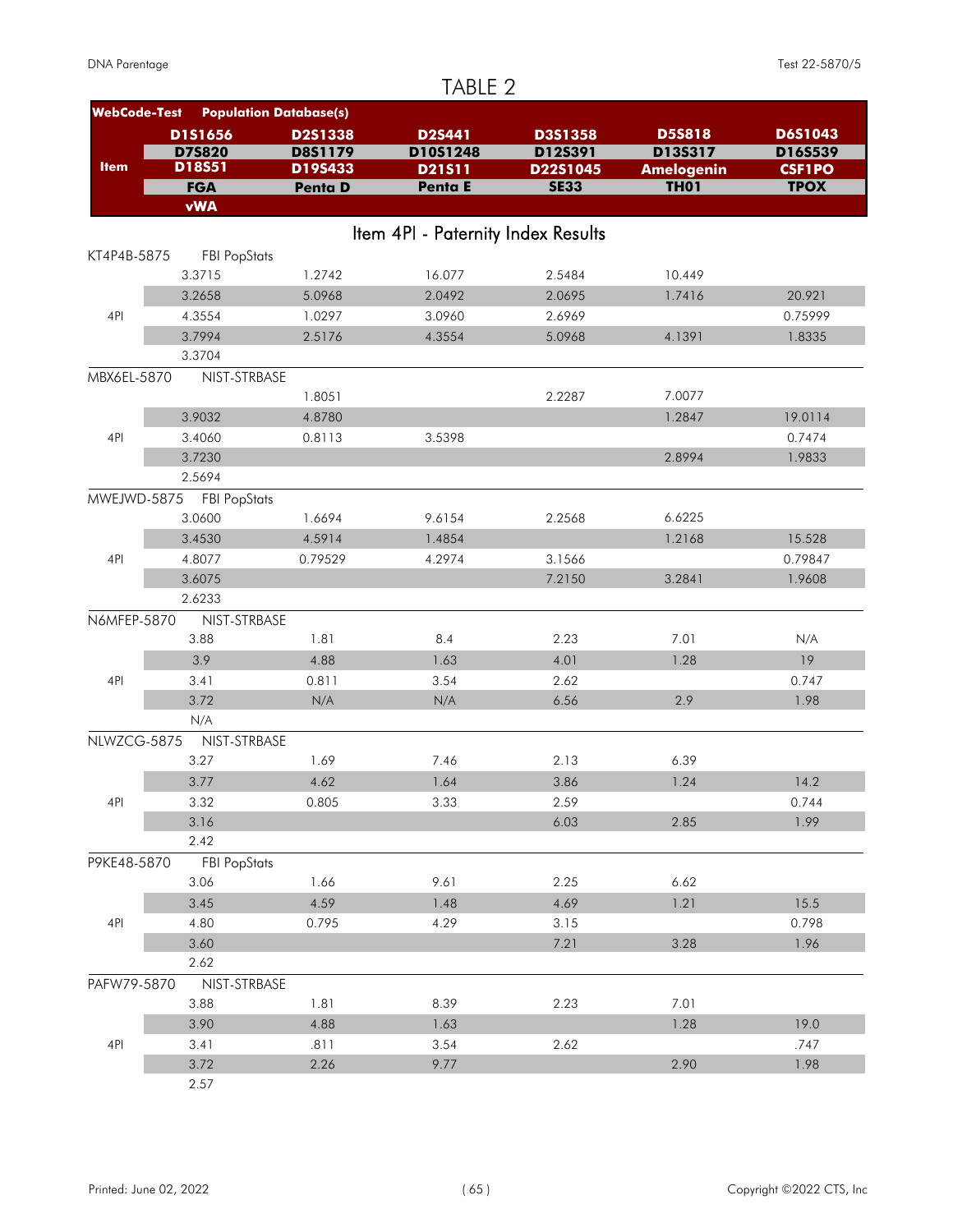# TABLE 2

| WebCode-Test | Population Database(s) | | | | | |
|---|---|---|---|---|---|---|
| Item | D1S1656 | D2S1338 | D2S441 | D3S1358 | D5S818 | D6S1043 |
| | D7S820 | D8S1179 | D10S1248 | D12S391 | D13S317 | D16S539 |
| | D18S51 | D19S433 | D21S11 | D22S1045 | Amelogenin | CSF1PO |
| | FGA | Penta D | Penta E | SE33 | TH01 | TPOX |
| | vWA | | | | | |

## Item 4PI - Paternity Index Results

| WebCode-Test | | | | | | |
|---|---|---|---|---|---|---|
| KT4P4B-5875 | FBI PopStats | | | | | |
| | 3.3715 | 1.2742 | 16.077 | 2.5484 | 10.449 | |
| | 3.2658 | 5.0968 | 2.0492 | 2.0695 | 1.7416 | 20.921 |
| 4PI | 4.3554 | 1.0297 | 3.0960 | 2.6969 | | 0.75999 |
| | 3.7994 | 2.5176 | 4.3554 | 5.0968 | 4.1391 | 1.8335 |
| | 3.3704 | | | | | |
| MBX6EL-5870 | NIST-STRBASE | | | | | |
| | | 1.8051 | | 2.2287 | 7.0077 | |
| | 3.9032 | 4.8780 | | | 1.2847 | 19.0114 |
| 4PI | 3.4060 | 0.8113 | 3.5398 | | | 0.7474 |
| | 3.7230 | | | | 2.8994 | 1.9833 |
| | 2.5694 | | | | | |
| MWEJWD-5875 | FBI PopStats | | | | | |
| | 3.0600 | 1.6694 | 9.6154 | 2.2568 | 6.6225 | |
| | 3.4530 | 4.5914 | 1.4854 | | 1.2168 | 15.528 |
| 4PI | 4.8077 | 0.79529 | 4.2974 | 3.1566 | | 0.79847 |
| | 3.6075 | | | 7.2150 | 3.2841 | 1.9608 |
| | 2.6233 | | | | | |
| N6MFEP-5870 | NIST-STRBASE | | | | | |
| | 3.88 | 1.81 | 8.4 | 2.23 | 7.01 | N/A |
| | 3.9 | 4.88 | 1.63 | 4.01 | 1.28 | 19 |
| 4PI | 3.41 | 0.811 | 3.54 | 2.62 | | 0.747 |
| | 3.72 | N/A | N/A | 6.56 | 2.9 | 1.98 |
| | N/A | | | | | |
| NLWZCG-5875 | NIST-STRBASE | | | | | |
| | 3.27 | 1.69 | 7.46 | 2.13 | 6.39 | |
| | 3.77 | 4.62 | 1.64 | 3.86 | 1.24 | 14.2 |
| 4PI | 3.32 | 0.805 | 3.33 | 2.59 | | 0.744 |
| | 3.16 | | | 6.03 | 2.85 | 1.99 |
| | 2.42 | | | | | |
| P9KE48-5870 | FBI PopStats | | | | | |
| | 3.06 | 1.66 | 9.61 | 2.25 | 6.62 | |
| | 3.45 | 4.59 | 1.48 | 4.69 | 1.21 | 15.5 |
| 4PI | 4.80 | 0.795 | 4.29 | 3.15 | | 0.798 |
| | 3.60 | | | 7.21 | 3.28 | 1.96 |
| | 2.62 | | | | | |
| PAFW79-5870 | NIST-STRBASE | | | | | |
| | 3.88 | 1.81 | 8.39 | 2.23 | 7.01 | |
| | 3.90 | 4.88 | 1.63 | | 1.28 | 19.0 |
| 4PI | 3.41 | .811 | 3.54 | 2.62 | | .747 |
| | 3.72 | 2.26 | 9.77 | | 2.90 | 1.98 |
| | 2.57 | | | | | |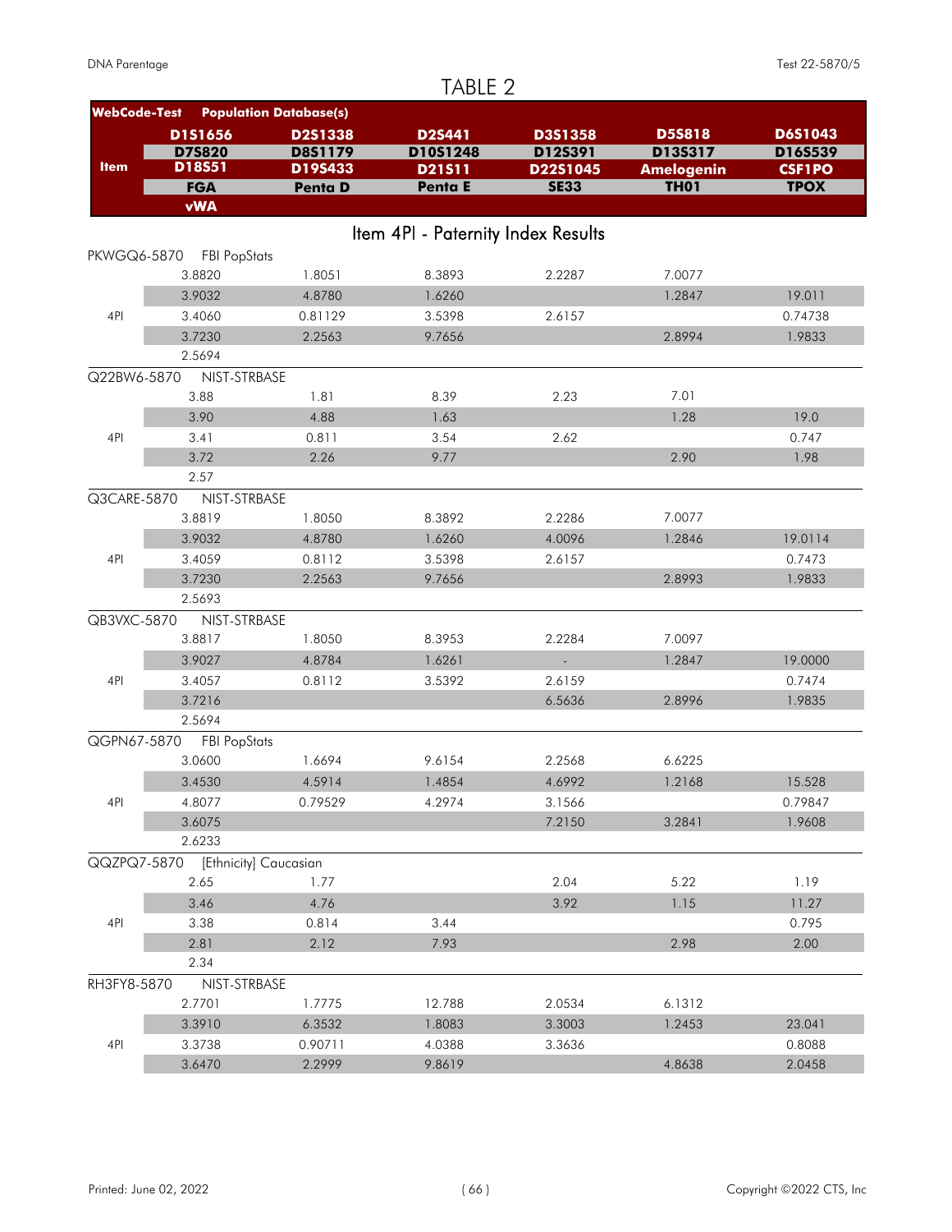# TABLE 2

| WebCode-Test | Population Database(s) | | | | | |
|---|---|---|---|---|---|---|
| | D1S1656 | D2S1338 | D2S441 | D3S1358 | D5S818 | D6S1043 |
| | D7S820 | D8S1179 | D10S1248 | D12S391 | D13S317 | D16S539 |
| Item | D18S51 | D19S433 | D21S11 | D22S1045 | Amelogenin | CSF1PO |
| | FGA | Penta D | Penta E | SE33 | TH01 | TPOX |
| | vWA | | | | | |

## Item 4PI - Paternity Index Results

| | | | | | | |
|---|---|---|---|---|---|---|
| **PKWGQ6-5870** | **FBI PopStats** | | | | | |
| | 3.8820 | 1.8051 | 8.3893 | 2.2287 | 7.0077 | |
| | 3.9032 | 4.8780 | 1.6260 | | 1.2847 | 19.011 |
| 4PI | 3.4060 | 0.81129 | 3.5398 | 2.6157 | | 0.74738 |
| | 3.7230 | 2.2563 | 9.7656 | | 2.8994 | 1.9833 |
| | 2.5694 | | | | | |
| **Q22BW6-5870** | **NIST-STRBASE** | | | | | |
| | 3.88 | 1.81 | 8.39 | 2.23 | 7.01 | |
| | 3.90 | 4.88 | 1.63 | | 1.28 | 19.0 |
| 4PI | 3.41 | 0.811 | 3.54 | 2.62 | | 0.747 |
| | 3.72 | 2.26 | 9.77 | | 2.90 | 1.98 |
| | 2.57 | | | | | |
| **Q3CARE-5870** | **NIST-STRBASE** | | | | | |
| | 3.8819 | 1.8050 | 8.3892 | 2.2286 | 7.0077 | |
| | 3.9032 | 4.8780 | 1.6260 | 4.0096 | 1.2846 | 19.0114 |
| 4PI | 3.4059 | 0.8112 | 3.5398 | 2.6157 | | 0.7473 |
| | 3.7230 | 2.2563 | 9.7656 | | 2.8993 | 1.9833 |
| | 2.5693 | | | | | |
| **QB3VXC-5870** | **NIST-STRBASE** | | | | | |
| | 3.8817 | 1.8050 | 8.3953 | 2.2284 | 7.0097 | |
| | 3.9027 | 4.8784 | 1.6261 | - | 1.2847 | 19.0000 |
| 4PI | 3.4057 | 0.8112 | 3.5392 | 2.6159 | | 0.7474 |
| | 3.7216 | | | 6.5636 | 2.8996 | 1.9835 |
| | 2.5694 | | | | | |
| **QGPN67-5870** | **FBI PopStats** | | | | | |
| | 3.0600 | 1.6694 | 9.6154 | 2.2568 | 6.6225 | |
| | 3.4530 | 4.5914 | 1.4854 | 4.6992 | 1.2168 | 15.528 |
| 4PI | 4.8077 | 0.79529 | 4.2974 | 3.1566 | | 0.79847 |
| | 3.6075 | | | 7.2150 | 3.2841 | 1.9608 |
| | 2.6233 | | | | | |
| **QQZPQ7-5870** | **[Ethnicity] Caucasian** | | | | | |
| | 2.65 | 1.77 | | 2.04 | 5.22 | 1.19 |
| | 3.46 | 4.76 | | 3.92 | 1.15 | 11.27 |
| 4PI | 3.38 | 0.814 | 3.44 | | | 0.795 |
| | 2.81 | 2.12 | 7.93 | | 2.98 | 2.00 |
| | 2.34 | | | | | |
| **RH3FY8-5870** | **NIST-STRBASE** | | | | | |
| | 2.7701 | 1.7775 | 12.788 | 2.0534 | 6.1312 | |
| | 3.3910 | 6.3532 | 1.8083 | 3.3003 | 1.2453 | 23.041 |
| 4PI | 3.3738 | 0.90711 | 4.0388 | 3.3636 | | 0.8088 |
| | 3.6470 | 2.2999 | 9.8619 | | 4.8638 | 2.0458 |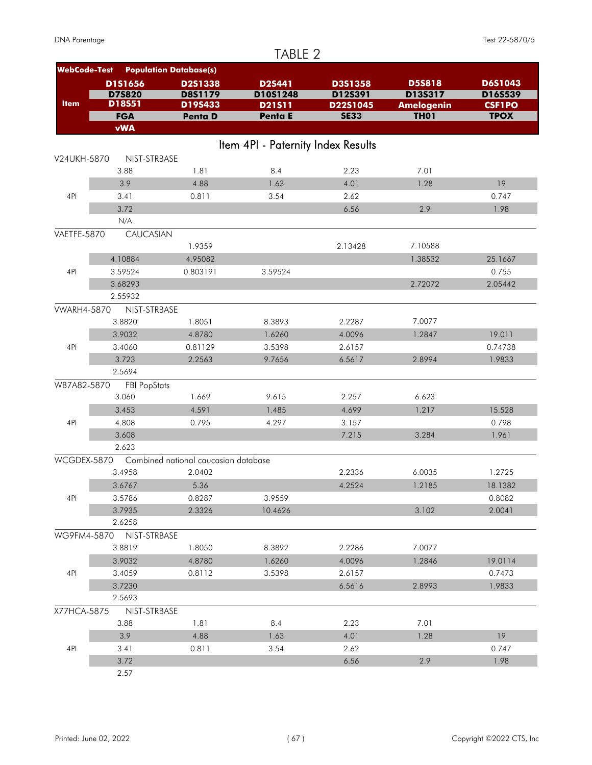# TABLE 2

## Item 4PI - Paternity Index Results

| WebCode-Test / Item | Population Database(s) | | | | | |
|---|---|---|---|---|---|---|
| | D1S1656 | D2S1338 | D2S441 | D3S1358 | D5S818 | D6S1043 |
| | D7S820 | D8S1179 | D10S1248 | D12S391 | D13S317 | D16S539 |
| | D18S51 | D19S433 | D21S11 | D22S1045 | Amelogenin | CSF1PO |
| | FGA | Penta D | Penta E | SE33 | TH01 | TPOX |
| | vWA | | | | | |
| **V24UKH-5870** | **NIST-STRBASE** | | | | | |
| | 3.88 | 1.81 | 8.4 | 2.23 | 7.01 | |
| | 3.9 | 4.88 | 1.63 | 4.01 | 1.28 | 19 |
| 4PI | 3.41 | 0.811 | 3.54 | 2.62 | | 0.747 |
| | 3.72 | | | 6.56 | 2.9 | 1.98 |
| | N/A | | | | | |
| **VAETFE-5870** | **CAUCASIAN** | | | | | |
| | | 1.9359 | | 2.13428 | 7.10588 | |
| | 4.10884 | 4.95082 | | | 1.38532 | 25.1667 |
| 4PI | 3.59524 | 0.803191 | 3.59524 | | | 0.755 |
| | 3.68293 | | | | 2.72072 | 2.05442 |
| | 2.55932 | | | | | |
| **VWARH4-5870** | **NIST-STRBASE** | | | | | |
| | 3.8820 | 1.8051 | 8.3893 | 2.2287 | 7.0077 | |
| | 3.9032 | 4.8780 | 1.6260 | 4.0096 | 1.2847 | 19.011 |
| 4PI | 3.4060 | 0.81129 | 3.5398 | 2.6157 | | 0.74738 |
| | 3.723 | 2.2563 | 9.7656 | 6.5617 | 2.8994 | 1.9833 |
| | 2.5694 | | | | | |
| **WB7A82-5870** | **FBI PopStats** | | | | | |
| | 3.060 | 1.669 | 9.615 | 2.257 | 6.623 | |
| | 3.453 | 4.591 | 1.485 | 4.699 | 1.217 | 15.528 |
| 4PI | 4.808 | 0.795 | 4.297 | 3.157 | | 0.798 |
| | 3.608 | | | 7.215 | 3.284 | 1.961 |
| | 2.623 | | | | | |
| **WCGDEX-5870** | **Combined national caucasian database** | | | | | |
| | 3.4958 | 2.0402 | | 2.2336 | 6.0035 | 1.2725 |
| | 3.6767 | 5.36 | | 4.2524 | 1.2185 | 18.1382 |
| 4PI | 3.5786 | 0.8287 | 3.9559 | | | 0.8082 |
| | 3.7935 | 2.3326 | 10.4626 | | 3.102 | 2.0041 |
| | 2.6258 | | | | | |
| **WG9FM4-5870** | **NIST-STRBASE** | | | | | |
| | 3.8819 | 1.8050 | 8.3892 | 2.2286 | 7.0077 | |
| | 3.9032 | 4.8780 | 1.6260 | 4.0096 | 1.2846 | 19.0114 |
| 4PI | 3.4059 | 0.8112 | 3.5398 | 2.6157 | | 0.7473 |
| | 3.7230 | | | 6.5616 | 2.8993 | 1.9833 |
| | 2.5693 | | | | | |
| **X77HCA-5875** | **NIST-STRBASE** | | | | | |
| | 3.88 | 1.81 | 8.4 | 2.23 | 7.01 | |
| | 3.9 | 4.88 | 1.63 | 4.01 | 1.28 | 19 |
| 4PI | 3.41 | 0.811 | 3.54 | 2.62 | | 0.747 |
| | 3.72 | | | 6.56 | 2.9 | 1.98 |
| | 2.57 | | | | | |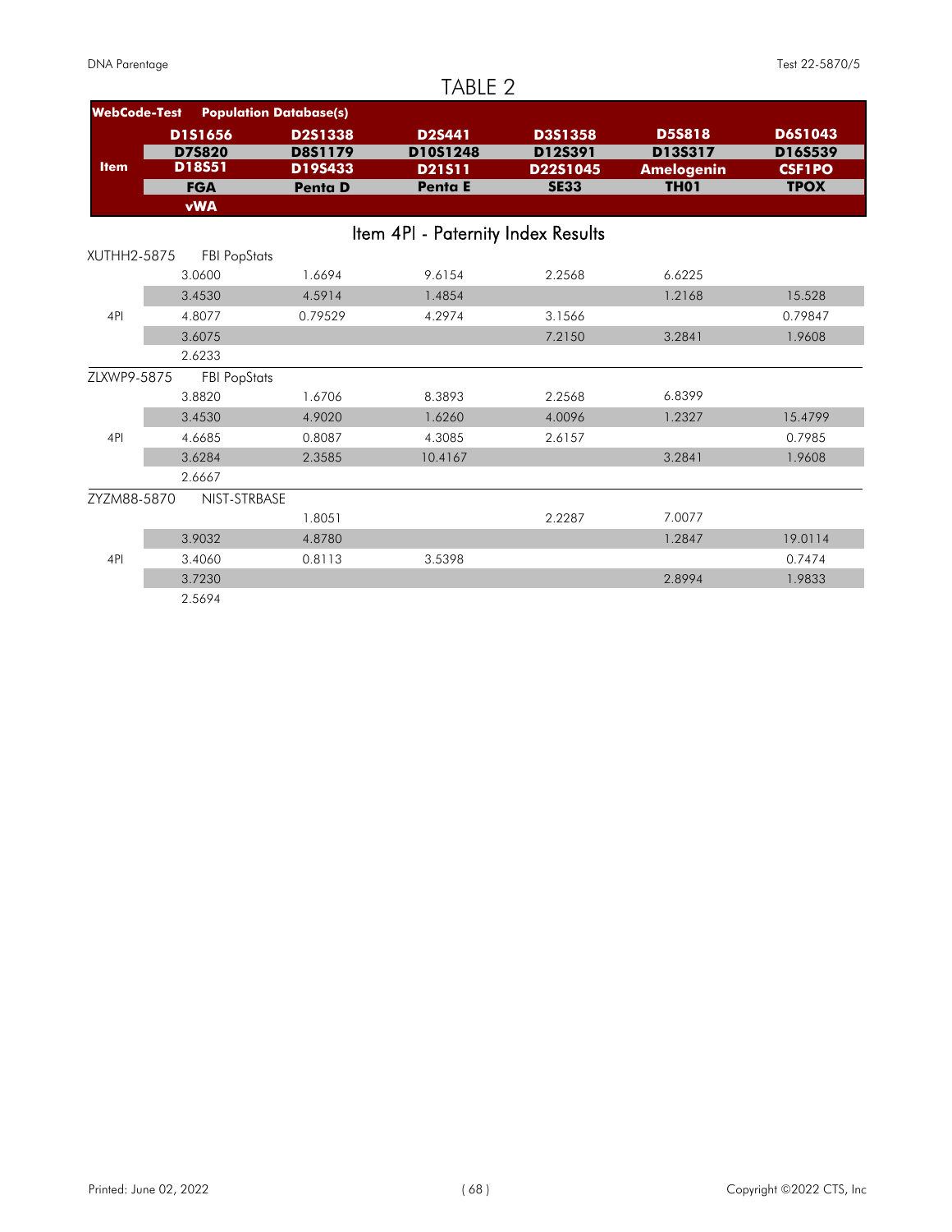# TABLE 2

| WebCode-Test | Population Database(s) | | | | | |
|---|---|---|---|---|---|---|
| Item | D1S1656 | D2S1338 | D2S441 | D3S1358 | D5S818 | D6S1043 |
| | D7S820 | D8S1179 | D10S1248 | D12S391 | D13S317 | D16S539 |
| | D18S51 | D19S433 | D21S11 | D22S1045 | Amelogenin | CSF1PO |
| | FGA | Penta D | Penta E | SE33 | TH01 | TPOX |
| | vWA | | | | | |

## Item 4PI - Paternity Index Results

| WebCode-Test | Population Database(s) | | | | | |
|---|---|---|---|---|---|---|
| XUTHH2-5875 | FBI PopStats | | | | | |
| | 3.0600 | 1.6694 | 9.6154 | 2.2568 | 6.6225 | |
| | 3.4530 | 4.5914 | 1.4854 | | 1.2168 | 15.528 |
| 4PI | 4.8077 | 0.79529 | 4.2974 | 3.1566 | | 0.79847 |
| | 3.6075 | | | 7.2150 | 3.2841 | 1.9608 |
| | 2.6233 | | | | | |
| ZLXWP9-5875 | FBI PopStats | | | | | |
| | 3.8820 | 1.6706 | 8.3893 | 2.2568 | 6.8399 | |
| | 3.4530 | 4.9020 | 1.6260 | 4.0096 | 1.2327 | 15.4799 |
| 4PI | 4.6685 | 0.8087 | 4.3085 | 2.6157 | | 0.7985 |
| | 3.6284 | 2.3585 | 10.4167 | | 3.2841 | 1.9608 |
| | 2.6667 | | | | | |
| ZYZM88-5870 | NIST-STRBASE | | | | | |
| | | 1.8051 | | 2.2287 | 7.0077 | |
| | 3.9032 | 4.8780 | | | 1.2847 | 19.0114 |
| 4PI | 3.4060 | 0.8113 | 3.5398 | | | 0.7474 |
| | 3.7230 | | | | 2.8994 | 1.9833 |
| | 2.5694 | | | | | |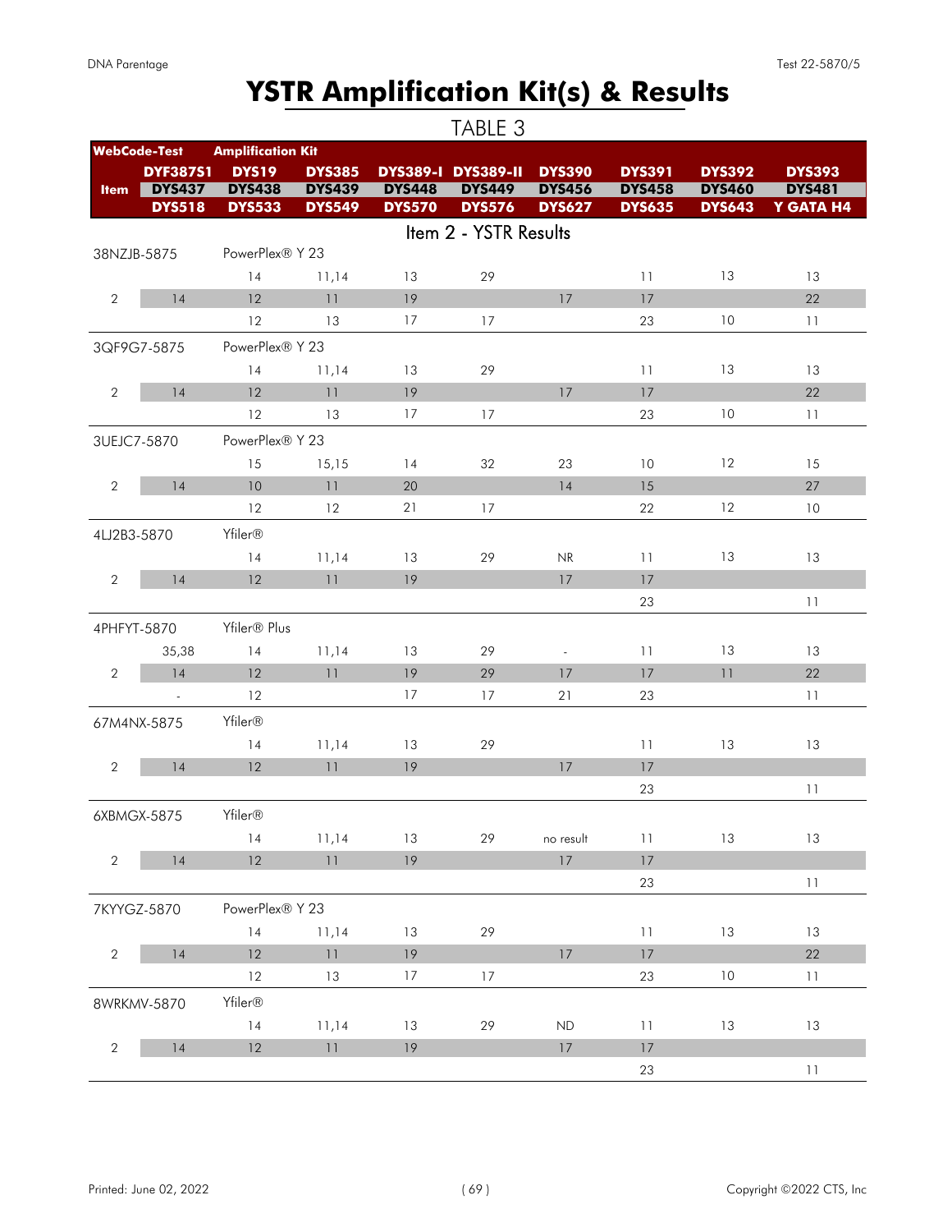# YSTR Amplification Kit(s) & Results

TABLE 3

| WebCode-Test | Amplification Kit | | | | | | | | |
|---|---|---|---|---|---|---|---|---|---|
| | DYF387S1 | DYS19 | DYS385 | DYS389-I | DYS389-II | DYS390 | DYS391 | DYS392 | DYS393 |
| Item | DYS437 | DYS438 | DYS439 | DYS448 | DYS449 | DYS456 | DYS458 | DYS460 | DYS481 |
| | DYS518 | DYS533 | DYS549 | DYS570 | DYS576 | DYS627 | DYS635 | DYS643 | Y GATA H4 |
| **Item 2 - YSTR Results** | | | | | | | | | |
| 38NZJB-5875 | PowerPlex® Y 23 | | | | | | | | |
| | | 14 | 11,14 | 13 | 29 | | 11 | 13 | 13 |
| 2 | 14 | 12 | 11 | 19 | | 17 | 17 | | 22 |
| | | 12 | 13 | 17 | 17 | | 23 | 10 | 11 |
| 3QF9G7-5875 | PowerPlex® Y 23 | | | | | | | | |
| | | 14 | 11,14 | 13 | 29 | | 11 | 13 | 13 |
| 2 | 14 | 12 | 11 | 19 | | 17 | 17 | | 22 |
| | | 12 | 13 | 17 | 17 | | 23 | 10 | 11 |
| 3UEJC7-5870 | PowerPlex® Y 23 | | | | | | | | |
| | | 15 | 15,15 | 14 | 32 | 23 | 10 | 12 | 15 |
| 2 | 14 | 10 | 11 | 20 | | 14 | 15 | | 27 |
| | | 12 | 12 | 21 | 17 | | 22 | 12 | 10 |
| 4LJ2B3-5870 | Yfiler® | | | | | | | | |
| | | 14 | 11,14 | 13 | 29 | NR | 11 | 13 | 13 |
| 2 | 14 | 12 | 11 | 19 | | 17 | 17 | | |
| | | | | | | | 23 | | 11 |
| 4PHFYT-5870 | Yfiler® Plus | | | | | | | | |
| | 35,38 | 14 | 11,14 | 13 | 29 | - | 11 | 13 | 13 |
| 2 | 14 | 12 | 11 | 19 | 29 | 17 | 17 | 11 | 22 |
| | - | 12 | | 17 | 17 | 21 | 23 | | 11 |
| 67M4NX-5875 | Yfiler® | | | | | | | | |
| | | 14 | 11,14 | 13 | 29 | | 11 | 13 | 13 |
| 2 | 14 | 12 | 11 | 19 | | 17 | 17 | | |
| | | | | | | | 23 | | 11 |
| 6XBMGX-5875 | Yfiler® | | | | | | | | |
| | | 14 | 11,14 | 13 | 29 | no result | 11 | 13 | 13 |
| 2 | 14 | 12 | 11 | 19 | | 17 | 17 | | |
| | | | | | | | 23 | | 11 |
| 7KYYGZ-5870 | PowerPlex® Y 23 | | | | | | | | |
| | | 14 | 11,14 | 13 | 29 | | 11 | 13 | 13 |
| 2 | 14 | 12 | 11 | 19 | | 17 | 17 | | 22 |
| | | 12 | 13 | 17 | 17 | | 23 | 10 | 11 |
| 8WRKMV-5870 | Yfiler® | | | | | | | | |
| | | 14 | 11,14 | 13 | 29 | ND | 11 | 13 | 13 |
| 2 | 14 | 12 | 11 | 19 | | 17 | 17 | | |
| | | | | | | | 23 | | 11 |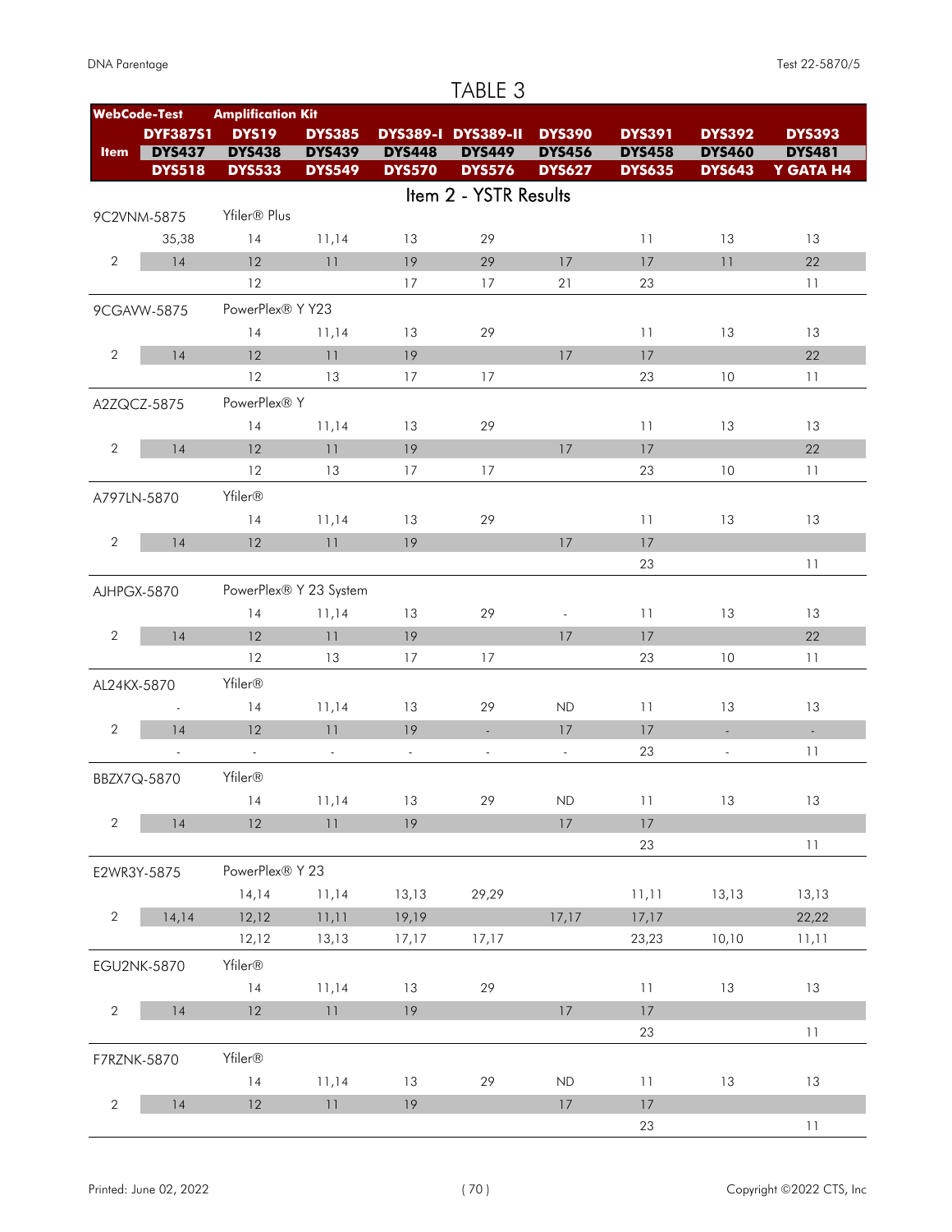# TABLE 3

| WebCode-Test | Amplification Kit | | | | | | | | |
|---|---|---|---|---|---|---|---|---|---|
| | DYF387S1 | DYS19 | DYS385 | DYS389-I | DYS389-II | DYS390 | DYS391 | DYS392 | DYS393 |
| Item | DYS437 | DYS438 | DYS439 | DYS448 | DYS449 | DYS456 | DYS458 | DYS460 | DYS481 |
| | DYS518 | DYS533 | DYS549 | DYS570 | DYS576 | DYS627 | DYS635 | DYS643 | Y GATA H4 |
| **Item 2 - YSTR Results** | | | | | | | | | |
| 9C2VNM-5875 | Yfiler® Plus | | | | | | | | |
| | 35,38 | 14 | 11,14 | 13 | 29 | | 11 | 13 | 13 |
| 2 | 14 | 12 | 11 | 19 | 29 | 17 | 17 | 11 | 22 |
| | | 12 | | 17 | 17 | 21 | 23 | | 11 |
| 9CGAVW-5875 | PowerPlex® Y Y23 | | | | | | | | |
| | | 14 | 11,14 | 13 | 29 | | 11 | 13 | 13 |
| 2 | 14 | 12 | 11 | 19 | | 17 | 17 | | 22 |
| | | 12 | 13 | 17 | 17 | | 23 | 10 | 11 |
| A2ZQCZ-5875 | PowerPlex® Y | | | | | | | | |
| | | 14 | 11,14 | 13 | 29 | | 11 | 13 | 13 |
| 2 | 14 | 12 | 11 | 19 | | 17 | 17 | | 22 |
| | | 12 | 13 | 17 | 17 | | 23 | 10 | 11 |
| A797LN-5870 | Yfiler® | | | | | | | | |
| | | 14 | 11,14 | 13 | 29 | | 11 | 13 | 13 |
| 2 | 14 | 12 | 11 | 19 | | 17 | 17 | | |
| | | | | | | | 23 | | 11 |
| AJHPGX-5870 | PowerPlex® Y 23 System | | | | | | | | |
| | | 14 | 11,14 | 13 | 29 | - | 11 | 13 | 13 |
| 2 | 14 | 12 | 11 | 19 | | 17 | 17 | | 22 |
| | | 12 | 13 | 17 | 17 | | 23 | 10 | 11 |
| AL24KX-5870 | Yfiler® | | | | | | | | |
| | - | 14 | 11,14 | 13 | 29 | ND | 11 | 13 | 13 |
| 2 | 14 | 12 | 11 | 19 | - | 17 | 17 | - | - |
| | - | - | - | - | - | - | 23 | - | 11 |
| BBZX7Q-5870 | Yfiler® | | | | | | | | |
| | | 14 | 11,14 | 13 | 29 | ND | 11 | 13 | 13 |
| 2 | 14 | 12 | 11 | 19 | | 17 | 17 | | |
| | | | | | | | 23 | | 11 |
| E2WR3Y-5875 | PowerPlex® Y 23 | | | | | | | | |
| | | 14,14 | 11,14 | 13,13 | 29,29 | | 11,11 | 13,13 | 13,13 |
| 2 | 14,14 | 12,12 | 11,11 | 19,19 | | 17,17 | 17,17 | | 22,22 |
| | | 12,12 | 13,13 | 17,17 | 17,17 | | 23,23 | 10,10 | 11,11 |
| EGU2NK-5870 | Yfiler® | | | | | | | | |
| | | 14 | 11,14 | 13 | 29 | | 11 | 13 | 13 |
| 2 | 14 | 12 | 11 | 19 | | 17 | 17 | | |
| | | | | | | | 23 | | 11 |
| F7RZNK-5870 | Yfiler® | | | | | | | | |
| | | 14 | 11,14 | 13 | 29 | ND | 11 | 13 | 13 |
| 2 | 14 | 12 | 11 | 19 | | 17 | 17 | | |
| | | | | | | | 23 | | 11 |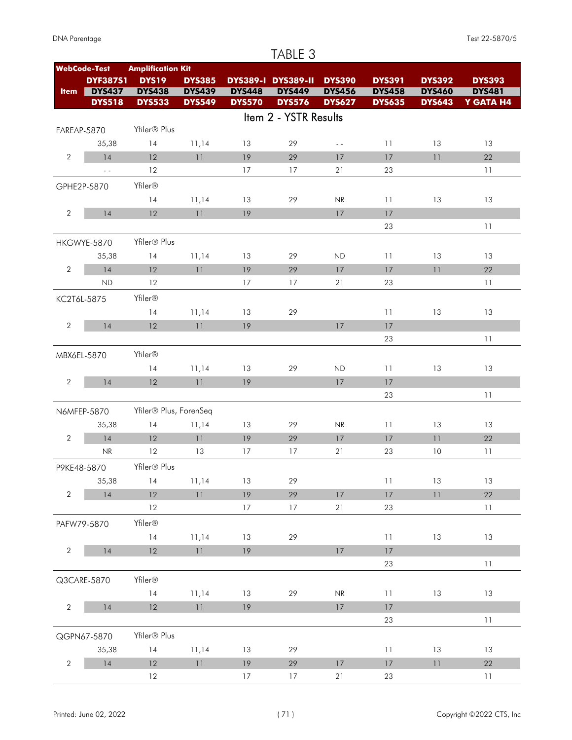# TABLE 3

| WebCode-Test / Item | Amplification Kit | | | | | | | |
|---|---|---|---|---|---|---|---|---|
| DYF387S1 | DYS19 | DYS385 | DYS389-I | DYS389-II | DYS390 | DYS391 | DYS392 | DYS393 |
| DYS437 | DYS438 | DYS439 | DYS448 | DYS449 | DYS456 | DYS458 | DYS460 | DYS481 |
| DYS518 | DYS533 | DYS549 | DYS570 | DYS576 | DYS627 | DYS635 | DYS643 | Y GATA H4 |

## Item 2 - YSTR Results

| WebCode-Test | Item | Amplification Kit | | | | | | | | |
|---|---|---|---|---|---|---|---|---|---|---|
| FAREAP-5870 | | Yfiler® Plus | | | | | | | | |
| | | 35,38 | 14 | 11,14 | 13 | 29 | - - | 11 | 13 | 13 |
| | 2 | 14 | 12 | 11 | 19 | 29 | 17 | 17 | 11 | 22 |
| | | - - | 12 | | 17 | 17 | 21 | 23 | | 11 |
| GPHE2P-5870 | | Yfiler® | | | | | | | | |
| | | | 14 | 11,14 | 13 | 29 | NR | 11 | 13 | 13 |
| | 2 | 14 | 12 | 11 | 19 | | 17 | 17 | | |
| | | | | | | | | 23 | | 11 |
| HKGWYE-5870 | | Yfiler® Plus | | | | | | | | |
| | | 35,38 | 14 | 11,14 | 13 | 29 | ND | 11 | 13 | 13 |
| | 2 | 14 | 12 | 11 | 19 | 29 | 17 | 17 | 11 | 22 |
| | | ND | 12 | | 17 | 17 | 21 | 23 | | 11 |
| KC2T6L-5875 | | Yfiler® | | | | | | | | |
| | | | 14 | 11,14 | 13 | 29 | | 11 | 13 | 13 |
| | 2 | 14 | 12 | 11 | 19 | | 17 | 17 | | |
| | | | | | | | | 23 | | 11 |
| MBX6EL-5870 | | Yfiler® | | | | | | | | |
| | | | 14 | 11,14 | 13 | 29 | ND | 11 | 13 | 13 |
| | 2 | 14 | 12 | 11 | 19 | | 17 | 17 | | |
| | | | | | | | | 23 | | 11 |
| N6MFEP-5870 | | Yfiler® Plus, ForenSeq | | | | | | | | |
| | | 35,38 | 14 | 11,14 | 13 | 29 | NR | 11 | 13 | 13 |
| | 2 | 14 | 12 | 11 | 19 | 29 | 17 | 17 | 11 | 22 |
| | | NR | 12 | 13 | 17 | 17 | 21 | 23 | 10 | 11 |
| P9KE48-5870 | | Yfiler® Plus | | | | | | | | |
| | | 35,38 | 14 | 11,14 | 13 | 29 | | 11 | 13 | 13 |
| | 2 | 14 | 12 | 11 | 19 | 29 | 17 | 17 | 11 | 22 |
| | | | 12 | | 17 | 17 | 21 | 23 | | 11 |
| PAFW79-5870 | | Yfiler® | | | | | | | | |
| | | | 14 | 11,14 | 13 | 29 | | 11 | 13 | 13 |
| | 2 | 14 | 12 | 11 | 19 | | 17 | 17 | | |
| | | | | | | | | 23 | | 11 |
| Q3CARE-5870 | | Yfiler® | | | | | | | | |
| | | | 14 | 11,14 | 13 | 29 | NR | 11 | 13 | 13 |
| | 2 | 14 | 12 | 11 | 19 | | 17 | 17 | | |
| | | | | | | | | 23 | | 11 |
| QGPN67-5870 | | Yfiler® Plus | | | | | | | | |
| | | 35,38 | 14 | 11,14 | 13 | 29 | | 11 | 13 | 13 |
| | 2 | 14 | 12 | 11 | 19 | 29 | 17 | 17 | 11 | 22 |
| | | | 12 | | 17 | 17 | 21 | 23 | | 11 |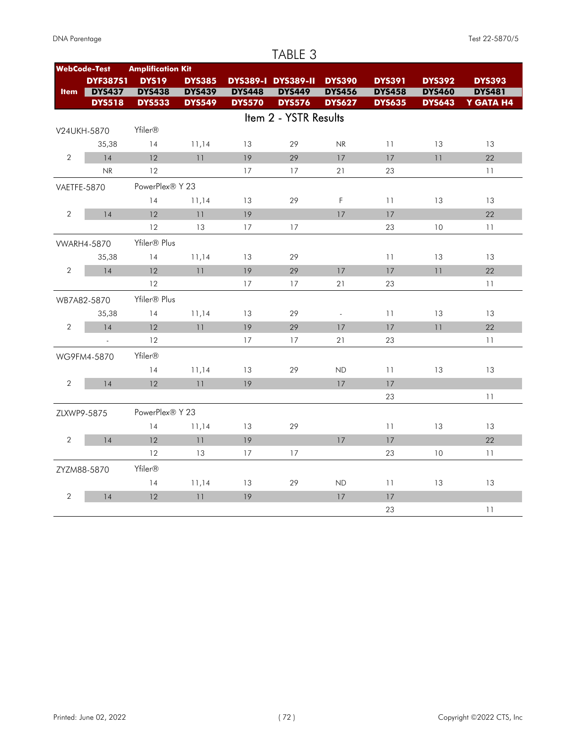# TABLE 3

| WebCode-Test | Amplification Kit | | | | | | | |
|---|---|---|---|---|---|---|---|---|
| | DYF387S1 | DYS19 | DYS385 | DYS389-I | DYS389-II | DYS390 | DYS391 | DYS392 | DYS393 |
| Item | DYS437 | DYS438 | DYS439 | DYS448 | DYS449 | DYS456 | DYS458 | DYS460 | DYS481 |
| | DYS518 | DYS533 | DYS549 | DYS570 | DYS576 | DYS627 | DYS635 | DYS643 | Y GATA H4 |

## Item 2 - YSTR Results

| WebCode-Test | Amplification Kit | | | | | | | | |
|---|---|---|---|---|---|---|---|---|---|
| **V24UKH-5870** | **Yfiler®** | | | | | | | | |
| | 35,38 | 14 | 11,14 | 13 | 29 | NR | 11 | 13 | 13 |
| 2 | 14 | 12 | 11 | 19 | 29 | 17 | 17 | 11 | 22 |
| | NR | 12 | | 17 | 17 | 21 | 23 | | 11 |
| **VAETFE-5870** | **PowerPlex® Y 23** | | | | | | | | |
| | | 14 | 11,14 | 13 | 29 | F | 11 | 13 | 13 |
| 2 | 14 | 12 | 11 | 19 | | 17 | 17 | | 22 |
| | | 12 | 13 | 17 | 17 | | 23 | 10 | 11 |
| **VWARH4-5870** | **Yfiler® Plus** | | | | | | | | |
| | 35,38 | 14 | 11,14 | 13 | 29 | | 11 | 13 | 13 |
| 2 | 14 | 12 | 11 | 19 | 29 | 17 | 17 | 11 | 22 |
| | | 12 | | 17 | 17 | 21 | 23 | | 11 |
| **WB7A82-5870** | **Yfiler® Plus** | | | | | | | | |
| | 35,38 | 14 | 11,14 | 13 | 29 | - | 11 | 13 | 13 |
| 2 | 14 | 12 | 11 | 19 | 29 | 17 | 17 | 11 | 22 |
| | - | 12 | | 17 | 17 | 21 | 23 | | 11 |
| **WG9FM4-5870** | **Yfiler®** | | | | | | | | |
| | | 14 | 11,14 | 13 | 29 | ND | 11 | 13 | 13 |
| 2 | 14 | 12 | 11 | 19 | | 17 | 17 | | |
| | | | | | | | 23 | | 11 |
| **ZLXWP9-5875** | **PowerPlex® Y 23** | | | | | | | | |
| | | 14 | 11,14 | 13 | 29 | | 11 | 13 | 13 |
| 2 | 14 | 12 | 11 | 19 | | 17 | 17 | | 22 |
| | | 12 | 13 | 17 | 17 | | 23 | 10 | 11 |
| **ZYZM88-5870** | **Yfiler®** | | | | | | | | |
| | | 14 | 11,14 | 13 | 29 | ND | 11 | 13 | 13 |
| 2 | 14 | 12 | 11 | 19 | | 17 | 17 | | |
| | | | | | | | 23 | | 11 |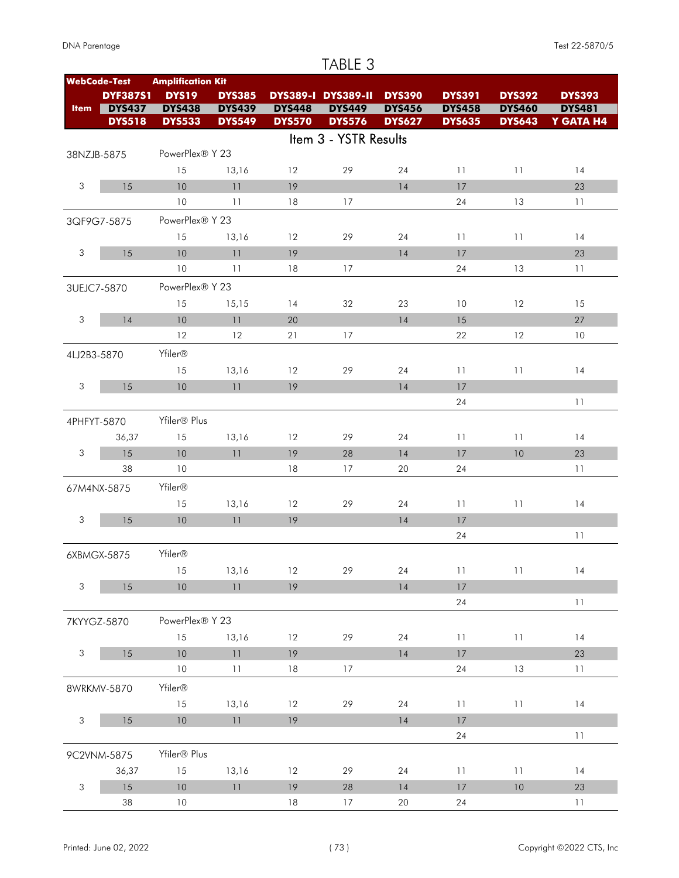# TABLE 3

| WebCode-Test | Amplification Kit | | | | | | | |
|---|---|---|---|---|---|---|---|---|
| | DYF387S1 | DYS19 | DYS385 | DYS389-I | DYS389-II | DYS390 | DYS391 | DYS392 | DYS393 |
| Item | DYS437 | DYS438 | DYS439 | DYS448 | DYS449 | DYS456 | DYS458 | DYS460 | DYS481 |
| | DYS518 | DYS533 | DYS549 | DYS570 | DYS576 | DYS627 | DYS635 | DYS643 | Y GATA H4 |

## Item 3 - YSTR Results

| WebCode-Test / Item | | | | | | | | | |
|---|---|---|---|---|---|---|---|---|---|
| 38NZJB-5875 | PowerPlex® Y 23 | | | | | | | | |
| | | 15 | 13,16 | 12 | 29 | 24 | 11 | 11 | 14 |
| 3 | 15 | 10 | 11 | 19 | | 14 | 17 | | 23 |
| | | 10 | 11 | 18 | 17 | | 24 | 13 | 11 |
| 3QF9G7-5875 | PowerPlex® Y 23 | | | | | | | | |
| | | 15 | 13,16 | 12 | 29 | 24 | 11 | 11 | 14 |
| 3 | 15 | 10 | 11 | 19 | | 14 | 17 | | 23 |
| | | 10 | 11 | 18 | 17 | | 24 | 13 | 11 |
| 3UEJC7-5870 | PowerPlex® Y 23 | | | | | | | | |
| | | 15 | 15,15 | 14 | 32 | 23 | 10 | 12 | 15 |
| 3 | 14 | 10 | 11 | 20 | | 14 | 15 | | 27 |
| | | 12 | 12 | 21 | 17 | | 22 | 12 | 10 |
| 4LJ2B3-5870 | Yfiler® | | | | | | | | |
| | | 15 | 13,16 | 12 | 29 | 24 | 11 | 11 | 14 |
| 3 | 15 | 10 | 11 | 19 | | 14 | 17 | | |
| | | | | | | | 24 | | 11 |
| 4PHFYT-5870 | Yfiler® Plus | | | | | | | | |
| | 36,37 | 15 | 13,16 | 12 | 29 | 24 | 11 | 11 | 14 |
| 3 | 15 | 10 | 11 | 19 | 28 | 14 | 17 | 10 | 23 |
| | 38 | 10 | | 18 | 17 | 20 | 24 | | 11 |
| 67M4NX-5875 | Yfiler® | | | | | | | | |
| | | 15 | 13,16 | 12 | 29 | 24 | 11 | 11 | 14 |
| 3 | 15 | 10 | 11 | 19 | | 14 | 17 | | |
| | | | | | | | 24 | | 11 |
| 6XBMGX-5875 | Yfiler® | | | | | | | | |
| | | 15 | 13,16 | 12 | 29 | 24 | 11 | 11 | 14 |
| 3 | 15 | 10 | 11 | 19 | | 14 | 17 | | |
| | | | | | | | 24 | | 11 |
| 7KYYGZ-5870 | PowerPlex® Y 23 | | | | | | | | |
| | | 15 | 13,16 | 12 | 29 | 24 | 11 | 11 | 14 |
| 3 | 15 | 10 | 11 | 19 | | 14 | 17 | | 23 |
| | | 10 | 11 | 18 | 17 | | 24 | 13 | 11 |
| 8WRKMV-5870 | Yfiler® | | | | | | | | |
| | | 15 | 13,16 | 12 | 29 | 24 | 11 | 11 | 14 |
| 3 | 15 | 10 | 11 | 19 | | 14 | 17 | | |
| | | | | | | | 24 | | 11 |
| 9C2VNM-5875 | Yfiler® Plus | | | | | | | | |
| | 36,37 | 15 | 13,16 | 12 | 29 | 24 | 11 | 11 | 14 |
| 3 | 15 | 10 | 11 | 19 | 28 | 14 | 17 | 10 | 23 |
| | 38 | 10 | | 18 | 17 | 20 | 24 | | 11 |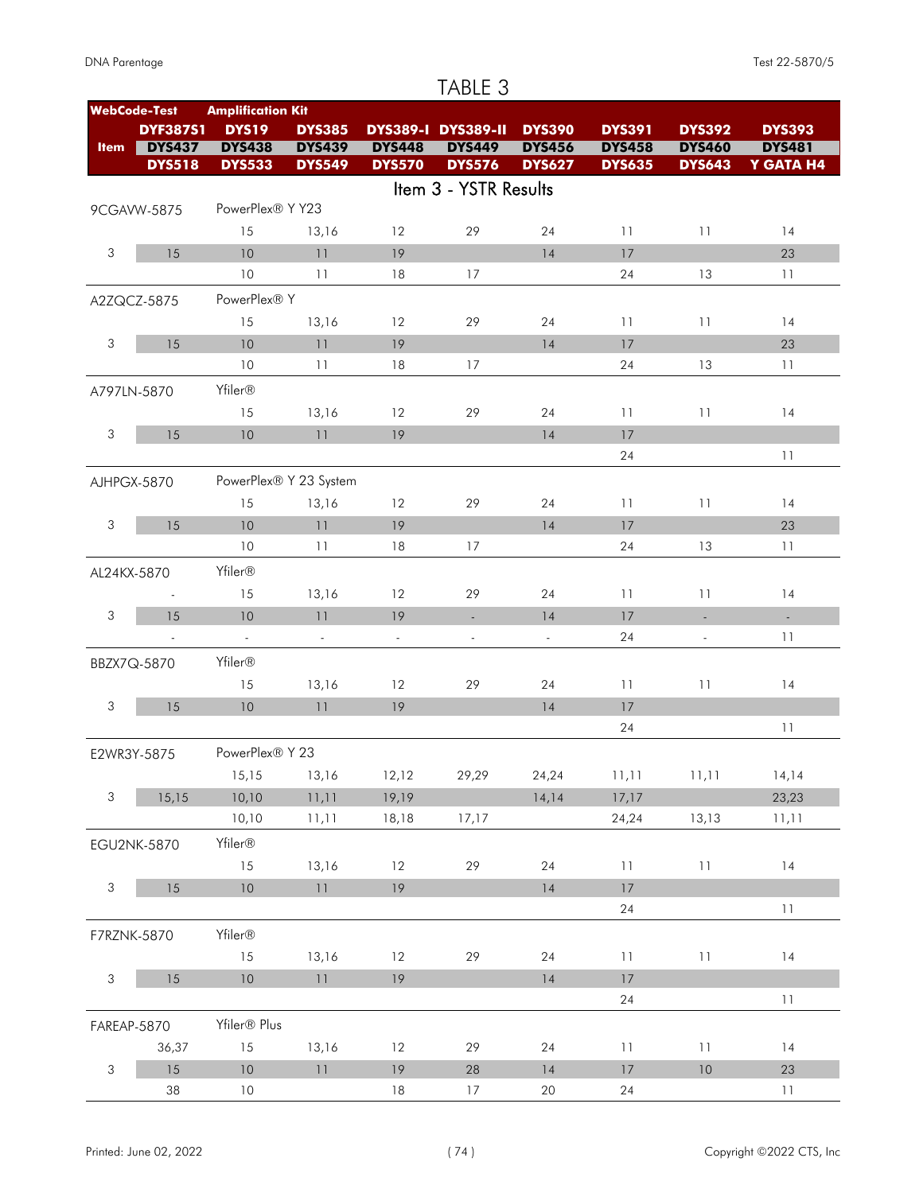# TABLE 3

| WebCode-Test | Amplification Kit | | | | | | | |
|---|---|---|---|---|---|---|---|---|
| | DYF387S1 | DYS19 | DYS385 | DYS389-I | DYS389-II | DYS390 | DYS391 | DYS392 | DYS393 |
| Item | DYS437 | DYS438 | DYS439 | DYS448 | DYS449 | DYS456 | DYS458 | DYS460 | DYS481 |
| | DYS518 | DYS533 | DYS549 | DYS570 | DYS576 | DYS627 | DYS635 | DYS643 | Y GATA H4 |

## Item 3 - YSTR Results

| WebCode-Test | Amplification Kit | | | | | | | | |
|---|---|---|---|---|---|---|---|---|---|
| 9CGAVW-5875 | PowerPlex® Y Y23 | | | | | | | | |
| | | 15 | 13,16 | 12 | 29 | 24 | 11 | 11 | 14 |
| 3 | 15 | 10 | 11 | 19 | | 14 | 17 | | 23 |
| | | 10 | 11 | 18 | 17 | | 24 | 13 | 11 |
| A2ZQCZ-5875 | PowerPlex® Y | | | | | | | | |
| | | 15 | 13,16 | 12 | 29 | 24 | 11 | 11 | 14 |
| 3 | 15 | 10 | 11 | 19 | | 14 | 17 | | 23 |
| | | 10 | 11 | 18 | 17 | | 24 | 13 | 11 |
| A797LN-5870 | Yfiler® | | | | | | | | |
| | | 15 | 13,16 | 12 | 29 | 24 | 11 | 11 | 14 |
| 3 | 15 | 10 | 11 | 19 | | 14 | 17 | | |
| | | | | | | | 24 | | 11 |
| AJHPGX-5870 | PowerPlex® Y 23 System | | | | | | | | |
| | | 15 | 13,16 | 12 | 29 | 24 | 11 | 11 | 14 |
| 3 | 15 | 10 | 11 | 19 | | 14 | 17 | | 23 |
| | | 10 | 11 | 18 | 17 | | 24 | 13 | 11 |
| AL24KX-5870 | Yfiler® | | | | | | | | |
| | - | 15 | 13,16 | 12 | 29 | 24 | 11 | 11 | 14 |
| 3 | 15 | 10 | 11 | 19 | - | 14 | 17 | - | - |
| | - | - | - | - | - | - | 24 | - | 11 |
| BBZX7Q-5870 | Yfiler® | | | | | | | | |
| | | 15 | 13,16 | 12 | 29 | 24 | 11 | 11 | 14 |
| 3 | 15 | 10 | 11 | 19 | | 14 | 17 | | |
| | | | | | | | 24 | | 11 |
| E2WR3Y-5875 | PowerPlex® Y 23 | | | | | | | | |
| | | 15,15 | 13,16 | 12,12 | 29,29 | 24,24 | 11,11 | 11,11 | 14,14 |
| 3 | 15,15 | 10,10 | 11,11 | 19,19 | | 14,14 | 17,17 | | 23,23 |
| | | 10,10 | 11,11 | 18,18 | 17,17 | | 24,24 | 13,13 | 11,11 |
| EGU2NK-5870 | Yfiler® | | | | | | | | |
| | | 15 | 13,16 | 12 | 29 | 24 | 11 | 11 | 14 |
| 3 | 15 | 10 | 11 | 19 | | 14 | 17 | | |
| | | | | | | | 24 | | 11 |
| F7RZNK-5870 | Yfiler® | | | | | | | | |
| | | 15 | 13,16 | 12 | 29 | 24 | 11 | 11 | 14 |
| 3 | 15 | 10 | 11 | 19 | | 14 | 17 | | |
| | | | | | | | 24 | | 11 |
| FAREAP-5870 | Yfiler® Plus | | | | | | | | |
| | 36,37 | 15 | 13,16 | 12 | 29 | 24 | 11 | 11 | 14 |
| 3 | 15 | 10 | 11 | 19 | 28 | 14 | 17 | 10 | 23 |
| | 38 | 10 | | 18 | 17 | 20 | 24 | | 11 |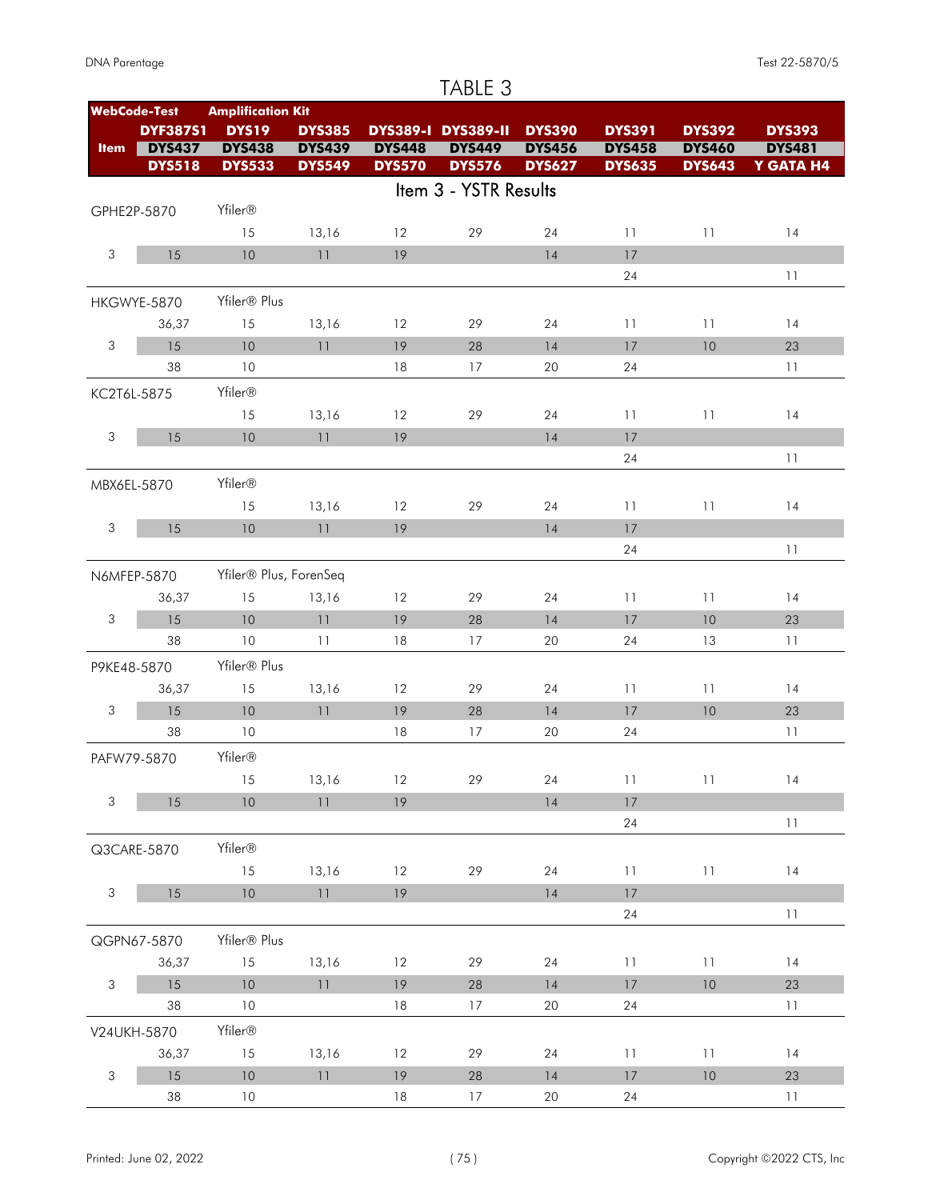# TABLE 3

| WebCode-Test | Amplification Kit | | | | | | | |
|---|---|---|---|---|---|---|---|---|
| | DYF387S1 | DYS19 | DYS385 | DYS389-I | DYS389-II | DYS390 | DYS391 | DYS392 | DYS393 |
| Item | DYS437 | DYS438 | DYS439 | DYS448 | DYS449 | DYS456 | DYS458 | DYS460 | DYS481 |
| | DYS518 | DYS533 | DYS549 | DYS570 | DYS576 | DYS627 | DYS635 | DYS643 | Y GATA H4 |

## Item 3 - YSTR Results

| WebCode-Test / Item | DYF387S1 / DYS437 / DYS518 | DYS19 / DYS438 / DYS533 | DYS385 / DYS439 / DYS549 | DYS389-I / DYS448 / DYS570 | DYS389-II / DYS449 / DYS576 | DYS390 / DYS456 / DYS627 | DYS391 / DYS458 / DYS635 | DYS392 / DYS460 / DYS643 | DYS393 / DYS481 / Y GATA H4 |
|---|---|---|---|---|---|---|---|---|---|
| GPHE2P-5870 | Yfiler® | | | | | | | | |
| | | 15 | 13,16 | 12 | 29 | 24 | 11 | 11 | 14 |
| 3 | 15 | 10 | 11 | 19 | | 14 | 17 | | |
| | | | | | | | 24 | | 11 |
| HKGWYE-5870 | Yfiler® Plus | | | | | | | | |
| | 36,37 | 15 | 13,16 | 12 | 29 | 24 | 11 | 11 | 14 |
| 3 | 15 | 10 | 11 | 19 | 28 | 14 | 17 | 10 | 23 |
| | 38 | 10 | | 18 | 17 | 20 | 24 | | 11 |
| KC2T6L-5875 | Yfiler® | | | | | | | | |
| | | 15 | 13,16 | 12 | 29 | 24 | 11 | 11 | 14 |
| 3 | 15 | 10 | 11 | 19 | | 14 | 17 | | |
| | | | | | | | 24 | | 11 |
| MBX6EL-5870 | Yfiler® | | | | | | | | |
| | | 15 | 13,16 | 12 | 29 | 24 | 11 | 11 | 14 |
| 3 | 15 | 10 | 11 | 19 | | 14 | 17 | | |
| | | | | | | | 24 | | 11 |
| N6MFEP-5870 | Yfiler® Plus, ForenSeq | | | | | | | | |
| | 36,37 | 15 | 13,16 | 12 | 29 | 24 | 11 | 11 | 14 |
| 3 | 15 | 10 | 11 | 19 | 28 | 14 | 17 | 10 | 23 |
| | 38 | 10 | 11 | 18 | 17 | 20 | 24 | 13 | 11 |
| P9KE48-5870 | Yfiler® Plus | | | | | | | | |
| | 36,37 | 15 | 13,16 | 12 | 29 | 24 | 11 | 11 | 14 |
| 3 | 15 | 10 | 11 | 19 | 28 | 14 | 17 | 10 | 23 |
| | 38 | 10 | | 18 | 17 | 20 | 24 | | 11 |
| PAFW79-5870 | Yfiler® | | | | | | | | |
| | | 15 | 13,16 | 12 | 29 | 24 | 11 | 11 | 14 |
| 3 | 15 | 10 | 11 | 19 | | 14 | 17 | | |
| | | | | | | | 24 | | 11 |
| Q3CARE-5870 | Yfiler® | | | | | | | | |
| | | 15 | 13,16 | 12 | 29 | 24 | 11 | 11 | 14 |
| 3 | 15 | 10 | 11 | 19 | | 14 | 17 | | |
| | | | | | | | 24 | | 11 |
| QGPN67-5870 | Yfiler® Plus | | | | | | | | |
| | 36,37 | 15 | 13,16 | 12 | 29 | 24 | 11 | 11 | 14 |
| 3 | 15 | 10 | 11 | 19 | 28 | 14 | 17 | 10 | 23 |
| | 38 | 10 | | 18 | 17 | 20 | 24 | | 11 |
| V24UKH-5870 | Yfiler® | | | | | | | | |
| | 36,37 | 15 | 13,16 | 12 | 29 | 24 | 11 | 11 | 14 |
| 3 | 15 | 10 | 11 | 19 | 28 | 14 | 17 | 10 | 23 |
| | 38 | 10 | | 18 | 17 | 20 | 24 | | 11 |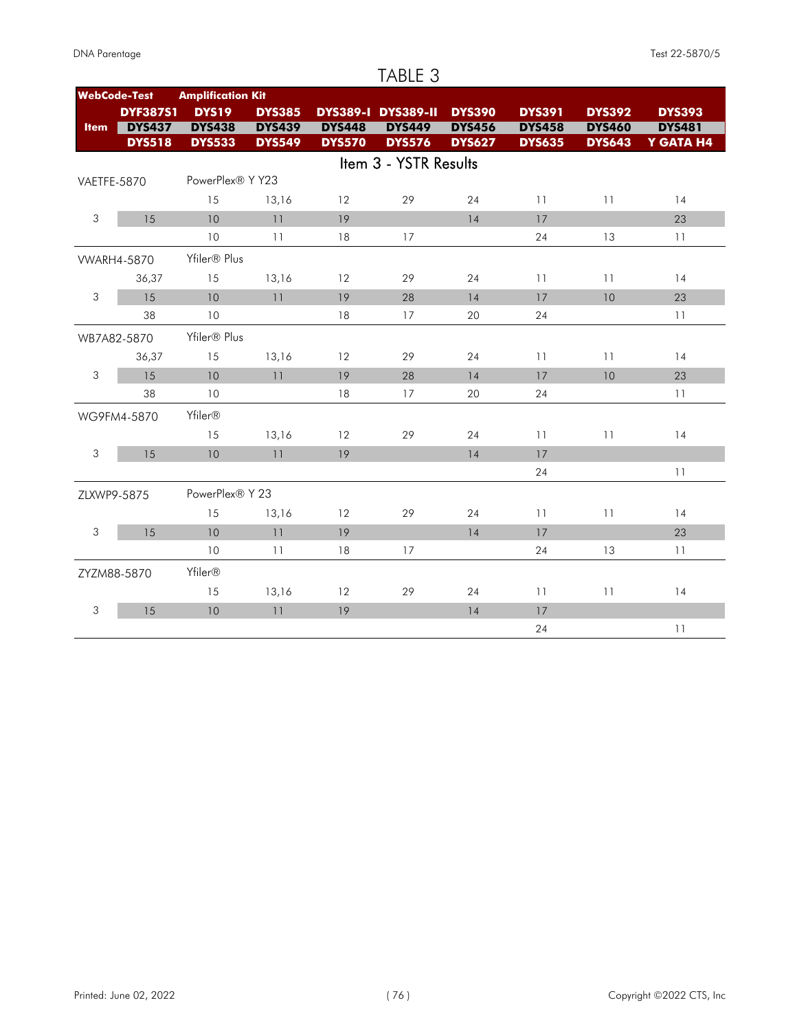# TABLE 3

| WebCode-Test | Amplification Kit | | | | | | | | |
|---|---|---|---|---|---|---|---|---|---|
| | DYF387S1 | DYS19 | DYS385 | DYS389-I | DYS389-II | DYS390 | DYS391 | DYS392 | DYS393 |
| Item | DYS437 | DYS438 | DYS439 | DYS448 | DYS449 | DYS456 | DYS458 | DYS460 | DYS481 |
| | DYS518 | DYS533 | DYS549 | DYS570 | DYS576 | DYS627 | DYS635 | DYS643 | Y GATA H4 |
| **Item 3 - YSTR Results** | | | | | | | | | |
| VAETFE-5870 | PowerPlex® Y Y23 | | | | | | | | |
| | | 15 | 13,16 | 12 | 29 | 24 | 11 | 11 | 14 |
| 3 | 15 | 10 | 11 | 19 | | 14 | 17 | | 23 |
| | | 10 | 11 | 18 | 17 | | 24 | 13 | 11 |
| VWARH4-5870 | Yfiler® Plus | | | | | | | | |
| | 36,37 | 15 | 13,16 | 12 | 29 | 24 | 11 | 11 | 14 |
| 3 | 15 | 10 | 11 | 19 | 28 | 14 | 17 | 10 | 23 |
| | 38 | 10 | | 18 | 17 | 20 | 24 | | 11 |
| WB7A82-5870 | Yfiler® Plus | | | | | | | | |
| | 36,37 | 15 | 13,16 | 12 | 29 | 24 | 11 | 11 | 14 |
| 3 | 15 | 10 | 11 | 19 | 28 | 14 | 17 | 10 | 23 |
| | 38 | 10 | | 18 | 17 | 20 | 24 | | 11 |
| WG9FM4-5870 | Yfiler® | | | | | | | | |
| | | 15 | 13,16 | 12 | 29 | 24 | 11 | 11 | 14 |
| 3 | 15 | 10 | 11 | 19 | | 14 | 17 | | |
| | | | | | | | 24 | | 11 |
| ZLXWP9-5875 | PowerPlex® Y 23 | | | | | | | | |
| | | 15 | 13,16 | 12 | 29 | 24 | 11 | 11 | 14 |
| 3 | 15 | 10 | 11 | 19 | | 14 | 17 | | 23 |
| | | 10 | 11 | 18 | 17 | | 24 | 13 | 11 |
| ZYZM88-5870 | Yfiler® | | | | | | | | |
| | | 15 | 13,16 | 12 | 29 | 24 | 11 | 11 | 14 |
| 3 | 15 | 10 | 11 | 19 | | 14 | 17 | | |
| | | | | | | | 24 | | 11 |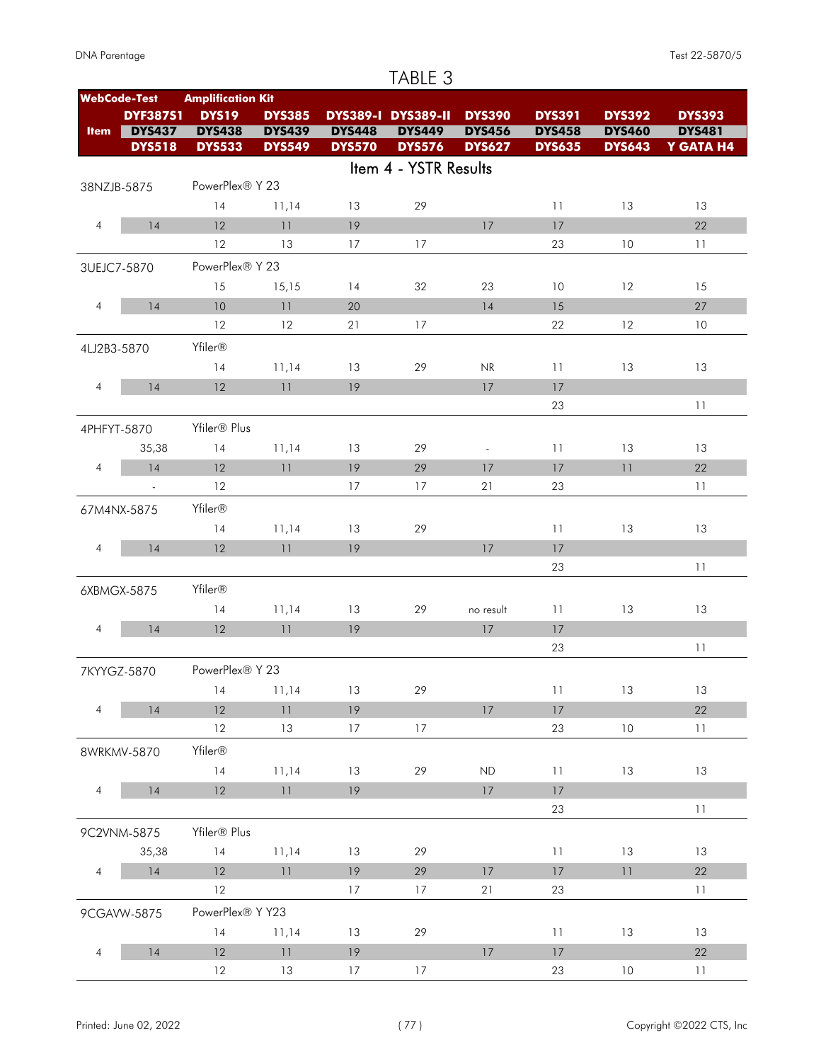# TABLE 3

| WebCode-Test | Amplification Kit | | | | | | | |
|---|---|---|---|---|---|---|---|---|
| | DYF387S1 | DYS19 | DYS385 | DYS389-I | DYS389-II | DYS390 | DYS391 | DYS392 | DYS393 |
| Item | DYS437 | DYS438 | DYS439 | DYS448 | DYS449 | DYS456 | DYS458 | DYS460 | DYS481 |
| | DYS518 | DYS533 | DYS549 | DYS570 | DYS576 | DYS627 | DYS635 | DYS643 | Y GATA H4 |

## Item 4 - YSTR Results

| WebCode-Test / Item | | | | | | | | | |
|---|---|---|---|---|---|---|---|---|---|
| 38NZJB-5875 | PowerPlex® Y 23 | | | | | | | | |
| | | 14 | 11,14 | 13 | 29 | | 11 | 13 | 13 |
| 4 | 14 | 12 | 11 | 19 | | 17 | 17 | | 22 |
| | | 12 | 13 | 17 | 17 | | 23 | 10 | 11 |
| 3UEJC7-5870 | PowerPlex® Y 23 | | | | | | | | |
| | | 15 | 15,15 | 14 | 32 | 23 | 10 | 12 | 15 |
| 4 | 14 | 10 | 11 | 20 | | 14 | 15 | | 27 |
| | | 12 | 12 | 21 | 17 | | 22 | 12 | 10 |
| 4LJ2B3-5870 | Yfiler® | | | | | | | | |
| | | 14 | 11,14 | 13 | 29 | NR | 11 | 13 | 13 |
| 4 | 14 | 12 | 11 | 19 | | 17 | 17 | | |
| | | | | | | | 23 | | 11 |
| 4PHFYT-5870 | Yfiler® Plus | | | | | | | | |
| | 35,38 | 14 | 11,14 | 13 | 29 | - | 11 | 13 | 13 |
| 4 | 14 | 12 | 11 | 19 | 29 | 17 | 17 | 11 | 22 |
| | - | 12 | | 17 | 17 | 21 | 23 | | 11 |
| 67M4NX-5875 | Yfiler® | | | | | | | | |
| | | 14 | 11,14 | 13 | 29 | | 11 | 13 | 13 |
| 4 | 14 | 12 | 11 | 19 | | 17 | 17 | | |
| | | | | | | | 23 | | 11 |
| 6XBMGX-5875 | Yfiler® | | | | | | | | |
| | | 14 | 11,14 | 13 | 29 | no result | 11 | 13 | 13 |
| 4 | 14 | 12 | 11 | 19 | | 17 | 17 | | |
| | | | | | | | 23 | | 11 |
| 7KYYGZ-5870 | PowerPlex® Y 23 | | | | | | | | |
| | | 14 | 11,14 | 13 | 29 | | 11 | 13 | 13 |
| 4 | 14 | 12 | 11 | 19 | | 17 | 17 | | 22 |
| | | 12 | 13 | 17 | 17 | | 23 | 10 | 11 |
| 8WRKMV-5870 | Yfiler® | | | | | | | | |
| | | 14 | 11,14 | 13 | 29 | ND | 11 | 13 | 13 |
| 4 | 14 | 12 | 11 | 19 | | 17 | 17 | | |
| | | | | | | | 23 | | 11 |
| 9C2VNM-5875 | Yfiler® Plus | | | | | | | | |
| | 35,38 | 14 | 11,14 | 13 | 29 | | 11 | 13 | 13 |
| 4 | 14 | 12 | 11 | 19 | 29 | 17 | 17 | 11 | 22 |
| | | 12 | | 17 | 17 | 21 | 23 | | 11 |
| 9CGAVW-5875 | PowerPlex® Y Y23 | | | | | | | | |
| | | 14 | 11,14 | 13 | 29 | | 11 | 13 | 13 |
| 4 | 14 | 12 | 11 | 19 | | 17 | 17 | | 22 |
| | | 12 | 13 | 17 | 17 | | 23 | 10 | 11 |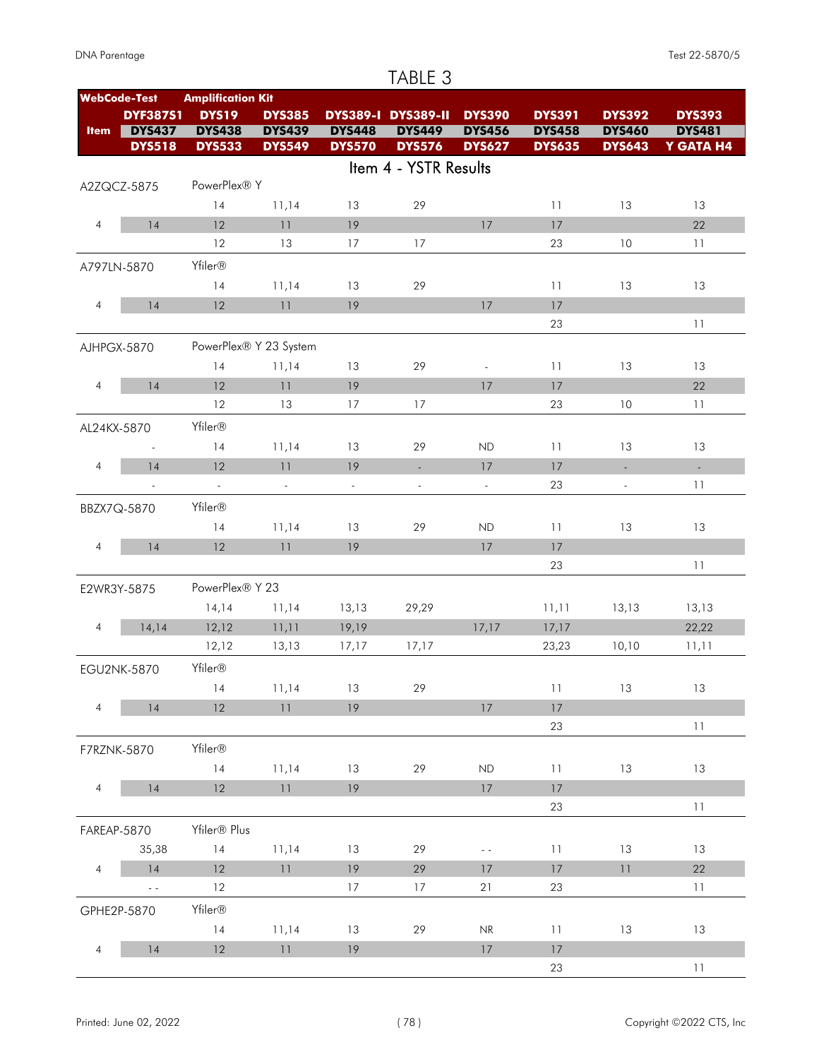# TABLE 3

| WebCode-Test | Amplification Kit | | | | | | | |
|---|---|---|---|---|---|---|---|---|
| | DYF387S1 | DYS19 | DYS385 | DYS389-I | DYS389-II | DYS390 | DYS391 | DYS392 | DYS393 |
| Item | DYS437 | DYS438 | DYS439 | DYS448 | DYS449 | DYS456 | DYS458 | DYS460 | DYS481 |
| | DYS518 | DYS533 | DYS549 | DYS570 | DYS576 | DYS627 | DYS635 | DYS643 | Y GATA H4 |

## Item 4 - YSTR Results

| WebCode-Test / Item | | | | | | | | | |
|---|---|---|---|---|---|---|---|---|---|
| A2ZQCZ-5875 | PowerPlex® Y | | | | | | | | |
| | | 14 | 11,14 | 13 | 29 | | 11 | 13 | 13 |
| 4 | 14 | 12 | 11 | 19 | | 17 | 17 | | 22 |
| | | 12 | 13 | 17 | 17 | | 23 | 10 | 11 |
| A797LN-5870 | Yfiler® | | | | | | | | |
| | | 14 | 11,14 | 13 | 29 | | 11 | 13 | 13 |
| 4 | 14 | 12 | 11 | 19 | | 17 | 17 | | |
| | | | | | | | 23 | | 11 |
| AJHPGX-5870 | PowerPlex® Y 23 System | | | | | | | | |
| | | 14 | 11,14 | 13 | 29 | - | 11 | 13 | 13 |
| 4 | 14 | 12 | 11 | 19 | | 17 | 17 | | 22 |
| | | 12 | 13 | 17 | 17 | | 23 | 10 | 11 |
| AL24KX-5870 | Yfiler® | | | | | | | | |
| | - | 14 | 11,14 | 13 | 29 | ND | 11 | 13 | 13 |
| 4 | 14 | 12 | 11 | 19 | - | 17 | 17 | - | - |
| | - | - | - | - | - | - | 23 | - | 11 |
| BBZX7Q-5870 | Yfiler® | | | | | | | | |
| | | 14 | 11,14 | 13 | 29 | ND | 11 | 13 | 13 |
| 4 | 14 | 12 | 11 | 19 | | 17 | 17 | | |
| | | | | | | | 23 | | 11 |
| E2WR3Y-5875 | PowerPlex® Y 23 | | | | | | | | |
| | | 14,14 | 11,14 | 13,13 | 29,29 | | 11,11 | 13,13 | 13,13 |
| 4 | 14,14 | 12,12 | 11,11 | 19,19 | | 17,17 | 17,17 | | 22,22 |
| | | 12,12 | 13,13 | 17,17 | 17,17 | | 23,23 | 10,10 | 11,11 |
| EGU2NK-5870 | Yfiler® | | | | | | | | |
| | | 14 | 11,14 | 13 | 29 | | 11 | 13 | 13 |
| 4 | 14 | 12 | 11 | 19 | | 17 | 17 | | |
| | | | | | | | 23 | | 11 |
| F7RZNK-5870 | Yfiler® | | | | | | | | |
| | | 14 | 11,14 | 13 | 29 | ND | 11 | 13 | 13 |
| 4 | 14 | 12 | 11 | 19 | | 17 | 17 | | |
| | | | | | | | 23 | | 11 |
| FAREAP-5870 | Yfiler® Plus | | | | | | | | |
| | 35,38 | 14 | 11,14 | 13 | 29 | - - | 11 | 13 | 13 |
| 4 | 14 | 12 | 11 | 19 | 29 | 17 | 17 | 11 | 22 |
| | - - | 12 | | 17 | 17 | 21 | 23 | | 11 |
| GPHE2P-5870 | Yfiler® | | | | | | | | |
| | | 14 | 11,14 | 13 | 29 | NR | 11 | 13 | 13 |
| 4 | 14 | 12 | 11 | 19 | | 17 | 17 | | |
| | | | | | | | 23 | | 11 |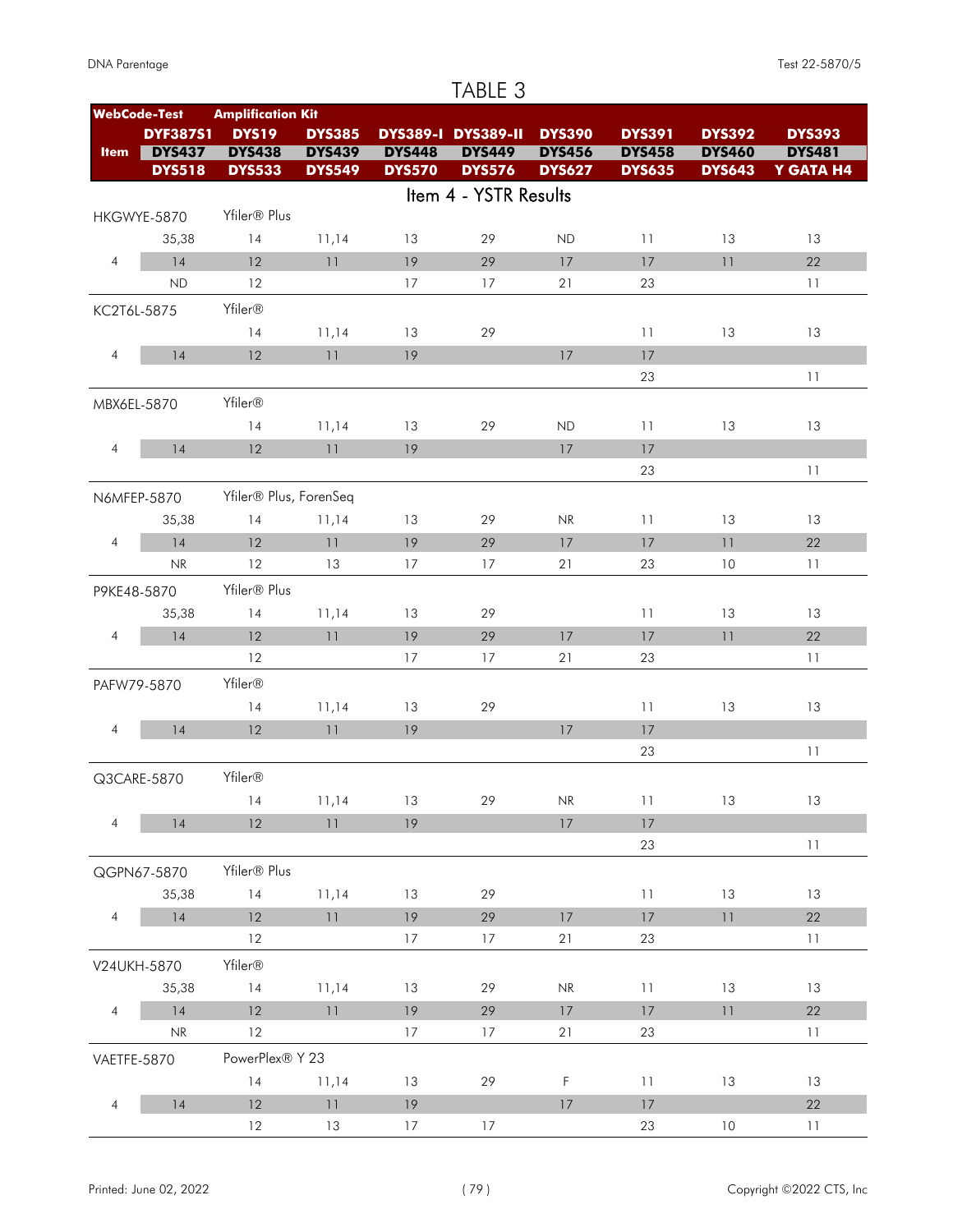# TABLE 3

| WebCode-Test | Amplification Kit | | | | | | | | |
|---|---|---|---|---|---|---|---|---|---|
| | DYF387S1 | DYS19 | DYS385 | DYS389-I | DYS389-II | DYS390 | DYS391 | DYS392 | DYS393 |
| Item | DYS437 | DYS438 | DYS439 | DYS448 | DYS449 | DYS456 | DYS458 | DYS460 | DYS481 |
| | DYS518 | DYS533 | DYS549 | DYS570 | DYS576 | DYS627 | DYS635 | DYS643 | Y GATA H4 |
| **Item 4 - YSTR Results** | | | | | | | | | |
| HKGWYE-5870 | Yfiler® Plus | | | | | | | | |
| | 35,38 | 14 | 11,14 | 13 | 29 | ND | 11 | 13 | 13 |
| 4 | 14 | 12 | 11 | 19 | 29 | 17 | 17 | 11 | 22 |
| | ND | 12 | | 17 | 17 | 21 | 23 | | 11 |
| KC2T6L-5875 | Yfiler® | | | | | | | | |
| | | 14 | 11,14 | 13 | 29 | | 11 | 13 | 13 |
| 4 | 14 | 12 | 11 | 19 | | 17 | 17 | | |
| | | | | | | | 23 | | 11 |
| MBX6EL-5870 | Yfiler® | | | | | | | | |
| | | 14 | 11,14 | 13 | 29 | ND | 11 | 13 | 13 |
| 4 | 14 | 12 | 11 | 19 | | 17 | 17 | | |
| | | | | | | | 23 | | 11 |
| N6MFEP-5870 | Yfiler® Plus, ForenSeq | | | | | | | | |
| | 35,38 | 14 | 11,14 | 13 | 29 | NR | 11 | 13 | 13 |
| 4 | 14 | 12 | 11 | 19 | 29 | 17 | 17 | 11 | 22 |
| | NR | 12 | 13 | 17 | 17 | 21 | 23 | 10 | 11 |
| P9KE48-5870 | Yfiler® Plus | | | | | | | | |
| | 35,38 | 14 | 11,14 | 13 | 29 | | 11 | 13 | 13 |
| 4 | 14 | 12 | 11 | 19 | 29 | 17 | 17 | 11 | 22 |
| | | 12 | | 17 | 17 | 21 | 23 | | 11 |
| PAFW79-5870 | Yfiler® | | | | | | | | |
| | | 14 | 11,14 | 13 | 29 | | 11 | 13 | 13 |
| 4 | 14 | 12 | 11 | 19 | | 17 | 17 | | |
| | | | | | | | 23 | | 11 |
| Q3CARE-5870 | Yfiler® | | | | | | | | |
| | | 14 | 11,14 | 13 | 29 | NR | 11 | 13 | 13 |
| 4 | 14 | 12 | 11 | 19 | | 17 | 17 | | |
| | | | | | | | 23 | | 11 |
| QGPN67-5870 | Yfiler® Plus | | | | | | | | |
| | 35,38 | 14 | 11,14 | 13 | 29 | | 11 | 13 | 13 |
| 4 | 14 | 12 | 11 | 19 | 29 | 17 | 17 | 11 | 22 |
| | | 12 | | 17 | 17 | 21 | 23 | | 11 |
| V24UKH-5870 | Yfiler® | | | | | | | | |
| | 35,38 | 14 | 11,14 | 13 | 29 | NR | 11 | 13 | 13 |
| 4 | 14 | 12 | 11 | 19 | 29 | 17 | 17 | 11 | 22 |
| | NR | 12 | | 17 | 17 | 21 | 23 | | 11 |
| VAETFE-5870 | PowerPlex® Y 23 | | | | | | | | |
| | | 14 | 11,14 | 13 | 29 | F | 11 | 13 | 13 |
| 4 | 14 | 12 | 11 | 19 | | 17 | 17 | | 22 |
| | | 12 | 13 | 17 | 17 | | 23 | 10 | 11 |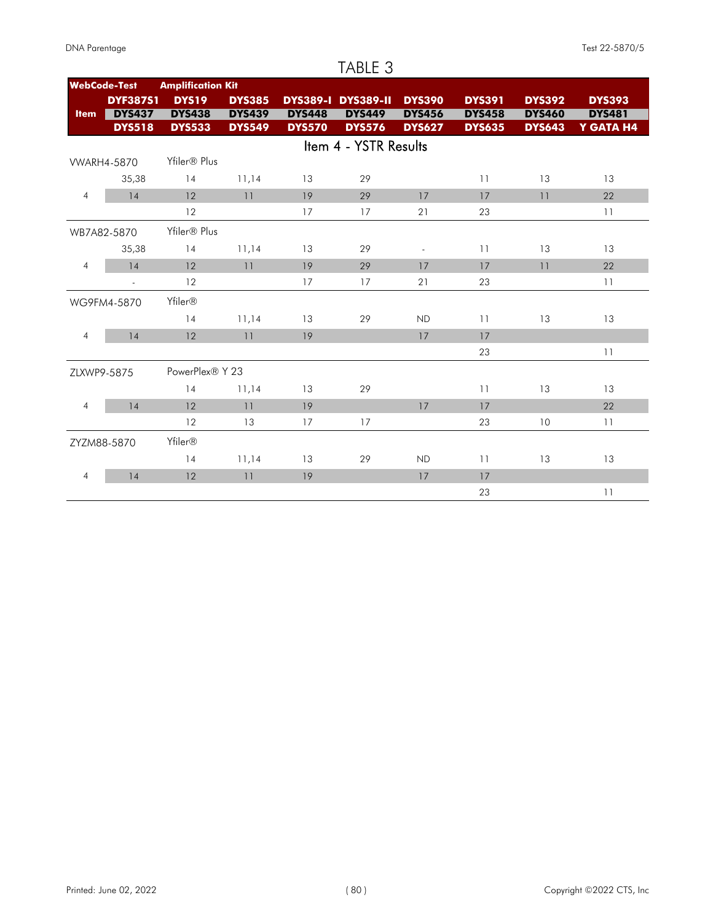# TABLE 3

| WebCode-Test | Amplification Kit | | | | | | | |
|---|---|---|---|---|---|---|---|---|
| | DYF387S1 | DYS19 | DYS385 | DYS389-I | DYS389-II | DYS390 | DYS391 | DYS392 | DYS393 |
| Item | DYS437 | DYS438 | DYS439 | DYS448 | DYS449 | DYS456 | DYS458 | DYS460 | DYS481 |
| | DYS518 | DYS533 | DYS549 | DYS570 | DYS576 | DYS627 | DYS635 | DYS643 | Y GATA H4 |

## Item 4 - YSTR Results

| WebCode-Test / Item | Col 1 | Col 2 | Col 3 | Col 4 | Col 5 | Col 6 | Col 7 | Col 8 | Col 9 |
|---|---|---|---|---|---|---|---|---|---|
| VWARH4-5870 | Yfiler® Plus | | | | | | | | |
| | 35,38 | 14 | 11,14 | 13 | 29 | | 11 | 13 | 13 |
| 4 | 14 | 12 | 11 | 19 | 29 | 17 | 17 | 11 | 22 |
| | | 12 | | 17 | 17 | 21 | 23 | | 11 |
| WB7A82-5870 | Yfiler® Plus | | | | | | | | |
| | 35,38 | 14 | 11,14 | 13 | 29 | - | 11 | 13 | 13 |
| 4 | 14 | 12 | 11 | 19 | 29 | 17 | 17 | 11 | 22 |
| | - | 12 | | 17 | 17 | 21 | 23 | | 11 |
| WG9FM4-5870 | Yfiler® | | | | | | | | |
| | | 14 | 11,14 | 13 | 29 | ND | 11 | 13 | 13 |
| 4 | 14 | 12 | 11 | 19 | | 17 | 17 | | |
| | | | | | | | 23 | | 11 |
| ZLXWP9-5875 | PowerPlex® Y 23 | | | | | | | | |
| | | 14 | 11,14 | 13 | 29 | | 11 | 13 | 13 |
| 4 | 14 | 12 | 11 | 19 | | 17 | 17 | | 22 |
| | | 12 | 13 | 17 | 17 | | 23 | 10 | 11 |
| ZYZM88-5870 | Yfiler® | | | | | | | | |
| | | 14 | 11,14 | 13 | 29 | ND | 11 | 13 | 13 |
| 4 | 14 | 12 | 11 | 19 | | 17 | 17 | | |
| | | | | | | | 23 | | 11 |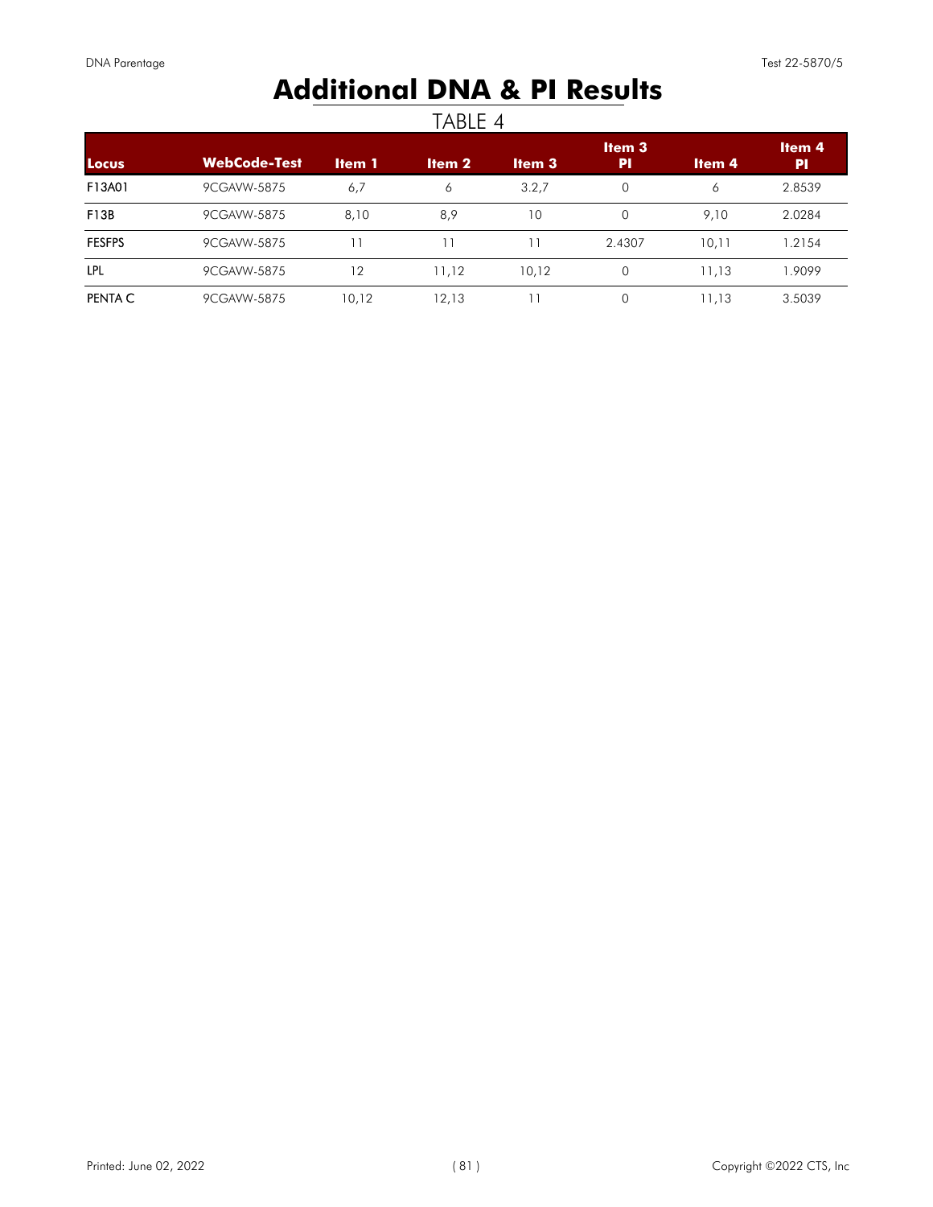# Additional DNA & PI Results

TABLE 4

| Locus | WebCode-Test | Item 1 | Item 2 | Item 3 | Item 3 PI | Item 4 | Item 4 PI |
|---|---|---|---|---|---|---|---|
| F13A01 | 9CGAVW-5875 | 6,7 | 6 | 3.2,7 | 0 | 6 | 2.8539 |
| F13B | 9CGAVW-5875 | 8,10 | 8,9 | 10 | 0 | 9,10 | 2.0284 |
| FESFPS | 9CGAVW-5875 | 11 | 11 | 11 | 2.4307 | 10,11 | 1.2154 |
| LPL | 9CGAVW-5875 | 12 | 11,12 | 10,12 | 0 | 11,13 | 1.9099 |
| PENTA C | 9CGAVW-5875 | 10,12 | 12,13 | 11 | 0 | 11,13 | 3.5039 |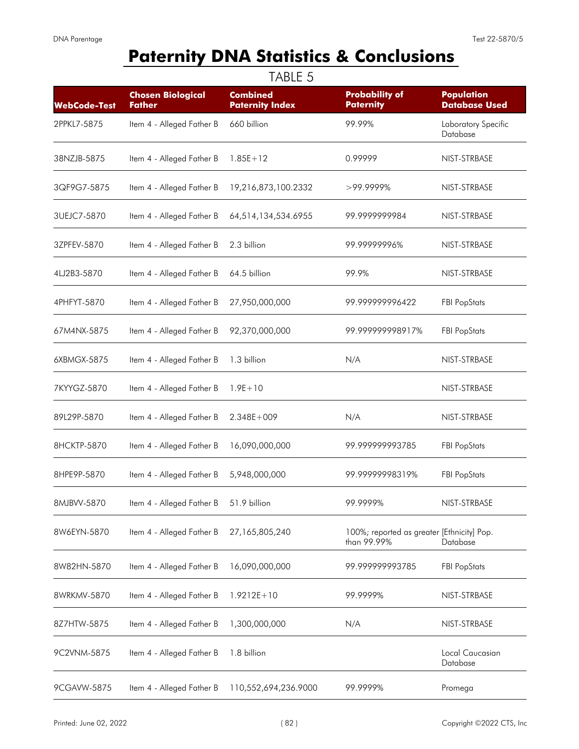# Paternity DNA Statistics & Conclusions

TABLE 5

| WebCode-Test | Chosen Biological Father | Combined Paternity Index | Probability of Paternity | Population Database Used |
|---|---|---|---|---|
| 2PPKL7-5875 | Item 4 - Alleged Father B | 660 billion | 99.99% | Laboratory Specific Database |
| 38NZJB-5875 | Item 4 - Alleged Father B | 1.85E+12 | 0.99999 | NIST-STRBASE |
| 3QF9G7-5875 | Item 4 - Alleged Father B | 19,216,873,100.2332 | >99.9999% | NIST-STRBASE |
| 3UEJC7-5870 | Item 4 - Alleged Father B | 64,514,134,534.6955 | 99.9999999984 | NIST-STRBASE |
| 3ZPFEV-5870 | Item 4 - Alleged Father B | 2.3 billion | 99.99999996% | NIST-STRBASE |
| 4LJ2B3-5870 | Item 4 - Alleged Father B | 64.5 billion | 99.9% | NIST-STRBASE |
| 4PHFYT-5870 | Item 4 - Alleged Father B | 27,950,000,000 | 99.999999996422 | FBI PopStats |
| 67M4NX-5875 | Item 4 - Alleged Father B | 92,370,000,000 | 99.999999998917% | FBI PopStats |
| 6XBMGX-5875 | Item 4 - Alleged Father B | 1.3 billion | N/A | NIST-STRBASE |
| 7KYYGZ-5870 | Item 4 - Alleged Father B | 1.9E+10 | | NIST-STRBASE |
| 89L29P-5870 | Item 4 - Alleged Father B | 2.348E+009 | N/A | NIST-STRBASE |
| 8HCKTP-5870 | Item 4 - Alleged Father B | 16,090,000,000 | 99.999999993785 | FBI PopStats |
| 8HPE9P-5870 | Item 4 - Alleged Father B | 5,948,000,000 | 99.99999998319% | FBI PopStats |
| 8MJBVV-5870 | Item 4 - Alleged Father B | 51.9 billion | 99.9999% | NIST-STRBASE |
| 8W6EYN-5870 | Item 4 - Alleged Father B | 27,165,805,240 | 100%; reported as greater than 99.99% | [Ethnicity] Pop. Database |
| 8W82HN-5870 | Item 4 - Alleged Father B | 16,090,000,000 | 99.999999993785 | FBI PopStats |
| 8WRKMV-5870 | Item 4 - Alleged Father B | 1.9212E+10 | 99.9999% | NIST-STRBASE |
| 8Z7HTW-5875 | Item 4 - Alleged Father B | 1,300,000,000 | N/A | NIST-STRBASE |
| 9C2VNM-5875 | Item 4 - Alleged Father B | 1.8 billion | | Local Caucasian Database |
| 9CGAVW-5875 | Item 4 - Alleged Father B | 110,552,694,236.9000 | 99.9999% | Promega |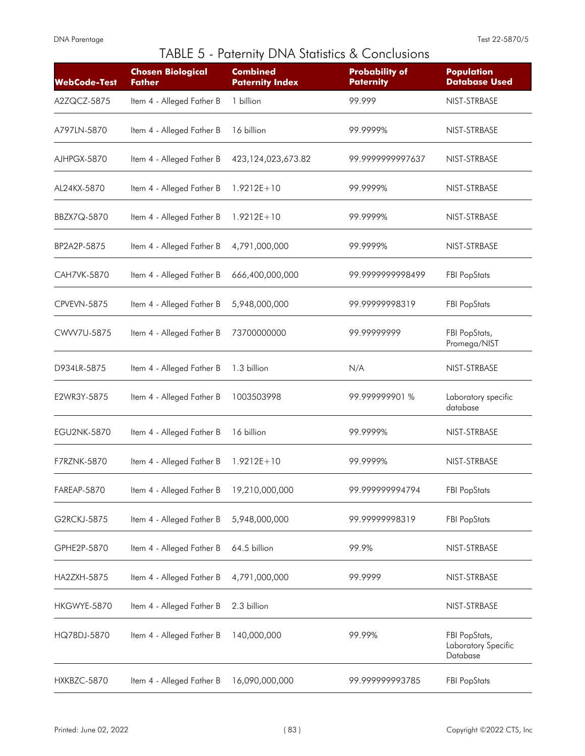# TABLE 5 - Paternity DNA Statistics & Conclusions

| WebCode-Test | Chosen Biological Father | Combined Paternity Index | Probability of Paternity | Population Database Used |
|---|---|---|---|---|
| A2ZQCZ-5875 | Item 4 - Alleged Father B | 1 billion | 99.999 | NIST-STRBASE |
| A797LN-5870 | Item 4 - Alleged Father B | 16 billion | 99.9999% | NIST-STRBASE |
| AJHPGX-5870 | Item 4 - Alleged Father B | 423,124,023,673.82 | 99.9999999997637 | NIST-STRBASE |
| AL24KX-5870 | Item 4 - Alleged Father B | 1.9212E+10 | 99.9999% | NIST-STRBASE |
| BBZX7Q-5870 | Item 4 - Alleged Father B | 1.9212E+10 | 99.9999% | NIST-STRBASE |
| BP2A2P-5875 | Item 4 - Alleged Father B | 4,791,000,000 | 99.9999% | NIST-STRBASE |
| CAH7VK-5870 | Item 4 - Alleged Father B | 666,400,000,000 | 99.9999999998499 | FBI PopStats |
| CPVEVN-5875 | Item 4 - Alleged Father B | 5,948,000,000 | 99.99999998319 | FBI PopStats |
| CWVV7U-5875 | Item 4 - Alleged Father B | 73700000000 | 99.99999999 | FBI PopStats, Promega/NIST |
| D934LR-5875 | Item 4 - Alleged Father B | 1.3 billion | N/A | NIST-STRBASE |
| E2WR3Y-5875 | Item 4 - Alleged Father B | 1003503998 | 99.999999901 % | Laboratory specific database |
| EGU2NK-5870 | Item 4 - Alleged Father B | 16 billion | 99.9999% | NIST-STRBASE |
| F7RZNK-5870 | Item 4 - Alleged Father B | 1.9212E+10 | 99.9999% | NIST-STRBASE |
| FAREAP-5870 | Item 4 - Alleged Father B | 19,210,000,000 | 99.999999994794 | FBI PopStats |
| G2RCKJ-5875 | Item 4 - Alleged Father B | 5,948,000,000 | 99.99999998319 | FBI PopStats |
| GPHE2P-5870 | Item 4 - Alleged Father B | 64.5 billion | 99.9% | NIST-STRBASE |
| HA2ZXH-5875 | Item 4 - Alleged Father B | 4,791,000,000 | 99.9999 | NIST-STRBASE |
| HKGWYE-5870 | Item 4 - Alleged Father B | 2.3 billion | | NIST-STRBASE |
| HQ78DJ-5870 | Item 4 - Alleged Father B | 140,000,000 | 99.99% | FBI PopStats, Laboratory Specific Database |
| HXKBZC-5870 | Item 4 - Alleged Father B | 16,090,000,000 | 99.999999993785 | FBI PopStats |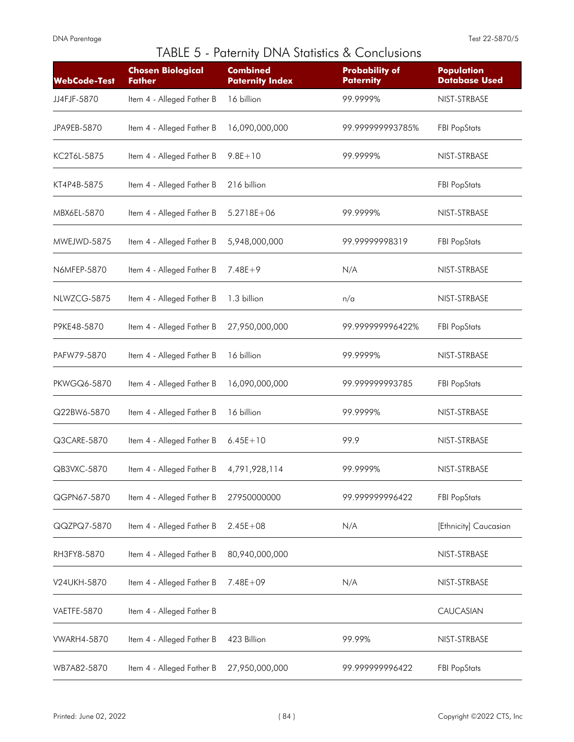# TABLE 5 - Paternity DNA Statistics & Conclusions

| WebCode-Test | Chosen Biological Father | Combined Paternity Index | Probability of Paternity | Population Database Used |
|---|---|---|---|---|
| JJ4FJF-5870 | Item 4 - Alleged Father B | 16 billion | 99.9999% | NIST-STRBASE |
| JPA9EB-5870 | Item 4 - Alleged Father B | 16,090,000,000 | 99.999999993785% | FBI PopStats |
| KC2T6L-5875 | Item 4 - Alleged Father B | 9.8E+10 | 99.9999% | NIST-STRBASE |
| KT4P4B-5875 | Item 4 - Alleged Father B | 216 billion | | FBI PopStats |
| MBX6EL-5870 | Item 4 - Alleged Father B | 5.2718E+06 | 99.9999% | NIST-STRBASE |
| MWEJWD-5875 | Item 4 - Alleged Father B | 5,948,000,000 | 99.99999998319 | FBI PopStats |
| N6MFEP-5870 | Item 4 - Alleged Father B | 7.48E+9 | N/A | NIST-STRBASE |
| NLWZCG-5875 | Item 4 - Alleged Father B | 1.3 billion | n/a | NIST-STRBASE |
| P9KE48-5870 | Item 4 - Alleged Father B | 27,950,000,000 | 99.999999996422% | FBI PopStats |
| PAFW79-5870 | Item 4 - Alleged Father B | 16 billion | 99.9999% | NIST-STRBASE |
| PKWGQ6-5870 | Item 4 - Alleged Father B | 16,090,000,000 | 99.999999993785 | FBI PopStats |
| Q22BW6-5870 | Item 4 - Alleged Father B | 16 billion | 99.9999% | NIST-STRBASE |
| Q3CARE-5870 | Item 4 - Alleged Father B | 6.45E+10 | 99.9 | NIST-STRBASE |
| QB3VXC-5870 | Item 4 - Alleged Father B | 4,791,928,114 | 99.9999% | NIST-STRBASE |
| QGPN67-5870 | Item 4 - Alleged Father B | 27950000000 | 99.999999996422 | FBI PopStats |
| QQZPQ7-5870 | Item 4 - Alleged Father B | 2.45E+08 | N/A | [Ethnicity] Caucasian |
| RH3FY8-5870 | Item 4 - Alleged Father B | 80,940,000,000 | | NIST-STRBASE |
| V24UKH-5870 | Item 4 - Alleged Father B | 7.48E+09 | N/A | NIST-STRBASE |
| VAETFE-5870 | Item 4 - Alleged Father B | | | CAUCASIAN |
| VWARH4-5870 | Item 4 - Alleged Father B | 423 Billion | 99.99% | NIST-STRBASE |
| WB7A82-5870 | Item 4 - Alleged Father B | 27,950,000,000 | 99.999999996422 | FBI PopStats |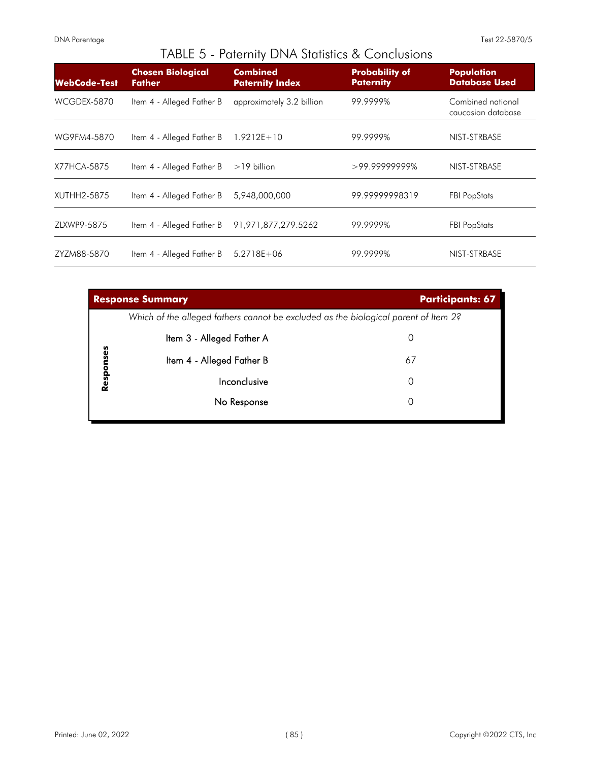# TABLE 5 - Paternity DNA Statistics & Conclusions

| WebCode-Test | Chosen Biological Father | Combined Paternity Index | Probability of Paternity | Population Database Used |
|---|---|---|---|---|
| WCGDEX-5870 | Item 4 - Alleged Father B | approximately 3.2 billion | 99.9999% | Combined national caucasian database |
| WG9FM4-5870 | Item 4 - Alleged Father B | 1.9212E+10 | 99.9999% | NIST-STRBASE |
| X77HCA-5875 | Item 4 - Alleged Father B | >19 billion | >99.99999999% | NIST-STRBASE |
| XUTHH2-5875 | Item 4 - Alleged Father B | 5,948,000,000 | 99.99999998319 | FBI PopStats |
| ZLXWP9-5875 | Item 4 - Alleged Father B | 91,971,877,279.5262 | 99.9999% | FBI PopStats |
| ZYZM88-5870 | Item 4 - Alleged Father B | 5.2718E+06 | 99.9999% | NIST-STRBASE |

| Response Summary | Participants: 67 |
|---|---|
| *Which of the alleged fathers cannot be excluded as the biological parent of Item 2?* | |
| **Responses** | |
| Item 3 - Alleged Father A | 0 |
| Item 4 - Alleged Father B | 67 |
| Inconclusive | 0 |
| No Response | 0 |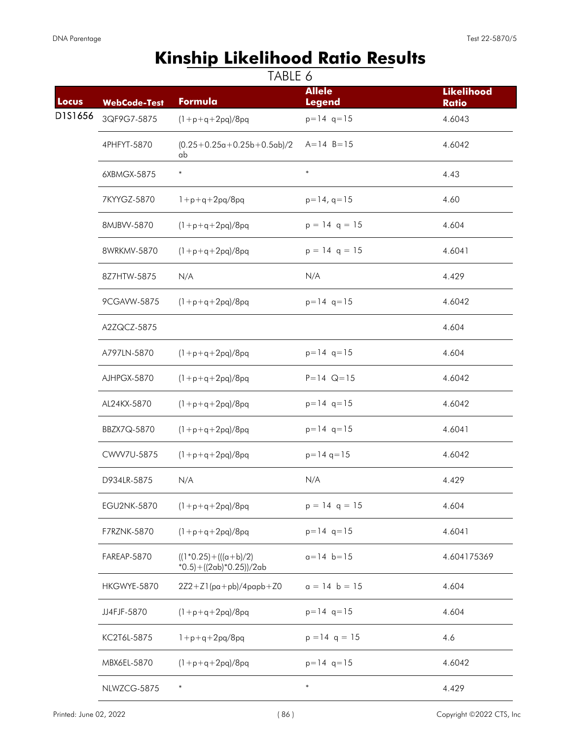# Kinship Likelihood Ratio Results

TABLE 6

| Locus | WebCode-Test | Formula | Allele Legend | Likelihood Ratio |
|---|---|---|---|---|
| D1S1656 | 3QF9G7-5875 | (1+p+q+2pq)/8pq | p=14 q=15 | 4.6043 |
| | 4PHFYT-5870 | (0.25+0.25a+0.25b+0.5ab)/2ab | A=14 B=15 | 4.6042 |
| | 6XBMGX-5875 | * | * | 4.43 |
| | 7KYYGZ-5870 | 1+p+q+2pq/8pq | p=14, q=15 | 4.60 |
| | 8MJBVV-5870 | (1+p+q+2pq)/8pq | p = 14 q = 15 | 4.604 |
| | 8WRKMV-5870 | (1+p+q+2pq)/8pq | p = 14 q = 15 | 4.6041 |
| | 8Z7HTW-5875 | N/A | N/A | 4.429 |
| | 9CGAVW-5875 | (1+p+q+2pq)/8pq | p=14 q=15 | 4.6042 |
| | A2ZQCZ-5875 | | | 4.604 |
| | A797LN-5870 | (1+p+q+2pq)/8pq | p=14 q=15 | 4.604 |
| | AJHPGX-5870 | (1+p+q+2pq)/8pq | P=14 Q=15 | 4.6042 |
| | AL24KX-5870 | (1+p+q+2pq)/8pq | p=14 q=15 | 4.6042 |
| | BBZX7Q-5870 | (1+p+q+2pq)/8pq | p=14 q=15 | 4.6041 |
| | CWVV7U-5875 | (1+p+q+2pq)/8pq | p=14 q=15 | 4.6042 |
| | D934LR-5875 | N/A | N/A | 4.429 |
| | EGU2NK-5870 | (1+p+q+2pq)/8pq | p = 14 q = 15 | 4.604 |
| | F7RZNK-5870 | (1+p+q+2pq)/8pq | p=14 q=15 | 4.6041 |
| | FAREAP-5870 | ((1*0.25)+(((a+b)/2)*0.5)+((2ab)*0.25))/2ab | a=14 b=15 | 4.604175369 |
| | HKGWYE-5870 | 2Z2+Z1(pa+pb)/4papb+Z0 | a = 14 b = 15 | 4.604 |
| | JJ4FJF-5870 | (1+p+q+2pq)/8pq | p=14 q=15 | 4.604 |
| | KC2T6L-5875 | 1+p+q+2pq/8pq | p =14 q = 15 | 4.6 |
| | MBX6EL-5870 | (1+p+q+2pq)/8pq | p=14 q=15 | 4.6042 |
| | NLWZCG-5875 | * | * | 4.429 |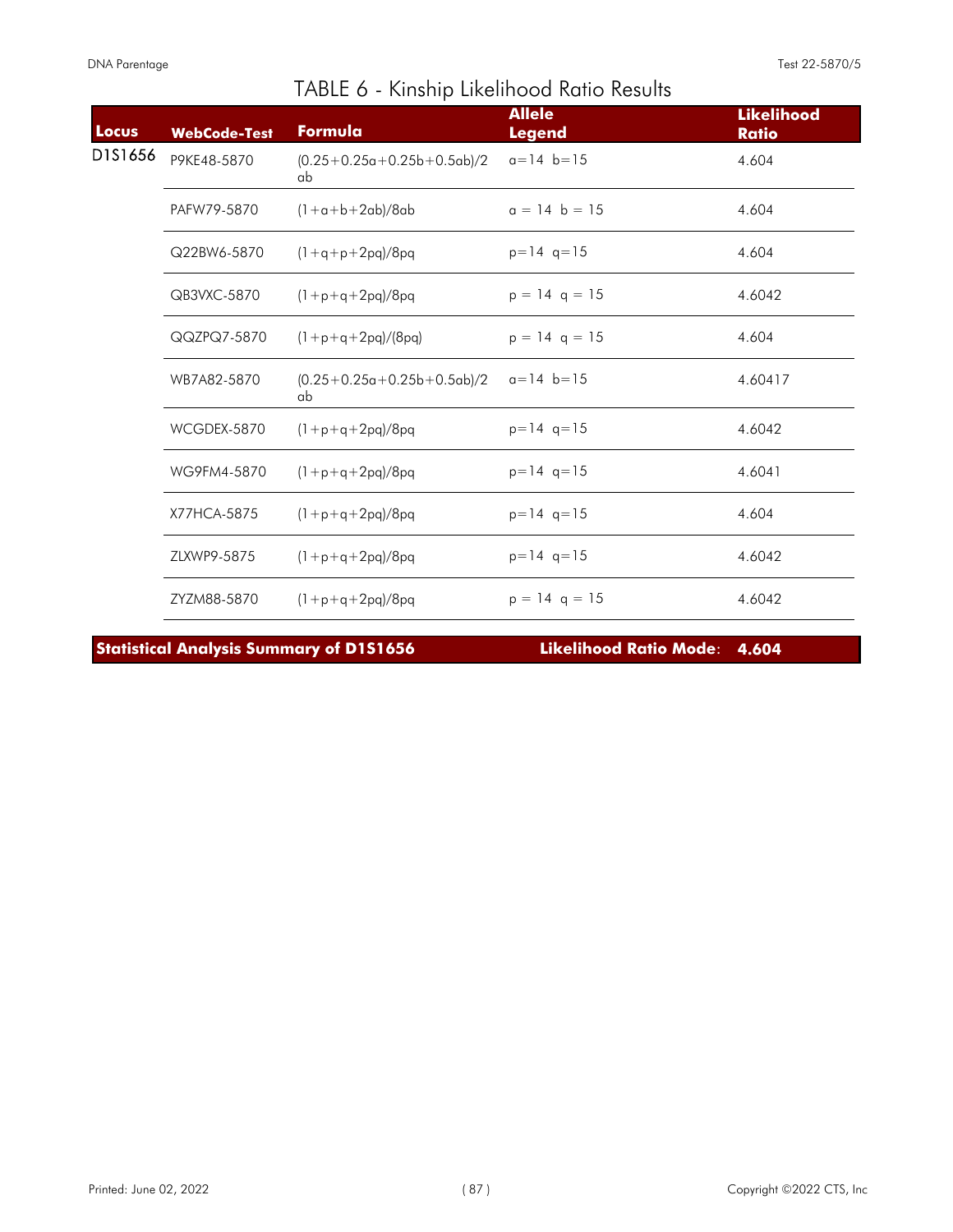# TABLE 6 - Kinship Likelihood Ratio Results

| Locus | WebCode-Test | Formula | Allele Legend | Likelihood Ratio |
|---|---|---|---|---|
| D1S1656 | P9KE48-5870 | $(0.25+0.25a+0.25b+0.5ab)/2ab$ | a=14 b=15 | 4.604 |
| | PAFW79-5870 | $(1+a+b+2ab)/8ab$ | a = 14 b = 15 | 4.604 |
| | Q22BW6-5870 | $(1+q+p+2pq)/8pq$ | p=14 q=15 | 4.604 |
| | QB3VXC-5870 | $(1+p+q+2pq)/8pq$ | p = 14 q = 15 | 4.6042 |
| | QQZPQ7-5870 | $(1+p+q+2pq)/(8pq)$ | p = 14 q = 15 | 4.604 |
| | WB7A82-5870 | $(0.25+0.25a+0.25b+0.5ab)/2ab$ | a=14 b=15 | 4.60417 |
| | WCGDEX-5870 | $(1+p+q+2pq)/8pq$ | p=14 q=15 | 4.6042 |
| | WG9FM4-5870 | $(1+p+q+2pq)/8pq$ | p=14 q=15 | 4.6041 |
| | X77HCA-5875 | $(1+p+q+2pq)/8pq$ | p=14 q=15 | 4.604 |
| | ZLXWP9-5875 | $(1+p+q+2pq)/8pq$ | p=14 q=15 | 4.6042 |
| | ZYZM88-5870 | $(1+p+q+2pq)/8pq$ | p = 14 q = 15 | 4.6042 |

**Statistical Analysis Summary of D1S1656** **Likelihood Ratio Mode: 4.604**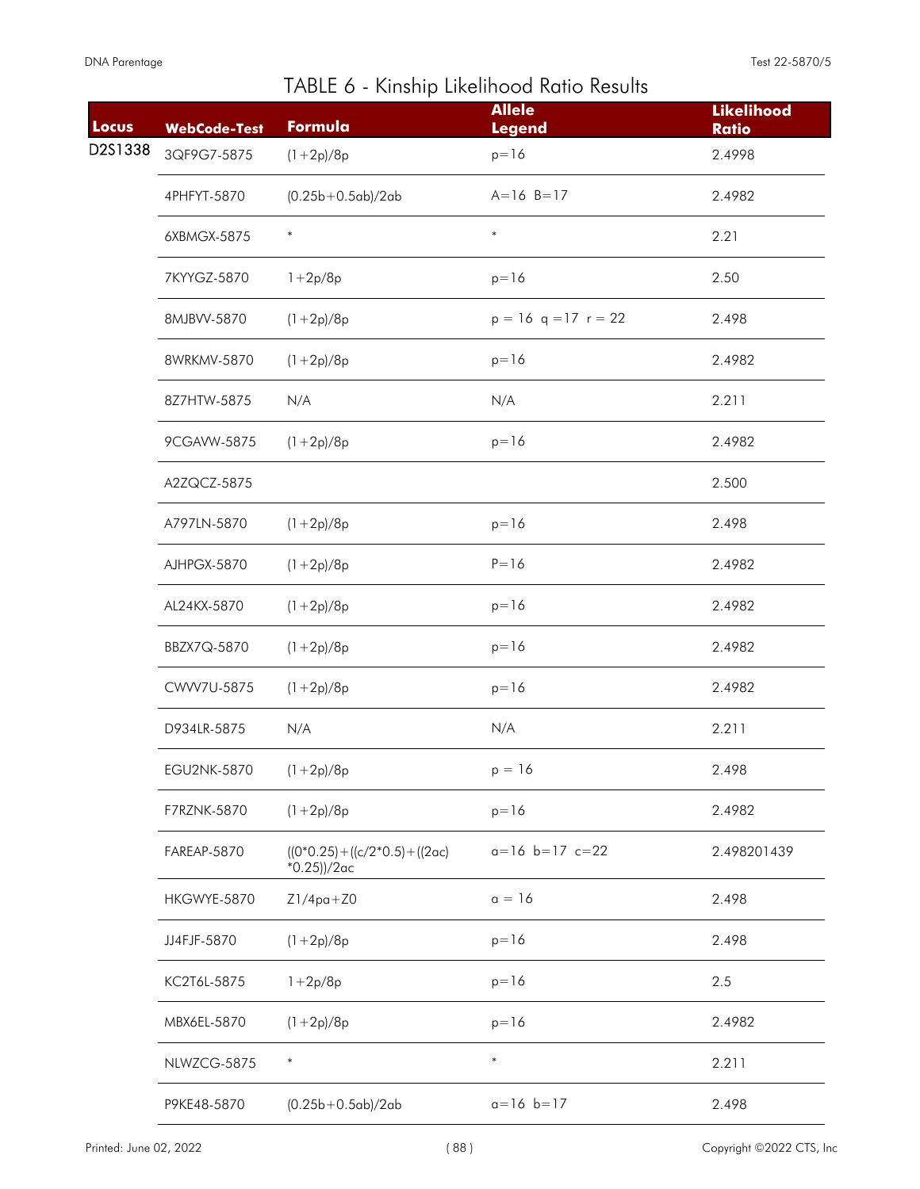## TABLE 6 - Kinship Likelihood Ratio Results

| Locus | WebCode-Test | Formula | Allele Legend | Likelihood Ratio |
|---|---|---|---|---|
| D2S1338 | 3QF9G7-5875 | (1+2p)/8p | p=16 | 2.4998 |
| | 4PHFYT-5870 | (0.25b+0.5ab)/2ab | A=16 B=17 | 2.4982 |
| | 6XBMGX-5875 | * | * | 2.21 |
| | 7KYYGZ-5870 | 1+2p/8p | p=16 | 2.50 |
| | 8MJBVV-5870 | (1+2p)/8p | p = 16 q =17 r = 22 | 2.498 |
| | 8WRKMV-5870 | (1+2p)/8p | p=16 | 2.4982 |
| | 8Z7HTW-5875 | N/A | N/A | 2.211 |
| | 9CGAVW-5875 | (1+2p)/8p | p=16 | 2.4982 |
| | A2ZQCZ-5875 | | | 2.500 |
| | A797LN-5870 | (1+2p)/8p | p=16 | 2.498 |
| | AJHPGX-5870 | (1+2p)/8p | P=16 | 2.4982 |
| | AL24KX-5870 | (1+2p)/8p | p=16 | 2.4982 |
| | BBZX7Q-5870 | (1+2p)/8p | p=16 | 2.4982 |
| | CWVV7U-5875 | (1+2p)/8p | p=16 | 2.4982 |
| | D934LR-5875 | N/A | N/A | 2.211 |
| | EGU2NK-5870 | (1+2p)/8p | p = 16 | 2.498 |
| | F7RZNK-5870 | (1+2p)/8p | p=16 | 2.4982 |
| | FAREAP-5870 | ((0*0.25)+((c/2*0.5)+((2ac)*0.25))/2ac | a=16 b=17 c=22 | 2.498201439 |
| | HKGWYE-5870 | Z1/4pa+Z0 | a = 16 | 2.498 |
| | JJ4FJF-5870 | (1+2p)/8p | p=16 | 2.498 |
| | KC2T6L-5875 | 1+2p/8p | p=16 | 2.5 |
| | MBX6EL-5870 | (1+2p)/8p | p=16 | 2.4982 |
| | NLWZCG-5875 | * | * | 2.211 |
| | P9KE48-5870 | (0.25b+0.5ab)/2ab | a=16 b=17 | 2.498 |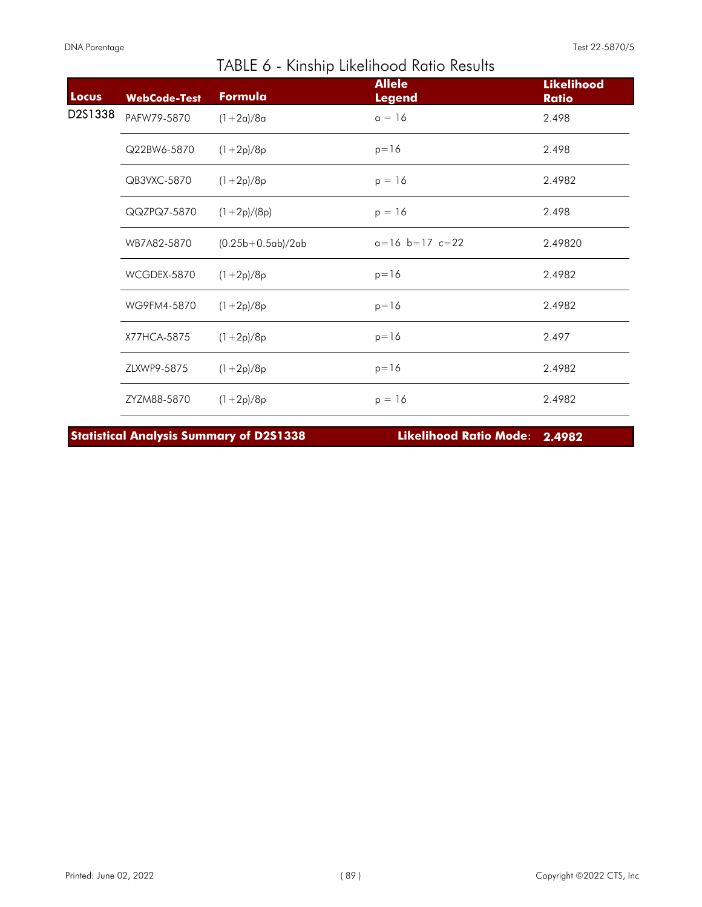# TABLE 6 - Kinship Likelihood Ratio Results

| Locus | WebCode-Test | Formula | Allele Legend | Likelihood Ratio |
|---|---|---|---|---|
| D2S1338 | PAFW79-5870 | (1+2a)/8a | a = 16 | 2.498 |
| | Q22BW6-5870 | (1+2p)/8p | p=16 | 2.498 |
| | QB3VXC-5870 | (1+2p)/8p | p = 16 | 2.4982 |
| | QQZPQ7-5870 | (1+2p)/(8p) | p = 16 | 2.498 |
| | WB7A82-5870 | (0.25b+0.5ab)/2ab | a=16 b=17 c=22 | 2.49820 |
| | WCGDEX-5870 | (1+2p)/8p | p=16 | 2.4982 |
| | WG9FM4-5870 | (1+2p)/8p | p=16 | 2.4982 |
| | X77HCA-5875 | (1+2p)/8p | p=16 | 2.497 |
| | ZLXWP9-5875 | (1+2p)/8p | p=16 | 2.4982 |
| | ZYZM88-5870 | (1+2p)/8p | p = 16 | 2.4982 |

**Statistical Analysis Summary of D2S1338** — **Likelihood Ratio Mode**: **2.4982**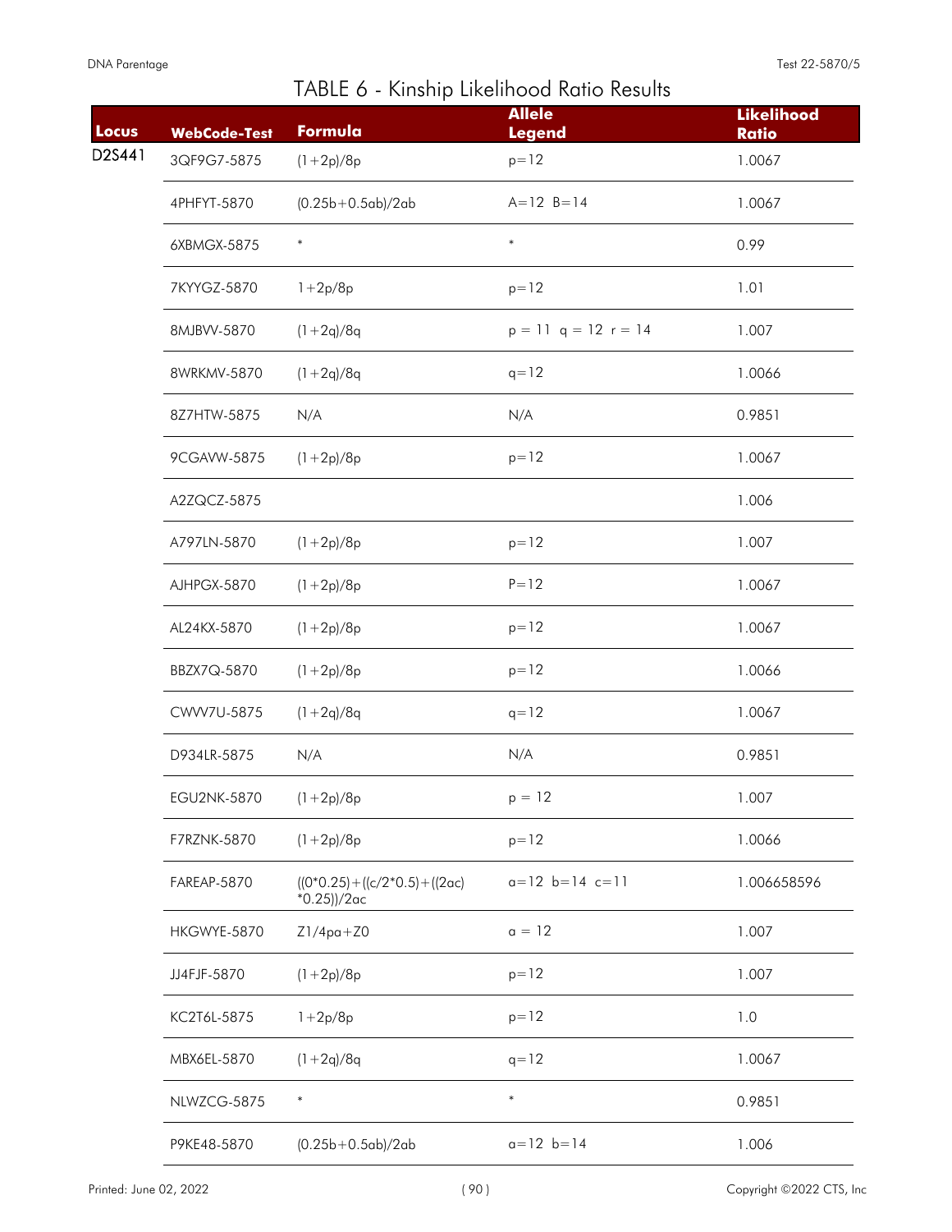# TABLE 6 - Kinship Likelihood Ratio Results

| Locus | WebCode-Test | Formula | Allele Legend | Likelihood Ratio |
|---|---|---|---|---|
| D2S441 | 3QF9G7-5875 | (1+2p)/8p | p=12 | 1.0067 |
| | 4PHFYT-5870 | (0.25b+0.5ab)/2ab | A=12 B=14 | 1.0067 |
| | 6XBMGX-5875 | * | * | 0.99 |
| | 7KYYGZ-5870 | 1+2p/8p | p=12 | 1.01 |
| | 8MJBVV-5870 | (1+2q)/8q | p = 11 q = 12 r = 14 | 1.007 |
| | 8WRKMV-5870 | (1+2q)/8q | q=12 | 1.0066 |
| | 8Z7HTW-5875 | N/A | N/A | 0.9851 |
| | 9CGAVW-5875 | (1+2p)/8p | p=12 | 1.0067 |
| | A2ZQCZ-5875 | | | 1.006 |
| | A797LN-5870 | (1+2p)/8p | p=12 | 1.007 |
| | AJHPGX-5870 | (1+2p)/8p | P=12 | 1.0067 |
| | AL24KX-5870 | (1+2p)/8p | p=12 | 1.0067 |
| | BBZX7Q-5870 | (1+2p)/8p | p=12 | 1.0066 |
| | CWVV7U-5875 | (1+2q)/8q | q=12 | 1.0067 |
| | D934LR-5875 | N/A | N/A | 0.9851 |
| | EGU2NK-5870 | (1+2p)/8p | p = 12 | 1.007 |
| | F7RZNK-5870 | (1+2p)/8p | p=12 | 1.0066 |
| | FAREAP-5870 | ((0*0.25)+((c/2*0.5)+((2ac) *0.25))/2ac | a=12 b=14 c=11 | 1.006658596 |
| | HKGWYE-5870 | Z1/4pa+Z0 | a = 12 | 1.007 |
| | JJ4FJF-5870 | (1+2p)/8p | p=12 | 1.007 |
| | KC2T6L-5875 | 1+2p/8p | p=12 | 1.0 |
| | MBX6EL-5870 | (1+2q)/8q | q=12 | 1.0067 |
| | NLWZCG-5875 | * | * | 0.9851 |
| | P9KE48-5870 | (0.25b+0.5ab)/2ab | a=12 b=14 | 1.006 |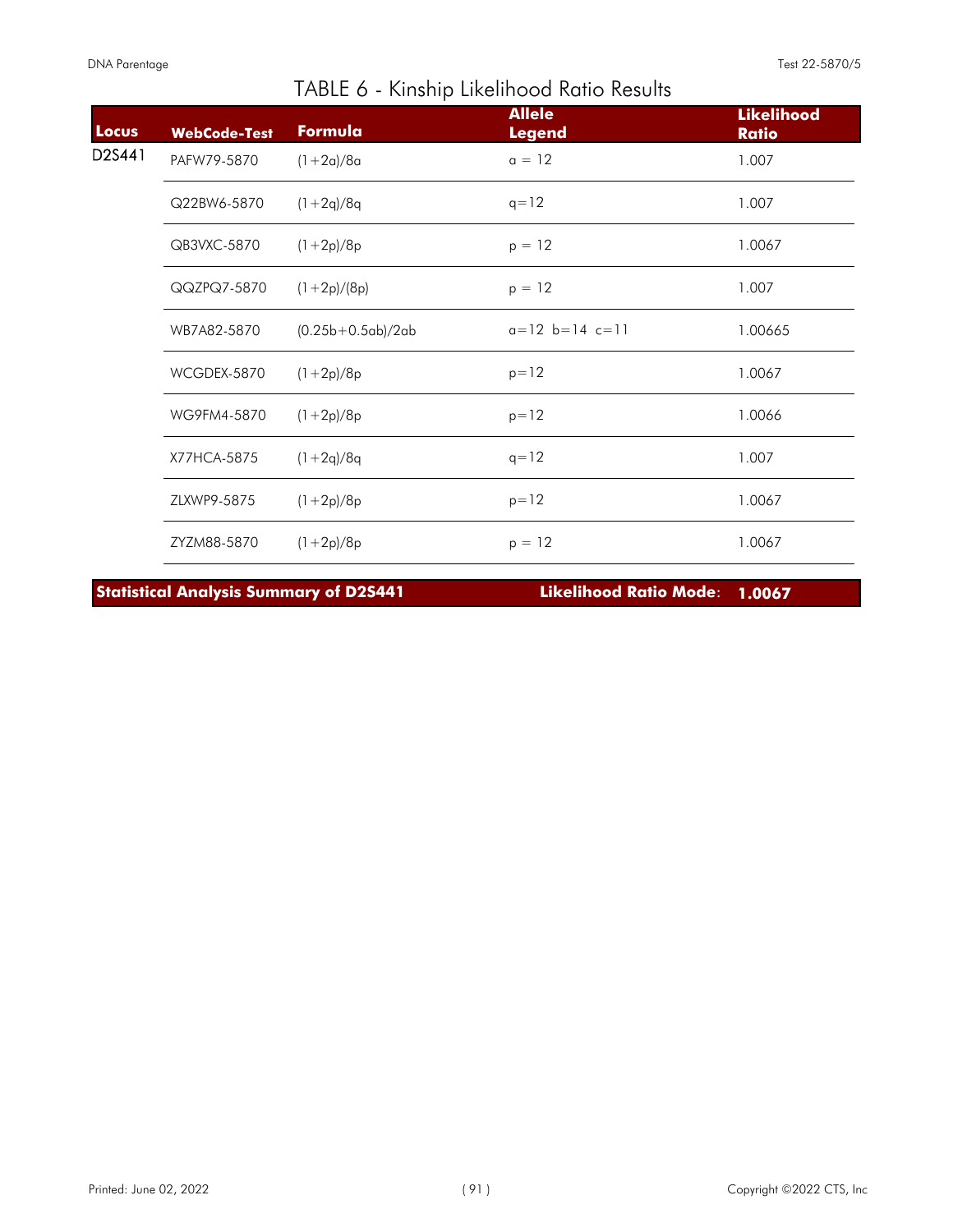# TABLE 6 - Kinship Likelihood Ratio Results

| Locus | WebCode-Test | Formula | Allele Legend | Likelihood Ratio |
|---|---|---|---|---|
| D2S441 | PAFW79-5870 | (1+2a)/8a | a = 12 | 1.007 |
| | Q22BW6-5870 | (1+2q)/8q | q=12 | 1.007 |
| | QB3VXC-5870 | (1+2p)/8p | p = 12 | 1.0067 |
| | QQZPQ7-5870 | (1+2p)/(8p) | p = 12 | 1.007 |
| | WB7A82-5870 | (0.25b+0.5ab)/2ab | a=12 b=14 c=11 | 1.00665 |
| | WCGDEX-5870 | (1+2p)/8p | p=12 | 1.0067 |
| | WG9FM4-5870 | (1+2p)/8p | p=12 | 1.0066 |
| | X77HCA-5875 | (1+2q)/8q | q=12 | 1.007 |
| | ZLXWP9-5875 | (1+2p)/8p | p=12 | 1.0067 |
| | ZYZM88-5870 | (1+2p)/8p | p = 12 | 1.0067 |

**Statistical Analysis Summary of D2S441** — **Likelihood Ratio Mode**: **1.0067**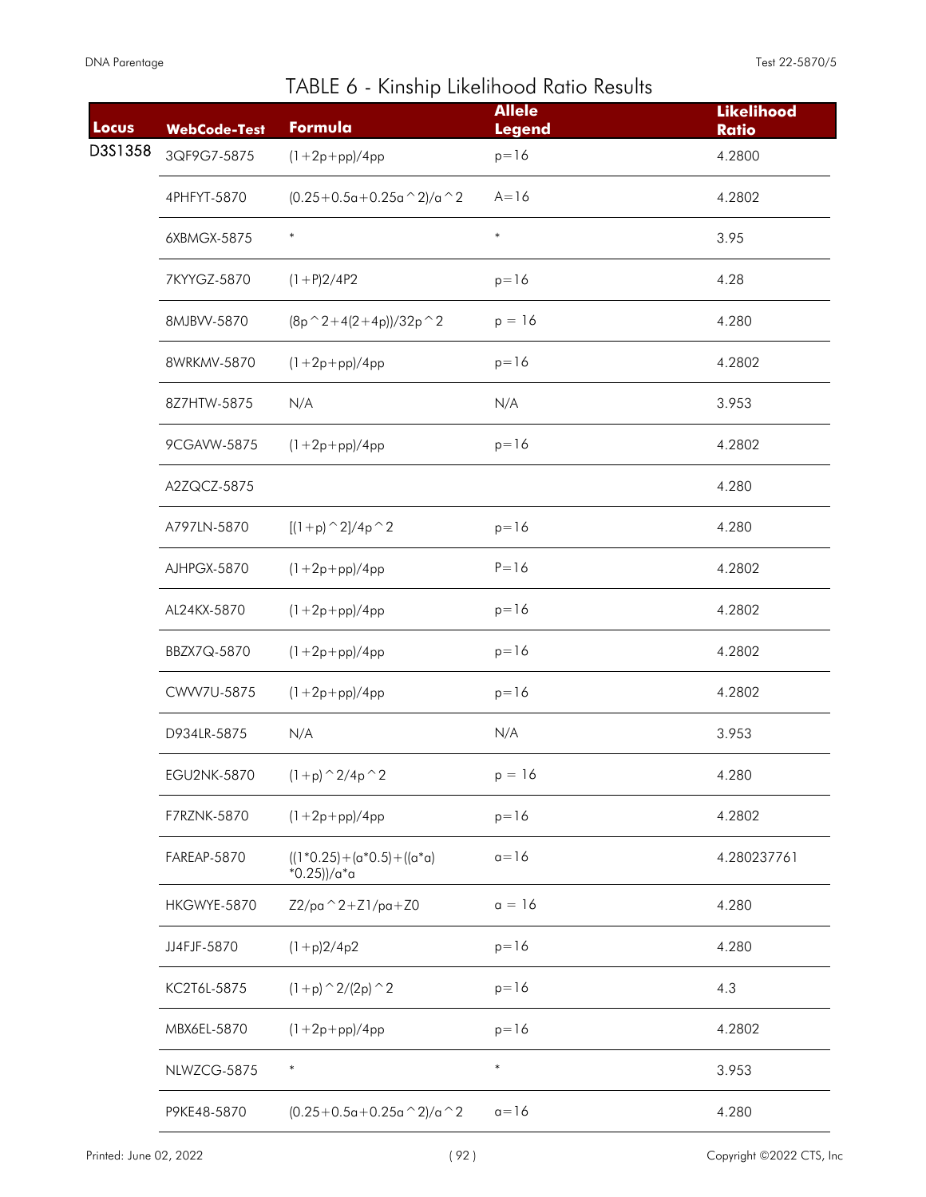# TABLE 6 - Kinship Likelihood Ratio Results

| Locus | WebCode-Test | Formula | Allele Legend | Likelihood Ratio |
|---|---|---|---|---|
| D3S1358 | 3QF9G7-5875 | (1+2p+pp)/4pp | p=16 | 4.2800 |
| | 4PHFYT-5870 | (0.25+0.5a+0.25a^2)/a^2 | A=16 | 4.2802 |
| | 6XBMGX-5875 | * | * | 3.95 |
| | 7KYYGZ-5870 | (1+P)2/4P2 | p=16 | 4.28 |
| | 8MJBVV-5870 | (8p^2+4(2+4p))/32p^2 | p = 16 | 4.280 |
| | 8WRKMV-5870 | (1+2p+pp)/4pp | p=16 | 4.2802 |
| | 8Z7HTW-5875 | N/A | N/A | 3.953 |
| | 9CGAVW-5875 | (1+2p+pp)/4pp | p=16 | 4.2802 |
| | A2ZQCZ-5875 | | | 4.280 |
| | A797LN-5870 | [(1+p)^2]/4p^2 | p=16 | 4.280 |
| | AJHPGX-5870 | (1+2p+pp)/4pp | P=16 | 4.2802 |
| | AL24KX-5870 | (1+2p+pp)/4pp | p=16 | 4.2802 |
| | BBZX7Q-5870 | (1+2p+pp)/4pp | p=16 | 4.2802 |
| | CWVV7U-5875 | (1+2p+pp)/4pp | p=16 | 4.2802 |
| | D934LR-5875 | N/A | N/A | 3.953 |
| | EGU2NK-5870 | (1+p)^2/4p^2 | p = 16 | 4.280 |
| | F7RZNK-5870 | (1+2p+pp)/4pp | p=16 | 4.2802 |
| | FAREAP-5870 | ((1*0.25)+(a*0.5)+((a*a)*0.25))/a*a | a=16 | 4.280237761 |
| | HKGWYE-5870 | Z2/pa^2+Z1/pa+Z0 | a = 16 | 4.280 |
| | JJ4FJF-5870 | (1+p)2/4p2 | p=16 | 4.280 |
| | KC2T6L-5875 | (1+p)^2/(2p)^2 | p=16 | 4.3 |
| | MBX6EL-5870 | (1+2p+pp)/4pp | p=16 | 4.2802 |
| | NLWZCG-5875 | * | * | 3.953 |
| | P9KE48-5870 | (0.25+0.5a+0.25a^2)/a^2 | a=16 | 4.280 |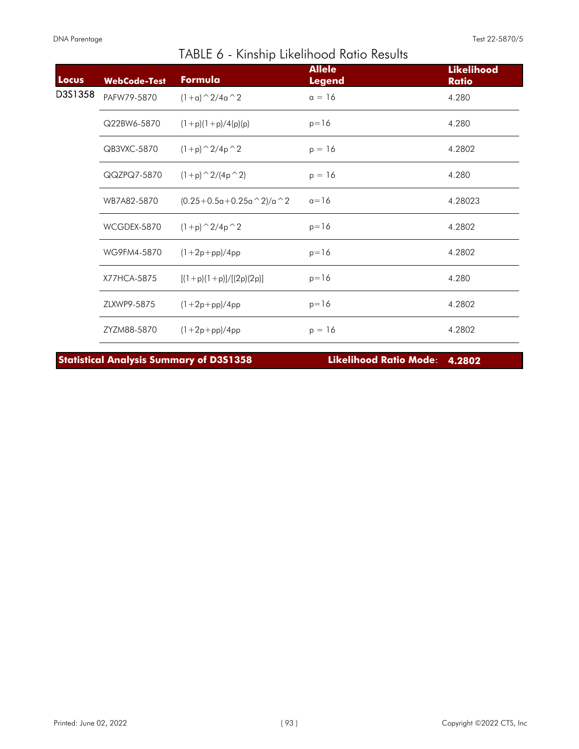# TABLE 6 - Kinship Likelihood Ratio Results

| Locus | WebCode-Test | Formula | Allele Legend | Likelihood Ratio |
|---|---|---|---|---|
| D3S1358 | PAFW79-5870 | (1+a)^2/4a^2 | a = 16 | 4.280 |
| | Q22BW6-5870 | (1+p)(1+p)/4(p)(p) | p=16 | 4.280 |
| | QB3VXC-5870 | (1+p)^2/4p^2 | p = 16 | 4.2802 |
| | QQZPQ7-5870 | (1+p)^2/(4p^2) | p = 16 | 4.280 |
| | WB7A82-5870 | (0.25+0.5a+0.25a^2)/a^2 | a=16 | 4.28023 |
| | WCGDEX-5870 | (1+p)^2/4p^2 | p=16 | 4.2802 |
| | WG9FM4-5870 | (1+2p+pp)/4pp | p=16 | 4.2802 |
| | X77HCA-5875 | [(1+p)(1+p)]/[(2p)(2p)] | p=16 | 4.280 |
| | ZLXWP9-5875 | (1+2p+pp)/4pp | p=16 | 4.2802 |
| | ZYZM88-5870 | (1+2p+pp)/4pp | p = 16 | 4.2802 |

**Statistical Analysis Summary of D3S1358** **Likelihood Ratio Mode**: **4.2802**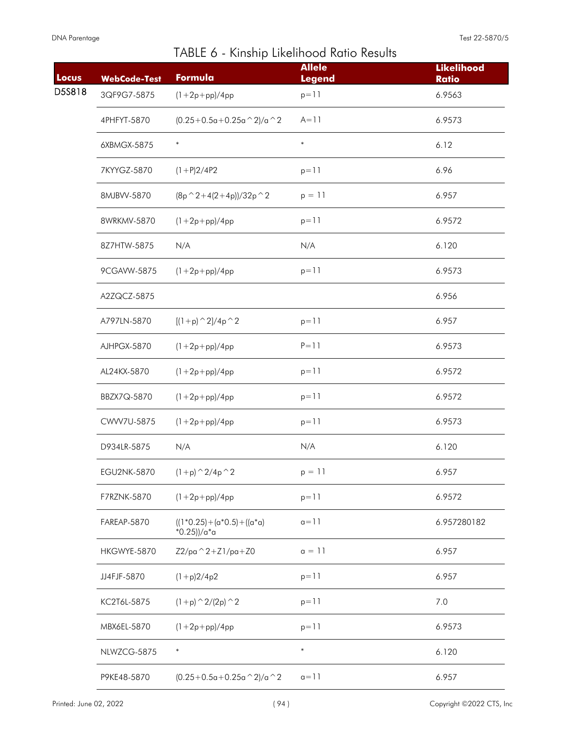# TABLE 6 - Kinship Likelihood Ratio Results

| Locus | WebCode-Test | Formula | Allele Legend | Likelihood Ratio |
|---|---|---|---|---|
| D5S818 | 3QF9G7-5875 | (1+2p+pp)/4pp | p=11 | 6.9563 |
| | 4PHFYT-5870 | (0.25+0.5a+0.25a^2)/a^2 | A=11 | 6.9573 |
| | 6XBMGX-5875 | * | * | 6.12 |
| | 7KYYGZ-5870 | (1+P)2/4P2 | p=11 | 6.96 |
| | 8MJBVV-5870 | (8p^2+4(2+4p))/32p^2 | p = 11 | 6.957 |
| | 8WRKMV-5870 | (1+2p+pp)/4pp | p=11 | 6.9572 |
| | 8Z7HTW-5875 | N/A | N/A | 6.120 |
| | 9CGAVW-5875 | (1+2p+pp)/4pp | p=11 | 6.9573 |
| | A2ZQCZ-5875 | | | 6.956 |
| | A797LN-5870 | [(1+p)^2]/4p^2 | p=11 | 6.957 |
| | AJHPGX-5870 | (1+2p+pp)/4pp | P=11 | 6.9573 |
| | AL24KX-5870 | (1+2p+pp)/4pp | p=11 | 6.9572 |
| | BBZX7Q-5870 | (1+2p+pp)/4pp | p=11 | 6.9572 |
| | CWVV7U-5875 | (1+2p+pp)/4pp | p=11 | 6.9573 |
| | D934LR-5875 | N/A | N/A | 6.120 |
| | EGU2NK-5870 | (1+p)^2/4p^2 | p = 11 | 6.957 |
| | F7RZNK-5870 | (1+2p+pp)/4pp | p=11 | 6.9572 |
| | FAREAP-5870 | ((1*0.25)+(a*0.5)+((a*a)*0.25))/a*a | a=11 | 6.957280182 |
| | HKGWYE-5870 | Z2/pa^2+Z1/pa+Z0 | a = 11 | 6.957 |
| | JJ4FJF-5870 | (1+p)2/4p2 | p=11 | 6.957 |
| | KC2T6L-5875 | (1+p)^2/(2p)^2 | p=11 | 7.0 |
| | MBX6EL-5870 | (1+2p+pp)/4pp | p=11 | 6.9573 |
| | NLWZCG-5875 | * | * | 6.120 |
| | P9KE48-5870 | (0.25+0.5a+0.25a^2)/a^2 | a=11 | 6.957 |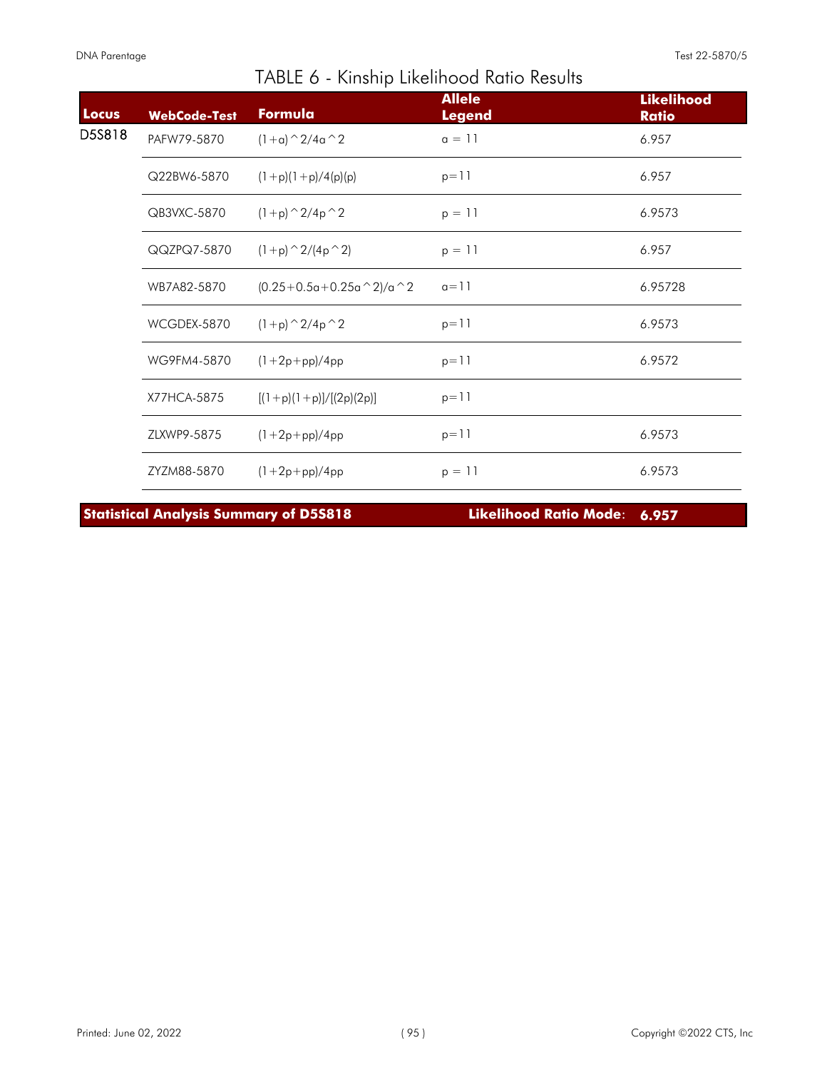## TABLE 6 - Kinship Likelihood Ratio Results

| Locus | WebCode-Test | Formula | Allele Legend | Likelihood Ratio |
|---|---|---|---|---|
| D5S818 | PAFW79-5870 | (1+a)^2/4a^2 | a = 11 | 6.957 |
| | Q22BW6-5870 | (1+p)(1+p)/4(p)(p) | p=11 | 6.957 |
| | QB3VXC-5870 | (1+p)^2/4p^2 | p = 11 | 6.9573 |
| | QQZPQ7-5870 | (1+p)^2/(4p^2) | p = 11 | 6.957 |
| | WB7A82-5870 | (0.25+0.5a+0.25a^2)/a^2 | a=11 | 6.95728 |
| | WCGDEX-5870 | (1+p)^2/4p^2 | p=11 | 6.9573 |
| | WG9FM4-5870 | (1+2p+pp)/4pp | p=11 | 6.9572 |
| | X77HCA-5875 | [(1+p)(1+p)]/[(2p)(2p)] | p=11 | |
| | ZLXWP9-5875 | (1+2p+pp)/4pp | p=11 | 6.9573 |
| | ZYZM88-5870 | (1+2p+pp)/4pp | p = 11 | 6.9573 |

**Statistical Analysis Summary of D5S818** **Likelihood Ratio Mode: 6.957**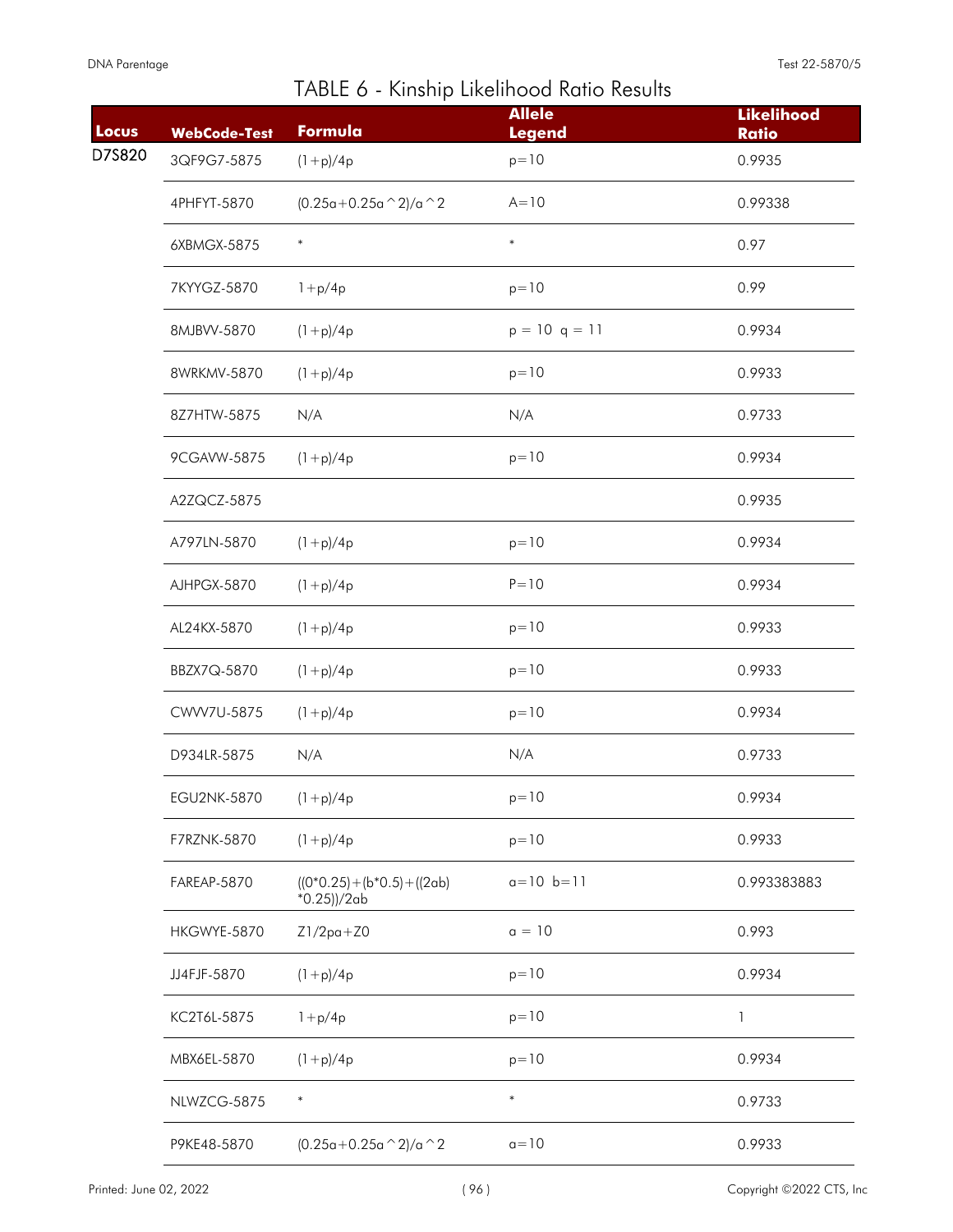# TABLE 6 - Kinship Likelihood Ratio Results

| Locus | WebCode-Test | Formula | Allele Legend | Likelihood Ratio |
|---|---|---|---|---|
| D7S820 | 3QF9G7-5875 | (1+p)/4p | p=10 | 0.9935 |
| | 4PHFYT-5870 | (0.25a+0.25a^2)/a^2 | A=10 | 0.99338 |
| | 6XBMGX-5875 | * | * | 0.97 |
| | 7KYYGZ-5870 | 1+p/4p | p=10 | 0.99 |
| | 8MJBVV-5870 | (1+p)/4p | p = 10 q = 11 | 0.9934 |
| | 8WRKMV-5870 | (1+p)/4p | p=10 | 0.9933 |
| | 8Z7HTW-5875 | N/A | N/A | 0.9733 |
| | 9CGAVW-5875 | (1+p)/4p | p=10 | 0.9934 |
| | A2ZQCZ-5875 | | | 0.9935 |
| | A797LN-5870 | (1+p)/4p | p=10 | 0.9934 |
| | AJHPGX-5870 | (1+p)/4p | P=10 | 0.9934 |
| | AL24KX-5870 | (1+p)/4p | p=10 | 0.9933 |
| | BBZX7Q-5870 | (1+p)/4p | p=10 | 0.9933 |
| | CWVV7U-5875 | (1+p)/4p | p=10 | 0.9934 |
| | D934LR-5875 | N/A | N/A | 0.9733 |
| | EGU2NK-5870 | (1+p)/4p | p=10 | 0.9934 |
| | F7RZNK-5870 | (1+p)/4p | p=10 | 0.9933 |
| | FAREAP-5870 | ((0*0.25)+(b*0.5)+((2ab)*0.25))/2ab | a=10 b=11 | 0.993383883 |
| | HKGWYE-5870 | Z1/2pa+Z0 | a = 10 | 0.993 |
| | JJ4FJF-5870 | (1+p)/4p | p=10 | 0.9934 |
| | KC2T6L-5875 | 1+p/4p | p=10 | 1 |
| | MBX6EL-5870 | (1+p)/4p | p=10 | 0.9934 |
| | NLWZCG-5875 | * | * | 0.9733 |
| | P9KE48-5870 | (0.25a+0.25a^2)/a^2 | a=10 | 0.9933 |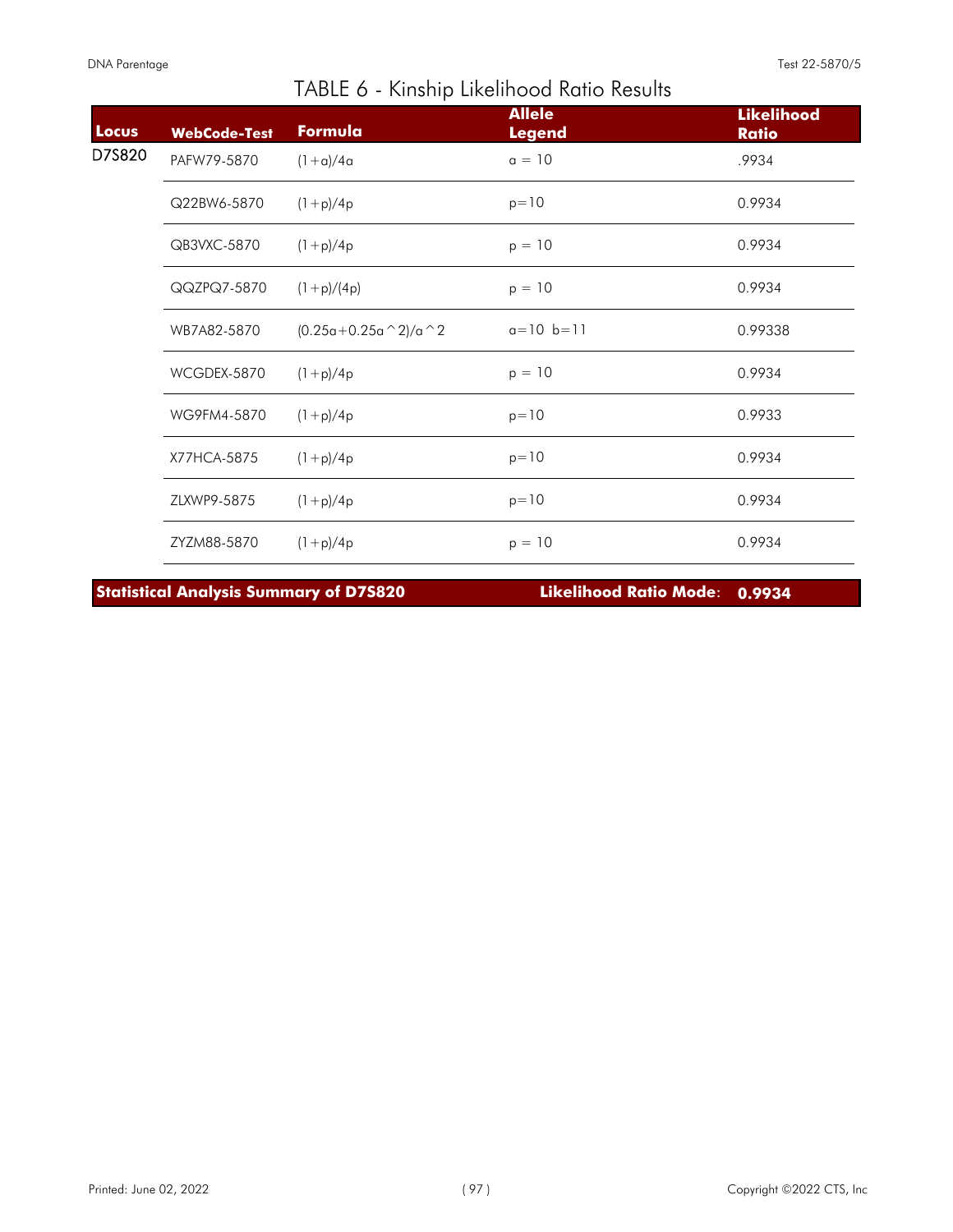# TABLE 6 - Kinship Likelihood Ratio Results

| Locus | WebCode-Test | Formula | Allele Legend | Likelihood Ratio |
|---|---|---|---|---|
| D7S820 | PAFW79-5870 | (1+a)/4a | a = 10 | .9934 |
| | Q22BW6-5870 | (1+p)/4p | p=10 | 0.9934 |
| | QB3VXC-5870 | (1+p)/4p | p = 10 | 0.9934 |
| | QQZPQ7-5870 | (1+p)/(4p) | p = 10 | 0.9934 |
| | WB7A82-5870 | (0.25a+0.25a^2)/a^2 | a=10 b=11 | 0.99338 |
| | WCGDEX-5870 | (1+p)/4p | p = 10 | 0.9934 |
| | WG9FM4-5870 | (1+p)/4p | p=10 | 0.9933 |
| | X77HCA-5875 | (1+p)/4p | p=10 | 0.9934 |
| | ZLXWP9-5875 | (1+p)/4p | p=10 | 0.9934 |
| | ZYZM88-5870 | (1+p)/4p | p = 10 | 0.9934 |

**Statistical Analysis Summary of D7S820** **Likelihood Ratio Mode**: **0.9934**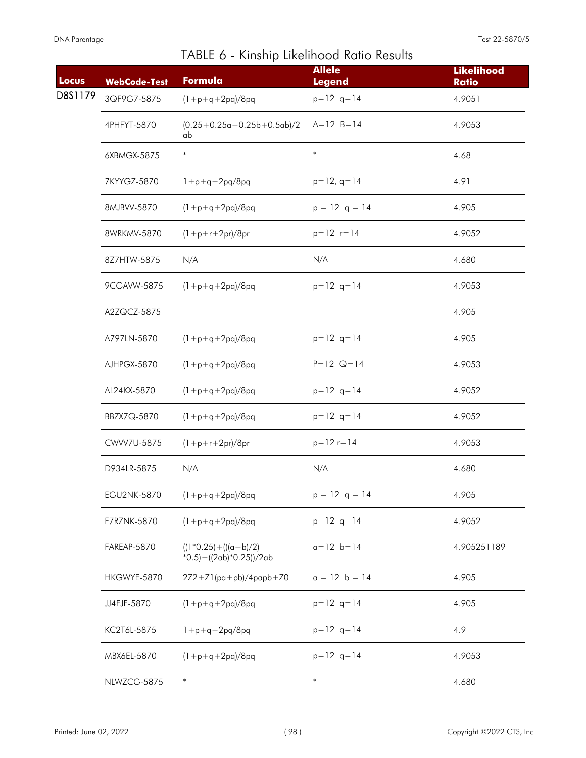# TABLE 6 - Kinship Likelihood Ratio Results

| Locus | WebCode-Test | Formula | Allele Legend | Likelihood Ratio |
|---|---|---|---|---|
| D8S1179 | 3QF9G7-5875 | (1+p+q+2pq)/8pq | p=12 q=14 | 4.9051 |
| | 4PHFYT-5870 | (0.25+0.25a+0.25b+0.5ab)/2ab | A=12 B=14 | 4.9053 |
| | 6XBMGX-5875 | * | * | 4.68 |
| | 7KYYGZ-5870 | 1+p+q+2pq/8pq | p=12, q=14 | 4.91 |
| | 8MJBVV-5870 | (1+p+q+2pq)/8pq | p = 12 q = 14 | 4.905 |
| | 8WRKMV-5870 | (1+p+r+2pr)/8pr | p=12 r=14 | 4.9052 |
| | 8Z7HTW-5875 | N/A | N/A | 4.680 |
| | 9CGAVW-5875 | (1+p+q+2pq)/8pq | p=12 q=14 | 4.9053 |
| | A2ZQCZ-5875 | | | 4.905 |
| | A797LN-5870 | (1+p+q+2pq)/8pq | p=12 q=14 | 4.905 |
| | AJHPGX-5870 | (1+p+q+2pq)/8pq | P=12 Q=14 | 4.9053 |
| | AL24KX-5870 | (1+p+q+2pq)/8pq | p=12 q=14 | 4.9052 |
| | BBZX7Q-5870 | (1+p+q+2pq)/8pq | p=12 q=14 | 4.9052 |
| | CWVV7U-5875 | (1+p+r+2pr)/8pr | p=12 r=14 | 4.9053 |
| | D934LR-5875 | N/A | N/A | 4.680 |
| | EGU2NK-5870 | (1+p+q+2pq)/8pq | p = 12 q = 14 | 4.905 |
| | F7RZNK-5870 | (1+p+q+2pq)/8pq | p=12 q=14 | 4.9052 |
| | FAREAP-5870 | ((1*0.25)+(((a+b)/2)*0.5)+((2ab)*0.25))/2ab | a=12 b=14 | 4.905251189 |
| | HKGWYE-5870 | 2Z2+Z1(pa+pb)/4papb+Z0 | a = 12 b = 14 | 4.905 |
| | JJ4FJF-5870 | (1+p+q+2pq)/8pq | p=12 q=14 | 4.905 |
| | KC2T6L-5875 | 1+p+q+2pq/8pq | p=12 q=14 | 4.9 |
| | MBX6EL-5870 | (1+p+q+2pq)/8pq | p=12 q=14 | 4.9053 |
| | NLWZCG-5875 | * | * | 4.680 |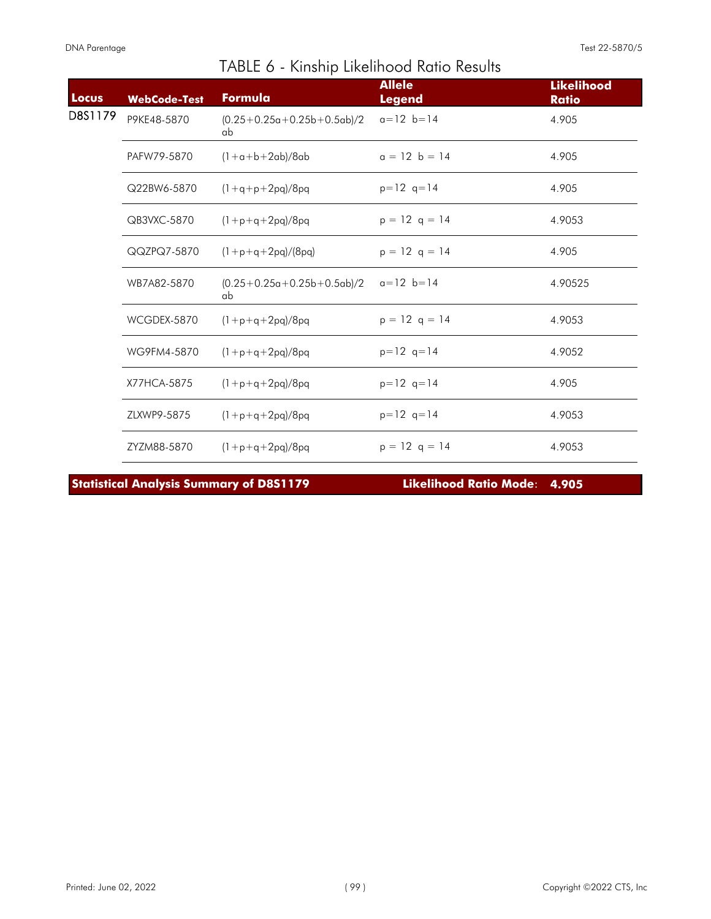# TABLE 6 - Kinship Likelihood Ratio Results

| Locus | WebCode-Test | Formula | Allele Legend | Likelihood Ratio |
|---|---|---|---|---|
| D8S1179 | P9KE48-5870 | (0.25+0.25a+0.25b+0.5ab)/2ab | a=12 b=14 | 4.905 |
| | PAFW79-5870 | (1+a+b+2ab)/8ab | a = 12 b = 14 | 4.905 |
| | Q22BW6-5870 | (1+q+p+2pq)/8pq | p=12 q=14 | 4.905 |
| | QB3VXC-5870 | (1+p+q+2pq)/8pq | p = 12 q = 14 | 4.9053 |
| | QQZPQ7-5870 | (1+p+q+2pq)/(8pq) | p = 12 q = 14 | 4.905 |
| | WB7A82-5870 | (0.25+0.25a+0.25b+0.5ab)/2ab | a=12 b=14 | 4.90525 |
| | WCGDEX-5870 | (1+p+q+2pq)/8pq | p = 12 q = 14 | 4.9053 |
| | WG9FM4-5870 | (1+p+q+2pq)/8pq | p=12 q=14 | 4.9052 |
| | X77HCA-5875 | (1+p+q+2pq)/8pq | p=12 q=14 | 4.905 |
| | ZLXWP9-5875 | (1+p+q+2pq)/8pq | p=12 q=14 | 4.9053 |
| | ZYZM88-5870 | (1+p+q+2pq)/8pq | p = 12 q = 14 | 4.9053 |

**Statistical Analysis Summary of D8S1179** **Likelihood Ratio Mode**: **4.905**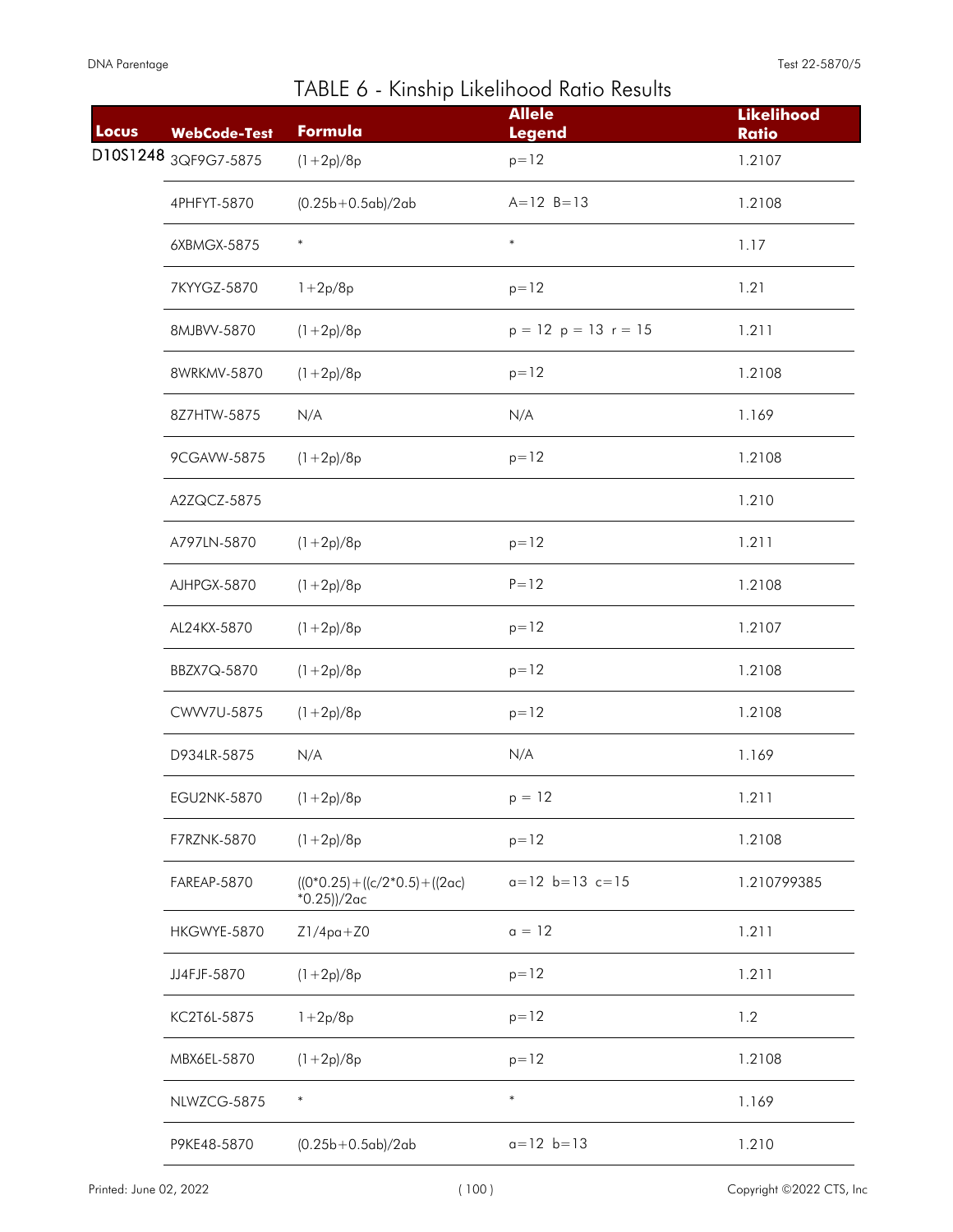# TABLE 6 - Kinship Likelihood Ratio Results

| Locus | WebCode-Test | Formula | Allele Legend | Likelihood Ratio |
|---|---|---|---|---|
| D10S1248 | 3QF9G7-5875 | (1+2p)/8p | p=12 | 1.2107 |
| | 4PHFYT-5870 | (0.25b+0.5ab)/2ab | A=12 B=13 | 1.2108 |
| | 6XBMGX-5875 | * | * | 1.17 |
| | 7KYYGZ-5870 | 1+2p/8p | p=12 | 1.21 |
| | 8MJBVV-5870 | (1+2p)/8p | p = 12 p = 13 r = 15 | 1.211 |
| | 8WRKMV-5870 | (1+2p)/8p | p=12 | 1.2108 |
| | 8Z7HTW-5875 | N/A | N/A | 1.169 |
| | 9CGAVW-5875 | (1+2p)/8p | p=12 | 1.2108 |
| | A2ZQCZ-5875 | | | 1.210 |
| | A797LN-5870 | (1+2p)/8p | p=12 | 1.211 |
| | AJHPGX-5870 | (1+2p)/8p | P=12 | 1.2108 |
| | AL24KX-5870 | (1+2p)/8p | p=12 | 1.2107 |
| | BBZX7Q-5870 | (1+2p)/8p | p=12 | 1.2108 |
| | CWVV7U-5875 | (1+2p)/8p | p=12 | 1.2108 |
| | D934LR-5875 | N/A | N/A | 1.169 |
| | EGU2NK-5870 | (1+2p)/8p | p = 12 | 1.211 |
| | F7RZNK-5870 | (1+2p)/8p | p=12 | 1.2108 |
| | FAREAP-5870 | ((0*0.25)+((c/2*0.5)+((2ac)*0.25))/2ac | a=12 b=13 c=15 | 1.210799385 |
| | HKGWYE-5870 | Z1/4pa+Z0 | a = 12 | 1.211 |
| | JJ4FJF-5870 | (1+2p)/8p | p=12 | 1.211 |
| | KC2T6L-5875 | 1+2p/8p | p=12 | 1.2 |
| | MBX6EL-5870 | (1+2p)/8p | p=12 | 1.2108 |
| | NLWZCG-5875 | * | * | 1.169 |
| | P9KE48-5870 | (0.25b+0.5ab)/2ab | a=12 b=13 | 1.210 |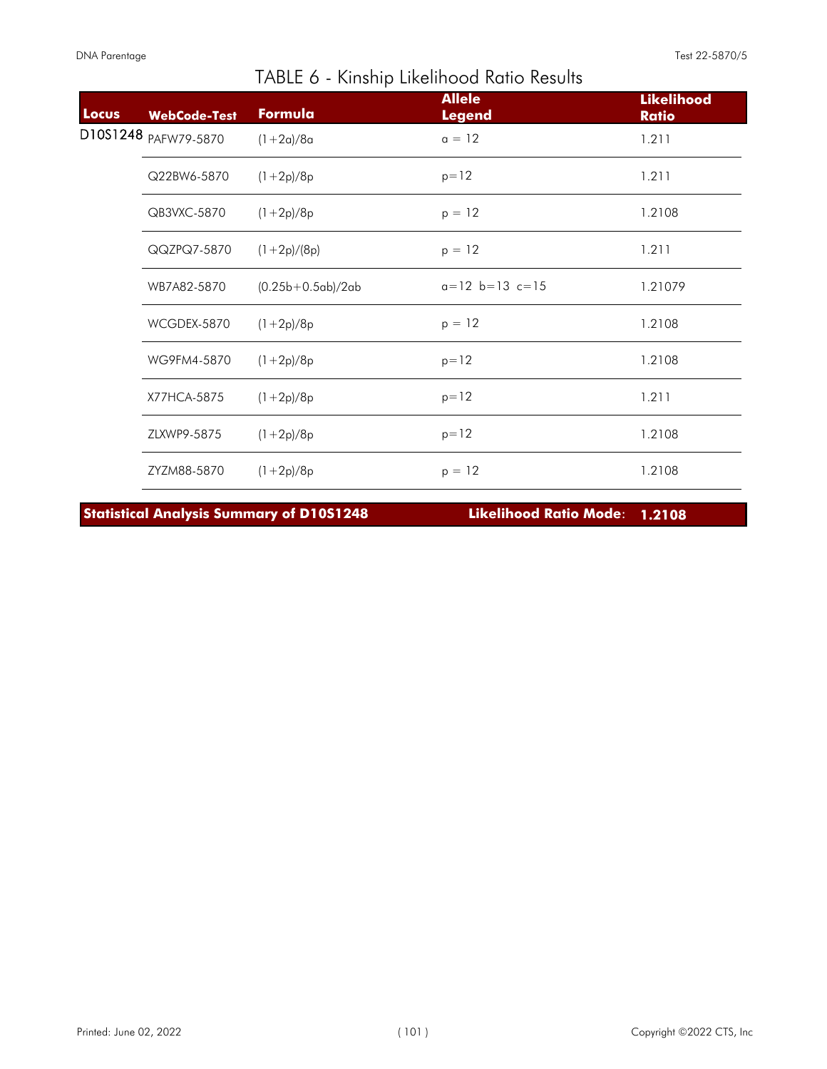# TABLE 6 - Kinship Likelihood Ratio Results

| Locus | WebCode-Test | Formula | Allele Legend | Likelihood Ratio |
|---|---|---|---|---|
| D10S1248 | PAFW79-5870 | $(1+2a)/8a$ | a = 12 | 1.211 |
| | Q22BW6-5870 | $(1+2p)/8p$ | p=12 | 1.211 |
| | QB3VXC-5870 | $(1+2p)/8p$ | p = 12 | 1.2108 |
| | QQZPQ7-5870 | $(1+2p)/(8p)$ | p = 12 | 1.211 |
| | WB7A82-5870 | $(0.25b+0.5ab)/2ab$ | a=12 b=13 c=15 | 1.21079 |
| | WCGDEX-5870 | $(1+2p)/8p$ | p = 12 | 1.2108 |
| | WG9FM4-5870 | $(1+2p)/8p$ | p=12 | 1.2108 |
| | X77HCA-5875 | $(1+2p)/8p$ | p=12 | 1.211 |
| | ZLXWP9-5875 | $(1+2p)/8p$ | p=12 | 1.2108 |
| | ZYZM88-5870 | $(1+2p)/8p$ | p = 12 | 1.2108 |

**Statistical Analysis Summary of D10S1248** **Likelihood Ratio Mode**: **1.2108**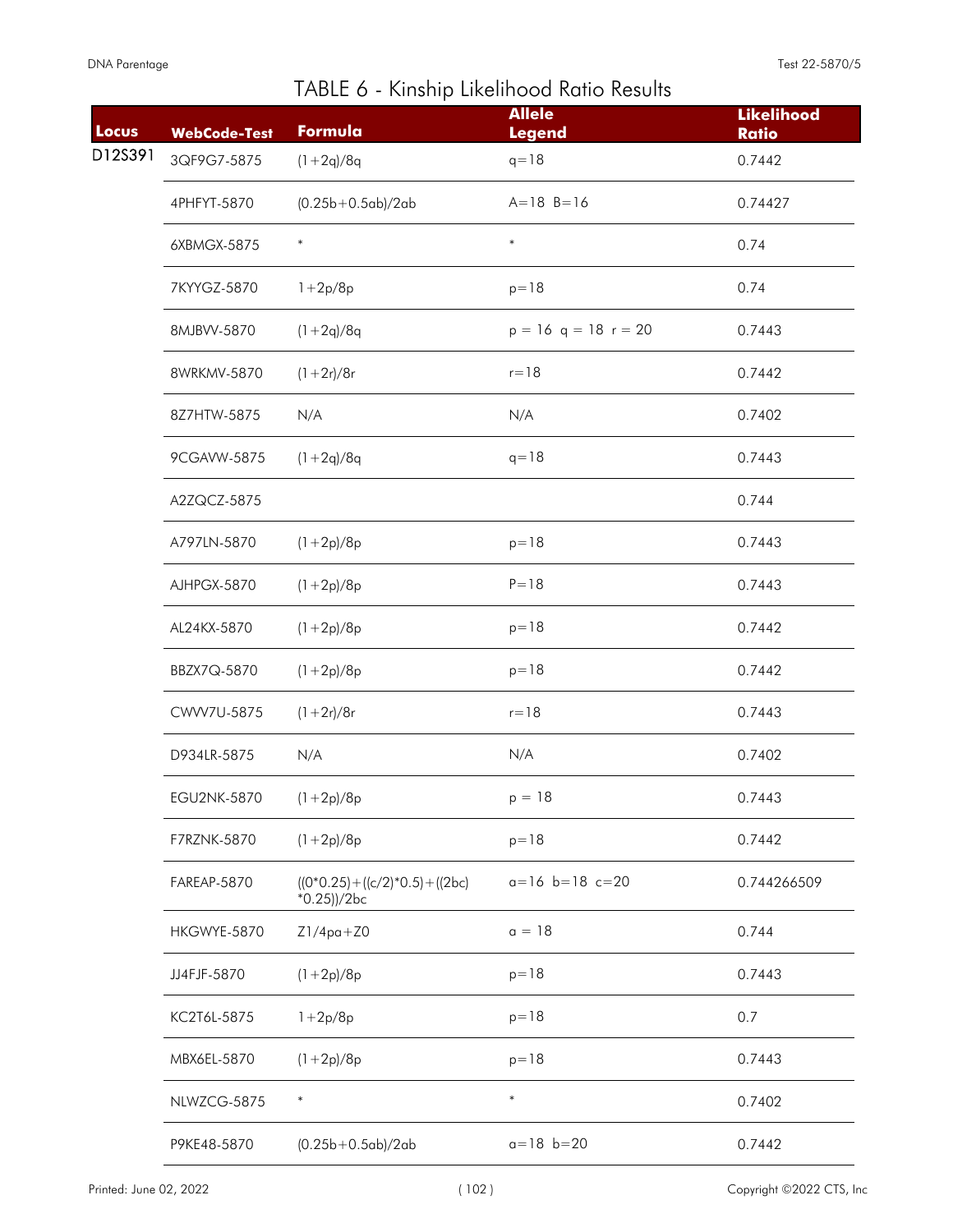# TABLE 6 - Kinship Likelihood Ratio Results

| Locus | WebCode-Test | Formula | Allele Legend | Likelihood Ratio |
|---|---|---|---|---|
| D12S391 | 3QF9G7-5875 | (1+2q)/8q | q=18 | 0.7442 |
| | 4PHFYT-5870 | (0.25b+0.5ab)/2ab | A=18 B=16 | 0.74427 |
| | 6XBMGX-5875 | * | * | 0.74 |
| | 7KYYGZ-5870 | 1+2p/8p | p=18 | 0.74 |
| | 8MJBVV-5870 | (1+2q)/8q | p = 16 q = 18 r = 20 | 0.7443 |
| | 8WRKMV-5870 | (1+2r)/8r | r=18 | 0.7442 |
| | 8Z7HTW-5875 | N/A | N/A | 0.7402 |
| | 9CGAVW-5875 | (1+2q)/8q | q=18 | 0.7443 |
| | A2ZQCZ-5875 | | | 0.744 |
| | A797LN-5870 | (1+2p)/8p | p=18 | 0.7443 |
| | AJHPGX-5870 | (1+2p)/8p | P=18 | 0.7443 |
| | AL24KX-5870 | (1+2p)/8p | p=18 | 0.7442 |
| | BBZX7Q-5870 | (1+2p)/8p | p=18 | 0.7442 |
| | CWVV7U-5875 | (1+2r)/8r | r=18 | 0.7443 |
| | D934LR-5875 | N/A | N/A | 0.7402 |
| | EGU2NK-5870 | (1+2p)/8p | p = 18 | 0.7443 |
| | F7RZNK-5870 | (1+2p)/8p | p=18 | 0.7442 |
| | FAREAP-5870 | ((0*0.25)+((c/2)*0.5)+((2bc)*0.25))/2bc | a=16 b=18 c=20 | 0.744266509 |
| | HKGWYE-5870 | Z1/4pa+Z0 | a = 18 | 0.744 |
| | JJ4FJF-5870 | (1+2p)/8p | p=18 | 0.7443 |
| | KC2T6L-5875 | 1+2p/8p | p=18 | 0.7 |
| | MBX6EL-5870 | (1+2p)/8p | p=18 | 0.7443 |
| | NLWZCG-5875 | * | * | 0.7402 |
| | P9KE48-5870 | (0.25b+0.5ab)/2ab | a=18 b=20 | 0.7442 |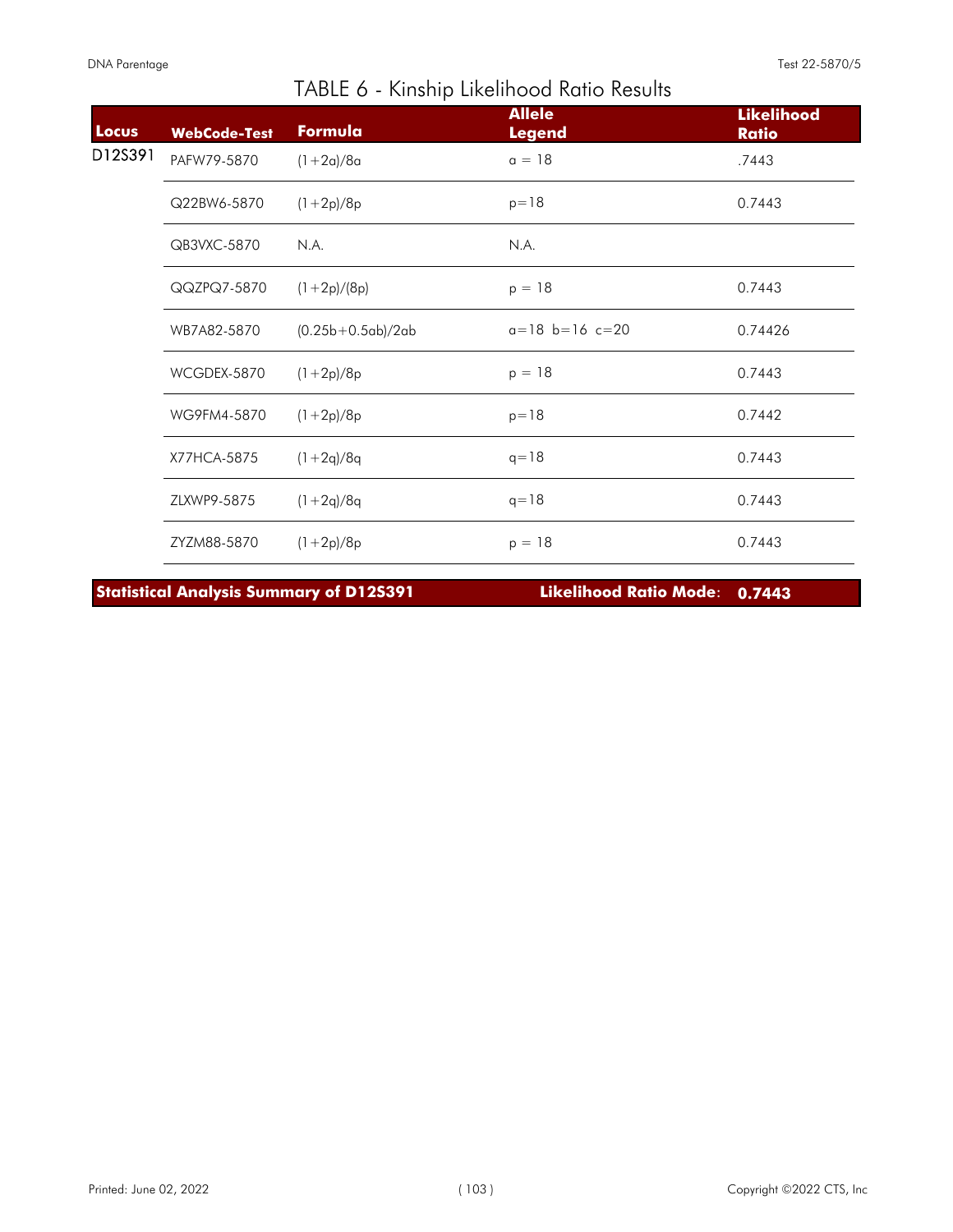# TABLE 6 - Kinship Likelihood Ratio Results

| Locus | WebCode-Test | Formula | Allele Legend | Likelihood Ratio |
|---|---|---|---|---|
| D12S391 | PAFW79-5870 | $(1+2a)/8a$ | a = 18 | .7443 |
| | Q22BW6-5870 | $(1+2p)/8p$ | p=18 | 0.7443 |
| | QB3VXC-5870 | N.A. | N.A. | |
| | QQZPQ7-5870 | $(1+2p)/(8p)$ | p = 18 | 0.7443 |
| | WB7A82-5870 | $(0.25b+0.5ab)/2ab$ | a=18 b=16 c=20 | 0.74426 |
| | WCGDEX-5870 | $(1+2p)/8p$ | p = 18 | 0.7443 |
| | WG9FM4-5870 | $(1+2p)/8p$ | p=18 | 0.7442 |
| | X77HCA-5875 | $(1+2q)/8q$ | q=18 | 0.7443 |
| | ZLXWP9-5875 | $(1+2q)/8q$ | q=18 | 0.7443 |
| | ZYZM88-5870 | $(1+2p)/8p$ | p = 18 | 0.7443 |

**Statistical Analysis Summary of D12S391** **Likelihood Ratio Mode: 0.7443**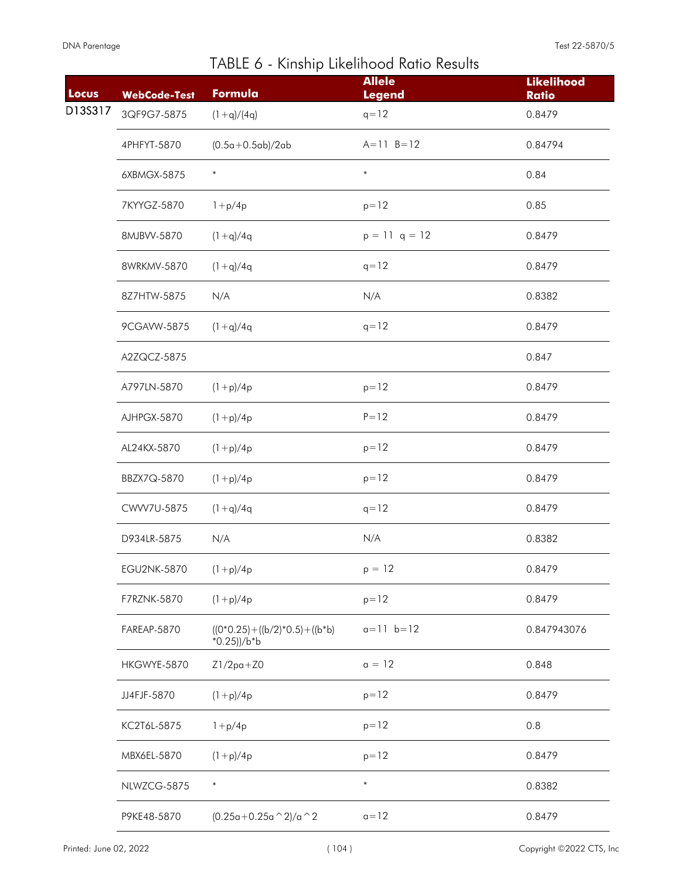# TABLE 6 - Kinship Likelihood Ratio Results

| Locus | WebCode-Test | Formula | Allele Legend | Likelihood Ratio |
|---|---|---|---|---|
| D13S317 | 3QF9G7-5875 | $(1+q)/(4q)$ | q=12 | 0.8479 |
| | 4PHFYT-5870 | $(0.5a+0.5ab)/2ab$ | A=11 B=12 | 0.84794 |
| | 6XBMGX-5875 | * | * | 0.84 |
| | 7KYYGZ-5870 | $1+p/4p$ | p=12 | 0.85 |
| | 8MJBVV-5870 | $(1+q)/4q$ | p = 11 q = 12 | 0.8479 |
| | 8WRKMV-5870 | $(1+q)/4q$ | q=12 | 0.8479 |
| | 8Z7HTW-5875 | N/A | N/A | 0.8382 |
| | 9CGAVW-5875 | $(1+q)/4q$ | q=12 | 0.8479 |
| | A2ZQCZ-5875 | | | 0.847 |
| | A797LN-5870 | $(1+p)/4p$ | p=12 | 0.8479 |
| | AJHPGX-5870 | $(1+p)/4p$ | P=12 | 0.8479 |
| | AL24KX-5870 | $(1+p)/4p$ | p=12 | 0.8479 |
| | BBZX7Q-5870 | $(1+p)/4p$ | p=12 | 0.8479 |
| | CWVV7U-5875 | $(1+q)/4q$ | q=12 | 0.8479 |
| | D934LR-5875 | N/A | N/A | 0.8382 |
| | EGU2NK-5870 | $(1+p)/4p$ | p = 12 | 0.8479 |
| | F7RZNK-5870 | $(1+p)/4p$ | p=12 | 0.8479 |
| | FAREAP-5870 | $((0*0.25)+((b/2)*0.5)+((b*b)*0.25))/b*b$ | a=11 b=12 | 0.847943076 |
| | HKGWYE-5870 | $Z1/2pa+Z0$ | a = 12 | 0.848 |
| | JJ4FJF-5870 | $(1+p)/4p$ | p=12 | 0.8479 |
| | KC2T6L-5875 | $1+p/4p$ | p=12 | 0.8 |
| | MBX6EL-5870 | $(1+p)/4p$ | p=12 | 0.8479 |
| | NLWZCG-5875 | * | * | 0.8382 |
| | P9KE48-5870 | $(0.25a+0.25a^2)/a^2$ | a=12 | 0.8479 |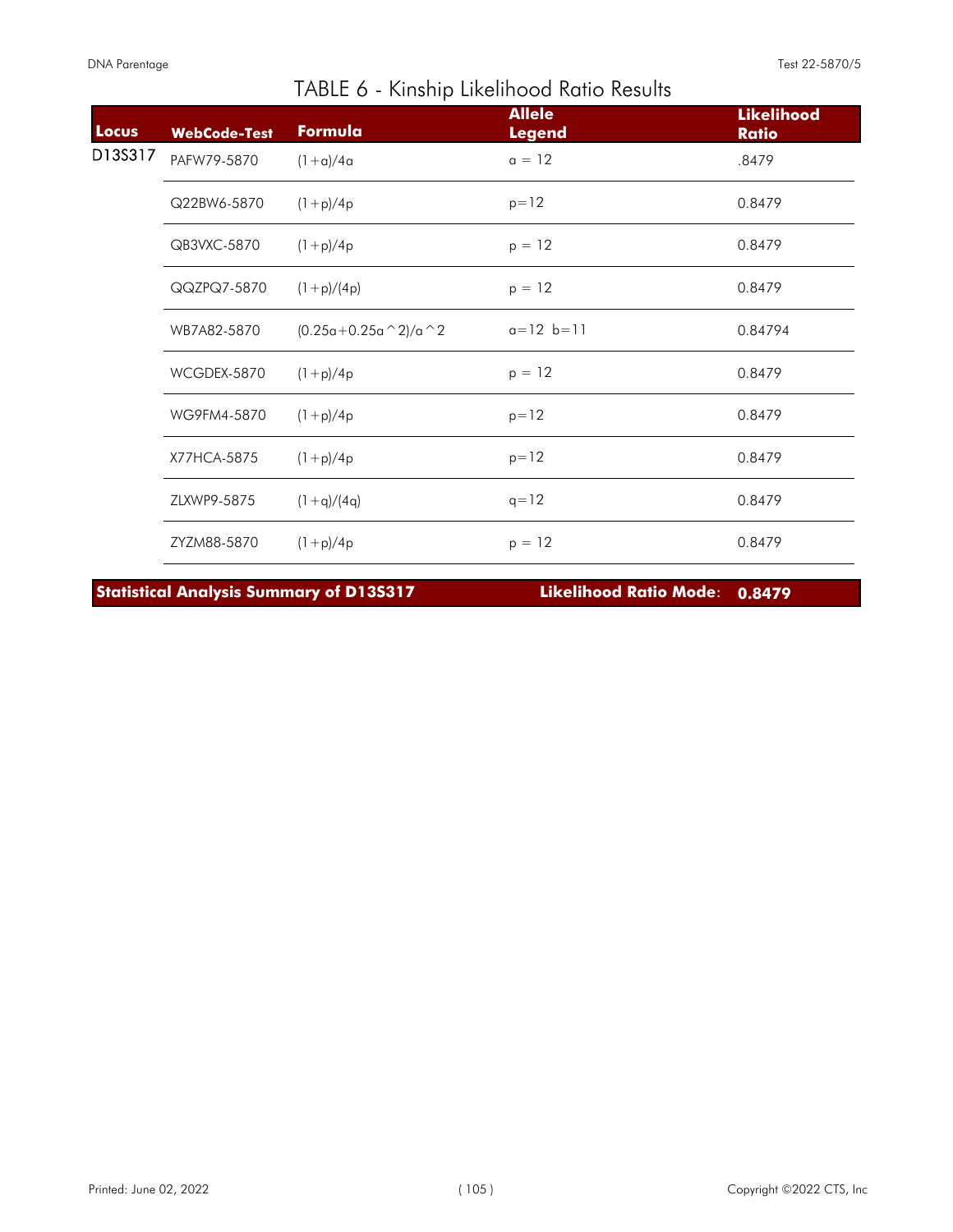## TABLE 6 - Kinship Likelihood Ratio Results

| Locus | WebCode-Test | Formula | Allele Legend | Likelihood Ratio |
|---|---|---|---|---|
| D13S317 | PAFW79-5870 | $(1+a)/4a$ | a = 12 | .8479 |
| | Q22BW6-5870 | $(1+p)/4p$ | p=12 | 0.8479 |
| | QB3VXC-5870 | $(1+p)/4p$ | p = 12 | 0.8479 |
| | QQZPQ7-5870 | $(1+p)/(4p)$ | p = 12 | 0.8479 |
| | WB7A82-5870 | (0.25a+0.25a^2)/a^2 | a=12 b=11 | 0.84794 |
| | WCGDEX-5870 | $(1+p)/4p$ | p = 12 | 0.8479 |
| | WG9FM4-5870 | $(1+p)/4p$ | p=12 | 0.8479 |
| | X77HCA-5875 | $(1+p)/4p$ | p=12 | 0.8479 |
| | ZLXWP9-5875 | $(1+q)/(4q)$ | q=12 | 0.8479 |
| | ZYZM88-5870 | $(1+p)/4p$ | p = 12 | 0.8479 |

**Statistical Analysis Summary of D13S317** | **Likelihood Ratio Mode**: **0.8479**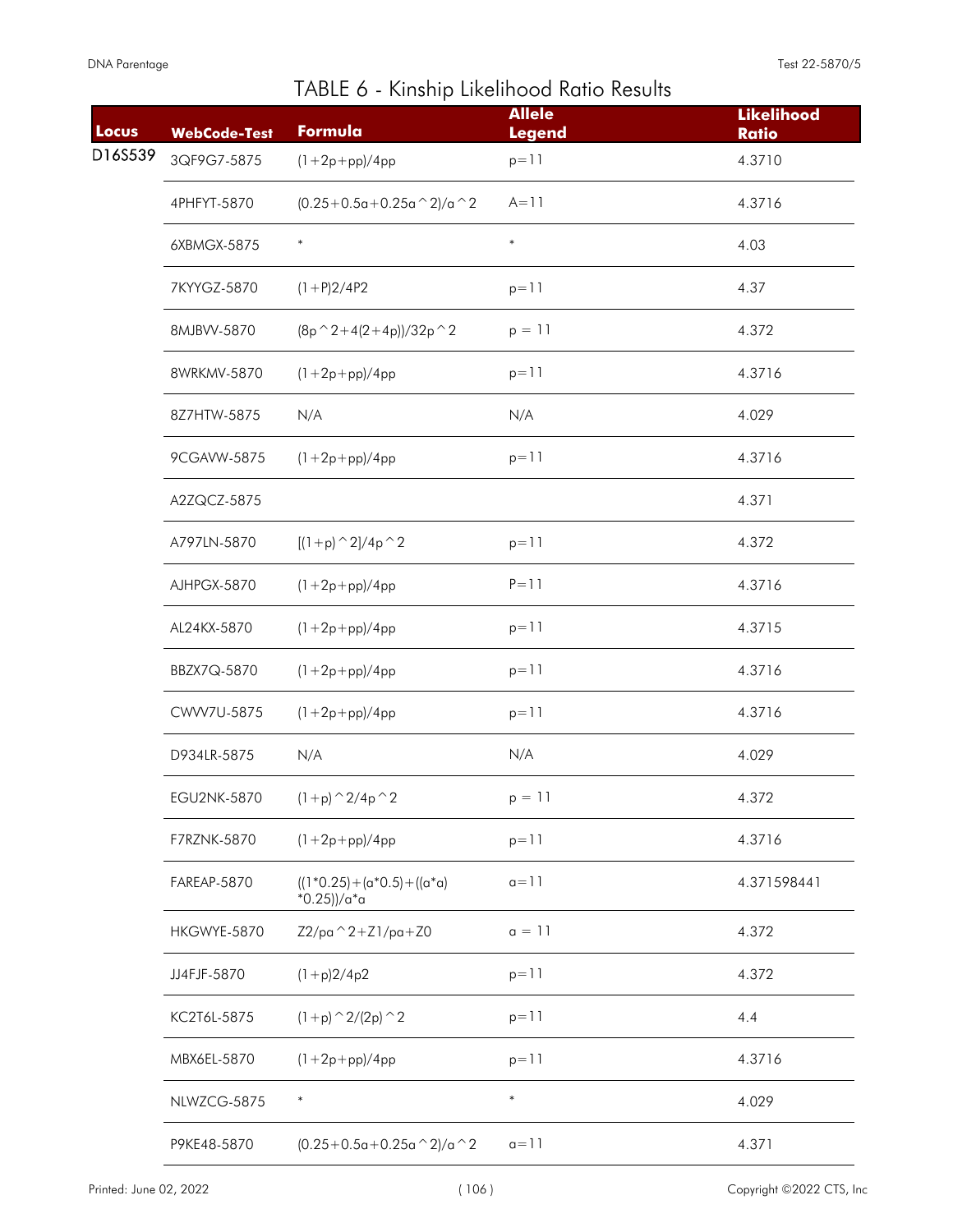# TABLE 6 - Kinship Likelihood Ratio Results

| Locus | WebCode-Test | Formula | Allele Legend | Likelihood Ratio |
|---|---|---|---|---|
| D16S539 | 3QF9G7-5875 | (1+2p+pp)/4pp | p=11 | 4.3710 |
| | 4PHFYT-5870 | (0.25+0.5a+0.25a^2)/a^2 | A=11 | 4.3716 |
| | 6XBMGX-5875 | * | * | 4.03 |
| | 7KYYGZ-5870 | (1+P)2/4P2 | p=11 | 4.37 |
| | 8MJBVV-5870 | (8p^2+4(2+4p))/32p^2 | p = 11 | 4.372 |
| | 8WRKMV-5870 | (1+2p+pp)/4pp | p=11 | 4.3716 |
| | 8Z7HTW-5875 | N/A | N/A | 4.029 |
| | 9CGAVW-5875 | (1+2p+pp)/4pp | p=11 | 4.3716 |
| | A2ZQCZ-5875 | | | 4.371 |
| | A797LN-5870 | [(1+p)^2]/4p^2 | p=11 | 4.372 |
| | AJHPGX-5870 | (1+2p+pp)/4pp | P=11 | 4.3716 |
| | AL24KX-5870 | (1+2p+pp)/4pp | p=11 | 4.3715 |
| | BBZX7Q-5870 | (1+2p+pp)/4pp | p=11 | 4.3716 |
| | CWVV7U-5875 | (1+2p+pp)/4pp | p=11 | 4.3716 |
| | D934LR-5875 | N/A | N/A | 4.029 |
| | EGU2NK-5870 | (1+p)^2/4p^2 | p = 11 | 4.372 |
| | F7RZNK-5870 | (1+2p+pp)/4pp | p=11 | 4.3716 |
| | FAREAP-5870 | ((1*0.25)+(a*0.5)+((a*a)*0.25))/a*a | a=11 | 4.371598441 |
| | HKGWYE-5870 | Z2/pa^2+Z1/pa+Z0 | a = 11 | 4.372 |
| | JJ4FJF-5870 | (1+p)2/4p2 | p=11 | 4.372 |
| | KC2T6L-5875 | (1+p)^2/(2p)^2 | p=11 | 4.4 |
| | MBX6EL-5870 | (1+2p+pp)/4pp | p=11 | 4.3716 |
| | NLWZCG-5875 | * | * | 4.029 |
| | P9KE48-5870 | (0.25+0.5a+0.25a^2)/a^2 | a=11 | 4.371 |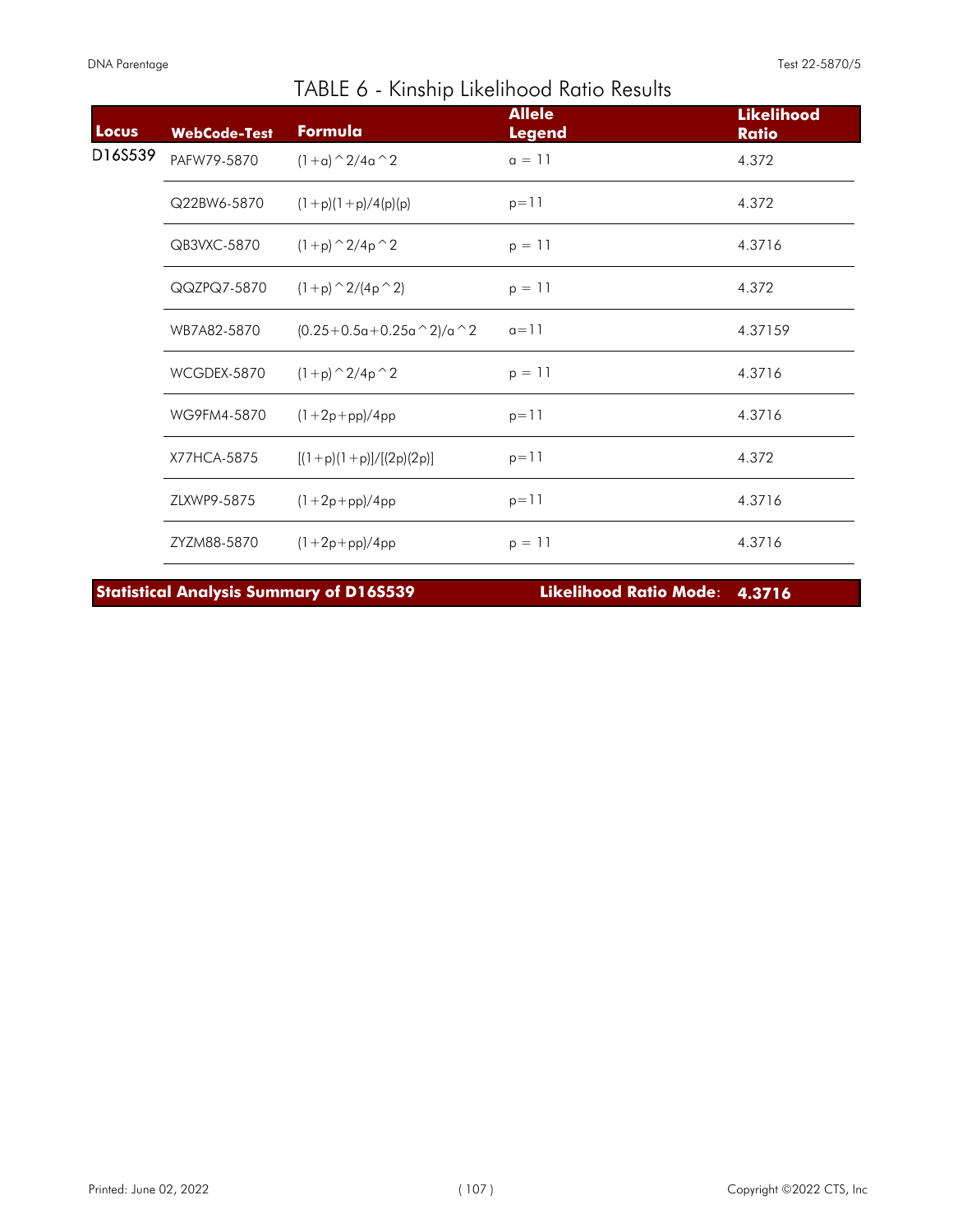# TABLE 6 - Kinship Likelihood Ratio Results

| Locus | WebCode-Test | Formula | Allele Legend | Likelihood Ratio |
|---|---|---|---|---|
| D16S539 | PAFW79-5870 | (1+a)^2/4a^2 | a = 11 | 4.372 |
| | Q22BW6-5870 | (1+p)(1+p)/4(p)(p) | p=11 | 4.372 |
| | QB3VXC-5870 | (1+p)^2/4p^2 | p = 11 | 4.3716 |
| | QQZPQ7-5870 | (1+p)^2/(4p^2) | p = 11 | 4.372 |
| | WB7A82-5870 | (0.25+0.5a+0.25a^2)/a^2 | a=11 | 4.37159 |
| | WCGDEX-5870 | (1+p)^2/4p^2 | p = 11 | 4.3716 |
| | WG9FM4-5870 | (1+2p+pp)/4pp | p=11 | 4.3716 |
| | X77HCA-5875 | [(1+p)(1+p)]/[(2p)(2p)] | p=11 | 4.372 |
| | ZLXWP9-5875 | (1+2p+pp)/4pp | p=11 | 4.3716 |
| | ZYZM88-5870 | (1+2p+pp)/4pp | p = 11 | 4.3716 |

**Statistical Analysis Summary of D16S539** **Likelihood Ratio Mode: 4.3716**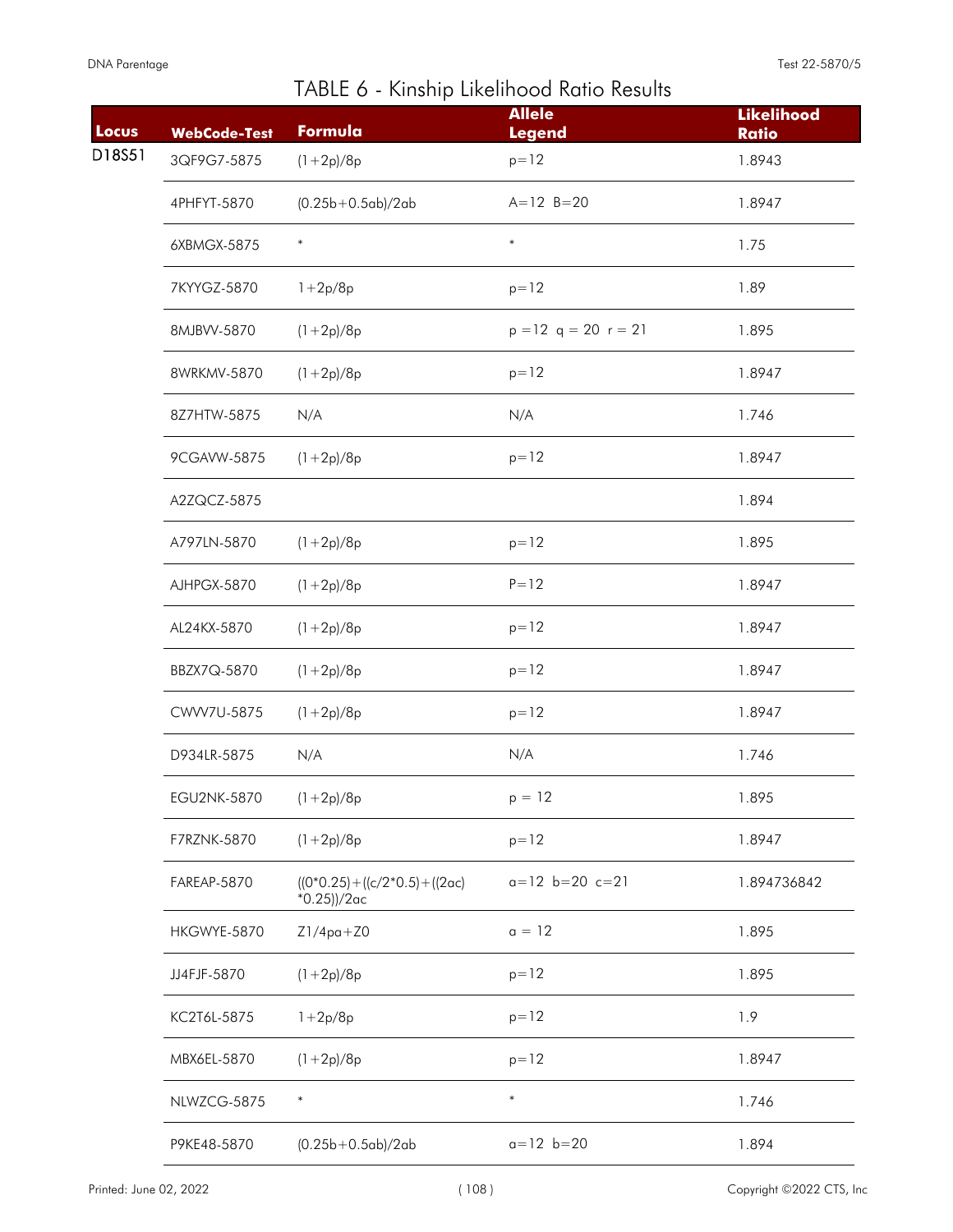# TABLE 6 - Kinship Likelihood Ratio Results

| Locus | WebCode-Test | Formula | Allele Legend | Likelihood Ratio |
|---|---|---|---|---|
| D18S51 | 3QF9G7-5875 | (1+2p)/8p | p=12 | 1.8943 |
| | 4PHFYT-5870 | (0.25b+0.5ab)/2ab | A=12 B=20 | 1.8947 |
| | 6XBMGX-5875 | * | * | 1.75 |
| | 7KYYGZ-5870 | 1+2p/8p | p=12 | 1.89 |
| | 8MJBVV-5870 | (1+2p)/8p | p =12 q = 20 r = 21 | 1.895 |
| | 8WRKMV-5870 | (1+2p)/8p | p=12 | 1.8947 |
| | 8Z7HTW-5875 | N/A | N/A | 1.746 |
| | 9CGAVW-5875 | (1+2p)/8p | p=12 | 1.8947 |
| | A2ZQCZ-5875 | | | 1.894 |
| | A797LN-5870 | (1+2p)/8p | p=12 | 1.895 |
| | AJHPGX-5870 | (1+2p)/8p | P=12 | 1.8947 |
| | AL24KX-5870 | (1+2p)/8p | p=12 | 1.8947 |
| | BBZX7Q-5870 | (1+2p)/8p | p=12 | 1.8947 |
| | CWVV7U-5875 | (1+2p)/8p | p=12 | 1.8947 |
| | D934LR-5875 | N/A | N/A | 1.746 |
| | EGU2NK-5870 | (1+2p)/8p | p = 12 | 1.895 |
| | F7RZNK-5870 | (1+2p)/8p | p=12 | 1.8947 |
| | FAREAP-5870 | ((0*0.25)+((c/2*0.5)+((2ac) *0.25))/2ac | a=12 b=20 c=21 | 1.894736842 |
| | HKGWYE-5870 | Z1/4pa+Z0 | a = 12 | 1.895 |
| | JJ4FJF-5870 | (1+2p)/8p | p=12 | 1.895 |
| | KC2T6L-5875 | 1+2p/8p | p=12 | 1.9 |
| | MBX6EL-5870 | (1+2p)/8p | p=12 | 1.8947 |
| | NLWZCG-5875 | * | * | 1.746 |
| | P9KE48-5870 | (0.25b+0.5ab)/2ab | a=12 b=20 | 1.894 |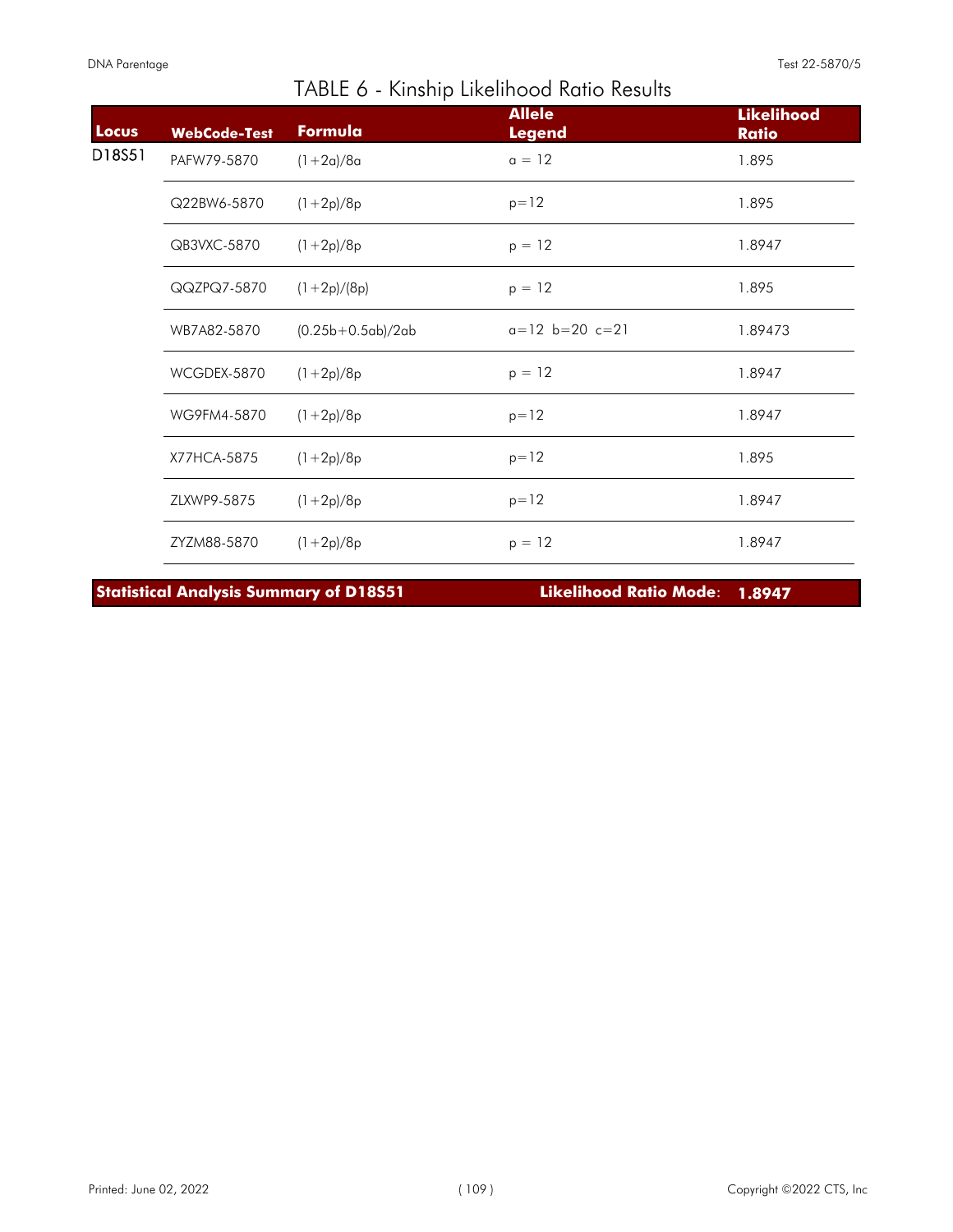## TABLE 6 - Kinship Likelihood Ratio Results

| Locus | WebCode-Test | Formula | Allele Legend | Likelihood Ratio |
|---|---|---|---|---|
| D18S51 | PAFW79-5870 | $(1+2a)/8a$ | a = 12 | 1.895 |
| | Q22BW6-5870 | $(1+2p)/8p$ | p=12 | 1.895 |
| | QB3VXC-5870 | $(1+2p)/8p$ | p = 12 | 1.8947 |
| | QQZPQ7-5870 | $(1+2p)/(8p)$ | p = 12 | 1.895 |
| | WB7A82-5870 | $(0.25b+0.5ab)/2ab$ | a=12 b=20 c=21 | 1.89473 |
| | WCGDEX-5870 | $(1+2p)/8p$ | p = 12 | 1.8947 |
| | WG9FM4-5870 | $(1+2p)/8p$ | p=12 | 1.8947 |
| | X77HCA-5875 | $(1+2p)/8p$ | p=12 | 1.895 |
| | ZLXWP9-5875 | $(1+2p)/8p$ | p=12 | 1.8947 |
| | ZYZM88-5870 | $(1+2p)/8p$ | p = 12 | 1.8947 |

**Statistical Analysis Summary of D18S51** — **Likelihood Ratio Mode: 1.8947**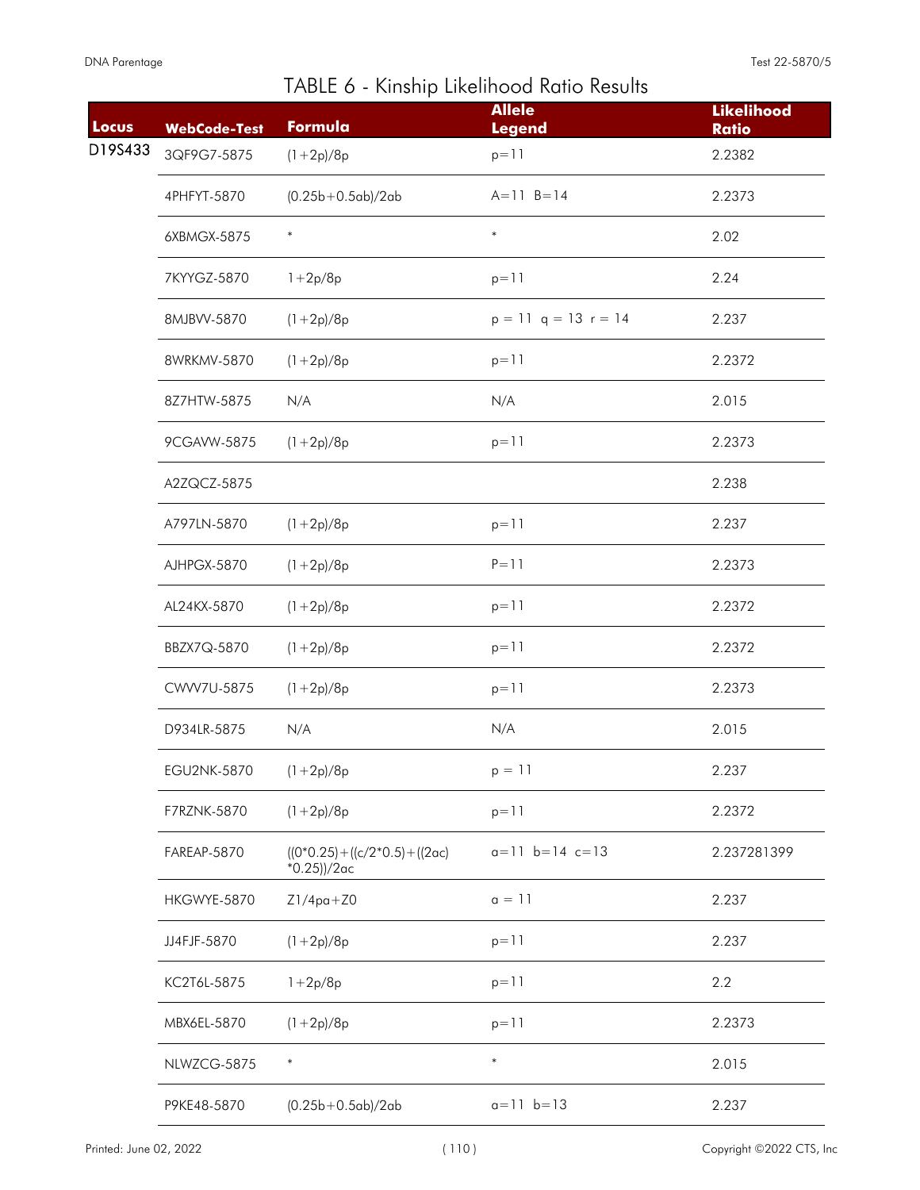# TABLE 6 - Kinship Likelihood Ratio Results

| Locus | WebCode-Test | Formula | Allele Legend | Likelihood Ratio |
|---|---|---|---|---|
| D19S433 | 3QF9G7-5875 | (1+2p)/8p | p=11 | 2.2382 |
| | 4PHFYT-5870 | (0.25b+0.5ab)/2ab | A=11 B=14 | 2.2373 |
| | 6XBMGX-5875 | * | * | 2.02 |
| | 7KYYGZ-5870 | 1+2p/8p | p=11 | 2.24 |
| | 8MJBVV-5870 | (1+2p)/8p | p = 11 q = 13 r = 14 | 2.237 |
| | 8WRKMV-5870 | (1+2p)/8p | p=11 | 2.2372 |
| | 8Z7HTW-5875 | N/A | N/A | 2.015 |
| | 9CGAVW-5875 | (1+2p)/8p | p=11 | 2.2373 |
| | A2ZQCZ-5875 | | | 2.238 |
| | A797LN-5870 | (1+2p)/8p | p=11 | 2.237 |
| | AJHPGX-5870 | (1+2p)/8p | P=11 | 2.2373 |
| | AL24KX-5870 | (1+2p)/8p | p=11 | 2.2372 |
| | BBZX7Q-5870 | (1+2p)/8p | p=11 | 2.2372 |
| | CWVV7U-5875 | (1+2p)/8p | p=11 | 2.2373 |
| | D934LR-5875 | N/A | N/A | 2.015 |
| | EGU2NK-5870 | (1+2p)/8p | p = 11 | 2.237 |
| | F7RZNK-5870 | (1+2p)/8p | p=11 | 2.2372 |
| | FAREAP-5870 | ((0*0.25)+((c/2*0.5)+((2ac)*0.25))/2ac | a=11 b=14 c=13 | 2.237281399 |
| | HKGWYE-5870 | Z1/4pa+Z0 | a = 11 | 2.237 |
| | JJ4FJF-5870 | (1+2p)/8p | p=11 | 2.237 |
| | KC2T6L-5875 | 1+2p/8p | p=11 | 2.2 |
| | MBX6EL-5870 | (1+2p)/8p | p=11 | 2.2373 |
| | NLWZCG-5875 | * | * | 2.015 |
| | P9KE48-5870 | (0.25b+0.5ab)/2ab | a=11 b=13 | 2.237 |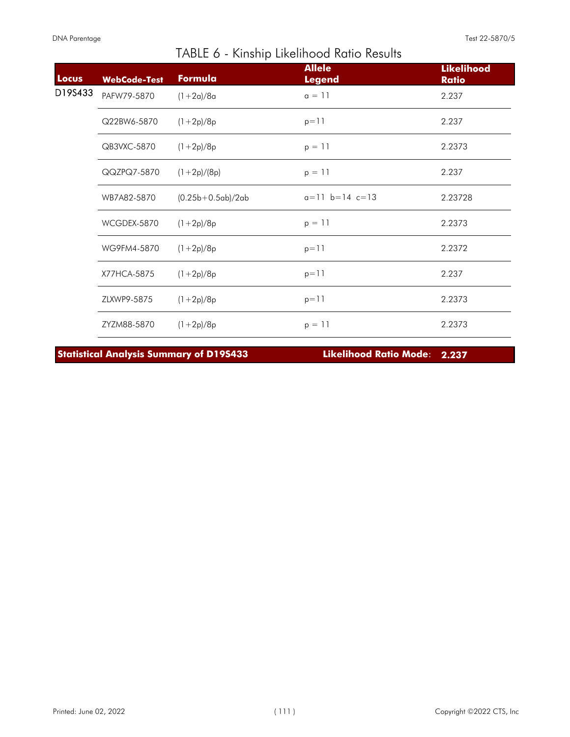# TABLE 6 - Kinship Likelihood Ratio Results

| Locus | WebCode-Test | Formula | Allele Legend | Likelihood Ratio |
|---|---|---|---|---|
| D19S433 | PAFW79-5870 | (1+2a)/8a | a = 11 | 2.237 |
| | Q22BW6-5870 | (1+2p)/8p | p=11 | 2.237 |
| | QB3VXC-5870 | (1+2p)/8p | p = 11 | 2.2373 |
| | QQZPQ7-5870 | (1+2p)/(8p) | p = 11 | 2.237 |
| | WB7A82-5870 | (0.25b+0.5ab)/2ab | a=11 b=14 c=13 | 2.23728 |
| | WCGDEX-5870 | (1+2p)/8p | p = 11 | 2.2373 |
| | WG9FM4-5870 | (1+2p)/8p | p=11 | 2.2372 |
| | X77HCA-5875 | (1+2p)/8p | p=11 | 2.237 |
| | ZLXWP9-5875 | (1+2p)/8p | p=11 | 2.2373 |
| | ZYZM88-5870 | (1+2p)/8p | p = 11 | 2.2373 |

**Statistical Analysis Summary of D19S433** — **Likelihood Ratio Mode: 2.237**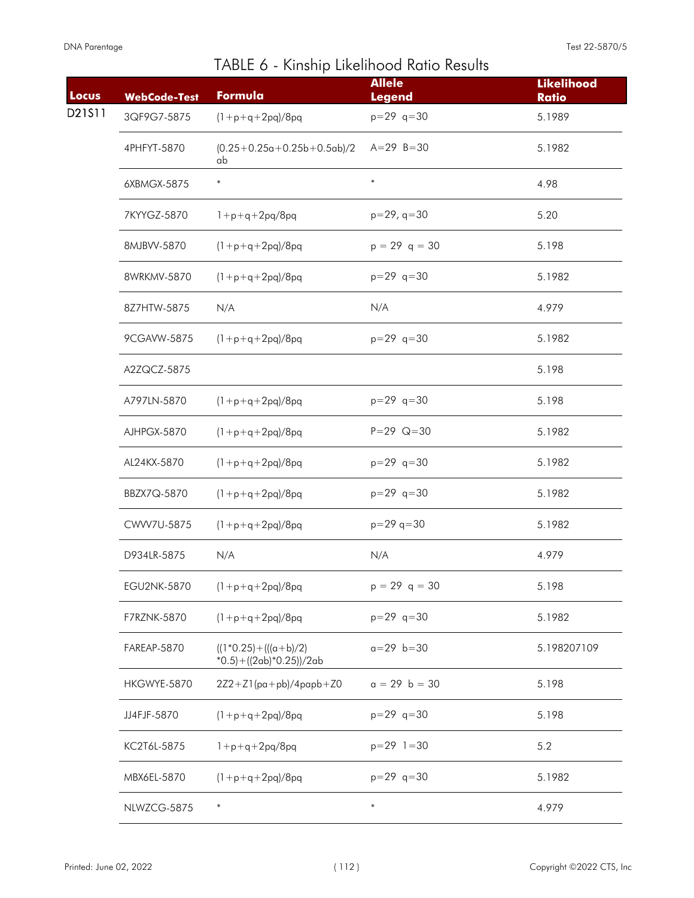# TABLE 6 - Kinship Likelihood Ratio Results

| Locus | WebCode-Test | Formula | Allele Legend | Likelihood Ratio |
|---|---|---|---|---|
| D21S11 | 3QF9G7-5875 | (1+p+q+2pq)/8pq | p=29 q=30 | 5.1989 |
| | 4PHFYT-5870 | (0.25+0.25a+0.25b+0.5ab)/2ab | A=29 B=30 | 5.1982 |
| | 6XBMGX-5875 | * | * | 4.98 |
| | 7KYYGZ-5870 | 1+p+q+2pq/8pq | p=29, q=30 | 5.20 |
| | 8MJBVV-5870 | (1+p+q+2pq)/8pq | p = 29 q = 30 | 5.198 |
| | 8WRKMV-5870 | (1+p+q+2pq)/8pq | p=29 q=30 | 5.1982 |
| | 8Z7HTW-5875 | N/A | N/A | 4.979 |
| | 9CGAVW-5875 | (1+p+q+2pq)/8pq | p=29 q=30 | 5.1982 |
| | A2ZQCZ-5875 | | | 5.198 |
| | A797LN-5870 | (1+p+q+2pq)/8pq | p=29 q=30 | 5.198 |
| | AJHPGX-5870 | (1+p+q+2pq)/8pq | P=29 Q=30 | 5.1982 |
| | AL24KX-5870 | (1+p+q+2pq)/8pq | p=29 q=30 | 5.1982 |
| | BBZX7Q-5870 | (1+p+q+2pq)/8pq | p=29 q=30 | 5.1982 |
| | CWVV7U-5875 | (1+p+q+2pq)/8pq | p=29 q=30 | 5.1982 |
| | D934LR-5875 | N/A | N/A | 4.979 |
| | EGU2NK-5870 | (1+p+q+2pq)/8pq | p = 29 q = 30 | 5.198 |
| | F7RZNK-5870 | (1+p+q+2pq)/8pq | p=29 q=30 | 5.1982 |
| | FAREAP-5870 | ((1*0.25)+(((a+b)/2)*0.5)+((2ab)*0.25))/2ab | a=29 b=30 | 5.198207109 |
| | HKGWYE-5870 | 2Z2+Z1(pa+pb)/4papb+Z0 | a = 29 b = 30 | 5.198 |
| | JJ4FJF-5870 | (1+p+q+2pq)/8pq | p=29 q=30 | 5.198 |
| | KC2T6L-5875 | 1+p+q+2pq/8pq | p=29 1=30 | 5.2 |
| | MBX6EL-5870 | (1+p+q+2pq)/8pq | p=29 q=30 | 5.1982 |
| | NLWZCG-5875 | * | * | 4.979 |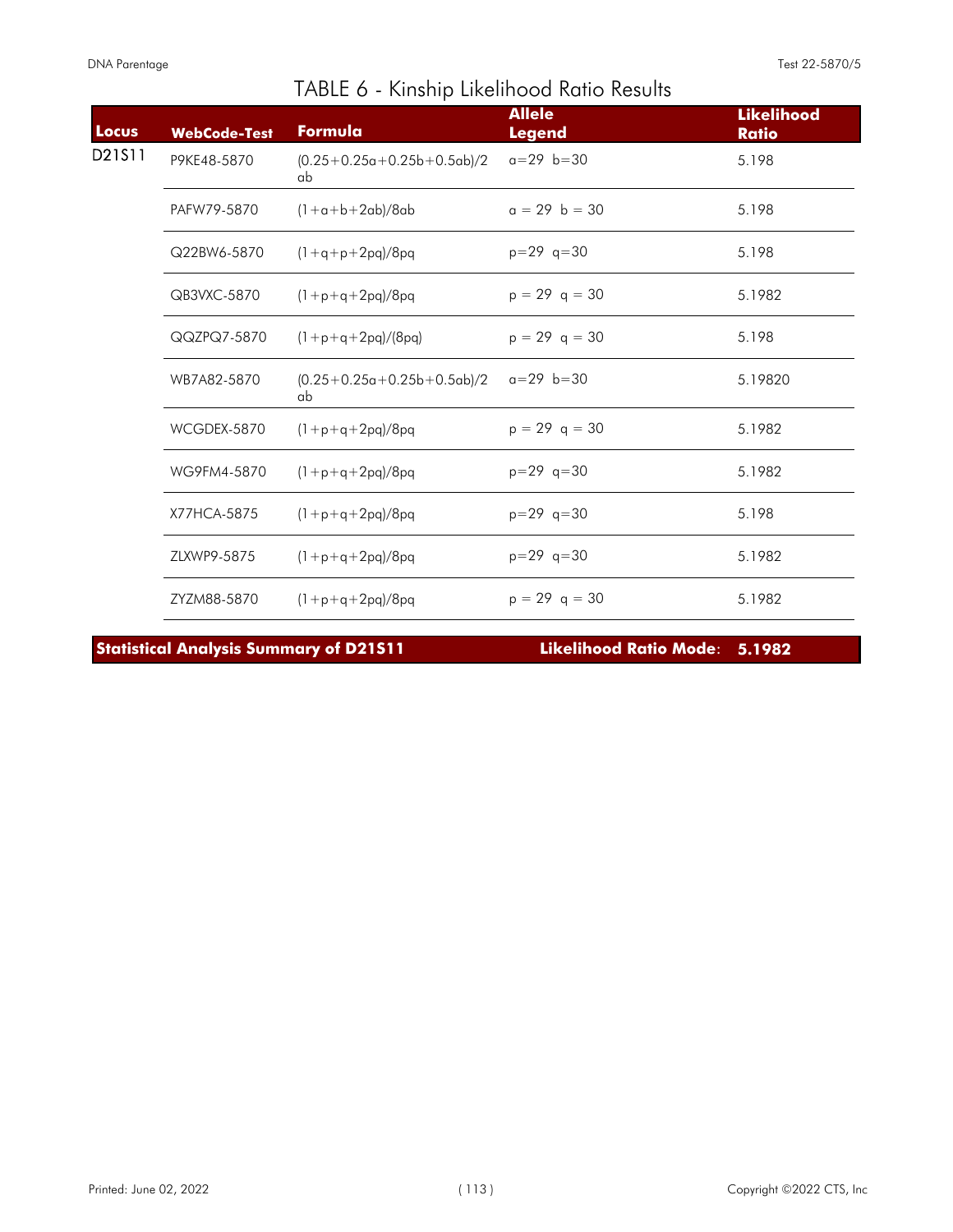# TABLE 6 - Kinship Likelihood Ratio Results

| Locus | WebCode-Test | Formula | Allele Legend | Likelihood Ratio |
|---|---|---|---|---|
| D21S11 | P9KE48-5870 | (0.25+0.25a+0.25b+0.5ab)/2ab | a=29 b=30 | 5.198 |
| | PAFW79-5870 | (1+a+b+2ab)/8ab | a = 29 b = 30 | 5.198 |
| | Q22BW6-5870 | (1+q+p+2pq)/8pq | p=29 q=30 | 5.198 |
| | QB3VXC-5870 | (1+p+q+2pq)/8pq | p = 29 q = 30 | 5.1982 |
| | QQZPQ7-5870 | (1+p+q+2pq)/(8pq) | p = 29 q = 30 | 5.198 |
| | WB7A82-5870 | (0.25+0.25a+0.25b+0.5ab)/2ab | a=29 b=30 | 5.19820 |
| | WCGDEX-5870 | (1+p+q+2pq)/8pq | p = 29 q = 30 | 5.1982 |
| | WG9FM4-5870 | (1+p+q+2pq)/8pq | p=29 q=30 | 5.1982 |
| | X77HCA-5875 | (1+p+q+2pq)/8pq | p=29 q=30 | 5.198 |
| | ZLXWP9-5875 | (1+p+q+2pq)/8pq | p=29 q=30 | 5.1982 |
| | ZYZM88-5870 | (1+p+q+2pq)/8pq | p = 29 q = 30 | 5.1982 |

**Statistical Analysis Summary of D21S11** **Likelihood Ratio Mode**: **5.1982**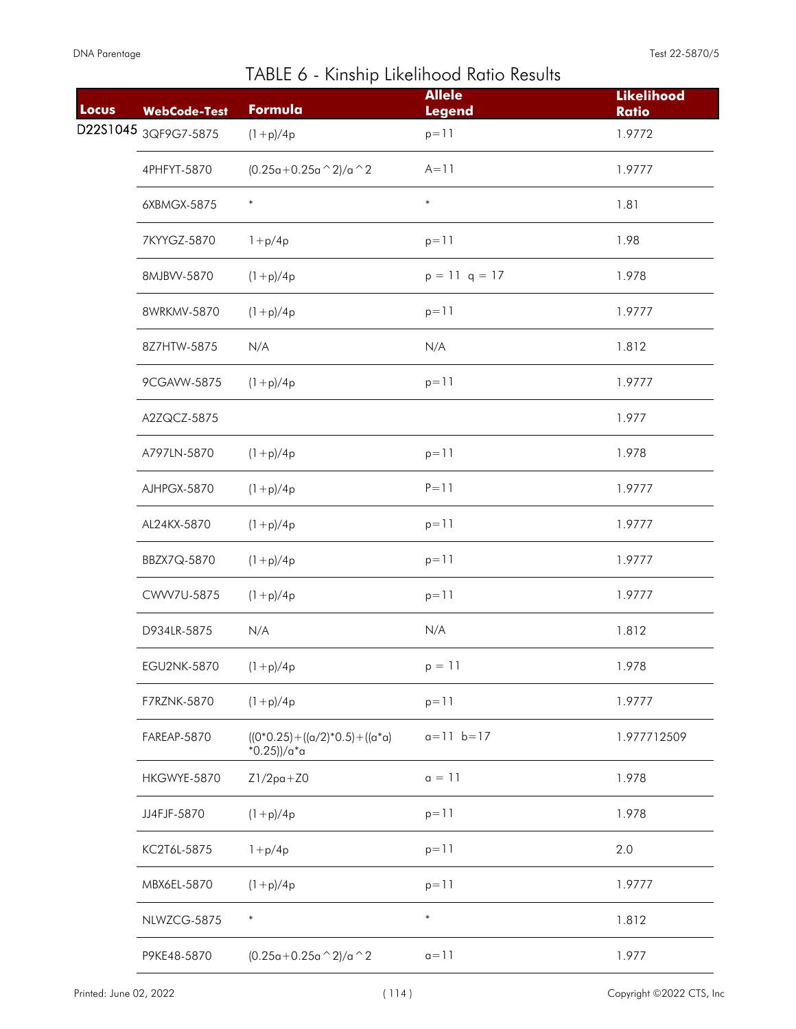# TABLE 6 - Kinship Likelihood Ratio Results

| Locus | WebCode-Test | Formula | Allele Legend | Likelihood Ratio |
|---|---|---|---|---|
| D22S1045 | 3QF9G7-5875 | (1+p)/4p | p=11 | 1.9772 |
| | 4PHFYT-5870 | (0.25a+0.25a^2)/a^2 | A=11 | 1.9777 |
| | 6XBMGX-5875 | * | * | 1.81 |
| | 7KYYGZ-5870 | 1+p/4p | p=11 | 1.98 |
| | 8MJBVV-5870 | (1+p)/4p | p = 11 q = 17 | 1.978 |
| | 8WRKMV-5870 | (1+p)/4p | p=11 | 1.9777 |
| | 8Z7HTW-5875 | N/A | N/A | 1.812 |
| | 9CGAVW-5875 | (1+p)/4p | p=11 | 1.9777 |
| | A2ZQCZ-5875 | | | 1.977 |
| | A797LN-5870 | (1+p)/4p | p=11 | 1.978 |
| | AJHPGX-5870 | (1+p)/4p | P=11 | 1.9777 |
| | AL24KX-5870 | (1+p)/4p | p=11 | 1.9777 |
| | BBZX7Q-5870 | (1+p)/4p | p=11 | 1.9777 |
| | CWVV7U-5875 | (1+p)/4p | p=11 | 1.9777 |
| | D934LR-5875 | N/A | N/A | 1.812 |
| | EGU2NK-5870 | (1+p)/4p | p = 11 | 1.978 |
| | F7RZNK-5870 | (1+p)/4p | p=11 | 1.9777 |
| | FAREAP-5870 | ((0*0.25)+((a/2)*0.5)+((a*a)*0.25))/a*a | a=11 b=17 | 1.977712509 |
| | HKGWYE-5870 | Z1/2pa+Z0 | a = 11 | 1.978 |
| | JJ4FJF-5870 | (1+p)/4p | p=11 | 1.978 |
| | KC2T6L-5875 | 1+p/4p | p=11 | 2.0 |
| | MBX6EL-5870 | (1+p)/4p | p=11 | 1.9777 |
| | NLWZCG-5875 | * | * | 1.812 |
| | P9KE48-5870 | (0.25a+0.25a^2)/a^2 | a=11 | 1.977 |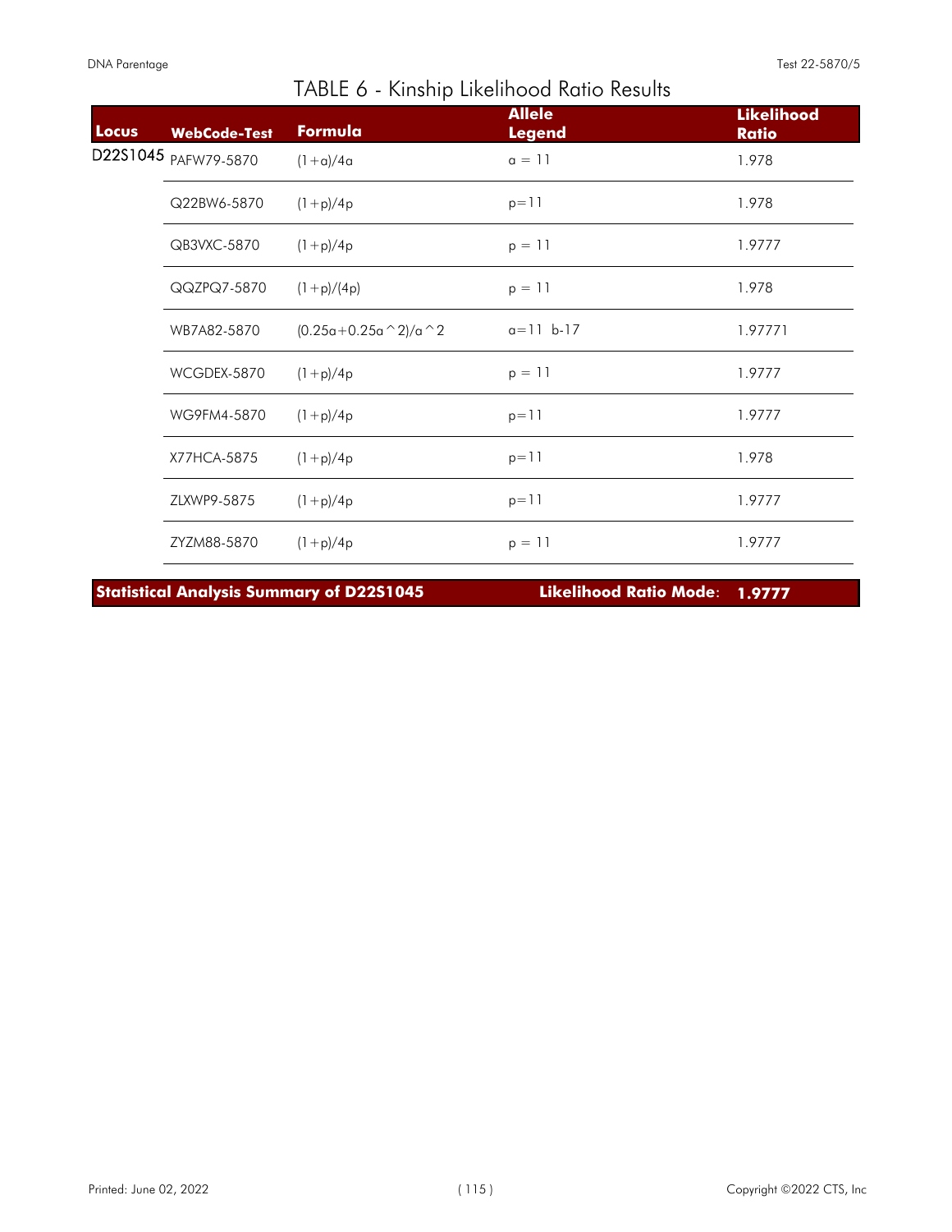# TABLE 6 - Kinship Likelihood Ratio Results

| Locus | WebCode-Test | Formula | Allele Legend | Likelihood Ratio |
|---|---|---|---|---|
| D22S1045 | PAFW79-5870 | (1+a)/4a | a = 11 | 1.978 |
| | Q22BW6-5870 | (1+p)/4p | p=11 | 1.978 |
| | QB3VXC-5870 | (1+p)/4p | p = 11 | 1.9777 |
| | QQZPQ7-5870 | (1+p)/(4p) | p = 11 | 1.978 |
| | WB7A82-5870 | (0.25a+0.25a^2)/a^2 | a=11 b-17 | 1.97771 |
| | WCGDEX-5870 | (1+p)/4p | p = 11 | 1.9777 |
| | WG9FM4-5870 | (1+p)/4p | p=11 | 1.9777 |
| | X77HCA-5875 | (1+p)/4p | p=11 | 1.978 |
| | ZLXWP9-5875 | (1+p)/4p | p=11 | 1.9777 |
| | ZYZM88-5870 | (1+p)/4p | p = 11 | 1.9777 |

**Statistical Analysis Summary of D22S1045** — **Likelihood Ratio Mode: 1.9777**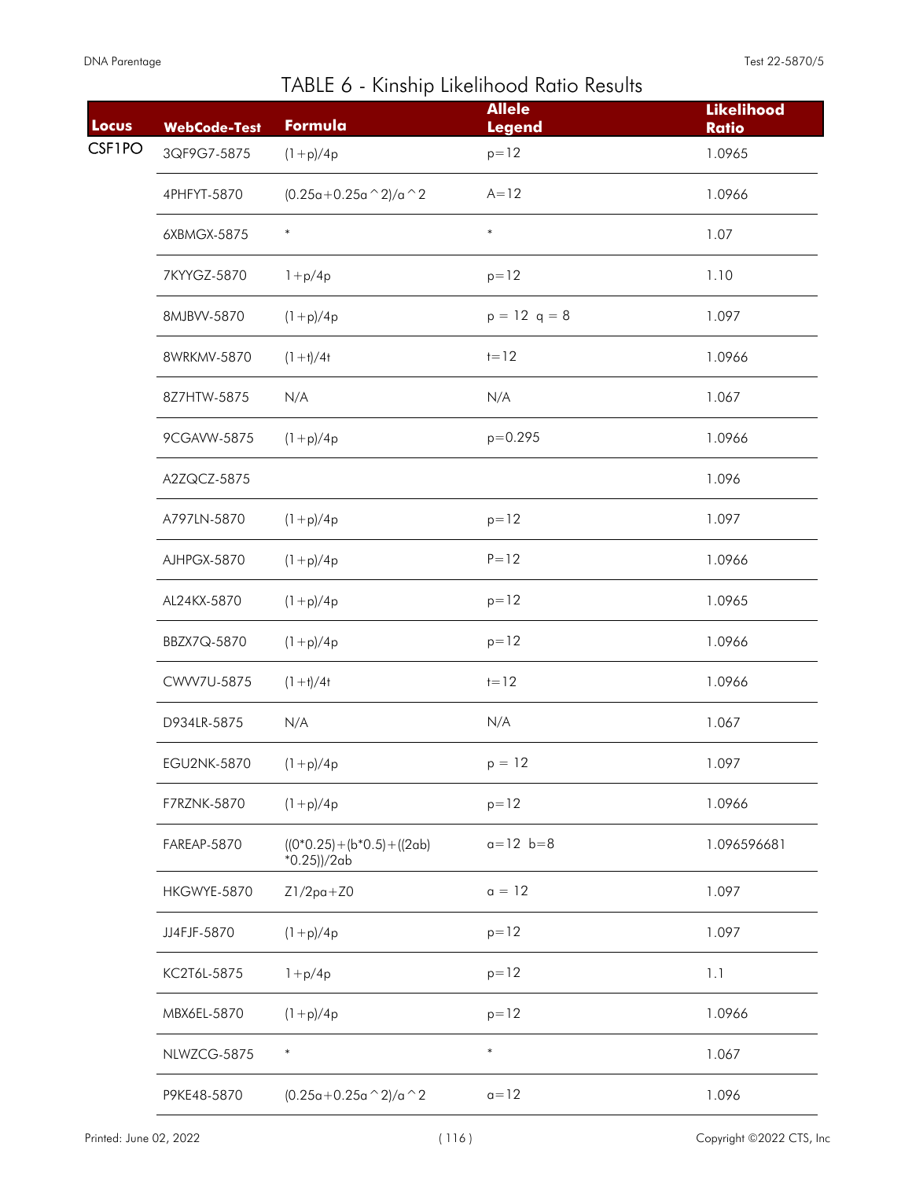## TABLE 6 - Kinship Likelihood Ratio Results

| Locus | WebCode-Test | Formula | Allele Legend | Likelihood Ratio |
|---|---|---|---|---|
| CSF1PO | 3QF9G7-5875 | (1+p)/4p | p=12 | 1.0965 |
| | 4PHFYT-5870 | (0.25a+0.25a^2)/a^2 | A=12 | 1.0966 |
| | 6XBMGX-5875 | * | * | 1.07 |
| | 7KYYGZ-5870 | 1+p/4p | p=12 | 1.10 |
| | 8MJBVV-5870 | (1+p)/4p | p = 12 q = 8 | 1.097 |
| | 8WRKMV-5870 | (1+t)/4t | t=12 | 1.0966 |
| | 8Z7HTW-5875 | N/A | N/A | 1.067 |
| | 9CGAVW-5875 | (1+p)/4p | p=0.295 | 1.0966 |
| | A2ZQCZ-5875 | | | 1.096 |
| | A797LN-5870 | (1+p)/4p | p=12 | 1.097 |
| | AJHPGX-5870 | (1+p)/4p | P=12 | 1.0966 |
| | AL24KX-5870 | (1+p)/4p | p=12 | 1.0965 |
| | BBZX7Q-5870 | (1+p)/4p | p=12 | 1.0966 |
| | CWVV7U-5875 | (1+t)/4t | t=12 | 1.0966 |
| | D934LR-5875 | N/A | N/A | 1.067 |
| | EGU2NK-5870 | (1+p)/4p | p = 12 | 1.097 |
| | F7RZNK-5870 | (1+p)/4p | p=12 | 1.0966 |
| | FAREAP-5870 | ((0*0.25)+(b*0.5)+((2ab)*0.25))/2ab | a=12 b=8 | 1.096596681 |
| | HKGWYE-5870 | Z1/2pa+Z0 | a = 12 | 1.097 |
| | JJ4FJF-5870 | (1+p)/4p | p=12 | 1.097 |
| | KC2T6L-5875 | 1+p/4p | p=12 | 1.1 |
| | MBX6EL-5870 | (1+p)/4p | p=12 | 1.0966 |
| | NLWZCG-5875 | * | * | 1.067 |
| | P9KE48-5870 | (0.25a+0.25a^2)/a^2 | a=12 | 1.096 |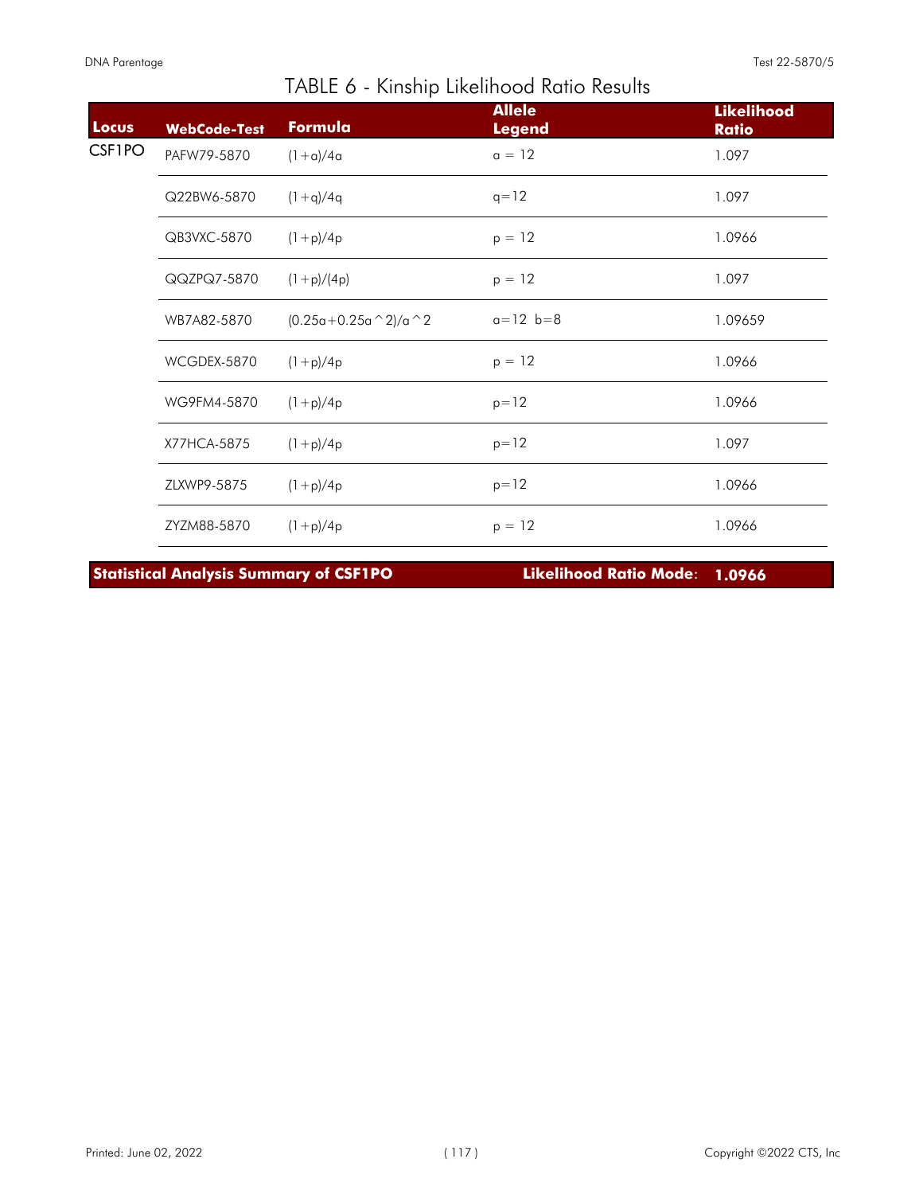# TABLE 6 - Kinship Likelihood Ratio Results

| Locus | WebCode-Test | Formula | Allele Legend | Likelihood Ratio |
|---|---|---|---|---|
| CSF1PO | PAFW79-5870 | (1+a)/4a | a = 12 | 1.097 |
| | Q22BW6-5870 | (1+q)/4q | q=12 | 1.097 |
| | QB3VXC-5870 | (1+p)/4p | p = 12 | 1.0966 |
| | QQZPQ7-5870 | (1+p)/(4p) | p = 12 | 1.097 |
| | WB7A82-5870 | (0.25a+0.25a^2)/a^2 | a=12 b=8 | 1.09659 |
| | WCGDEX-5870 | (1+p)/4p | p = 12 | 1.0966 |
| | WG9FM4-5870 | (1+p)/4p | p=12 | 1.0966 |
| | X77HCA-5875 | (1+p)/4p | p=12 | 1.097 |
| | ZLXWP9-5875 | (1+p)/4p | p=12 | 1.0966 |
| | ZYZM88-5870 | (1+p)/4p | p = 12 | 1.0966 |

**Statistical Analysis Summary of CSF1PO** — **Likelihood Ratio Mode: 1.0966**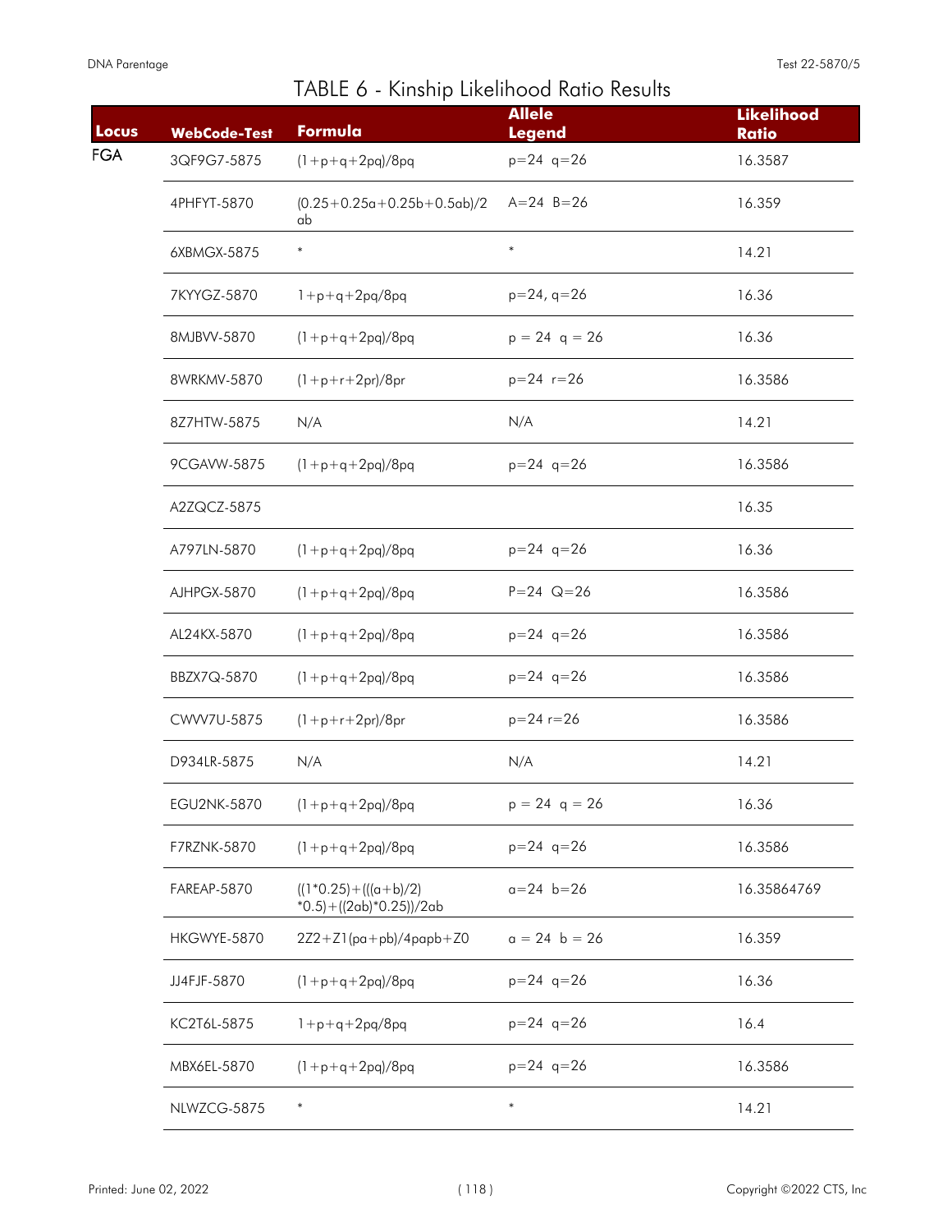# TABLE 6 - Kinship Likelihood Ratio Results

| Locus | WebCode-Test | Formula | Allele Legend | Likelihood Ratio |
|---|---|---|---|---|
| FGA | 3QF9G7-5875 | (1+p+q+2pq)/8pq | p=24 q=26 | 16.3587 |
| | 4PHFYT-5870 | (0.25+0.25a+0.25b+0.5ab)/2ab | A=24 B=26 | 16.359 |
| | 6XBMGX-5875 | * | * | 14.21 |
| | 7KYYGZ-5870 | 1+p+q+2pq/8pq | p=24, q=26 | 16.36 |
| | 8MJBVV-5870 | (1+p+q+2pq)/8pq | p = 24 q = 26 | 16.36 |
| | 8WRKMV-5870 | (1+p+r+2pr)/8pr | p=24 r=26 | 16.3586 |
| | 8Z7HTW-5875 | N/A | N/A | 14.21 |
| | 9CGAVW-5875 | (1+p+q+2pq)/8pq | p=24 q=26 | 16.3586 |
| | A2ZQCZ-5875 | | | 16.35 |
| | A797LN-5870 | (1+p+q+2pq)/8pq | p=24 q=26 | 16.36 |
| | AJHPGX-5870 | (1+p+q+2pq)/8pq | P=24 Q=26 | 16.3586 |
| | AL24KX-5870 | (1+p+q+2pq)/8pq | p=24 q=26 | 16.3586 |
| | BBZX7Q-5870 | (1+p+q+2pq)/8pq | p=24 q=26 | 16.3586 |
| | CWVV7U-5875 | (1+p+r+2pr)/8pr | p=24 r=26 | 16.3586 |
| | D934LR-5875 | N/A | N/A | 14.21 |
| | EGU2NK-5870 | (1+p+q+2pq)/8pq | p = 24 q = 26 | 16.36 |
| | F7RZNK-5870 | (1+p+q+2pq)/8pq | p=24 q=26 | 16.3586 |
| | FAREAP-5870 | ((1*0.25)+(((a+b)/2)*0.5)+((2ab)*0.25))/2ab | a=24 b=26 | 16.35864769 |
| | HKGWYE-5870 | 2Z2+Z1(pa+pb)/4papb+Z0 | a = 24 b = 26 | 16.359 |
| | JJ4FJF-5870 | (1+p+q+2pq)/8pq | p=24 q=26 | 16.36 |
| | KC2T6L-5875 | 1+p+q+2pq/8pq | p=24 q=26 | 16.4 |
| | MBX6EL-5870 | (1+p+q+2pq)/8pq | p=24 q=26 | 16.3586 |
| | NLWZCG-5875 | * | * | 14.21 |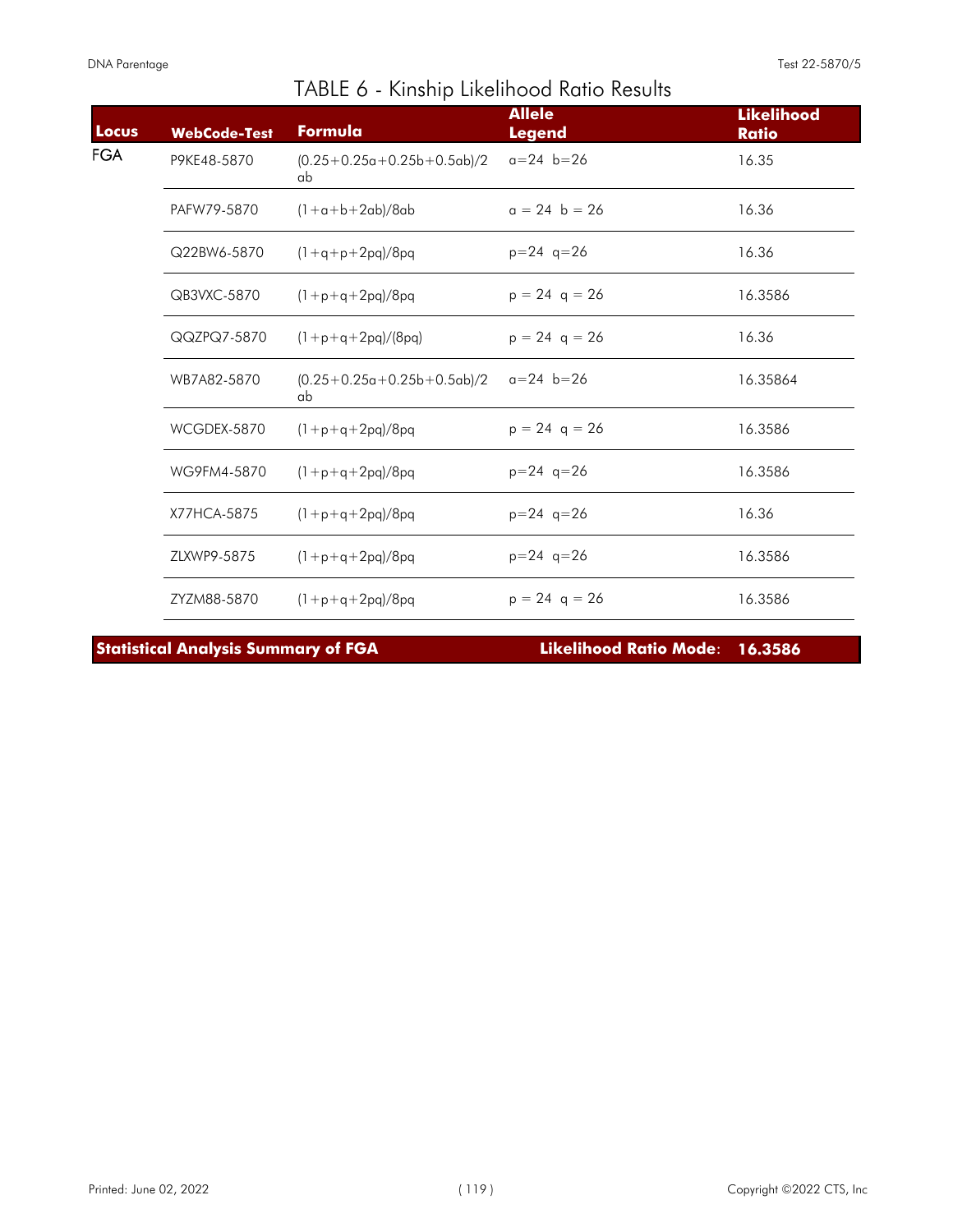# TABLE 6 - Kinship Likelihood Ratio Results

| Locus | WebCode-Test | Formula | Allele Legend | Likelihood Ratio |
|---|---|---|---|---|
| FGA | P9KE48-5870 | (0.25+0.25a+0.25b+0.5ab)/2ab | a=24 b=26 | 16.35 |
| | PAFW79-5870 | (1+a+b+2ab)/8ab | a = 24 b = 26 | 16.36 |
| | Q22BW6-5870 | (1+q+p+2pq)/8pq | p=24 q=26 | 16.36 |
| | QB3VXC-5870 | (1+p+q+2pq)/8pq | p = 24 q = 26 | 16.3586 |
| | QQZPQ7-5870 | (1+p+q+2pq)/(8pq) | p = 24 q = 26 | 16.36 |
| | WB7A82-5870 | (0.25+0.25a+0.25b+0.5ab)/2ab | a=24 b=26 | 16.35864 |
| | WCGDEX-5870 | (1+p+q+2pq)/8pq | p = 24 q = 26 | 16.3586 |
| | WG9FM4-5870 | (1+p+q+2pq)/8pq | p=24 q=26 | 16.3586 |
| | X77HCA-5875 | (1+p+q+2pq)/8pq | p=24 q=26 | 16.36 |
| | ZLXWP9-5875 | (1+p+q+2pq)/8pq | p=24 q=26 | 16.3586 |
| | ZYZM88-5870 | (1+p+q+2pq)/8pq | p = 24 q = 26 | 16.3586 |

**Statistical Analysis Summary of FGA** — **Likelihood Ratio Mode: 16.3586**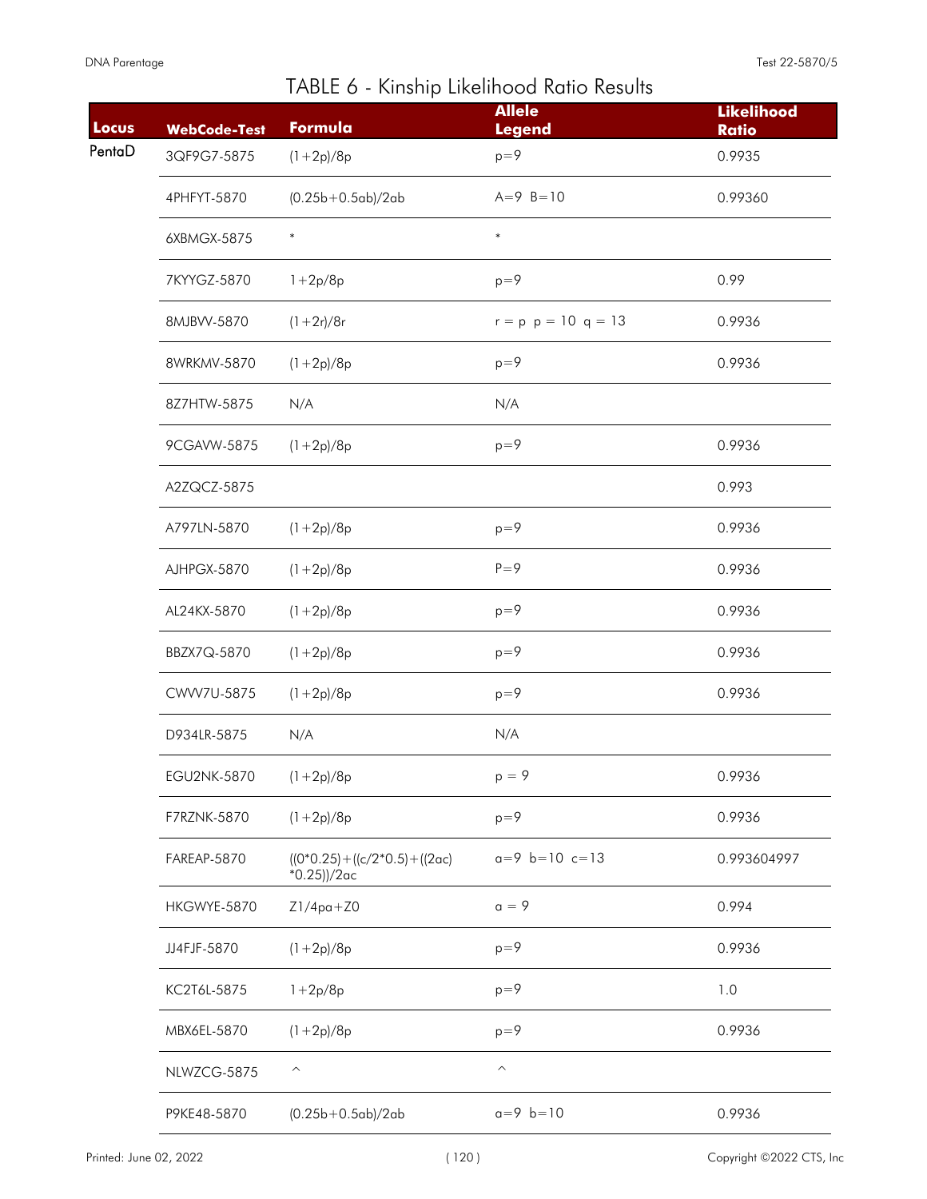# TABLE 6 - Kinship Likelihood Ratio Results

| Locus | WebCode-Test | Formula | Allele Legend | Likelihood Ratio |
|---|---|---|---|---|
| PentaD | 3QF9G7-5875 | (1+2p)/8p | p=9 | 0.9935 |
| | 4PHFYT-5870 | (0.25b+0.5ab)/2ab | A=9 B=10 | 0.99360 |
| | 6XBMGX-5875 | * | * | |
| | 7KYYGZ-5870 | 1+2p/8p | p=9 | 0.99 |
| | 8MJBVV-5870 | (1+2r)/8r | r = p p = 10 q = 13 | 0.9936 |
| | 8WRKMV-5870 | (1+2p)/8p | p=9 | 0.9936 |
| | 8Z7HTW-5875 | N/A | N/A | |
| | 9CGAVW-5875 | (1+2p)/8p | p=9 | 0.9936 |
| | A2ZQCZ-5875 | | | 0.993 |
| | A797LN-5870 | (1+2p)/8p | p=9 | 0.9936 |
| | AJHPGX-5870 | (1+2p)/8p | P=9 | 0.9936 |
| | AL24KX-5870 | (1+2p)/8p | p=9 | 0.9936 |
| | BBZX7Q-5870 | (1+2p)/8p | p=9 | 0.9936 |
| | CWVV7U-5875 | (1+2p)/8p | p=9 | 0.9936 |
| | D934LR-5875 | N/A | N/A | |
| | EGU2NK-5870 | (1+2p)/8p | p = 9 | 0.9936 |
| | F7RZNK-5870 | (1+2p)/8p | p=9 | 0.9936 |
| | FAREAP-5870 | ((0*0.25)+((c/2*0.5)+((2ac)*0.25))/2ac | a=9 b=10 c=13 | 0.993604997 |
| | HKGWYE-5870 | Z1/4pa+Z0 | a = 9 | 0.994 |
| | JJ4FJF-5870 | (1+2p)/8p | p=9 | 0.9936 |
| | KC2T6L-5875 | 1+2p/8p | p=9 | 1.0 |
| | MBX6EL-5870 | (1+2p)/8p | p=9 | 0.9936 |
| | NLWZCG-5875 | ^ | ^ | |
| | P9KE48-5870 | (0.25b+0.5ab)/2ab | a=9 b=10 | 0.9936 |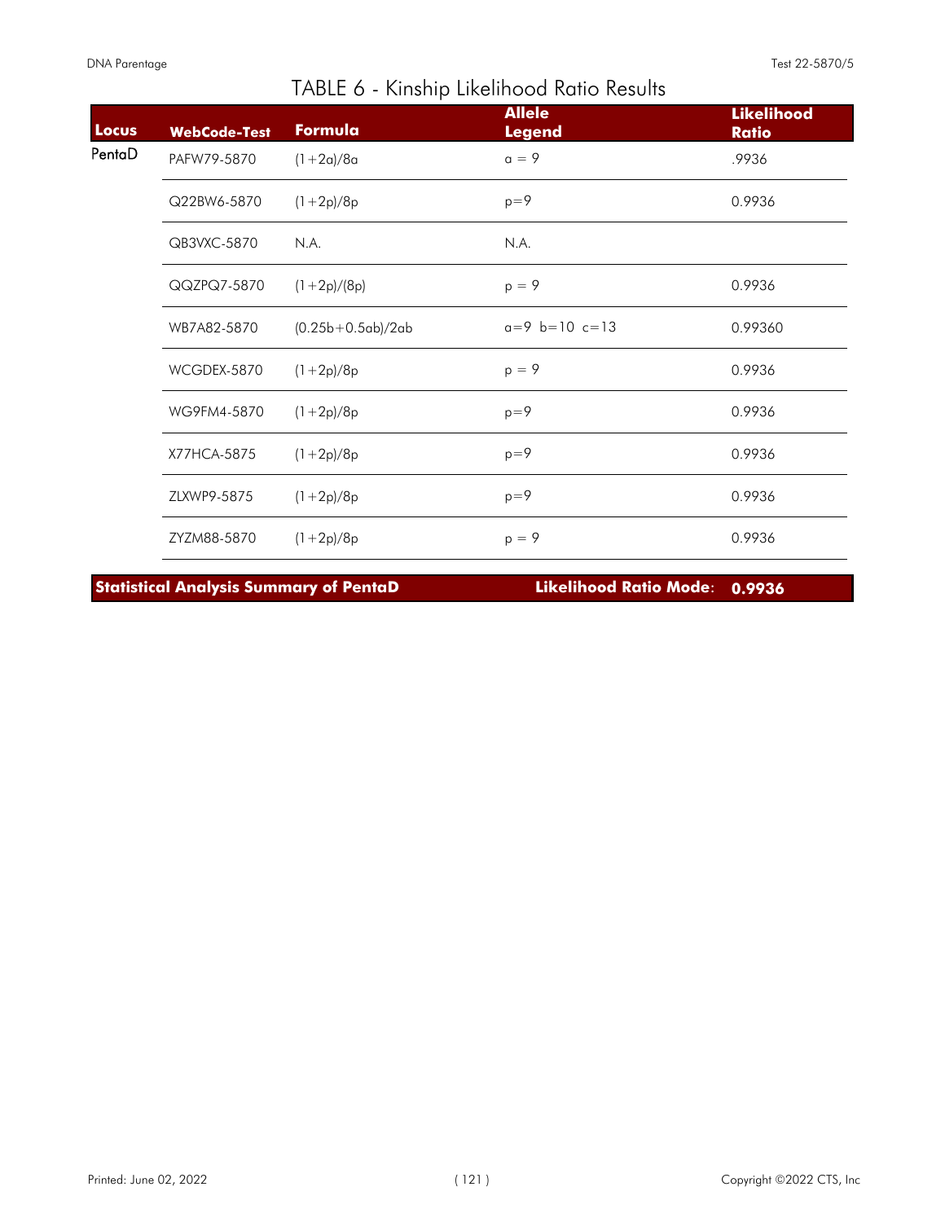# TABLE 6 - Kinship Likelihood Ratio Results

| Locus | WebCode-Test | Formula | Allele Legend | Likelihood Ratio |
|---|---|---|---|---|
| PentaD | PAFW79-5870 | (1+2a)/8a | a = 9 | .9936 |
| | Q22BW6-5870 | (1+2p)/8p | p=9 | 0.9936 |
| | QB3VXC-5870 | N.A. | N.A. | |
| | QQZPQ7-5870 | (1+2p)/(8p) | p = 9 | 0.9936 |
| | WB7A82-5870 | (0.25b+0.5ab)/2ab | a=9 b=10 c=13 | 0.99360 |
| | WCGDEX-5870 | (1+2p)/8p | p = 9 | 0.9936 |
| | WG9FM4-5870 | (1+2p)/8p | p=9 | 0.9936 |
| | X77HCA-5875 | (1+2p)/8p | p=9 | 0.9936 |
| | ZLXWP9-5875 | (1+2p)/8p | p=9 | 0.9936 |
| | ZYZM88-5870 | (1+2p)/8p | p = 9 | 0.9936 |

**Statistical Analysis Summary of PentaD** **Likelihood Ratio Mode**: **0.9936**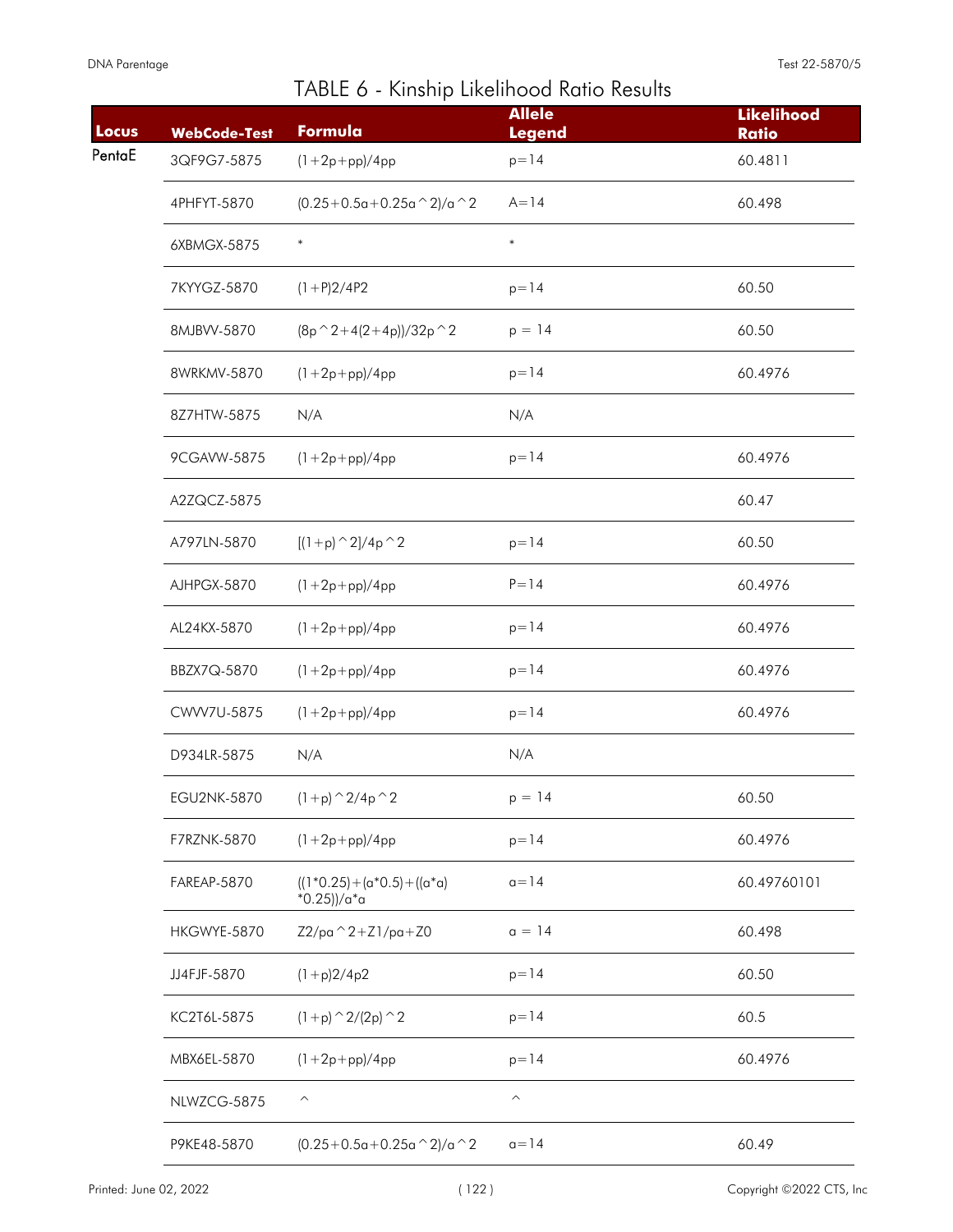# TABLE 6 - Kinship Likelihood Ratio Results

| Locus | WebCode-Test | Formula | Allele Legend | Likelihood Ratio |
|---|---|---|---|---|
| PentaE | 3QF9G7-5875 | (1+2p+pp)/4pp | p=14 | 60.4811 |
| | 4PHFYT-5870 | (0.25+0.5a+0.25a^2)/a^2 | A=14 | 60.498 |
| | 6XBMGX-5875 | * | * | |
| | 7KYYGZ-5870 | (1+P)2/4P2 | p=14 | 60.50 |
| | 8MJBVV-5870 | (8p^2+4(2+4p))/32p^2 | p = 14 | 60.50 |
| | 8WRKMV-5870 | (1+2p+pp)/4pp | p=14 | 60.4976 |
| | 8Z7HTW-5875 | N/A | N/A | |
| | 9CGAVW-5875 | (1+2p+pp)/4pp | p=14 | 60.4976 |
| | A2ZQCZ-5875 | | | 60.47 |
| | A797LN-5870 | [(1+p)^2]/4p^2 | p=14 | 60.50 |
| | AJHPGX-5870 | (1+2p+pp)/4pp | P=14 | 60.4976 |
| | AL24KX-5870 | (1+2p+pp)/4pp | p=14 | 60.4976 |
| | BBZX7Q-5870 | (1+2p+pp)/4pp | p=14 | 60.4976 |
| | CWVV7U-5875 | (1+2p+pp)/4pp | p=14 | 60.4976 |
| | D934LR-5875 | N/A | N/A | |
| | EGU2NK-5870 | (1+p)^2/4p^2 | p = 14 | 60.50 |
| | F7RZNK-5870 | (1+2p+pp)/4pp | p=14 | 60.4976 |
| | FAREAP-5870 | ((1*0.25)+(a*0.5)+((a*a)*0.25))/a*a | a=14 | 60.49760101 |
| | HKGWYE-5870 | Z2/pa^2+Z1/pa+Z0 | a = 14 | 60.498 |
| | JJ4FJF-5870 | (1+p)2/4p2 | p=14 | 60.50 |
| | KC2T6L-5875 | (1+p)^2/(2p)^2 | p=14 | 60.5 |
| | MBX6EL-5870 | (1+2p+pp)/4pp | p=14 | 60.4976 |
| | NLWZCG-5875 | ^ | ^ | |
| | P9KE48-5870 | (0.25+0.5a+0.25a^2)/a^2 | a=14 | 60.49 |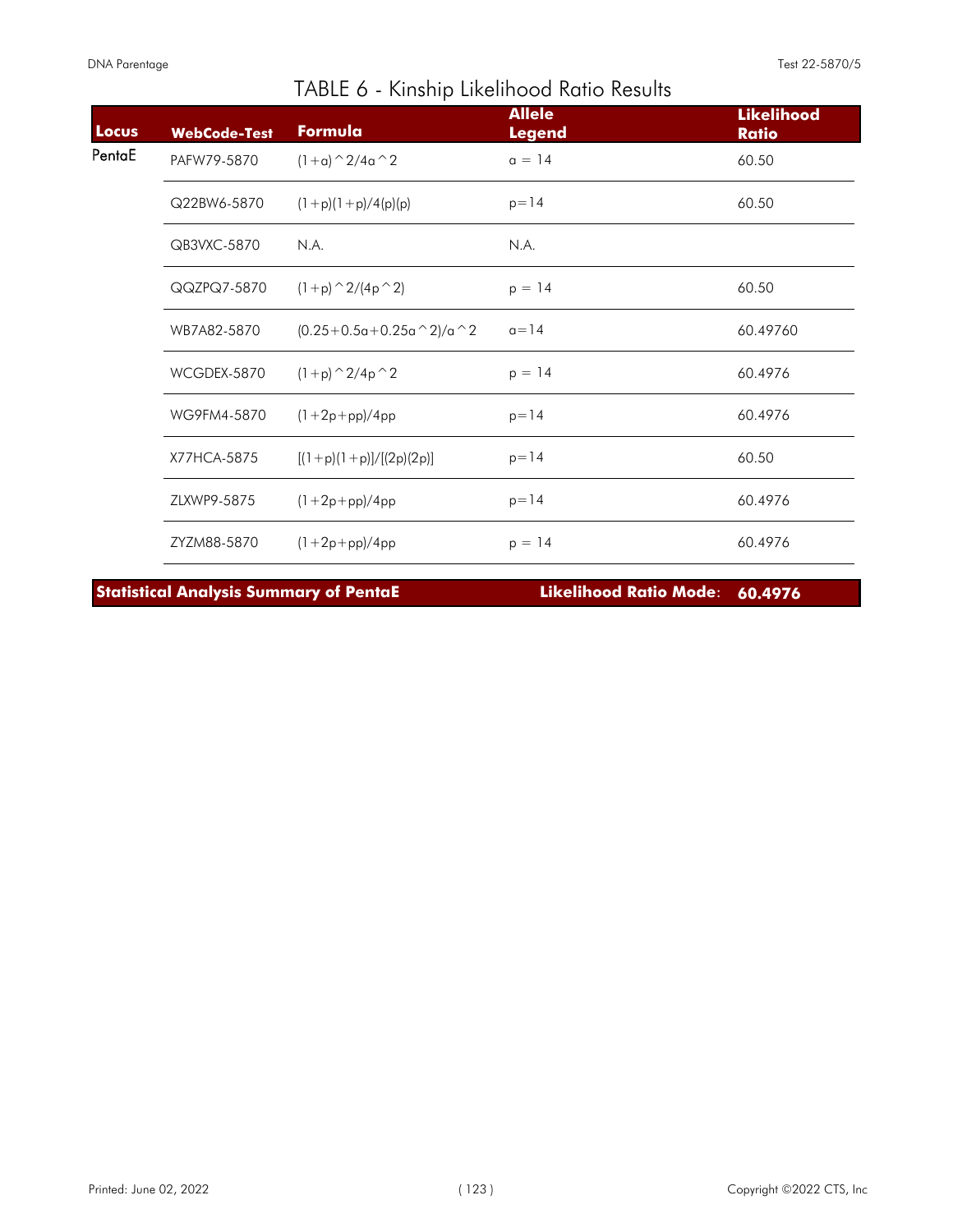# TABLE 6 - Kinship Likelihood Ratio Results

| Locus | WebCode-Test | Formula | Allele Legend | Likelihood Ratio |
|---|---|---|---|---|
| PentaE | PAFW79-5870 | (1+a)^2/4a^2 | a = 14 | 60.50 |
| | Q22BW6-5870 | (1+p)(1+p)/4(p)(p) | p=14 | 60.50 |
| | QB3VXC-5870 | N.A. | N.A. | |
| | QQZPQ7-5870 | (1+p)^2/(4p^2) | p = 14 | 60.50 |
| | WB7A82-5870 | (0.25+0.5a+0.25a^2)/a^2 | a=14 | 60.49760 |
| | WCGDEX-5870 | (1+p)^2/4p^2 | p = 14 | 60.4976 |
| | WG9FM4-5870 | (1+2p+pp)/4pp | p=14 | 60.4976 |
| | X77HCA-5875 | [(1+p)(1+p)]/[(2p)(2p)] | p=14 | 60.50 |
| | ZLXWP9-5875 | (1+2p+pp)/4pp | p=14 | 60.4976 |
| | ZYZM88-5870 | (1+2p+pp)/4pp | p = 14 | 60.4976 |

**Statistical Analysis Summary of PentaE** — **Likelihood Ratio Mode: 60.4976**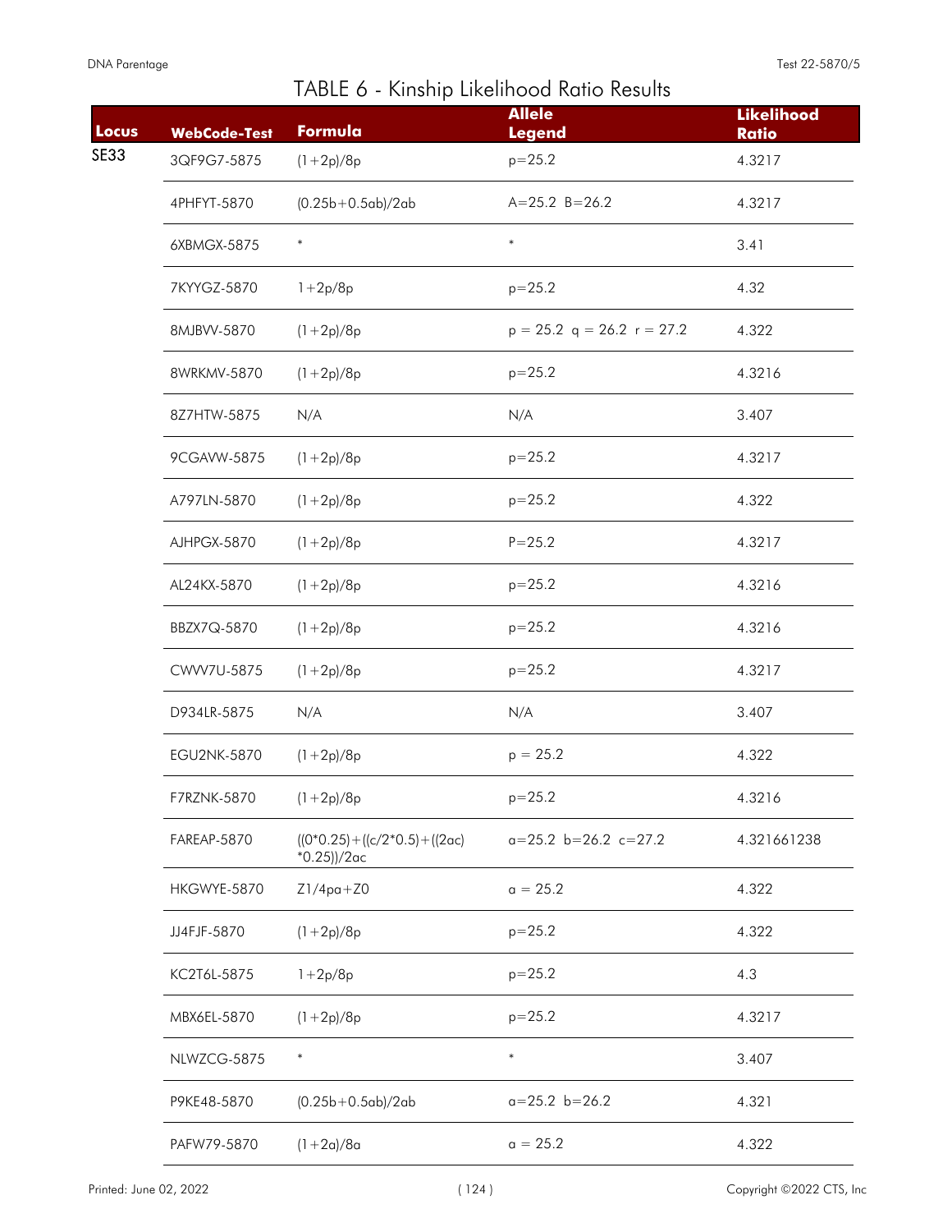# TABLE 6 - Kinship Likelihood Ratio Results

| Locus | WebCode-Test | Formula | Allele Legend | Likelihood Ratio |
|---|---|---|---|---|
| SE33 | 3QF9G7-5875 | (1+2p)/8p | p=25.2 | 4.3217 |
| | 4PHFYT-5870 | (0.25b+0.5ab)/2ab | A=25.2 B=26.2 | 4.3217 |
| | 6XBMGX-5875 | * | * | 3.41 |
| | 7KYYGZ-5870 | 1+2p/8p | p=25.2 | 4.32 |
| | 8MJBVV-5870 | (1+2p)/8p | p = 25.2 q = 26.2 r = 27.2 | 4.322 |
| | 8WRKMV-5870 | (1+2p)/8p | p=25.2 | 4.3216 |
| | 8Z7HTW-5875 | N/A | N/A | 3.407 |
| | 9CGAVW-5875 | (1+2p)/8p | p=25.2 | 4.3217 |
| | A797LN-5870 | (1+2p)/8p | p=25.2 | 4.322 |
| | AJHPGX-5870 | (1+2p)/8p | P=25.2 | 4.3217 |
| | AL24KX-5870 | (1+2p)/8p | p=25.2 | 4.3216 |
| | BBZX7Q-5870 | (1+2p)/8p | p=25.2 | 4.3216 |
| | CWVV7U-5875 | (1+2p)/8p | p=25.2 | 4.3217 |
| | D934LR-5875 | N/A | N/A | 3.407 |
| | EGU2NK-5870 | (1+2p)/8p | p = 25.2 | 4.322 |
| | F7RZNK-5870 | (1+2p)/8p | p=25.2 | 4.3216 |
| | FAREAP-5870 | ((0*0.25)+((c/2*0.5)+((2ac)*0.25))/2ac | a=25.2 b=26.2 c=27.2 | 4.321661238 |
| | HKGWYE-5870 | Z1/4pa+Z0 | a = 25.2 | 4.322 |
| | JJ4FJF-5870 | (1+2p)/8p | p=25.2 | 4.322 |
| | KC2T6L-5875 | 1+2p/8p | p=25.2 | 4.3 |
| | MBX6EL-5870 | (1+2p)/8p | p=25.2 | 4.3217 |
| | NLWZCG-5875 | * | * | 3.407 |
| | P9KE48-5870 | (0.25b+0.5ab)/2ab | a=25.2 b=26.2 | 4.321 |
| | PAFW79-5870 | (1+2a)/8a | a = 25.2 | 4.322 |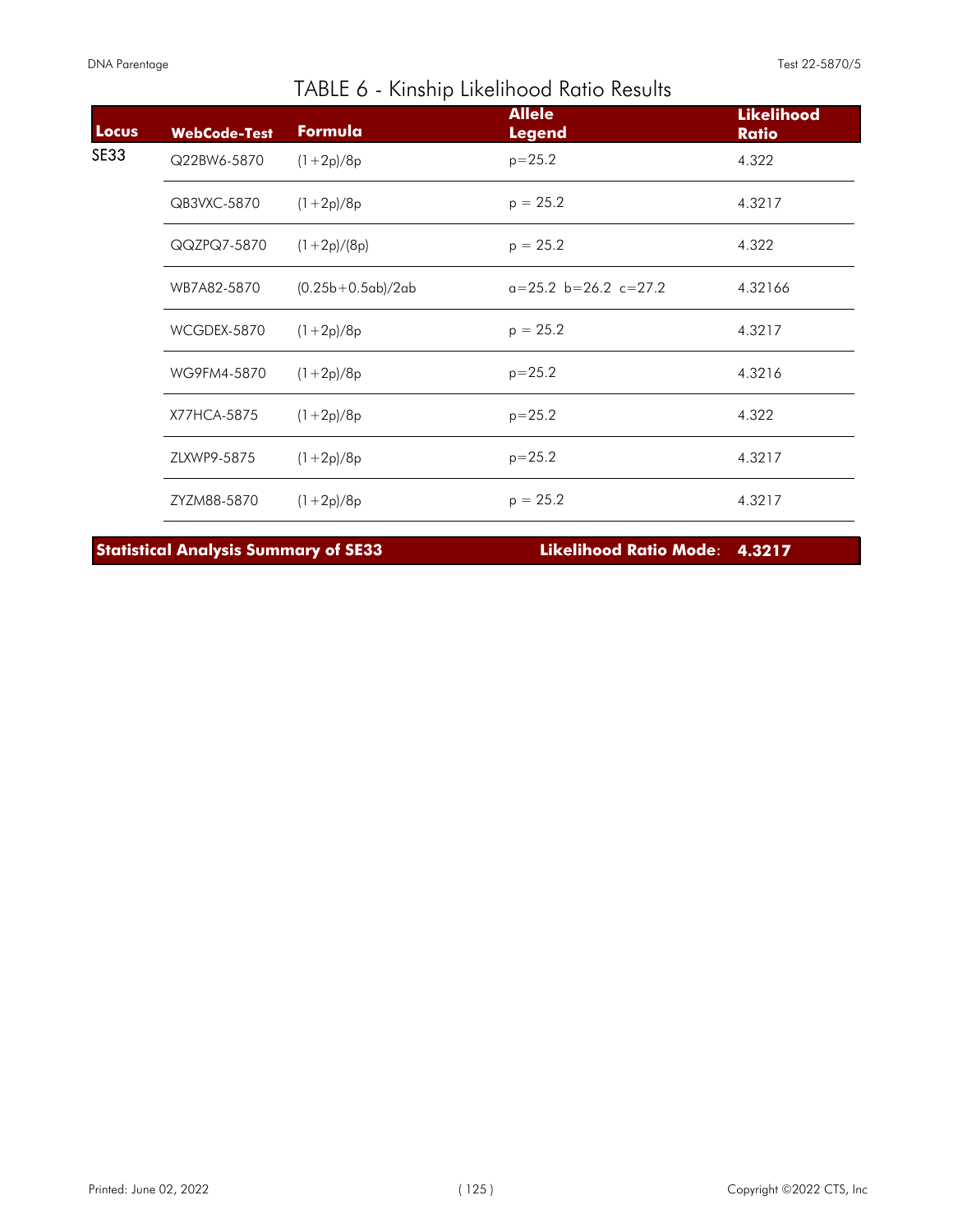## TABLE 6 - Kinship Likelihood Ratio Results

| Locus | WebCode-Test | Formula | Allele Legend | Likelihood Ratio |
|---|---|---|---|---|
| SE33 | Q22BW6-5870 | (1+2p)/8p | p=25.2 | 4.322 |
| | QB3VXC-5870 | (1+2p)/8p | p = 25.2 | 4.3217 |
| | QQZPQ7-5870 | (1+2p)/(8p) | p = 25.2 | 4.322 |
| | WB7A82-5870 | (0.25b+0.5ab)/2ab | a=25.2 b=26.2 c=27.2 | 4.32166 |
| | WCGDEX-5870 | (1+2p)/8p | p = 25.2 | 4.3217 |
| | WG9FM4-5870 | (1+2p)/8p | p=25.2 | 4.3216 |
| | X77HCA-5875 | (1+2p)/8p | p=25.2 | 4.322 |
| | ZLXWP9-5875 | (1+2p)/8p | p=25.2 | 4.3217 |
| | ZYZM88-5870 | (1+2p)/8p | p = 25.2 | 4.3217 |

**Statistical Analysis Summary of SE33** — **Likelihood Ratio Mode**: **4.3217**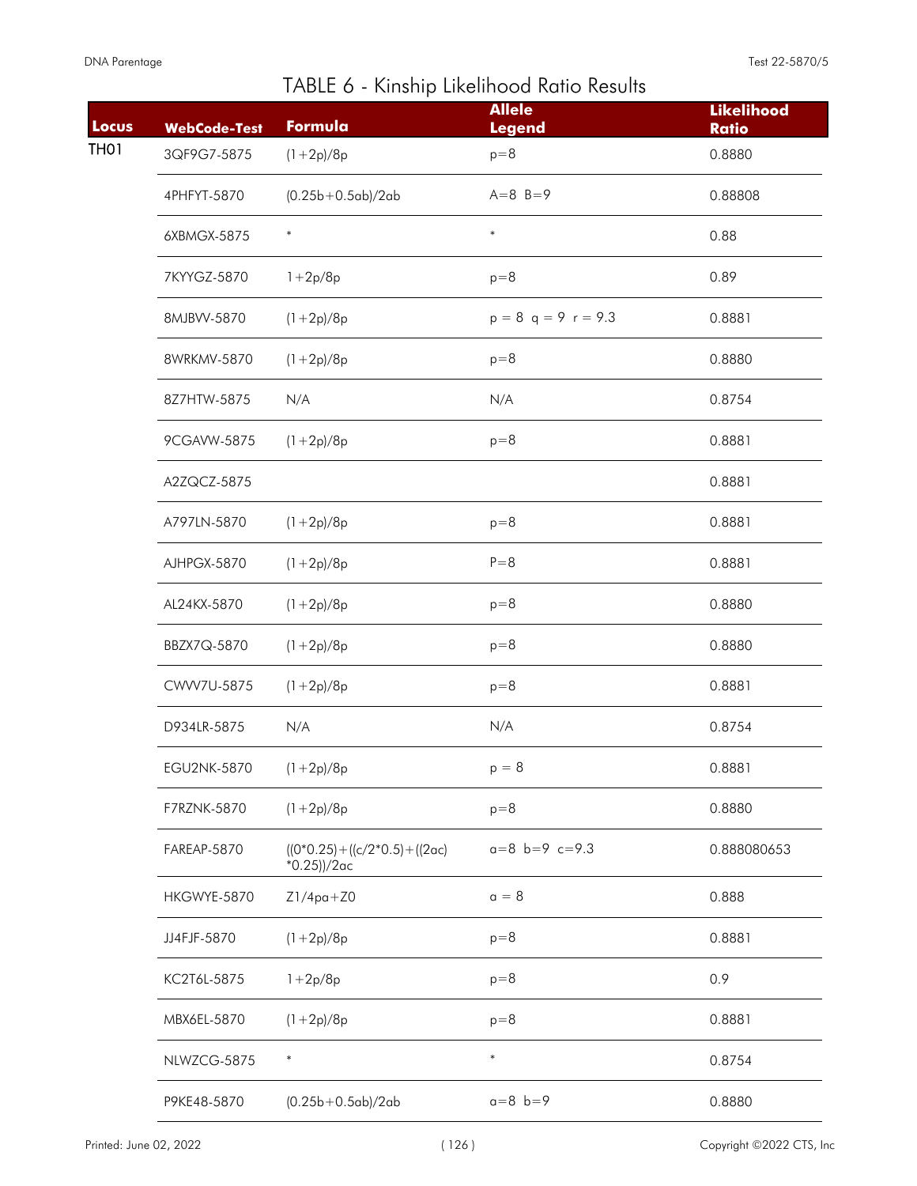## TABLE 6 - Kinship Likelihood Ratio Results

| Locus | WebCode-Test | Formula | Allele Legend | Likelihood Ratio |
|---|---|---|---|---|
| TH01 | 3QF9G7-5875 | (1+2p)/8p | p=8 | 0.8880 |
| | 4PHFYT-5870 | (0.25b+0.5ab)/2ab | A=8 B=9 | 0.88808 |
| | 6XBMGX-5875 | * | * | 0.88 |
| | 7KYYGZ-5870 | 1+2p/8p | p=8 | 0.89 |
| | 8MJBVV-5870 | (1+2p)/8p | p = 8 q = 9 r = 9.3 | 0.8881 |
| | 8WRKMV-5870 | (1+2p)/8p | p=8 | 0.8880 |
| | 8Z7HTW-5875 | N/A | N/A | 0.8754 |
| | 9CGAVW-5875 | (1+2p)/8p | p=8 | 0.8881 |
| | A2ZQCZ-5875 | | | 0.8881 |
| | A797LN-5870 | (1+2p)/8p | p=8 | 0.8881 |
| | AJHPGX-5870 | (1+2p)/8p | P=8 | 0.8881 |
| | AL24KX-5870 | (1+2p)/8p | p=8 | 0.8880 |
| | BBZX7Q-5870 | (1+2p)/8p | p=8 | 0.8880 |
| | CWVV7U-5875 | (1+2p)/8p | p=8 | 0.8881 |
| | D934LR-5875 | N/A | N/A | 0.8754 |
| | EGU2NK-5870 | (1+2p)/8p | p = 8 | 0.8881 |
| | F7RZNK-5870 | (1+2p)/8p | p=8 | 0.8880 |
| | FAREAP-5870 | ((0*0.25)+((c/2*0.5)+((2ac) *0.25))/2ac | a=8 b=9 c=9.3 | 0.888080653 |
| | HKGWYE-5870 | Z1/4pa+Z0 | a = 8 | 0.888 |
| | JJ4FJF-5870 | (1+2p)/8p | p=8 | 0.8881 |
| | KC2T6L-5875 | 1+2p/8p | p=8 | 0.9 |
| | MBX6EL-5870 | (1+2p)/8p | p=8 | 0.8881 |
| | NLWZCG-5875 | * | * | 0.8754 |
| | P9KE48-5870 | (0.25b+0.5ab)/2ab | a=8 b=9 | 0.8880 |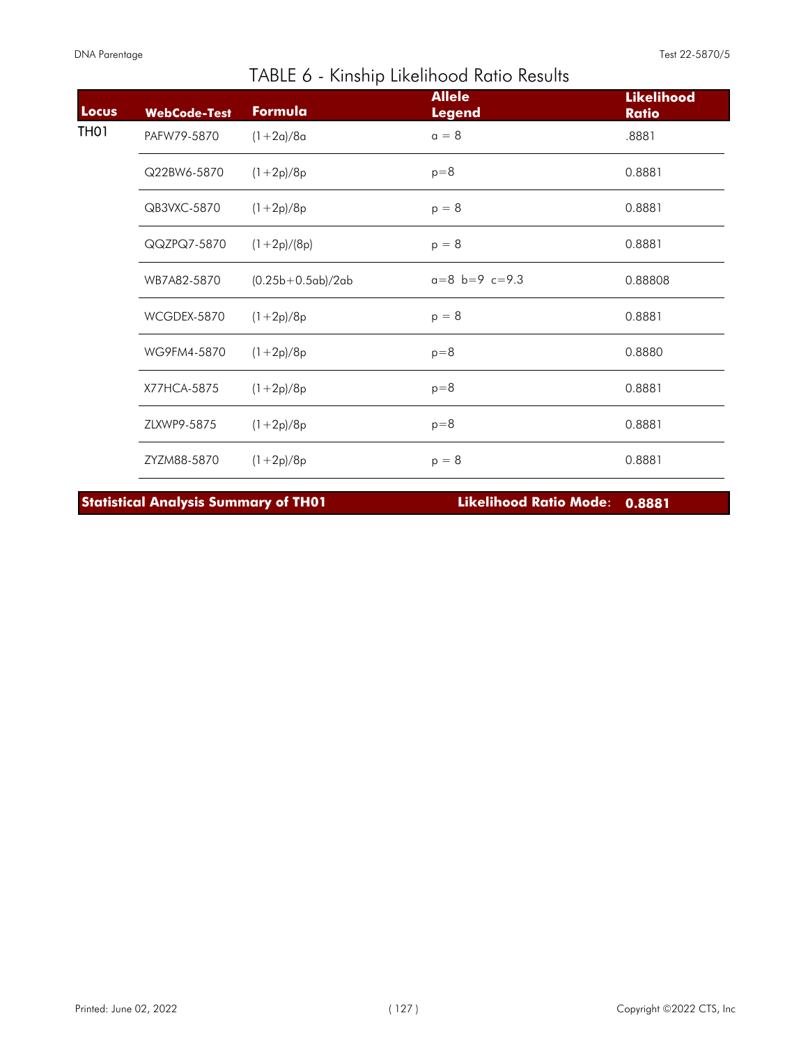# TABLE 6 - Kinship Likelihood Ratio Results

| Locus | WebCode-Test | Formula | Allele Legend | Likelihood Ratio |
|---|---|---|---|---|
| TH01 | PAFW79-5870 | (1+2a)/8a | a = 8 | .8881 |
| | Q22BW6-5870 | (1+2p)/8p | p=8 | 0.8881 |
| | QB3VXC-5870 | (1+2p)/8p | p = 8 | 0.8881 |
| | QQZPQ7-5870 | (1+2p)/(8p) | p = 8 | 0.8881 |
| | WB7A82-5870 | (0.25b+0.5ab)/2ab | a=8 b=9 c=9.3 | 0.88808 |
| | WCGDEX-5870 | (1+2p)/8p | p = 8 | 0.8881 |
| | WG9FM4-5870 | (1+2p)/8p | p=8 | 0.8880 |
| | X77HCA-5875 | (1+2p)/8p | p=8 | 0.8881 |
| | ZLXWP9-5875 | (1+2p)/8p | p=8 | 0.8881 |
| | ZYZM88-5870 | (1+2p)/8p | p = 8 | 0.8881 |

**Statistical Analysis Summary of TH01** — **Likelihood Ratio Mode**: **0.8881**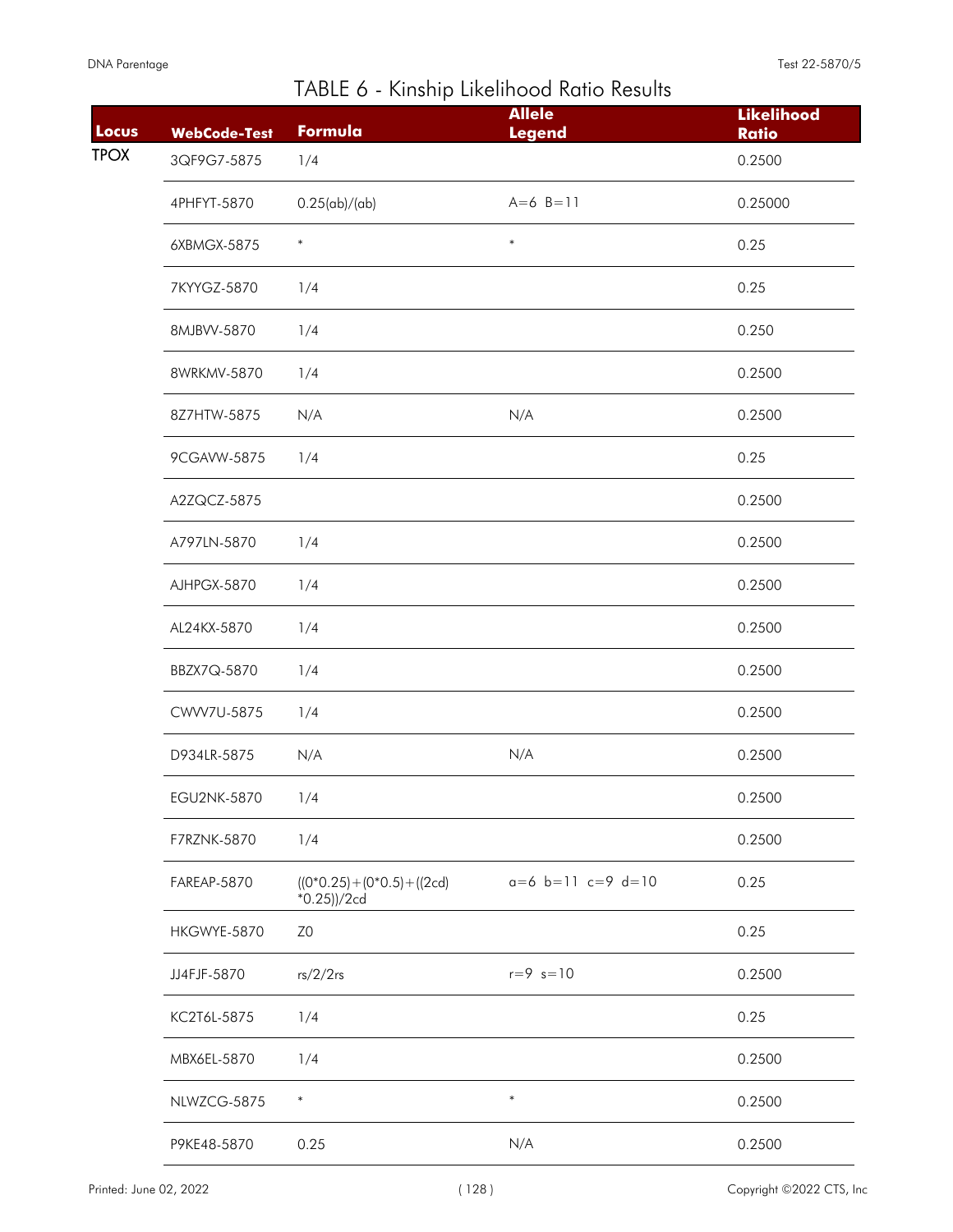# TABLE 6 - Kinship Likelihood Ratio Results

| Locus | WebCode-Test | Formula | Allele Legend | Likelihood Ratio |
|---|---|---|---|---|
| TPOX | 3QF9G7-5875 | 1/4 | | 0.2500 |
| | 4PHFYT-5870 | 0.25(ab)/(ab) | A=6 B=11 | 0.25000 |
| | 6XBMGX-5875 | * | * | 0.25 |
| | 7KYYGZ-5870 | 1/4 | | 0.25 |
| | 8MJBVV-5870 | 1/4 | | 0.250 |
| | 8WRKMV-5870 | 1/4 | | 0.2500 |
| | 8Z7HTW-5875 | N/A | N/A | 0.2500 |
| | 9CGAVW-5875 | 1/4 | | 0.25 |
| | A2ZQCZ-5875 | | | 0.2500 |
| | A797LN-5870 | 1/4 | | 0.2500 |
| | AJHPGX-5870 | 1/4 | | 0.2500 |
| | AL24KX-5870 | 1/4 | | 0.2500 |
| | BBZX7Q-5870 | 1/4 | | 0.2500 |
| | CWVV7U-5875 | 1/4 | | 0.2500 |
| | D934LR-5875 | N/A | N/A | 0.2500 |
| | EGU2NK-5870 | 1/4 | | 0.2500 |
| | F7RZNK-5870 | 1/4 | | 0.2500 |
| | FAREAP-5870 | ((0*0.25)+(0*0.5)+((2cd)*0.25))/2cd | a=6 b=11 c=9 d=10 | 0.25 |
| | HKGWYE-5870 | Z0 | | 0.25 |
| | JJ4FJF-5870 | rs/2/2rs | r=9 s=10 | 0.2500 |
| | KC2T6L-5875 | 1/4 | | 0.25 |
| | MBX6EL-5870 | 1/4 | | 0.2500 |
| | NLWZCG-5875 | * | * | 0.2500 |
| | P9KE48-5870 | 0.25 | N/A | 0.2500 |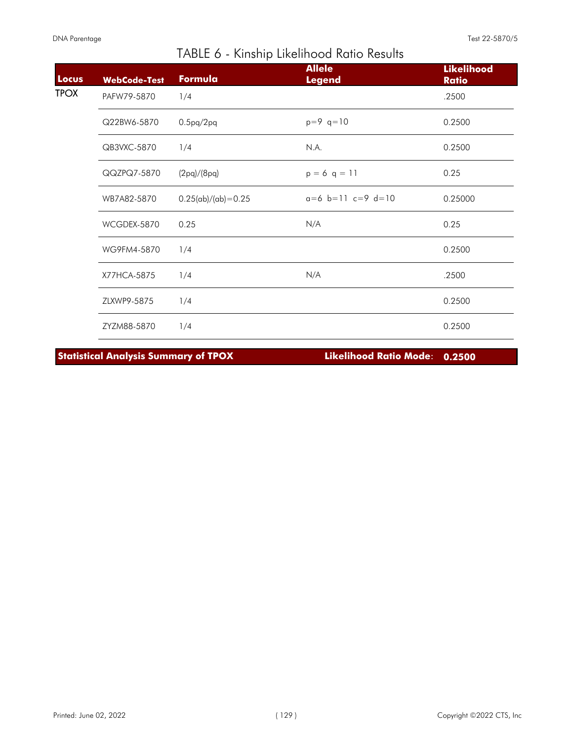# TABLE 6 - Kinship Likelihood Ratio Results

| Locus | WebCode-Test | Formula | Allele Legend | Likelihood Ratio |
|---|---|---|---|---|
| TPOX | PAFW79-5870 | 1/4 | | .2500 |
| | Q22BW6-5870 | 0.5pq/2pq | p=9 q=10 | 0.2500 |
| | QB3VXC-5870 | 1/4 | N.A. | 0.2500 |
| | QQZPQ7-5870 | (2pq)/(8pq) | p = 6 q = 11 | 0.25 |
| | WB7A82-5870 | 0.25(ab)/(ab)=0.25 | a=6 b=11 c=9 d=10 | 0.25000 |
| | WCGDEX-5870 | 0.25 | N/A | 0.25 |
| | WG9FM4-5870 | 1/4 | | 0.2500 |
| | X77HCA-5875 | 1/4 | N/A | .2500 |
| | ZLXWP9-5875 | 1/4 | | 0.2500 |
| | ZYZM88-5870 | 1/4 | | 0.2500 |

**Statistical Analysis Summary of TPOX** — **Likelihood Ratio Mode: 0.2500**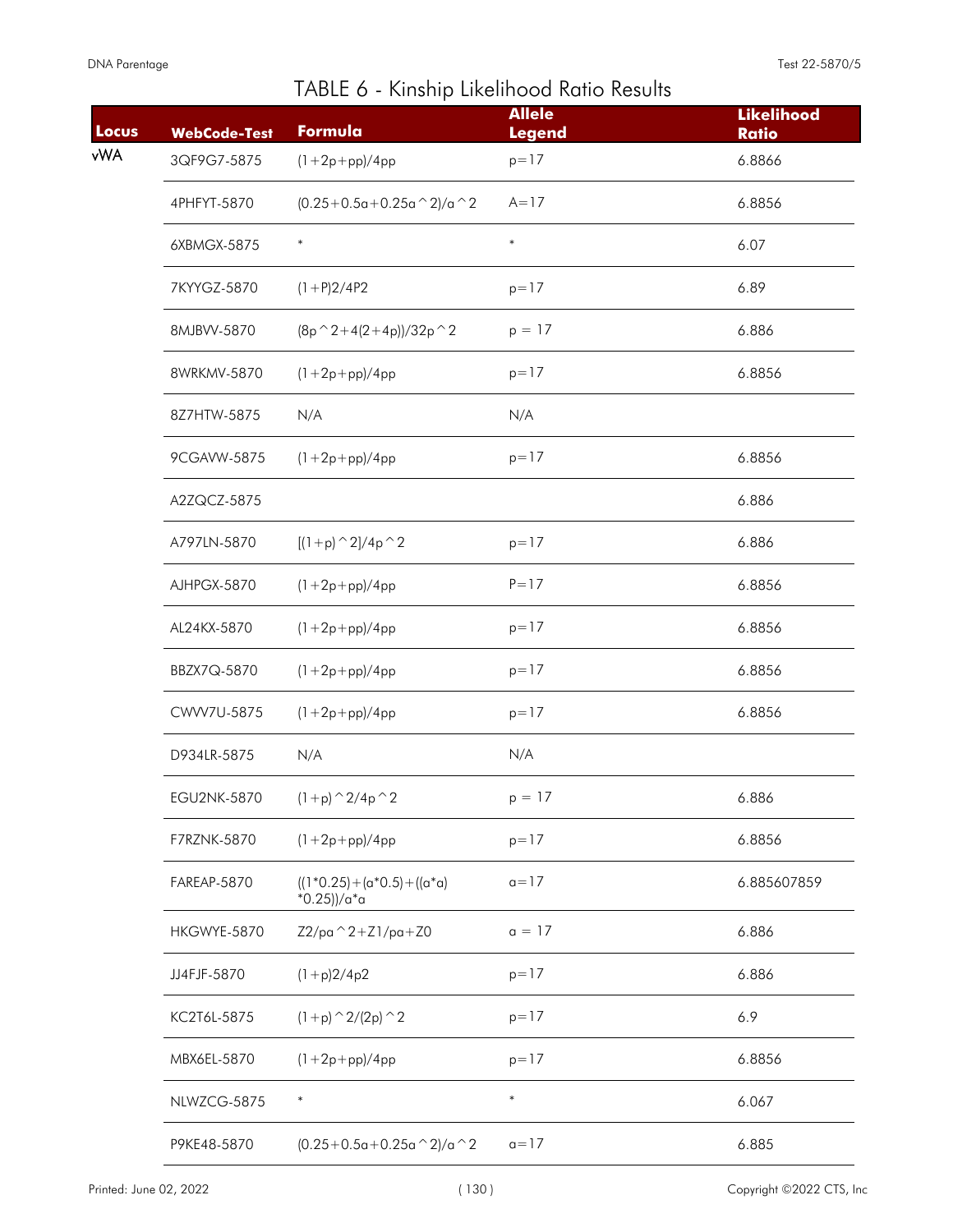# TABLE 6 - Kinship Likelihood Ratio Results

| Locus | WebCode-Test | Formula | Allele Legend | Likelihood Ratio |
|---|---|---|---|---|
| vWA | 3QF9G7-5875 | (1+2p+pp)/4pp | p=17 | 6.8866 |
| | 4PHFYT-5870 | (0.25+0.5a+0.25a^2)/a^2 | A=17 | 6.8856 |
| | 6XBMGX-5875 | * | * | 6.07 |
| | 7KYYGZ-5870 | (1+P)2/4P2 | p=17 | 6.89 |
| | 8MJBVV-5870 | (8p^2+4(2+4p))/32p^2 | p = 17 | 6.886 |
| | 8WRKMV-5870 | (1+2p+pp)/4pp | p=17 | 6.8856 |
| | 8Z7HTW-5875 | N/A | N/A | |
| | 9CGAVW-5875 | (1+2p+pp)/4pp | p=17 | 6.8856 |
| | A2ZQCZ-5875 | | | 6.886 |
| | A797LN-5870 | [(1+p)^2]/4p^2 | p=17 | 6.886 |
| | AJHPGX-5870 | (1+2p+pp)/4pp | P=17 | 6.8856 |
| | AL24KX-5870 | (1+2p+pp)/4pp | p=17 | 6.8856 |
| | BBZX7Q-5870 | (1+2p+pp)/4pp | p=17 | 6.8856 |
| | CWVV7U-5875 | (1+2p+pp)/4pp | p=17 | 6.8856 |
| | D934LR-5875 | N/A | N/A | |
| | EGU2NK-5870 | (1+p)^2/4p^2 | p = 17 | 6.886 |
| | F7RZNK-5870 | (1+2p+pp)/4pp | p=17 | 6.8856 |
| | FAREAP-5870 | ((1*0.25)+(a*0.5)+((a*a)*0.25))/a*a | a=17 | 6.885607859 |
| | HKGWYE-5870 | Z2/pa^2+Z1/pa+Z0 | a = 17 | 6.886 |
| | JJ4FJF-5870 | (1+p)2/4p2 | p=17 | 6.886 |
| | KC2T6L-5875 | (1+p)^2/(2p)^2 | p=17 | 6.9 |
| | MBX6EL-5870 | (1+2p+pp)/4pp | p=17 | 6.8856 |
| | NLWZCG-5875 | * | * | 6.067 |
| | P9KE48-5870 | (0.25+0.5a+0.25a^2)/a^2 | a=17 | 6.885 |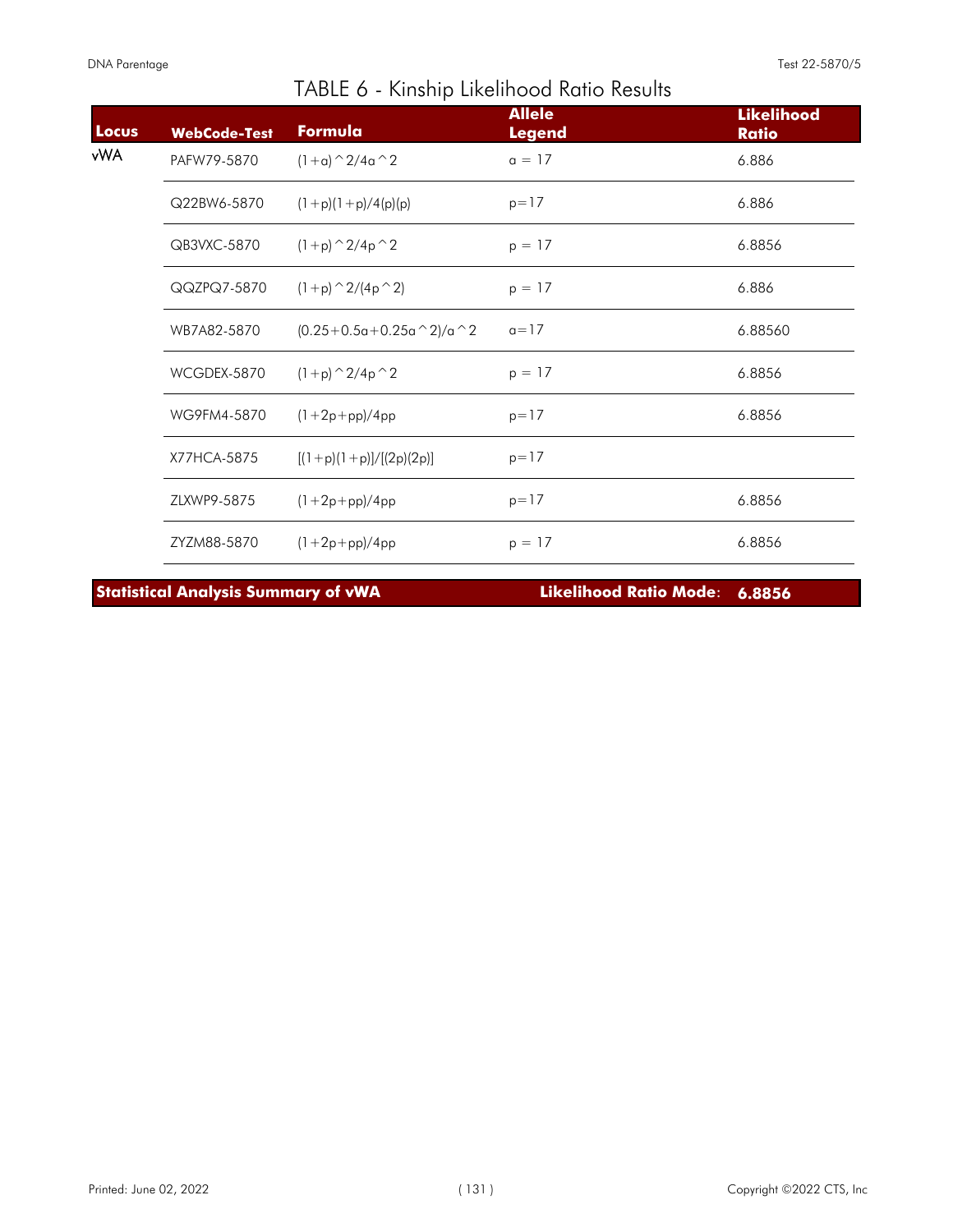# TABLE 6 - Kinship Likelihood Ratio Results

| Locus | WebCode-Test | Formula | Allele Legend | Likelihood Ratio |
|---|---|---|---|---|
| vWA | PAFW79-5870 | (1+a)^2/4a^2 | a = 17 | 6.886 |
| | Q22BW6-5870 | (1+p)(1+p)/4(p)(p) | p=17 | 6.886 |
| | QB3VXC-5870 | (1+p)^2/4p^2 | p = 17 | 6.8856 |
| | QQZPQ7-5870 | (1+p)^2/(4p^2) | p = 17 | 6.886 |
| | WB7A82-5870 | (0.25+0.5a+0.25a^2)/a^2 | a=17 | 6.88560 |
| | WCGDEX-5870 | (1+p)^2/4p^2 | p = 17 | 6.8856 |
| | WG9FM4-5870 | (1+2p+pp)/4pp | p=17 | 6.8856 |
| | X77HCA-5875 | [(1+p)(1+p)]/[(2p)(2p)] | p=17 | |
| | ZLXWP9-5875 | (1+2p+pp)/4pp | p=17 | 6.8856 |
| | ZYZM88-5870 | (1+2p+pp)/4pp | p = 17 | 6.8856 |

**Statistical Analysis Summary of vWA** — **Likelihood Ratio Mode**: **6.8856**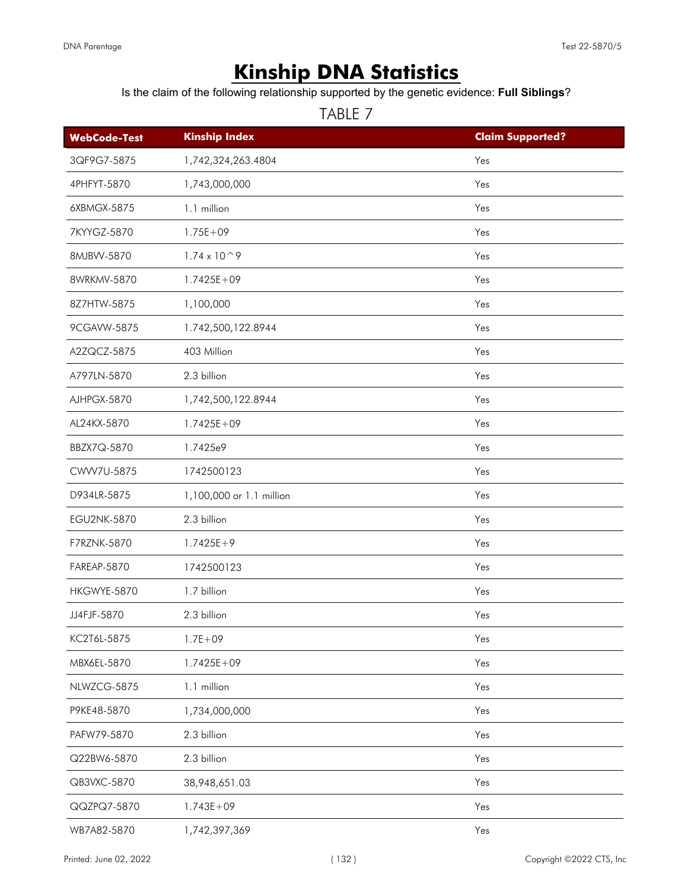# Kinship DNA Statistics

Is the claim of the following relationship supported by the genetic evidence: **Full Siblings**?

TABLE 7

| WebCode-Test | Kinship Index | Claim Supported? |
|---|---|---|
| 3QF9G7-5875 | 1,742,324,263.4804 | Yes |
| 4PHFYT-5870 | 1,743,000,000 | Yes |
| 6XBMGX-5875 | 1.1 million | Yes |
| 7KYYGZ-5870 | 1.75E+09 | Yes |
| 8MJBVV-5870 | 1.74 x 10^9 | Yes |
| 8WRKMV-5870 | 1.7425E+09 | Yes |
| 8Z7HTW-5875 | 1,100,000 | Yes |
| 9CGAVW-5875 | 1.742,500,122.8944 | Yes |
| A2ZQCZ-5875 | 403 Million | Yes |
| A797LN-5870 | 2.3 billion | Yes |
| AJHPGX-5870 | 1,742,500,122.8944 | Yes |
| AL24KX-5870 | 1.7425E+09 | Yes |
| BBZX7Q-5870 | 1.7425e9 | Yes |
| CWVV7U-5875 | 1742500123 | Yes |
| D934LR-5875 | 1,100,000 or 1.1 million | Yes |
| EGU2NK-5870 | 2.3 billion | Yes |
| F7RZNK-5870 | 1.7425E+9 | Yes |
| FAREAP-5870 | 1742500123 | Yes |
| HKGWYE-5870 | 1.7 billion | Yes |
| JJ4FJF-5870 | 2.3 billion | Yes |
| KC2T6L-5875 | 1.7E+09 | Yes |
| MBX6EL-5870 | 1.7425E+09 | Yes |
| NLWZCG-5875 | 1.1 million | Yes |
| P9KE48-5870 | 1,734,000,000 | Yes |
| PAFW79-5870 | 2.3 billion | Yes |
| Q22BW6-5870 | 2.3 billion | Yes |
| QB3VXC-5870 | 38,948,651.03 | Yes |
| QQZPQ7-5870 | 1.743E+09 | Yes |
| WB7A82-5870 | 1,742,397,369 | Yes |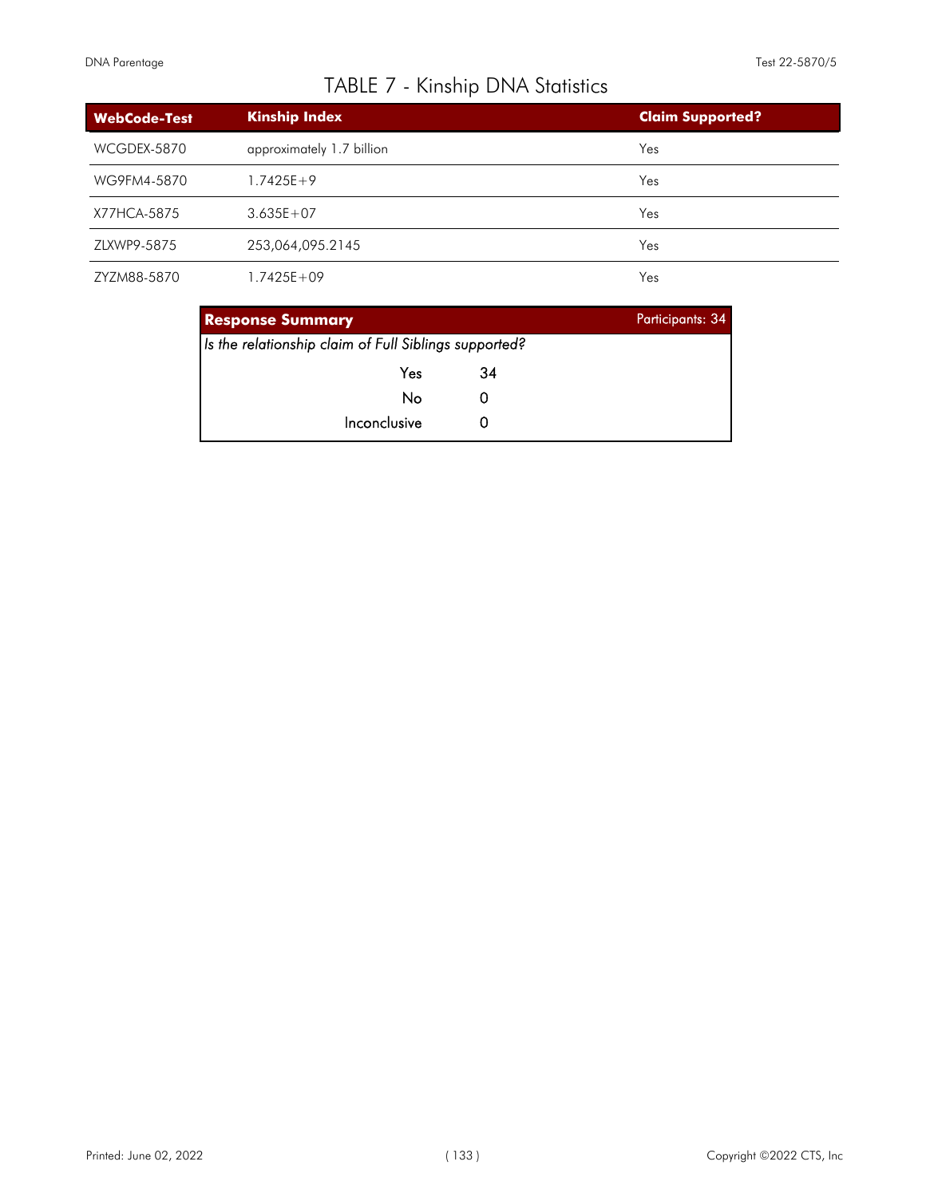# TABLE 7 - Kinship DNA Statistics

| WebCode-Test | Kinship Index | Claim Supported? |
|---|---|---|
| WCGDEX-5870 | approximately 1.7 billion | Yes |
| WG9FM4-5870 | 1.7425E+9 | Yes |
| X77HCA-5875 | 3.635E+07 | Yes |
| ZLXWP9-5875 | 253,064,095.2145 | Yes |
| ZYZM88-5870 | 1.7425E+09 | Yes |

| **Response Summary** | Participants: 34 |
|---|---|
| *Is the relationship claim of Full Siblings supported?* | |
| Yes | 34 |
| No | 0 |
| Inconclusive | 0 |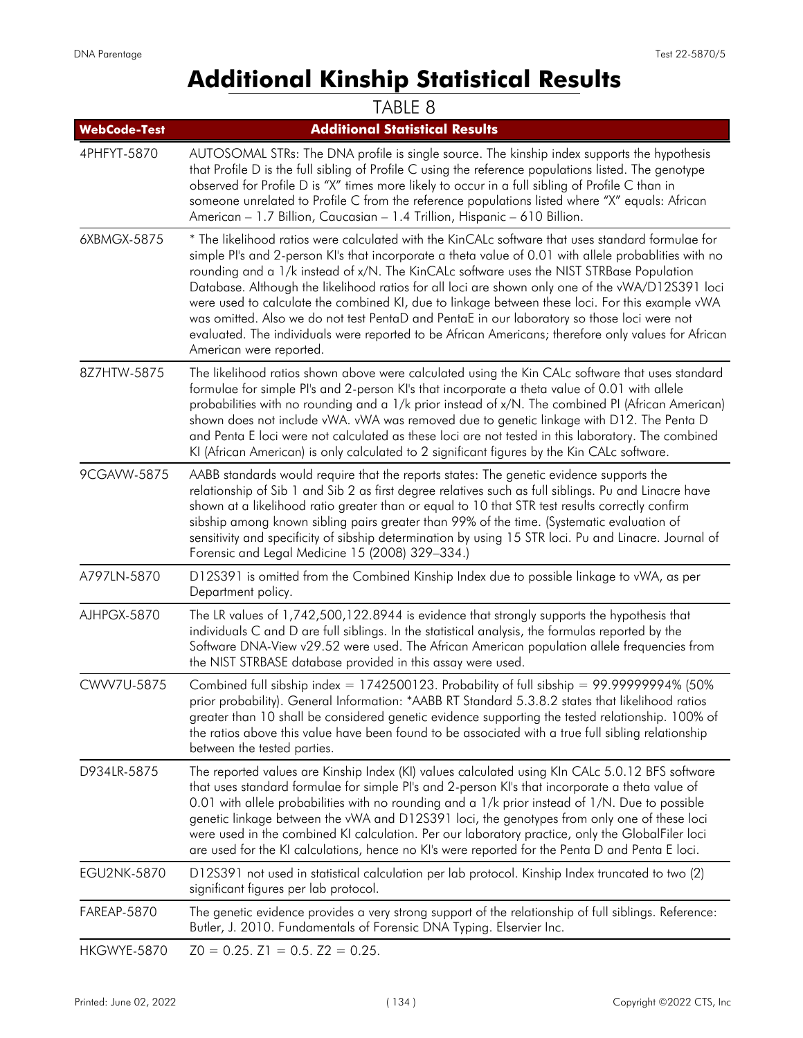# Additional Kinship Statistical Results

TABLE 8

| WebCode-Test | Additional Statistical Results |
|---|---|
| 4PHFYT-5870 | AUTOSOMAL STRs: The DNA profile is single source. The kinship index supports the hypothesis that Profile D is the full sibling of Profile C using the reference populations listed. The genotype observed for Profile D is "X" times more likely to occur in a full sibling of Profile C than in someone unrelated to Profile C from the reference populations listed where "X" equals: African American – 1.7 Billion, Caucasian – 1.4 Trillion, Hispanic – 610 Billion. |
| 6XBMGX-5875 | * The likelihood ratios were calculated with the KinCALc software that uses standard formulae for simple PI's and 2-person KI's that incorporate a theta value of 0.01 with allele probablities with no rounding and a 1/k instead of x/N. The KinCALc software uses the NIST STRBase Population Database. Although the likelihood ratios for all loci are shown only one of the vWA/D12S391 loci were used to calculate the combined KI, due to linkage between these loci. For this example vWA was omitted. Also we do not test PentaD and PentaE in our laboratory so those loci were not evaluated. The individuals were reported to be African Americans; therefore only values for African American were reported. |
| 8Z7HTW-5875 | The likelihood ratios shown above were calculated using the Kin CALc software that uses standard formulae for simple PI's and 2-person KI's that incorporate a theta value of 0.01 with allele probabilities with no rounding and a 1/k prior instead of x/N. The combined PI (African American) shown does not include vWA. vWA was removed due to genetic linkage with D12. The Penta D and Penta E loci were not calculated as these loci are not tested in this laboratory. The combined KI (African American) is only calculated to 2 significant figures by the Kin CALc software. |
| 9CGAVW-5875 | AABB standards would require that the reports states: The genetic evidence supports the relationship of Sib 1 and Sib 2 as first degree relatives such as full siblings. Pu and Linacre have shown at a likelihood ratio greater than or equal to 10 that STR test results correctly confirm sibship among known sibling pairs greater than 99% of the time. (Systematic evaluation of sensitivity and specificity of sibship determination by using 15 STR loci. Pu and Linacre. Journal of Forensic and Legal Medicine 15 (2008) 329–334.) |
| A797LN-5870 | D12S391 is omitted from the Combined Kinship Index due to possible linkage to vWA, as per Department policy. |
| AJHPGX-5870 | The LR values of 1,742,500,122.8944 is evidence that strongly supports the hypothesis that individuals C and D are full siblings. In the statistical analysis, the formulas reported by the Software DNA-View v29.52 were used. The African American population allele frequencies from the NIST STRBASE database provided in this assay were used. |
| CWW7U-5875 | Combined full sibship index = 1742500123. Probability of full sibship = 99.99999994% (50% prior probability). General Information: *AABB RT Standard 5.3.8.2 states that likelihood ratios greater than 10 shall be considered genetic evidence supporting the tested relationship. 100% of the ratios above this value have been found to be associated with a true full sibling relationship between the tested parties. |
| D934LR-5875 | The reported values are Kinship Index (KI) values calculated using KIn CALc 5.0.12 BFS software that uses standard formulae for simple PI's and 2-person KI's that incorporate a theta value of 0.01 with allele probabilities with no rounding and a 1/k prior instead of 1/N. Due to possible genetic linkage between the vWA and D12S391 loci, the genotypes from only one of these loci were used in the combined KI calculation. Per our laboratory practice, only the GlobalFiler loci are used for the KI calculations, hence no KI's were reported for the Penta D and Penta E loci. |
| EGU2NK-5870 | D12S391 not used in statistical calculation per lab protocol. Kinship Index truncated to two (2) significant figures per lab protocol. |
| FAREAP-5870 | The genetic evidence provides a very strong support of the relationship of full siblings. Reference: Butler, J. 2010. Fundamentals of Forensic DNA Typing. Elservier Inc. |
| HKGWYE-5870 | $Z0 = 0.25$. $Z1 = 0.5$. $Z2 = 0.25$. |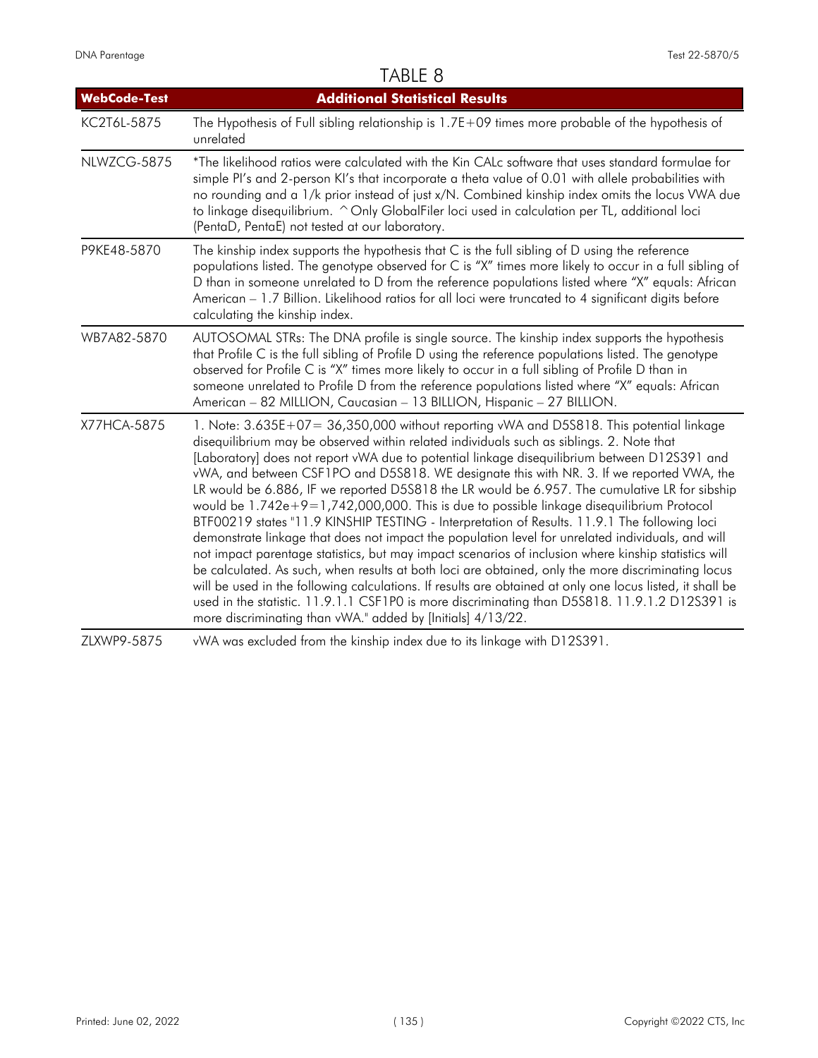# TABLE 8

| WebCode-Test | Additional Statistical Results |
| --- | --- |
| KC2T6L-5875 | The Hypothesis of Full sibling relationship is 1.7E+09 times more probable of the hypothesis of unrelated |
| NLWZCG-5875 | *The likelihood ratios were calculated with the Kin CALc software that uses standard formulae for simple PI's and 2-person KI's that incorporate a theta value of 0.01 with allele probabilities with no rounding and a 1/k prior instead of just x/N. Combined kinship index omits the locus VWA due to linkage disequilibrium. ^Only GlobalFiler loci used in calculation per TL, additional loci (PentaD, PentaE) not tested at our laboratory. |
| P9KE48-5870 | The kinship index supports the hypothesis that C is the full sibling of D using the reference populations listed. The genotype observed for C is "X" times more likely to occur in a full sibling of D than in someone unrelated to D from the reference populations listed where "X" equals: African American – 1.7 Billion. Likelihood ratios for all loci were truncated to 4 significant digits before calculating the kinship index. |
| WB7A82-5870 | AUTOSOMAL STRs: The DNA profile is single source. The kinship index supports the hypothesis that Profile C is the full sibling of Profile D using the reference populations listed. The genotype observed for Profile C is "X" times more likely to occur in a full sibling of Profile D than in someone unrelated to Profile D from the reference populations listed where "X" equals: African American – 82 MILLION, Caucasian – 13 BILLION, Hispanic – 27 BILLION. |
| X77HCA-5875 | 1. Note: 3.635E+07= 36,350,000 without reporting vWA and D5S818. This potential linkage disequilibrium may be observed within related individuals such as siblings. 2. Note that [Laboratory] does not report vWA due to potential linkage disequilibrium between D12S391 and vWA, and between CSF1PO and D5S818. WE designate this with NR. 3. If we reported VWA, the LR would be 6.886, IF we reported D5S818 the LR would be 6.957. The cumulative LR for sibship would be 1.742e+9=1,742,000,000. This is due to possible linkage disequilibrium Protocol BTF00219 states "11.9 KINSHIP TESTING - Interpretation of Results. 11.9.1 The following loci demonstrate linkage that does not impact the population level for unrelated individuals, and will not impact parentage statistics, but may impact scenarios of inclusion where kinship statistics will be calculated. As such, when results at both loci are obtained, only the more discriminating locus will be used in the following calculations. If results are obtained at only one locus listed, it shall be used in the statistic. 11.9.1.1 CSF1P0 is more discriminating than D5S818. 11.9.1.2 D12S391 is more discriminating than vWA." added by [Initials] 4/13/22. |
| ZLXWP9-5875 | vWA was excluded from the kinship index due to its linkage with D12S391. |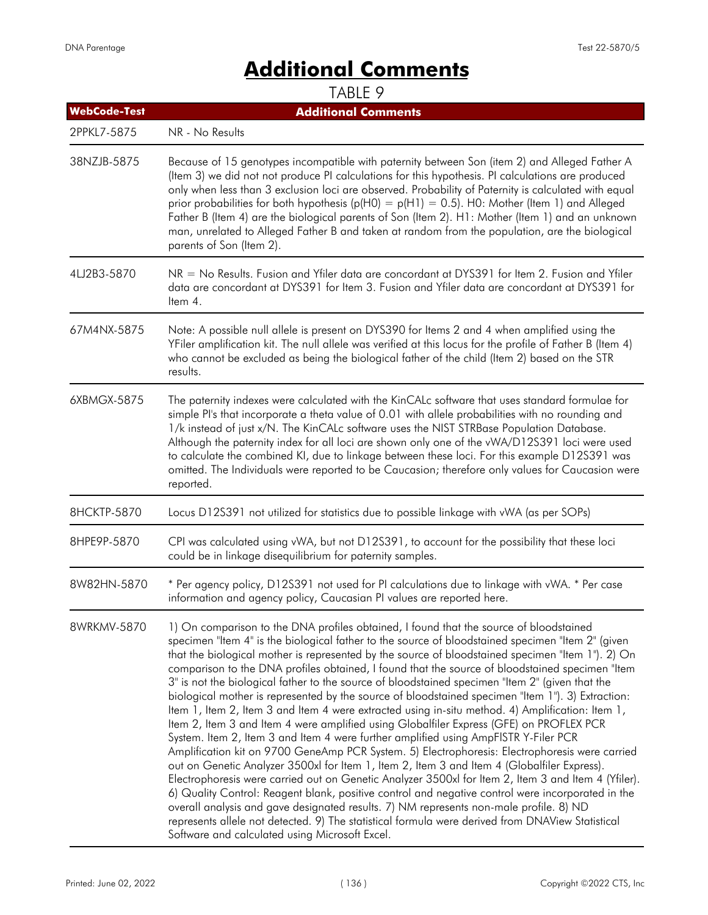# Additional Comments

TABLE 9

| WebCode-Test | Additional Comments |
|---|---|
| 2PPKL7-5875 | NR - No Results |
| 38NZJB-5875 | Because of 15 genotypes incompatible with paternity between Son (item 2) and Alleged Father A (Item 3) we did not not produce PI calculations for this hypothesis. PI calculations are produced only when less than 3 exclusion loci are observed. Probability of Paternity is calculated with equal prior probabilities for both hypothesis (p(H0) = p(H1) = 0.5). H0: Mother (Item 1) and Alleged Father B (Item 4) are the biological parents of Son (Item 2). H1: Mother (Item 1) and an unknown man, unrelated to Alleged Father B and taken at random from the population, are the biological parents of Son (Item 2). |
| 4LJ2B3-5870 | NR = No Results. Fusion and Yfiler data are concordant at DYS391 for Item 2. Fusion and Yfiler data are concordant at DYS391 for Item 3. Fusion and Yfiler data are concordant at DYS391 for Item 4. |
| 67M4NX-5875 | Note: A possible null allele is present on DYS390 for Items 2 and 4 when amplified using the YFiler amplification kit. The null allele was verified at this locus for the profile of Father B (Item 4) who cannot be excluded as being the biological father of the child (Item 2) based on the STR results. |
| 6XBMGX-5875 | The paternity indexes were calculated with the KinCALc software that uses standard formulae for simple PI's that incorporate a theta value of 0.01 with allele probabilities with no rounding and 1/k instead of just x/N. The KinCALc software uses the NIST STRBase Population Database. Although the paternity index for all loci are shown only one of the vWA/D12S391 loci were used to calculate the combined KI, due to linkage between these loci. For this example D12S391 was omitted. The Individuals were reported to be Caucasion; therefore only values for Caucasion were reported. |
| 8HCKTP-5870 | Locus D12S391 not utilized for statistics due to possible linkage with vWA (as per SOPs) |
| 8HPE9P-5870 | CPI was calculated using vWA, but not D12S391, to account for the possibility that these loci could be in linkage disequilibrium for paternity samples. |
| 8W82HN-5870 | * Per agency policy, D12S391 not used for PI calculations due to linkage with vWA. * Per case information and agency policy, Caucasian PI values are reported here. |
| 8WRKMV-5870 | 1) On comparison to the DNA profiles obtained, I found that the source of bloodstained specimen "Item 4" is the biological father to the source of bloodstained specimen "Item 2" (given that the biological mother is represented by the source of bloodstained specimen "Item 1"). 2) On comparison to the DNA profiles obtained, I found that the source of bloodstained specimen "Item 3" is not the biological father to the source of bloodstained specimen "Item 2" (given that the biological mother is represented by the source of bloodstained specimen "Item 1"). 3) Extraction: Item 1, Item 2, Item 3 and Item 4 were extracted using in-situ method. 4) Amplification: Item 1, Item 2, Item 3 and Item 4 were amplified using Globalfiler Express (GFE) on PROFLEX PCR System. Item 2, Item 3 and Item 4 were further amplified using AmpFISTR Y-Filer PCR Amplification kit on 9700 GeneAmp PCR System. 5) Electrophoresis: Electrophoresis were carried out on Genetic Analyzer 3500xl for Item 1, Item 2, Item 3 and Item 4 (Globalfiler Express). Electrophoresis were carried out on Genetic Analyzer 3500xl for Item 2, Item 3 and Item 4 (Yfiler). 6) Quality Control: Reagent blank, positive control and negative control were incorporated in the overall analysis and gave designated results. 7) NM represents non-male profile. 8) ND represents allele not detected. 9) The statistical formula were derived from DNAView Statistical Software and calculated using Microsoft Excel. |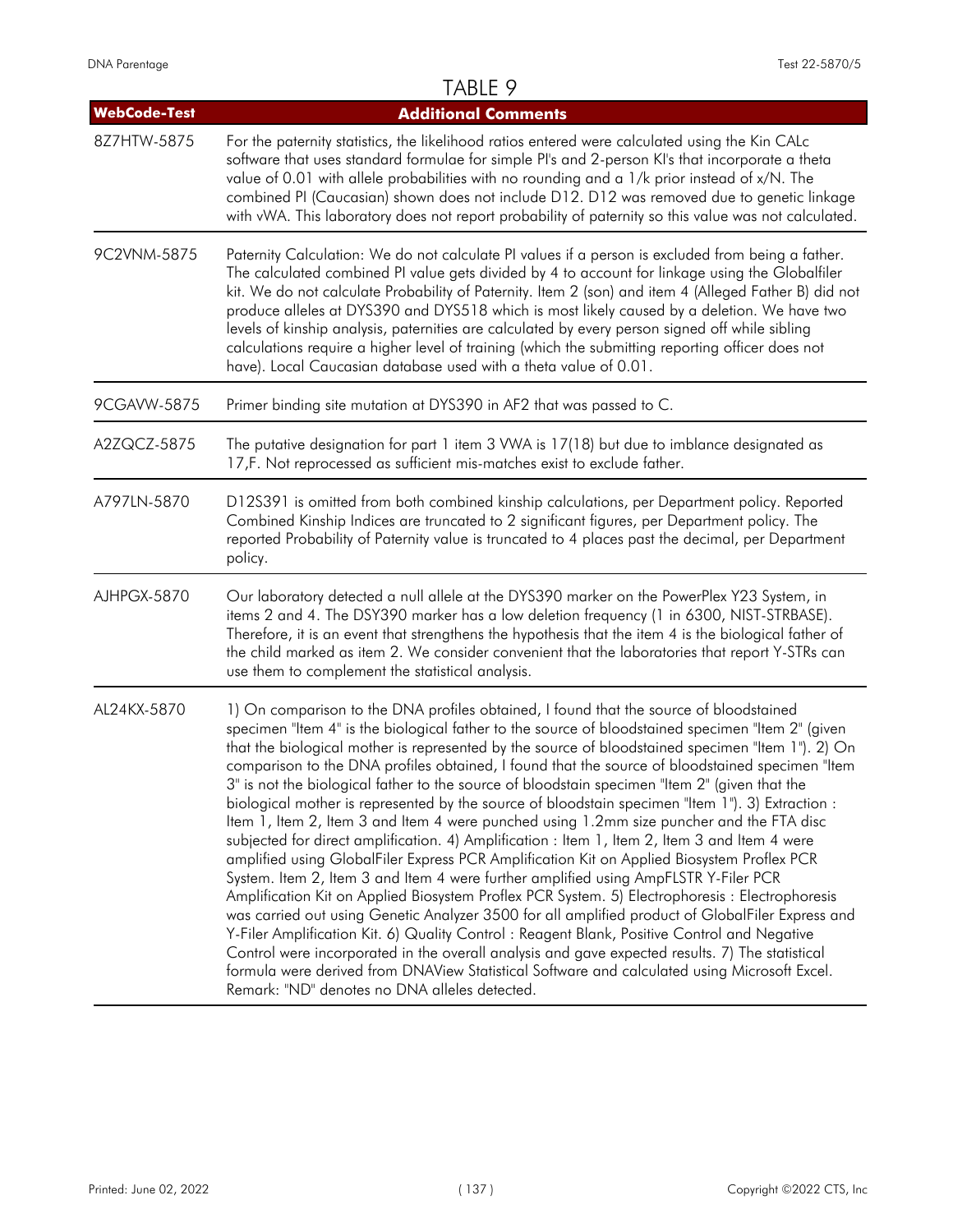## TABLE 9

| WebCode-Test | Additional Comments |
| --- | --- |
| 8Z7HTW-5875 | For the paternity statistics, the likelihood ratios entered were calculated using the Kin CALc software that uses standard formulae for simple PI's and 2-person KI's that incorporate a theta value of 0.01 with allele probabilities with no rounding and a 1/k prior instead of x/N. The combined PI (Caucasian) shown does not include D12. D12 was removed due to genetic linkage with vWA. This laboratory does not report probability of paternity so this value was not calculated. |
| 9C2VNM-5875 | Paternity Calculation: We do not calculate PI values if a person is excluded from being a father. The calculated combined PI value gets divided by 4 to account for linkage using the Globalfiler kit. We do not calculate Probability of Paternity. Item 2 (son) and item 4 (Alleged Father B) did not produce alleles at DYS390 and DYS518 which is most likely caused by a deletion. We have two levels of kinship analysis, paternities are calculated by every person signed off while sibling calculations require a higher level of training (which the submitting reporting officer does not have). Local Caucasian database used with a theta value of 0.01. |
| 9CGAVW-5875 | Primer binding site mutation at DYS390 in AF2 that was passed to C. |
| A2ZQCZ-5875 | The putative designation for part 1 item 3 VWA is 17(18) but due to imblance designated as 17,F. Not reprocessed as sufficient mis-matches exist to exclude father. |
| A797LN-5870 | D12S391 is omitted from both combined kinship calculations, per Department policy. Reported Combined Kinship Indices are truncated to 2 significant figures, per Department policy. The reported Probability of Paternity value is truncated to 4 places past the decimal, per Department policy. |
| AJHPGX-5870 | Our laboratory detected a null allele at the DYS390 marker on the PowerPlex Y23 System, in items 2 and 4. The DSY390 marker has a low deletion frequency (1 in 6300, NIST-STRBASE). Therefore, it is an event that strengthens the hypothesis that the item 4 is the biological father of the child marked as item 2. We consider convenient that the laboratories that report Y-STRs can use them to complement the statistical analysis. |
| AL24KX-5870 | 1) On comparison to the DNA profiles obtained, I found that the source of bloodstained specimen "Item 4" is the biological father to the source of bloodstained specimen "Item 2" (given that the biological mother is represented by the source of bloodstained specimen "Item 1"). 2) On comparison to the DNA profiles obtained, I found that the source of bloodstained specimen "Item 3" is not the biological father to the source of bloodstain specimen "Item 2" (given that the biological mother is represented by the source of bloodstain specimen "Item 1"). 3) Extraction : Item 1, Item 2, Item 3 and Item 4 were punched using 1.2mm size puncher and the FTA disc subjected for direct amplification. 4) Amplification : Item 1, Item 2, Item 3 and Item 4 were amplified using GlobalFiler Express PCR Amplification Kit on Applied Biosystem Proflex PCR System. Item 2, Item 3 and Item 4 were further amplified using AmpFLSTR Y-Filer PCR Amplification Kit on Applied Biosystem Proflex PCR System. 5) Electrophoresis : Electrophoresis was carried out using Genetic Analyzer 3500 for all amplified product of GlobalFiler Express and Y-Filer Amplification Kit. 6) Quality Control : Reagent Blank, Positive Control and Negative Control were incorporated in the overall analysis and gave expected results. 7) The statistical formula were derived from DNAView Statistical Software and calculated using Microsoft Excel. Remark: "ND" denotes no DNA alleles detected. |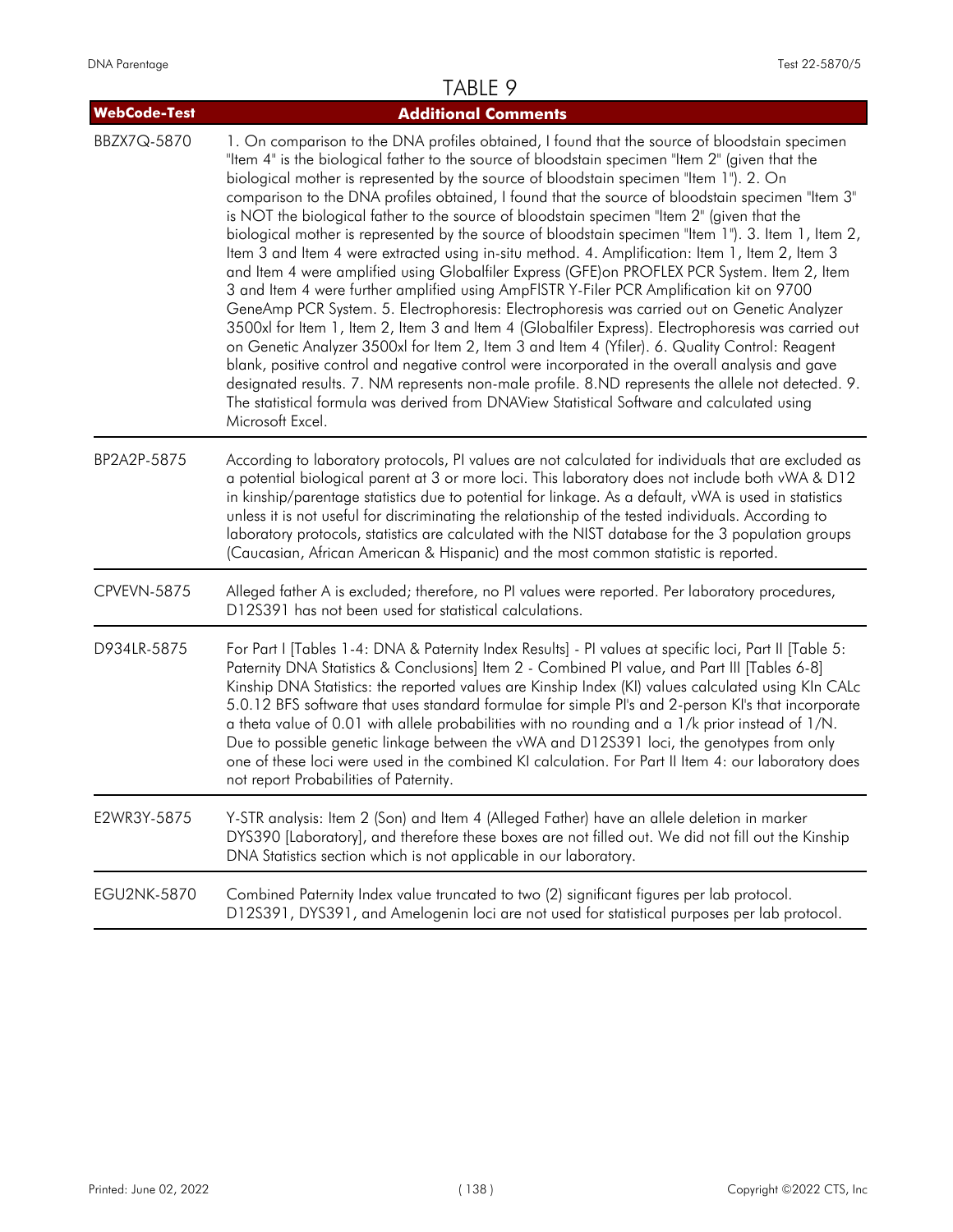# TABLE 9

| WebCode-Test | Additional Comments |
|---|---|
| BBZX7Q-5870 | 1. On comparison to the DNA profiles obtained, I found that the source of bloodstain specimen "Item 4" is the biological father to the source of bloodstain specimen "Item 2" (given that the biological mother is represented by the source of bloodstain specimen "Item 1"). 2. On comparison to the DNA profiles obtained, I found that the source of bloodstain specimen "Item 3" is NOT the biological father to the source of bloodstain specimen "Item 2" (given that the biological mother is represented by the source of bloodstain specimen "Item 1"). 3. Item 1, Item 2, Item 3 and Item 4 were extracted using in-situ method. 4. Amplification: Item 1, Item 2, Item 3 and Item 4 were amplified using Globalfiler Express (GFE)on PROFLEX PCR System. Item 2, Item 3 and Item 4 were further amplified using AmpFlSTR Y-Filer PCR Amplification kit on 9700 GeneAmp PCR System. 5. Electrophoresis: Electrophoresis was carried out on Genetic Analyzer 3500xl for Item 1, Item 2, Item 3 and Item 4 (Globalfiler Express). Electrophoresis was carried out on Genetic Analyzer 3500xl for Item 2, Item 3 and Item 4 (Yfiler). 6. Quality Control: Reagent blank, positive control and negative control were incorporated in the overall analysis and gave designated results. 7. NM represents non-male profile. 8.ND represents the allele not detected. 9. The statistical formula was derived from DNAView Statistical Software and calculated using Microsoft Excel. |
| BP2A2P-5875 | According to laboratory protocols, PI values are not calculated for individuals that are excluded as a potential biological parent at 3 or more loci. This laboratory does not include both vWA & D12 in kinship/parentage statistics due to potential for linkage. As a default, vWA is used in statistics unless it is not useful for discriminating the relationship of the tested individuals. According to laboratory protocols, statistics are calculated with the NIST database for the 3 population groups (Caucasian, African American & Hispanic) and the most common statistic is reported. |
| CPVEVN-5875 | Alleged father A is excluded; therefore, no PI values were reported. Per laboratory procedures, D12S391 has not been used for statistical calculations. |
| D934LR-5875 | For Part I [Tables 1-4: DNA & Paternity Index Results] - PI values at specific loci, Part II [Table 5: Paternity DNA Statistics & Conclusions] Item 2 - Combined PI value, and Part III [Tables 6-8] Kinship DNA Statistics: the reported values are Kinship Index (KI) values calculated using KIn CALc 5.0.12 BFS software that uses standard formulae for simple PI's and 2-person KI's that incorporate a theta value of 0.01 with allele probabilities with no rounding and a 1/k prior instead of 1/N. Due to possible genetic linkage between the vWA and D12S391 loci, the genotypes from only one of these loci were used in the combined KI calculation. For Part II Item 4: our laboratory does not report Probabilities of Paternity. |
| E2WR3Y-5875 | Y-STR analysis: Item 2 (Son) and Item 4 (Alleged Father) have an allele deletion in marker DYS390 [Laboratory], and therefore these boxes are not filled out. We did not fill out the Kinship DNA Statistics section which is not applicable in our laboratory. |
| EGU2NK-5870 | Combined Paternity Index value truncated to two (2) significant figures per lab protocol. D12S391, DYS391, and Amelogenin loci are not used for statistical purposes per lab protocol. |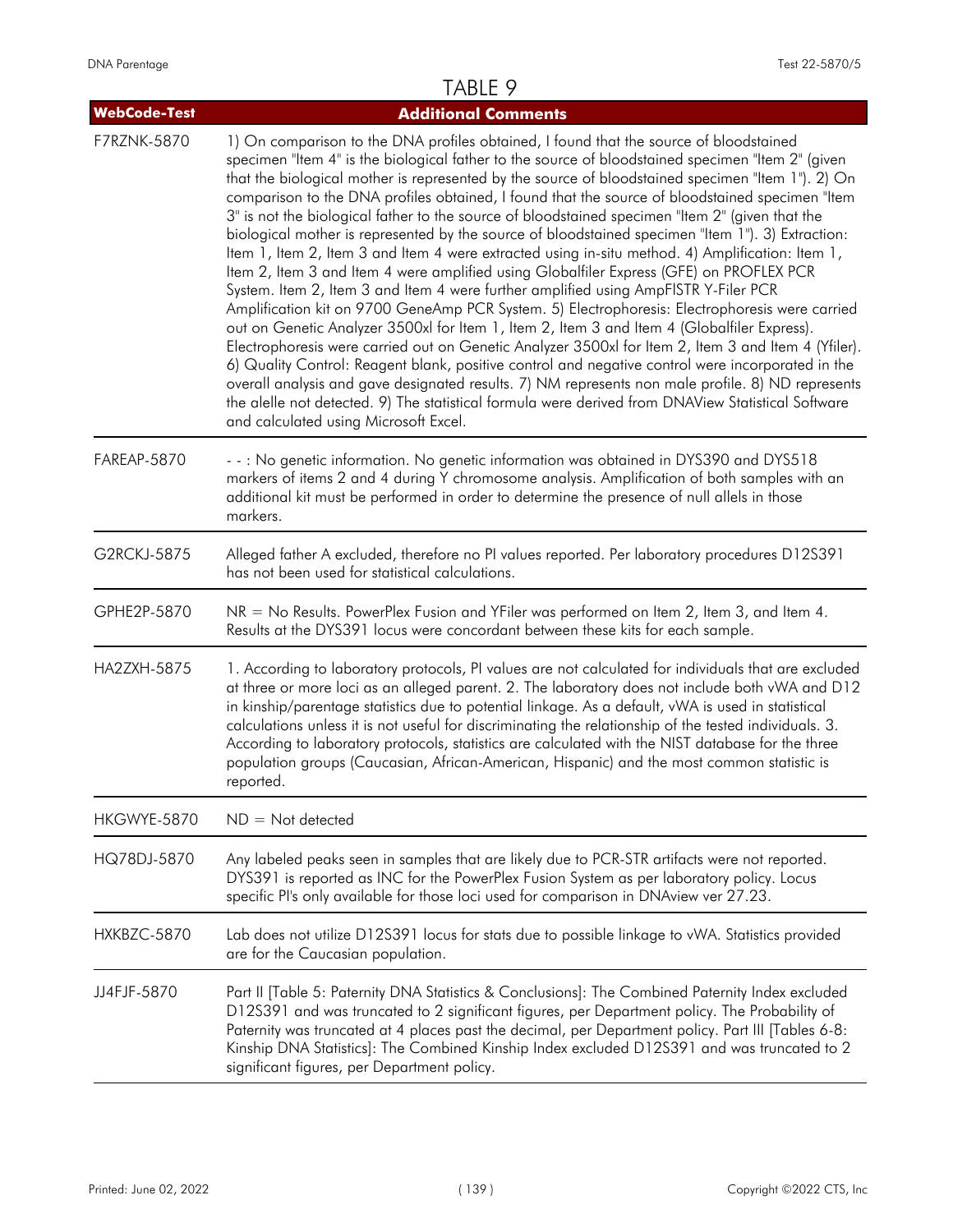# TABLE 9

| WebCode-Test | Additional Comments |
|---|---|
| F7RZNK-5870 | 1) On comparison to the DNA profiles obtained, I found that the source of bloodstained specimen "Item 4" is the biological father to the source of bloodstained specimen "Item 2" (given that the biological mother is represented by the source of bloodstained specimen "Item 1"). 2) On comparison to the DNA profiles obtained, I found that the source of bloodstained specimen "Item 3" is not the biological father to the source of bloodstained specimen "Item 2" (given that the biological mother is represented by the source of bloodstained specimen "Item 1"). 3) Extraction: Item 1, Item 2, Item 3 and Item 4 were extracted using in-situ method. 4) Amplification: Item 1, Item 2, Item 3 and Item 4 were amplified using Globalfiler Express (GFE) on PROFLEX PCR System. Item 2, Item 3 and Item 4 were further amplified using AmpFlSTR Y-Filer PCR Amplification kit on 9700 GeneAmp PCR System. 5) Electrophoresis: Electrophoresis were carried out on Genetic Analyzer 3500xl for Item 1, Item 2, Item 3 and Item 4 (Globalfiler Express). Electrophoresis were carried out on Genetic Analyzer 3500xl for Item 2, Item 3 and Item 4 (Yfiler). 6) Quality Control: Reagent blank, positive control and negative control were incorporated in the overall analysis and gave designated results. 7) NM represents non male profile. 8) ND represents the alelle not detected. 9) The statistical formula were derived from DNAView Statistical Software and calculated using Microsoft Excel. |
| FAREAP-5870 | - - : No genetic information. No genetic information was obtained in DYS390 and DYS518 markers of items 2 and 4 during Y chromosome analysis. Amplification of both samples with an additional kit must be performed in order to determine the presence of null allels in those markers. |
| G2RCKJ-5875 | Alleged father A excluded, therefore no PI values reported. Per laboratory procedures D12S391 has not been used for statistical calculations. |
| GPHE2P-5870 | NR = No Results. PowerPlex Fusion and YFiler was performed on Item 2, Item 3, and Item 4. Results at the DYS391 locus were concordant between these kits for each sample. |
| HA2ZXH-5875 | 1. According to laboratory protocols, PI values are not calculated for individuals that are excluded at three or more loci as an alleged parent. 2. The laboratory does not include both vWA and D12 in kinship/parentage statistics due to potential linkage. As a default, vWA is used in statistical calculations unless it is not useful for discriminating the relationship of the tested individuals. 3. According to laboratory protocols, statistics are calculated with the NIST database for the three population groups (Caucasian, African-American, Hispanic) and the most common statistic is reported. |
| HKGWYE-5870 | ND = Not detected |
| HQ78DJ-5870 | Any labeled peaks seen in samples that are likely due to PCR-STR artifacts were not reported. DYS391 is reported as INC for the PowerPlex Fusion System as per laboratory policy. Locus specific PI's only available for those loci used for comparison in DNAview ver 27.23. |
| HXKBZC-5870 | Lab does not utilize D12S391 locus for stats due to possible linkage to vWA. Statistics provided are for the Caucasian population. |
| JJ4FJF-5870 | Part II [Table 5: Paternity DNA Statistics & Conclusions]: The Combined Paternity Index excluded D12S391 and was truncated to 2 significant figures, per Department policy. The Probability of Paternity was truncated at 4 places past the decimal, per Department policy. Part III [Tables 6-8: Kinship DNA Statistics]: The Combined Kinship Index excluded D12S391 and was truncated to 2 significant figures, per Department policy. |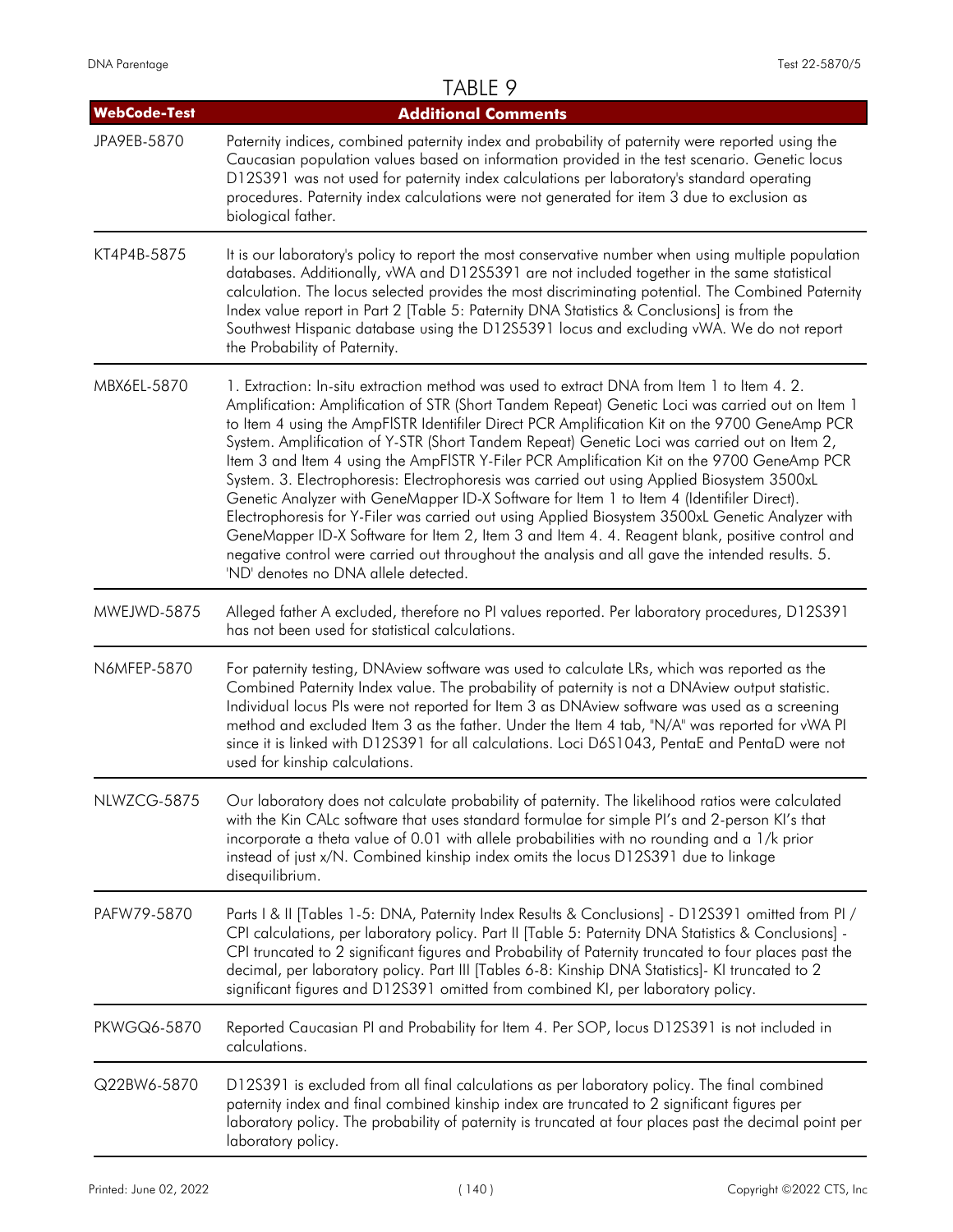## TABLE 9

| WebCode-Test | Additional Comments |
|---|---|
| JPA9EB-5870 | Paternity indices, combined paternity index and probability of paternity were reported using the Caucasian population values based on information provided in the test scenario. Genetic locus D12S391 was not used for paternity index calculations per laboratory's standard operating procedures. Paternity index calculations were not generated for item 3 due to exclusion as biological father. |
| KT4P4B-5875 | It is our laboratory's policy to report the most conservative number when using multiple population databases. Additionally, vWA and D12S5391 are not included together in the same statistical calculation. The locus selected provides the most discriminating potential. The Combined Paternity Index value report in Part 2 [Table 5: Paternity DNA Statistics & Conclusions] is from the Southwest Hispanic database using the D12S5391 locus and excluding vWA. We do not report the Probability of Paternity. |
| MBX6EL-5870 | 1. Extraction: In-situ extraction method was used to extract DNA from Item 1 to Item 4. 2. Amplification: Amplification of STR (Short Tandem Repeat) Genetic Loci was carried out on Item 1 to Item 4 using the AmpFISTR Identifiler Direct PCR Amplification Kit on the 9700 GeneAmp PCR System. Amplification of Y-STR (Short Tandem Repeat) Genetic Loci was carried out on Item 2, Item 3 and Item 4 using the AmpFISTR Y-Filer PCR Amplification Kit on the 9700 GeneAmp PCR System. 3. Electrophoresis: Electrophoresis was carried out using Applied Biosystem 3500xL Genetic Analyzer with GeneMapper ID-X Software for Item 1 to Item 4 (Identifiler Direct). Electrophoresis for Y-Filer was carried out using Applied Biosystem 3500xL Genetic Analyzer with GeneMapper ID-X Software for Item 2, Item 3 and Item 4. 4. Reagent blank, positive control and negative control were carried out throughout the analysis and all gave the intended results. 5. 'ND' denotes no DNA allele detected. |
| MWEJWD-5875 | Alleged father A excluded, therefore no PI values reported. Per laboratory procedures, D12S391 has not been used for statistical calculations. |
| N6MFEP-5870 | For paternity testing, DNAview software was used to calculate LRs, which was reported as the Combined Paternity Index value. The probability of paternity is not a DNAview output statistic. Individual locus PIs were not reported for Item 3 as DNAview software was used as a screening method and excluded Item 3 as the father. Under the Item 4 tab, "N/A" was reported for vWA PI since it is linked with D12S391 for all calculations. Loci D6S1043, PentaE and PentaD were not used for kinship calculations. |
| NLWZCG-5875 | Our laboratory does not calculate probability of paternity. The likelihood ratios were calculated with the Kin CALc software that uses standard formulae for simple PI's and 2-person KI's that incorporate a theta value of 0.01 with allele probabilities with no rounding and a 1/k prior instead of just x/N. Combined kinship index omits the locus D12S391 due to linkage disequilibrium. |
| PAFW79-5870 | Parts I & II [Tables 1-5: DNA, Paternity Index Results & Conclusions] - D12S391 omitted from PI / CPI calculations, per laboratory policy. Part II [Table 5: Paternity DNA Statistics & Conclusions] - CPI truncated to 2 significant figures and Probability of Paternity truncated to four places past the decimal, per laboratory policy. Part III [Tables 6-8: Kinship DNA Statistics]- KI truncated to 2 significant figures and D12S391 omitted from combined KI, per laboratory policy. |
| PKWGQ6-5870 | Reported Caucasian PI and Probability for Item 4. Per SOP, locus D12S391 is not included in calculations. |
| Q22BW6-5870 | D12S391 is excluded from all final calculations as per laboratory policy. The final combined paternity index and final combined kinship index are truncated to 2 significant figures per laboratory policy. The probability of paternity is truncated at four places past the decimal point per laboratory policy. |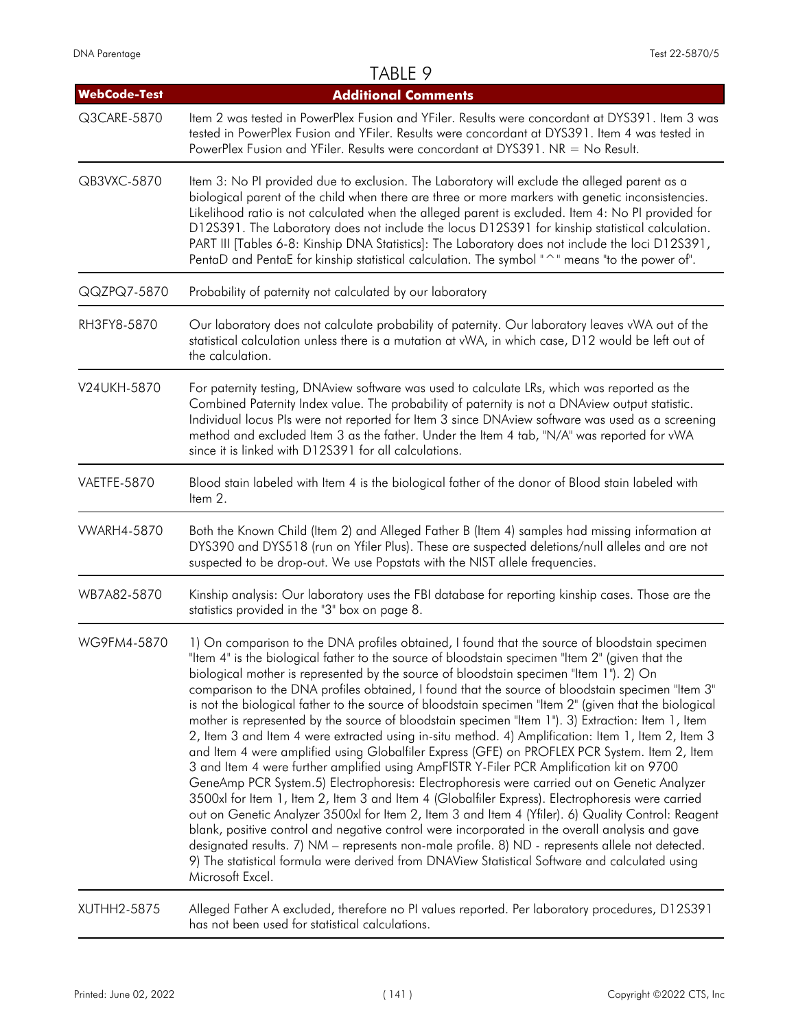## TABLE 9

| WebCode-Test | Additional Comments |
| --- | --- |
| Q3CARE-5870 | Item 2 was tested in PowerPlex Fusion and YFiler. Results were concordant at DYS391. Item 3 was tested in PowerPlex Fusion and YFiler. Results were concordant at DYS391. Item 4 was tested in PowerPlex Fusion and YFiler. Results were concordant at DYS391. NR = No Result. |
| QB3VXC-5870 | Item 3: No PI provided due to exclusion. The Laboratory will exclude the alleged parent as a biological parent of the child when there are three or more markers with genetic inconsistencies. Likelihood ratio is not calculated when the alleged parent is excluded. Item 4: No PI provided for D12S391. The Laboratory does not include the locus D12S391 for kinship statistical calculation. PART III [Tables 6-8: Kinship DNA Statistics]: The Laboratory does not include the loci D12S391, PentaD and PentaE for kinship statistical calculation. The symbol "^" means "to the power of". |
| QQZPQ7-5870 | Probability of paternity not calculated by our laboratory |
| RH3FY8-5870 | Our laboratory does not calculate probability of paternity. Our laboratory leaves vWA out of the statistical calculation unless there is a mutation at vWA, in which case, D12 would be left out of the calculation. |
| V24UKH-5870 | For paternity testing, DNAview software was used to calculate LRs, which was reported as the Combined Paternity Index value. The probability of paternity is not a DNAview output statistic. Individual locus PIs were not reported for Item 3 since DNAview software was used as a screening method and excluded Item 3 as the father. Under the Item 4 tab, "N/A" was reported for vWA since it is linked with D12S391 for all calculations. |
| VAETFE-5870 | Blood stain labeled with Item 4 is the biological father of the donor of Blood stain labeled with Item 2. |
| VWARH4-5870 | Both the Known Child (Item 2) and Alleged Father B (Item 4) samples had missing information at DYS390 and DYS518 (run on Yfiler Plus). These are suspected deletions/null alleles and are not suspected to be drop-out. We use Popstats with the NIST allele frequencies. |
| WB7A82-5870 | Kinship analysis: Our laboratory uses the FBI database for reporting kinship cases. Those are the statistics provided in the "3" box on page 8. |
| WG9FM4-5870 | 1) On comparison to the DNA profiles obtained, I found that the source of bloodstain specimen "Item 4" is the biological father to the source of bloodstain specimen "Item 2" (given that the biological mother is represented by the source of bloodstain specimen "Item 1"). 2) On comparison to the DNA profiles obtained, I found that the source of bloodstain specimen "Item 3" is not the biological father to the source of bloodstain specimen "Item 2" (given that the biological mother is represented by the source of bloodstain specimen "Item 1"). 3) Extraction: Item 1, Item 2, Item 3 and Item 4 were extracted using in-situ method. 4) Amplification: Item 1, Item 2, Item 3 and Item 4 were amplified using Globalfiler Express (GFE) on PROFLEX PCR System. Item 2, Item 3 and Item 4 were further amplified using AmpFISTR Y-Filer PCR Amplification kit on 9700 GeneAmp PCR System.5) Electrophoresis: Electrophoresis were carried out on Genetic Analyzer 3500xl for Item 1, Item 2, Item 3 and Item 4 (Globalfiler Express). Electrophoresis were carried out on Genetic Analyzer 3500xl for Item 2, Item 3 and Item 4 (Yfiler). 6) Quality Control: Reagent blank, positive control and negative control were incorporated in the overall analysis and gave designated results. 7) NM – represents non-male profile. 8) ND - represents allele not detected. 9) The statistical formula were derived from DNAView Statistical Software and calculated using Microsoft Excel. |
| XUTHH2-5875 | Alleged Father A excluded, therefore no PI values reported. Per laboratory procedures, D12S391 has not been used for statistical calculations. |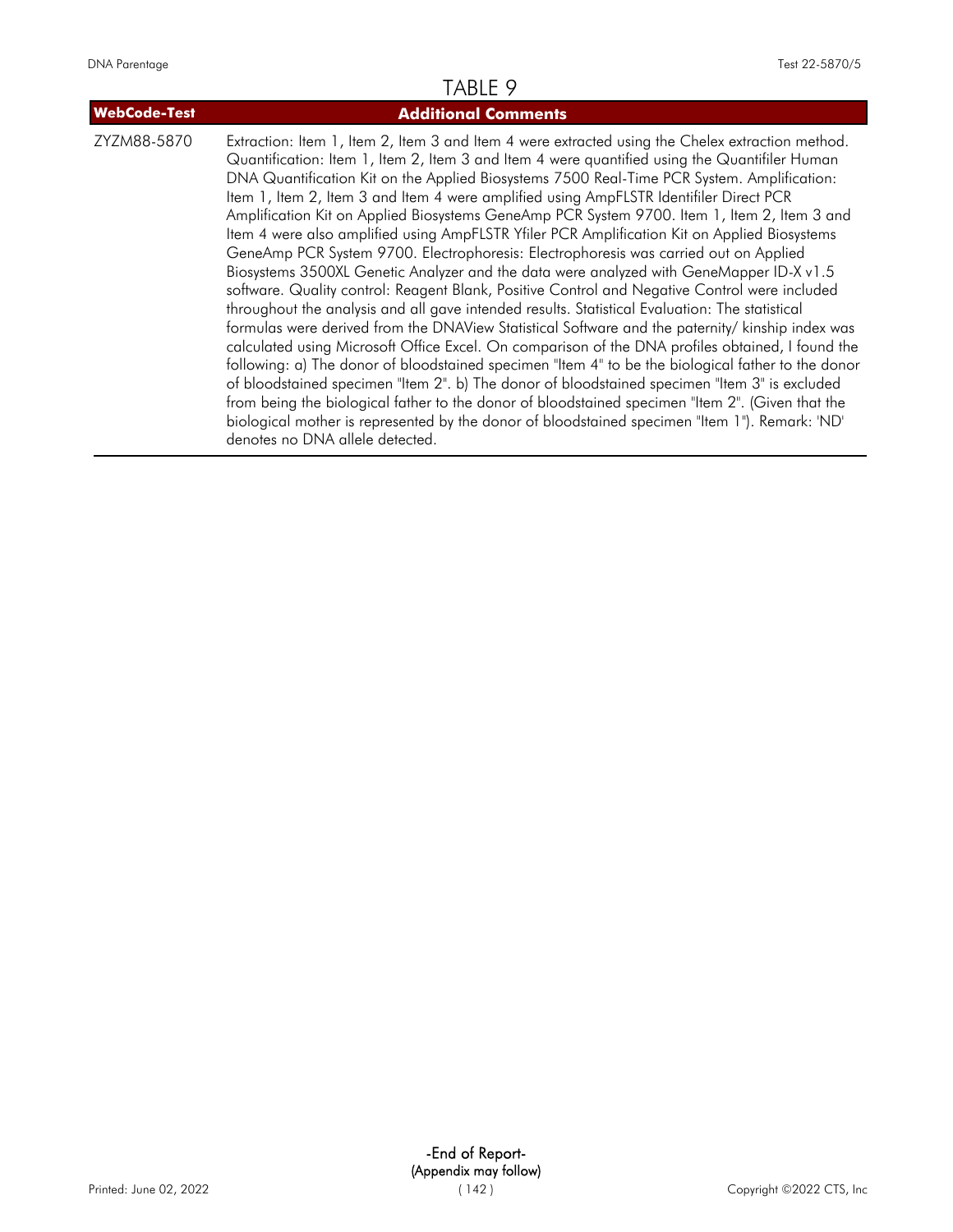# TABLE 9

| WebCode-Test | Additional Comments |
| --- | --- |
| ZYZM88-5870 | Extraction: Item 1, Item 2, Item 3 and Item 4 were extracted using the Chelex extraction method. Quantification: Item 1, Item 2, Item 3 and Item 4 were quantified using the Quantifiler Human DNA Quantification Kit on the Applied Biosystems 7500 Real-Time PCR System. Amplification: Item 1, Item 2, Item 3 and Item 4 were amplified using AmpFLSTR Identifiler Direct PCR Amplification Kit on Applied Biosystems GeneAmp PCR System 9700. Item 1, Item 2, Item 3 and Item 4 were also amplified using AmpFLSTR Yfiler PCR Amplification Kit on Applied Biosystems GeneAmp PCR System 9700. Electrophoresis: Electrophoresis was carried out on Applied Biosystems 3500XL Genetic Analyzer and the data were analyzed with GeneMapper ID-X v1.5 software. Quality control: Reagent Blank, Positive Control and Negative Control were included throughout the analysis and all gave intended results. Statistical Evaluation: The statistical formulas were derived from the DNAView Statistical Software and the paternity/ kinship index was calculated using Microsoft Office Excel. On comparison of the DNA profiles obtained, I found the following: a) The donor of bloodstained specimen "Item 4" to be the biological father to the donor of bloodstained specimen "Item 2". b) The donor of bloodstained specimen "Item 3" is excluded from being the biological father to the donor of bloodstained specimen "Item 2". (Given that the biological mother is represented by the donor of bloodstained specimen "Item 1"). Remark: 'ND' denotes no DNA allele detected. |

-End of Report-
(Appendix may follow)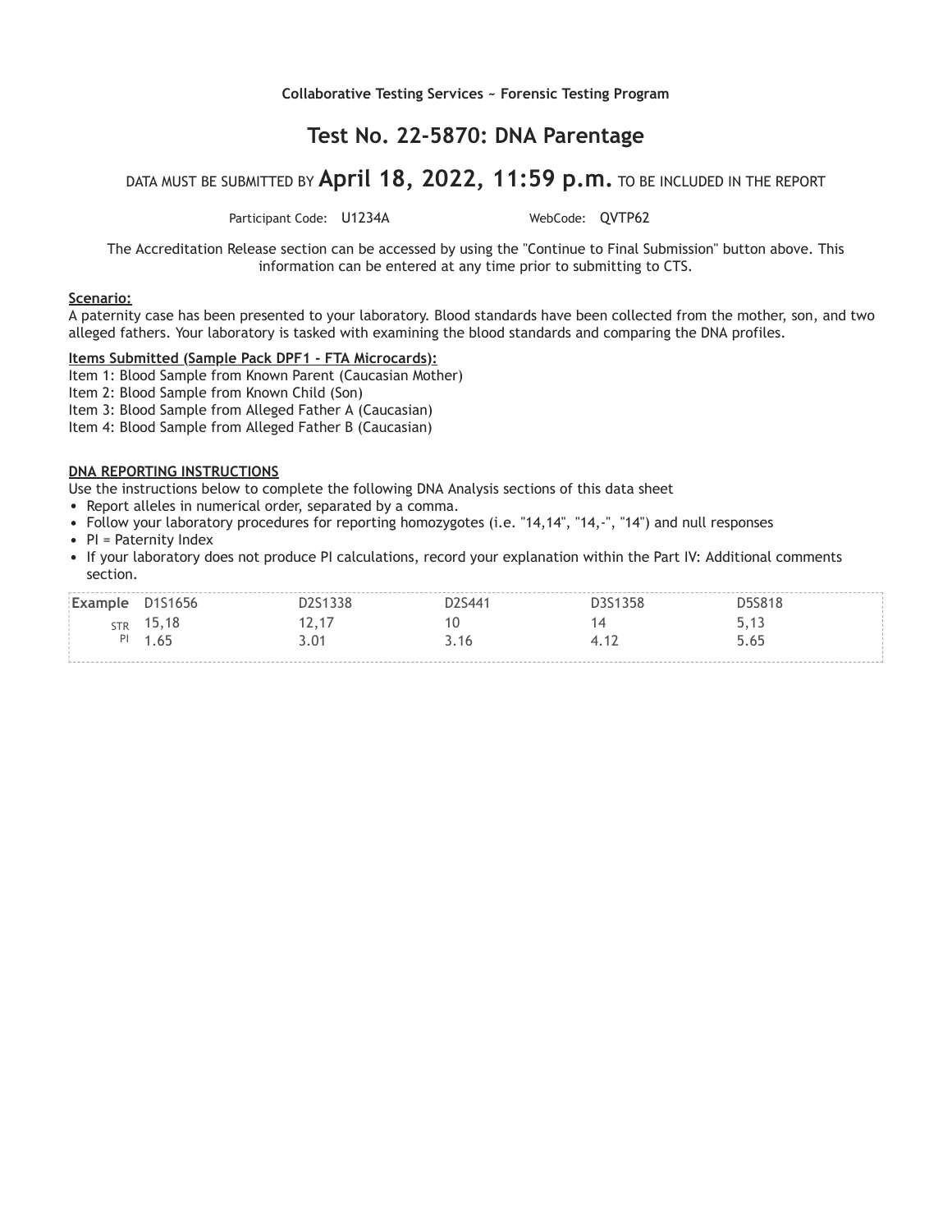Collaborative Testing Services ~ Forensic Testing Program

# Test No. 22-5870: DNA Parentage

DATA MUST BE SUBMITTED BY **April 18, 2022, 11:59 p.m.** TO BE INCLUDED IN THE REPORT

Participant Code: U1234A WebCode: QVTP62

The Accreditation Release section can be accessed by using the "Continue to Final Submission" button above. This information can be entered at any time prior to submitting to CTS.

**Scenario:**

A paternity case has been presented to your laboratory. Blood standards have been collected from the mother, son, and two alleged fathers. Your laboratory is tasked with examining the blood standards and comparing the DNA profiles.

**Items Submitted (Sample Pack DPF1 - FTA Microcards):**

Item 1: Blood Sample from Known Parent (Caucasian Mother)
Item 2: Blood Sample from Known Child (Son)
Item 3: Blood Sample from Alleged Father A (Caucasian)
Item 4: Blood Sample from Alleged Father B (Caucasian)

**DNA REPORTING INSTRUCTIONS**

Use the instructions below to complete the following DNA Analysis sections of this data sheet

- Report alleles in numerical order, separated by a comma.
- Follow your laboratory procedures for reporting homozygotes (i.e. "14,14", "14,-", "14") and null responses
- PI = Paternity Index
- If your laboratory does not produce PI calculations, record your explanation within the Part IV: Additional comments section.

| Example | D1S1656 | D2S1338 | D2S441 | D3S1358 | D5S818 |
|---|---|---|---|---|---|
| STR | 15,18 | 12,17 | 10 | 14 | 5,13 |
| PI | 1.65 | 3.01 | 3.16 | 4.12 | 5.65 |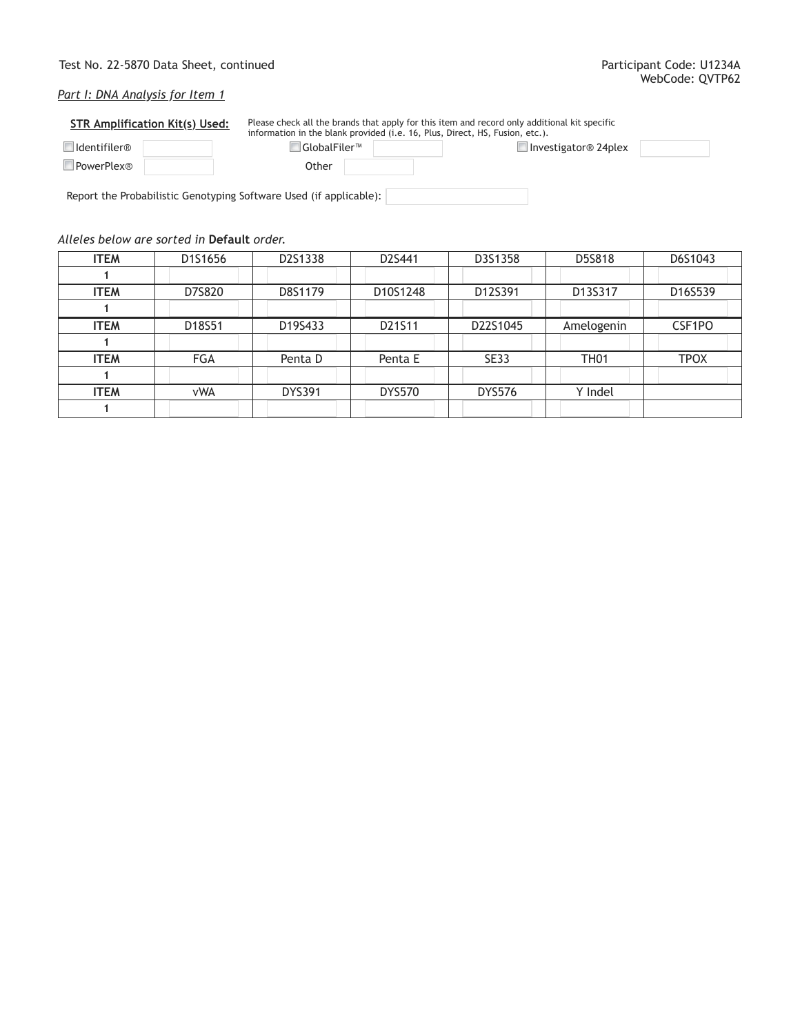Test No. 22-5870 Data Sheet, continued

Participant Code: U1234A
WebCode: QVTP62

*Part I: DNA Analysis for Item 1*

**STR Amplification Kit(s) Used:**

Please check all the brands that apply for this item and record only additional kit specific information in the blank provided (i.e. 16, Plus, Direct, HS, Fusion, etc.).

- ☐ Identifiler®
- ☐ GlobalFiler™
- ☐ Investigator® 24plex
- ☐ PowerPlex®
- Other

Report the Probabilistic Genotyping Software Used (if applicable):

*Alleles below are sorted in* **Default** *order.*

| ITEM | D1S1656 | D2S1338 | D2S441 | D3S1358 | D5S818 | D6S1043 |
|---|---|---|---|---|---|---|
| 1 | | | | | | |
| **ITEM** | **D7S820** | **D8S1179** | **D10S1248** | **D12S391** | **D13S317** | **D16S539** |
| 1 | | | | | | |
| **ITEM** | **D18S51** | **D19S433** | **D21S11** | **D22S1045** | **Amelogenin** | **CSF1PO** |
| 1 | | | | | | |
| **ITEM** | **FGA** | **Penta D** | **Penta E** | **SE33** | **TH01** | **TPOX** |
| 1 | | | | | | |
| **ITEM** | **vWA** | **DYS391** | **DYS570** | **DYS576** | **Y Indel** | |
| 1 | | | | | | |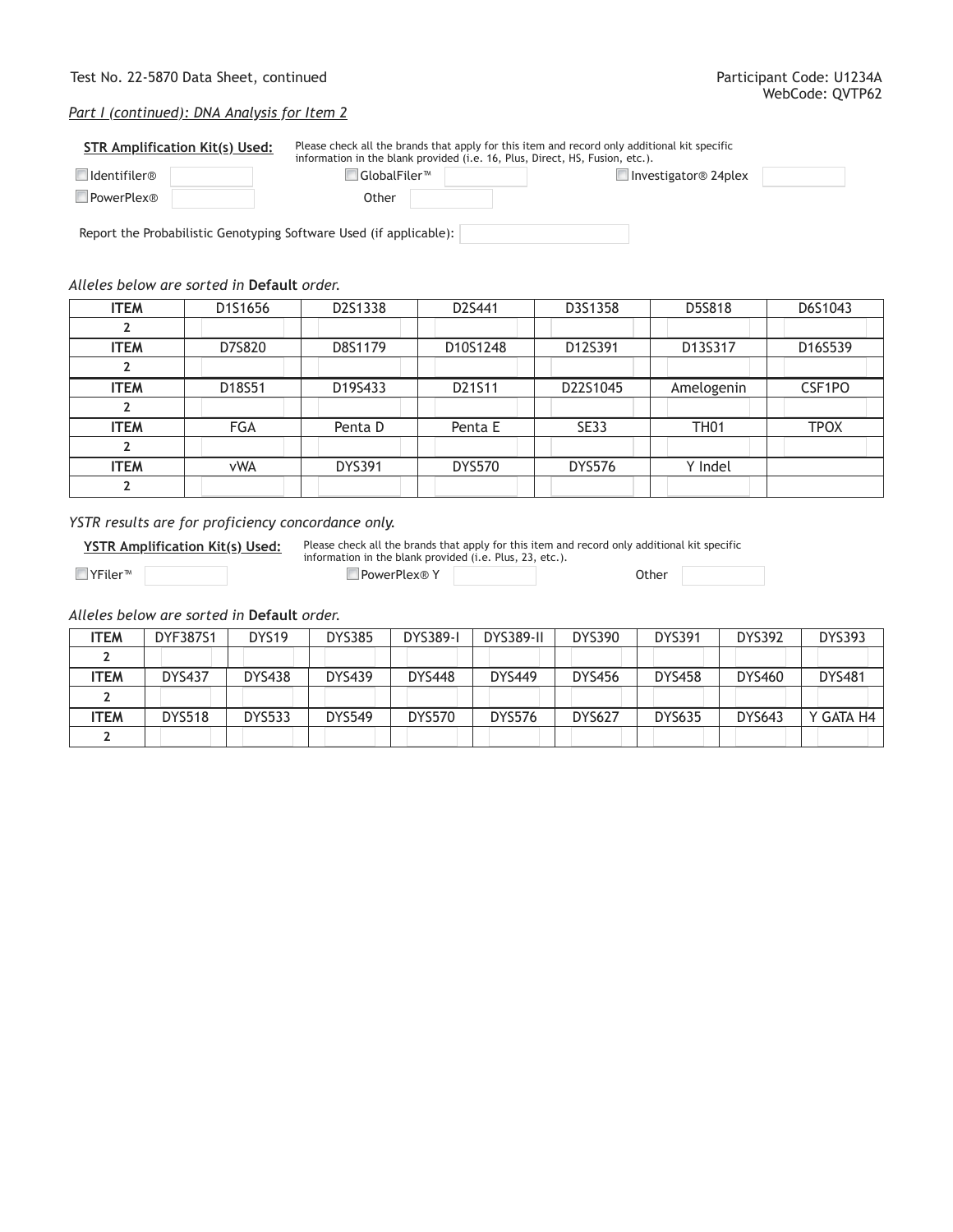Test No. 22-5870 Data Sheet, continued

Participant Code: U1234A
WebCode: QVTP62

*Part I (continued): DNA Analysis for Item 2*

**STR Amplification Kit(s) Used:** Please check all the brands that apply for this item and record only additional kit specific information in the blank provided (i.e. 16, Plus, Direct, HS, Fusion, etc.).

☐ Identifiler® ______ ☐ GlobalFiler™ ______ ☐ Investigator® 24plex ______

☐ PowerPlex® ______ Other ______

Report the Probabilistic Genotyping Software Used (if applicable): ______

*Alleles below are sorted in* **Default** *order.*

| ITEM | D1S1656 | D2S1338 | D2S441 | D3S1358 | D5S818 | D6S1043 |
|---|---|---|---|---|---|---|
| 2 | | | | | | |
| **ITEM** | D7S820 | D8S1179 | D10S1248 | D12S391 | D13S317 | D16S539 |
| 2 | | | | | | |
| **ITEM** | D18S51 | D19S433 | D21S11 | D22S1045 | Amelogenin | CSF1PO |
| 2 | | | | | | |
| **ITEM** | FGA | Penta D | Penta E | SE33 | TH01 | TPOX |
| 2 | | | | | | |
| **ITEM** | vWA | DYS391 | DYS570 | DYS576 | Y Indel | |
| 2 | | | | | | |

*YSTR results are for proficiency concordance only.*

**YSTR Amplification Kit(s) Used:** Please check all the brands that apply for this item and record only additional kit specific information in the blank provided (i.e. Plus, 23, etc.).

☐ YFiler™ ______ ☐ PowerPlex® Y ______ Other ______

*Alleles below are sorted in* **Default** *order.*

| ITEM | DYF387S1 | DYS19 | DYS385 | DYS389-I | DYS389-II | DYS390 | DYS391 | DYS392 | DYS393 |
|---|---|---|---|---|---|---|---|---|---|
| 2 | | | | | | | | | |
| **ITEM** | DYS437 | DYS438 | DYS439 | DYS448 | DYS449 | DYS456 | DYS458 | DYS460 | DYS481 |
| 2 | | | | | | | | | |
| **ITEM** | DYS518 | DYS533 | DYS549 | DYS570 | DYS576 | DYS627 | DYS635 | DYS643 | Y GATA H4 |
| 2 | | | | | | | | | |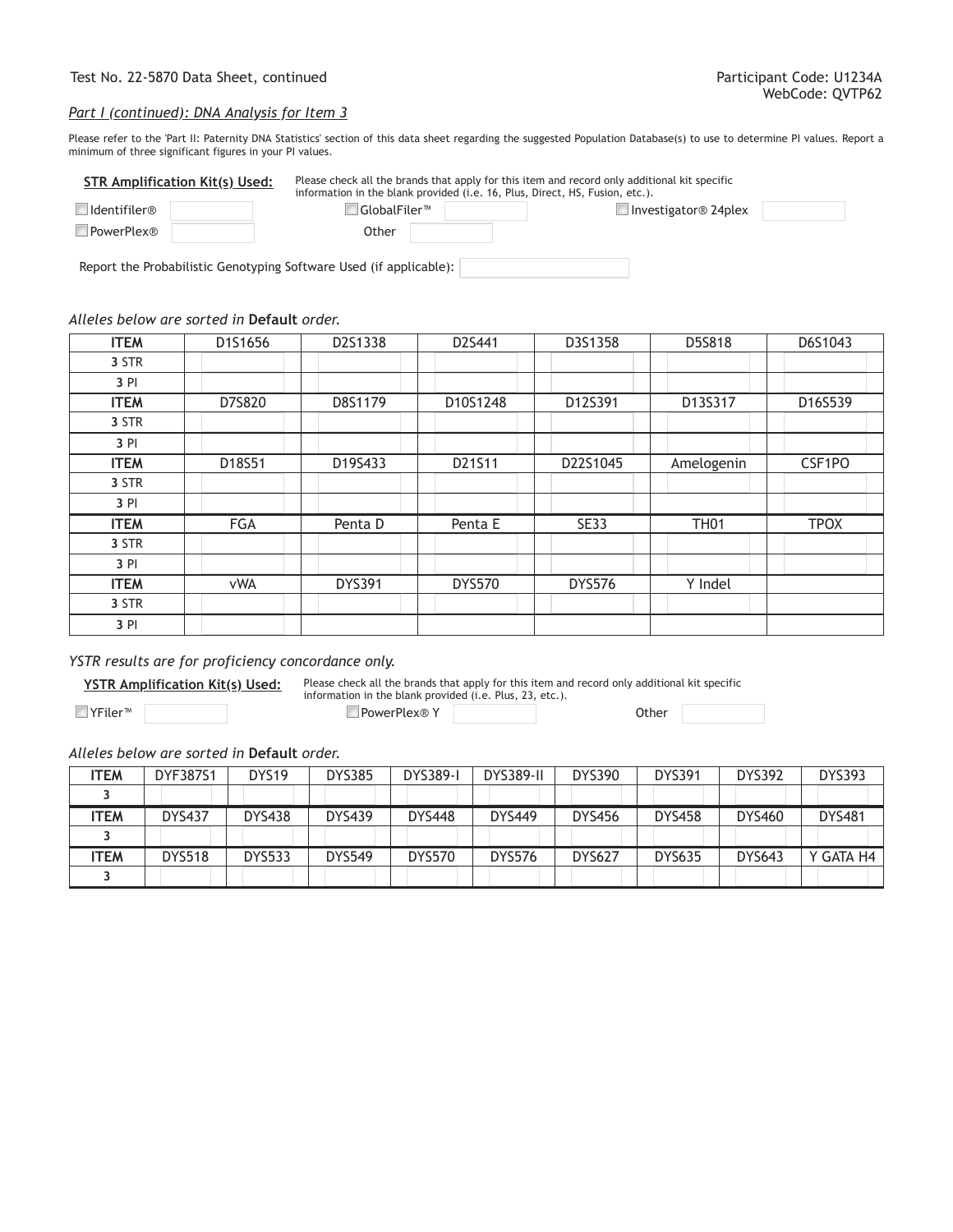Test No. 22-5870 Data Sheet, continued

Participant Code: U1234A
WebCode: QVTP62

*Part I (continued): DNA Analysis for Item 3*

Please refer to the 'Part II: Paternity DNA Statistics' section of this data sheet regarding the suggested Population Database(s) to use to determine PI values. Report a minimum of three significant figures in your PI values.

**STR Amplification Kit(s) Used:** Please check all the brands that apply for this item and record only additional kit specific information in the blank provided (i.e. 16, Plus, Direct, HS, Fusion, etc.).

- ☐ Identifiler®
- ☐ GlobalFiler™
- ☐ Investigator® 24plex
- ☐ PowerPlex®
- Other

Report the Probabilistic Genotyping Software Used (if applicable):

*Alleles below are sorted in* **Default** *order.*

| ITEM | D1S1656 | D2S1338 | D2S441 | D3S1358 | D5S818 | D6S1043 |
|---|---|---|---|---|---|---|
| **3** STR | | | | | | |
| **3** PI | | | | | | |
| **ITEM** | D7S820 | D8S1179 | D10S1248 | D12S391 | D13S317 | D16S539 |
| **3** STR | | | | | | |
| **3** PI | | | | | | |
| **ITEM** | D18S51 | D19S433 | D21S11 | D22S1045 | Amelogenin | CSF1PO |
| **3** STR | | | | | | |
| **3** PI | | | | | | |
| **ITEM** | FGA | Penta D | Penta E | SE33 | TH01 | TPOX |
| **3** STR | | | | | | |
| **3** PI | | | | | | |
| **ITEM** | vWA | DYS391 | DYS570 | DYS576 | Y Indel | |
| **3** STR | | | | | | |
| **3** PI | | | | | | |

*YSTR results are for proficiency concordance only.*

**YSTR Amplification Kit(s) Used:** Please check all the brands that apply for this item and record only additional kit specific information in the blank provided (i.e. Plus, 23, etc.).

- ☐ YFiler™
- ☐ PowerPlex® Y
- Other

*Alleles below are sorted in* **Default** *order.*

| ITEM | DYF387S1 | DYS19 | DYS385 | DYS389-I | DYS389-II | DYS390 | DYS391 | DYS392 | DYS393 |
|---|---|---|---|---|---|---|---|---|---|
| **3** | | | | | | | | | |
| **ITEM** | DYS437 | DYS438 | DYS439 | DYS448 | DYS449 | DYS456 | DYS458 | DYS460 | DYS481 |
| **3** | | | | | | | | | |
| **ITEM** | DYS518 | DYS533 | DYS549 | DYS570 | DYS576 | DYS627 | DYS635 | DYS643 | Y GATA H4 |
| **3** | | | | | | | | | |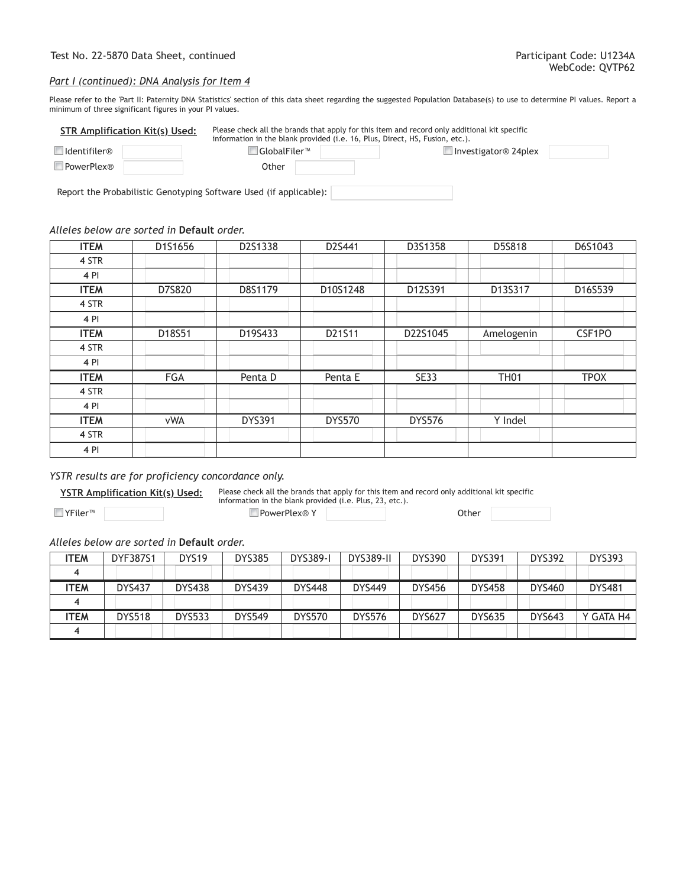Test No. 22-5870 Data Sheet, continued

Participant Code: U1234A
WebCode: QVTP62

*Part I (continued): DNA Analysis for Item 4*

Please refer to the 'Part II: Paternity DNA Statistics' section of this data sheet regarding the suggested Population Database(s) to use to determine PI values. Report a minimum of three significant figures in your PI values.

**STR Amplification Kit(s) Used:** Please check all the brands that apply for this item and record only additional kit specific information in the blank provided (i.e. 16, Plus, Direct, HS, Fusion, etc.).

☐ Identifiler® ______ ☐ GlobalFiler™ ______ ☐ Investigator® 24plex ______

☐ PowerPlex® ______ Other ______

Report the Probabilistic Genotyping Software Used (if applicable): ______

*Alleles below are sorted in* **Default** *order.*

| ITEM | D1S1656 | D2S1338 | D2S441 | D3S1358 | D5S818 | D6S1043 |
|---|---|---|---|---|---|---|
| 4 STR | | | | | | |
| 4 PI | | | | | | |
| **ITEM** | D7S820 | D8S1179 | D10S1248 | D12S391 | D13S317 | D16S539 |
| 4 STR | | | | | | |
| 4 PI | | | | | | |
| **ITEM** | D18S51 | D19S433 | D21S11 | D22S1045 | Amelogenin | CSF1PO |
| 4 STR | | | | | | |
| 4 PI | | | | | | |
| **ITEM** | FGA | Penta D | Penta E | SE33 | TH01 | TPOX |
| 4 STR | | | | | | |
| 4 PI | | | | | | |
| **ITEM** | vWA | DYS391 | DYS570 | DYS576 | Y Indel | |
| 4 STR | | | | | | |
| 4 PI | | | | | | |

*YSTR results are for proficiency concordance only.*

**YSTR Amplification Kit(s) Used:** Please check all the brands that apply for this item and record only additional kit specific information in the blank provided (i.e. Plus, 23, etc.).

☐ YFiler™ ______ ☐ PowerPlex® Y ______ Other ______

*Alleles below are sorted in* **Default** *order.*

| ITEM | DYF387S1 | DYS19 | DYS385 | DYS389-I | DYS389-II | DYS390 | DYS391 | DYS392 | DYS393 |
|---|---|---|---|---|---|---|---|---|---|
| 4 | | | | | | | | | |
| **ITEM** | DYS437 | DYS438 | DYS439 | DYS448 | DYS449 | DYS456 | DYS458 | DYS460 | DYS481 |
| 4 | | | | | | | | | |
| **ITEM** | DYS518 | DYS533 | DYS549 | DYS570 | DYS576 | DYS627 | DYS635 | DYS643 | Y GATA H4 |
| 4 | | | | | | | | | |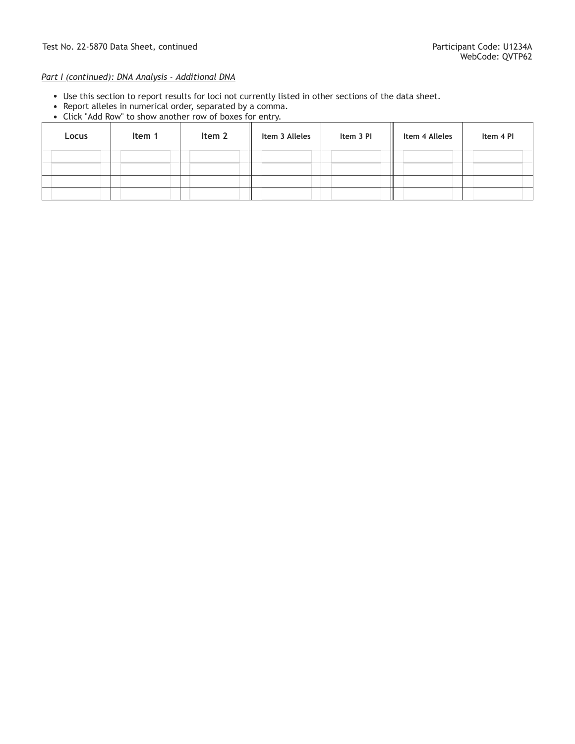Test No. 22-5870 Data Sheet, continued

Participant Code: U1234A
WebCode: QVTP62

*Part I (continued): DNA Analysis - Additional DNA*

- Use this section to report results for loci not currently listed in other sections of the data sheet.
- Report alleles in numerical order, separated by a comma.
- Click "Add Row" to show another row of boxes for entry.

| Locus | Item 1 | Item 2 | Item 3 Alleles | Item 3 PI | Item 4 Alleles | Item 4 PI |
| --- | --- | --- | --- | --- | --- | --- |
| | | | | | | |
| | | | | | | |
| | | | | | | |
| | | | | | | |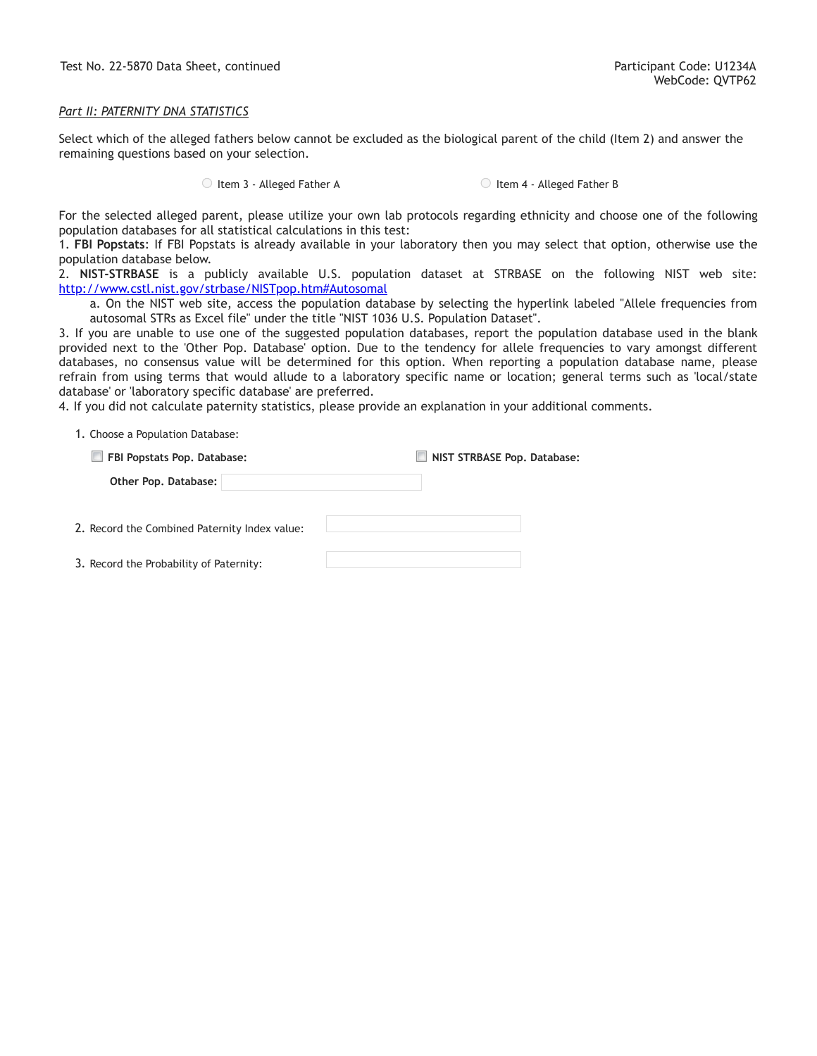Test No. 22-5870 Data Sheet, continued

Participant Code: U1234A
WebCode: QVTP62

*Part II: PATERNITY DNA STATISTICS*

Select which of the alleged fathers below cannot be excluded as the biological parent of the child (Item 2) and answer the remaining questions based on your selection.

○ Item 3 - Alleged Father A ○ Item 4 - Alleged Father B

For the selected alleged parent, please utilize your own lab protocols regarding ethnicity and choose one of the following population databases for all statistical calculations in this test:

1. **FBI Popstats**: If FBI Popstats is already available in your laboratory then you may select that option, otherwise use the population database below.
2. **NIST-STRBASE** is a publicly available U.S. population dataset at STRBASE on the following NIST web site: http://www.cstl.nist.gov/strbase/NISTpop.htm#Autosomal
   a. On the NIST web site, access the population database by selecting the hyperlink labeled "Allele frequencies from autosomal STRs as Excel file" under the title "NIST 1036 U.S. Population Dataset".
3. If you are unable to use one of the suggested population databases, report the population database used in the blank provided next to the 'Other Pop. Database' option. Due to the tendency for allele frequencies to vary amongst different databases, no consensus value will be determined for this option. When reporting a population database name, please refrain from using terms that would allude to a laboratory specific name or location; general terms such as 'local/state database' or 'laboratory specific database' are preferred.
4. If you did not calculate paternity statistics, please provide an explanation in your additional comments.

1. Choose a Population Database:

   ☐ **FBI Popstats Pop. Database:** ☐ **NIST STRBASE Pop. Database:**

   **Other Pop. Database:** ______________________

2. Record the Combined Paternity Index value: ______________________

3. Record the Probability of Paternity: ______________________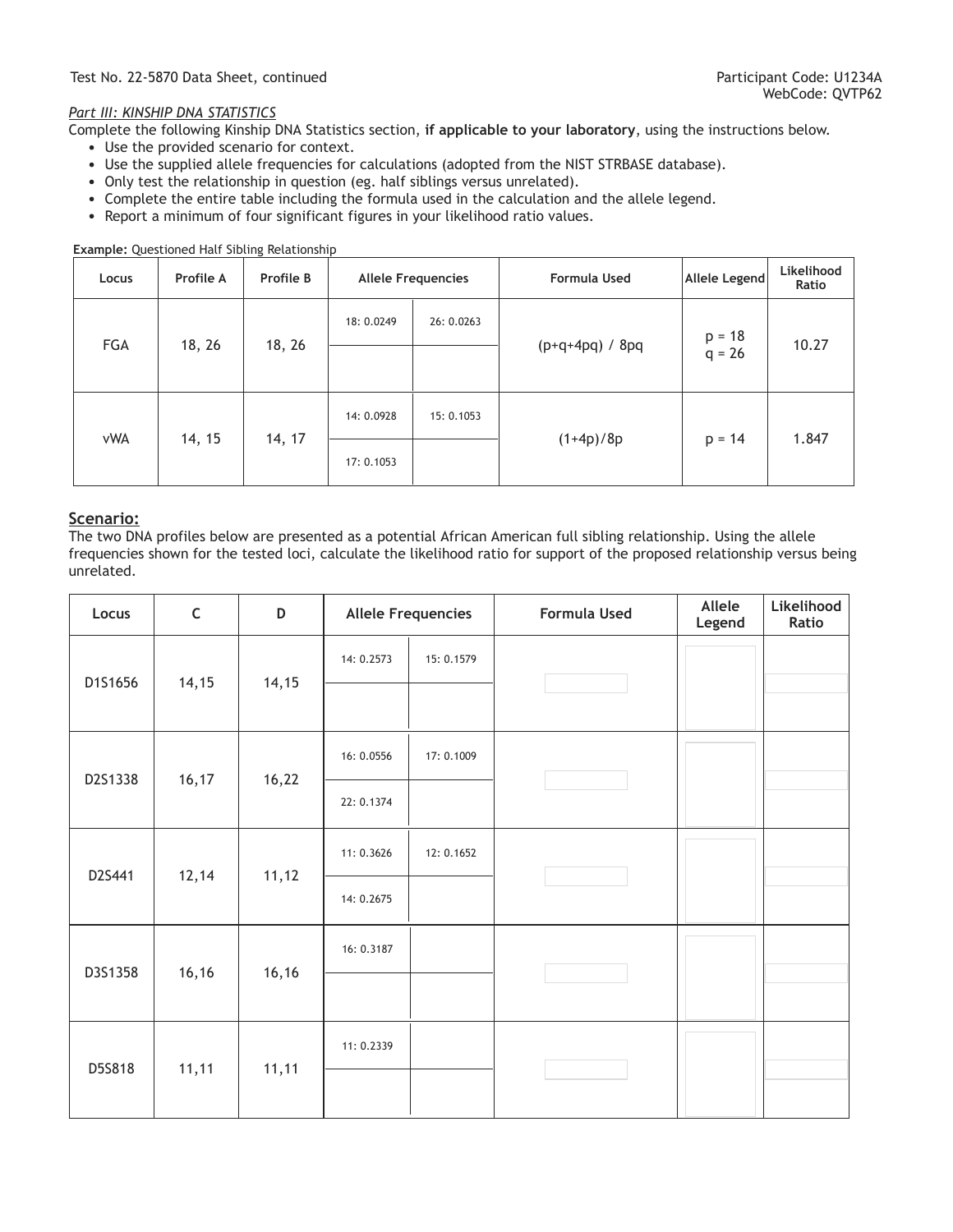Test No. 22-5870 Data Sheet, continued

Participant Code: U1234A
WebCode: QVTP62

*Part III: KINSHIP DNA STATISTICS*

Complete the following Kinship DNA Statistics section, **if applicable to your laboratory**, using the instructions below.

- Use the provided scenario for context.
- Use the supplied allele frequencies for calculations (adopted from the NIST STRBASE database).
- Only test the relationship in question (eg. half siblings versus unrelated).
- Complete the entire table including the formula used in the calculation and the allele legend.
- Report a minimum of four significant figures in your likelihood ratio values.

**Example:** Questioned Half Sibling Relationship

| Locus | Profile A | Profile B | Allele Frequencies | | Formula Used | Allele Legend | Likelihood Ratio |
|---|---|---|---|---|---|---|---|
| FGA | 18, 26 | 18, 26 | 18: 0.0249 | 26: 0.0263 | (p+q+4pq) / 8pq | p = 18<br>q = 26 | 10.27 |
| | | | | | | | |
| vWA | 14, 15 | 14, 17 | 14: 0.0928 | 15: 0.1053 | (1+4p)/8p | p = 14 | 1.847 |
| | | | 17: 0.1053 | | | | |

## Scenario:

The two DNA profiles below are presented as a potential African American full sibling relationship. Using the allele frequencies shown for the tested loci, calculate the likelihood ratio for support of the proposed relationship versus being unrelated.

| Locus | C | D | Allele Frequencies | | Formula Used | Allele Legend | Likelihood Ratio |
|---|---|---|---|---|---|---|---|
| D1S1656 | 14,15 | 14,15 | 14: 0.2573 | 15: 0.1579 | | | |
| | | | | | | | |
| D2S1338 | 16,17 | 16,22 | 16: 0.0556 | 17: 0.1009 | | | |
| | | | 22: 0.1374 | | | | |
| D2S441 | 12,14 | 11,12 | 11: 0.3626 | 12: 0.1652 | | | |
| | | | 14: 0.2675 | | | | |
| D3S1358 | 16,16 | 16,16 | 16: 0.3187 | | | | |
| | | | | | | | |
| D5S818 | 11,11 | 11,11 | 11: 0.2339 | | | | |
| | | | | | | | |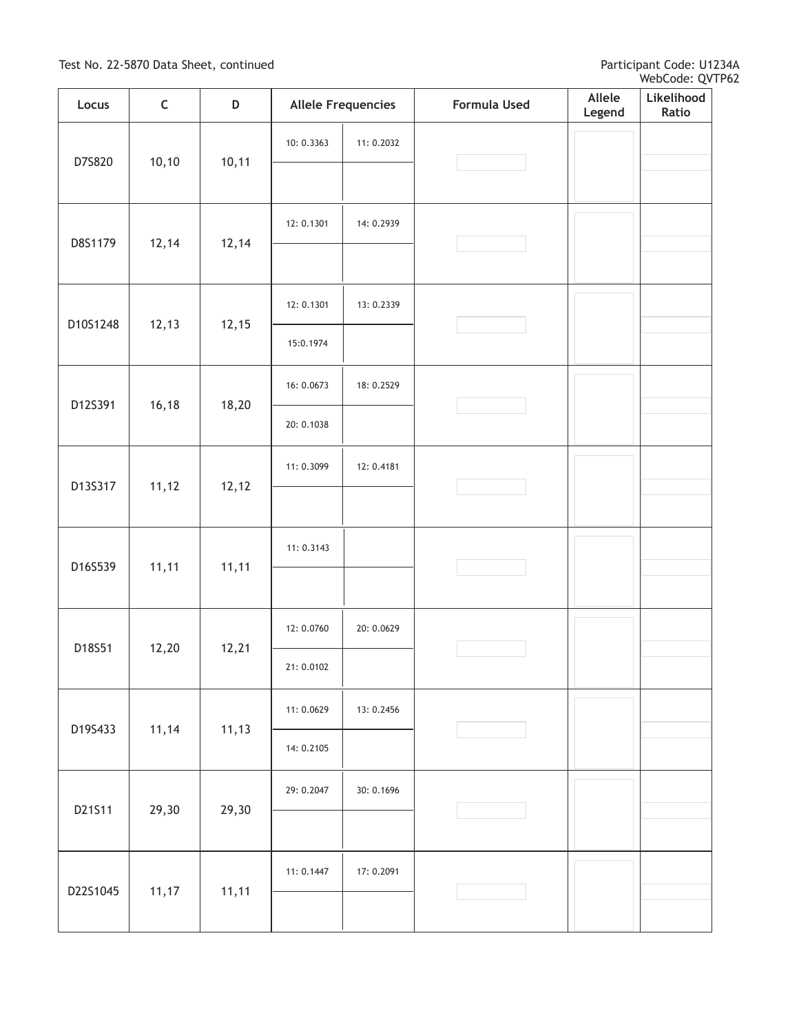Test No. 22-5870 Data Sheet, continued

Participant Code: U1234A
WebCode: QVTP62

| Locus | C | D | Allele Frequencies | | Formula Used | Allele Legend | Likelihood Ratio |
|---|---|---|---|---|---|---|---|
| D7S820 | 10,10 | 10,11 | 10: 0.3363 | 11: 0.2032 | | | |
| | | | | | | | |
| D8S1179 | 12,14 | 12,14 | 12: 0.1301 | 14: 0.2939 | | | |
| | | | | | | | |
| D10S1248 | 12,13 | 12,15 | 12: 0.1301 | 13: 0.2339 | | | |
| | | | 15:0.1974 | | | | |
| D12S391 | 16,18 | 18,20 | 16: 0.0673 | 18: 0.2529 | | | |
| | | | 20: 0.1038 | | | | |
| D13S317 | 11,12 | 12,12 | 11: 0.3099 | 12: 0.4181 | | | |
| | | | | | | | |
| D16S539 | 11,11 | 11,11 | 11: 0.3143 | | | | |
| | | | | | | | |
| D18S51 | 12,20 | 12,21 | 12: 0.0760 | 20: 0.0629 | | | |
| | | | 21: 0.0102 | | | | |
| D19S433 | 11,14 | 11,13 | 11: 0.0629 | 13: 0.2456 | | | |
| | | | 14: 0.2105 | | | | |
| D21S11 | 29,30 | 29,30 | 29: 0.2047 | 30: 0.1696 | | | |
| | | | | | | | |
| D22S1045 | 11,17 | 11,11 | 11: 0.1447 | 17: 0.2091 | | | |
| | | | | | | | |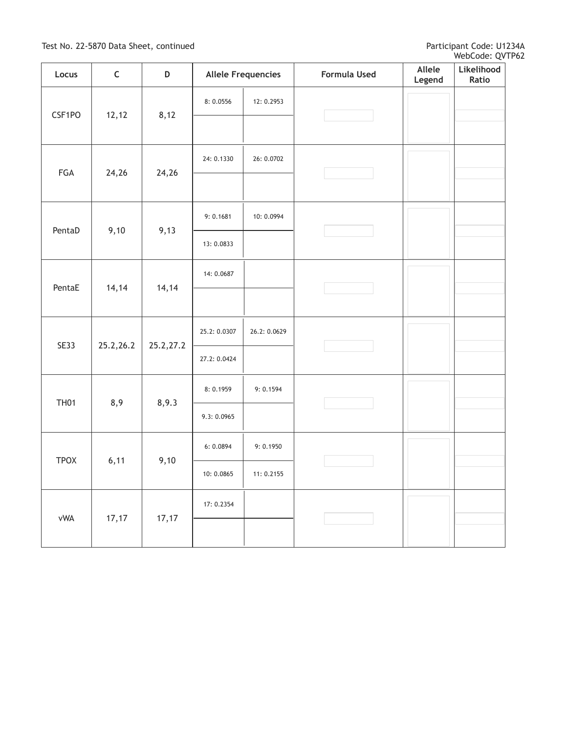Test No. 22-5870 Data Sheet, continued

Participant Code: U1234A
WebCode: QVTP62

| Locus | C | D | Allele Frequencies | | Formula Used | Allele Legend | Likelihood Ratio |
|---|---|---|---|---|---|---|---|
| CSF1PO | 12,12 | 8,12 | 8: 0.0556 | 12: 0.2953 | | | |
| | | | | | | | |
| FGA | 24,26 | 24,26 | 24: 0.1330 | 26: 0.0702 | | | |
| | | | | | | | |
| PentaD | 9,10 | 9,13 | 9: 0.1681 | 10: 0.0994 | | | |
| | | | 13: 0.0833 | | | | |
| PentaE | 14,14 | 14,14 | 14: 0.0687 | | | | |
| | | | | | | | |
| SE33 | 25.2,26.2 | 25.2,27.2 | 25.2: 0.0307 | 26.2: 0.0629 | | | |
| | | | 27.2: 0.0424 | | | | |
| TH01 | 8,9 | 8,9.3 | 8: 0.1959 | 9: 0.1594 | | | |
| | | | 9.3: 0.0965 | | | | |
| TPOX | 6,11 | 9,10 | 6: 0.0894 | 9: 0.1950 | | | |
| | | | 10: 0.0865 | 11: 0.2155 | | | |
| vWA | 17,17 | 17,17 | 17: 0.2354 | | | | |
| | | | | | | | |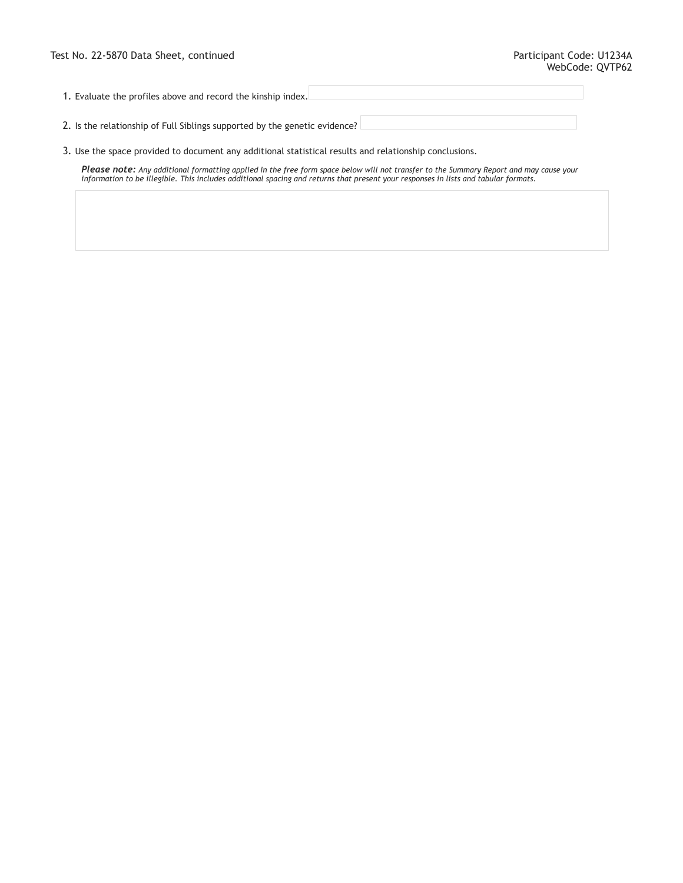Test No. 22-5870 Data Sheet, continued

Participant Code: U1234A
WebCode: QVTP62

1. Evaluate the profiles above and record the kinship index.

2. Is the relationship of Full Siblings supported by the genetic evidence?

3. Use the space provided to document any additional statistical results and relationship conclusions.

   ***Please note:*** *Any additional formatting applied in the free form space below will not transfer to the Summary Report and may cause your information to be illegible. This includes additional spacing and returns that present your responses in lists and tabular formats.*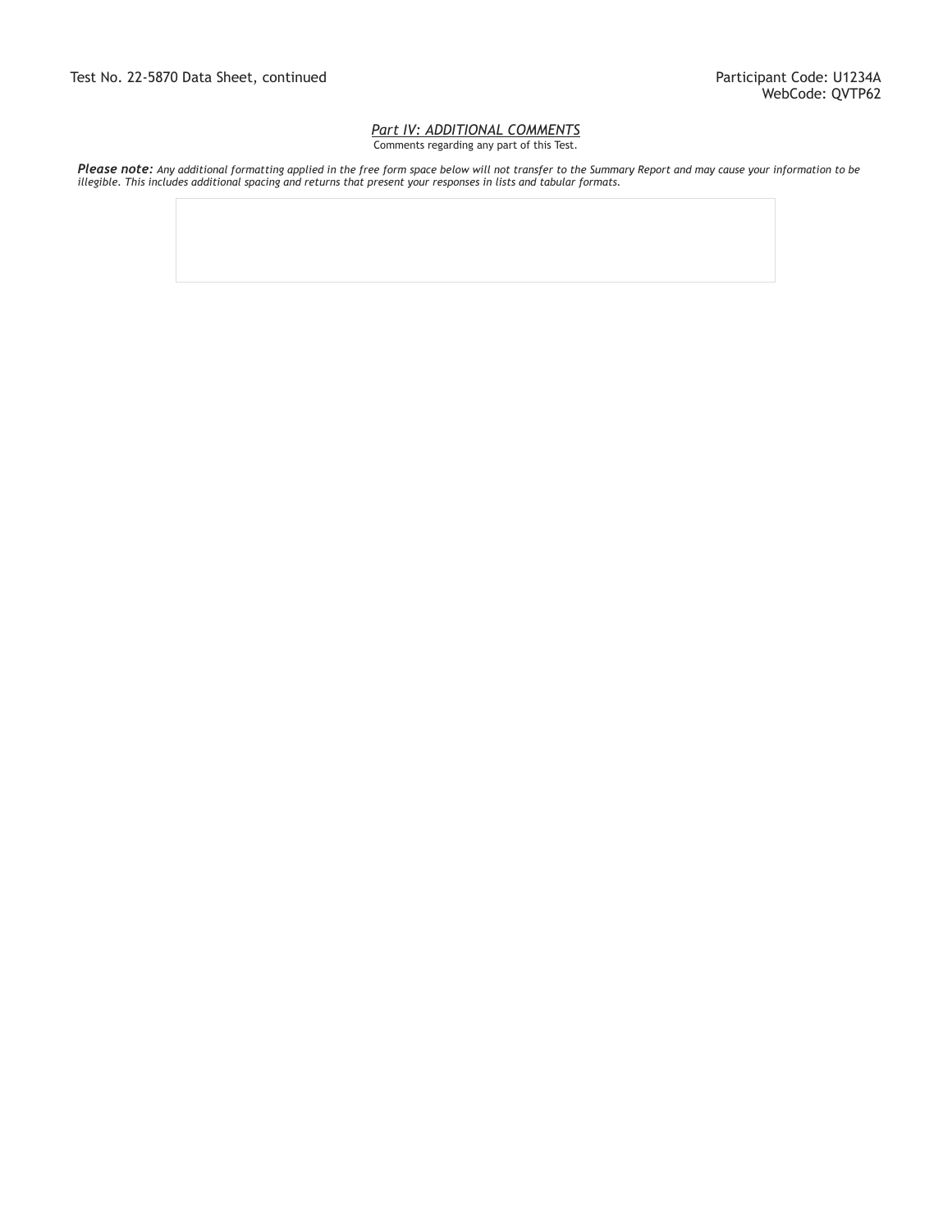Test No. 22-5870 Data Sheet, continued

Participant Code: U1234A
WebCode: QVTP62

## *Part IV: ADDITIONAL COMMENTS*

Comments regarding any part of this Test.

***Please note:*** *Any additional formatting applied in the free form space below will not transfer to the Summary Report and may cause your information to be illegible. This includes additional spacing and returns that present your responses in lists and tabular formats.*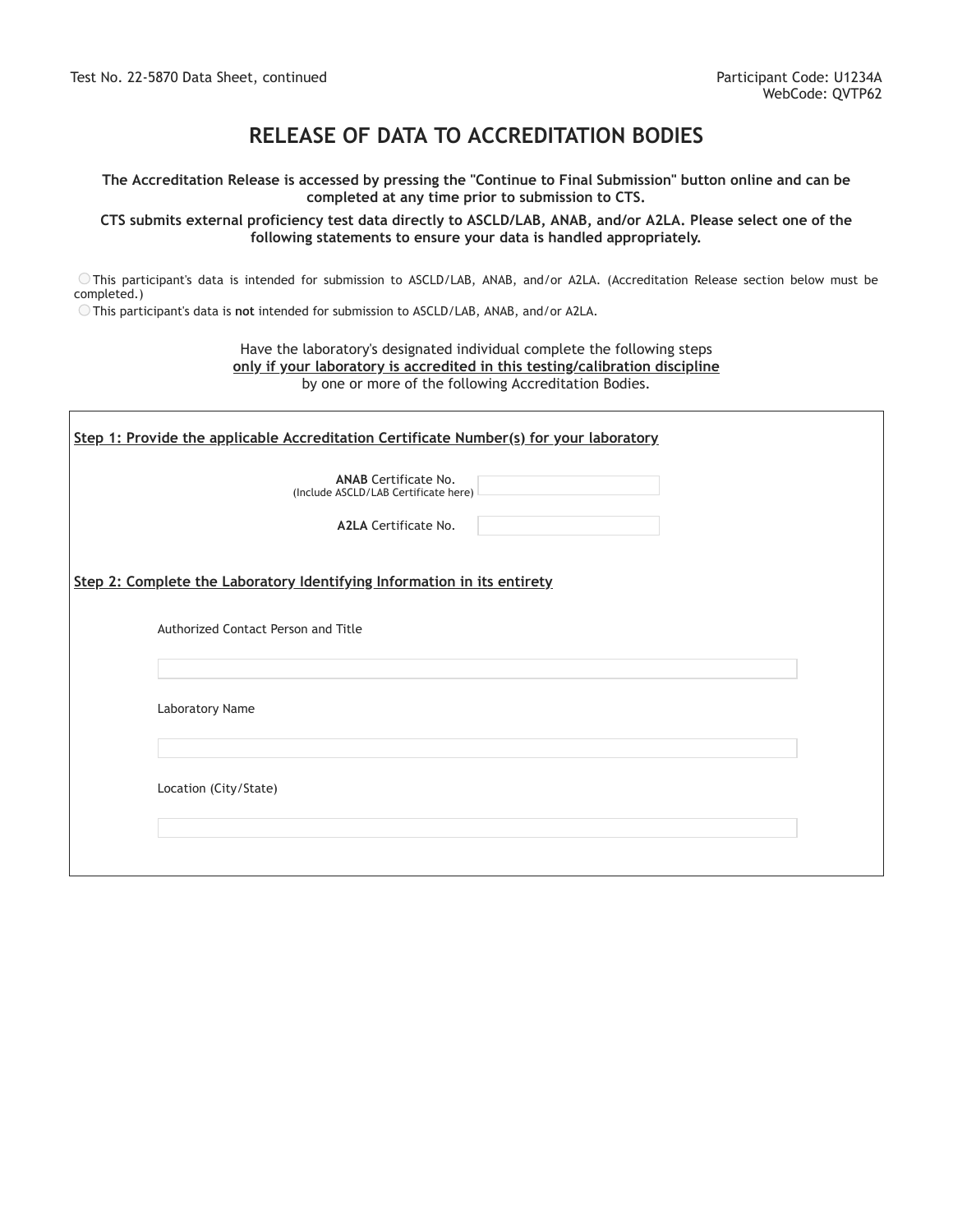# RELEASE OF DATA TO ACCREDITATION BODIES

**The Accreditation Release is accessed by pressing the "Continue to Final Submission" button online and can be completed at any time prior to submission to CTS.**

**CTS submits external proficiency test data directly to ASCLD/LAB, ANAB, and/or A2LA. Please select one of the following statements to ensure your data is handled appropriately.**

- ○ This participant's data is intended for submission to ASCLD/LAB, ANAB, and/or A2LA. (Accreditation Release section below must be completed.)
- ○ This participant's data is **not** intended for submission to ASCLD/LAB, ANAB, and/or A2LA.

Have the laboratory's designated individual complete the following steps **only if your laboratory is accredited in this testing/calibration discipline** by one or more of the following Accreditation Bodies.

**Step 1: Provide the applicable Accreditation Certificate Number(s) for your laboratory**

**ANAB** Certificate No. (Include ASCLD/LAB Certificate here) ____________

**A2LA** Certificate No. ____________

**Step 2: Complete the Laboratory Identifying Information in its entirety**

Authorized Contact Person and Title

____________

Laboratory Name

____________

Location (City/State)

____________